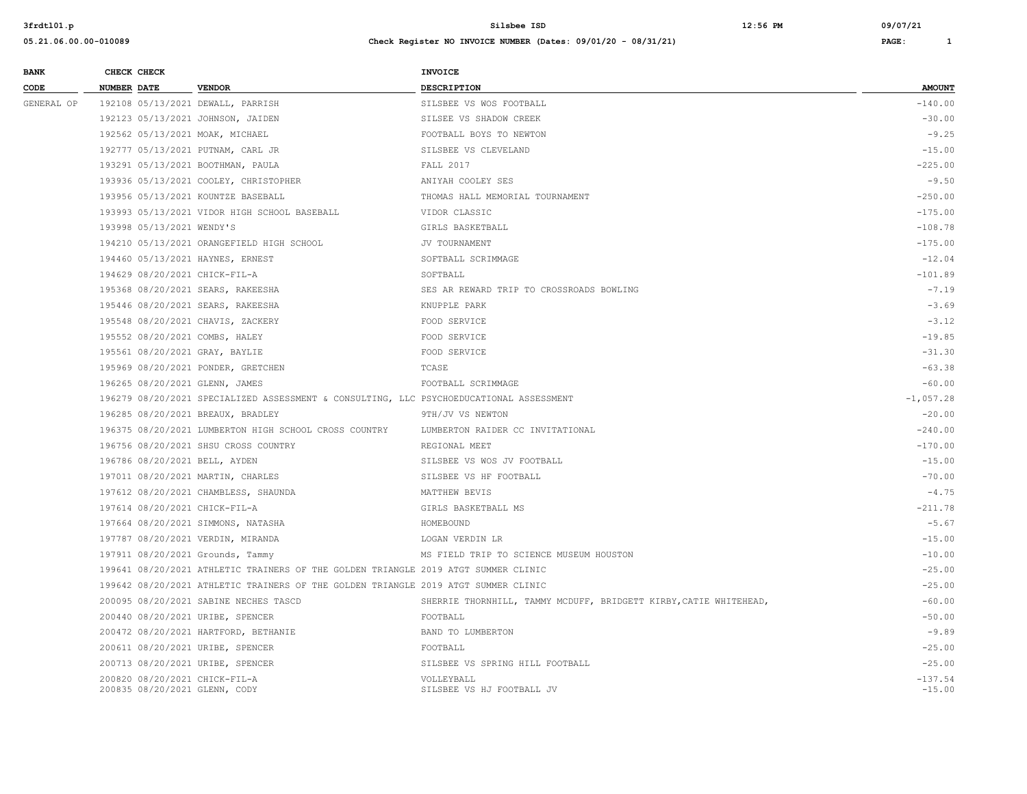# Silsbee ISD

**Check Register NO INVOICE NUMBER (Dates: 09/01/20 - 08/31/21)**

| BANK CODE | CHECK NUMBER | CHECK DATE | VENDOR | INVOICE DESCRIPTION | AMOUNT |
|---|---|---|---|---|---|
| GENERAL OP | 192108 | 05/13/2021 | DEWALL, PARRISH | SILSBEE VS WOS FOOTBALL | -140.00 |
| | 192123 | 05/13/2021 | JOHNSON, JAIDEN | SILSEE VS SHADOW CREEK | -30.00 |
| | 192562 | 05/13/2021 | MOAK, MICHAEL | FOOTBALL BOYS TO NEWTON | -9.25 |
| | 192777 | 05/13/2021 | PUTNAM, CARL JR | SILSBEE VS CLEVELAND | -15.00 |
| | 193291 | 05/13/2021 | BOOTHMAN, PAULA | FALL 2017 | -225.00 |
| | 193936 | 05/13/2021 | COOLEY, CHRISTOPHER | ANIYAH COOLEY SES | -9.50 |
| | 193956 | 05/13/2021 | KOUNTZE BASEBALL | THOMAS HALL MEMORIAL TOURNAMENT | -250.00 |
| | 193993 | 05/13/2021 | VIDOR HIGH SCHOOL BASEBALL | VIDOR CLASSIC | -175.00 |
| | 193998 | 05/13/2021 | WENDY'S | GIRLS BASKETBALL | -108.78 |
| | 194210 | 05/13/2021 | ORANGEFIELD HIGH SCHOOL | JV TOURNAMENT | -175.00 |
| | 194460 | 05/13/2021 | HAYNES, ERNEST | SOFTBALL SCRIMMAGE | -12.04 |
| | 194629 | 08/20/2021 | CHICK-FIL-A | SOFTBALL | -101.89 |
| | 195368 | 08/20/2021 | SEARS, RAKEESHA | SES AR REWARD TRIP TO CROSSROADS BOWLING | -7.19 |
| | 195446 | 08/20/2021 | SEARS, RAKEESHA | KNUPPLE PARK | -3.69 |
| | 195548 | 08/20/2021 | CHAVIS, ZACKERY | FOOD SERVICE | -3.12 |
| | 195552 | 08/20/2021 | COMBS, HALEY | FOOD SERVICE | -19.85 |
| | 195561 | 08/20/2021 | GRAY, BAYLIE | FOOD SERVICE | -31.30 |
| | 195969 | 08/20/2021 | PONDER, GRETCHEN | TCASE | -63.38 |
| | 196265 | 08/20/2021 | GLENN, JAMES | FOOTBALL SCRIMMAGE | -60.00 |
| | 196279 | 08/20/2021 | SPECIALIZED ASSESSMENT & CONSULTING, LLC | PSYCHOEDUCATIONAL ASSESSMENT | -1,057.28 |
| | 196285 | 08/20/2021 | BREAUX, BRADLEY | 9TH/JV VS NEWTON | -20.00 |
| | 196375 | 08/20/2021 | LUMBERTON HIGH SCHOOL CROSS COUNTRY | LUMBERTON RAIDER CC INVITATIONAL | -240.00 |
| | 196756 | 08/20/2021 | SHSU CROSS COUNTRY | REGIONAL MEET | -170.00 |
| | 196786 | 08/20/2021 | BELL, AYDEN | SILSBEE VS WOS JV FOOTBALL | -15.00 |
| | 197011 | 08/20/2021 | MARTIN, CHARLES | SILSBEE VS HF FOOTBALL | -70.00 |
| | 197612 | 08/20/2021 | CHAMBLESS, SHAUNDA | MATTHEW BEVIS | -4.75 |
| | 197614 | 08/20/2021 | CHICK-FIL-A | GIRLS BASKETBALL MS | -211.78 |
| | 197664 | 08/20/2021 | SIMMONS, NATASHA | HOMEBOUND | -5.67 |
| | 197787 | 08/20/2021 | VERDIN, MIRANDA | LOGAN VERDIN LR | -15.00 |
| | 197911 | 08/20/2021 | Grounds, Tammy | MS FIELD TRIP TO SCIENCE MUSEUM HOUSTON | -10.00 |
| | 199641 | 08/20/2021 | ATHLETIC TRAINERS OF THE GOLDEN TRIANGLE | 2019 ATGT SUMMER CLINIC | -25.00 |
| | 199642 | 08/20/2021 | ATHLETIC TRAINERS OF THE GOLDEN TRIANGLE | 2019 ATGT SUMMER CLINIC | -25.00 |
| | 200095 | 08/20/2021 | SABINE NECHES TASCD | SHERRIE THORNHILL, TAMMY MCDUFF, BRIDGETT KIRBY,CATIE WHITEHEAD, | -60.00 |
| | 200440 | 08/20/2021 | URIBE, SPENCER | FOOTBALL | -50.00 |
| | 200472 | 08/20/2021 | HARTFORD, BETHANIE | BAND TO LUMBERTON | -9.89 |
| | 200611 | 08/20/2021 | URIBE, SPENCER | FOOTBALL | -25.00 |
| | 200713 | 08/20/2021 | URIBE, SPENCER | SILSBEE VS SPRING HILL FOOTBALL | -25.00 |
| | 200820 | 08/20/2021 | CHICK-FIL-A | VOLLEYBALL | -137.54 |
| | 200835 | 08/20/2021 | GLENN, CODY | SILSBEE VS HJ FOOTBALL JV | -15.00 |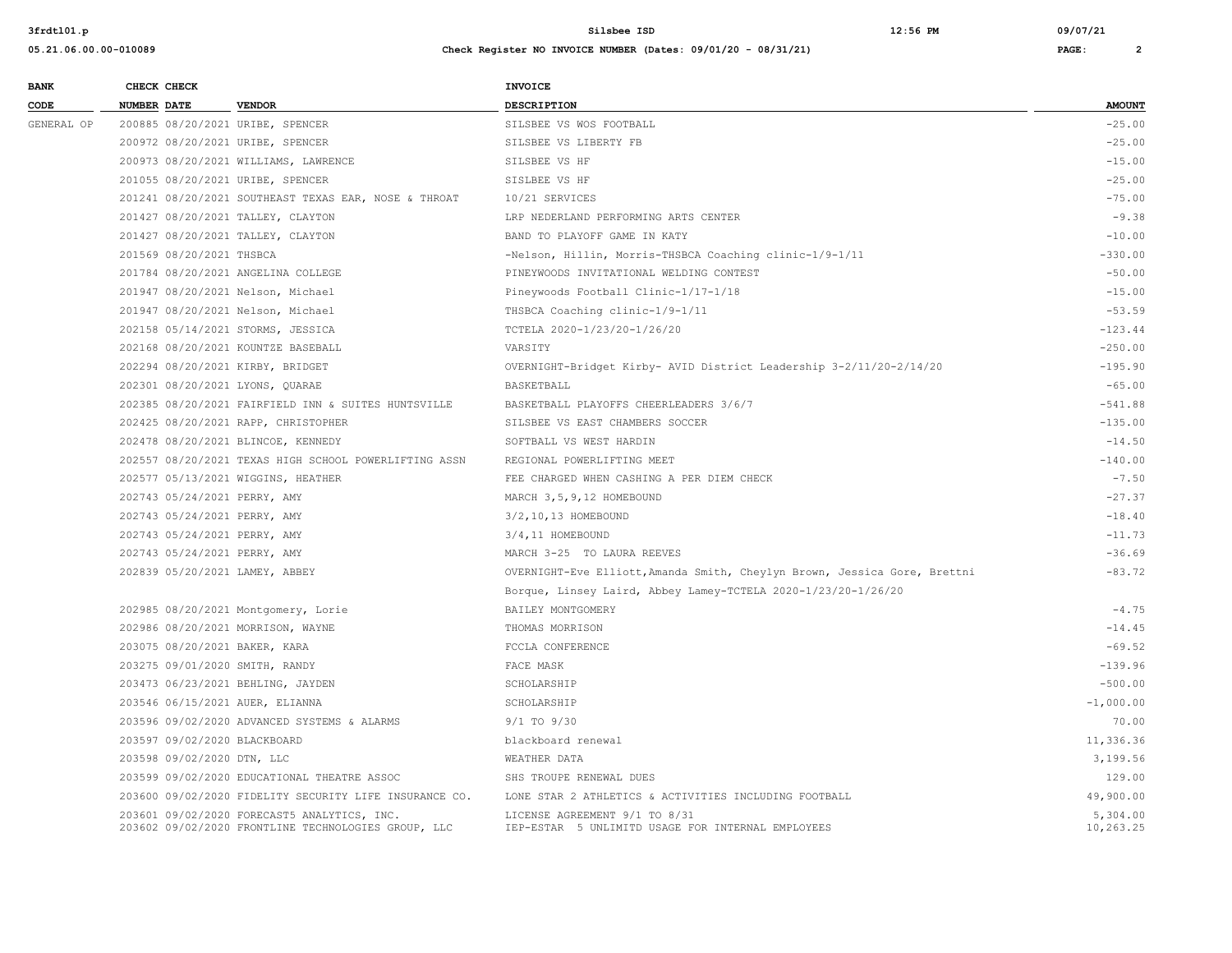| BANK CODE | CHECK NUMBER | CHECK DATE | VENDOR | INVOICE DESCRIPTION | AMOUNT |
|---|---|---|---|---|---|
| GENERAL OP | 200885 | 08/20/2021 | URIBE, SPENCER | SILSBEE VS WOS FOOTBALL | -25.00 |
| | 200972 | 08/20/2021 | URIBE, SPENCER | SILSBEE VS LIBERTY FB | -25.00 |
| | 200973 | 08/20/2021 | WILLIAMS, LAWRENCE | SILSBEE VS HF | -15.00 |
| | 201055 | 08/20/2021 | URIBE, SPENCER | SISLBEE VS HF | -25.00 |
| | 201241 | 08/20/2021 | SOUTHEAST TEXAS EAR, NOSE & THROAT | 10/21 SERVICES | -75.00 |
| | 201427 | 08/20/2021 | TALLEY, CLAYTON | LRP NEDERLAND PERFORMING ARTS CENTER | -9.38 |
| | 201427 | 08/20/2021 | TALLEY, CLAYTON | BAND TO PLAYOFF GAME IN KATY | -10.00 |
| | 201569 | 08/20/2021 | THSBCA | -Nelson, Hillin, Morris-THSBCA Coaching clinic-1/9-1/11 | -330.00 |
| | 201784 | 08/20/2021 | ANGELINA COLLEGE | PINEYWOODS INVITATIONAL WELDING CONTEST | -50.00 |
| | 201947 | 08/20/2021 | Nelson, Michael | Pineywoods Football Clinic-1/17-1/18 | -15.00 |
| | 201947 | 08/20/2021 | Nelson, Michael | THSBCA Coaching clinic-1/9-1/11 | -53.59 |
| | 202158 | 05/14/2021 | STORMS, JESSICA | TCTELA 2020-1/23/20-1/26/20 | -123.44 |
| | 202168 | 08/20/2021 | KOUNTZE BASEBALL | VARSITY | -250.00 |
| | 202294 | 08/20/2021 | KIRBY, BRIDGET | OVERNIGHT-Bridget Kirby- AVID District Leadership 3-2/11/20-2/14/20 | -195.90 |
| | 202301 | 08/20/2021 | LYONS, QUARAE | BASKETBALL | -65.00 |
| | 202385 | 08/20/2021 | FAIRFIELD INN & SUITES HUNTSVILLE | BASKETBALL PLAYOFFS CHEERLEADERS 3/6/7 | -541.88 |
| | 202425 | 08/20/2021 | RAPP, CHRISTOPHER | SILSBEE VS EAST CHAMBERS SOCCER | -135.00 |
| | 202478 | 08/20/2021 | BLINCOE, KENNEDY | SOFTBALL VS WEST HARDIN | -14.50 |
| | 202557 | 08/20/2021 | TEXAS HIGH SCHOOL POWERLIFTING ASSN | REGIONAL POWERLIFTING MEET | -140.00 |
| | 202577 | 05/13/2021 | WIGGINS, HEATHER | FEE CHARGED WHEN CASHING A PER DIEM CHECK | -7.50 |
| | 202743 | 05/24/2021 | PERRY, AMY | MARCH 3,5,9,12 HOMEBOUND | -27.37 |
| | 202743 | 05/24/2021 | PERRY, AMY | 3/2,10,13 HOMEBOUND | -18.40 |
| | 202743 | 05/24/2021 | PERRY, AMY | 3/4,11 HOMEBOUND | -11.73 |
| | 202743 | 05/24/2021 | PERRY, AMY | MARCH 3-25 TO LAURA REEVES | -36.69 |
| | 202839 | 05/20/2021 | LAMEY, ABBEY | OVERNIGHT-Eve Elliott,Amanda Smith, Cheylyn Brown, Jessica Gore, Brettni Borque, Linsey Laird, Abbey Lamey-TCTELA 2020-1/23/20-1/26/20 | -83.72 |
| | 202985 | 08/20/2021 | Montgomery, Lorie | BAILEY MONTGOMERY | -4.75 |
| | 202986 | 08/20/2021 | MORRISON, WAYNE | THOMAS MORRISON | -14.45 |
| | 203075 | 08/20/2021 | BAKER, KARA | FCCLA CONFERENCE | -69.52 |
| | 203275 | 09/01/2020 | SMITH, RANDY | FACE MASK | -139.96 |
| | 203473 | 06/23/2021 | BEHLING, JAYDEN | SCHOLARSHIP | -500.00 |
| | 203546 | 06/15/2021 | AUER, ELIANNA | SCHOLARSHIP | -1,000.00 |
| | 203596 | 09/02/2020 | ADVANCED SYSTEMS & ALARMS | 9/1 TO 9/30 | 70.00 |
| | 203597 | 09/02/2020 | BLACKBOARD | blackboard renewal | 11,336.36 |
| | 203598 | 09/02/2020 | DTN, LLC | WEATHER DATA | 3,199.56 |
| | 203599 | 09/02/2020 | EDUCATIONAL THEATRE ASSOC | SHS TROUPE RENEWAL DUES | 129.00 |
| | 203600 | 09/02/2020 | FIDELITY SECURITY LIFE INSURANCE CO. | LONE STAR 2 ATHLETICS & ACTIVITIES INCLUDING FOOTBALL | 49,900.00 |
| | 203601 | 09/02/2020 | FORECAST5 ANALYTICS, INC. | LICENSE AGREEMENT 9/1 TO 8/31 | 5,304.00 |
| | 203602 | 09/02/2020 | FRONTLINE TECHNOLOGIES GROUP, LLC | IEP-ESTAR 5 UNLIMITD USAGE FOR INTERNAL EMPLOYEES | 10,263.25 |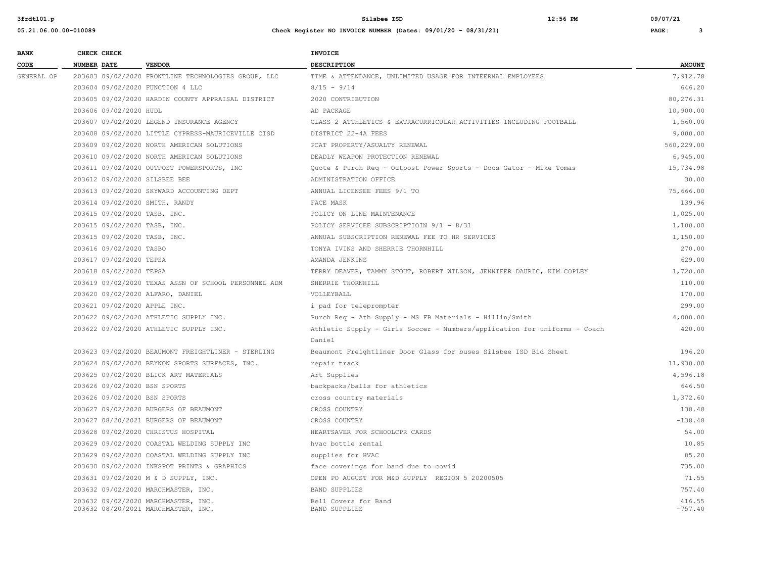| BANK CODE | CHECK NUMBER | CHECK DATE | VENDOR | INVOICE DESCRIPTION | AMOUNT |
|---|---|---|---|---|---|
| GENERAL OP | 203603 | 09/02/2020 | FRONTLINE TECHNOLOGIES GROUP, LLC | TIME & ATTENDANCE, UNLIMITED USAGE FOR INTEERNAL EMPLOYEES | 7,912.78 |
| | 203604 | 09/02/2020 | FUNCTION 4 LLC | 8/15 - 9/14 | 646.20 |
| | 203605 | 09/02/2020 | HARDIN COUNTY APPRAISAL DISTRICT | 2020 CONTRIBUTION | 80,276.31 |
| | 203606 | 09/02/2020 | HUDL | AD PACKAGE | 10,900.00 |
| | 203607 | 09/02/2020 | LEGEND INSURANCE AGENCY | CLASS 2 ATTHLETICS & EXTRACURRICULAR ACTIVITIES INCLUDING FOOTBALL | 1,560.00 |
| | 203608 | 09/02/2020 | LITTLE CYPRESS-MAURICEVILLE CISD | DISTRICT 22-4A FEES | 9,000.00 |
| | 203609 | 09/02/2020 | NORTH AMERICAN SOLUTIONS | PCAT PROPERTY/ASUALTY RENEWAL | 560,229.00 |
| | 203610 | 09/02/2020 | NORTH AMERICAN SOLUTIONS | DEADLY WEAPON PROTECTION RENEWAL | 6,945.00 |
| | 203611 | 09/02/2020 | OUTPOST POWERSPORTS, INC | Quote & Purch Req - Outpost Power Sports - Docs Gator - Mike Tomas | 15,734.98 |
| | 203612 | 09/02/2020 | SILSBEE BEE | ADMINISTRATION OFFICE | 30.00 |
| | 203613 | 09/02/2020 | SKYWARD ACCOUNTING DEPT | ANNUAL LICENSEE FEES 9/1 TO | 75,666.00 |
| | 203614 | 09/02/2020 | SMITH, RANDY | FACE MASK | 139.96 |
| | 203615 | 09/02/2020 | TASB, INC. | POLICY ON LINE MAINTENANCE | 1,025.00 |
| | 203615 | 09/02/2020 | TASB, INC. | POLICY SERVICEE SUBSCRIPTIOIN 9/1 - 8/31 | 1,100.00 |
| | 203615 | 09/02/2020 | TASB, INC. | ANNUAL SUBSCRIPTION RENEWAL FEE TO HR SERVICES | 1,150.00 |
| | 203616 | 09/02/2020 | TASBO | TONYA IVINS AND SHERRIE THORNHILL | 270.00 |
| | 203617 | 09/02/2020 | TEPSA | AMANDA JENKINS | 629.00 |
| | 203618 | 09/02/2020 | TEPSA | TERRY DEAVER, TAMMY STOUT, ROBERT WILSON, JENNIFER DAURIC, KIM COPLEY | 1,720.00 |
| | 203619 | 09/02/2020 | TEXAS ASSN OF SCHOOL PERSONNEL ADM | SHERRIE THORNHILL | 110.00 |
| | 203620 | 09/02/2020 | ALFARO, DANIEL | VOLLEYBALL | 170.00 |
| | 203621 | 09/02/2020 | APPLE INC. | i pad for teleprompter | 299.00 |
| | 203622 | 09/02/2020 | ATHLETIC SUPPLY INC. | Purch Req - Ath Supply - MS FB Materials - Hillin/Smith | 4,000.00 |
| | 203622 | 09/02/2020 | ATHLETIC SUPPLY INC. | Athletic Supply - Girls Soccer - Numbers/application for uniforms - Coach Daniel | 420.00 |
| | 203623 | 09/02/2020 | BEAUMONT FREIGHTLINER - STERLING | Beaumont Freightliner Door Glass for buses Silsbee ISD Bid Sheet | 196.20 |
| | 203624 | 09/02/2020 | BEYNON SPORTS SURFACES, INC. | repair track | 11,930.00 |
| | 203625 | 09/02/2020 | BLICK ART MATERIALS | Art Supplies | 4,596.18 |
| | 203626 | 09/02/2020 | BSN SPORTS | backpacks/balls for athletics | 646.50 |
| | 203626 | 09/02/2020 | BSN SPORTS | cross country materials | 1,372.60 |
| | 203627 | 09/02/2020 | BURGERS OF BEAUMONT | CROSS COUNTRY | 138.48 |
| | 203627 | 08/20/2021 | BURGERS OF BEAUMONT | CROSS COUNTRY | -138.48 |
| | 203628 | 09/02/2020 | CHRISTUS HOSPITAL | HEARTSAVER FOR SCHOOLCPR CARDS | 54.00 |
| | 203629 | 09/02/2020 | COASTAL WELDING SUPPLY INC | hvac bottle rental | 10.85 |
| | 203629 | 09/02/2020 | COASTAL WELDING SUPPLY INC | supplies for HVAC | 85.20 |
| | 203630 | 09/02/2020 | INKSPOT PRINTS & GRAPHICS | face coverings for band due to covid | 735.00 |
| | 203631 | 09/02/2020 | M & D SUPPLY, INC. | OPEN PO AUGUST FOR M&D SUPPLY REGION 5 20200505 | 71.55 |
| | 203632 | 09/02/2020 | MARCHMASTER, INC. | BAND SUPPLIES | 757.40 |
| | 203632 | 09/02/2020 | MARCHMASTER, INC. | Bell Covers for Band | 416.55 |
| | 203632 | 08/20/2021 | MARCHMASTER, INC. | BAND SUPPLIES | -757.40 |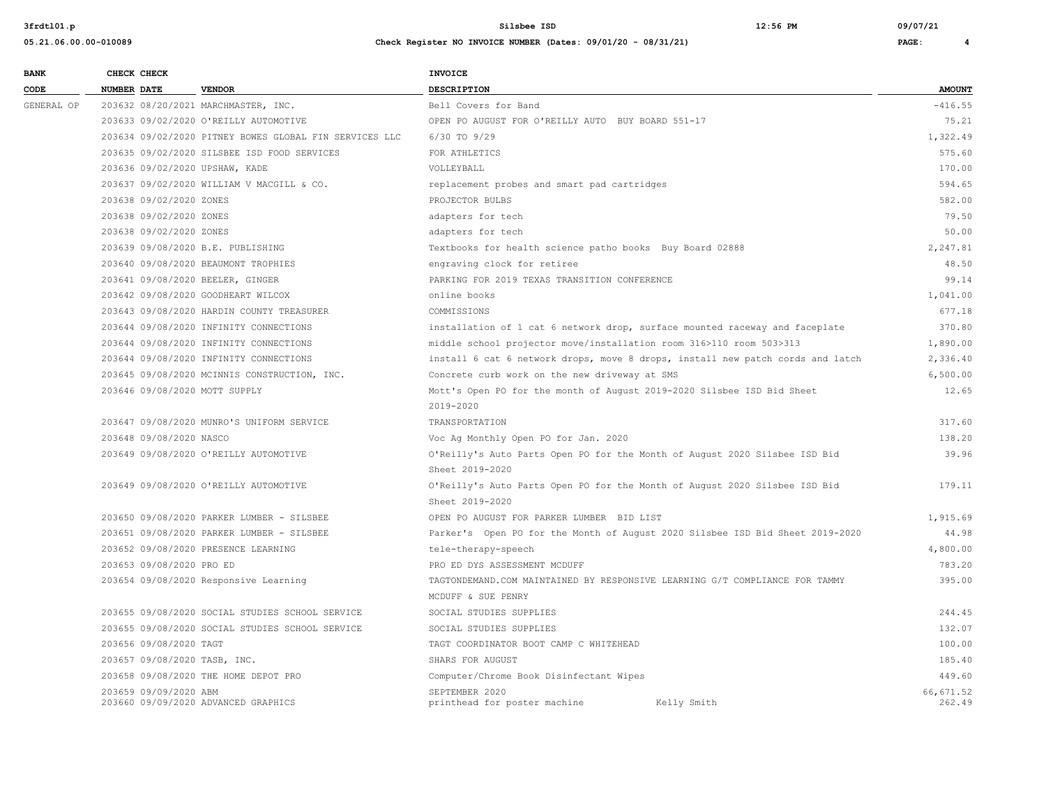# Silsbee ISD

## Check Register NO INVOICE NUMBER (Dates: 09/01/20 - 08/31/21)

| BANK CODE | CHECK NUMBER | CHECK DATE | VENDOR | INVOICE DESCRIPTION | AMOUNT |
|---|---|---|---|---|---|
| GENERAL OP | 203632 | 08/20/2021 | MARCHMASTER, INC. | Bell Covers for Band | -416.55 |
| | 203633 | 09/02/2020 | O'REILLY AUTOMOTIVE | OPEN PO AUGUST FOR O'REILLY AUTO BUY BOARD 551-17 | 75.21 |
| | 203634 | 09/02/2020 | PITNEY BOWES GLOBAL FIN SERVICES LLC | 6/30 TO 9/29 | 1,322.49 |
| | 203635 | 09/02/2020 | SILSBEE ISD FOOD SERVICES | FOR ATHLETICS | 575.60 |
| | 203636 | 09/02/2020 | UPSHAW, KADE | VOLLEYBALL | 170.00 |
| | 203637 | 09/02/2020 | WILLIAM V MACGILL & CO. | replacement probes and smart pad cartridges | 594.65 |
| | 203638 | 09/02/2020 | ZONES | PROJECTOR BULBS | 582.00 |
| | 203638 | 09/02/2020 | ZONES | adapters for tech | 79.50 |
| | 203638 | 09/02/2020 | ZONES | adapters for tech | 50.00 |
| | 203639 | 09/08/2020 | B.E. PUBLISHING | Textbooks for health science patho books Buy Board 02888 | 2,247.81 |
| | 203640 | 09/08/2020 | BEAUMONT TROPHIES | engraving clock for retiree | 48.50 |
| | 203641 | 09/08/2020 | BEELER, GINGER | PARKING FOR 2019 TEXAS TRANSITION CONFERENCE | 99.14 |
| | 203642 | 09/08/2020 | GOODHEART WILCOX | online books | 1,041.00 |
| | 203643 | 09/08/2020 | HARDIN COUNTY TREASURER | COMMISSIONS | 677.18 |
| | 203644 | 09/08/2020 | INFINITY CONNECTIONS | installation of 1 cat 6 network drop, surface mounted raceway and faceplate | 370.80 |
| | 203644 | 09/08/2020 | INFINITY CONNECTIONS | middle school projector move/installation room 316>110 room 503>313 | 1,890.00 |
| | 203644 | 09/08/2020 | INFINITY CONNECTIONS | install 6 cat 6 network drops, move 8 drops, install new patch cords and latch | 2,336.40 |
| | 203645 | 09/08/2020 | MCINNIS CONSTRUCTION, INC. | Concrete curb work on the new driveway at SMS | 6,500.00 |
| | 203646 | 09/08/2020 | MOTT SUPPLY | Mott's Open PO for the month of August 2019-2020 Silsbee ISD Bid Sheet 2019-2020 | 12.65 |
| | 203647 | 09/08/2020 | MUNRO'S UNIFORM SERVICE | TRANSPORTATION | 317.60 |
| | 203648 | 09/08/2020 | NASCO | Voc Ag Monthly Open PO for Jan. 2020 | 138.20 |
| | 203649 | 09/08/2020 | O'REILLY AUTOMOTIVE | O'Reilly's Auto Parts Open PO for the Month of August 2020 Silsbee ISD Bid Sheet 2019-2020 | 39.96 |
| | 203649 | 09/08/2020 | O'REILLY AUTOMOTIVE | O'Reilly's Auto Parts Open PO for the Month of August 2020 Silsbee ISD Bid Sheet 2019-2020 | 179.11 |
| | 203650 | 09/08/2020 | PARKER LUMBER - SILSBEE | OPEN PO AUGUST FOR PARKER LUMBER BID LIST | 1,915.69 |
| | 203651 | 09/08/2020 | PARKER LUMBER - SILSBEE | Parker's Open PO for the Month of August 2020 Silsbee ISD Bid Sheet 2019-2020 | 44.98 |
| | 203652 | 09/08/2020 | PRESENCE LEARNING | tele-therapy-speech | 4,800.00 |
| | 203653 | 09/08/2020 | PRO ED | PRO ED DYS ASSESSMENT MCDUFF | 783.20 |
| | 203654 | 09/08/2020 | Responsive Learning | TAGTONDEMAND.COM MAINTAINED BY RESPONSIVE LEARNING G/T COMPLIANCE FOR TAMMY MCDUFF & SUE PENRY | 395.00 |
| | 203655 | 09/08/2020 | SOCIAL STUDIES SCHOOL SERVICE | SOCIAL STUDIES SUPPLIES | 244.45 |
| | 203655 | 09/08/2020 | SOCIAL STUDIES SCHOOL SERVICE | SOCIAL STUDIES SUPPLIES | 132.07 |
| | 203656 | 09/08/2020 | TAGT | TAGT COORDINATOR BOOT CAMP C WHITEHEAD | 100.00 |
| | 203657 | 09/08/2020 | TASB, INC. | SHARS FOR AUGUST | 185.40 |
| | 203658 | 09/08/2020 | THE HOME DEPOT PRO | Computer/Chrome Book Disinfectant Wipes | 449.60 |
| | 203659 | 09/09/2020 | ABM | SEPTEMBER 2020 | 66,671.52 |
| | 203660 | 09/09/2020 | ADVANCED GRAPHICS | printhead for poster machine Kelly Smith | 262.49 |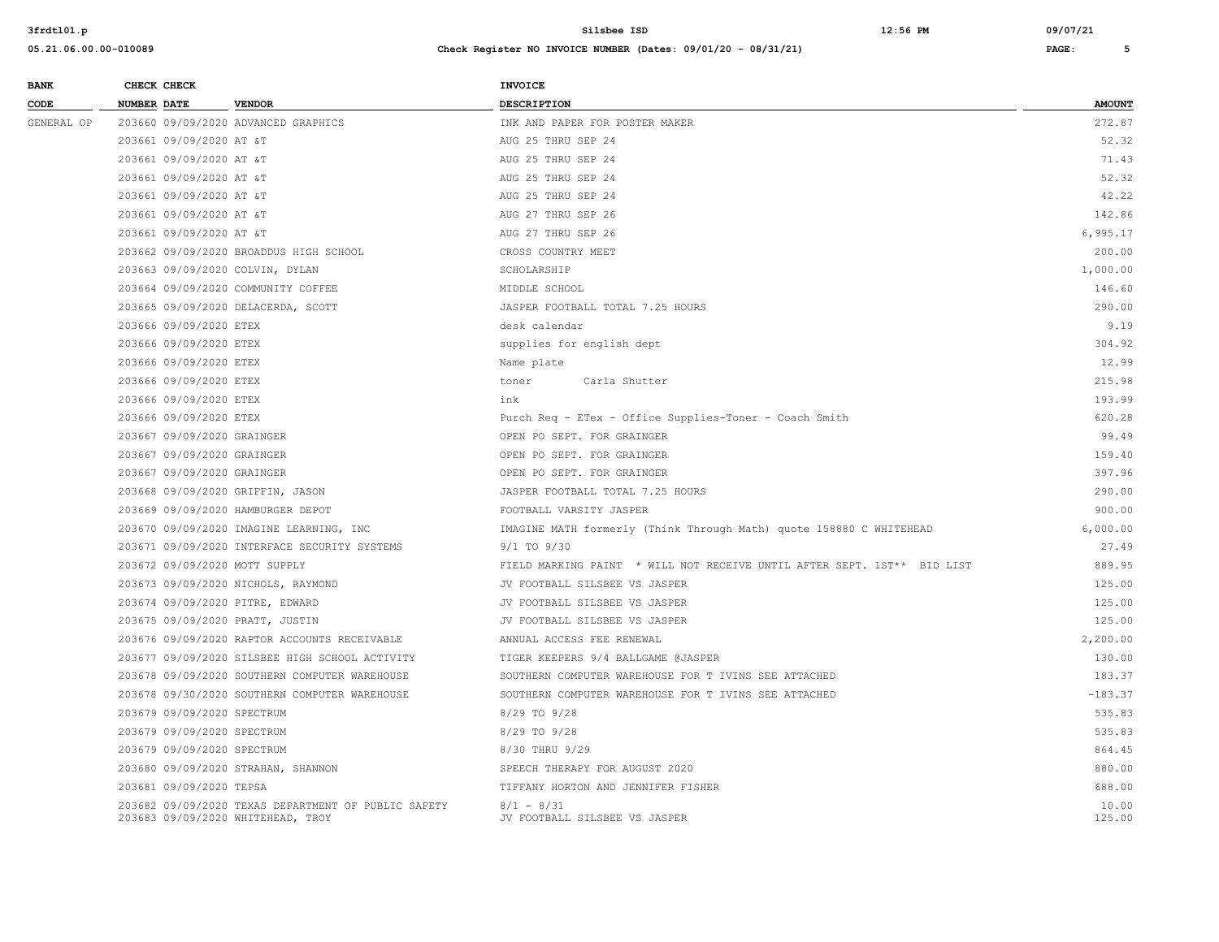| BANK CODE | CHECK NUMBER | CHECK DATE | VENDOR | INVOICE DESCRIPTION | AMOUNT |
|---|---|---|---|---|---|
| GENERAL OP | 203660 | 09/09/2020 | ADVANCED GRAPHICS | INK AND PAPER FOR POSTER MAKER | 272.87 |
| | 203661 | 09/09/2020 | AT &T | AUG 25 THRU SEP 24 | 52.32 |
| | 203661 | 09/09/2020 | AT &T | AUG 25 THRU SEP 24 | 71.43 |
| | 203661 | 09/09/2020 | AT &T | AUG 25 THRU SEP 24 | 52.32 |
| | 203661 | 09/09/2020 | AT &T | AUG 25 THRU SEP 24 | 42.22 |
| | 203661 | 09/09/2020 | AT &T | AUG 27 THRU SEP 26 | 142.86 |
| | 203661 | 09/09/2020 | AT &T | AUG 27 THRU SEP 26 | 6,995.17 |
| | 203662 | 09/09/2020 | BROADDUS HIGH SCHOOL | CROSS COUNTRY MEET | 200.00 |
| | 203663 | 09/09/2020 | COLVIN, DYLAN | SCHOLARSHIP | 1,000.00 |
| | 203664 | 09/09/2020 | COMMUNITY COFFEE | MIDDLE SCHOOL | 146.60 |
| | 203665 | 09/09/2020 | DELACERDA, SCOTT | JASPER FOOTBALL TOTAL 7.25 HOURS | 290.00 |
| | 203666 | 09/09/2020 | ETEX | desk calendar | 9.19 |
| | 203666 | 09/09/2020 | ETEX | supplies for english dept | 304.92 |
| | 203666 | 09/09/2020 | ETEX | Name plate | 12.99 |
| | 203666 | 09/09/2020 | ETEX | toner Carla Shutter | 215.98 |
| | 203666 | 09/09/2020 | ETEX | ink | 193.99 |
| | 203666 | 09/09/2020 | ETEX | Purch Req - ETex - Office Supplies-Toner - Coach Smith | 620.28 |
| | 203667 | 09/09/2020 | GRAINGER | OPEN PO SEPT. FOR GRAINGER | 99.49 |
| | 203667 | 09/09/2020 | GRAINGER | OPEN PO SEPT. FOR GRAINGER | 159.40 |
| | 203667 | 09/09/2020 | GRAINGER | OPEN PO SEPT. FOR GRAINGER | 397.96 |
| | 203668 | 09/09/2020 | GRIFFIN, JASON | JASPER FOOTBALL TOTAL 7.25 HOURS | 290.00 |
| | 203669 | 09/09/2020 | HAMBURGER DEPOT | FOOTBALL VARSITY JASPER | 900.00 |
| | 203670 | 09/09/2020 | IMAGINE LEARNING, INC | IMAGINE MATH formerly (Think Through Math) quote 158880 C WHITEHEAD | 6,000.00 |
| | 203671 | 09/09/2020 | INTERFACE SECURITY SYSTEMS | 9/1 TO 9/30 | 27.49 |
| | 203672 | 09/09/2020 | MOTT SUPPLY | FIELD MARKING PAINT * WILL NOT RECEIVE UNTIL AFTER SEPT. 1ST** BID LIST | 889.95 |
| | 203673 | 09/09/2020 | NICHOLS, RAYMOND | JV FOOTBALL SILSBEE VS JASPER | 125.00 |
| | 203674 | 09/09/2020 | PITRE, EDWARD | JV FOOTBALL SILSBEE VS JASPER | 125.00 |
| | 203675 | 09/09/2020 | PRATT, JUSTIN | JV FOOTBALL SILSBEE VS JASPER | 125.00 |
| | 203676 | 09/09/2020 | RAPTOR ACCOUNTS RECEIVABLE | ANNUAL ACCESS FEE RENEWAL | 2,200.00 |
| | 203677 | 09/09/2020 | SILSBEE HIGH SCHOOL ACTIVITY | TIGER KEEPERS 9/4 BALLGAME @JASPER | 130.00 |
| | 203678 | 09/09/2020 | SOUTHERN COMPUTER WAREHOUSE | SOUTHERN COMPUTER WAREHOUSE FOR T IVINS SEE ATTACHED | 183.37 |
| | 203678 | 09/30/2020 | SOUTHERN COMPUTER WAREHOUSE | SOUTHERN COMPUTER WAREHOUSE FOR T IVINS SEE ATTACHED | -183.37 |
| | 203679 | 09/09/2020 | SPECTRUM | 8/29 TO 9/28 | 535.83 |
| | 203679 | 09/09/2020 | SPECTRUM | 8/29 TO 9/28 | 535.83 |
| | 203679 | 09/09/2020 | SPECTRUM | 8/30 THRU 9/29 | 864.45 |
| | 203680 | 09/09/2020 | STRAHAN, SHANNON | SPEECH THERAPY FOR AUGUST 2020 | 880.00 |
| | 203681 | 09/09/2020 | TEPSA | TIFFANY HORTON AND JENNIFER FISHER | 688.00 |
| | 203682 | 09/09/2020 | TEXAS DEPARTMENT OF PUBLIC SAFETY | 8/1 - 8/31 | 10.00 |
| | 203683 | 09/09/2020 | WHITEHEAD, TROY | JV FOOTBALL SILSBEE VS JASPER | 125.00 |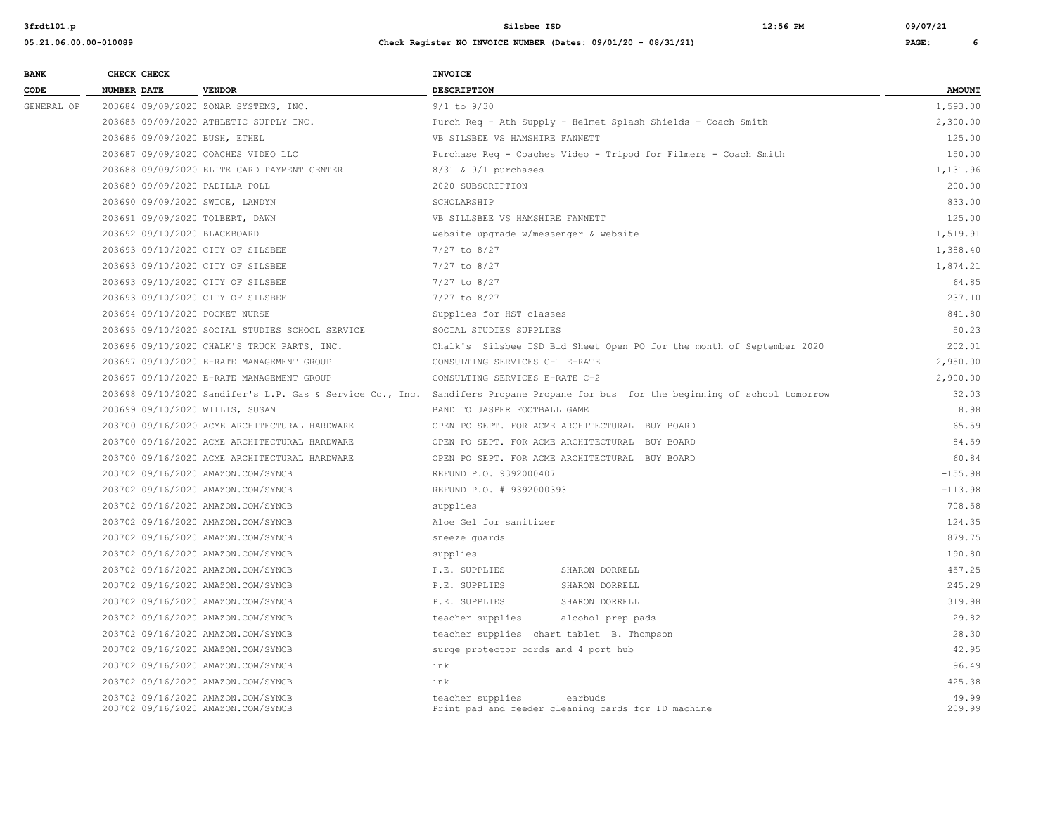| BANK CODE | CHECK NUMBER | CHECK DATE | VENDOR | INVOICE DESCRIPTION | AMOUNT |
|---|---|---|---|---|---|
| GENERAL OP | 203684 | 09/09/2020 | ZONAR SYSTEMS, INC. | 9/1 to 9/30 | 1,593.00 |
| | 203685 | 09/09/2020 | ATHLETIC SUPPLY INC. | Purch Req - Ath Supply - Helmet Splash Shields - Coach Smith | 2,300.00 |
| | 203686 | 09/09/2020 | BUSH, ETHEL | VB SILSBEE VS HAMSHIRE FANNETT | 125.00 |
| | 203687 | 09/09/2020 | COACHES VIDEO LLC | Purchase Req - Coaches Video - Tripod for Filmers - Coach Smith | 150.00 |
| | 203688 | 09/09/2020 | ELITE CARD PAYMENT CENTER | 8/31 & 9/1 purchases | 1,131.96 |
| | 203689 | 09/09/2020 | PADILLA POLL | 2020 SUBSCRIPTION | 200.00 |
| | 203690 | 09/09/2020 | SWICE, LANDYN | SCHOLARSHIP | 833.00 |
| | 203691 | 09/09/2020 | TOLBERT, DAWN | VB SILLSBEE VS HAMSHIRE FANNETT | 125.00 |
| | 203692 | 09/10/2020 | BLACKBOARD | website upgrade w/messenger & website | 1,519.91 |
| | 203693 | 09/10/2020 | CITY OF SILSBEE | 7/27 to 8/27 | 1,388.40 |
| | 203693 | 09/10/2020 | CITY OF SILSBEE | 7/27 to 8/27 | 1,874.21 |
| | 203693 | 09/10/2020 | CITY OF SILSBEE | 7/27 to 8/27 | 64.85 |
| | 203693 | 09/10/2020 | CITY OF SILSBEE | 7/27 to 8/27 | 237.10 |
| | 203694 | 09/10/2020 | POCKET NURSE | Supplies for HST classes | 841.80 |
| | 203695 | 09/10/2020 | SOCIAL STUDIES SCHOOL SERVICE | SOCIAL STUDIES SUPPLIES | 50.23 |
| | 203696 | 09/10/2020 | CHALK'S TRUCK PARTS, INC. | Chalk's Silsbee ISD Bid Sheet Open PO for the month of September 2020 | 202.01 |
| | 203697 | 09/10/2020 | E-RATE MANAGEMENT GROUP | CONSULTING SERVICES C-1 E-RATE | 2,950.00 |
| | 203697 | 09/10/2020 | E-RATE MANAGEMENT GROUP | CONSULTING SERVICES E-RATE C-2 | 2,900.00 |
| | 203698 | 09/10/2020 | Sandifer's L.P. Gas & Service Co., Inc. | Sandifers Propane Propane for bus for the beginning of school tomorrow | 32.03 |
| | 203699 | 09/10/2020 | WILLIS, SUSAN | BAND TO JASPER FOOTBALL GAME | 8.98 |
| | 203700 | 09/16/2020 | ACME ARCHITECTURAL HARDWARE | OPEN PO SEPT. FOR ACME ARCHITECTURAL BUY BOARD | 65.59 |
| | 203700 | 09/16/2020 | ACME ARCHITECTURAL HARDWARE | OPEN PO SEPT. FOR ACME ARCHITECTURAL BUY BOARD | 84.59 |
| | 203700 | 09/16/2020 | ACME ARCHITECTURAL HARDWARE | OPEN PO SEPT. FOR ACME ARCHITECTURAL BUY BOARD | 60.84 |
| | 203702 | 09/16/2020 | AMAZON.COM/SYNCB | REFUND P.O. 9392000407 | -155.98 |
| | 203702 | 09/16/2020 | AMAZON.COM/SYNCB | REFUND P.O. # 9392000393 | -113.98 |
| | 203702 | 09/16/2020 | AMAZON.COM/SYNCB | supplies | 708.58 |
| | 203702 | 09/16/2020 | AMAZON.COM/SYNCB | Aloe Gel for sanitizer | 124.35 |
| | 203702 | 09/16/2020 | AMAZON.COM/SYNCB | sneeze guards | 879.75 |
| | 203702 | 09/16/2020 | AMAZON.COM/SYNCB | supplies | 190.80 |
| | 203702 | 09/16/2020 | AMAZON.COM/SYNCB | P.E. SUPPLIES SHARON DORRELL | 457.25 |
| | 203702 | 09/16/2020 | AMAZON.COM/SYNCB | P.E. SUPPLIES SHARON DORRELL | 245.29 |
| | 203702 | 09/16/2020 | AMAZON.COM/SYNCB | P.E. SUPPLIES SHARON DORRELL | 319.98 |
| | 203702 | 09/16/2020 | AMAZON.COM/SYNCB | teacher supplies alcohol prep pads | 29.82 |
| | 203702 | 09/16/2020 | AMAZON.COM/SYNCB | teacher supplies chart tablet B. Thompson | 28.30 |
| | 203702 | 09/16/2020 | AMAZON.COM/SYNCB | surge protector cords and 4 port hub | 42.95 |
| | 203702 | 09/16/2020 | AMAZON.COM/SYNCB | ink | 96.49 |
| | 203702 | 09/16/2020 | AMAZON.COM/SYNCB | ink | 425.38 |
| | 203702 | 09/16/2020 | AMAZON.COM/SYNCB | teacher supplies earbuds | 49.99 |
| | 203702 | 09/16/2020 | AMAZON.COM/SYNCB | Print pad and feeder cleaning cards for ID machine | 209.99 |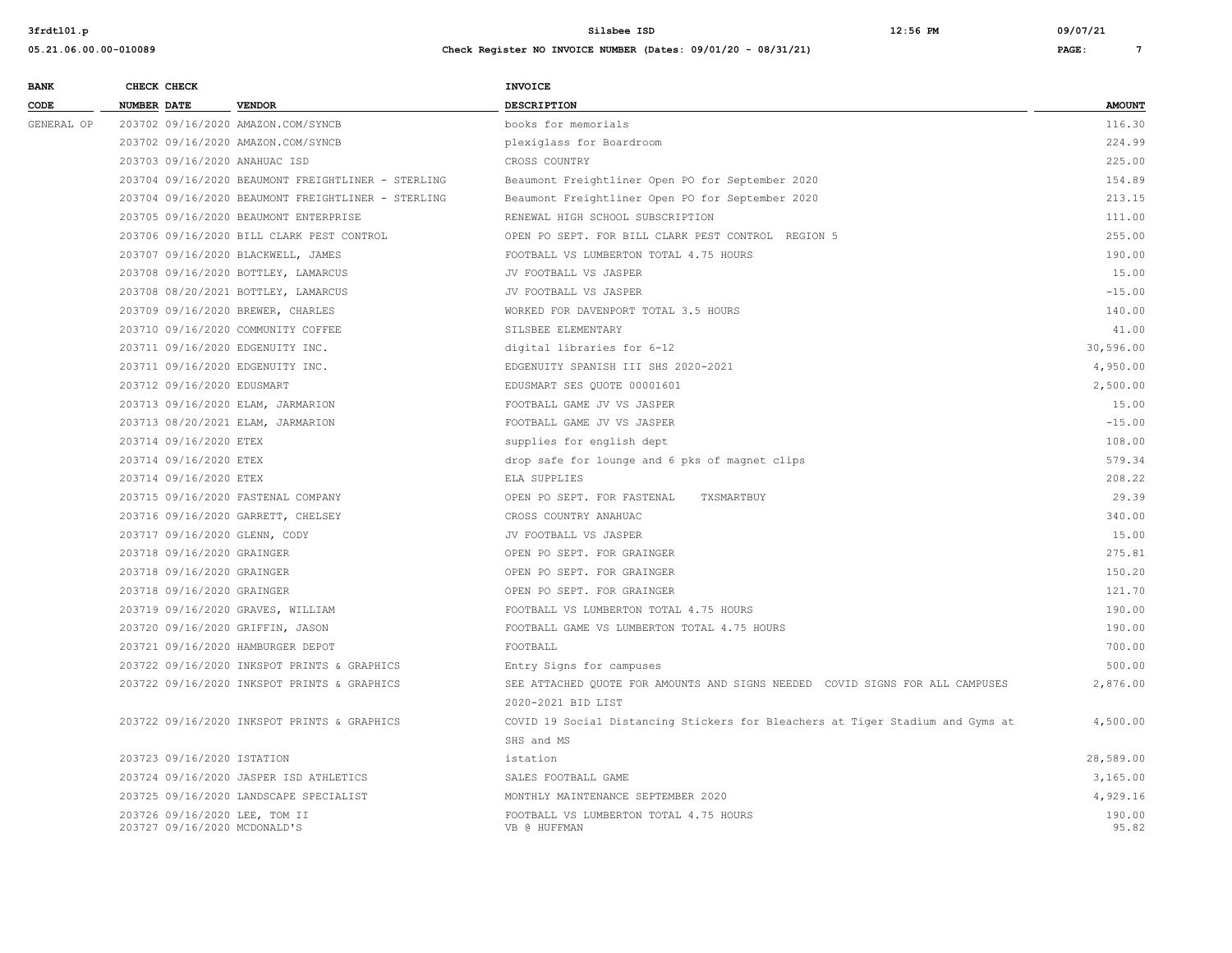| BANK CODE | CHECK NUMBER | CHECK DATE | VENDOR | INVOICE DESCRIPTION | AMOUNT |
|---|---|---|---|---|---|
| GENERAL OP | 203702 | 09/16/2020 | AMAZON.COM/SYNCB | books for memorials | 116.30 |
| | 203702 | 09/16/2020 | AMAZON.COM/SYNCB | plexiglass for Boardroom | 224.99 |
| | 203703 | 09/16/2020 | ANAHUAC ISD | CROSS COUNTRY | 225.00 |
| | 203704 | 09/16/2020 | BEAUMONT FREIGHTLINER - STERLING | Beaumont Freightliner Open PO for September 2020 | 154.89 |
| | 203704 | 09/16/2020 | BEAUMONT FREIGHTLINER - STERLING | Beaumont Freightliner Open PO for September 2020 | 213.15 |
| | 203705 | 09/16/2020 | BEAUMONT ENTERPRISE | RENEWAL HIGH SCHOOL SUBSCRIPTION | 111.00 |
| | 203706 | 09/16/2020 | BILL CLARK PEST CONTROL | OPEN PO SEPT. FOR BILL CLARK PEST CONTROL REGION 5 | 255.00 |
| | 203707 | 09/16/2020 | BLACKWELL, JAMES | FOOTBALL VS LUMBERTON TOTAL 4.75 HOURS | 190.00 |
| | 203708 | 09/16/2020 | BOTTLEY, LAMARCUS | JV FOOTBALL VS JASPER | 15.00 |
| | 203708 | 08/20/2021 | BOTTLEY, LAMARCUS | JV FOOTBALL VS JASPER | -15.00 |
| | 203709 | 09/16/2020 | BREWER, CHARLES | WORKED FOR DAVENPORT TOTAL 3.5 HOURS | 140.00 |
| | 203710 | 09/16/2020 | COMMUNITY COFFEE | SILSBEE ELEMENTARY | 41.00 |
| | 203711 | 09/16/2020 | EDGENUITY INC. | digital libraries for 6-12 | 30,596.00 |
| | 203711 | 09/16/2020 | EDGENUITY INC. | EDGENUITY SPANISH III SHS 2020-2021 | 4,950.00 |
| | 203712 | 09/16/2020 | EDUSMART | EDUSMART SES QUOTE 00001601 | 2,500.00 |
| | 203713 | 09/16/2020 | ELAM, JARMARION | FOOTBALL GAME JV VS JASPER | 15.00 |
| | 203713 | 08/20/2021 | ELAM, JARMARION | FOOTBALL GAME JV VS JASPER | -15.00 |
| | 203714 | 09/16/2020 | ETEX | supplies for english dept | 108.00 |
| | 203714 | 09/16/2020 | ETEX | drop safe for lounge and 6 pks of magnet clips | 579.34 |
| | 203714 | 09/16/2020 | ETEX | ELA SUPPLIES | 208.22 |
| | 203715 | 09/16/2020 | FASTENAL COMPANY | OPEN PO SEPT. FOR FASTENAL TXSMARTBUY | 29.39 |
| | 203716 | 09/16/2020 | GARRETT, CHELSEY | CROSS COUNTRY ANAHUAC | 340.00 |
| | 203717 | 09/16/2020 | GLENN, CODY | JV FOOTBALL VS JASPER | 15.00 |
| | 203718 | 09/16/2020 | GRAINGER | OPEN PO SEPT. FOR GRAINGER | 275.81 |
| | 203718 | 09/16/2020 | GRAINGER | OPEN PO SEPT. FOR GRAINGER | 150.20 |
| | 203718 | 09/16/2020 | GRAINGER | OPEN PO SEPT. FOR GRAINGER | 121.70 |
| | 203719 | 09/16/2020 | GRAVES, WILLIAM | FOOTBALL VS LUMBERTON TOTAL 4.75 HOURS | 190.00 |
| | 203720 | 09/16/2020 | GRIFFIN, JASON | FOOTBALL GAME VS LUMBERTON TOTAL 4.75 HOURS | 190.00 |
| | 203721 | 09/16/2020 | HAMBURGER DEPOT | FOOTBALL | 700.00 |
| | 203722 | 09/16/2020 | INKSPOT PRINTS & GRAPHICS | Entry Signs for campuses | 500.00 |
| | 203722 | 09/16/2020 | INKSPOT PRINTS & GRAPHICS | SEE ATTACHED QUOTE FOR AMOUNTS AND SIGNS NEEDED COVID SIGNS FOR ALL CAMPUSES 2020-2021 BID LIST | 2,876.00 |
| | 203722 | 09/16/2020 | INKSPOT PRINTS & GRAPHICS | COVID 19 Social Distancing Stickers for Bleachers at Tiger Stadium and Gyms at SHS and MS | 4,500.00 |
| | 203723 | 09/16/2020 | ISTATION | istation | 28,589.00 |
| | 203724 | 09/16/2020 | JASPER ISD ATHLETICS | SALES FOOTBALL GAME | 3,165.00 |
| | 203725 | 09/16/2020 | LANDSCAPE SPECIALIST | MONTHLY MAINTENANCE SEPTEMBER 2020 | 4,929.16 |
| | 203726 | 09/16/2020 | LEE, TOM II | FOOTBALL VS LUMBERTON TOTAL 4.75 HOURS | 190.00 |
| | 203727 | 09/16/2020 | MCDONALD'S | VB @ HUFFMAN | 95.82 |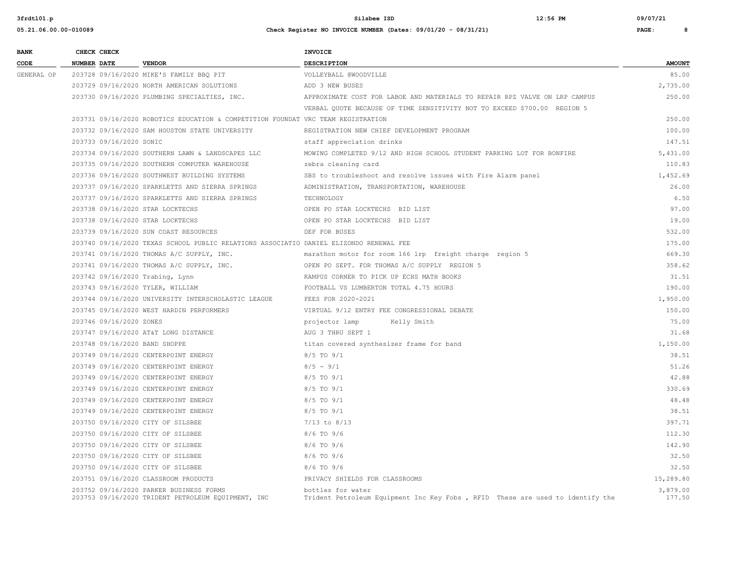| BANK CODE | CHECK NUMBER | CHECK DATE | VENDOR | INVOICE DESCRIPTION | AMOUNT |
|---|---|---|---|---|---|
| GENERAL OP | 203728 | 09/16/2020 | MIKE'S FAMILY BBQ PIT | VOLLEYBALL @WOODVILLE | 85.00 |
| | 203729 | 09/16/2020 | NORTH AMERICAN SOLUTIONS | ADD 3 NEW BUSES | 2,735.00 |
| | 203730 | 09/16/2020 | PLUMBING SPECIALTIES, INC. | APPROXIMATE COST FOR LABOE AND MATERIALS TO REPAIR RPZ VALVE ON LRP CAMPUS VERBAL QUOTE BECAUSE OF TIME SENSITIVITY NOT TO EXCEED $700.00 REGION 5 | 250.00 |
| | 203731 | 09/16/2020 | ROBOTICS EDUCATION & COMPETITION FOUNDAT | VRC TEAM REGISTRATION | 250.00 |
| | 203732 | 09/16/2020 | SAM HOUSTON STATE UNIVERSITY | REGISTRATION NEW CHIEF DEVELOPMENT PROGRAM | 100.00 |
| | 203733 | 09/16/2020 | SONIC | staff appreciation drinks | 147.51 |
| | 203734 | 09/16/2020 | SOUTHERN LAWN & LANDSCAPES LLC | MOWING COMPLETED 9/12 AND HIGH SCHOOL STUDENT PARKING LOT FOR BONFIRE | 5,431.00 |
| | 203735 | 09/16/2020 | SOUTHERN COMPUTER WAREHOUSE | zebra cleaning card | 110.83 |
| | 203736 | 09/16/2020 | SOUTHWEST BUILDING SYSTEMS | SBS to troubleshoot and resolve issues with Fire Alarm panel | 1,452.69 |
| | 203737 | 09/16/2020 | SPARKLETTS AND SIERRA SPRINGS | ADMINISTRATION, TRANSPORTATION, WAREHOUSE | 26.00 |
| | 203737 | 09/16/2020 | SPARKLETTS AND SIERRA SPRINGS | TECHNOLOGY | 6.50 |
| | 203738 | 09/16/2020 | STAR LOCKTECHS | OPEN PO STAR LOCKTECHS BID LIST | 97.00 |
| | 203738 | 09/16/2020 | STAR LOCKTECHS | OPEN PO STAR LOCKTECHS BID LIST | 19.00 |
| | 203739 | 09/16/2020 | SUN COAST RESOURCES | DEF FOR BUSES | 532.00 |
| | 203740 | 09/16/2020 | TEXAS SCHOOL PUBLIC RELATIONS ASSOCIATIO | DANIEL ELIZONDO RENEWAL FEE | 175.00 |
| | 203741 | 09/16/2020 | THOMAS A/C SUPPLY, INC. | marathon motor for room 166 lrp freight charge region 5 | 669.30 |
| | 203741 | 09/16/2020 | THOMAS A/C SUPPLY, INC. | OPEN PO SEPT. FOR THOMAS A/C SUPPLY REGION 5 | 358.62 |
| | 203742 | 09/16/2020 | Trabing, Lynn | KAMPUS CORNER TO PICK UP ECHS MATH BOOKS | 31.51 |
| | 203743 | 09/16/2020 | TYLER, WILLIAM | FOOTBALL VS LUMBERTON TOTAL 4.75 HOURS | 190.00 |
| | 203744 | 09/16/2020 | UNIVERSITY INTERSCHOLASTIC LEAGUE | FEES FOR 2020-2021 | 1,950.00 |
| | 203745 | 09/16/2020 | WEST HARDIN PERFORMERS | VIRTUAL 9/12 ENTRY FEE CONGRESSIONAL DEBATE | 150.00 |
| | 203746 | 09/16/2020 | ZONES | projector lamp Kelly Smith | 75.00 |
| | 203747 | 09/16/2020 | AT&T LONG DISTANCE | AUG 3 THRU SEPT 1 | 31.68 |
| | 203748 | 09/16/2020 | BAND SHOPPE | titan covered synthesizer frame for band | 1,150.00 |
| | 203749 | 09/16/2020 | CENTERPOINT ENERGY | 8/5 TO 9/1 | 38.51 |
| | 203749 | 09/16/2020 | CENTERPOINT ENERGY | 8/5 - 9/1 | 51.26 |
| | 203749 | 09/16/2020 | CENTERPOINT ENERGY | 8/5 TO 9/1 | 42.88 |
| | 203749 | 09/16/2020 | CENTERPOINT ENERGY | 8/5 TO 9/1 | 330.69 |
| | 203749 | 09/16/2020 | CENTERPOINT ENERGY | 8/5 TO 9/1 | 48.48 |
| | 203749 | 09/16/2020 | CENTERPOINT ENERGY | 8/5 TO 9/1 | 38.51 |
| | 203750 | 09/16/2020 | CITY OF SILSBEE | 7/13 to 8/13 | 397.71 |
| | 203750 | 09/16/2020 | CITY OF SILSBEE | 8/6 TO 9/6 | 112.30 |
| | 203750 | 09/16/2020 | CITY OF SILSBEE | 8/6 TO 9/6 | 142.90 |
| | 203750 | 09/16/2020 | CITY OF SILSBEE | 8/6 TO 9/6 | 32.50 |
| | 203750 | 09/16/2020 | CITY OF SILSBEE | 8/6 TO 9/6 | 32.50 |
| | 203751 | 09/16/2020 | CLASSROOM PRODUCTS | PRIVACY SHIELDS FOR CLASSROOMS | 15,289.80 |
| | 203752 | 09/16/2020 | PARKER BUSINESS FORMS | bottles for water | 3,879.00 |
| | 203753 | 09/16/2020 | TRIDENT PETROLEUM EQUIPMENT, INC | Trident Petroleum Equipment Inc Key Fobs , RFID These are used to identify the | 177.50 |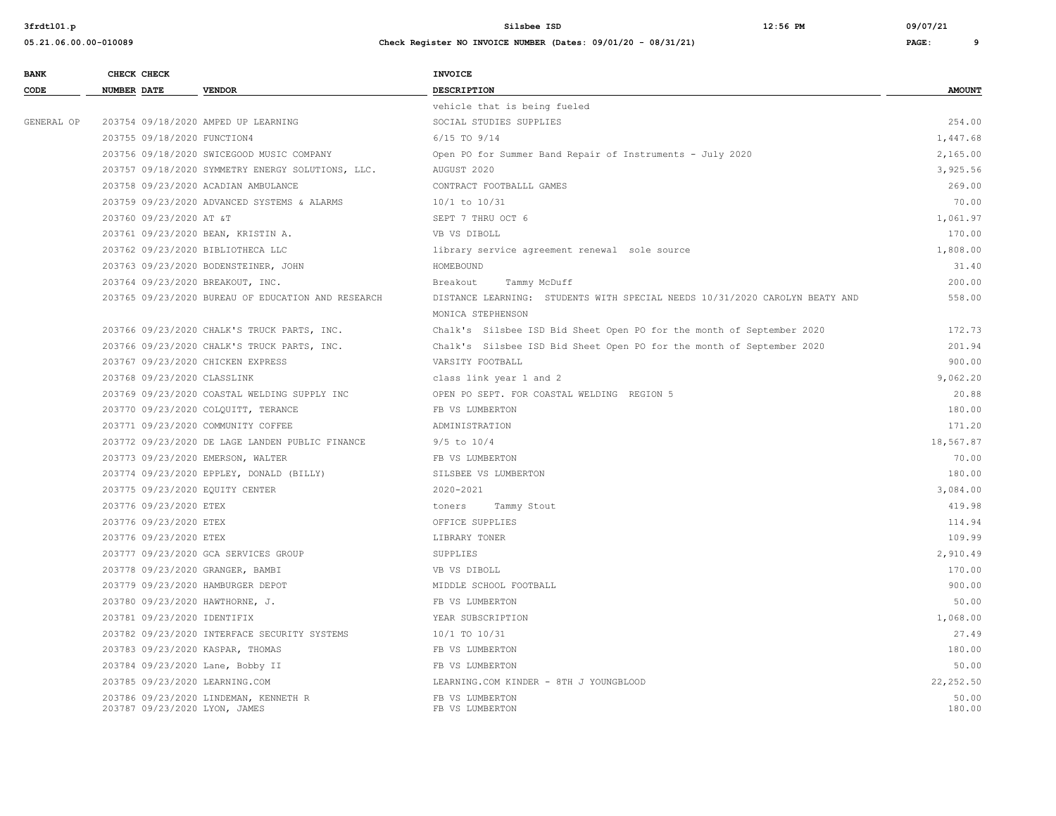| BANK CODE | CHECK NUMBER | CHECK DATE | VENDOR | INVOICE DESCRIPTION | AMOUNT |
|---|---|---|---|---|---|
| | | | | vehicle that is being fueled | |
| GENERAL OP | 203754 | 09/18/2020 | AMPED UP LEARNING | SOCIAL STUDIES SUPPLIES | 254.00 |
| | 203755 | 09/18/2020 | FUNCTION4 | 6/15 TO 9/14 | 1,447.68 |
| | 203756 | 09/18/2020 | SWICEGOOD MUSIC COMPANY | Open PO for Summer Band Repair of Instruments - July 2020 | 2,165.00 |
| | 203757 | 09/18/2020 | SYMMETRY ENERGY SOLUTIONS, LLC. | AUGUST 2020 | 3,925.56 |
| | 203758 | 09/23/2020 | ACADIAN AMBULANCE | CONTRACT FOOTBALLL GAMES | 269.00 |
| | 203759 | 09/23/2020 | ADVANCED SYSTEMS & ALARMS | 10/1 to 10/31 | 70.00 |
| | 203760 | 09/23/2020 | AT &T | SEPT 7 THRU OCT 6 | 1,061.97 |
| | 203761 | 09/23/2020 | BEAN, KRISTIN A. | VB VS DIBOLL | 170.00 |
| | 203762 | 09/23/2020 | BIBLIOTHECA LLC | library service agreement renewal sole source | 1,808.00 |
| | 203763 | 09/23/2020 | BODENSTEINER, JOHN | HOMEBOUND | 31.40 |
| | 203764 | 09/23/2020 | BREAKOUT, INC. | Breakout Tammy McDuff | 200.00 |
| | 203765 | 09/23/2020 | BUREAU OF EDUCATION AND RESEARCH | DISTANCE LEARNING: STUDENTS WITH SPECIAL NEEDS 10/31/2020 CAROLYN BEATY AND MONICA STEPHENSON | 558.00 |
| | 203766 | 09/23/2020 | CHALK'S TRUCK PARTS, INC. | Chalk's Silsbee ISD Bid Sheet Open PO for the month of September 2020 | 172.73 |
| | 203766 | 09/23/2020 | CHALK'S TRUCK PARTS, INC. | Chalk's Silsbee ISD Bid Sheet Open PO for the month of September 2020 | 201.94 |
| | 203767 | 09/23/2020 | CHICKEN EXPRESS | VARSITY FOOTBALL | 900.00 |
| | 203768 | 09/23/2020 | CLASSLINK | class link year 1 and 2 | 9,062.20 |
| | 203769 | 09/23/2020 | COASTAL WELDING SUPPLY INC | OPEN PO SEPT. FOR COASTAL WELDING REGION 5 | 20.88 |
| | 203770 | 09/23/2020 | COLQUITT, TERANCE | FB VS LUMBERTON | 180.00 |
| | 203771 | 09/23/2020 | COMMUNITY COFFEE | ADMINISTRATION | 171.20 |
| | 203772 | 09/23/2020 | DE LAGE LANDEN PUBLIC FINANCE | 9/5 to 10/4 | 18,567.87 |
| | 203773 | 09/23/2020 | EMERSON, WALTER | FB VS LUMBERTON | 70.00 |
| | 203774 | 09/23/2020 | EPPLEY, DONALD (BILLY) | SILSBEE VS LUMBERTON | 180.00 |
| | 203775 | 09/23/2020 | EQUITY CENTER | 2020-2021 | 3,084.00 |
| | 203776 | 09/23/2020 | ETEX | toners Tammy Stout | 419.98 |
| | 203776 | 09/23/2020 | ETEX | OFFICE SUPPLIES | 114.94 |
| | 203776 | 09/23/2020 | ETEX | LIBRARY TONER | 109.99 |
| | 203777 | 09/23/2020 | GCA SERVICES GROUP | SUPPLIES | 2,910.49 |
| | 203778 | 09/23/2020 | GRANGER, BAMBI | VB VS DIBOLL | 170.00 |
| | 203779 | 09/23/2020 | HAMBURGER DEPOT | MIDDLE SCHOOL FOOTBALL | 900.00 |
| | 203780 | 09/23/2020 | HAWTHORNE, J. | FB VS LUMBERTON | 50.00 |
| | 203781 | 09/23/2020 | IDENTIFIX | YEAR SUBSCRIPTION | 1,068.00 |
| | 203782 | 09/23/2020 | INTERFACE SECURITY SYSTEMS | 10/1 TO 10/31 | 27.49 |
| | 203783 | 09/23/2020 | KASPAR, THOMAS | FB VS LUMBERTON | 180.00 |
| | 203784 | 09/23/2020 | Lane, Bobby II | FB VS LUMBERTON | 50.00 |
| | 203785 | 09/23/2020 | LEARNING.COM | LEARNING.COM KINDER - 8TH J YOUNGBLOOD | 22,252.50 |
| | 203786 | 09/23/2020 | LINDEMAN, KENNETH R | FB VS LUMBERTON | 50.00 |
| | 203787 | 09/23/2020 | LYON, JAMES | FB VS LUMBERTON | 180.00 |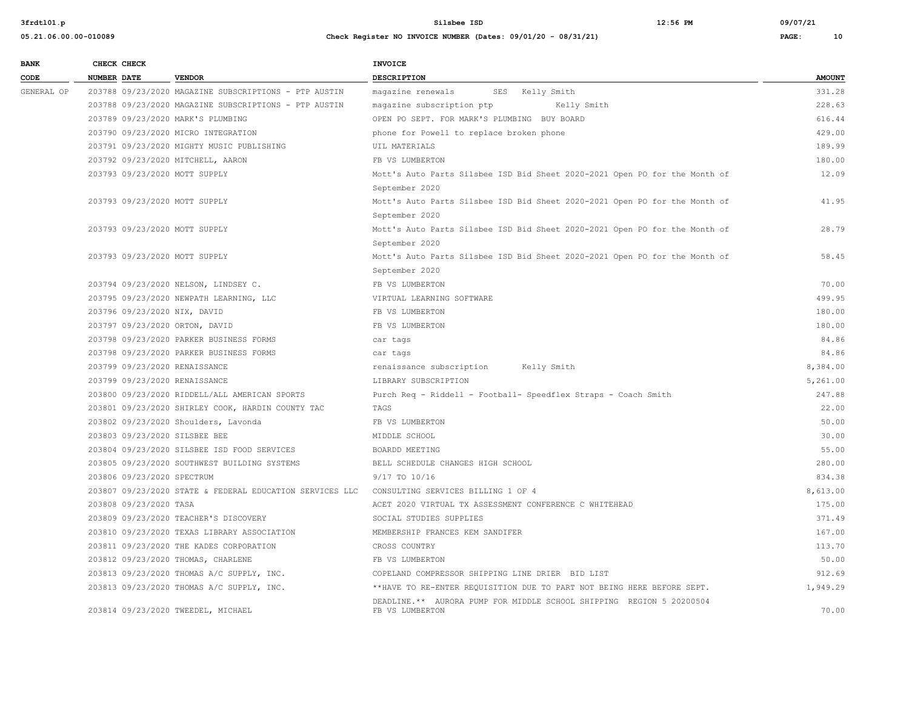**Check Register NO INVOICE NUMBER (Dates: 09/01/20 - 08/31/21)**

| BANK CODE | CHECK NUMBER | CHECK DATE | VENDOR | INVOICE DESCRIPTION | AMOUNT |
|---|---|---|---|---|---|
| GENERAL OP | 203788 | 09/23/2020 | MAGAZINE SUBSCRIPTIONS - PTP AUSTIN | magazine renewals SES Kelly Smith | 331.28 |
| | 203788 | 09/23/2020 | MAGAZINE SUBSCRIPTIONS - PTP AUSTIN | magazine subscription ptp Kelly Smith | 228.63 |
| | 203789 | 09/23/2020 | MARK'S PLUMBING | OPEN PO SEPT. FOR MARK'S PLUMBING BUY BOARD | 616.44 |
| | 203790 | 09/23/2020 | MICRO INTEGRATION | phone for Powell to replace broken phone | 429.00 |
| | 203791 | 09/23/2020 | MIGHTY MUSIC PUBLISHING | UIL MATERIALS | 189.99 |
| | 203792 | 09/23/2020 | MITCHELL, AARON | FB VS LUMBERTON | 180.00 |
| | 203793 | 09/23/2020 | MOTT SUPPLY | Mott's Auto Parts Silsbee ISD Bid Sheet 2020-2021 Open PO for the Month of September 2020 | 12.09 |
| | 203793 | 09/23/2020 | MOTT SUPPLY | Mott's Auto Parts Silsbee ISD Bid Sheet 2020-2021 Open PO for the Month of September 2020 | 41.95 |
| | 203793 | 09/23/2020 | MOTT SUPPLY | Mott's Auto Parts Silsbee ISD Bid Sheet 2020-2021 Open PO for the Month of September 2020 | 28.79 |
| | 203793 | 09/23/2020 | MOTT SUPPLY | Mott's Auto Parts Silsbee ISD Bid Sheet 2020-2021 Open PO for the Month of September 2020 | 58.45 |
| | 203794 | 09/23/2020 | NELSON, LINDSEY C. | FB VS LUMBERTON | 70.00 |
| | 203795 | 09/23/2020 | NEWPATH LEARNING, LLC | VIRTUAL LEARNING SOFTWARE | 499.95 |
| | 203796 | 09/23/2020 | NIX, DAVID | FB VS LUMBERTON | 180.00 |
| | 203797 | 09/23/2020 | ORTON, DAVID | FB VS LUMBERTON | 180.00 |
| | 203798 | 09/23/2020 | PARKER BUSINESS FORMS | car tags | 84.86 |
| | 203798 | 09/23/2020 | PARKER BUSINESS FORMS | car tags | 84.86 |
| | 203799 | 09/23/2020 | RENAISSANCE | renaissance subscription Kelly Smith | 8,384.00 |
| | 203799 | 09/23/2020 | RENAISSANCE | LIBRARY SUBSCRIPTION | 5,261.00 |
| | 203800 | 09/23/2020 | RIDDELL/ALL AMERICAN SPORTS | Purch Req - Riddell - Football- Speedflex Straps - Coach Smith | 247.88 |
| | 203801 | 09/23/2020 | SHIRLEY COOK, HARDIN COUNTY TAC | TAGS | 22.00 |
| | 203802 | 09/23/2020 | Shoulders, Lavonda | FB VS LUMBERTON | 50.00 |
| | 203803 | 09/23/2020 | SILSBEE BEE | MIDDLE SCHOOL | 30.00 |
| | 203804 | 09/23/2020 | SILSBEE ISD FOOD SERVICES | BOARDD MEETING | 55.00 |
| | 203805 | 09/23/2020 | SOUTHWEST BUILDING SYSTEMS | BELL SCHEDULE CHANGES HIGH SCHOOL | 280.00 |
| | 203806 | 09/23/2020 | SPECTRUM | 9/17 TO 10/16 | 834.38 |
| | 203807 | 09/23/2020 | STATE & FEDERAL EDUCATION SERVICES LLC | CONSULTING SERVICES BILLING 1 OF 4 | 8,613.00 |
| | 203808 | 09/23/2020 | TASA | ACET 2020 VIRTUAL TX ASSESSMENT CONFERENCE C WHITEHEAD | 175.00 |
| | 203809 | 09/23/2020 | TEACHER'S DISCOVERY | SOCIAL STUDIES SUPPLIES | 371.49 |
| | 203810 | 09/23/2020 | TEXAS LIBRARY ASSOCIATION | MEMBERSHIP FRANCES KEM SANDIFER | 167.00 |
| | 203811 | 09/23/2020 | THE KADES CORPORATION | CROSS COUNTRY | 113.70 |
| | 203812 | 09/23/2020 | THOMAS, CHARLENE | FB VS LUMBERTON | 50.00 |
| | 203813 | 09/23/2020 | THOMAS A/C SUPPLY, INC. | COPELAND COMPRESSOR SHIPPING LINE DRIER BID LIST | 912.69 |
| | 203813 | 09/23/2020 | THOMAS A/C SUPPLY, INC. | **HAVE TO RE-ENTER REQUISITION DUE TO PART NOT BEING HERE BEFORE SEPT. DEADLINE.** AURORA PUMP FOR MIDDLE SCHOOL SHIPPING REGION 5 20200504 | 1,949.29 |
| | 203814 | 09/23/2020 | TWEEDEL, MICHAEL | FB VS LUMBERTON | 70.00 |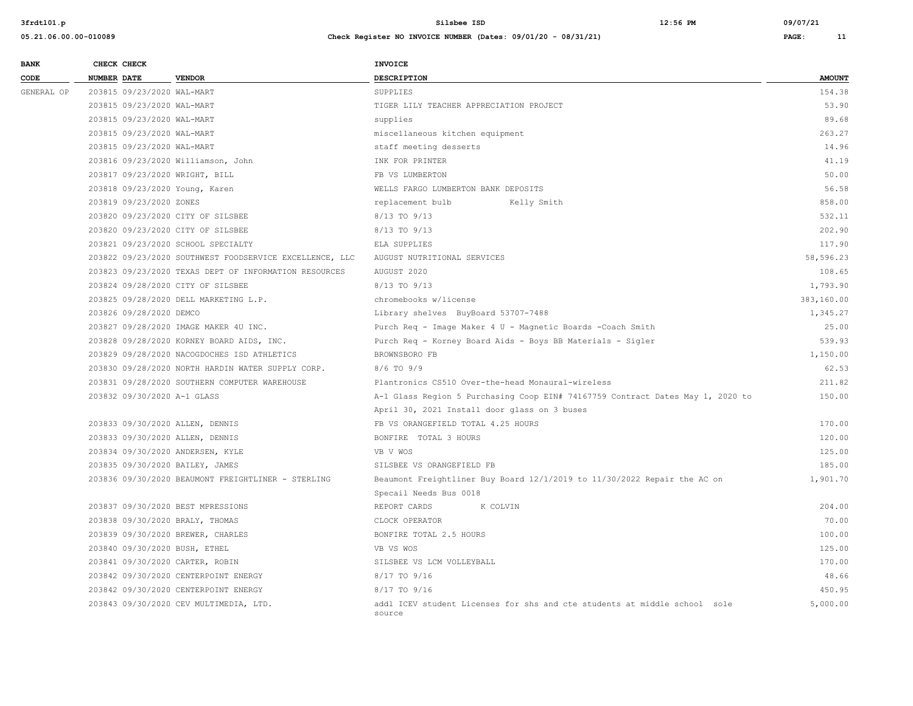| BANK CODE | CHECK NUMBER | CHECK DATE | VENDOR | INVOICE DESCRIPTION | AMOUNT |
|---|---|---|---|---|---|
| GENERAL OP | 203815 | 09/23/2020 | WAL-MART | SUPPLIES | 154.38 |
| | 203815 | 09/23/2020 | WAL-MART | TIGER LILY TEACHER APPRECIATION PROJECT | 53.90 |
| | 203815 | 09/23/2020 | WAL-MART | supplies | 89.68 |
| | 203815 | 09/23/2020 | WAL-MART | miscellaneous kitchen equipment | 263.27 |
| | 203815 | 09/23/2020 | WAL-MART | staff meeting desserts | 14.96 |
| | 203816 | 09/23/2020 | Williamson, John | INK FOR PRINTER | 41.19 |
| | 203817 | 09/23/2020 | WRIGHT, BILL | FB VS LUMBERTON | 50.00 |
| | 203818 | 09/23/2020 | Young, Karen | WELLS FARGO LUMBERTON BANK DEPOSITS | 56.58 |
| | 203819 | 09/23/2020 | ZONES | replacement bulb Kelly Smith | 858.00 |
| | 203820 | 09/23/2020 | CITY OF SILSBEE | 8/13 TO 9/13 | 532.11 |
| | 203820 | 09/23/2020 | CITY OF SILSBEE | 8/13 TO 9/13 | 202.90 |
| | 203821 | 09/23/2020 | SCHOOL SPECIALTY | ELA SUPPLIES | 117.90 |
| | 203822 | 09/23/2020 | SOUTHWEST FOODSERVICE EXCELLENCE, LLC | AUGUST NUTRITIONAL SERVICES | 58,596.23 |
| | 203823 | 09/23/2020 | TEXAS DEPT OF INFORMATION RESOURCES | AUGUST 2020 | 108.65 |
| | 203824 | 09/28/2020 | CITY OF SILSBEE | 8/13 TO 9/13 | 1,793.90 |
| | 203825 | 09/28/2020 | DELL MARKETING L.P. | chromebooks w/license | 383,160.00 |
| | 203826 | 09/28/2020 | DEMCO | Library shelves BuyBoard 53707-7488 | 1,345.27 |
| | 203827 | 09/28/2020 | IMAGE MAKER 4U INC. | Purch Req - Image Maker 4 U - Magnetic Boards -Coach Smith | 25.00 |
| | 203828 | 09/28/2020 | KORNEY BOARD AIDS, INC. | Purch Req - Korney Board Aids - Boys BB Materials - Sigler | 539.93 |
| | 203829 | 09/28/2020 | NACOGDOCHES ISD ATHLETICS | BROWNSBORO FB | 1,150.00 |
| | 203830 | 09/28/2020 | NORTH HARDIN WATER SUPPLY CORP. | 8/6 TO 9/9 | 62.53 |
| | 203831 | 09/28/2020 | SOUTHERN COMPUTER WAREHOUSE | Plantronics CS510 Over-the-head Monaural-wireless | 211.82 |
| | 203832 | 09/30/2020 | A-1 GLASS | A-1 Glass Region 5 Purchasing Coop EIN# 74167759 Contract Dates May 1, 2020 to April 30, 2021 Install door glass on 3 buses | 150.00 |
| | 203833 | 09/30/2020 | ALLEN, DENNIS | FB VS ORANGEFIELD TOTAL 4.25 HOURS | 170.00 |
| | 203833 | 09/30/2020 | ALLEN, DENNIS | BONFIRE TOTAL 3 HOURS | 120.00 |
| | 203834 | 09/30/2020 | ANDERSEN, KYLE | VB V WOS | 125.00 |
| | 203835 | 09/30/2020 | BAILEY, JAMES | SILSBEE VS ORANGEFIELD FB | 185.00 |
| | 203836 | 09/30/2020 | BEAUMONT FREIGHTLINER - STERLING | Beaumont Freightliner Buy Board 12/1/2019 to 11/30/2022 Repair the AC on Specail Needs Bus 0018 | 1,901.70 |
| | 203837 | 09/30/2020 | BEST MPRESSIONS | REPORT CARDS K COLVIN | 204.00 |
| | 203838 | 09/30/2020 | BRALY, THOMAS | CLOCK OPERATOR | 70.00 |
| | 203839 | 09/30/2020 | BREWER, CHARLES | BONFIRE TOTAL 2.5 HOURS | 100.00 |
| | 203840 | 09/30/2020 | BUSH, ETHEL | VB VS WOS | 125.00 |
| | 203841 | 09/30/2020 | CARTER, ROBIN | SILSBEE VS LCM VOLLEYBALL | 170.00 |
| | 203842 | 09/30/2020 | CENTERPOINT ENERGY | 8/17 TO 9/16 | 48.66 |
| | 203842 | 09/30/2020 | CENTERPOINT ENERGY | 8/17 TO 9/16 | 450.95 |
| | 203843 | 09/30/2020 | CEV MULTIMEDIA, LTD. | addl ICEV student Licenses for shs and cte students at middle school sole source | 5,000.00 |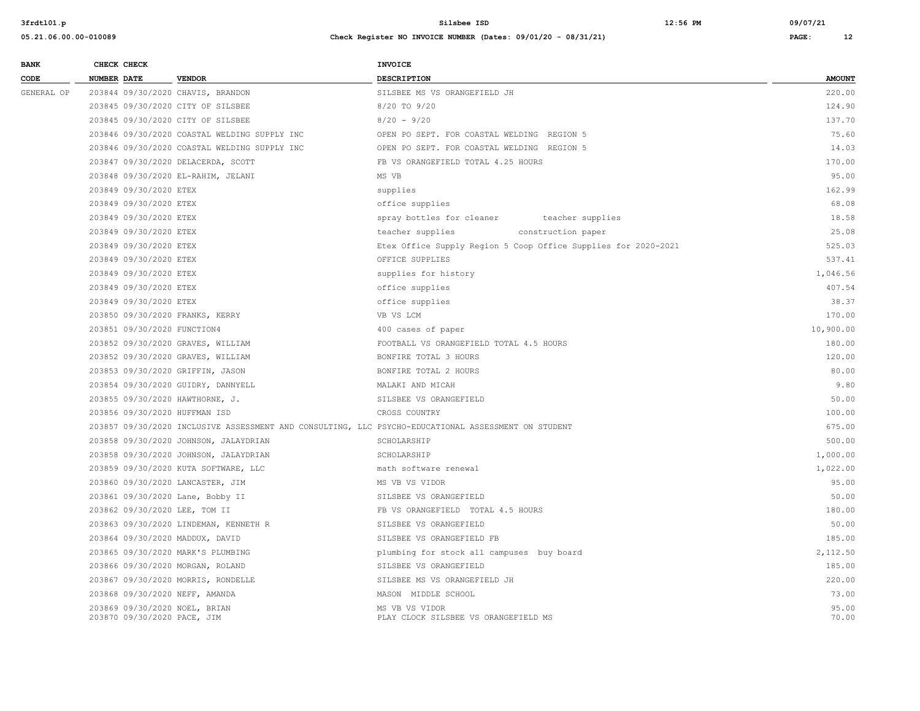| BANK CODE | CHECK NUMBER | CHECK DATE | VENDOR | INVOICE DESCRIPTION | AMOUNT |
|---|---|---|---|---|---|
| GENERAL OP | 203844 | 09/30/2020 | CHAVIS, BRANDON | SILSBEE MS VS ORANGEFIELD JH | 220.00 |
| | 203845 | 09/30/2020 | CITY OF SILSBEE | 8/20 TO 9/20 | 124.90 |
| | 203845 | 09/30/2020 | CITY OF SILSBEE | 8/20 - 9/20 | 137.70 |
| | 203846 | 09/30/2020 | COASTAL WELDING SUPPLY INC | OPEN PO SEPT. FOR COASTAL WELDING REGION 5 | 75.60 |
| | 203846 | 09/30/2020 | COASTAL WELDING SUPPLY INC | OPEN PO SEPT. FOR COASTAL WELDING REGION 5 | 14.03 |
| | 203847 | 09/30/2020 | DELACERDA, SCOTT | FB VS ORANGEFIELD TOTAL 4.25 HOURS | 170.00 |
| | 203848 | 09/30/2020 | EL-RAHIM, JELANI | MS VB | 95.00 |
| | 203849 | 09/30/2020 | ETEX | supplies | 162.99 |
| | 203849 | 09/30/2020 | ETEX | office supplies | 68.08 |
| | 203849 | 09/30/2020 | ETEX | spray bottles for cleaner teacher supplies | 18.58 |
| | 203849 | 09/30/2020 | ETEX | teacher supplies construction paper | 25.08 |
| | 203849 | 09/30/2020 | ETEX | Etex Office Supply Region 5 Coop Office Supplies for 2020-2021 | 525.03 |
| | 203849 | 09/30/2020 | ETEX | OFFICE SUPPLIES | 537.41 |
| | 203849 | 09/30/2020 | ETEX | supplies for history | 1,046.56 |
| | 203849 | 09/30/2020 | ETEX | office supplies | 407.54 |
| | 203849 | 09/30/2020 | ETEX | office supplies | 38.37 |
| | 203850 | 09/30/2020 | FRANKS, KERRY | VB VS LCM | 170.00 |
| | 203851 | 09/30/2020 | FUNCTION4 | 400 cases of paper | 10,900.00 |
| | 203852 | 09/30/2020 | GRAVES, WILLIAM | FOOTBALL VS ORANGEFIELD TOTAL 4.5 HOURS | 180.00 |
| | 203852 | 09/30/2020 | GRAVES, WILLIAM | BONFIRE TOTAL 3 HOURS | 120.00 |
| | 203853 | 09/30/2020 | GRIFFIN, JASON | BONFIRE TOTAL 2 HOURS | 80.00 |
| | 203854 | 09/30/2020 | GUIDRY, DANNYELL | MALAKI AND MICAH | 9.80 |
| | 203855 | 09/30/2020 | HAWTHORNE, J. | SILSBEE VS ORANGEFIELD | 50.00 |
| | 203856 | 09/30/2020 | HUFFMAN ISD | CROSS COUNTRY | 100.00 |
| | 203857 | 09/30/2020 | INCLUSIVE ASSESSMENT AND CONSULTING, LLC | PSYCHO-EDUCATIONAL ASSESSMENT ON STUDENT | 675.00 |
| | 203858 | 09/30/2020 | JOHNSON, JALAYDRIAN | SCHOLARSHIP | 500.00 |
| | 203858 | 09/30/2020 | JOHNSON, JALAYDRIAN | SCHOLARSHIP | 1,000.00 |
| | 203859 | 09/30/2020 | KUTA SOFTWARE, LLC | math software renewal | 1,022.00 |
| | 203860 | 09/30/2020 | LANCASTER, JIM | MS VB VS VIDOR | 95.00 |
| | 203861 | 09/30/2020 | Lane, Bobby II | SILSBEE VS ORANGEFIELD | 50.00 |
| | 203862 | 09/30/2020 | LEE, TOM II | FB VS ORANGEFIELD TOTAL 4.5 HOURS | 180.00 |
| | 203863 | 09/30/2020 | LINDEMAN, KENNETH R | SILSBEE VS ORANGEFIELD | 50.00 |
| | 203864 | 09/30/2020 | MADDUX, DAVID | SILSBEE VS ORANGEFIELD FB | 185.00 |
| | 203865 | 09/30/2020 | MARK'S PLUMBING | plumbing for stock all campuses buy board | 2,112.50 |
| | 203866 | 09/30/2020 | MORGAN, ROLAND | SILSBEE VS ORANGEFIELD | 185.00 |
| | 203867 | 09/30/2020 | MORRIS, RONDELLE | SILSBEE MS VS ORANGEFIELD JH | 220.00 |
| | 203868 | 09/30/2020 | NEFF, AMANDA | MASON MIDDLE SCHOOL | 73.00 |
| | 203869 | 09/30/2020 | NOEL, BRIAN | MS VB VS VIDOR | 95.00 |
| | 203870 | 09/30/2020 | PACE, JIM | PLAY CLOCK SILSBEE VS ORANGEFIELD MS | 70.00 |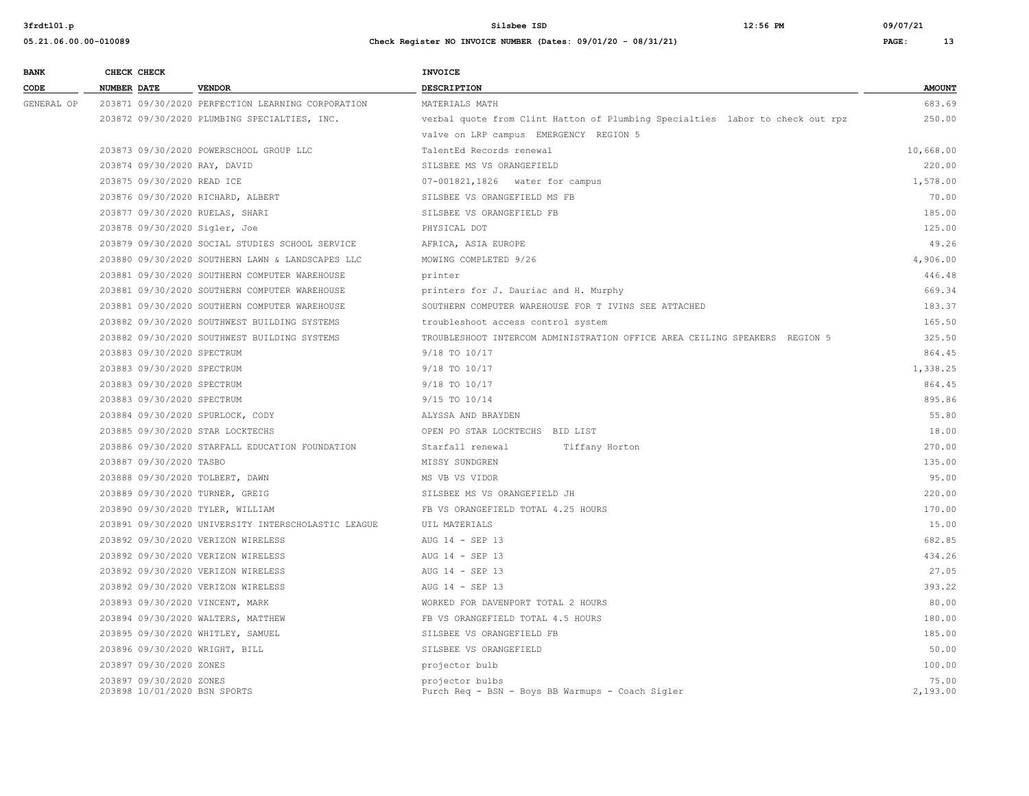| BANK CODE | CHECK NUMBER | CHECK DATE | VENDOR | INVOICE DESCRIPTION | AMOUNT |
|---|---|---|---|---|---|
| GENERAL OP | 203871 | 09/30/2020 | PERFECTION LEARNING CORPORATION | MATERIALS MATH | 683.69 |
| | 203872 | 09/30/2020 | PLUMBING SPECIALTIES, INC. | verbal quote from Clint Hatton of Plumbing Specialties labor to check out rpz valve on LRP campus EMERGENCY REGION 5 | 250.00 |
| | 203873 | 09/30/2020 | POWERSCHOOL GROUP LLC | TalentEd Records renewal | 10,668.00 |
| | 203874 | 09/30/2020 | RAY, DAVID | SILSBEE MS VS ORANGEFIELD | 220.00 |
| | 203875 | 09/30/2020 | READ ICE | 07-001821,1826 water for campus | 1,578.00 |
| | 203876 | 09/30/2020 | RICHARD, ALBERT | SILSBEE VS ORANGEFIELD MS FB | 70.00 |
| | 203877 | 09/30/2020 | RUELAS, SHARI | SILSBEE VS ORANGEFIELD FB | 185.00 |
| | 203878 | 09/30/2020 | Sigler, Joe | PHYSICAL DOT | 125.00 |
| | 203879 | 09/30/2020 | SOCIAL STUDIES SCHOOL SERVICE | AFRICA, ASIA EUROPE | 49.26 |
| | 203880 | 09/30/2020 | SOUTHERN LAWN & LANDSCAPES LLC | MOWING COMPLETED 9/26 | 4,906.00 |
| | 203881 | 09/30/2020 | SOUTHERN COMPUTER WAREHOUSE | printer | 446.48 |
| | 203881 | 09/30/2020 | SOUTHERN COMPUTER WAREHOUSE | printers for J. Dauriac and H. Murphy | 669.34 |
| | 203881 | 09/30/2020 | SOUTHERN COMPUTER WAREHOUSE | SOUTHERN COMPUTER WAREHOUSE FOR T IVINS SEE ATTACHED | 183.37 |
| | 203882 | 09/30/2020 | SOUTHWEST BUILDING SYSTEMS | troubleshoot access control system | 165.50 |
| | 203882 | 09/30/2020 | SOUTHWEST BUILDING SYSTEMS | TROUBLESHOOT INTERCOM ADMINISTRATION OFFICE AREA CEILING SPEAKERS REGION 5 | 325.50 |
| | 203883 | 09/30/2020 | SPECTRUM | 9/18 TO 10/17 | 864.45 |
| | 203883 | 09/30/2020 | SPECTRUM | 9/18 TO 10/17 | 1,338.25 |
| | 203883 | 09/30/2020 | SPECTRUM | 9/18 TO 10/17 | 864.45 |
| | 203883 | 09/30/2020 | SPECTRUM | 9/15 TO 10/14 | 895.86 |
| | 203884 | 09/30/2020 | SPURLOCK, CODY | ALYSSA AND BRAYDEN | 55.80 |
| | 203885 | 09/30/2020 | STAR LOCKTECHS | OPEN PO STAR LOCKTECHS BID LIST | 18.00 |
| | 203886 | 09/30/2020 | STARFALL EDUCATION FOUNDATION | Starfall renewal Tiffany Horton | 270.00 |
| | 203887 | 09/30/2020 | TASBO | MISSY SUNDGREN | 135.00 |
| | 203888 | 09/30/2020 | TOLBERT, DAWN | MS VB VS VIDOR | 95.00 |
| | 203889 | 09/30/2020 | TURNER, GREIG | SILSBEE MS VS ORANGEFIELD JH | 220.00 |
| | 203890 | 09/30/2020 | TYLER, WILLIAM | FB VS ORANGEFIELD TOTAL 4.25 HOURS | 170.00 |
| | 203891 | 09/30/2020 | UNIVERSITY INTERSCHOLASTIC LEAGUE | UIL MATERIALS | 15.00 |
| | 203892 | 09/30/2020 | VERIZON WIRELESS | AUG 14 - SEP 13 | 682.85 |
| | 203892 | 09/30/2020 | VERIZON WIRELESS | AUG 14 - SEP 13 | 434.26 |
| | 203892 | 09/30/2020 | VERIZON WIRELESS | AUG 14 - SEP 13 | 27.05 |
| | 203892 | 09/30/2020 | VERIZON WIRELESS | AUG 14 - SEP 13 | 393.22 |
| | 203893 | 09/30/2020 | VINCENT, MARK | WORKED FOR DAVENPORT TOTAL 2 HOURS | 80.00 |
| | 203894 | 09/30/2020 | WALTERS, MATTHEW | FB VS ORANGEFIELD TOTAL 4.5 HOURS | 180.00 |
| | 203895 | 09/30/2020 | WHITLEY, SAMUEL | SILSBEE VS ORANGEFIELD FB | 185.00 |
| | 203896 | 09/30/2020 | WRIGHT, BILL | SILSBEE VS ORANGEFIELD | 50.00 |
| | 203897 | 09/30/2020 | ZONES | projector bulb | 100.00 |
| | 203897 | 09/30/2020 | ZONES | projector bulbs | 75.00 |
| | 203898 | 10/01/2020 | BSN SPORTS | Purch Req - BSN - Boys BB Warmups - Coach Sigler | 2,193.00 |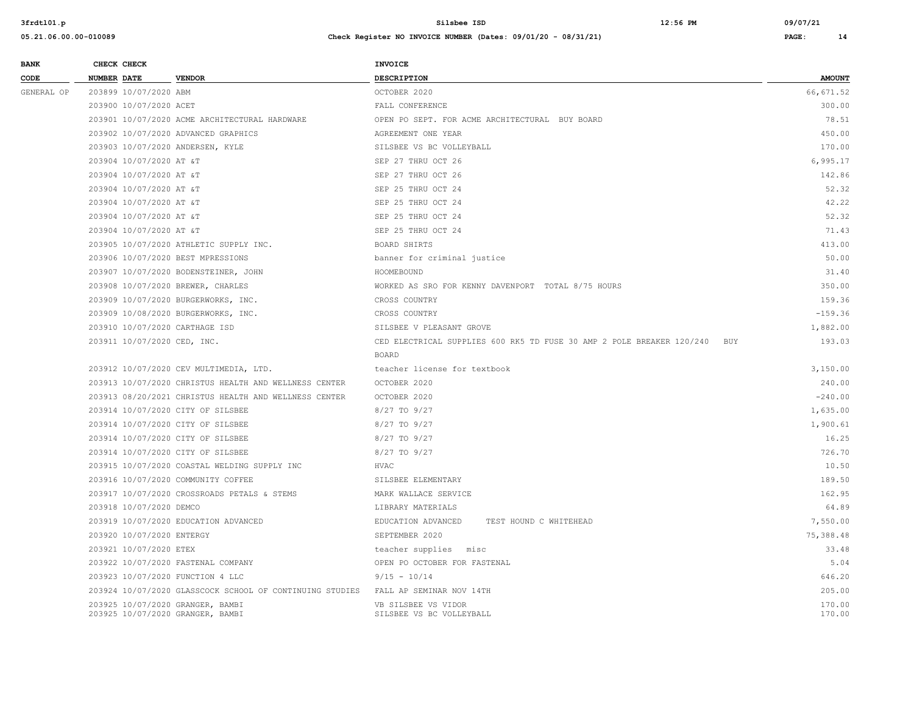| BANK CODE | CHECK NUMBER | CHECK DATE | VENDOR | INVOICE DESCRIPTION | AMOUNT |
|---|---|---|---|---|---|
| GENERAL OP | 203899 | 10/07/2020 | ABM | OCTOBER 2020 | 66,671.52 |
| | 203900 | 10/07/2020 | ACET | FALL CONFERENCE | 300.00 |
| | 203901 | 10/07/2020 | ACME ARCHITECTURAL HARDWARE | OPEN PO SEPT. FOR ACME ARCHITECTURAL BUY BOARD | 78.51 |
| | 203902 | 10/07/2020 | ADVANCED GRAPHICS | AGREEMENT ONE YEAR | 450.00 |
| | 203903 | 10/07/2020 | ANDERSEN, KYLE | SILSBEE VS BC VOLLEYBALL | 170.00 |
| | 203904 | 10/07/2020 | AT &T | SEP 27 THRU OCT 26 | 6,995.17 |
| | 203904 | 10/07/2020 | AT &T | SEP 27 THRU OCT 26 | 142.86 |
| | 203904 | 10/07/2020 | AT &T | SEP 25 THRU OCT 24 | 52.32 |
| | 203904 | 10/07/2020 | AT &T | SEP 25 THRU OCT 24 | 42.22 |
| | 203904 | 10/07/2020 | AT &T | SEP 25 THRU OCT 24 | 52.32 |
| | 203904 | 10/07/2020 | AT &T | SEP 25 THRU OCT 24 | 71.43 |
| | 203905 | 10/07/2020 | ATHLETIC SUPPLY INC. | BOARD SHIRTS | 413.00 |
| | 203906 | 10/07/2020 | BEST MPRESSIONS | banner for criminal justice | 50.00 |
| | 203907 | 10/07/2020 | BODENSTEINER, JOHN | HOOMEBOUND | 31.40 |
| | 203908 | 10/07/2020 | BREWER, CHARLES | WORKED AS SRO FOR KENNY DAVENPORT TOTAL 8/75 HOURS | 350.00 |
| | 203909 | 10/07/2020 | BURGERWORKS, INC. | CROSS COUNTRY | 159.36 |
| | 203909 | 10/08/2020 | BURGERWORKS, INC. | CROSS COUNTRY | -159.36 |
| | 203910 | 10/07/2020 | CARTHAGE ISD | SILSBEE V PLEASANT GROVE | 1,882.00 |
| | 203911 | 10/07/2020 | CED, INC. | CED ELECTRICAL SUPPLIES 600 RK5 TD FUSE 30 AMP 2 POLE BREAKER 120/240 BUY BOARD | 193.03 |
| | 203912 | 10/07/2020 | CEV MULTIMEDIA, LTD. | teacher license for textbook | 3,150.00 |
| | 203913 | 10/07/2020 | CHRISTUS HEALTH AND WELLNESS CENTER | OCTOBER 2020 | 240.00 |
| | 203913 | 08/20/2021 | CHRISTUS HEALTH AND WELLNESS CENTER | OCTOBER 2020 | -240.00 |
| | 203914 | 10/07/2020 | CITY OF SILSBEE | 8/27 TO 9/27 | 1,635.00 |
| | 203914 | 10/07/2020 | CITY OF SILSBEE | 8/27 TO 9/27 | 1,900.61 |
| | 203914 | 10/07/2020 | CITY OF SILSBEE | 8/27 TO 9/27 | 16.25 |
| | 203914 | 10/07/2020 | CITY OF SILSBEE | 8/27 TO 9/27 | 726.70 |
| | 203915 | 10/07/2020 | COASTAL WELDING SUPPLY INC | HVAC | 10.50 |
| | 203916 | 10/07/2020 | COMMUNITY COFFEE | SILSBEE ELEMENTARY | 189.50 |
| | 203917 | 10/07/2020 | CROSSROADS PETALS & STEMS | MARK WALLACE SERVICE | 162.95 |
| | 203918 | 10/07/2020 | DEMCO | LIBRARY MATERIALS | 64.89 |
| | 203919 | 10/07/2020 | EDUCATION ADVANCED | EDUCATION ADVANCED TEST HOUND C WHITEHEAD | 7,550.00 |
| | 203920 | 10/07/2020 | ENTERGY | SEPTEMBER 2020 | 75,388.48 |
| | 203921 | 10/07/2020 | ETEX | teacher supplies misc | 33.48 |
| | 203922 | 10/07/2020 | FASTENAL COMPANY | OPEN PO OCTOBER FOR FASTENAL | 5.04 |
| | 203923 | 10/07/2020 | FUNCTION 4 LLC | 9/15 - 10/14 | 646.20 |
| | 203924 | 10/07/2020 | GLASSCOCK SCHOOL OF CONTINUING STUDIES | FALL AP SEMINAR NOV 14TH | 205.00 |
| | 203925 | 10/07/2020 | GRANGER, BAMBI | VB SILSBEE VS VIDOR | 170.00 |
| | 203925 | 10/07/2020 | GRANGER, BAMBI | SILSBEE VS BC VOLLEYBALL | 170.00 |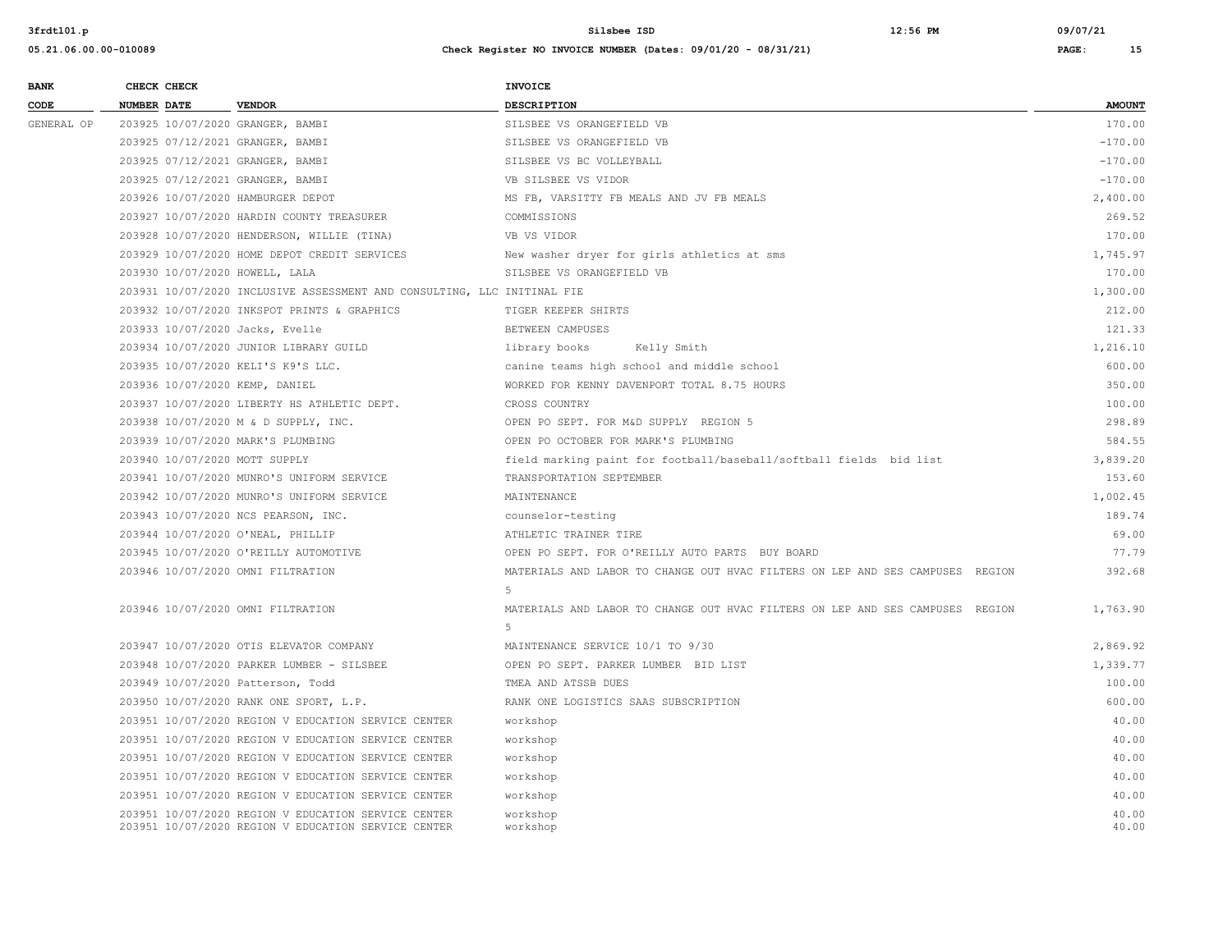| BANK CODE | CHECK NUMBER | CHECK DATE | VENDOR | INVOICE DESCRIPTION | AMOUNT |
|---|---|---|---|---|---|
| GENERAL OP | 203925 | 10/07/2020 | GRANGER, BAMBI | SILSBEE VS ORANGEFIELD VB | 170.00 |
| | 203925 | 07/12/2021 | GRANGER, BAMBI | SILSBEE VS ORANGEFIELD VB | -170.00 |
| | 203925 | 07/12/2021 | GRANGER, BAMBI | SILSBEE VS BC VOLLEYBALL | -170.00 |
| | 203925 | 07/12/2021 | GRANGER, BAMBI | VB SILSBEE VS VIDOR | -170.00 |
| | 203926 | 10/07/2020 | HAMBURGER DEPOT | MS FB, VARSITTY FB MEALS AND JV FB MEALS | 2,400.00 |
| | 203927 | 10/07/2020 | HARDIN COUNTY TREASURER | COMMISSIONS | 269.52 |
| | 203928 | 10/07/2020 | HENDERSON, WILLIE (TINA) | VB VS VIDOR | 170.00 |
| | 203929 | 10/07/2020 | HOME DEPOT CREDIT SERVICES | New washer dryer for girls athletics at sms | 1,745.97 |
| | 203930 | 10/07/2020 | HOWELL, LALA | SILSBEE VS ORANGEFIELD VB | 170.00 |
| | 203931 | 10/07/2020 | INCLUSIVE ASSESSMENT AND CONSULTING, LLC | INITINAL FIE | 1,300.00 |
| | 203932 | 10/07/2020 | INKSPOT PRINTS & GRAPHICS | TIGER KEEPER SHIRTS | 212.00 |
| | 203933 | 10/07/2020 | Jacks, Evelle | BETWEEN CAMPUSES | 121.33 |
| | 203934 | 10/07/2020 | JUNIOR LIBRARY GUILD | library books Kelly Smith | 1,216.10 |
| | 203935 | 10/07/2020 | KELI'S K9'S LLC. | canine teams high school and middle school | 600.00 |
| | 203936 | 10/07/2020 | KEMP, DANIEL | WORKED FOR KENNY DAVENPORT TOTAL 8.75 HOURS | 350.00 |
| | 203937 | 10/07/2020 | LIBERTY HS ATHLETIC DEPT. | CROSS COUNTRY | 100.00 |
| | 203938 | 10/07/2020 | M & D SUPPLY, INC. | OPEN PO SEPT. FOR M&D SUPPLY REGION 5 | 298.89 |
| | 203939 | 10/07/2020 | MARK'S PLUMBING | OPEN PO OCTOBER FOR MARK'S PLUMBING | 584.55 |
| | 203940 | 10/07/2020 | MOTT SUPPLY | field marking paint for football/baseball/softball fields bid list | 3,839.20 |
| | 203941 | 10/07/2020 | MUNRO'S UNIFORM SERVICE | TRANSPORTATION SEPTEMBER | 153.60 |
| | 203942 | 10/07/2020 | MUNRO'S UNIFORM SERVICE | MAINTENANCE | 1,002.45 |
| | 203943 | 10/07/2020 | NCS PEARSON, INC. | counselor-testing | 189.74 |
| | 203944 | 10/07/2020 | O'NEAL, PHILLIP | ATHLETIC TRAINER TIRE | 69.00 |
| | 203945 | 10/07/2020 | O'REILLY AUTOMOTIVE | OPEN PO SEPT. FOR O'REILLY AUTO PARTS BUY BOARD | 77.79 |
| | 203946 | 10/07/2020 | OMNI FILTRATION | MATERIALS AND LABOR TO CHANGE OUT HVAC FILTERS ON LEP AND SES CAMPUSES REGION 5 | 392.68 |
| | 203946 | 10/07/2020 | OMNI FILTRATION | MATERIALS AND LABOR TO CHANGE OUT HVAC FILTERS ON LEP AND SES CAMPUSES REGION 5 | 1,763.90 |
| | 203947 | 10/07/2020 | OTIS ELEVATOR COMPANY | MAINTENANCE SERVICE 10/1 TO 9/30 | 2,869.92 |
| | 203948 | 10/07/2020 | PARKER LUMBER - SILSBEE | OPEN PO SEPT. PARKER LUMBER BID LIST | 1,339.77 |
| | 203949 | 10/07/2020 | Patterson, Todd | TMEA AND ATSSB DUES | 100.00 |
| | 203950 | 10/07/2020 | RANK ONE SPORT, L.P. | RANK ONE LOGISTICS SAAS SUBSCRIPTION | 600.00 |
| | 203951 | 10/07/2020 | REGION V EDUCATION SERVICE CENTER | workshop | 40.00 |
| | 203951 | 10/07/2020 | REGION V EDUCATION SERVICE CENTER | workshop | 40.00 |
| | 203951 | 10/07/2020 | REGION V EDUCATION SERVICE CENTER | workshop | 40.00 |
| | 203951 | 10/07/2020 | REGION V EDUCATION SERVICE CENTER | workshop | 40.00 |
| | 203951 | 10/07/2020 | REGION V EDUCATION SERVICE CENTER | workshop | 40.00 |
| | 203951 | 10/07/2020 | REGION V EDUCATION SERVICE CENTER | workshop | 40.00 |
| | 203951 | 10/07/2020 | REGION V EDUCATION SERVICE CENTER | workshop | 40.00 |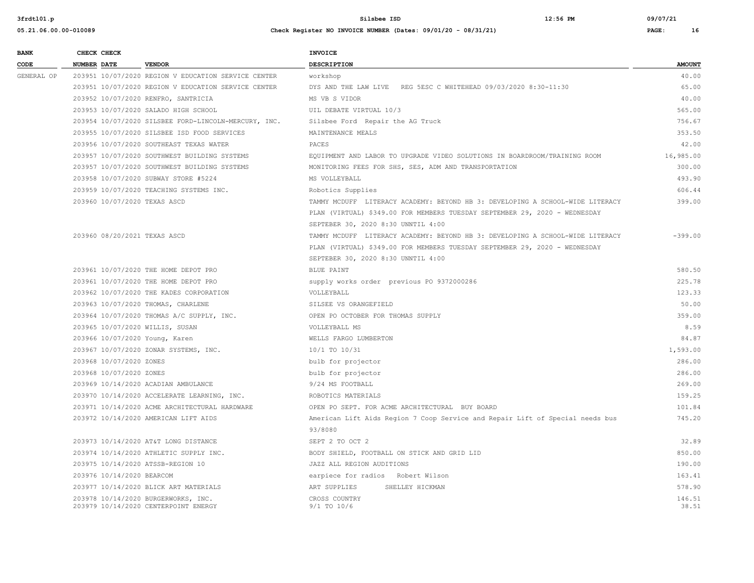| BANK CODE | CHECK NUMBER | CHECK DATE | VENDOR | INVOICE DESCRIPTION | AMOUNT |
|---|---|---|---|---|---|
| GENERAL OP | 203951 | 10/07/2020 | REGION V EDUCATION SERVICE CENTER | workshop | 40.00 |
| | 203951 | 10/07/2020 | REGION V EDUCATION SERVICE CENTER | DYS AND THE LAW LIVE REG 5ESC C WHITEHEAD 09/03/2020 8:30-11:30 | 65.00 |
| | 203952 | 10/07/2020 | RENFRO, SANTRICIA | MS VB S VIDOR | 40.00 |
| | 203953 | 10/07/2020 | SALADO HIGH SCHOOL | UIL DEBATE VIRTUAL 10/3 | 565.00 |
| | 203954 | 10/07/2020 | SILSBEE FORD-LINCOLN-MERCURY, INC. | Silsbee Ford Repair the AG Truck | 756.67 |
| | 203955 | 10/07/2020 | SILSBEE ISD FOOD SERVICES | MAINTENANCE MEALS | 353.50 |
| | 203956 | 10/07/2020 | SOUTHEAST TEXAS WATER | PACES | 42.00 |
| | 203957 | 10/07/2020 | SOUTHWEST BUILDING SYSTEMS | EQUIPMENT AND LABOR TO UPGRADE VIDEO SOLUTIONS IN BOARDROOM/TRAINING ROOM | 16,985.00 |
| | 203957 | 10/07/2020 | SOUTHWEST BUILDING SYSTEMS | MONITORING FEES FOR SHS, SES, ADM AND TRANSPORTATION | 300.00 |
| | 203958 | 10/07/2020 | SUBWAY STORE #5224 | MS VOLLEYBALL | 493.90 |
| | 203959 | 10/07/2020 | TEACHING SYSTEMS INC. | Robotics Supplies | 606.44 |
| | 203960 | 10/07/2020 | TEXAS ASCD | TAMMY MCDUFF LITERACY ACADEMY: BEYOND HB 3: DEVELOPING A SCHOOL-WIDE LITERACY PLAN (VIRTUAL) $349.00 FOR MEMBERS TUESDAY SEPTEMBER 29, 2020 - WEDNESDAY SEPTEBER 30, 2020 8:30 UNNTIL 4:00 | 399.00 |
| | 203960 | 08/20/2021 | TEXAS ASCD | TAMMY MCDUFF LITERACY ACADEMY: BEYOND HB 3: DEVELOPING A SCHOOL-WIDE LITERACY PLAN (VIRTUAL) $349.00 FOR MEMBERS TUESDAY SEPTEMBER 29, 2020 - WEDNESDAY SEPTEBER 30, 2020 8:30 UNNTIL 4:00 | -399.00 |
| | 203961 | 10/07/2020 | THE HOME DEPOT PRO | BLUE PAINT | 580.50 |
| | 203961 | 10/07/2020 | THE HOME DEPOT PRO | supply works order previous PO 9372000286 | 225.78 |
| | 203962 | 10/07/2020 | THE KADES CORPORATION | VOLLEYBALL | 123.33 |
| | 203963 | 10/07/2020 | THOMAS, CHARLENE | SILSEE VS ORANGEFIELD | 50.00 |
| | 203964 | 10/07/2020 | THOMAS A/C SUPPLY, INC. | OPEN PO OCTOBER FOR THOMAS SUPPLY | 359.00 |
| | 203965 | 10/07/2020 | WILLIS, SUSAN | VOLLEYBALL MS | 8.59 |
| | 203966 | 10/07/2020 | Young, Karen | WELLS FARGO LUMBERTON | 84.87 |
| | 203967 | 10/07/2020 | ZONAR SYSTEMS, INC. | 10/1 TO 10/31 | 1,593.00 |
| | 203968 | 10/07/2020 | ZONES | bulb for projector | 286.00 |
| | 203968 | 10/07/2020 | ZONES | bulb for projector | 286.00 |
| | 203969 | 10/14/2020 | ACADIAN AMBULANCE | 9/24 MS FOOTBALL | 269.00 |
| | 203970 | 10/14/2020 | ACCELERATE LEARNING, INC. | ROBOTICS MATERIALS | 159.25 |
| | 203971 | 10/14/2020 | ACME ARCHITECTURAL HARDWARE | OPEN PO SEPT. FOR ACME ARCHITECTURAL BUY BOARD | 101.84 |
| | 203972 | 10/14/2020 | AMERICAN LIFT AIDS | American Lift Aids Region 7 Coop Service and Repair Lift of Special needs bus 93/8080 | 745.20 |
| | 203973 | 10/14/2020 | AT&T LONG DISTANCE | SEPT 2 TO OCT 2 | 32.89 |
| | 203974 | 10/14/2020 | ATHLETIC SUPPLY INC. | BODY SHIELD, FOOTBALL ON STICK AND GRID LID | 850.00 |
| | 203975 | 10/14/2020 | ATSSB-REGION 10 | JAZZ ALL REGION AUDITIONS | 190.00 |
| | 203976 | 10/14/2020 | BEARCOM | earpiece for radios Robert Wilson | 163.41 |
| | 203977 | 10/14/2020 | BLICK ART MATERIALS | ART SUPPLIES SHELLEY HICKMAN | 578.90 |
| | 203978 | 10/14/2020 | BURGERWORKS, INC. | CROSS COUNTRY | 146.51 |
| | 203979 | 10/14/2020 | CENTERPOINT ENERGY | 9/1 TO 10/6 | 38.51 |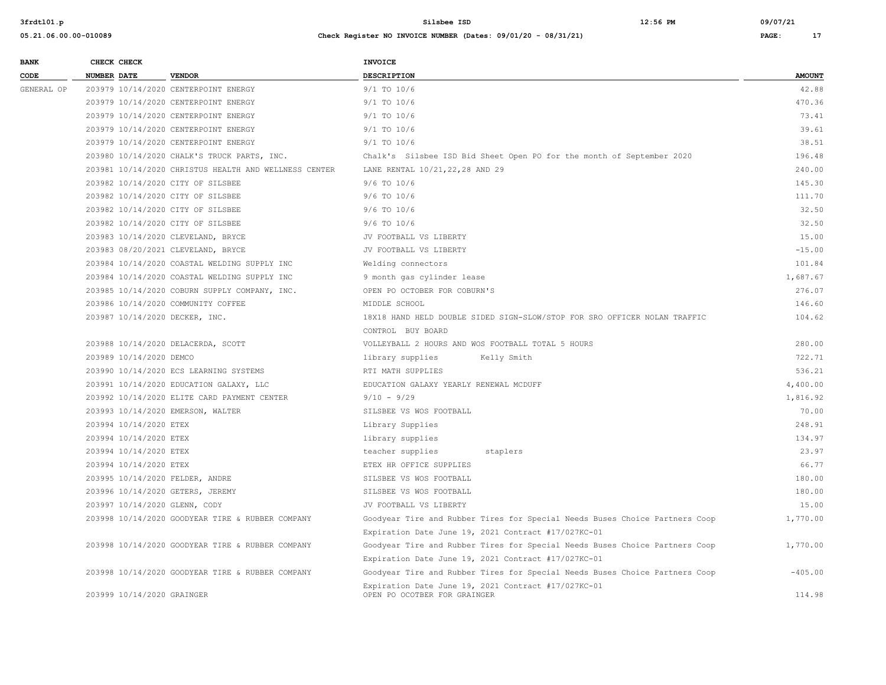| BANK CODE | CHECK NUMBER | CHECK DATE | VENDOR | INVOICE DESCRIPTION | AMOUNT |
|---|---|---|---|---|---|
| GENERAL OP | 203979 | 10/14/2020 | CENTERPOINT ENERGY | 9/1 TO 10/6 | 42.88 |
| | 203979 | 10/14/2020 | CENTERPOINT ENERGY | 9/1 TO 10/6 | 470.36 |
| | 203979 | 10/14/2020 | CENTERPOINT ENERGY | 9/1 TO 10/6 | 73.41 |
| | 203979 | 10/14/2020 | CENTERPOINT ENERGY | 9/1 TO 10/6 | 39.61 |
| | 203979 | 10/14/2020 | CENTERPOINT ENERGY | 9/1 TO 10/6 | 38.51 |
| | 203980 | 10/14/2020 | CHALK'S TRUCK PARTS, INC. | Chalk's Silsbee ISD Bid Sheet Open PO for the month of September 2020 | 196.48 |
| | 203981 | 10/14/2020 | CHRISTUS HEALTH AND WELLNESS CENTER | LANE RENTAL 10/21,22,28 AND 29 | 240.00 |
| | 203982 | 10/14/2020 | CITY OF SILSBEE | 9/6 TO 10/6 | 145.30 |
| | 203982 | 10/14/2020 | CITY OF SILSBEE | 9/6 TO 10/6 | 111.70 |
| | 203982 | 10/14/2020 | CITY OF SILSBEE | 9/6 TO 10/6 | 32.50 |
| | 203982 | 10/14/2020 | CITY OF SILSBEE | 9/6 TO 10/6 | 32.50 |
| | 203983 | 10/14/2020 | CLEVELAND, BRYCE | JV FOOTBALL VS LIBERTY | 15.00 |
| | 203983 | 08/20/2021 | CLEVELAND, BRYCE | JV FOOTBALL VS LIBERTY | -15.00 |
| | 203984 | 10/14/2020 | COASTAL WELDING SUPPLY INC | Welding connectors | 101.84 |
| | 203984 | 10/14/2020 | COASTAL WELDING SUPPLY INC | 9 month gas cylinder lease | 1,687.67 |
| | 203985 | 10/14/2020 | COBURN SUPPLY COMPANY, INC. | OPEN PO OCTOBER FOR COBURN'S | 276.07 |
| | 203986 | 10/14/2020 | COMMUNITY COFFEE | MIDDLE SCHOOL | 146.60 |
| | 203987 | 10/14/2020 | DECKER, INC. | 18X18 HAND HELD DOUBLE SIDED SIGN-SLOW/STOP FOR SRO OFFICER NOLAN TRAFFIC CONTROL BUY BOARD | 104.62 |
| | 203988 | 10/14/2020 | DELACERDA, SCOTT | VOLLEYBALL 2 HOURS AND WOS FOOTBALL TOTAL 5 HOURS | 280.00 |
| | 203989 | 10/14/2020 | DEMCO | library supplies Kelly Smith | 722.71 |
| | 203990 | 10/14/2020 | ECS LEARNING SYSTEMS | RTI MATH SUPPLIES | 536.21 |
| | 203991 | 10/14/2020 | EDUCATION GALAXY, LLC | EDUCATION GALAXY YEARLY RENEWAL MCDUFF | 4,400.00 |
| | 203992 | 10/14/2020 | ELITE CARD PAYMENT CENTER | 9/10 - 9/29 | 1,816.92 |
| | 203993 | 10/14/2020 | EMERSON, WALTER | SILSBEE VS WOS FOOTBALL | 70.00 |
| | 203994 | 10/14/2020 | ETEX | Library Supplies | 248.91 |
| | 203994 | 10/14/2020 | ETEX | library supplies | 134.97 |
| | 203994 | 10/14/2020 | ETEX | teacher supplies staplers | 23.97 |
| | 203994 | 10/14/2020 | ETEX | ETEX HR OFFICE SUPPLIES | 66.77 |
| | 203995 | 10/14/2020 | FELDER, ANDRE | SILSBEE VS WOS FOOTBALL | 180.00 |
| | 203996 | 10/14/2020 | GETERS, JEREMY | SILSBEE VS WOS FOOTBALL | 180.00 |
| | 203997 | 10/14/2020 | GLENN, CODY | JV FOOTBALL VS LIBERTY | 15.00 |
| | 203998 | 10/14/2020 | GOODYEAR TIRE & RUBBER COMPANY | Goodyear Tire and Rubber Tires for Special Needs Buses Choice Partners Coop Expiration Date June 19, 2021 Contract #17/027KC-01 | 1,770.00 |
| | 203998 | 10/14/2020 | GOODYEAR TIRE & RUBBER COMPANY | Goodyear Tire and Rubber Tires for Special Needs Buses Choice Partners Coop Expiration Date June 19, 2021 Contract #17/027KC-01 | 1,770.00 |
| | 203998 | 10/14/2020 | GOODYEAR TIRE & RUBBER COMPANY | Goodyear Tire and Rubber Tires for Special Needs Buses Choice Partners Coop Expiration Date June 19, 2021 Contract #17/027KC-01 | -405.00 |
| | 203999 | 10/14/2020 | GRAINGER | OPEN PO OCOTBER FOR GRAINGER | 114.98 |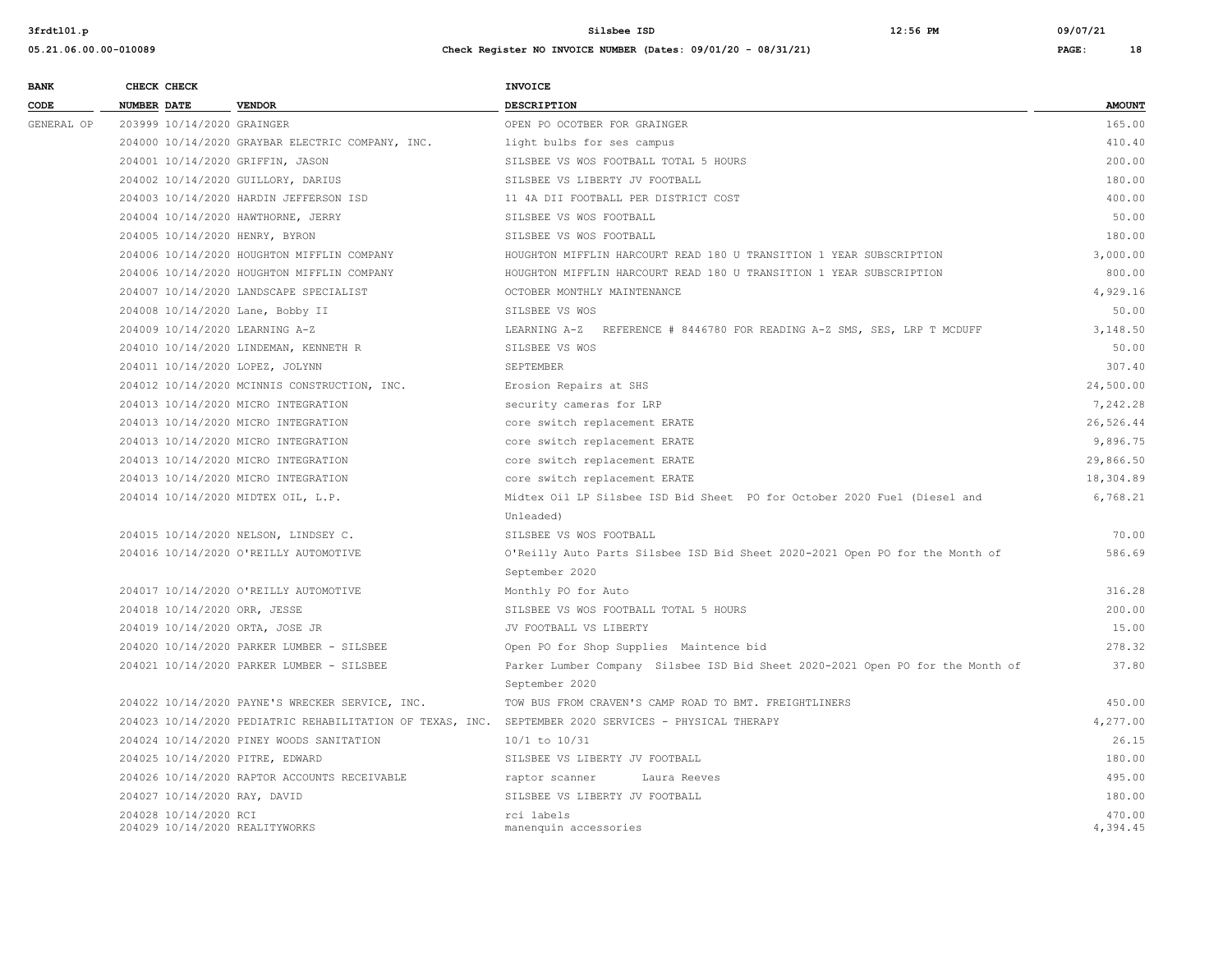| BANK CODE | CHECK NUMBER | CHECK DATE | VENDOR | INVOICE DESCRIPTION | AMOUNT |
|---|---|---|---|---|---|
| GENERAL OP | 203999 | 10/14/2020 | GRAINGER | OPEN PO OCOTBER FOR GRAINGER | 165.00 |
| | 204000 | 10/14/2020 | GRAYBAR ELECTRIC COMPANY, INC. | light bulbs for ses campus | 410.40 |
| | 204001 | 10/14/2020 | GRIFFIN, JASON | SILSBEE VS WOS FOOTBALL TOTAL 5 HOURS | 200.00 |
| | 204002 | 10/14/2020 | GUILLORY, DARIUS | SILSBEE VS LIBERTY JV FOOTBALL | 180.00 |
| | 204003 | 10/14/2020 | HARDIN JEFFERSON ISD | 11 4A DII FOOTBALL PER DISTRICT COST | 400.00 |
| | 204004 | 10/14/2020 | HAWTHORNE, JERRY | SILSBEE VS WOS FOOTBALL | 50.00 |
| | 204005 | 10/14/2020 | HENRY, BYRON | SILSBEE VS WOS FOOTBALL | 180.00 |
| | 204006 | 10/14/2020 | HOUGHTON MIFFLIN COMPANY | HOUGHTON MIFFLIN HARCOURT READ 180 U TRANSITION 1 YEAR SUBSCRIPTION | 3,000.00 |
| | 204006 | 10/14/2020 | HOUGHTON MIFFLIN COMPANY | HOUGHTON MIFFLIN HARCOURT READ 180 U TRANSITION 1 YEAR SUBSCRIPTION | 800.00 |
| | 204007 | 10/14/2020 | LANDSCAPE SPECIALIST | OCTOBER MONTHLY MAINTENANCE | 4,929.16 |
| | 204008 | 10/14/2020 | Lane, Bobby II | SILSBEE VS WOS | 50.00 |
| | 204009 | 10/14/2020 | LEARNING A-Z | LEARNING A-Z REFERENCE # 8446780 FOR READING A-Z SMS, SES, LRP T MCDUFF | 3,148.50 |
| | 204010 | 10/14/2020 | LINDEMAN, KENNETH R | SILSBEE VS WOS | 50.00 |
| | 204011 | 10/14/2020 | LOPEZ, JOLYNN | SEPTEMBER | 307.40 |
| | 204012 | 10/14/2020 | MCINNIS CONSTRUCTION, INC. | Erosion Repairs at SHS | 24,500.00 |
| | 204013 | 10/14/2020 | MICRO INTEGRATION | security cameras for LRP | 7,242.28 |
| | 204013 | 10/14/2020 | MICRO INTEGRATION | core switch replacement ERATE | 26,526.44 |
| | 204013 | 10/14/2020 | MICRO INTEGRATION | core switch replacement ERATE | 9,896.75 |
| | 204013 | 10/14/2020 | MICRO INTEGRATION | core switch replacement ERATE | 29,866.50 |
| | 204013 | 10/14/2020 | MICRO INTEGRATION | core switch replacement ERATE | 18,304.89 |
| | 204014 | 10/14/2020 | MIDTEX OIL, L.P. | Midtex Oil LP Silsbee ISD Bid Sheet PO for October 2020 Fuel (Diesel and Unleaded) | 6,768.21 |
| | 204015 | 10/14/2020 | NELSON, LINDSEY C. | SILSBEE VS WOS FOOTBALL | 70.00 |
| | 204016 | 10/14/2020 | O'REILLY AUTOMOTIVE | O'Reilly Auto Parts Silsbee ISD Bid Sheet 2020-2021 Open PO for the Month of September 2020 | 586.69 |
| | 204017 | 10/14/2020 | O'REILLY AUTOMOTIVE | Monthly PO for Auto | 316.28 |
| | 204018 | 10/14/2020 | ORR, JESSE | SILSBEE VS WOS FOOTBALL TOTAL 5 HOURS | 200.00 |
| | 204019 | 10/14/2020 | ORTA, JOSE JR | JV FOOTBALL VS LIBERTY | 15.00 |
| | 204020 | 10/14/2020 | PARKER LUMBER - SILSBEE | Open PO for Shop Supplies Maintence bid | 278.32 |
| | 204021 | 10/14/2020 | PARKER LUMBER - SILSBEE | Parker Lumber Company Silsbee ISD Bid Sheet 2020-2021 Open PO for the Month of September 2020 | 37.80 |
| | 204022 | 10/14/2020 | PAYNE'S WRECKER SERVICE, INC. | TOW BUS FROM CRAVEN'S CAMP ROAD TO BMT. FREIGHTLINERS | 450.00 |
| | 204023 | 10/14/2020 | PEDIATRIC REHABILITATION OF TEXAS, INC. | SEPTEMBER 2020 SERVICES - PHYSICAL THERAPY | 4,277.00 |
| | 204024 | 10/14/2020 | PINEY WOODS SANITATION | 10/1 to 10/31 | 26.15 |
| | 204025 | 10/14/2020 | PITRE, EDWARD | SILSBEE VS LIBERTY JV FOOTBALL | 180.00 |
| | 204026 | 10/14/2020 | RAPTOR ACCOUNTS RECEIVABLE | raptor scanner Laura Reeves | 495.00 |
| | 204027 | 10/14/2020 | RAY, DAVID | SILSBEE VS LIBERTY JV FOOTBALL | 180.00 |
| | 204028 | 10/14/2020 | RCI | rci labels | 470.00 |
| | 204029 | 10/14/2020 | REALITYWORKS | manenquin accessories | 4,394.45 |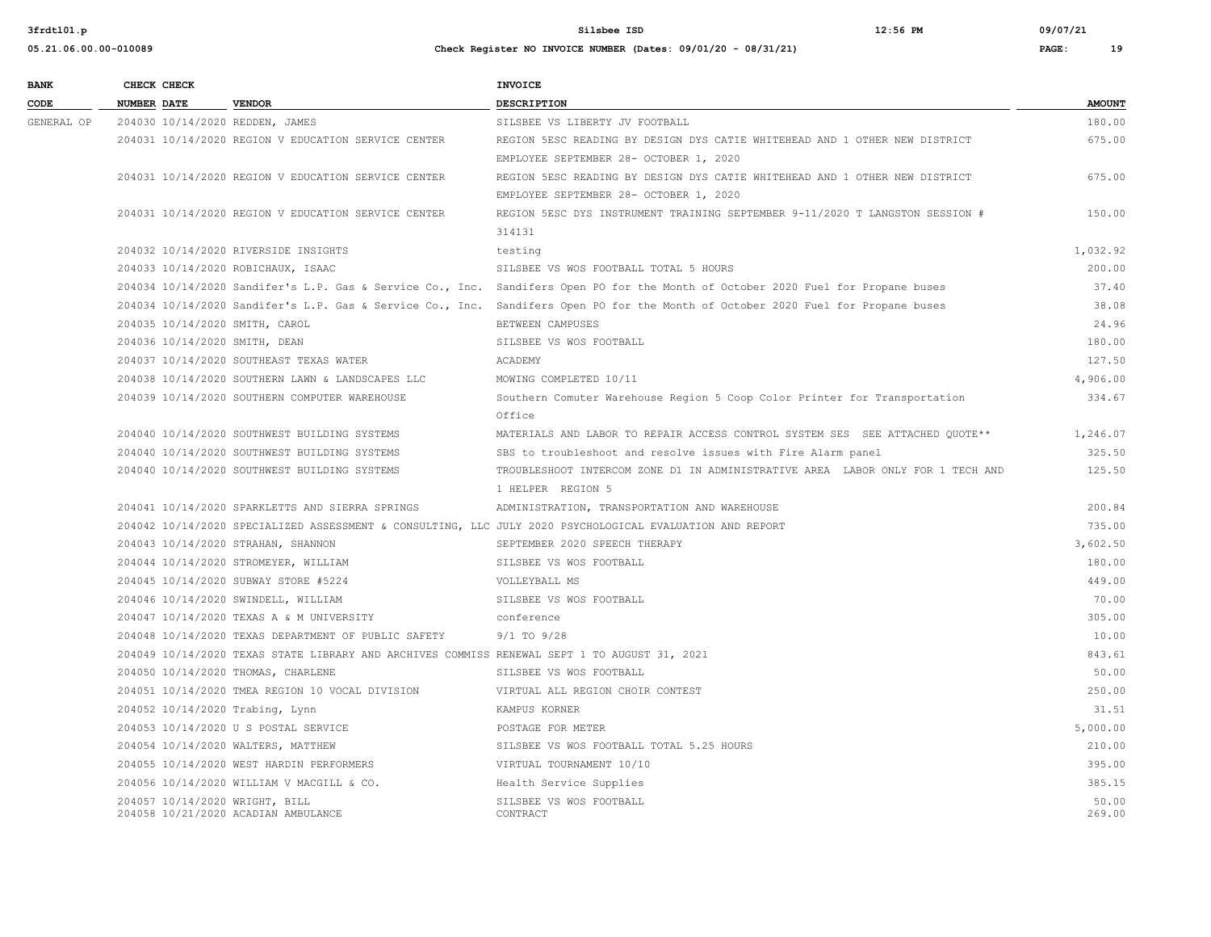| BANK CODE | CHECK NUMBER | CHECK DATE | VENDOR | INVOICE DESCRIPTION | AMOUNT |
|---|---|---|---|---|---|
| GENERAL OP | 204030 | 10/14/2020 | REDDEN, JAMES | SILSBEE VS LIBERTY JV FOOTBALL | 180.00 |
| | 204031 | 10/14/2020 | REGION V EDUCATION SERVICE CENTER | REGION 5ESC READING BY DESIGN DYS CATIE WHITEHEAD AND 1 OTHER NEW DISTRICT EMPLOYEE SEPTEMBER 28- OCTOBER 1, 2020 | 675.00 |
| | 204031 | 10/14/2020 | REGION V EDUCATION SERVICE CENTER | REGION 5ESC READING BY DESIGN DYS CATIE WHITEHEAD AND 1 OTHER NEW DISTRICT EMPLOYEE SEPTEMBER 28- OCTOBER 1, 2020 | 675.00 |
| | 204031 | 10/14/2020 | REGION V EDUCATION SERVICE CENTER | REGION 5ESC DYS INSTRUMENT TRAINING SEPTEMBER 9-11/2020 T LANGSTON SESSION # 314131 | 150.00 |
| | 204032 | 10/14/2020 | RIVERSIDE INSIGHTS | testing | 1,032.92 |
| | 204033 | 10/14/2020 | ROBICHAUX, ISAAC | SILSBEE VS WOS FOOTBALL TOTAL 5 HOURS | 200.00 |
| | 204034 | 10/14/2020 | Sandifer's L.P. Gas & Service Co., Inc. | Sandifers Open PO for the Month of October 2020 Fuel for Propane buses | 37.40 |
| | 204034 | 10/14/2020 | Sandifer's L.P. Gas & Service Co., Inc. | Sandifers Open PO for the Month of October 2020 Fuel for Propane buses | 38.08 |
| | 204035 | 10/14/2020 | SMITH, CAROL | BETWEEN CAMPUSES | 24.96 |
| | 204036 | 10/14/2020 | SMITH, DEAN | SILSBEE VS WOS FOOTBALL | 180.00 |
| | 204037 | 10/14/2020 | SOUTHEAST TEXAS WATER | ACADEMY | 127.50 |
| | 204038 | 10/14/2020 | SOUTHERN LAWN & LANDSCAPES LLC | MOWING COMPLETED 10/11 | 4,906.00 |
| | 204039 | 10/14/2020 | SOUTHERN COMPUTER WAREHOUSE | Southern Comuter Warehouse Region 5 Coop Color Printer for Transportation Office | 334.67 |
| | 204040 | 10/14/2020 | SOUTHWEST BUILDING SYSTEMS | MATERIALS AND LABOR TO REPAIR ACCESS CONTROL SYSTEM SES SEE ATTACHED QUOTE** | 1,246.07 |
| | 204040 | 10/14/2020 | SOUTHWEST BUILDING SYSTEMS | SBS to troubleshoot and resolve issues with Fire Alarm panel | 325.50 |
| | 204040 | 10/14/2020 | SOUTHWEST BUILDING SYSTEMS | TROUBLESHOOT INTERCOM ZONE D1 IN ADMINISTRATIVE AREA LABOR ONLY FOR 1 TECH AND 1 HELPER REGION 5 | 125.50 |
| | 204041 | 10/14/2020 | SPARKLETTS AND SIERRA SPRINGS | ADMINISTRATION, TRANSPORTATION AND WAREHOUSE | 200.84 |
| | 204042 | 10/14/2020 | SPECIALIZED ASSESSMENT & CONSULTING, LLC | JULY 2020 PSYCHOLOGICAL EVALUATION AND REPORT | 735.00 |
| | 204043 | 10/14/2020 | STRAHAN, SHANNON | SEPTEMBER 2020 SPEECH THERAPY | 3,602.50 |
| | 204044 | 10/14/2020 | STROMEYER, WILLIAM | SILSBEE VS WOS FOOTBALL | 180.00 |
| | 204045 | 10/14/2020 | SUBWAY STORE #5224 | VOLLEYBALL MS | 449.00 |
| | 204046 | 10/14/2020 | SWINDELL, WILLIAM | SILSBEE VS WOS FOOTBALL | 70.00 |
| | 204047 | 10/14/2020 | TEXAS A & M UNIVERSITY | conference | 305.00 |
| | 204048 | 10/14/2020 | TEXAS DEPARTMENT OF PUBLIC SAFETY | 9/1 TO 9/28 | 10.00 |
| | 204049 | 10/14/2020 | TEXAS STATE LIBRARY AND ARCHIVES COMMISS | RENEWAL SEPT 1 TO AUGUST 31, 2021 | 843.61 |
| | 204050 | 10/14/2020 | THOMAS, CHARLENE | SILSBEE VS WOS FOOTBALL | 50.00 |
| | 204051 | 10/14/2020 | TMEA REGION 10 VOCAL DIVISION | VIRTUAL ALL REGION CHOIR CONTEST | 250.00 |
| | 204052 | 10/14/2020 | Trabing, Lynn | KAMPUS KORNER | 31.51 |
| | 204053 | 10/14/2020 | U S POSTAL SERVICE | POSTAGE FOR METER | 5,000.00 |
| | 204054 | 10/14/2020 | WALTERS, MATTHEW | SILSBEE VS WOS FOOTBALL TOTAL 5.25 HOURS | 210.00 |
| | 204055 | 10/14/2020 | WEST HARDIN PERFORMERS | VIRTUAL TOURNAMENT 10/10 | 395.00 |
| | 204056 | 10/14/2020 | WILLIAM V MACGILL & CO. | Health Service Supplies | 385.15 |
| | 204057 | 10/14/2020 | WRIGHT, BILL | SILSBEE VS WOS FOOTBALL | 50.00 |
| | 204058 | 10/21/2020 | ACADIAN AMBULANCE | CONTRACT | 269.00 |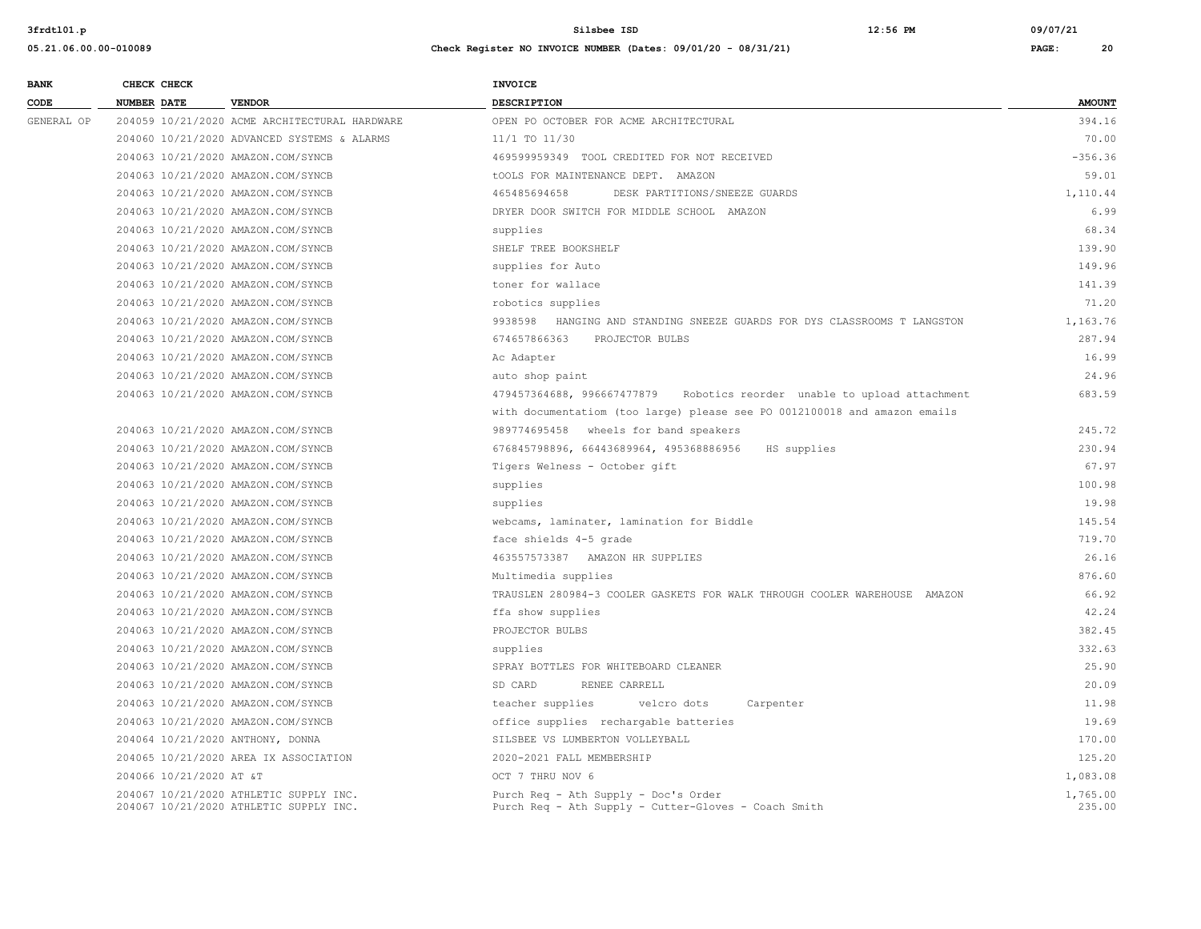# Silsbee ISD

## Check Register NO INVOICE NUMBER (Dates: 09/01/20 - 08/31/21)

| BANK CODE | CHECK NUMBER | CHECK DATE | VENDOR | INVOICE DESCRIPTION | AMOUNT |
|---|---|---|---|---|---|
| GENERAL OP | 204059 | 10/21/2020 | ACME ARCHITECTURAL HARDWARE | OPEN PO OCTOBER FOR ACME ARCHITECTURAL | 394.16 |
| | 204060 | 10/21/2020 | ADVANCED SYSTEMS & ALARMS | 11/1 TO 11/30 | 70.00 |
| | 204063 | 10/21/2020 | AMAZON.COM/SYNCB | 469599959349 TOOL CREDITED FOR NOT RECEIVED | -356.36 |
| | 204063 | 10/21/2020 | AMAZON.COM/SYNCB | tOOLS FOR MAINTENANCE DEPT. AMAZON | 59.01 |
| | 204063 | 10/21/2020 | AMAZON.COM/SYNCB | 465485694658 DESK PARTITIONS/SNEEZE GUARDS | 1,110.44 |
| | 204063 | 10/21/2020 | AMAZON.COM/SYNCB | DRYER DOOR SWITCH FOR MIDDLE SCHOOL AMAZON | 6.99 |
| | 204063 | 10/21/2020 | AMAZON.COM/SYNCB | supplies | 68.34 |
| | 204063 | 10/21/2020 | AMAZON.COM/SYNCB | SHELF TREE BOOKSHELF | 139.90 |
| | 204063 | 10/21/2020 | AMAZON.COM/SYNCB | supplies for Auto | 149.96 |
| | 204063 | 10/21/2020 | AMAZON.COM/SYNCB | toner for wallace | 141.39 |
| | 204063 | 10/21/2020 | AMAZON.COM/SYNCB | robotics supplies | 71.20 |
| | 204063 | 10/21/2020 | AMAZON.COM/SYNCB | 9938598 HANGING AND STANDING SNEEZE GUARDS FOR DYS CLASSROOMS T LANGSTON | 1,163.76 |
| | 204063 | 10/21/2020 | AMAZON.COM/SYNCB | 674657866363 PROJECTOR BULBS | 287.94 |
| | 204063 | 10/21/2020 | AMAZON.COM/SYNCB | Ac Adapter | 16.99 |
| | 204063 | 10/21/2020 | AMAZON.COM/SYNCB | auto shop paint | 24.96 |
| | 204063 | 10/21/2020 | AMAZON.COM/SYNCB | 479457364688, 996667477879 Robotics reorder unable to upload attachment with documentatiom (too large) please see PO 0012100018 and amazon emails | 683.59 |
| | 204063 | 10/21/2020 | AMAZON.COM/SYNCB | 989774695458 wheels for band speakers | 245.72 |
| | 204063 | 10/21/2020 | AMAZON.COM/SYNCB | 676845798896, 66443689964, 495368886956 HS supplies | 230.94 |
| | 204063 | 10/21/2020 | AMAZON.COM/SYNCB | Tigers Welness - October gift | 67.97 |
| | 204063 | 10/21/2020 | AMAZON.COM/SYNCB | supplies | 100.98 |
| | 204063 | 10/21/2020 | AMAZON.COM/SYNCB | supplies | 19.98 |
| | 204063 | 10/21/2020 | AMAZON.COM/SYNCB | webcams, laminater, lamination for Biddle | 145.54 |
| | 204063 | 10/21/2020 | AMAZON.COM/SYNCB | face shields 4-5 grade | 719.70 |
| | 204063 | 10/21/2020 | AMAZON.COM/SYNCB | 463557573387 AMAZON HR SUPPLIES | 26.16 |
| | 204063 | 10/21/2020 | AMAZON.COM/SYNCB | Multimedia supplies | 876.60 |
| | 204063 | 10/21/2020 | AMAZON.COM/SYNCB | TRAUSLEN 280984-3 COOLER GASKETS FOR WALK THROUGH COOLER WAREHOUSE AMAZON | 66.92 |
| | 204063 | 10/21/2020 | AMAZON.COM/SYNCB | ffa show supplies | 42.24 |
| | 204063 | 10/21/2020 | AMAZON.COM/SYNCB | PROJECTOR BULBS | 382.45 |
| | 204063 | 10/21/2020 | AMAZON.COM/SYNCB | supplies | 332.63 |
| | 204063 | 10/21/2020 | AMAZON.COM/SYNCB | SPRAY BOTTLES FOR WHITEBOARD CLEANER | 25.90 |
| | 204063 | 10/21/2020 | AMAZON.COM/SYNCB | SD CARD RENEE CARRELL | 20.09 |
| | 204063 | 10/21/2020 | AMAZON.COM/SYNCB | teacher supplies velcro dots Carpenter | 11.98 |
| | 204063 | 10/21/2020 | AMAZON.COM/SYNCB | office supplies rechargable batteries | 19.69 |
| | 204064 | 10/21/2020 | ANTHONY, DONNA | SILSBEE VS LUMBERTON VOLLEYBALL | 170.00 |
| | 204065 | 10/21/2020 | AREA IX ASSOCIATION | 2020-2021 FALL MEMBERSHIP | 125.20 |
| | 204066 | 10/21/2020 | AT &T | OCT 7 THRU NOV 6 | 1,083.08 |
| | 204067 | 10/21/2020 | ATHLETIC SUPPLY INC. | Purch Req - Ath Supply - Doc's Order | 1,765.00 |
| | 204067 | 10/21/2020 | ATHLETIC SUPPLY INC. | Purch Req - Ath Supply - Cutter-Gloves - Coach Smith | 235.00 |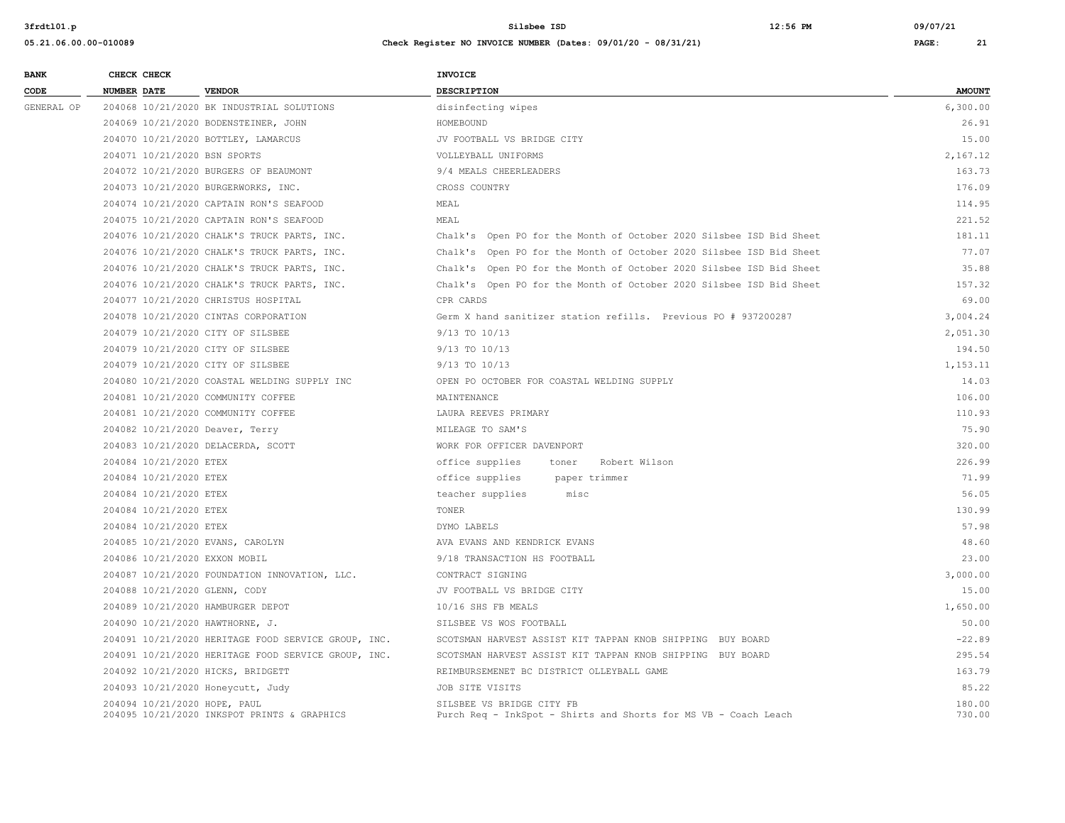| BANK CODE | CHECK NUMBER | CHECK DATE | VENDOR | INVOICE DESCRIPTION | AMOUNT |
|---|---|---|---|---|---|
| GENERAL OP | 204068 | 10/21/2020 | BK INDUSTRIAL SOLUTIONS | disinfecting wipes | 6,300.00 |
| | 204069 | 10/21/2020 | BODENSTEINER, JOHN | HOMEBOUND | 26.91 |
| | 204070 | 10/21/2020 | BOTTLEY, LAMARCUS | JV FOOTBALL VS BRIDGE CITY | 15.00 |
| | 204071 | 10/21/2020 | BSN SPORTS | VOLLEYBALL UNIFORMS | 2,167.12 |
| | 204072 | 10/21/2020 | BURGERS OF BEAUMONT | 9/4 MEALS CHEERLEADERS | 163.73 |
| | 204073 | 10/21/2020 | BURGERWORKS, INC. | CROSS COUNTRY | 176.09 |
| | 204074 | 10/21/2020 | CAPTAIN RON'S SEAFOOD | MEAL | 114.95 |
| | 204075 | 10/21/2020 | CAPTAIN RON'S SEAFOOD | MEAL | 221.52 |
| | 204076 | 10/21/2020 | CHALK'S TRUCK PARTS, INC. | Chalk's Open PO for the Month of October 2020 Silsbee ISD Bid Sheet | 181.11 |
| | 204076 | 10/21/2020 | CHALK'S TRUCK PARTS, INC. | Chalk's Open PO for the Month of October 2020 Silsbee ISD Bid Sheet | 77.07 |
| | 204076 | 10/21/2020 | CHALK'S TRUCK PARTS, INC. | Chalk's Open PO for the Month of October 2020 Silsbee ISD Bid Sheet | 35.88 |
| | 204076 | 10/21/2020 | CHALK'S TRUCK PARTS, INC. | Chalk's Open PO for the Month of October 2020 Silsbee ISD Bid Sheet | 157.32 |
| | 204077 | 10/21/2020 | CHRISTUS HOSPITAL | CPR CARDS | 69.00 |
| | 204078 | 10/21/2020 | CINTAS CORPORATION | Germ X hand sanitizer station refills. Previous PO # 937200287 | 3,004.24 |
| | 204079 | 10/21/2020 | CITY OF SILSBEE | 9/13 TO 10/13 | 2,051.30 |
| | 204079 | 10/21/2020 | CITY OF SILSBEE | 9/13 TO 10/13 | 194.50 |
| | 204079 | 10/21/2020 | CITY OF SILSBEE | 9/13 TO 10/13 | 1,153.11 |
| | 204080 | 10/21/2020 | COASTAL WELDING SUPPLY INC | OPEN PO OCTOBER FOR COASTAL WELDING SUPPLY | 14.03 |
| | 204081 | 10/21/2020 | COMMUNITY COFFEE | MAINTENANCE | 106.00 |
| | 204081 | 10/21/2020 | COMMUNITY COFFEE | LAURA REEVES PRIMARY | 110.93 |
| | 204082 | 10/21/2020 | Deaver, Terry | MILEAGE TO SAM'S | 75.90 |
| | 204083 | 10/21/2020 | DELACERDA, SCOTT | WORK FOR OFFICER DAVENPORT | 320.00 |
| | 204084 | 10/21/2020 | ETEX | office supplies toner Robert Wilson | 226.99 |
| | 204084 | 10/21/2020 | ETEX | office supplies paper trimmer | 71.99 |
| | 204084 | 10/21/2020 | ETEX | teacher supplies misc | 56.05 |
| | 204084 | 10/21/2020 | ETEX | TONER | 130.99 |
| | 204084 | 10/21/2020 | ETEX | DYMO LABELS | 57.98 |
| | 204085 | 10/21/2020 | EVANS, CAROLYN | AVA EVANS AND KENDRICK EVANS | 48.60 |
| | 204086 | 10/21/2020 | EXXON MOBIL | 9/18 TRANSACTION HS FOOTBALL | 23.00 |
| | 204087 | 10/21/2020 | FOUNDATION INNOVATION, LLC. | CONTRACT SIGNING | 3,000.00 |
| | 204088 | 10/21/2020 | GLENN, CODY | JV FOOTBALL VS BRIDGE CITY | 15.00 |
| | 204089 | 10/21/2020 | HAMBURGER DEPOT | 10/16 SHS FB MEALS | 1,650.00 |
| | 204090 | 10/21/2020 | HAWTHORNE, J. | SILSBEE VS WOS FOOTBALL | 50.00 |
| | 204091 | 10/21/2020 | HERITAGE FOOD SERVICE GROUP, INC. | SCOTSMAN HARVEST ASSIST KIT TAPPAN KNOB SHIPPING BUY BOARD | -22.89 |
| | 204091 | 10/21/2020 | HERITAGE FOOD SERVICE GROUP, INC. | SCOTSMAN HARVEST ASSIST KIT TAPPAN KNOB SHIPPING BUY BOARD | 295.54 |
| | 204092 | 10/21/2020 | HICKS, BRIDGETT | REIMBURSEMENET BC DISTRICT OLLEYBALL GAME | 163.79 |
| | 204093 | 10/21/2020 | Honeycutt, Judy | JOB SITE VISITS | 85.22 |
| | 204094 | 10/21/2020 | HOPE, PAUL | SILSBEE VS BRIDGE CITY FB | 180.00 |
| | 204095 | 10/21/2020 | INKSPOT PRINTS & GRAPHICS | Purch Req - InkSpot - Shirts and Shorts for MS VB - Coach Leach | 730.00 |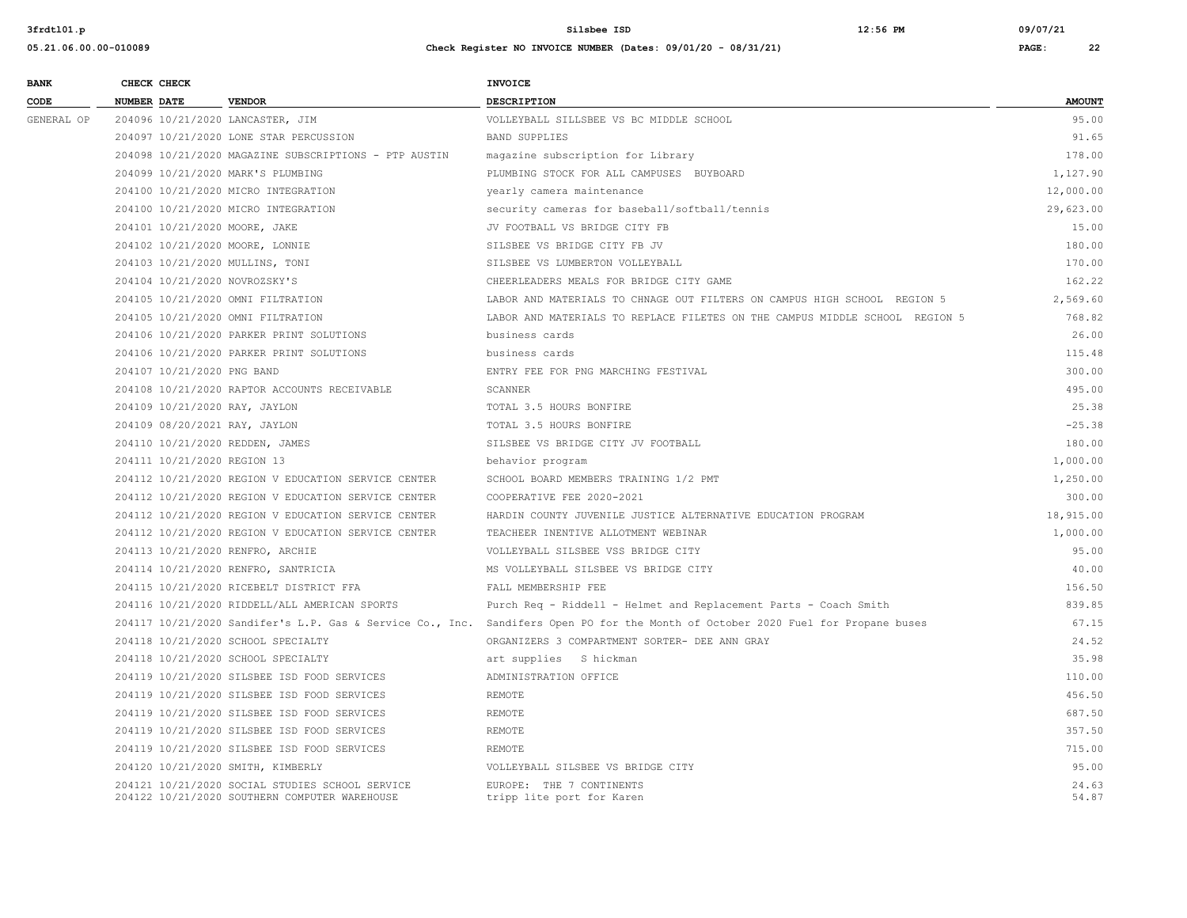| BANK CODE | CHECK NUMBER | CHECK DATE | VENDOR | INVOICE DESCRIPTION | AMOUNT |
|---|---|---|---|---|---|
| GENERAL OP | 204096 | 10/21/2020 | LANCASTER, JIM | VOLLEYBALL SILLSBEE VS BC MIDDLE SCHOOL | 95.00 |
| | 204097 | 10/21/2020 | LONE STAR PERCUSSION | BAND SUPPLIES | 91.65 |
| | 204098 | 10/21/2020 | MAGAZINE SUBSCRIPTIONS - PTP AUSTIN | magazine subscription for Library | 178.00 |
| | 204099 | 10/21/2020 | MARK'S PLUMBING | PLUMBING STOCK FOR ALL CAMPUSES BUYBOARD | 1,127.90 |
| | 204100 | 10/21/2020 | MICRO INTEGRATION | yearly camera maintenance | 12,000.00 |
| | 204100 | 10/21/2020 | MICRO INTEGRATION | security cameras for baseball/softball/tennis | 29,623.00 |
| | 204101 | 10/21/2020 | MOORE, JAKE | JV FOOTBALL VS BRIDGE CITY FB | 15.00 |
| | 204102 | 10/21/2020 | MOORE, LONNIE | SILSBEE VS BRIDGE CITY FB JV | 180.00 |
| | 204103 | 10/21/2020 | MULLINS, TONI | SILSBEE VS LUMBERTON VOLLEYBALL | 170.00 |
| | 204104 | 10/21/2020 | NOVROZSKY'S | CHEERLEADERS MEALS FOR BRIDGE CITY GAME | 162.22 |
| | 204105 | 10/21/2020 | OMNI FILTRATION | LABOR AND MATERIALS TO CHNAGE OUT FILTERS ON CAMPUS HIGH SCHOOL REGION 5 | 2,569.60 |
| | 204105 | 10/21/2020 | OMNI FILTRATION | LABOR AND MATERIALS TO REPLACE FILETES ON THE CAMPUS MIDDLE SCHOOL REGION 5 | 768.82 |
| | 204106 | 10/21/2020 | PARKER PRINT SOLUTIONS | business cards | 26.00 |
| | 204106 | 10/21/2020 | PARKER PRINT SOLUTIONS | business cards | 115.48 |
| | 204107 | 10/21/2020 | PNG BAND | ENTRY FEE FOR PNG MARCHING FESTIVAL | 300.00 |
| | 204108 | 10/21/2020 | RAPTOR ACCOUNTS RECEIVABLE | SCANNER | 495.00 |
| | 204109 | 10/21/2020 | RAY, JAYLON | TOTAL 3.5 HOURS BONFIRE | 25.38 |
| | 204109 | 08/20/2021 | RAY, JAYLON | TOTAL 3.5 HOURS BONFIRE | -25.38 |
| | 204110 | 10/21/2020 | REDDEN, JAMES | SILSBEE VS BRIDGE CITY JV FOOTBALL | 180.00 |
| | 204111 | 10/21/2020 | REGION 13 | behavior program | 1,000.00 |
| | 204112 | 10/21/2020 | REGION V EDUCATION SERVICE CENTER | SCHOOL BOARD MEMBERS TRAINING 1/2 PMT | 1,250.00 |
| | 204112 | 10/21/2020 | REGION V EDUCATION SERVICE CENTER | COOPERATIVE FEE 2020-2021 | 300.00 |
| | 204112 | 10/21/2020 | REGION V EDUCATION SERVICE CENTER | HARDIN COUNTY JUVENILE JUSTICE ALTERNATIVE EDUCATION PROGRAM | 18,915.00 |
| | 204112 | 10/21/2020 | REGION V EDUCATION SERVICE CENTER | TEACHEER INENTIVE ALLOTMENT WEBINAR | 1,000.00 |
| | 204113 | 10/21/2020 | RENFRO, ARCHIE | VOLLEYBALL SILSBEE VSS BRIDGE CITY | 95.00 |
| | 204114 | 10/21/2020 | RENFRO, SANTRICIA | MS VOLLEYBALL SILSBEE VS BRIDGE CITY | 40.00 |
| | 204115 | 10/21/2020 | RICEBELT DISTRICT FFA | FALL MEMBERSHIP FEE | 156.50 |
| | 204116 | 10/21/2020 | RIDDELL/ALL AMERICAN SPORTS | Purch Req - Riddell - Helmet and Replacement Parts - Coach Smith | 839.85 |
| | 204117 | 10/21/2020 | Sandifer's L.P. Gas & Service Co., Inc. | Sandifers Open PO for the Month of October 2020 Fuel for Propane buses | 67.15 |
| | 204118 | 10/21/2020 | SCHOOL SPECIALTY | ORGANIZERS 3 COMPARTMENT SORTER- DEE ANN GRAY | 24.52 |
| | 204118 | 10/21/2020 | SCHOOL SPECIALTY | art supplies S hickman | 35.98 |
| | 204119 | 10/21/2020 | SILSBEE ISD FOOD SERVICES | ADMINISTRATION OFFICE | 110.00 |
| | 204119 | 10/21/2020 | SILSBEE ISD FOOD SERVICES | REMOTE | 456.50 |
| | 204119 | 10/21/2020 | SILSBEE ISD FOOD SERVICES | REMOTE | 687.50 |
| | 204119 | 10/21/2020 | SILSBEE ISD FOOD SERVICES | REMOTE | 357.50 |
| | 204119 | 10/21/2020 | SILSBEE ISD FOOD SERVICES | REMOTE | 715.00 |
| | 204120 | 10/21/2020 | SMITH, KIMBERLY | VOLLEYBALL SILSBEE VS BRIDGE CITY | 95.00 |
| | 204121 | 10/21/2020 | SOCIAL STUDIES SCHOOL SERVICE | EUROPE: THE 7 CONTINENTS | 24.63 |
| | 204122 | 10/21/2020 | SOUTHERN COMPUTER WAREHOUSE | tripp lite port for Karen | 54.87 |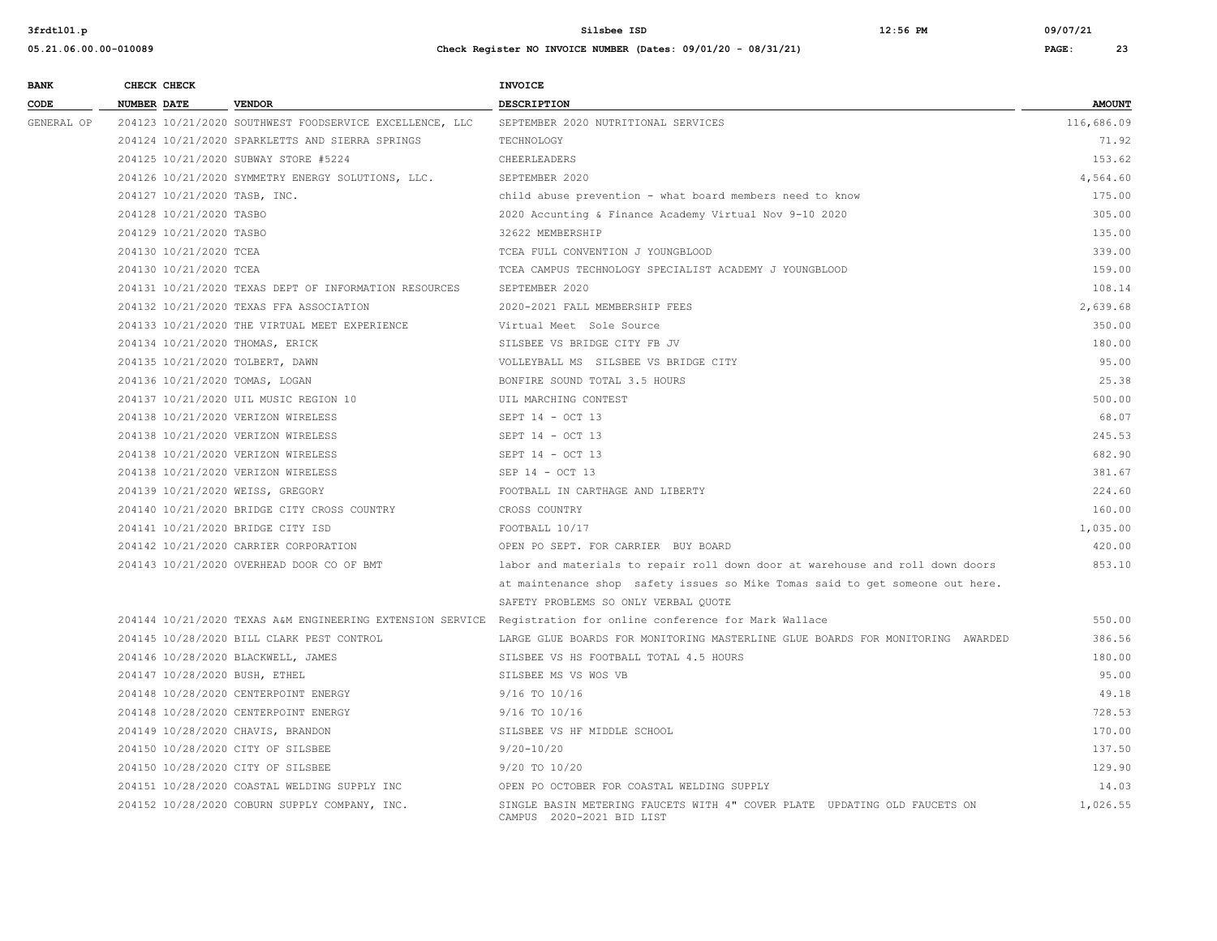| BANK CODE | CHECK NUMBER | CHECK DATE | VENDOR | INVOICE DESCRIPTION | AMOUNT |
|---|---|---|---|---|---|
| GENERAL OP | 204123 | 10/21/2020 | SOUTHWEST FOODSERVICE EXCELLENCE, LLC | SEPTEMBER 2020 NUTRITIONAL SERVICES | 116,686.09 |
| | 204124 | 10/21/2020 | SPARKLETTS AND SIERRA SPRINGS | TECHNOLOGY | 71.92 |
| | 204125 | 10/21/2020 | SUBWAY STORE #5224 | CHEERLEADERS | 153.62 |
| | 204126 | 10/21/2020 | SYMMETRY ENERGY SOLUTIONS, LLC. | SEPTEMBER 2020 | 4,564.60 |
| | 204127 | 10/21/2020 | TASB, INC. | child abuse prevention - what board members need to know | 175.00 |
| | 204128 | 10/21/2020 | TASBO | 2020 Accunting & Finance Academy Virtual Nov 9-10 2020 | 305.00 |
| | 204129 | 10/21/2020 | TASBO | 32622 MEMBERSHIP | 135.00 |
| | 204130 | 10/21/2020 | TCEA | TCEA FULL CONVENTION J YOUNGBLOOD | 339.00 |
| | 204130 | 10/21/2020 | TCEA | TCEA CAMPUS TECHNOLOGY SPECIALIST ACADEMY J YOUNGBLOOD | 159.00 |
| | 204131 | 10/21/2020 | TEXAS DEPT OF INFORMATION RESOURCES | SEPTEMBER 2020 | 108.14 |
| | 204132 | 10/21/2020 | TEXAS FFA ASSOCIATION | 2020-2021 FALL MEMBERSHIP FEES | 2,639.68 |
| | 204133 | 10/21/2020 | THE VIRTUAL MEET EXPERIENCE | Virtual Meet Sole Source | 350.00 |
| | 204134 | 10/21/2020 | THOMAS, ERICK | SILSBEE VS BRIDGE CITY FB JV | 180.00 |
| | 204135 | 10/21/2020 | TOLBERT, DAWN | VOLLEYBALL MS SILSBEE VS BRIDGE CITY | 95.00 |
| | 204136 | 10/21/2020 | TOMAS, LOGAN | BONFIRE SOUND TOTAL 3.5 HOURS | 25.38 |
| | 204137 | 10/21/2020 | UIL MUSIC REGION 10 | UIL MARCHING CONTEST | 500.00 |
| | 204138 | 10/21/2020 | VERIZON WIRELESS | SEPT 14 - OCT 13 | 68.07 |
| | 204138 | 10/21/2020 | VERIZON WIRELESS | SEPT 14 - OCT 13 | 245.53 |
| | 204138 | 10/21/2020 | VERIZON WIRELESS | SEPT 14 - OCT 13 | 682.90 |
| | 204138 | 10/21/2020 | VERIZON WIRELESS | SEP 14 - OCT 13 | 381.67 |
| | 204139 | 10/21/2020 | WEISS, GREGORY | FOOTBALL IN CARTHAGE AND LIBERTY | 224.60 |
| | 204140 | 10/21/2020 | BRIDGE CITY CROSS COUNTRY | CROSS COUNTRY | 160.00 |
| | 204141 | 10/21/2020 | BRIDGE CITY ISD | FOOTBALL 10/17 | 1,035.00 |
| | 204142 | 10/21/2020 | CARRIER CORPORATION | OPEN PO SEPT. FOR CARRIER BUY BOARD | 420.00 |
| | 204143 | 10/21/2020 | OVERHEAD DOOR CO OF BMT | labor and materials to repair roll down door at warehouse and roll down doors at maintenance shop safety issues so Mike Tomas said to get someone out here. SAFETY PROBLEMS SO ONLY VERBAL QUOTE | 853.10 |
| | 204144 | 10/21/2020 | TEXAS A&M ENGINEERING EXTENSION SERVICE | Registration for online conference for Mark Wallace | 550.00 |
| | 204145 | 10/28/2020 | BILL CLARK PEST CONTROL | LARGE GLUE BOARDS FOR MONITORING MASTERLINE GLUE BOARDS FOR MONITORING AWARDED | 386.56 |
| | 204146 | 10/28/2020 | BLACKWELL, JAMES | SILSBEE VS HS FOOTBALL TOTAL 4.5 HOURS | 180.00 |
| | 204147 | 10/28/2020 | BUSH, ETHEL | SILSBEE MS VS WOS VB | 95.00 |
| | 204148 | 10/28/2020 | CENTERPOINT ENERGY | 9/16 TO 10/16 | 49.18 |
| | 204148 | 10/28/2020 | CENTERPOINT ENERGY | 9/16 TO 10/16 | 728.53 |
| | 204149 | 10/28/2020 | CHAVIS, BRANDON | SILSBEE VS HF MIDDLE SCHOOL | 170.00 |
| | 204150 | 10/28/2020 | CITY OF SILSBEE | 9/20-10/20 | 137.50 |
| | 204150 | 10/28/2020 | CITY OF SILSBEE | 9/20 TO 10/20 | 129.90 |
| | 204151 | 10/28/2020 | COASTAL WELDING SUPPLY INC | OPEN PO OCTOBER FOR COASTAL WELDING SUPPLY | 14.03 |
| | 204152 | 10/28/2020 | COBURN SUPPLY COMPANY, INC. | SINGLE BASIN METERING FAUCETS WITH 4" COVER PLATE UPDATING OLD FAUCETS ON CAMPUS 2020-2021 BID LIST | 1,026.55 |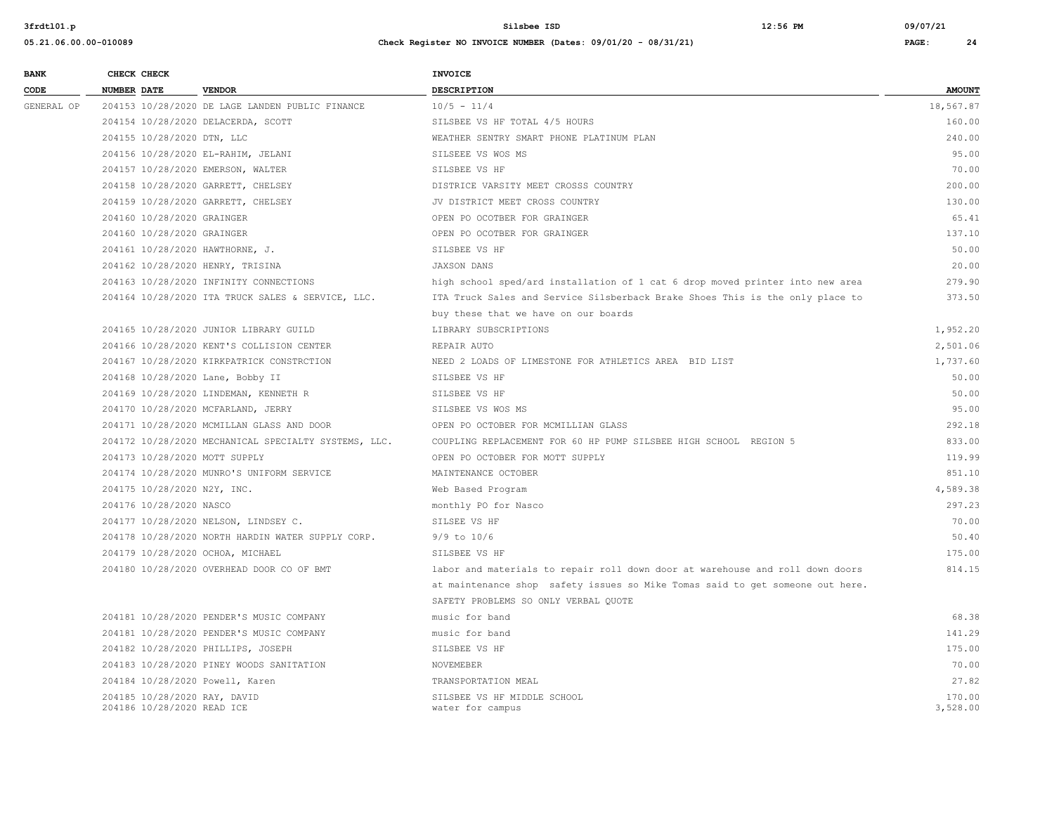| BANK CODE | CHECK NUMBER | CHECK DATE | VENDOR | INVOICE DESCRIPTION | AMOUNT |
|---|---|---|---|---|---|
| GENERAL OP | 204153 | 10/28/2020 | DE LAGE LANDEN PUBLIC FINANCE | 10/5 - 11/4 | 18,567.87 |
| | 204154 | 10/28/2020 | DELACERDA, SCOTT | SILSBEE VS HF TOTAL 4/5 HOURS | 160.00 |
| | 204155 | 10/28/2020 | DTN, LLC | WEATHER SENTRY SMART PHONE PLATINUM PLAN | 240.00 |
| | 204156 | 10/28/2020 | EL-RAHIM, JELANI | SILSEEE VS WOS MS | 95.00 |
| | 204157 | 10/28/2020 | EMERSON, WALTER | SILSBEE VS HF | 70.00 |
| | 204158 | 10/28/2020 | GARRETT, CHELSEY | DISTRICE VARSITY MEET CROSSS COUNTRY | 200.00 |
| | 204159 | 10/28/2020 | GARRETT, CHELSEY | JV DISTRICT MEET CROSS COUNTRY | 130.00 |
| | 204160 | 10/28/2020 | GRAINGER | OPEN PO OCOTBER FOR GRAINGER | 65.41 |
| | 204160 | 10/28/2020 | GRAINGER | OPEN PO OCOTBER FOR GRAINGER | 137.10 |
| | 204161 | 10/28/2020 | HAWTHORNE, J. | SILSBEE VS HF | 50.00 |
| | 204162 | 10/28/2020 | HENRY, TRISINA | JAXSON DANS | 20.00 |
| | 204163 | 10/28/2020 | INFINITY CONNECTIONS | high school sped/ard installation of 1 cat 6 drop moved printer into new area | 279.90 |
| | 204164 | 10/28/2020 | ITA TRUCK SALES & SERVICE, LLC. | ITA Truck Sales and Service Silsberback Brake Shoes This is the only place to buy these that we have on our boards | 373.50 |
| | 204165 | 10/28/2020 | JUNIOR LIBRARY GUILD | LIBRARY SUBSCRIPTIONS | 1,952.20 |
| | 204166 | 10/28/2020 | KENT'S COLLISION CENTER | REPAIR AUTO | 2,501.06 |
| | 204167 | 10/28/2020 | KIRKPATRICK CONSTRCTION | NEED 2 LOADS OF LIMESTONE FOR ATHLETICS AREA BID LIST | 1,737.60 |
| | 204168 | 10/28/2020 | Lane, Bobby II | SILSBEE VS HF | 50.00 |
| | 204169 | 10/28/2020 | LINDEMAN, KENNETH R | SILSBEE VS HF | 50.00 |
| | 204170 | 10/28/2020 | MCFARLAND, JERRY | SILSBEE VS WOS MS | 95.00 |
| | 204171 | 10/28/2020 | MCMILLAN GLASS AND DOOR | OPEN PO OCTOBER FOR MCMILLIAN GLASS | 292.18 |
| | 204172 | 10/28/2020 | MECHANICAL SPECIALTY SYSTEMS, LLC. | COUPLING REPLACEMENT FOR 60 HP PUMP SILSBEE HIGH SCHOOL REGION 5 | 833.00 |
| | 204173 | 10/28/2020 | MOTT SUPPLY | OPEN PO OCTOBER FOR MOTT SUPPLY | 119.99 |
| | 204174 | 10/28/2020 | MUNRO'S UNIFORM SERVICE | MAINTENANCE OCTOBER | 851.10 |
| | 204175 | 10/28/2020 | N2Y, INC. | Web Based Program | 4,589.38 |
| | 204176 | 10/28/2020 | NASCO | monthly PO for Nasco | 297.23 |
| | 204177 | 10/28/2020 | NELSON, LINDSEY C. | SILSEE VS HF | 70.00 |
| | 204178 | 10/28/2020 | NORTH HARDIN WATER SUPPLY CORP. | 9/9 to 10/6 | 50.40 |
| | 204179 | 10/28/2020 | OCHOA, MICHAEL | SILSBEE VS HF | 175.00 |
| | 204180 | 10/28/2020 | OVERHEAD DOOR CO OF BMT | labor and materials to repair roll down door at warehouse and roll down doors at maintenance shop safety issues so Mike Tomas said to get someone out here. SAFETY PROBLEMS SO ONLY VERBAL QUOTE | 814.15 |
| | 204181 | 10/28/2020 | PENDER'S MUSIC COMPANY | music for band | 68.38 |
| | 204181 | 10/28/2020 | PENDER'S MUSIC COMPANY | music for band | 141.29 |
| | 204182 | 10/28/2020 | PHILLIPS, JOSEPH | SILSBEE VS HF | 175.00 |
| | 204183 | 10/28/2020 | PINEY WOODS SANITATION | NOVEMEBER | 70.00 |
| | 204184 | 10/28/2020 | Powell, Karen | TRANSPORTATION MEAL | 27.82 |
| | 204185 | 10/28/2020 | RAY, DAVID | SILSBEE VS HF MIDDLE SCHOOL | 170.00 |
| | 204186 | 10/28/2020 | READ ICE | water for campus | 3,528.00 |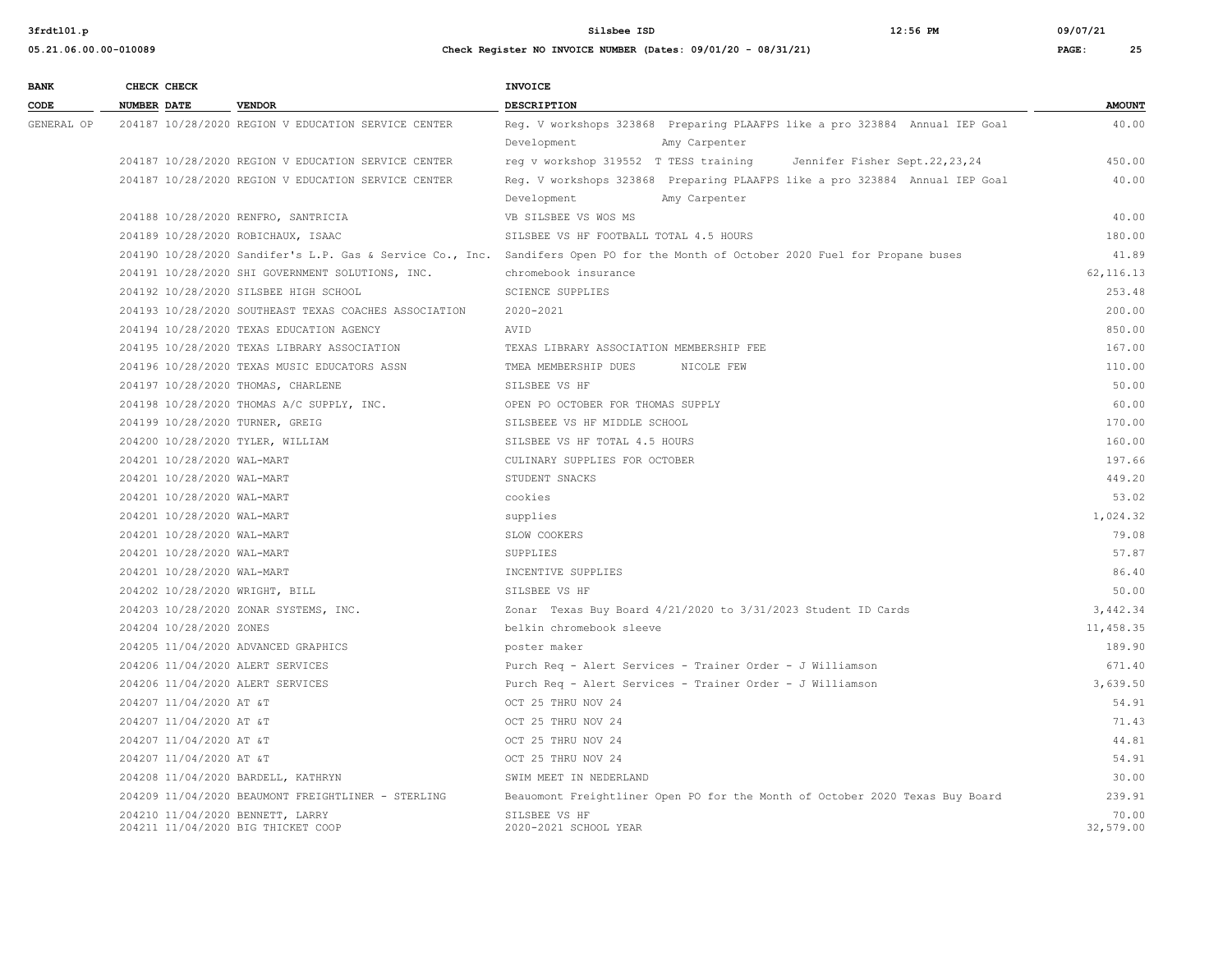| BANK CODE | CHECK NUMBER | CHECK DATE | VENDOR | INVOICE DESCRIPTION | AMOUNT |
|---|---|---|---|---|---|
| GENERAL OP | 204187 | 10/28/2020 | REGION V EDUCATION SERVICE CENTER | Reg. V workshops 323868 Preparing PLAAFPS like a pro 323884 Annual IEP Goal Development Amy Carpenter | 40.00 |
| | 204187 | 10/28/2020 | REGION V EDUCATION SERVICE CENTER | reg v workshop 319552 T TESS training Jennifer Fisher Sept.22,23,24 | 450.00 |
| | 204187 | 10/28/2020 | REGION V EDUCATION SERVICE CENTER | Reg. V workshops 323868 Preparing PLAAFPS like a pro 323884 Annual IEP Goal Development Amy Carpenter | 40.00 |
| | 204188 | 10/28/2020 | RENFRO, SANTRICIA | VB SILSBEE VS WOS MS | 40.00 |
| | 204189 | 10/28/2020 | ROBICHAUX, ISAAC | SILSBEE VS HF FOOTBALL TOTAL 4.5 HOURS | 180.00 |
| | 204190 | 10/28/2020 | Sandifer's L.P. Gas & Service Co., Inc. | Sandifers Open PO for the Month of October 2020 Fuel for Propane buses | 41.89 |
| | 204191 | 10/28/2020 | SHI GOVERNMENT SOLUTIONS, INC. | chromebook insurance | 62,116.13 |
| | 204192 | 10/28/2020 | SILSBEE HIGH SCHOOL | SCIENCE SUPPLIES | 253.48 |
| | 204193 | 10/28/2020 | SOUTHEAST TEXAS COACHES ASSOCIATION | 2020-2021 | 200.00 |
| | 204194 | 10/28/2020 | TEXAS EDUCATION AGENCY | AVID | 850.00 |
| | 204195 | 10/28/2020 | TEXAS LIBRARY ASSOCIATION | TEXAS LIBRARY ASSOCIATION MEMBERSHIP FEE | 167.00 |
| | 204196 | 10/28/2020 | TEXAS MUSIC EDUCATORS ASSN | TMEA MEMBERSHIP DUES NICOLE FEW | 110.00 |
| | 204197 | 10/28/2020 | THOMAS, CHARLENE | SILSBEE VS HF | 50.00 |
| | 204198 | 10/28/2020 | THOMAS A/C SUPPLY, INC. | OPEN PO OCTOBER FOR THOMAS SUPPLY | 60.00 |
| | 204199 | 10/28/2020 | TURNER, GREIG | SILSBEEE VS HF MIDDLE SCHOOL | 170.00 |
| | 204200 | 10/28/2020 | TYLER, WILLIAM | SILSBEE VS HF TOTAL 4.5 HOURS | 160.00 |
| | 204201 | 10/28/2020 | WAL-MART | CULINARY SUPPLIES FOR OCTOBER | 197.66 |
| | 204201 | 10/28/2020 | WAL-MART | STUDENT SNACKS | 449.20 |
| | 204201 | 10/28/2020 | WAL-MART | cookies | 53.02 |
| | 204201 | 10/28/2020 | WAL-MART | supplies | 1,024.32 |
| | 204201 | 10/28/2020 | WAL-MART | SLOW COOKERS | 79.08 |
| | 204201 | 10/28/2020 | WAL-MART | SUPPLIES | 57.87 |
| | 204201 | 10/28/2020 | WAL-MART | INCENTIVE SUPPLIES | 86.40 |
| | 204202 | 10/28/2020 | WRIGHT, BILL | SILSBEE VS HF | 50.00 |
| | 204203 | 10/28/2020 | ZONAR SYSTEMS, INC. | Zonar Texas Buy Board 4/21/2020 to 3/31/2023 Student ID Cards | 3,442.34 |
| | 204204 | 10/28/2020 | ZONES | belkin chromebook sleeve | 11,458.35 |
| | 204205 | 11/04/2020 | ADVANCED GRAPHICS | poster maker | 189.90 |
| | 204206 | 11/04/2020 | ALERT SERVICES | Purch Req - Alert Services - Trainer Order - J Williamson | 671.40 |
| | 204206 | 11/04/2020 | ALERT SERVICES | Purch Req - Alert Services - Trainer Order - J Williamson | 3,639.50 |
| | 204207 | 11/04/2020 | AT &T | OCT 25 THRU NOV 24 | 54.91 |
| | 204207 | 11/04/2020 | AT &T | OCT 25 THRU NOV 24 | 71.43 |
| | 204207 | 11/04/2020 | AT &T | OCT 25 THRU NOV 24 | 44.81 |
| | 204207 | 11/04/2020 | AT &T | OCT 25 THRU NOV 24 | 54.91 |
| | 204208 | 11/04/2020 | BARDELL, KATHRYN | SWIM MEET IN NEDERLAND | 30.00 |
| | 204209 | 11/04/2020 | BEAUMONT FREIGHTLINER - STERLING | Beauomont Freightliner Open PO for the Month of October 2020 Texas Buy Board | 239.91 |
| | 204210 | 11/04/2020 | BENNETT, LARRY | SILSBEE VS HF | 70.00 |
| | 204211 | 11/04/2020 | BIG THICKET COOP | 2020-2021 SCHOOL YEAR | 32,579.00 |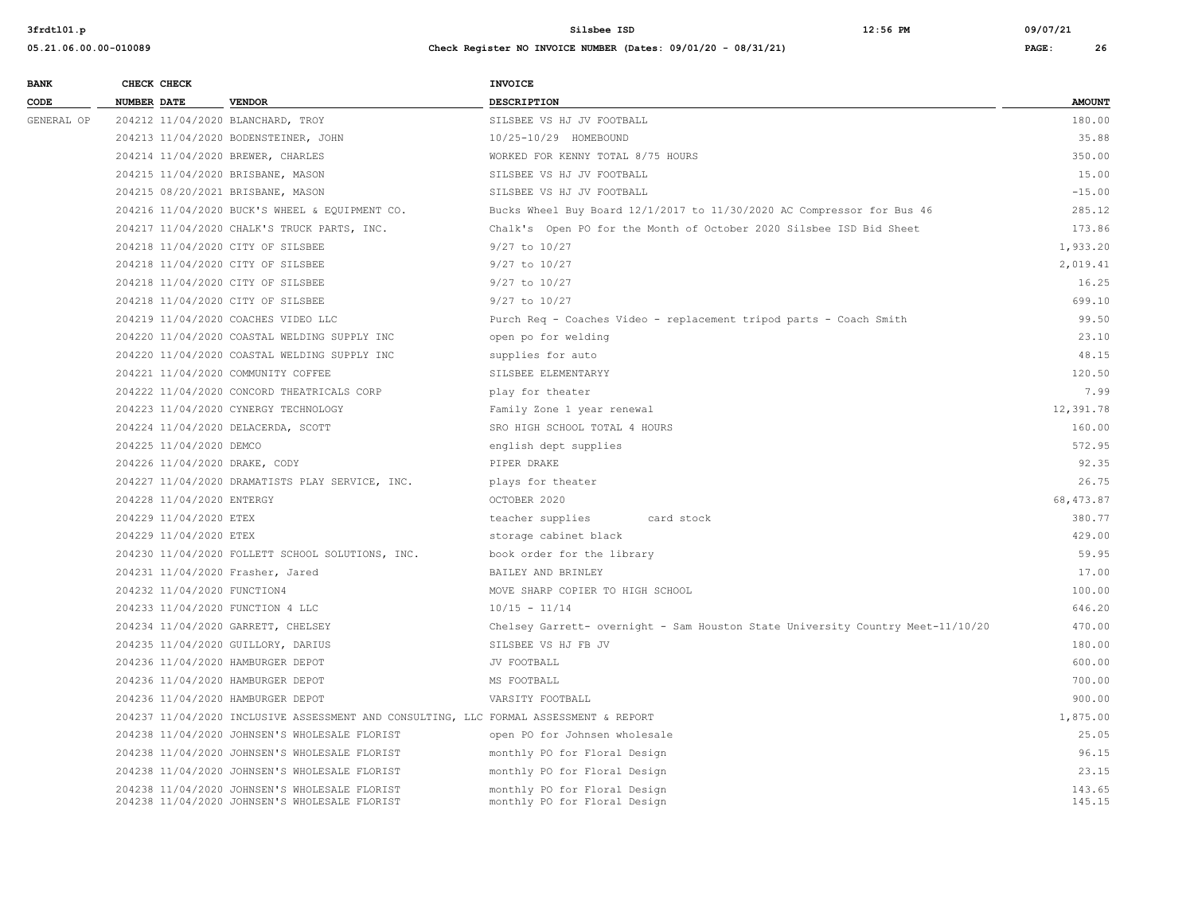| BANK CODE | CHECK NUMBER | CHECK DATE | VENDOR | INVOICE DESCRIPTION | AMOUNT |
|---|---|---|---|---|---|
| GENERAL OP | 204212 | 11/04/2020 | BLANCHARD, TROY | SILSBEE VS HJ JV FOOTBALL | 180.00 |
| | 204213 | 11/04/2020 | BODENSTEINER, JOHN | 10/25-10/29 HOMEBOUND | 35.88 |
| | 204214 | 11/04/2020 | BREWER, CHARLES | WORKED FOR KENNY TOTAL 8/75 HOURS | 350.00 |
| | 204215 | 11/04/2020 | BRISBANE, MASON | SILSBEE VS HJ JV FOOTBALL | 15.00 |
| | 204215 | 08/20/2021 | BRISBANE, MASON | SILSBEE VS HJ JV FOOTBALL | -15.00 |
| | 204216 | 11/04/2020 | BUCK'S WHEEL & EQUIPMENT CO. | Bucks Wheel Buy Board 12/1/2017 to 11/30/2020 AC Compressor for Bus 46 | 285.12 |
| | 204217 | 11/04/2020 | CHALK'S TRUCK PARTS, INC. | Chalk's Open PO for the Month of October 2020 Silsbee ISD Bid Sheet | 173.86 |
| | 204218 | 11/04/2020 | CITY OF SILSBEE | 9/27 to 10/27 | 1,933.20 |
| | 204218 | 11/04/2020 | CITY OF SILSBEE | 9/27 to 10/27 | 2,019.41 |
| | 204218 | 11/04/2020 | CITY OF SILSBEE | 9/27 to 10/27 | 16.25 |
| | 204218 | 11/04/2020 | CITY OF SILSBEE | 9/27 to 10/27 | 699.10 |
| | 204219 | 11/04/2020 | COACHES VIDEO LLC | Purch Req - Coaches Video - replacement tripod parts - Coach Smith | 99.50 |
| | 204220 | 11/04/2020 | COASTAL WELDING SUPPLY INC | open po for welding | 23.10 |
| | 204220 | 11/04/2020 | COASTAL WELDING SUPPLY INC | supplies for auto | 48.15 |
| | 204221 | 11/04/2020 | COMMUNITY COFFEE | SILSBEE ELEMENTARYY | 120.50 |
| | 204222 | 11/04/2020 | CONCORD THEATRICALS CORP | play for theater | 7.99 |
| | 204223 | 11/04/2020 | CYNERGY TECHNOLOGY | Family Zone 1 year renewal | 12,391.78 |
| | 204224 | 11/04/2020 | DELACERDA, SCOTT | SRO HIGH SCHOOL TOTAL 4 HOURS | 160.00 |
| | 204225 | 11/04/2020 | DEMCO | english dept supplies | 572.95 |
| | 204226 | 11/04/2020 | DRAKE, CODY | PIPER DRAKE | 92.35 |
| | 204227 | 11/04/2020 | DRAMATISTS PLAY SERVICE, INC. | plays for theater | 26.75 |
| | 204228 | 11/04/2020 | ENTERGY | OCTOBER 2020 | 68,473.87 |
| | 204229 | 11/04/2020 | ETEX | teacher supplies card stock | 380.77 |
| | 204229 | 11/04/2020 | ETEX | storage cabinet black | 429.00 |
| | 204230 | 11/04/2020 | FOLLETT SCHOOL SOLUTIONS, INC. | book order for the library | 59.95 |
| | 204231 | 11/04/2020 | Frasher, Jared | BAILEY AND BRINLEY | 17.00 |
| | 204232 | 11/04/2020 | FUNCTION4 | MOVE SHARP COPIER TO HIGH SCHOOL | 100.00 |
| | 204233 | 11/04/2020 | FUNCTION 4 LLC | 10/15 - 11/14 | 646.20 |
| | 204234 | 11/04/2020 | GARRETT, CHELSEY | Chelsey Garrett- overnight - Sam Houston State University Country Meet-11/10/20 | 470.00 |
| | 204235 | 11/04/2020 | GUILLORY, DARIUS | SILSBEE VS HJ FB JV | 180.00 |
| | 204236 | 11/04/2020 | HAMBURGER DEPOT | JV FOOTBALL | 600.00 |
| | 204236 | 11/04/2020 | HAMBURGER DEPOT | MS FOOTBALL | 700.00 |
| | 204236 | 11/04/2020 | HAMBURGER DEPOT | VARSITY FOOTBALL | 900.00 |
| | 204237 | 11/04/2020 | INCLUSIVE ASSESSMENT AND CONSULTING, LLC | FORMAL ASSESSMENT & REPORT | 1,875.00 |
| | 204238 | 11/04/2020 | JOHNSEN'S WHOLESALE FLORIST | open PO for Johnsen wholesale | 25.05 |
| | 204238 | 11/04/2020 | JOHNSEN'S WHOLESALE FLORIST | monthly PO for Floral Design | 96.15 |
| | 204238 | 11/04/2020 | JOHNSEN'S WHOLESALE FLORIST | monthly PO for Floral Design | 23.15 |
| | 204238 | 11/04/2020 | JOHNSEN'S WHOLESALE FLORIST | monthly PO for Floral Design | 143.65 |
| | 204238 | 11/04/2020 | JOHNSEN'S WHOLESALE FLORIST | monthly PO for Floral Design | 145.15 |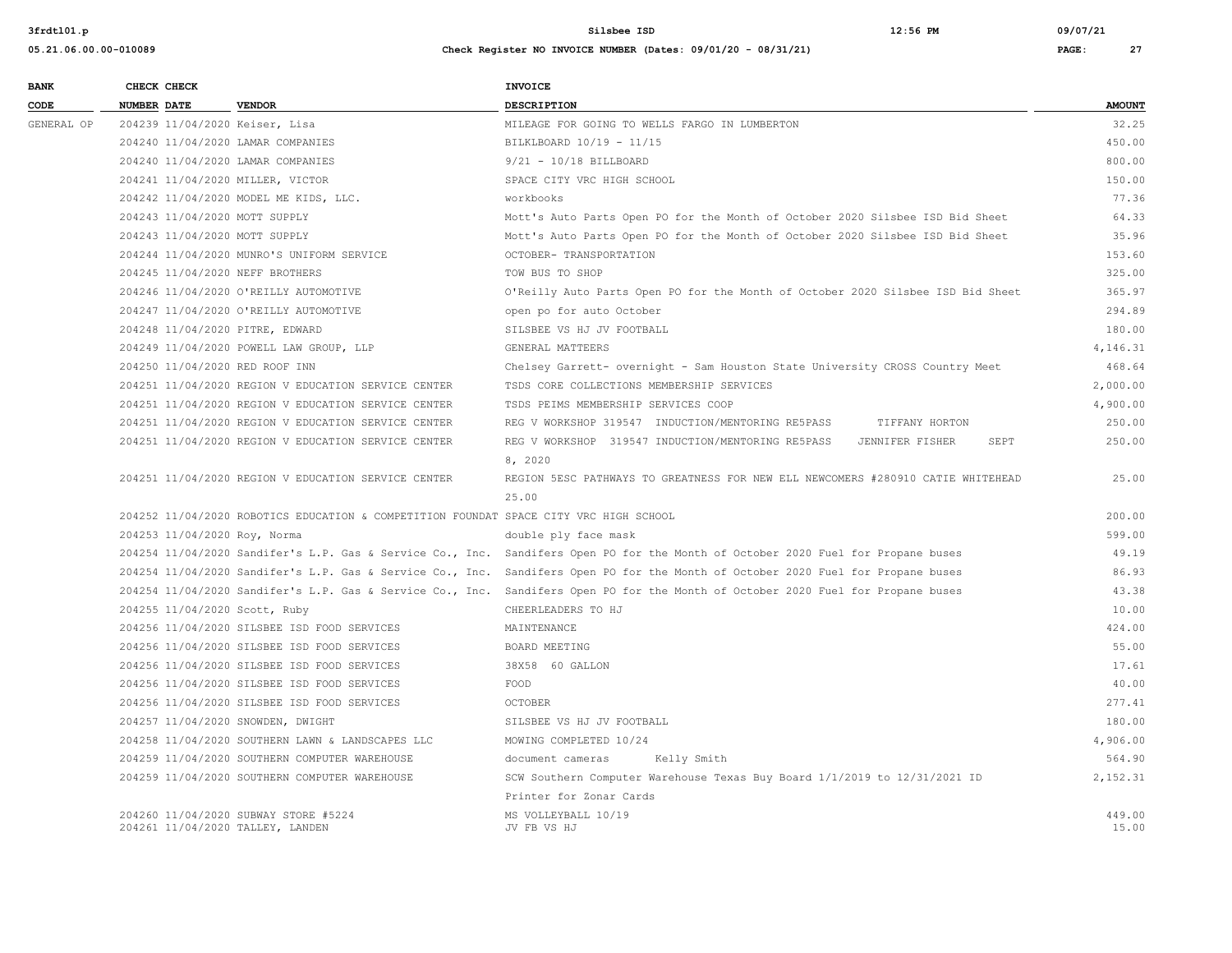| BANK CODE | CHECK NUMBER | CHECK DATE | VENDOR | INVOICE DESCRIPTION | AMOUNT |
|---|---|---|---|---|---|
| GENERAL OP | 204239 | 11/04/2020 | Keiser, Lisa | MILEAGE FOR GOING TO WELLS FARGO IN LUMBERTON | 32.25 |
| | 204240 | 11/04/2020 | LAMAR COMPANIES | BILKLBOARD 10/19 - 11/15 | 450.00 |
| | 204240 | 11/04/2020 | LAMAR COMPANIES | 9/21 - 10/18 BILLBOARD | 800.00 |
| | 204241 | 11/04/2020 | MILLER, VICTOR | SPACE CITY VRC HIGH SCHOOL | 150.00 |
| | 204242 | 11/04/2020 | MODEL ME KIDS, LLC. | workbooks | 77.36 |
| | 204243 | 11/04/2020 | MOTT SUPPLY | Mott's Auto Parts Open PO for the Month of October 2020 Silsbee ISD Bid Sheet | 64.33 |
| | 204243 | 11/04/2020 | MOTT SUPPLY | Mott's Auto Parts Open PO for the Month of October 2020 Silsbee ISD Bid Sheet | 35.96 |
| | 204244 | 11/04/2020 | MUNRO'S UNIFORM SERVICE | OCTOBER- TRANSPORTATION | 153.60 |
| | 204245 | 11/04/2020 | NEFF BROTHERS | TOW BUS TO SHOP | 325.00 |
| | 204246 | 11/04/2020 | O'REILLY AUTOMOTIVE | O'Reilly Auto Parts Open PO for the Month of October 2020 Silsbee ISD Bid Sheet | 365.97 |
| | 204247 | 11/04/2020 | O'REILLY AUTOMOTIVE | open po for auto October | 294.89 |
| | 204248 | 11/04/2020 | PITRE, EDWARD | SILSBEE VS HJ JV FOOTBALL | 180.00 |
| | 204249 | 11/04/2020 | POWELL LAW GROUP, LLP | GENERAL MATTEERS | 4,146.31 |
| | 204250 | 11/04/2020 | RED ROOF INN | Chelsey Garrett- overnight - Sam Houston State University CROSS Country Meet | 468.64 |
| | 204251 | 11/04/2020 | REGION V EDUCATION SERVICE CENTER | TSDS CORE COLLECTIONS MEMBERSHIP SERVICES | 2,000.00 |
| | 204251 | 11/04/2020 | REGION V EDUCATION SERVICE CENTER | TSDS PEIMS MEMBERSHIP SERVICES COOP | 4,900.00 |
| | 204251 | 11/04/2020 | REGION V EDUCATION SERVICE CENTER | REG V WORKSHOP 319547 INDUCTION/MENTORING RE5PASS TIFFANY HORTON | 250.00 |
| | 204251 | 11/04/2020 | REGION V EDUCATION SERVICE CENTER | REG V WORKSHOP 319547 INDUCTION/MENTORING RE5PASS JENNIFER FISHER SEPT 8, 2020 | 250.00 |
| | 204251 | 11/04/2020 | REGION V EDUCATION SERVICE CENTER | REGION 5ESC PATHWAYS TO GREATNESS FOR NEW ELL NEWCOMERS #280910 CATIE WHITEHEAD 25.00 | 25.00 |
| | 204252 | 11/04/2020 | ROBOTICS EDUCATION & COMPETITION FOUNDAT | SPACE CITY VRC HIGH SCHOOL | 200.00 |
| | 204253 | 11/04/2020 | Roy, Norma | double ply face mask | 599.00 |
| | 204254 | 11/04/2020 | Sandifer's L.P. Gas & Service Co., Inc. | Sandifers Open PO for the Month of October 2020 Fuel for Propane buses | 49.19 |
| | 204254 | 11/04/2020 | Sandifer's L.P. Gas & Service Co., Inc. | Sandifers Open PO for the Month of October 2020 Fuel for Propane buses | 86.93 |
| | 204254 | 11/04/2020 | Sandifer's L.P. Gas & Service Co., Inc. | Sandifers Open PO for the Month of October 2020 Fuel for Propane buses | 43.38 |
| | 204255 | 11/04/2020 | Scott, Ruby | CHEERLEADERS TO HJ | 10.00 |
| | 204256 | 11/04/2020 | SILSBEE ISD FOOD SERVICES | MAINTENANCE | 424.00 |
| | 204256 | 11/04/2020 | SILSBEE ISD FOOD SERVICES | BOARD MEETING | 55.00 |
| | 204256 | 11/04/2020 | SILSBEE ISD FOOD SERVICES | 38X58 60 GALLON | 17.61 |
| | 204256 | 11/04/2020 | SILSBEE ISD FOOD SERVICES | FOOD | 40.00 |
| | 204256 | 11/04/2020 | SILSBEE ISD FOOD SERVICES | OCTOBER | 277.41 |
| | 204257 | 11/04/2020 | SNOWDEN, DWIGHT | SILSBEE VS HJ JV FOOTBALL | 180.00 |
| | 204258 | 11/04/2020 | SOUTHERN LAWN & LANDSCAPES LLC | MOWING COMPLETED 10/24 | 4,906.00 |
| | 204259 | 11/04/2020 | SOUTHERN COMPUTER WAREHOUSE | document cameras Kelly Smith | 564.90 |
| | 204259 | 11/04/2020 | SOUTHERN COMPUTER WAREHOUSE | SCW Southern Computer Warehouse Texas Buy Board 1/1/2019 to 12/31/2021 ID Printer for Zonar Cards | 2,152.31 |
| | 204260 | 11/04/2020 | SUBWAY STORE #5224 | MS VOLLEYBALL 10/19 | 449.00 |
| | 204261 | 11/04/2020 | TALLEY, LANDEN | JV FB VS HJ | 15.00 |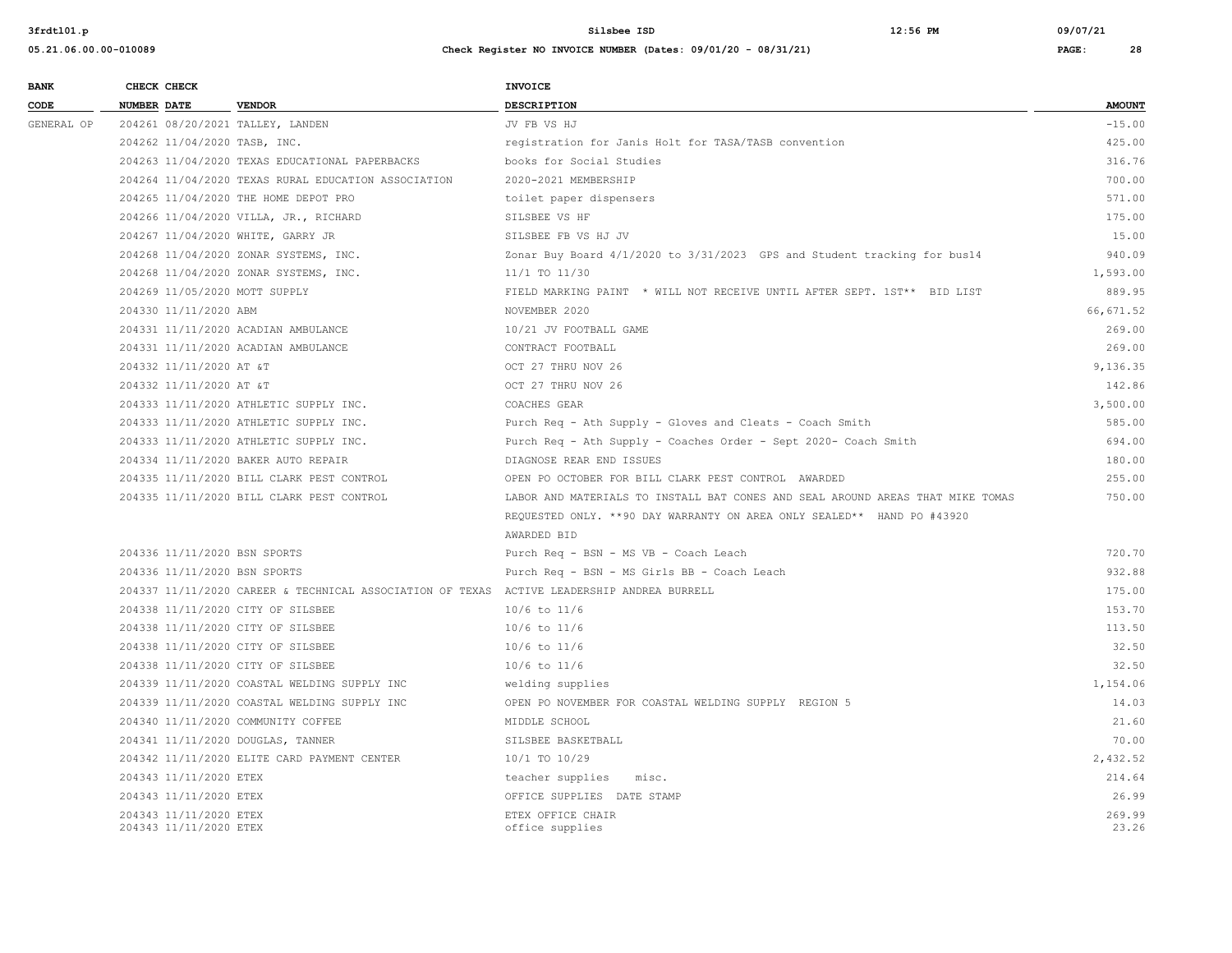| BANK CODE | CHECK NUMBER | CHECK DATE | VENDOR | INVOICE DESCRIPTION | AMOUNT |
|---|---|---|---|---|---|
| GENERAL OP | 204261 | 08/20/2021 | TALLEY, LANDEN | JV FB VS HJ | -15.00 |
| | 204262 | 11/04/2020 | TASB, INC. | registration for Janis Holt for TASA/TASB convention | 425.00 |
| | 204263 | 11/04/2020 | TEXAS EDUCATIONAL PAPERBACKS | books for Social Studies | 316.76 |
| | 204264 | 11/04/2020 | TEXAS RURAL EDUCATION ASSOCIATION | 2020-2021 MEMBERSHIP | 700.00 |
| | 204265 | 11/04/2020 | THE HOME DEPOT PRO | toilet paper dispensers | 571.00 |
| | 204266 | 11/04/2020 | VILLA, JR., RICHARD | SILSBEE VS HF | 175.00 |
| | 204267 | 11/04/2020 | WHITE, GARRY JR | SILSBEE FB VS HJ JV | 15.00 |
| | 204268 | 11/04/2020 | ZONAR SYSTEMS, INC. | Zonar Buy Board 4/1/2020 to 3/31/2023 GPS and Student tracking for bus14 | 940.09 |
| | 204268 | 11/04/2020 | ZONAR SYSTEMS, INC. | 11/1 TO 11/30 | 1,593.00 |
| | 204269 | 11/05/2020 | MOTT SUPPLY | FIELD MARKING PAINT * WILL NOT RECEIVE UNTIL AFTER SEPT. 1ST** BID LIST | 889.95 |
| | 204330 | 11/11/2020 | ABM | NOVEMBER 2020 | 66,671.52 |
| | 204331 | 11/11/2020 | ACADIAN AMBULANCE | 10/21 JV FOOTBALL GAME | 269.00 |
| | 204331 | 11/11/2020 | ACADIAN AMBULANCE | CONTRACT FOOTBALL | 269.00 |
| | 204332 | 11/11/2020 | AT &T | OCT 27 THRU NOV 26 | 9,136.35 |
| | 204332 | 11/11/2020 | AT &T | OCT 27 THRU NOV 26 | 142.86 |
| | 204333 | 11/11/2020 | ATHLETIC SUPPLY INC. | COACHES GEAR | 3,500.00 |
| | 204333 | 11/11/2020 | ATHLETIC SUPPLY INC. | Purch Req - Ath Supply - Gloves and Cleats - Coach Smith | 585.00 |
| | 204333 | 11/11/2020 | ATHLETIC SUPPLY INC. | Purch Req - Ath Supply - Coaches Order - Sept 2020- Coach Smith | 694.00 |
| | 204334 | 11/11/2020 | BAKER AUTO REPAIR | DIAGNOSE REAR END ISSUES | 180.00 |
| | 204335 | 11/11/2020 | BILL CLARK PEST CONTROL | OPEN PO OCTOBER FOR BILL CLARK PEST CONTROL AWARDED | 255.00 |
| | 204335 | 11/11/2020 | BILL CLARK PEST CONTROL | LABOR AND MATERIALS TO INSTALL BAT CONES AND SEAL AROUND AREAS THAT MIKE TOMAS REQUESTED ONLY. **90 DAY WARRANTY ON AREA ONLY SEALED** HAND PO #43920 AWARDED BID | 750.00 |
| | 204336 | 11/11/2020 | BSN SPORTS | Purch Req - BSN - MS VB - Coach Leach | 720.70 |
| | 204336 | 11/11/2020 | BSN SPORTS | Purch Req - BSN - MS Girls BB - Coach Leach | 932.88 |
| | 204337 | 11/11/2020 | CAREER & TECHNICAL ASSOCIATION OF TEXAS | ACTIVE LEADERSHIP ANDREA BURRELL | 175.00 |
| | 204338 | 11/11/2020 | CITY OF SILSBEE | 10/6 to 11/6 | 153.70 |
| | 204338 | 11/11/2020 | CITY OF SILSBEE | 10/6 to 11/6 | 113.50 |
| | 204338 | 11/11/2020 | CITY OF SILSBEE | 10/6 to 11/6 | 32.50 |
| | 204338 | 11/11/2020 | CITY OF SILSBEE | 10/6 to 11/6 | 32.50 |
| | 204339 | 11/11/2020 | COASTAL WELDING SUPPLY INC | welding supplies | 1,154.06 |
| | 204339 | 11/11/2020 | COASTAL WELDING SUPPLY INC | OPEN PO NOVEMBER FOR COASTAL WELDING SUPPLY REGION 5 | 14.03 |
| | 204340 | 11/11/2020 | COMMUNITY COFFEE | MIDDLE SCHOOL | 21.60 |
| | 204341 | 11/11/2020 | DOUGLAS, TANNER | SILSBEE BASKETBALL | 70.00 |
| | 204342 | 11/11/2020 | ELITE CARD PAYMENT CENTER | 10/1 TO 10/29 | 2,432.52 |
| | 204343 | 11/11/2020 | ETEX | teacher supplies misc. | 214.64 |
| | 204343 | 11/11/2020 | ETEX | OFFICE SUPPLIES DATE STAMP | 26.99 |
| | 204343 | 11/11/2020 | ETEX | ETEX OFFICE CHAIR | 269.99 |
| | 204343 | 11/11/2020 | ETEX | office supplies | 23.26 |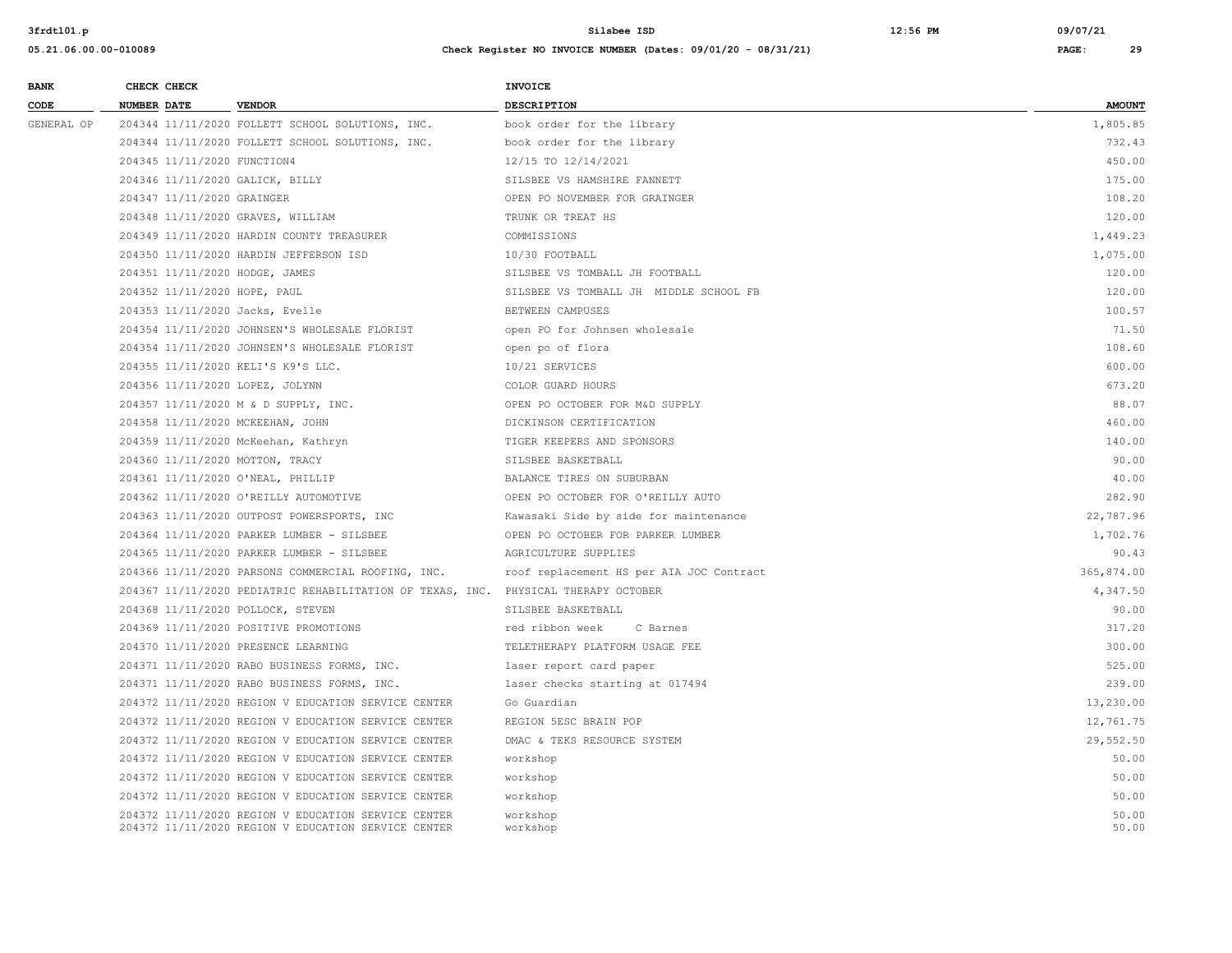**Silsbee ISD**

**Check Register NO INVOICE NUMBER (Dates: 09/01/20 - 08/31/21)**

| BANK CODE | CHECK NUMBER | CHECK DATE | VENDOR | INVOICE DESCRIPTION | AMOUNT |
|---|---|---|---|---|---|
| GENERAL OP | 204344 | 11/11/2020 | FOLLETT SCHOOL SOLUTIONS, INC. | book order for the library | 1,805.85 |
| | 204344 | 11/11/2020 | FOLLETT SCHOOL SOLUTIONS, INC. | book order for the library | 732.43 |
| | 204345 | 11/11/2020 | FUNCTION4 | 12/15 TO 12/14/2021 | 450.00 |
| | 204346 | 11/11/2020 | GALICK, BILLY | SILSBEE VS HAMSHIRE FANNETT | 175.00 |
| | 204347 | 11/11/2020 | GRAINGER | OPEN PO NOVEMBER FOR GRAINGER | 108.20 |
| | 204348 | 11/11/2020 | GRAVES, WILLIAM | TRUNK OR TREAT HS | 120.00 |
| | 204349 | 11/11/2020 | HARDIN COUNTY TREASURER | COMMISSIONS | 1,449.23 |
| | 204350 | 11/11/2020 | HARDIN JEFFERSON ISD | 10/30 FOOTBALL | 1,075.00 |
| | 204351 | 11/11/2020 | HODGE, JAMES | SILSBEE VS TOMBALL JH FOOTBALL | 120.00 |
| | 204352 | 11/11/2020 | HOPE, PAUL | SILSBEE VS TOMBALL JH MIDDLE SCHOOL FB | 120.00 |
| | 204353 | 11/11/2020 | Jacks, Evelle | BETWEEN CAMPUSES | 100.57 |
| | 204354 | 11/11/2020 | JOHNSEN'S WHOLESALE FLORIST | open PO for Johnsen wholesale | 71.50 |
| | 204354 | 11/11/2020 | JOHNSEN'S WHOLESALE FLORIST | open po of flora | 108.60 |
| | 204355 | 11/11/2020 | KELI'S K9'S LLC. | 10/21 SERVICES | 600.00 |
| | 204356 | 11/11/2020 | LOPEZ, JOLYNN | COLOR GUARD HOURS | 673.20 |
| | 204357 | 11/11/2020 | M & D SUPPLY, INC. | OPEN PO OCTOBER FOR M&D SUPPLY | 88.07 |
| | 204358 | 11/11/2020 | MCKEEHAN, JOHN | DICKINSON CERTIFICATION | 460.00 |
| | 204359 | 11/11/2020 | McKeehan, Kathryn | TIGER KEEPERS AND SPONSORS | 140.00 |
| | 204360 | 11/11/2020 | MOTTON, TRACY | SILSBEE BASKETBALL | 90.00 |
| | 204361 | 11/11/2020 | O'NEAL, PHILLIP | BALANCE TIRES ON SUBURBAN | 40.00 |
| | 204362 | 11/11/2020 | O'REILLY AUTOMOTIVE | OPEN PO OCTOBER FOR O'REILLY AUTO | 282.90 |
| | 204363 | 11/11/2020 | OUTPOST POWERSPORTS, INC | Kawasaki Side by side for maintenance | 22,787.96 |
| | 204364 | 11/11/2020 | PARKER LUMBER - SILSBEE | OPEN PO OCTOBER FOR PARKER LUMBER | 1,702.76 |
| | 204365 | 11/11/2020 | PARKER LUMBER - SILSBEE | AGRICULTURE SUPPLIES | 90.43 |
| | 204366 | 11/11/2020 | PARSONS COMMERCIAL ROOFING, INC. | roof replacement HS per AIA JOC Contract | 365,874.00 |
| | 204367 | 11/11/2020 | PEDIATRIC REHABILITATION OF TEXAS, INC. | PHYSICAL THERAPY OCTOBER | 4,347.50 |
| | 204368 | 11/11/2020 | POLLOCK, STEVEN | SILSBEE BASKETBALL | 90.00 |
| | 204369 | 11/11/2020 | POSITIVE PROMOTIONS | red ribbon week C Barnes | 317.20 |
| | 204370 | 11/11/2020 | PRESENCE LEARNING | TELETHERAPY PLATFORM USAGE FEE | 300.00 |
| | 204371 | 11/11/2020 | RABO BUSINESS FORMS, INC. | laser report card paper | 525.00 |
| | 204371 | 11/11/2020 | RABO BUSINESS FORMS, INC. | laser checks starting at 017494 | 239.00 |
| | 204372 | 11/11/2020 | REGION V EDUCATION SERVICE CENTER | Go Guardian | 13,230.00 |
| | 204372 | 11/11/2020 | REGION V EDUCATION SERVICE CENTER | REGION 5ESC BRAIN POP | 12,761.75 |
| | 204372 | 11/11/2020 | REGION V EDUCATION SERVICE CENTER | DMAC & TEKS RESOURCE SYSTEM | 29,552.50 |
| | 204372 | 11/11/2020 | REGION V EDUCATION SERVICE CENTER | workshop | 50.00 |
| | 204372 | 11/11/2020 | REGION V EDUCATION SERVICE CENTER | workshop | 50.00 |
| | 204372 | 11/11/2020 | REGION V EDUCATION SERVICE CENTER | workshop | 50.00 |
| | 204372 | 11/11/2020 | REGION V EDUCATION SERVICE CENTER | workshop | 50.00 |
| | 204372 | 11/11/2020 | REGION V EDUCATION SERVICE CENTER | workshop | 50.00 |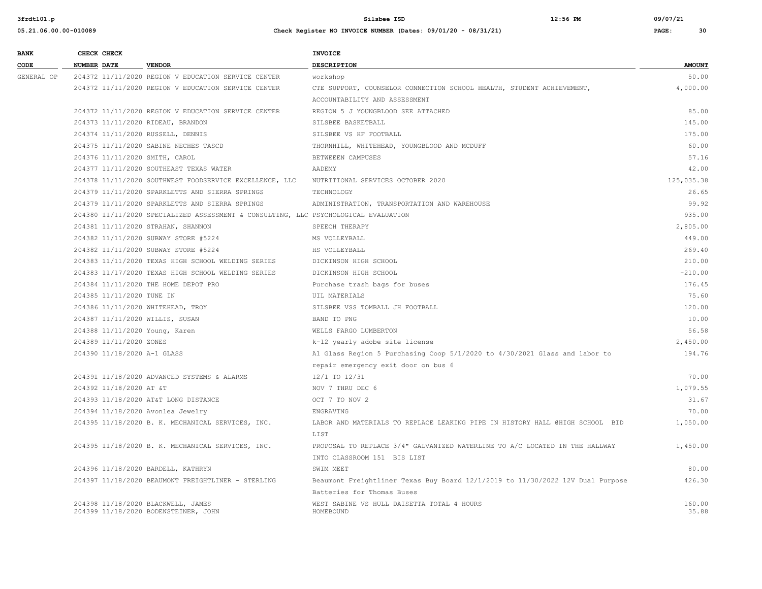| BANK CODE | CHECK NUMBER | CHECK DATE | VENDOR | INVOICE DESCRIPTION | AMOUNT |
|---|---|---|---|---|---|
| GENERAL OP | 204372 | 11/11/2020 | REGION V EDUCATION SERVICE CENTER | workshop | 50.00 |
| | 204372 | 11/11/2020 | REGION V EDUCATION SERVICE CENTER | CTE SUPPORT, COUNSELOR CONNECTION SCHOOL HEALTH, STUDENT ACHIEVEMENT, ACCOUNTABILITY AND ASSESSMENT | 4,000.00 |
| | 204372 | 11/11/2020 | REGION V EDUCATION SERVICE CENTER | REGION 5 J YOUNGBLOOD SEE ATTACHED | 85.00 |
| | 204373 | 11/11/2020 | RIDEAU, BRANDON | SILSBEE BASKETBALL | 145.00 |
| | 204374 | 11/11/2020 | RUSSELL, DENNIS | SILSBEE VS HF FOOTBALL | 175.00 |
| | 204375 | 11/11/2020 | SABINE NECHES TASCD | THORNHILL, WHITEHEAD, YOUNGBLOOD AND MCDUFF | 60.00 |
| | 204376 | 11/11/2020 | SMITH, CAROL | BETWEEEN CAMPUSES | 57.16 |
| | 204377 | 11/11/2020 | SOUTHEAST TEXAS WATER | AADEMY | 42.00 |
| | 204378 | 11/11/2020 | SOUTHWEST FOODSERVICE EXCELLENCE, LLC | NUTRITIONAL SERVICES OCTOBER 2020 | 125,035.38 |
| | 204379 | 11/11/2020 | SPARKLETTS AND SIERRA SPRINGS | TECHNOLOGY | 26.65 |
| | 204379 | 11/11/2020 | SPARKLETTS AND SIERRA SPRINGS | ADMINISTRATION, TRANSPORTATION AND WAREHOUSE | 99.92 |
| | 204380 | 11/11/2020 | SPECIALIZED ASSESSMENT & CONSULTING, LLC | PSYCHOLOGICAL EVALUATION | 935.00 |
| | 204381 | 11/11/2020 | STRAHAN, SHANNON | SPEECH THERAPY | 2,805.00 |
| | 204382 | 11/11/2020 | SUBWAY STORE #5224 | MS VOLLEYBALL | 449.00 |
| | 204382 | 11/11/2020 | SUBWAY STORE #5224 | HS VOLLEYBALL | 269.40 |
| | 204383 | 11/11/2020 | TEXAS HIGH SCHOOL WELDING SERIES | DICKINSON HIGH SCHOOL | 210.00 |
| | 204383 | 11/17/2020 | TEXAS HIGH SCHOOL WELDING SERIES | DICKINSON HIGH SCHOOL | -210.00 |
| | 204384 | 11/11/2020 | THE HOME DEPOT PRO | Purchase trash bags for buses | 176.45 |
| | 204385 | 11/11/2020 | TUNE IN | UIL MATERIALS | 75.60 |
| | 204386 | 11/11/2020 | WHITEHEAD, TROY | SILSBEE VSS TOMBALL JH FOOTBALL | 120.00 |
| | 204387 | 11/11/2020 | WILLIS, SUSAN | BAND TO PNG | 10.00 |
| | 204388 | 11/11/2020 | Young, Karen | WELLS FARGO LUMBERTON | 56.58 |
| | 204389 | 11/11/2020 | ZONES | k-12 yearly adobe site license | 2,450.00 |
| | 204390 | 11/18/2020 | A-1 GLASS | A1 Glass Region 5 Purchasing Coop 5/1/2020 to 4/30/2021 Glass and labor to repair emergency exit door on bus 6 | 194.76 |
| | 204391 | 11/18/2020 | ADVANCED SYSTEMS & ALARMS | 12/1 TO 12/31 | 70.00 |
| | 204392 | 11/18/2020 | AT &T | NOV 7 THRU DEC 6 | 1,079.55 |
| | 204393 | 11/18/2020 | AT&T LONG DISTANCE | OCT 7 TO NOV 2 | 31.67 |
| | 204394 | 11/18/2020 | Avonlea Jewelry | ENGRAVING | 70.00 |
| | 204395 | 11/18/2020 | B. K. MECHANICAL SERVICES, INC. | LABOR AND MATERIALS TO REPLACE LEAKING PIPE IN HISTORY HALL @HIGH SCHOOL BID LIST | 1,050.00 |
| | 204395 | 11/18/2020 | B. K. MECHANICAL SERVICES, INC. | PROPOSAL TO REPLACE 3/4" GALVANIZED WATERLINE TO A/C LOCATED IN THE HALLWAY INTO CLASSROOM 151 BIS LIST | 1,450.00 |
| | 204396 | 11/18/2020 | BARDELL, KATHRYN | SWIM MEET | 80.00 |
| | 204397 | 11/18/2020 | BEAUMONT FREIGHTLINER - STERLING | Beaumont Freightliner Texas Buy Board 12/1/2019 to 11/30/2022 12V Dual Purpose Batteries for Thomas Buses | 426.30 |
| | 204398 | 11/18/2020 | BLACKWELL, JAMES | WEST SABINE VS HULL DAISETTA TOTAL 4 HOURS | 160.00 |
| | 204399 | 11/18/2020 | BODENSTEINER, JOHN | HOMEBOUND | 35.88 |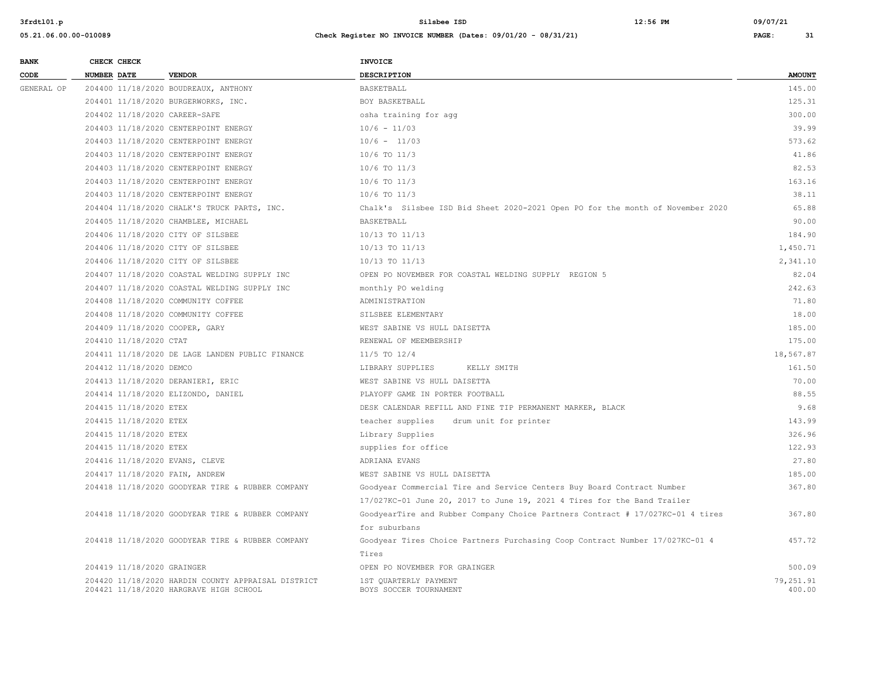| BANK CODE | CHECK NUMBER | CHECK DATE | VENDOR | INVOICE DESCRIPTION | AMOUNT |
|---|---|---|---|---|---|
| GENERAL OP | 204400 | 11/18/2020 | BOUDREAUX, ANTHONY | BASKETBALL | 145.00 |
| | 204401 | 11/18/2020 | BURGERWORKS, INC. | BOY BASKETBALL | 125.31 |
| | 204402 | 11/18/2020 | CAREER-SAFE | osha training for agg | 300.00 |
| | 204403 | 11/18/2020 | CENTERPOINT ENERGY | 10/6 - 11/03 | 39.99 |
| | 204403 | 11/18/2020 | CENTERPOINT ENERGY | 10/6 - 11/03 | 573.62 |
| | 204403 | 11/18/2020 | CENTERPOINT ENERGY | 10/6 TO 11/3 | 41.86 |
| | 204403 | 11/18/2020 | CENTERPOINT ENERGY | 10/6 TO 11/3 | 82.53 |
| | 204403 | 11/18/2020 | CENTERPOINT ENERGY | 10/6 TO 11/3 | 163.16 |
| | 204403 | 11/18/2020 | CENTERPOINT ENERGY | 10/6 TO 11/3 | 38.11 |
| | 204404 | 11/18/2020 | CHALK'S TRUCK PARTS, INC. | Chalk's Silsbee ISD Bid Sheet 2020-2021 Open PO for the month of November 2020 | 65.88 |
| | 204405 | 11/18/2020 | CHAMBLEE, MICHAEL | BASKETBALL | 90.00 |
| | 204406 | 11/18/2020 | CITY OF SILSBEE | 10/13 TO 11/13 | 184.90 |
| | 204406 | 11/18/2020 | CITY OF SILSBEE | 10/13 TO 11/13 | 1,450.71 |
| | 204406 | 11/18/2020 | CITY OF SILSBEE | 10/13 TO 11/13 | 2,341.10 |
| | 204407 | 11/18/2020 | COASTAL WELDING SUPPLY INC | OPEN PO NOVEMBER FOR COASTAL WELDING SUPPLY REGION 5 | 82.04 |
| | 204407 | 11/18/2020 | COASTAL WELDING SUPPLY INC | monthly PO welding | 242.63 |
| | 204408 | 11/18/2020 | COMMUNITY COFFEE | ADMINISTRATION | 71.80 |
| | 204408 | 11/18/2020 | COMMUNITY COFFEE | SILSBEE ELEMENTARY | 18.00 |
| | 204409 | 11/18/2020 | COOPER, GARY | WEST SABINE VS HULL DAISETTA | 185.00 |
| | 204410 | 11/18/2020 | CTAT | RENEWAL OF MEEMBERSHIP | 175.00 |
| | 204411 | 11/18/2020 | DE LAGE LANDEN PUBLIC FINANCE | 11/5 TO 12/4 | 18,567.87 |
| | 204412 | 11/18/2020 | DEMCO | LIBRARY SUPPLIES KELLY SMITH | 161.50 |
| | 204413 | 11/18/2020 | DERANIERI, ERIC | WEST SABINE VS HULL DAISETTA | 70.00 |
| | 204414 | 11/18/2020 | ELIZONDO, DANIEL | PLAYOFF GAME IN PORTER FOOTBALL | 88.55 |
| | 204415 | 11/18/2020 | ETEX | DESK CALENDAR REFILL AND FINE TIP PERMANENT MARKER, BLACK | 9.68 |
| | 204415 | 11/18/2020 | ETEX | teacher supplies drum unit for printer | 143.99 |
| | 204415 | 11/18/2020 | ETEX | Library Supplies | 326.96 |
| | 204415 | 11/18/2020 | ETEX | supplies for office | 122.93 |
| | 204416 | 11/18/2020 | EVANS, CLEVE | ADRIANA EVANS | 27.80 |
| | 204417 | 11/18/2020 | FAIN, ANDREW | WEST SABINE VS HULL DAISETTA | 185.00 |
| | 204418 | 11/18/2020 | GOODYEAR TIRE & RUBBER COMPANY | Goodyear Commercial Tire and Service Centers Buy Board Contract Number 17/027KC-01 June 20, 2017 to June 19, 2021 4 Tires for the Band Trailer | 367.80 |
| | 204418 | 11/18/2020 | GOODYEAR TIRE & RUBBER COMPANY | GoodyearTire and Rubber Company Choice Partners Contract # 17/027KC-01 4 tires for suburbans | 367.80 |
| | 204418 | 11/18/2020 | GOODYEAR TIRE & RUBBER COMPANY | Goodyear Tires Choice Partners Purchasing Coop Contract Number 17/027KC-01 4 Tires | 457.72 |
| | 204419 | 11/18/2020 | GRAINGER | OPEN PO NOVEMBER FOR GRAINGER | 500.09 |
| | 204420 | 11/18/2020 | HARDIN COUNTY APPRAISAL DISTRICT | 1ST QUARTERLY PAYMENT | 79,251.91 |
| | 204421 | 11/18/2020 | HARGRAVE HIGH SCHOOL | BOYS SOCCER TOURNAMENT | 400.00 |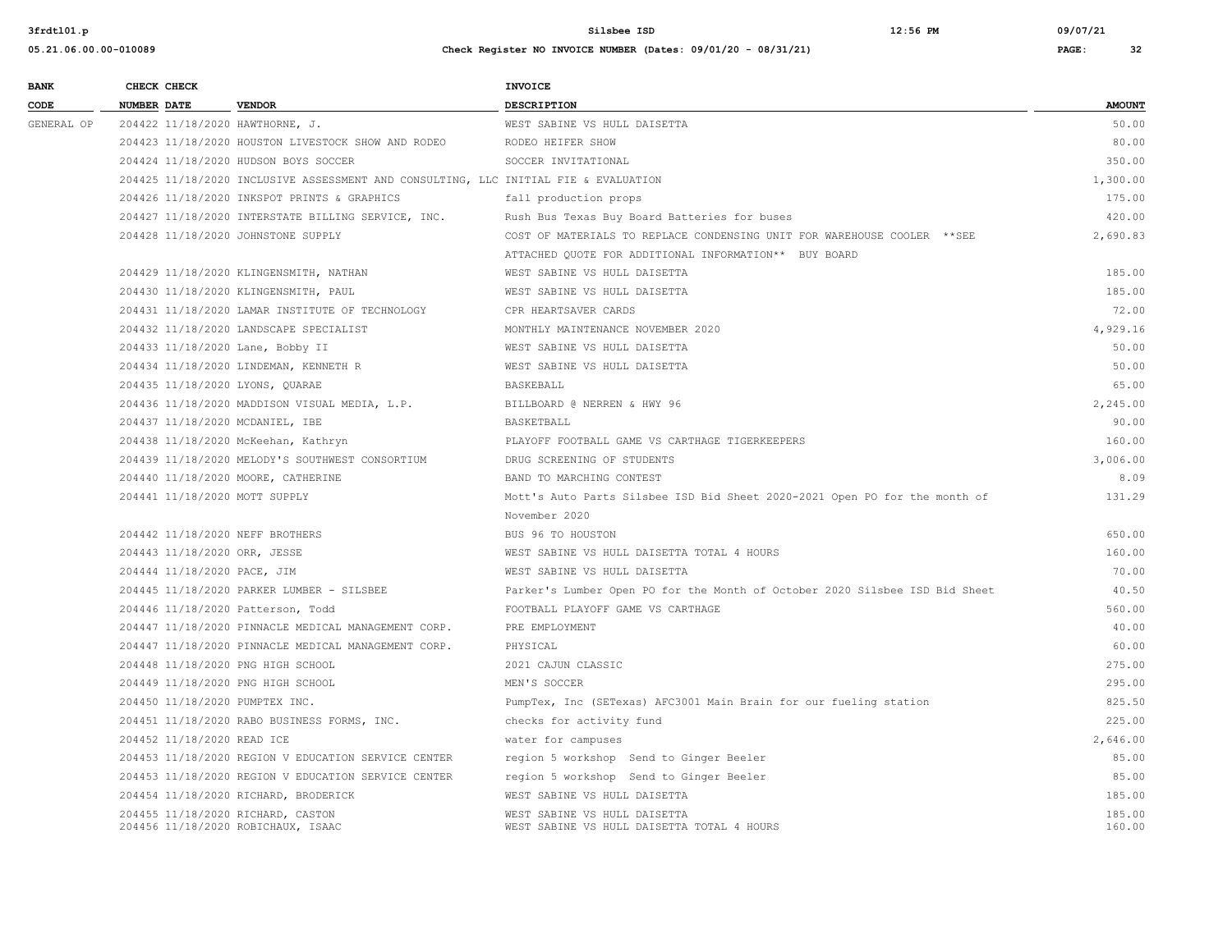| BANK CODE | CHECK NUMBER | CHECK DATE | VENDOR | INVOICE DESCRIPTION | AMOUNT |
|---|---|---|---|---|---|
| GENERAL OP | 204422 | 11/18/2020 | HAWTHORNE, J. | WEST SABINE VS HULL DAISETTA | 50.00 |
| | 204423 | 11/18/2020 | HOUSTON LIVESTOCK SHOW AND RODEO | RODEO HEIFER SHOW | 80.00 |
| | 204424 | 11/18/2020 | HUDSON BOYS SOCCER | SOCCER INVITATIONAL | 350.00 |
| | 204425 | 11/18/2020 | INCLUSIVE ASSESSMENT AND CONSULTING, LLC | INITIAL FIE & EVALUATION | 1,300.00 |
| | 204426 | 11/18/2020 | INKSPOT PRINTS & GRAPHICS | fall production props | 175.00 |
| | 204427 | 11/18/2020 | INTERSTATE BILLING SERVICE, INC. | Rush Bus Texas Buy Board Batteries for buses | 420.00 |
| | 204428 | 11/18/2020 | JOHNSTONE SUPPLY | COST OF MATERIALS TO REPLACE CONDENSING UNIT FOR WAREHOUSE COOLER **SEE ATTACHED QUOTE FOR ADDITIONAL INFORMATION** BUY BOARD | 2,690.83 |
| | 204429 | 11/18/2020 | KLINGENSMITH, NATHAN | WEST SABINE VS HULL DAISETTA | 185.00 |
| | 204430 | 11/18/2020 | KLINGENSMITH, PAUL | WEST SABINE VS HULL DAISETTA | 185.00 |
| | 204431 | 11/18/2020 | LAMAR INSTITUTE OF TECHNOLOGY | CPR HEARTSAVER CARDS | 72.00 |
| | 204432 | 11/18/2020 | LANDSCAPE SPECIALIST | MONTHLY MAINTENANCE NOVEMBER 2020 | 4,929.16 |
| | 204433 | 11/18/2020 | Lane, Bobby II | WEST SABINE VS HULL DAISETTA | 50.00 |
| | 204434 | 11/18/2020 | LINDEMAN, KENNETH R | WEST SABINE VS HULL DAISETTA | 50.00 |
| | 204435 | 11/18/2020 | LYONS, QUARAE | BASKEBALL | 65.00 |
| | 204436 | 11/18/2020 | MADDISON VISUAL MEDIA, L.P. | BILLBOARD @ NERREN & HWY 96 | 2,245.00 |
| | 204437 | 11/18/2020 | MCDANIEL, IBE | BASKETBALL | 90.00 |
| | 204438 | 11/18/2020 | McKeehan, Kathryn | PLAYOFF FOOTBALL GAME VS CARTHAGE TIGERKEEPERS | 160.00 |
| | 204439 | 11/18/2020 | MELODY'S SOUTHWEST CONSORTIUM | DRUG SCREENING OF STUDENTS | 3,006.00 |
| | 204440 | 11/18/2020 | MOORE, CATHERINE | BAND TO MARCHING CONTEST | 8.09 |
| | 204441 | 11/18/2020 | MOTT SUPPLY | Mott's Auto Parts Silsbee ISD Bid Sheet 2020-2021 Open PO for the month of November 2020 | 131.29 |
| | 204442 | 11/18/2020 | NEFF BROTHERS | BUS 96 TO HOUSTON | 650.00 |
| | 204443 | 11/18/2020 | ORR, JESSE | WEST SABINE VS HULL DAISETTA TOTAL 4 HOURS | 160.00 |
| | 204444 | 11/18/2020 | PACE, JIM | WEST SABINE VS HULL DAISETTA | 70.00 |
| | 204445 | 11/18/2020 | PARKER LUMBER - SILSBEE | Parker's Lumber Open PO for the Month of October 2020 Silsbee ISD Bid Sheet | 40.50 |
| | 204446 | 11/18/2020 | Patterson, Todd | FOOTBALL PLAYOFF GAME VS CARTHAGE | 560.00 |
| | 204447 | 11/18/2020 | PINNACLE MEDICAL MANAGEMENT CORP. | PRE EMPLOYMENT | 40.00 |
| | 204447 | 11/18/2020 | PINNACLE MEDICAL MANAGEMENT CORP. | PHYSICAL | 60.00 |
| | 204448 | 11/18/2020 | PNG HIGH SCHOOL | 2021 CAJUN CLASSIC | 275.00 |
| | 204449 | 11/18/2020 | PNG HIGH SCHOOL | MEN'S SOCCER | 295.00 |
| | 204450 | 11/18/2020 | PUMPTEX INC. | PumpTex, Inc (SETexas) AFC3001 Main Brain for our fueling station | 825.50 |
| | 204451 | 11/18/2020 | RABO BUSINESS FORMS, INC. | checks for activity fund | 225.00 |
| | 204452 | 11/18/2020 | READ ICE | water for campuses | 2,646.00 |
| | 204453 | 11/18/2020 | REGION V EDUCATION SERVICE CENTER | region 5 workshop Send to Ginger Beeler | 85.00 |
| | 204453 | 11/18/2020 | REGION V EDUCATION SERVICE CENTER | region 5 workshop Send to Ginger Beeler | 85.00 |
| | 204454 | 11/18/2020 | RICHARD, BRODERICK | WEST SABINE VS HULL DAISETTA | 185.00 |
| | 204455 | 11/18/2020 | RICHARD, CASTON | WEST SABINE VS HULL DAISETTA | 185.00 |
| | 204456 | 11/18/2020 | ROBICHAUX, ISAAC | WEST SABINE VS HULL DAISETTA TOTAL 4 HOURS | 160.00 |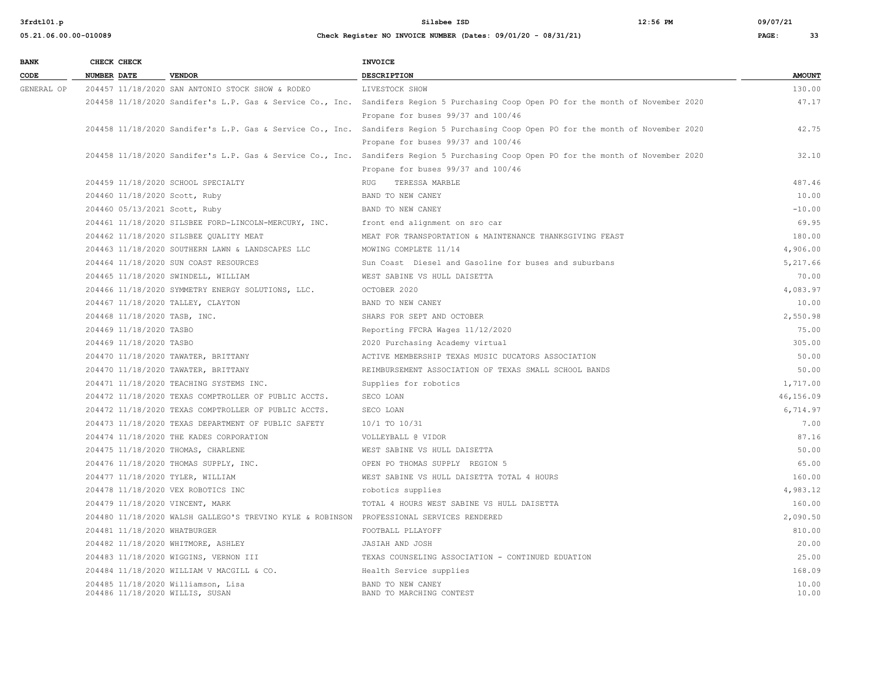| BANK CODE | CHECK NUMBER | CHECK DATE | VENDOR | INVOICE DESCRIPTION | AMOUNT |
|---|---|---|---|---|---|
| GENERAL OP | 204457 | 11/18/2020 | SAN ANTONIO STOCK SHOW & RODEO | LIVESTOCK SHOW | 130.00 |
| | 204458 | 11/18/2020 | Sandifer's L.P. Gas & Service Co., Inc. | Sandifers Region 5 Purchasing Coop Open PO for the month of November 2020 Propane for buses 99/37 and 100/46 | 47.17 |
| | 204458 | 11/18/2020 | Sandifer's L.P. Gas & Service Co., Inc. | Sandifers Region 5 Purchasing Coop Open PO for the month of November 2020 Propane for buses 99/37 and 100/46 | 42.75 |
| | 204458 | 11/18/2020 | Sandifer's L.P. Gas & Service Co., Inc. | Sandifers Region 5 Purchasing Coop Open PO for the month of November 2020 Propane for buses 99/37 and 100/46 | 32.10 |
| | 204459 | 11/18/2020 | SCHOOL SPECIALTY | RUG TERESSA MARBLE | 487.46 |
| | 204460 | 11/18/2020 | Scott, Ruby | BAND TO NEW CANEY | 10.00 |
| | 204460 | 05/13/2021 | Scott, Ruby | BAND TO NEW CANEY | -10.00 |
| | 204461 | 11/18/2020 | SILSBEE FORD-LINCOLN-MERCURY, INC. | front end alignment on sro car | 69.95 |
| | 204462 | 11/18/2020 | SILSBEE QUALITY MEAT | MEAT FOR TRANSPORTATION & MAINTENANCE THANKSGIVING FEAST | 180.00 |
| | 204463 | 11/18/2020 | SOUTHERN LAWN & LANDSCAPES LLC | MOWING COMPLETE 11/14 | 4,906.00 |
| | 204464 | 11/18/2020 | SUN COAST RESOURCES | Sun Coast Diesel and Gasoline for buses and suburbans | 5,217.66 |
| | 204465 | 11/18/2020 | SWINDELL, WILLIAM | WEST SABINE VS HULL DAISETTA | 70.00 |
| | 204466 | 11/18/2020 | SYMMETRY ENERGY SOLUTIONS, LLC. | OCTOBER 2020 | 4,083.97 |
| | 204467 | 11/18/2020 | TALLEY, CLAYTON | BAND TO NEW CANEY | 10.00 |
| | 204468 | 11/18/2020 | TASB, INC. | SHARS FOR SEPT AND OCTOBER | 2,550.98 |
| | 204469 | 11/18/2020 | TASBO | Reporting FFCRA Wages 11/12/2020 | 75.00 |
| | 204469 | 11/18/2020 | TASBO | 2020 Purchasing Academy virtual | 305.00 |
| | 204470 | 11/18/2020 | TAWATER, BRITTANY | ACTIVE MEMBERSHIP TEXAS MUSIC DUCATORS ASSOCIATION | 50.00 |
| | 204470 | 11/18/2020 | TAWATER, BRITTANY | REIMBURSEMENT ASSOCIATION OF TEXAS SMALL SCHOOL BANDS | 50.00 |
| | 204471 | 11/18/2020 | TEACHING SYSTEMS INC. | Supplies for robotics | 1,717.00 |
| | 204472 | 11/18/2020 | TEXAS COMPTROLLER OF PUBLIC ACCTS. | SECO LOAN | 46,156.09 |
| | 204472 | 11/18/2020 | TEXAS COMPTROLLER OF PUBLIC ACCTS. | SECO LOAN | 6,714.97 |
| | 204473 | 11/18/2020 | TEXAS DEPARTMENT OF PUBLIC SAFETY | 10/1 TO 10/31 | 7.00 |
| | 204474 | 11/18/2020 | THE KADES CORPORATION | VOLLEYBALL @ VIDOR | 87.16 |
| | 204475 | 11/18/2020 | THOMAS, CHARLENE | WEST SABINE VS HULL DAISETTA | 50.00 |
| | 204476 | 11/18/2020 | THOMAS SUPPLY, INC. | OPEN PO THOMAS SUPPLY REGION 5 | 65.00 |
| | 204477 | 11/18/2020 | TYLER, WILLIAM | WEST SABINE VS HULL DAISETTA TOTAL 4 HOURS | 160.00 |
| | 204478 | 11/18/2020 | VEX ROBOTICS INC | robotics supplies | 4,983.12 |
| | 204479 | 11/18/2020 | VINCENT, MARK | TOTAL 4 HOURS WEST SABINE VS HULL DAISETTA | 160.00 |
| | 204480 | 11/18/2020 | WALSH GALLEGO'S TREVINO KYLE & ROBINSON | PROFESSIONAL SERVICES RENDERED | 2,090.50 |
| | 204481 | 11/18/2020 | WHATBURGER | FOOTBALL PLLAYOFF | 810.00 |
| | 204482 | 11/18/2020 | WHITMORE, ASHLEY | JASIAH AND JOSH | 20.00 |
| | 204483 | 11/18/2020 | WIGGINS, VERNON III | TEXAS COUNSELING ASSOCIATION - CONTINUED EDUATION | 25.00 |
| | 204484 | 11/18/2020 | WILLIAM V MACGILL & CO. | Health Service supplies | 168.09 |
| | 204485 | 11/18/2020 | Williamson, Lisa | BAND TO NEW CANEY | 10.00 |
| | 204486 | 11/18/2020 | WILLIS, SUSAN | BAND TO MARCHING CONTEST | 10.00 |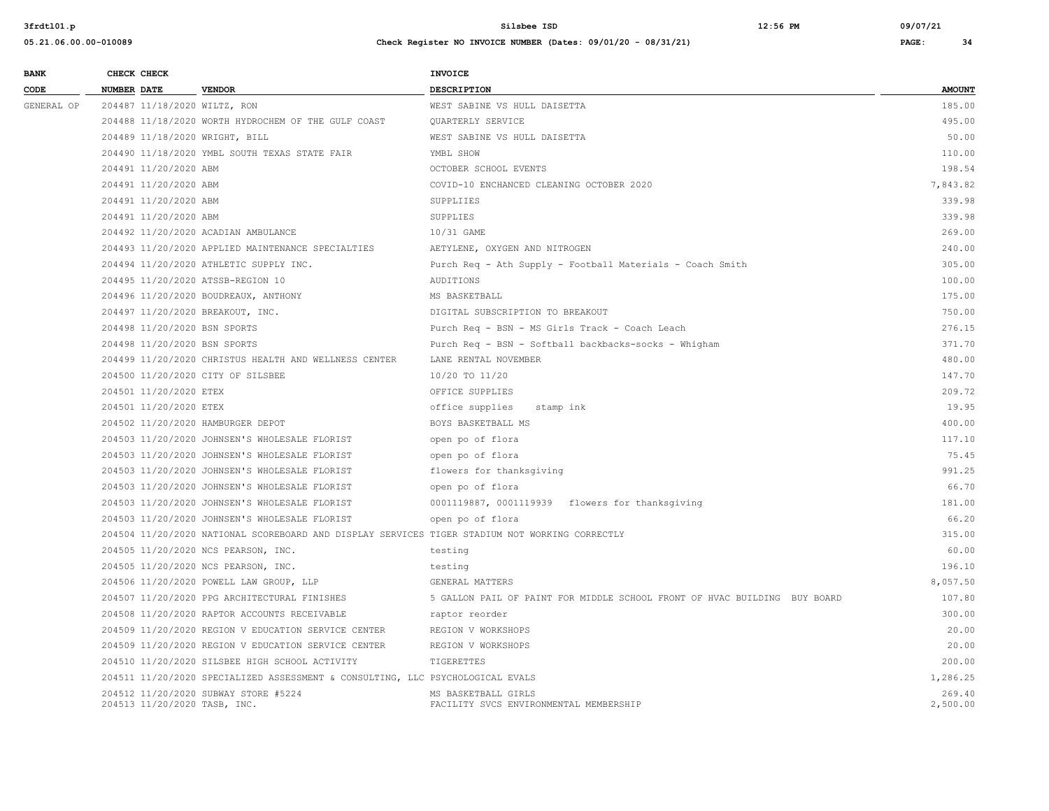| BANK CODE | CHECK NUMBER | CHECK DATE | VENDOR | INVOICE DESCRIPTION | AMOUNT |
|---|---|---|---|---|---|
| GENERAL OP | 204487 | 11/18/2020 | WILTZ, RON | WEST SABINE VS HULL DAISETTA | 185.00 |
| | 204488 | 11/18/2020 | WORTH HYDROCHEM OF THE GULF COAST | QUARTERLY SERVICE | 495.00 |
| | 204489 | 11/18/2020 | WRIGHT, BILL | WEST SABINE VS HULL DAISETTA | 50.00 |
| | 204490 | 11/18/2020 | YMBL SOUTH TEXAS STATE FAIR | YMBL SHOW | 110.00 |
| | 204491 | 11/20/2020 | ABM | OCTOBER SCHOOL EVENTS | 198.54 |
| | 204491 | 11/20/2020 | ABM | COVID-10 ENCHANCED CLEANING OCTOBER 2020 | 7,843.82 |
| | 204491 | 11/20/2020 | ABM | SUPPLIIES | 339.98 |
| | 204491 | 11/20/2020 | ABM | SUPPLIES | 339.98 |
| | 204492 | 11/20/2020 | ACADIAN AMBULANCE | 10/31 GAME | 269.00 |
| | 204493 | 11/20/2020 | APPLIED MAINTENANCE SPECIALTIES | AETYLENE, OXYGEN AND NITROGEN | 240.00 |
| | 204494 | 11/20/2020 | ATHLETIC SUPPLY INC. | Purch Req - Ath Supply - Football Materials - Coach Smith | 305.00 |
| | 204495 | 11/20/2020 | ATSSB-REGION 10 | AUDITIONS | 100.00 |
| | 204496 | 11/20/2020 | BOUDREAUX, ANTHONY | MS BASKETBALL | 175.00 |
| | 204497 | 11/20/2020 | BREAKOUT, INC. | DIGITAL SUBSCRIPTION TO BREAKOUT | 750.00 |
| | 204498 | 11/20/2020 | BSN SPORTS | Purch Req - BSN - MS Girls Track - Coach Leach | 276.15 |
| | 204498 | 11/20/2020 | BSN SPORTS | Purch Req - BSN - Softball backbacks-socks - Whigham | 371.70 |
| | 204499 | 11/20/2020 | CHRISTUS HEALTH AND WELLNESS CENTER | LANE RENTAL NOVEMBER | 480.00 |
| | 204500 | 11/20/2020 | CITY OF SILSBEE | 10/20 TO 11/20 | 147.70 |
| | 204501 | 11/20/2020 | ETEX | OFFICE SUPPLIES | 209.72 |
| | 204501 | 11/20/2020 | ETEX | office supplies stamp ink | 19.95 |
| | 204502 | 11/20/2020 | HAMBURGER DEPOT | BOYS BASKETBALL MS | 400.00 |
| | 204503 | 11/20/2020 | JOHNSEN'S WHOLESALE FLORIST | open po of flora | 117.10 |
| | 204503 | 11/20/2020 | JOHNSEN'S WHOLESALE FLORIST | open po of flora | 75.45 |
| | 204503 | 11/20/2020 | JOHNSEN'S WHOLESALE FLORIST | flowers for thanksgiving | 991.25 |
| | 204503 | 11/20/2020 | JOHNSEN'S WHOLESALE FLORIST | open po of flora | 66.70 |
| | 204503 | 11/20/2020 | JOHNSEN'S WHOLESALE FLORIST | 0001119887, 0001119939 flowers for thanksgiving | 181.00 |
| | 204503 | 11/20/2020 | JOHNSEN'S WHOLESALE FLORIST | open po of flora | 66.20 |
| | 204504 | 11/20/2020 | NATIONAL SCOREBOARD AND DISPLAY SERVICES | TIGER STADIUM NOT WORKING CORRECTLY | 315.00 |
| | 204505 | 11/20/2020 | NCS PEARSON, INC. | testing | 60.00 |
| | 204505 | 11/20/2020 | NCS PEARSON, INC. | testing | 196.10 |
| | 204506 | 11/20/2020 | POWELL LAW GROUP, LLP | GENERAL MATTERS | 8,057.50 |
| | 204507 | 11/20/2020 | PPG ARCHITECTURAL FINISHES | 5 GALLON PAIL OF PAINT FOR MIDDLE SCHOOL FRONT OF HVAC BUILDING BUY BOARD | 107.80 |
| | 204508 | 11/20/2020 | RAPTOR ACCOUNTS RECEIVABLE | raptor reorder | 300.00 |
| | 204509 | 11/20/2020 | REGION V EDUCATION SERVICE CENTER | REGION V WORKSHOPS | 20.00 |
| | 204509 | 11/20/2020 | REGION V EDUCATION SERVICE CENTER | REGION V WORKSHOPS | 20.00 |
| | 204510 | 11/20/2020 | SILSBEE HIGH SCHOOL ACTIVITY | TIGERETTES | 200.00 |
| | 204511 | 11/20/2020 | SPECIALIZED ASSESSMENT & CONSULTING, LLC | PSYCHOLOGICAL EVALS | 1,286.25 |
| | 204512 | 11/20/2020 | SUBWAY STORE #5224 | MS BASKETBALL GIRLS | 269.40 |
| | 204513 | 11/20/2020 | TASB, INC. | FACILITY SVCS ENVIRONMENTAL MEMBERSHIP | 2,500.00 |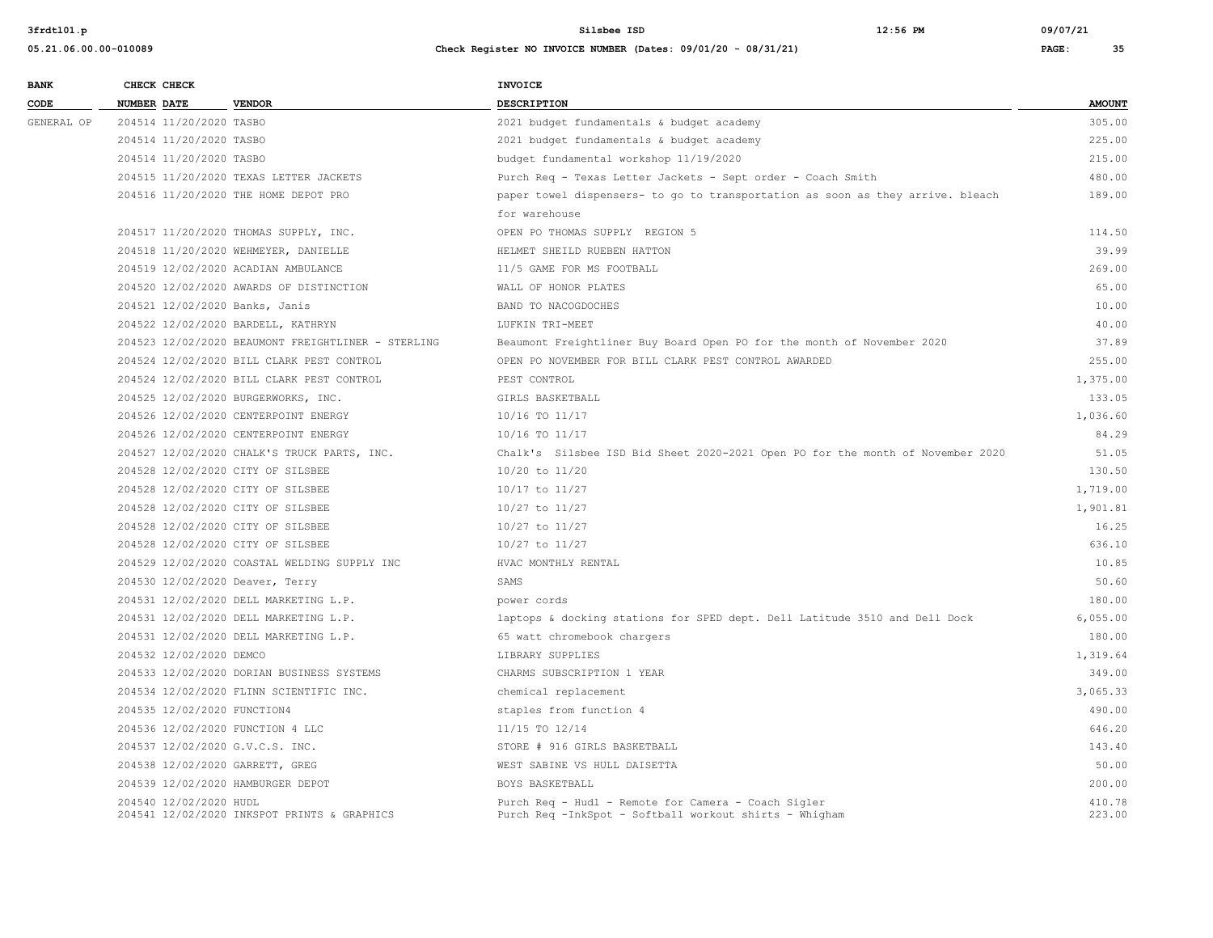| BANK CODE | CHECK NUMBER | CHECK DATE | VENDOR | INVOICE DESCRIPTION | AMOUNT |
|---|---|---|---|---|---|
| GENERAL OP | 204514 | 11/20/2020 | TASBO | 2021 budget fundamentals & budget academy | 305.00 |
| | 204514 | 11/20/2020 | TASBO | 2021 budget fundamentals & budget academy | 225.00 |
| | 204514 | 11/20/2020 | TASBO | budget fundamental workshop 11/19/2020 | 215.00 |
| | 204515 | 11/20/2020 | TEXAS LETTER JACKETS | Purch Req - Texas Letter Jackets - Sept order - Coach Smith | 480.00 |
| | 204516 | 11/20/2020 | THE HOME DEPOT PRO | paper towel dispensers- to go to transportation as soon as they arrive. bleach for warehouse | 189.00 |
| | 204517 | 11/20/2020 | THOMAS SUPPLY, INC. | OPEN PO THOMAS SUPPLY REGION 5 | 114.50 |
| | 204518 | 11/20/2020 | WEHMEYER, DANIELLE | HELMET SHEILD RUEBEN HATTON | 39.99 |
| | 204519 | 12/02/2020 | ACADIAN AMBULANCE | 11/5 GAME FOR MS FOOTBALL | 269.00 |
| | 204520 | 12/02/2020 | AWARDS OF DISTINCTION | WALL OF HONOR PLATES | 65.00 |
| | 204521 | 12/02/2020 | Banks, Janis | BAND TO NACOGDOCHES | 10.00 |
| | 204522 | 12/02/2020 | BARDELL, KATHRYN | LUFKIN TRI-MEET | 40.00 |
| | 204523 | 12/02/2020 | BEAUMONT FREIGHTLINER - STERLING | Beaumont Freightliner Buy Board Open PO for the month of November 2020 | 37.89 |
| | 204524 | 12/02/2020 | BILL CLARK PEST CONTROL | OPEN PO NOVEMBER FOR BILL CLARK PEST CONTROL AWARDED | 255.00 |
| | 204524 | 12/02/2020 | BILL CLARK PEST CONTROL | PEST CONTROL | 1,375.00 |
| | 204525 | 12/02/2020 | BURGERWORKS, INC. | GIRLS BASKETBALL | 133.05 |
| | 204526 | 12/02/2020 | CENTERPOINT ENERGY | 10/16 TO 11/17 | 1,036.60 |
| | 204526 | 12/02/2020 | CENTERPOINT ENERGY | 10/16 TO 11/17 | 84.29 |
| | 204527 | 12/02/2020 | CHALK'S TRUCK PARTS, INC. | Chalk's Silsbee ISD Bid Sheet 2020-2021 Open PO for the month of November 2020 | 51.05 |
| | 204528 | 12/02/2020 | CITY OF SILSBEE | 10/20 to 11/20 | 130.50 |
| | 204528 | 12/02/2020 | CITY OF SILSBEE | 10/17 to 11/27 | 1,719.00 |
| | 204528 | 12/02/2020 | CITY OF SILSBEE | 10/27 to 11/27 | 1,901.81 |
| | 204528 | 12/02/2020 | CITY OF SILSBEE | 10/27 to 11/27 | 16.25 |
| | 204528 | 12/02/2020 | CITY OF SILSBEE | 10/27 to 11/27 | 636.10 |
| | 204529 | 12/02/2020 | COASTAL WELDING SUPPLY INC | HVAC MONTHLY RENTAL | 10.85 |
| | 204530 | 12/02/2020 | Deaver, Terry | SAMS | 50.60 |
| | 204531 | 12/02/2020 | DELL MARKETING L.P. | power cords | 180.00 |
| | 204531 | 12/02/2020 | DELL MARKETING L.P. | laptops & docking stations for SPED dept. Dell Latitude 3510 and Dell Dock | 6,055.00 |
| | 204531 | 12/02/2020 | DELL MARKETING L.P. | 65 watt chromebook chargers | 180.00 |
| | 204532 | 12/02/2020 | DEMCO | LIBRARY SUPPLIES | 1,319.64 |
| | 204533 | 12/02/2020 | DORIAN BUSINESS SYSTEMS | CHARMS SUBSCRIPTION 1 YEAR | 349.00 |
| | 204534 | 12/02/2020 | FLINN SCIENTIFIC INC. | chemical replacement | 3,065.33 |
| | 204535 | 12/02/2020 | FUNCTION4 | staples from function 4 | 490.00 |
| | 204536 | 12/02/2020 | FUNCTION 4 LLC | 11/15 TO 12/14 | 646.20 |
| | 204537 | 12/02/2020 | G.V.C.S. INC. | STORE # 916 GIRLS BASKETBALL | 143.40 |
| | 204538 | 12/02/2020 | GARRETT, GREG | WEST SABINE VS HULL DAISETTA | 50.00 |
| | 204539 | 12/02/2020 | HAMBURGER DEPOT | BOYS BASKETBALL | 200.00 |
| | 204540 | 12/02/2020 | HUDL | Purch Req - Hudl - Remote for Camera - Coach Sigler | 410.78 |
| | 204541 | 12/02/2020 | INKSPOT PRINTS & GRAPHICS | Purch Req -InkSpot - Softball workout shirts - Whigham | 223.00 |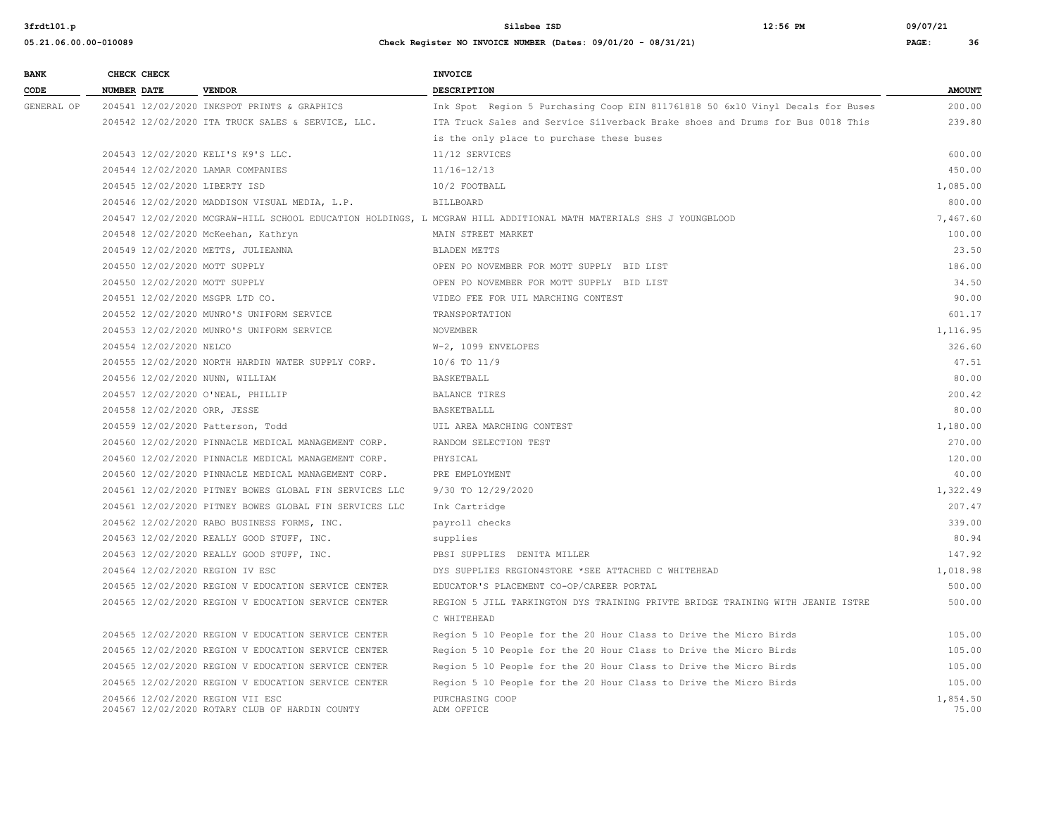| BANK CODE | CHECK NUMBER | CHECK DATE | VENDOR | INVOICE DESCRIPTION | AMOUNT |
|---|---|---|---|---|---|
| GENERAL OP | 204541 | 12/02/2020 | INKSPOT PRINTS & GRAPHICS | Ink Spot Region 5 Purchasing Coop EIN 811761818 50 6x10 Vinyl Decals for Buses | 200.00 |
| | 204542 | 12/02/2020 | ITA TRUCK SALES & SERVICE, LLC. | ITA Truck Sales and Service Silverback Brake shoes and Drums for Bus 0018 This is the only place to purchase these buses | 239.80 |
| | 204543 | 12/02/2020 | KELI'S K9'S LLC. | 11/12 SERVICES | 600.00 |
| | 204544 | 12/02/2020 | LAMAR COMPANIES | 11/16-12/13 | 450.00 |
| | 204545 | 12/02/2020 | LIBERTY ISD | 10/2 FOOTBALL | 1,085.00 |
| | 204546 | 12/02/2020 | MADDISON VISUAL MEDIA, L.P. | BILLBOARD | 800.00 |
| | 204547 | 12/02/2020 | MCGRAW-HILL SCHOOL EDUCATION HOLDINGS, L | MCGRAW HILL ADDITIONAL MATH MATERIALS SHS J YOUNGBLOOD | 7,467.60 |
| | 204548 | 12/02/2020 | McKeehan, Kathryn | MAIN STREET MARKET | 100.00 |
| | 204549 | 12/02/2020 | METTS, JULIEANNA | BLADEN METTS | 23.50 |
| | 204550 | 12/02/2020 | MOTT SUPPLY | OPEN PO NOVEMBER FOR MOTT SUPPLY BID LIST | 186.00 |
| | 204550 | 12/02/2020 | MOTT SUPPLY | OPEN PO NOVEMBER FOR MOTT SUPPLY BID LIST | 34.50 |
| | 204551 | 12/02/2020 | MSGPR LTD CO. | VIDEO FEE FOR UIL MARCHING CONTEST | 90.00 |
| | 204552 | 12/02/2020 | MUNRO'S UNIFORM SERVICE | TRANSPORTATION | 601.17 |
| | 204553 | 12/02/2020 | MUNRO'S UNIFORM SERVICE | NOVEMBER | 1,116.95 |
| | 204554 | 12/02/2020 | NELCO | W-2, 1099 ENVELOPES | 326.60 |
| | 204555 | 12/02/2020 | NORTH HARDIN WATER SUPPLY CORP. | 10/6 TO 11/9 | 47.51 |
| | 204556 | 12/02/2020 | NUNN, WILLIAM | BASKETBALL | 80.00 |
| | 204557 | 12/02/2020 | O'NEAL, PHILLIP | BALANCE TIRES | 200.42 |
| | 204558 | 12/02/2020 | ORR, JESSE | BASKETBALLL | 80.00 |
| | 204559 | 12/02/2020 | Patterson, Todd | UIL AREA MARCHING CONTEST | 1,180.00 |
| | 204560 | 12/02/2020 | PINNACLE MEDICAL MANAGEMENT CORP. | RANDOM SELECTION TEST | 270.00 |
| | 204560 | 12/02/2020 | PINNACLE MEDICAL MANAGEMENT CORP. | PHYSICAL | 120.00 |
| | 204560 | 12/02/2020 | PINNACLE MEDICAL MANAGEMENT CORP. | PRE EMPLOYMENT | 40.00 |
| | 204561 | 12/02/2020 | PITNEY BOWES GLOBAL FIN SERVICES LLC | 9/30 TO 12/29/2020 | 1,322.49 |
| | 204561 | 12/02/2020 | PITNEY BOWES GLOBAL FIN SERVICES LLC | Ink Cartridge | 207.47 |
| | 204562 | 12/02/2020 | RABO BUSINESS FORMS, INC. | payroll checks | 339.00 |
| | 204563 | 12/02/2020 | REALLY GOOD STUFF, INC. | supplies | 80.94 |
| | 204563 | 12/02/2020 | REALLY GOOD STUFF, INC. | PBSI SUPPLIES DENITA MILLER | 147.92 |
| | 204564 | 12/02/2020 | REGION IV ESC | DYS SUPPLIES REGION4STORE *SEE ATTACHED C WHITEHEAD | 1,018.98 |
| | 204565 | 12/02/2020 | REGION V EDUCATION SERVICE CENTER | EDUCATOR'S PLACEMENT CO-OP/CAREER PORTAL | 500.00 |
| | 204565 | 12/02/2020 | REGION V EDUCATION SERVICE CENTER | REGION 5 JILL TARKINGTON DYS TRAINING PRIVTE BRIDGE TRAINING WITH JEANIE ISTRE C WHITEHEAD | 500.00 |
| | 204565 | 12/02/2020 | REGION V EDUCATION SERVICE CENTER | Region 5 10 People for the 20 Hour Class to Drive the Micro Birds | 105.00 |
| | 204565 | 12/02/2020 | REGION V EDUCATION SERVICE CENTER | Region 5 10 People for the 20 Hour Class to Drive the Micro Birds | 105.00 |
| | 204565 | 12/02/2020 | REGION V EDUCATION SERVICE CENTER | Region 5 10 People for the 20 Hour Class to Drive the Micro Birds | 105.00 |
| | 204565 | 12/02/2020 | REGION V EDUCATION SERVICE CENTER | Region 5 10 People for the 20 Hour Class to Drive the Micro Birds | 105.00 |
| | 204566 | 12/02/2020 | REGION VII ESC | PURCHASING COOP | 1,854.50 |
| | 204567 | 12/02/2020 | ROTARY CLUB OF HARDIN COUNTY | ADM OFFICE | 75.00 |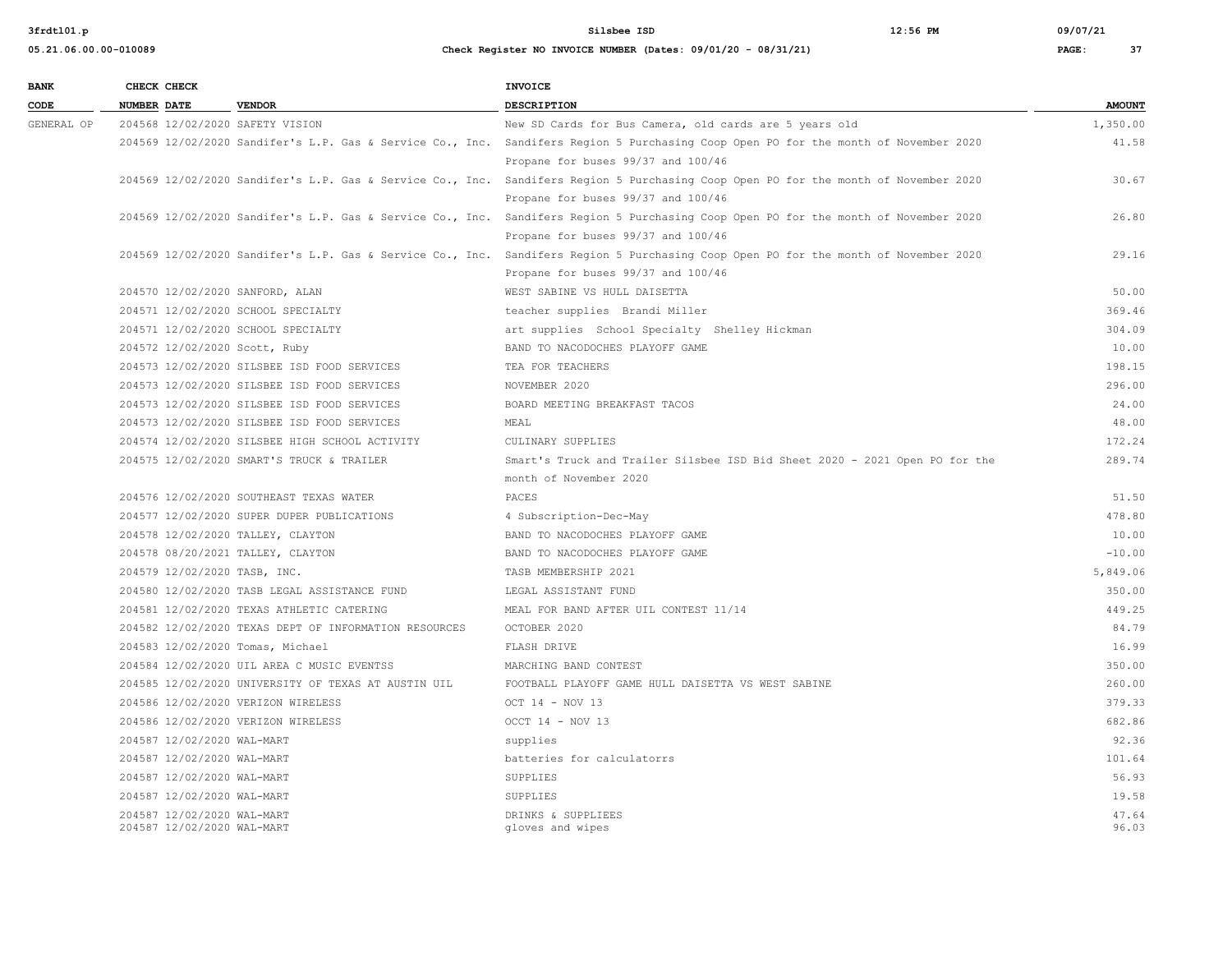| BANK CODE | CHECK NUMBER | CHECK DATE | VENDOR | INVOICE DESCRIPTION | AMOUNT |
|---|---|---|---|---|---|
| GENERAL OP | 204568 | 12/02/2020 | SAFETY VISION | New SD Cards for Bus Camera, old cards are 5 years old | 1,350.00 |
| | 204569 | 12/02/2020 | Sandifer's L.P. Gas & Service Co., Inc. | Sandifers Region 5 Purchasing Coop Open PO for the month of November 2020 Propane for buses 99/37 and 100/46 | 41.58 |
| | 204569 | 12/02/2020 | Sandifer's L.P. Gas & Service Co., Inc. | Sandifers Region 5 Purchasing Coop Open PO for the month of November 2020 Propane for buses 99/37 and 100/46 | 30.67 |
| | 204569 | 12/02/2020 | Sandifer's L.P. Gas & Service Co., Inc. | Sandifers Region 5 Purchasing Coop Open PO for the month of November 2020 Propane for buses 99/37 and 100/46 | 26.80 |
| | 204569 | 12/02/2020 | Sandifer's L.P. Gas & Service Co., Inc. | Sandifers Region 5 Purchasing Coop Open PO for the month of November 2020 Propane for buses 99/37 and 100/46 | 29.16 |
| | 204570 | 12/02/2020 | SANFORD, ALAN | WEST SABINE VS HULL DAISETTA | 50.00 |
| | 204571 | 12/02/2020 | SCHOOL SPECIALTY | teacher supplies Brandi Miller | 369.46 |
| | 204571 | 12/02/2020 | SCHOOL SPECIALTY | art supplies School Specialty Shelley Hickman | 304.09 |
| | 204572 | 12/02/2020 | Scott, Ruby | BAND TO NACODOCHES PLAYOFF GAME | 10.00 |
| | 204573 | 12/02/2020 | SILSBEE ISD FOOD SERVICES | TEA FOR TEACHERS | 198.15 |
| | 204573 | 12/02/2020 | SILSBEE ISD FOOD SERVICES | NOVEMBER 2020 | 296.00 |
| | 204573 | 12/02/2020 | SILSBEE ISD FOOD SERVICES | BOARD MEETING BREAKFAST TACOS | 24.00 |
| | 204573 | 12/02/2020 | SILSBEE ISD FOOD SERVICES | MEAL | 48.00 |
| | 204574 | 12/02/2020 | SILSBEE HIGH SCHOOL ACTIVITY | CULINARY SUPPLIES | 172.24 |
| | 204575 | 12/02/2020 | SMART'S TRUCK & TRAILER | Smart's Truck and Trailer Silsbee ISD Bid Sheet 2020 - 2021 Open PO for the month of November 2020 | 289.74 |
| | 204576 | 12/02/2020 | SOUTHEAST TEXAS WATER | PACES | 51.50 |
| | 204577 | 12/02/2020 | SUPER DUPER PUBLICATIONS | 4 Subscription-Dec-May | 478.80 |
| | 204578 | 12/02/2020 | TALLEY, CLAYTON | BAND TO NACODOCHES PLAYOFF GAME | 10.00 |
| | 204578 | 08/20/2021 | TALLEY, CLAYTON | BAND TO NACODOCHES PLAYOFF GAME | -10.00 |
| | 204579 | 12/02/2020 | TASB, INC. | TASB MEMBERSHIP 2021 | 5,849.06 |
| | 204580 | 12/02/2020 | TASB LEGAL ASSISTANCE FUND | LEGAL ASSISTANT FUND | 350.00 |
| | 204581 | 12/02/2020 | TEXAS ATHLETIC CATERING | MEAL FOR BAND AFTER UIL CONTEST 11/14 | 449.25 |
| | 204582 | 12/02/2020 | TEXAS DEPT OF INFORMATION RESOURCES | OCTOBER 2020 | 84.79 |
| | 204583 | 12/02/2020 | Tomas, Michael | FLASH DRIVE | 16.99 |
| | 204584 | 12/02/2020 | UIL AREA C MUSIC EVENTSS | MARCHING BAND CONTEST | 350.00 |
| | 204585 | 12/02/2020 | UNIVERSITY OF TEXAS AT AUSTIN UIL | FOOTBALL PLAYOFF GAME HULL DAISETTA VS WEST SABINE | 260.00 |
| | 204586 | 12/02/2020 | VERIZON WIRELESS | OCT 14 - NOV 13 | 379.33 |
| | 204586 | 12/02/2020 | VERIZON WIRELESS | OCCT 14 - NOV 13 | 682.86 |
| | 204587 | 12/02/2020 | WAL-MART | supplies | 92.36 |
| | 204587 | 12/02/2020 | WAL-MART | batteries for calculatorrs | 101.64 |
| | 204587 | 12/02/2020 | WAL-MART | SUPPLIES | 56.93 |
| | 204587 | 12/02/2020 | WAL-MART | SUPPLIES | 19.58 |
| | 204587 | 12/02/2020 | WAL-MART | DRINKS & SUPPLIEES | 47.64 |
| | 204587 | 12/02/2020 | WAL-MART | gloves and wipes | 96.03 |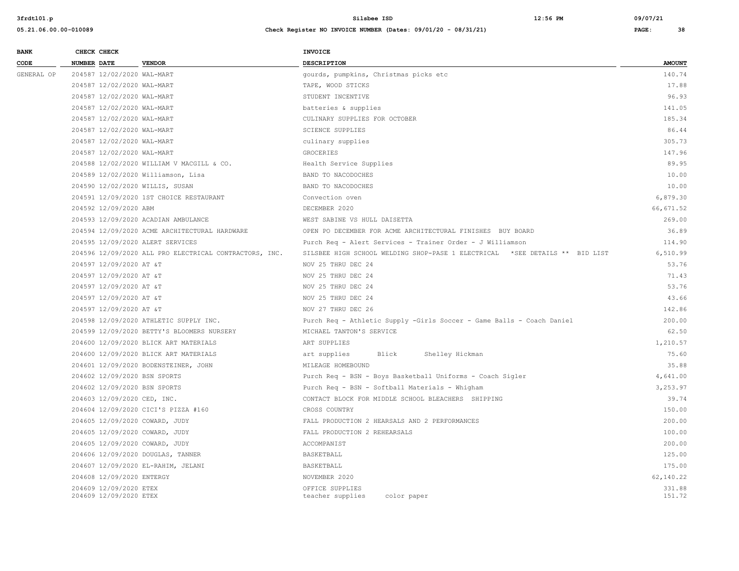| BANK CODE | CHECK NUMBER | CHECK DATE | VENDOR | INVOICE DESCRIPTION | AMOUNT |
|---|---|---|---|---|---|
| GENERAL OP | 204587 | 12/02/2020 | WAL-MART | gourds, pumpkins, Christmas picks etc | 140.74 |
| | 204587 | 12/02/2020 | WAL-MART | TAPE, WOOD STICKS | 17.88 |
| | 204587 | 12/02/2020 | WAL-MART | STUDENT INCENTIVE | 96.93 |
| | 204587 | 12/02/2020 | WAL-MART | batteries & supplies | 141.05 |
| | 204587 | 12/02/2020 | WAL-MART | CULINARY SUPPLIES FOR OCTOBER | 185.34 |
| | 204587 | 12/02/2020 | WAL-MART | SCIENCE SUPPLIES | 86.44 |
| | 204587 | 12/02/2020 | WAL-MART | culinary supplies | 305.73 |
| | 204587 | 12/02/2020 | WAL-MART | GROCERIES | 147.96 |
| | 204588 | 12/02/2020 | WILLIAM V MACGILL & CO. | Health Service Supplies | 89.95 |
| | 204589 | 12/02/2020 | Williamson, Lisa | BAND TO NACODOCHES | 10.00 |
| | 204590 | 12/02/2020 | WILLIS, SUSAN | BAND TO NACODOCHES | 10.00 |
| | 204591 | 12/09/2020 | 1ST CHOICE RESTAURANT | Convection oven | 6,879.30 |
| | 204592 | 12/09/2020 | ABM | DECEMBER 2020 | 66,671.52 |
| | 204593 | 12/09/2020 | ACADIAN AMBULANCE | WEST SABINE VS HULL DAISETTA | 269.00 |
| | 204594 | 12/09/2020 | ACME ARCHITECTURAL HARDWARE | OPEN PO DECEMBER FOR ACME ARCHITECTURAL FINISHES BUY BOARD | 36.89 |
| | 204595 | 12/09/2020 | ALERT SERVICES | Purch Req - Alert Services - Trainer Order - J Williamson | 114.90 |
| | 204596 | 12/09/2020 | ALL PRO ELECTRICAL CONTRACTORS, INC. | SILSBEE HIGH SCHOOL WELDING SHOP-PASE 1 ELECTRICAL *SEE DETAILS ** BID LIST | 6,510.99 |
| | 204597 | 12/09/2020 | AT &T | NOV 25 THRU DEC 24 | 53.76 |
| | 204597 | 12/09/2020 | AT &T | NOV 25 THRU DEC 24 | 71.43 |
| | 204597 | 12/09/2020 | AT &T | NOV 25 THRU DEC 24 | 53.76 |
| | 204597 | 12/09/2020 | AT &T | NOV 25 THRU DEC 24 | 43.66 |
| | 204597 | 12/09/2020 | AT &T | NOV 27 THRU DEC 26 | 142.86 |
| | 204598 | 12/09/2020 | ATHLETIC SUPPLY INC. | Purch Req - Athletic Supply -Girls Soccer - Game Balls - Coach Daniel | 200.00 |
| | 204599 | 12/09/2020 | BETTY'S BLOOMERS NURSERY | MICHAEL TANTON'S SERVICE | 62.50 |
| | 204600 | 12/09/2020 | BLICK ART MATERIALS | ART SUPPLIES | 1,210.57 |
| | 204600 | 12/09/2020 | BLICK ART MATERIALS | art supplies Blick Shelley Hickman | 75.60 |
| | 204601 | 12/09/2020 | BODENSTEINER, JOHN | MILEAGE HOMEBOUND | 35.88 |
| | 204602 | 12/09/2020 | BSN SPORTS | Purch Req - BSN - Boys Basketball Uniforms - Coach Sigler | 4,641.00 |
| | 204602 | 12/09/2020 | BSN SPORTS | Purch Req - BSN - Softball Materials - Whigham | 3,253.97 |
| | 204603 | 12/09/2020 | CED, INC. | CONTACT BLOCK FOR MIDDLE SCHOOL BLEACHERS SHIPPING | 39.74 |
| | 204604 | 12/09/2020 | CICI'S PIZZA #160 | CROSS COUNTRY | 150.00 |
| | 204605 | 12/09/2020 | COWARD, JUDY | FALL PRODUCTION 2 HEARSALS AND 2 PERFORMANCES | 200.00 |
| | 204605 | 12/09/2020 | COWARD, JUDY | FALL PRODUCTION 2 REHEARSALS | 100.00 |
| | 204605 | 12/09/2020 | COWARD, JUDY | ACCOMPANIST | 200.00 |
| | 204606 | 12/09/2020 | DOUGLAS, TANNER | BASKETBALL | 125.00 |
| | 204607 | 12/09/2020 | EL-RAHIM, JELANI | BASKETBALL | 175.00 |
| | 204608 | 12/09/2020 | ENTERGY | NOVEMBER 2020 | 62,140.22 |
| | 204609 | 12/09/2020 | ETEX | OFFICE SUPPLIES | 331.88 |
| | 204609 | 12/09/2020 | ETEX | teacher supplies color paper | 151.72 |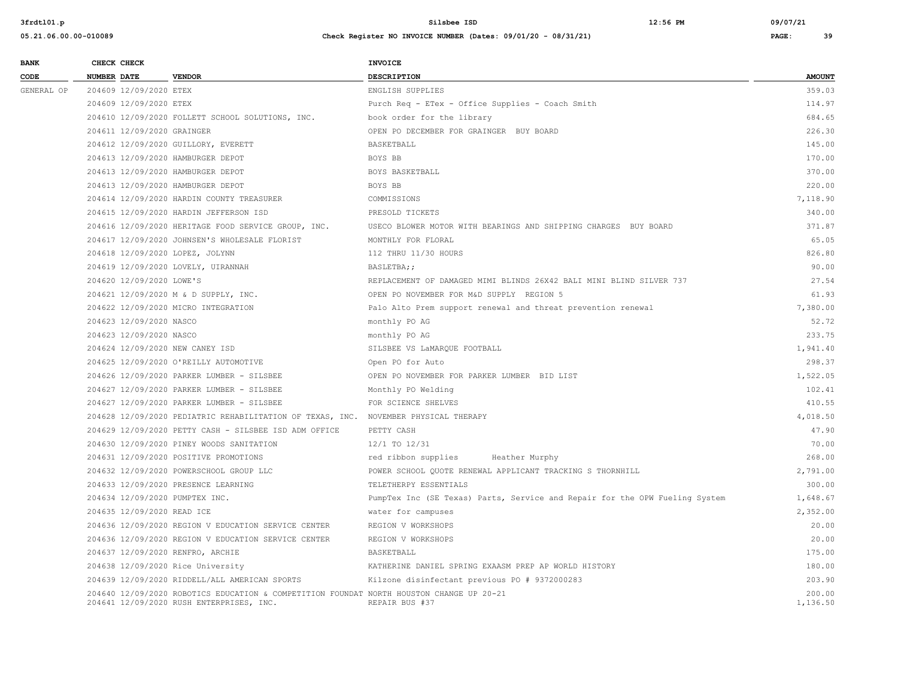**Silsbee ISD**

**Check Register NO INVOICE NUMBER (Dates: 09/01/20 - 08/31/21)**

| BANK CODE | CHECK NUMBER | CHECK DATE | VENDOR | INVOICE DESCRIPTION | AMOUNT |
|---|---|---|---|---|---|
| GENERAL OP | 204609 | 12/09/2020 | ETEX | ENGLISH SUPPLIES | 359.03 |
| | 204609 | 12/09/2020 | ETEX | Purch Req - ETex - Office Supplies - Coach Smith | 114.97 |
| | 204610 | 12/09/2020 | FOLLETT SCHOOL SOLUTIONS, INC. | book order for the library | 684.65 |
| | 204611 | 12/09/2020 | GRAINGER | OPEN PO DECEMBER FOR GRAINGER BUY BOARD | 226.30 |
| | 204612 | 12/09/2020 | GUILLORY, EVERETT | BASKETBALL | 145.00 |
| | 204613 | 12/09/2020 | HAMBURGER DEPOT | BOYS BB | 170.00 |
| | 204613 | 12/09/2020 | HAMBURGER DEPOT | BOYS BASKETBALL | 370.00 |
| | 204613 | 12/09/2020 | HAMBURGER DEPOT | BOYS BB | 220.00 |
| | 204614 | 12/09/2020 | HARDIN COUNTY TREASURER | COMMISSIONS | 7,118.90 |
| | 204615 | 12/09/2020 | HARDIN JEFFERSON ISD | PRESOLD TICKETS | 340.00 |
| | 204616 | 12/09/2020 | HERITAGE FOOD SERVICE GROUP, INC. | USECO BLOWER MOTOR WITH BEARINGS AND SHIPPING CHARGES BUY BOARD | 371.87 |
| | 204617 | 12/09/2020 | JOHNSEN'S WHOLESALE FLORIST | MONTHLY FOR FLORAL | 65.05 |
| | 204618 | 12/09/2020 | LOPEZ, JOLYNN | 112 THRU 11/30 HOURS | 826.80 |
| | 204619 | 12/09/2020 | LOVELY, UIRANNAH | BASLETBA;; | 90.00 |
| | 204620 | 12/09/2020 | LOWE'S | REPLACEMENT OF DAMAGED MIMI BLINDS 26X42 BALI MINI BLIND SILVER 737 | 27.54 |
| | 204621 | 12/09/2020 | M & D SUPPLY, INC. | OPEN PO NOVEMBER FOR M&D SUPPLY REGION 5 | 61.93 |
| | 204622 | 12/09/2020 | MICRO INTEGRATION | Palo Alto Prem support renewal and threat prevention renewal | 7,380.00 |
| | 204623 | 12/09/2020 | NASCO | monthly PO AG | 52.72 |
| | 204623 | 12/09/2020 | NASCO | monthly PO AG | 233.75 |
| | 204624 | 12/09/2020 | NEW CANEY ISD | SILSBEE VS LaMARQUE FOOTBALL | 1,941.40 |
| | 204625 | 12/09/2020 | O'REILLY AUTOMOTIVE | Open PO for Auto | 298.37 |
| | 204626 | 12/09/2020 | PARKER LUMBER - SILSBEE | OPEN PO NOVEMBER FOR PARKER LUMBER BID LIST | 1,522.05 |
| | 204627 | 12/09/2020 | PARKER LUMBER - SILSBEE | Monthly PO Welding | 102.41 |
| | 204627 | 12/09/2020 | PARKER LUMBER - SILSBEE | FOR SCIENCE SHELVES | 410.55 |
| | 204628 | 12/09/2020 | PEDIATRIC REHABILITATION OF TEXAS, INC. | NOVEMBER PHYSICAL THERAPY | 4,018.50 |
| | 204629 | 12/09/2020 | PETTY CASH - SILSBEE ISD ADM OFFICE | PETTY CASH | 47.90 |
| | 204630 | 12/09/2020 | PINEY WOODS SANITATION | 12/1 TO 12/31 | 70.00 |
| | 204631 | 12/09/2020 | POSITIVE PROMOTIONS | red ribbon supplies Heather Murphy | 268.00 |
| | 204632 | 12/09/2020 | POWERSCHOOL GROUP LLC | POWER SCHOOL QUOTE RENEWAL APPLICANT TRACKING S THORNHILL | 2,791.00 |
| | 204633 | 12/09/2020 | PRESENCE LEARNING | TELETHERPY ESSENTIALS | 300.00 |
| | 204634 | 12/09/2020 | PUMPTEX INC. | PumpTex Inc (SE Texas) Parts, Service and Repair for the OPW Fueling System | 1,648.67 |
| | 204635 | 12/09/2020 | READ ICE | water for campuses | 2,352.00 |
| | 204636 | 12/09/2020 | REGION V EDUCATION SERVICE CENTER | REGION V WORKSHOPS | 20.00 |
| | 204636 | 12/09/2020 | REGION V EDUCATION SERVICE CENTER | REGION V WORKSHOPS | 20.00 |
| | 204637 | 12/09/2020 | RENFRO, ARCHIE | BASKETBALL | 175.00 |
| | 204638 | 12/09/2020 | Rice University | KATHERINE DANIEL SPRING EXAASM PREP AP WORLD HISTORY | 180.00 |
| | 204639 | 12/09/2020 | RIDDELL/ALL AMERICAN SPORTS | Kilzone disinfectant previous PO # 9372000283 | 203.90 |
| | 204640 | 12/09/2020 | ROBOTICS EDUCATION & COMPETITION FOUNDAT | NORTH HOUSTON CHANGE UP 20-21 | 200.00 |
| | 204641 | 12/09/2020 | RUSH ENTERPRISES, INC. | REPAIR BUS #37 | 1,136.50 |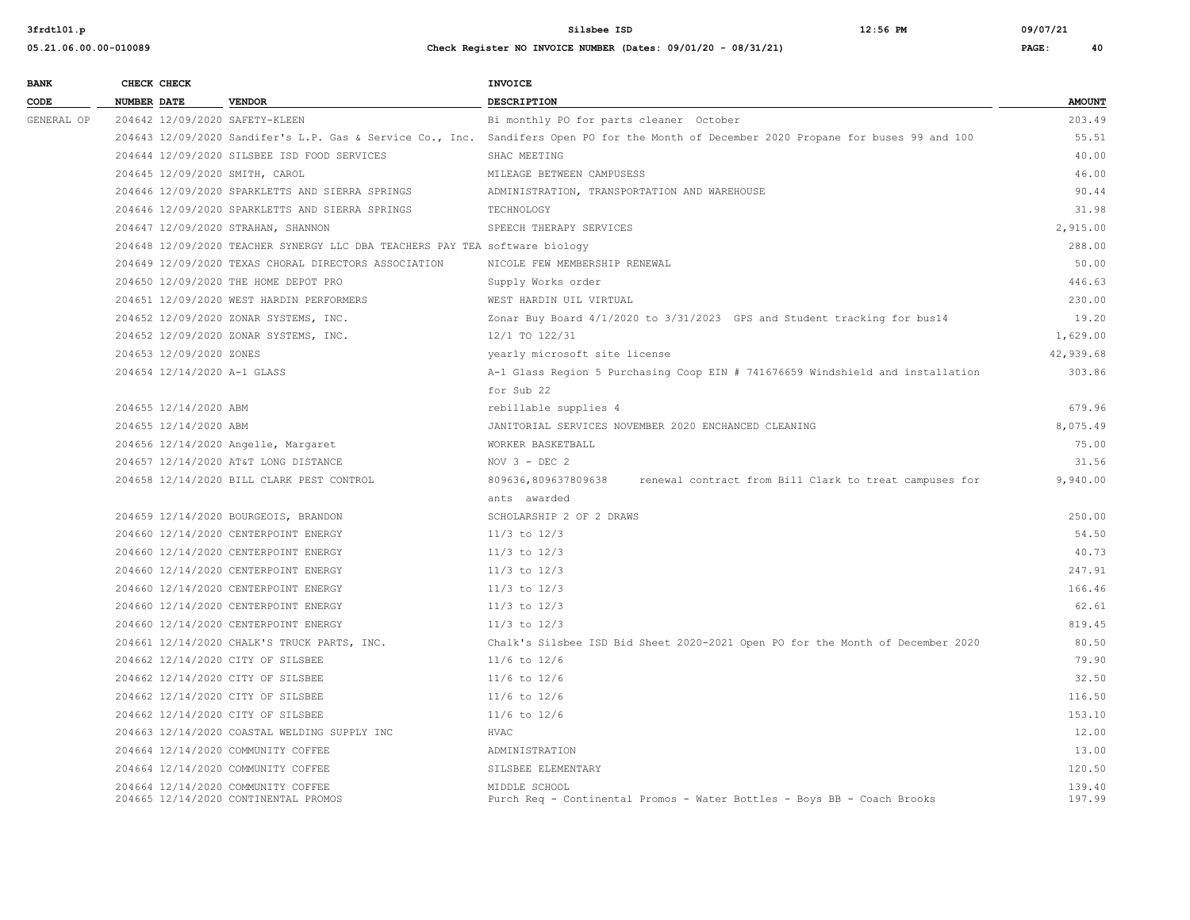| BANK CODE | CHECK NUMBER | CHECK DATE | VENDOR | INVOICE DESCRIPTION | AMOUNT |
|---|---|---|---|---|---|
| GENERAL OP | 204642 | 12/09/2020 | SAFETY-KLEEN | Bi monthly PO for parts cleaner October | 203.49 |
| | 204643 | 12/09/2020 | Sandifer's L.P. Gas & Service Co., Inc. | Sandifers Open PO for the Month of December 2020 Propane for buses 99 and 100 | 55.51 |
| | 204644 | 12/09/2020 | SILSBEE ISD FOOD SERVICES | SHAC MEETING | 40.00 |
| | 204645 | 12/09/2020 | SMITH, CAROL | MILEAGE BETWEEN CAMPUSESS | 46.00 |
| | 204646 | 12/09/2020 | SPARKLETTS AND SIERRA SPRINGS | ADMINISTRATION, TRANSPORTATION AND WAREHOUSE | 90.44 |
| | 204646 | 12/09/2020 | SPARKLETTS AND SIERRA SPRINGS | TECHNOLOGY | 31.98 |
| | 204647 | 12/09/2020 | STRAHAN, SHANNON | SPEECH THERAPY SERVICES | 2,915.00 |
| | 204648 | 12/09/2020 | TEACHER SYNERGY LLC DBA TEACHERS PAY TEA | software biology | 288.00 |
| | 204649 | 12/09/2020 | TEXAS CHORAL DIRECTORS ASSOCIATION | NICOLE FEW MEMBERSHIP RENEWAL | 50.00 |
| | 204650 | 12/09/2020 | THE HOME DEPOT PRO | Supply Works order | 446.63 |
| | 204651 | 12/09/2020 | WEST HARDIN PERFORMERS | WEST HARDIN UIL VIRTUAL | 230.00 |
| | 204652 | 12/09/2020 | ZONAR SYSTEMS, INC. | Zonar Buy Board 4/1/2020 to 3/31/2023 GPS and Student tracking for bus14 | 19.20 |
| | 204652 | 12/09/2020 | ZONAR SYSTEMS, INC. | 12/1 TO 122/31 | 1,629.00 |
| | 204653 | 12/09/2020 | ZONES | yearly microsoft site license | 42,939.68 |
| | 204654 | 12/14/2020 | A-1 GLASS | A-1 Glass Region 5 Purchasing Coop EIN # 741676659 Windshield and installation for Sub 22 | 303.86 |
| | 204655 | 12/14/2020 | ABM | rebillable supplies 4 | 679.96 |
| | 204655 | 12/14/2020 | ABM | JANITORIAL SERVICES NOVEMBER 2020 ENCHANCED CLEANING | 8,075.49 |
| | 204656 | 12/14/2020 | Angelle, Margaret | WORKER BASKETBALL | 75.00 |
| | 204657 | 12/14/2020 | AT&T LONG DISTANCE | NOV 3 - DEC 2 | 31.56 |
| | 204658 | 12/14/2020 | BILL CLARK PEST CONTROL | 809636,809637809638 renewal contract from Bill Clark to treat campuses for ants awarded | 9,940.00 |
| | 204659 | 12/14/2020 | BOURGEOIS, BRANDON | SCHOLARSHIP 2 OF 2 DRAWS | 250.00 |
| | 204660 | 12/14/2020 | CENTERPOINT ENERGY | 11/3 to 12/3 | 54.50 |
| | 204660 | 12/14/2020 | CENTERPOINT ENERGY | 11/3 to 12/3 | 40.73 |
| | 204660 | 12/14/2020 | CENTERPOINT ENERGY | 11/3 to 12/3 | 247.91 |
| | 204660 | 12/14/2020 | CENTERPOINT ENERGY | 11/3 to 12/3 | 166.46 |
| | 204660 | 12/14/2020 | CENTERPOINT ENERGY | 11/3 to 12/3 | 62.61 |
| | 204660 | 12/14/2020 | CENTERPOINT ENERGY | 11/3 to 12/3 | 819.45 |
| | 204661 | 12/14/2020 | CHALK'S TRUCK PARTS, INC. | Chalk's Silsbee ISD Bid Sheet 2020-2021 Open PO for the Month of December 2020 | 80.50 |
| | 204662 | 12/14/2020 | CITY OF SILSBEE | 11/6 to 12/6 | 79.90 |
| | 204662 | 12/14/2020 | CITY OF SILSBEE | 11/6 to 12/6 | 32.50 |
| | 204662 | 12/14/2020 | CITY OF SILSBEE | 11/6 to 12/6 | 116.50 |
| | 204662 | 12/14/2020 | CITY OF SILSBEE | 11/6 to 12/6 | 153.10 |
| | 204663 | 12/14/2020 | COASTAL WELDING SUPPLY INC | HVAC | 12.00 |
| | 204664 | 12/14/2020 | COMMUNITY COFFEE | ADMINISTRATION | 13.00 |
| | 204664 | 12/14/2020 | COMMUNITY COFFEE | SILSBEE ELEMENTARY | 120.50 |
| | 204664 | 12/14/2020 | COMMUNITY COFFEE | MIDDLE SCHOOL | 139.40 |
| | 204665 | 12/14/2020 | CONTINENTAL PROMOS | Purch Req - Continental Promos - Water Bottles - Boys BB - Coach Brooks | 197.99 |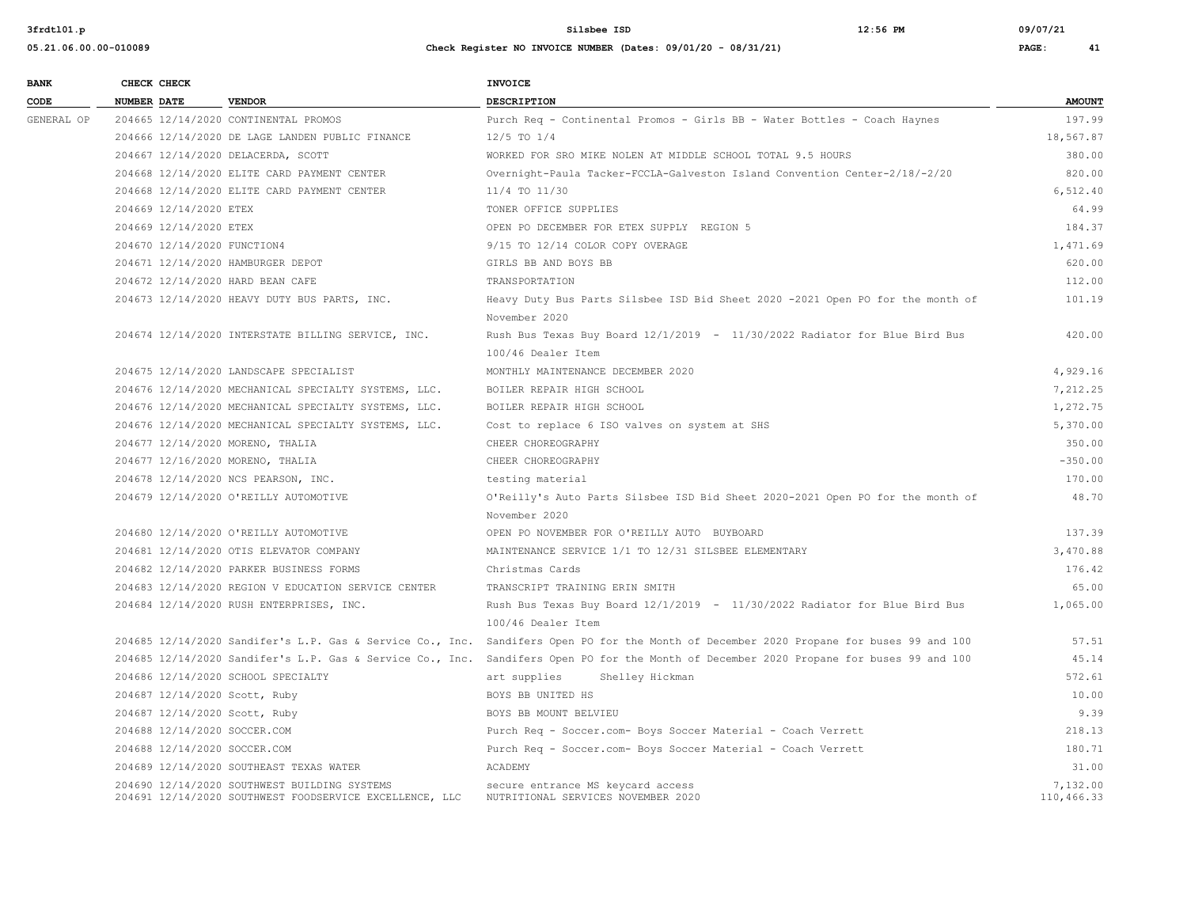| BANK CODE | CHECK NUMBER | CHECK DATE | VENDOR | INVOICE DESCRIPTION | AMOUNT |
|---|---|---|---|---|---|
| GENERAL OP | 204665 | 12/14/2020 | CONTINENTAL PROMOS | Purch Req - Continental Promos - Girls BB - Water Bottles - Coach Haynes | 197.99 |
| | 204666 | 12/14/2020 | DE LAGE LANDEN PUBLIC FINANCE | 12/5 TO 1/4 | 18,567.87 |
| | 204667 | 12/14/2020 | DELACERDA, SCOTT | WORKED FOR SRO MIKE NOLEN AT MIDDLE SCHOOL TOTAL 9.5 HOURS | 380.00 |
| | 204668 | 12/14/2020 | ELITE CARD PAYMENT CENTER | Overnight-Paula Tacker-FCCLA-Galveston Island Convention Center-2/18/-2/20 | 820.00 |
| | 204668 | 12/14/2020 | ELITE CARD PAYMENT CENTER | 11/4 TO 11/30 | 6,512.40 |
| | 204669 | 12/14/2020 | ETEX | TONER OFFICE SUPPLIES | 64.99 |
| | 204669 | 12/14/2020 | ETEX | OPEN PO DECEMBER FOR ETEX SUPPLY REGION 5 | 184.37 |
| | 204670 | 12/14/2020 | FUNCTION4 | 9/15 TO 12/14 COLOR COPY OVERAGE | 1,471.69 |
| | 204671 | 12/14/2020 | HAMBURGER DEPOT | GIRLS BB AND BOYS BB | 620.00 |
| | 204672 | 12/14/2020 | HARD BEAN CAFE | TRANSPORTATION | 112.00 |
| | 204673 | 12/14/2020 | HEAVY DUTY BUS PARTS, INC. | Heavy Duty Bus Parts Silsbee ISD Bid Sheet 2020 -2021 Open PO for the month of November 2020 | 101.19 |
| | 204674 | 12/14/2020 | INTERSTATE BILLING SERVICE, INC. | Rush Bus Texas Buy Board 12/1/2019 - 11/30/2022 Radiator for Blue Bird Bus 100/46 Dealer Item | 420.00 |
| | 204675 | 12/14/2020 | LANDSCAPE SPECIALIST | MONTHLY MAINTENANCE DECEMBER 2020 | 4,929.16 |
| | 204676 | 12/14/2020 | MECHANICAL SPECIALTY SYSTEMS, LLC. | BOILER REPAIR HIGH SCHOOL | 7,212.25 |
| | 204676 | 12/14/2020 | MECHANICAL SPECIALTY SYSTEMS, LLC. | BOILER REPAIR HIGH SCHOOL | 1,272.75 |
| | 204676 | 12/14/2020 | MECHANICAL SPECIALTY SYSTEMS, LLC. | Cost to replace 6 ISO valves on system at SHS | 5,370.00 |
| | 204677 | 12/14/2020 | MORENO, THALIA | CHEER CHOREOGRAPHY | 350.00 |
| | 204677 | 12/16/2020 | MORENO, THALIA | CHEER CHOREOGRAPHY | -350.00 |
| | 204678 | 12/14/2020 | NCS PEARSON, INC. | testing material | 170.00 |
| | 204679 | 12/14/2020 | O'REILLY AUTOMOTIVE | O'Reilly's Auto Parts Silsbee ISD Bid Sheet 2020-2021 Open PO for the month of November 2020 | 48.70 |
| | 204680 | 12/14/2020 | O'REILLY AUTOMOTIVE | OPEN PO NOVEMBER FOR O'REILLY AUTO BUYBOARD | 137.39 |
| | 204681 | 12/14/2020 | OTIS ELEVATOR COMPANY | MAINTENANCE SERVICE 1/1 TO 12/31 SILSBEE ELEMENTARY | 3,470.88 |
| | 204682 | 12/14/2020 | PARKER BUSINESS FORMS | Christmas Cards | 176.42 |
| | 204683 | 12/14/2020 | REGION V EDUCATION SERVICE CENTER | TRANSCRIPT TRAINING ERIN SMITH | 65.00 |
| | 204684 | 12/14/2020 | RUSH ENTERPRISES, INC. | Rush Bus Texas Buy Board 12/1/2019 - 11/30/2022 Radiator for Blue Bird Bus 100/46 Dealer Item | 1,065.00 |
| | 204685 | 12/14/2020 | Sandifer's L.P. Gas & Service Co., Inc. | Sandifers Open PO for the Month of December 2020 Propane for buses 99 and 100 | 57.51 |
| | 204685 | 12/14/2020 | Sandifer's L.P. Gas & Service Co., Inc. | Sandifers Open PO for the Month of December 2020 Propane for buses 99 and 100 | 45.14 |
| | 204686 | 12/14/2020 | SCHOOL SPECIALTY | art supplies Shelley Hickman | 572.61 |
| | 204687 | 12/14/2020 | Scott, Ruby | BOYS BB UNITED HS | 10.00 |
| | 204687 | 12/14/2020 | Scott, Ruby | BOYS BB MOUNT BELVIEU | 9.39 |
| | 204688 | 12/14/2020 | SOCCER.COM | Purch Req - Soccer.com- Boys Soccer Material - Coach Verrett | 218.13 |
| | 204688 | 12/14/2020 | SOCCER.COM | Purch Req - Soccer.com- Boys Soccer Material - Coach Verrett | 180.71 |
| | 204689 | 12/14/2020 | SOUTHEAST TEXAS WATER | ACADEMY | 31.00 |
| | 204690 | 12/14/2020 | SOUTHWEST BUILDING SYSTEMS | secure entrance MS keycard access | 7,132.00 |
| | 204691 | 12/14/2020 | SOUTHWEST FOODSERVICE EXCELLENCE, LLC | NUTRITIONAL SERVICES NOVEMBER 2020 | 110,466.33 |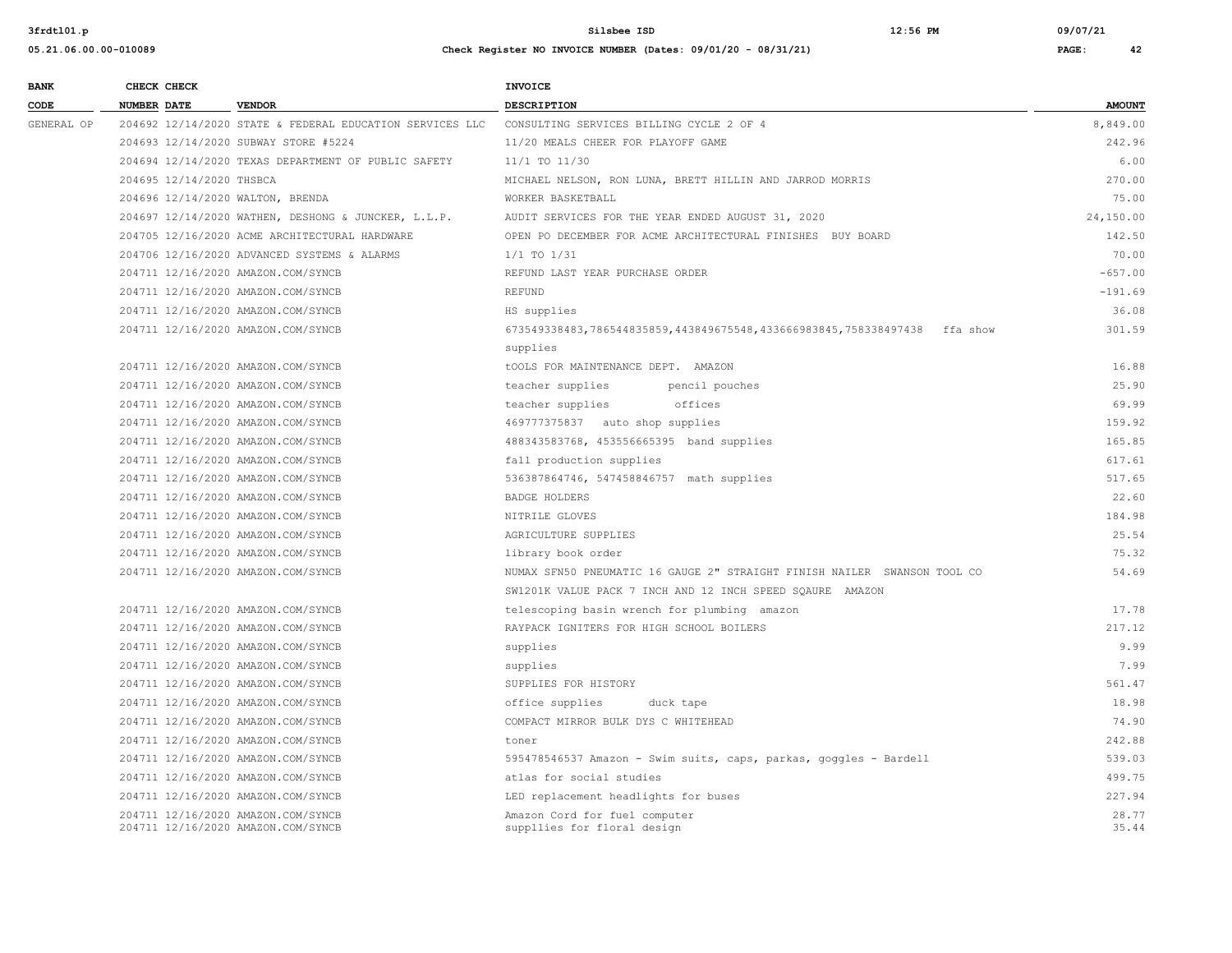| BANK CODE | CHECK NUMBER | CHECK DATE | VENDOR | INVOICE DESCRIPTION | AMOUNT |
|---|---|---|---|---|---|
| GENERAL OP | 204692 | 12/14/2020 | STATE & FEDERAL EDUCATION SERVICES LLC | CONSULTING SERVICES BILLING CYCLE 2 OF 4 | 8,849.00 |
| | 204693 | 12/14/2020 | SUBWAY STORE #5224 | 11/20 MEALS CHEER FOR PLAYOFF GAME | 242.96 |
| | 204694 | 12/14/2020 | TEXAS DEPARTMENT OF PUBLIC SAFETY | 11/1 TO 11/30 | 6.00 |
| | 204695 | 12/14/2020 | THSBCA | MICHAEL NELSON, RON LUNA, BRETT HILLIN AND JARROD MORRIS | 270.00 |
| | 204696 | 12/14/2020 | WALTON, BRENDA | WORKER BASKETBALL | 75.00 |
| | 204697 | 12/14/2020 | WATHEN, DESHONG & JUNCKER, L.L.P. | AUDIT SERVICES FOR THE YEAR ENDED AUGUST 31, 2020 | 24,150.00 |
| | 204705 | 12/16/2020 | ACME ARCHITECTURAL HARDWARE | OPEN PO DECEMBER FOR ACME ARCHITECTURAL FINISHES BUY BOARD | 142.50 |
| | 204706 | 12/16/2020 | ADVANCED SYSTEMS & ALARMS | 1/1 TO 1/31 | 70.00 |
| | 204711 | 12/16/2020 | AMAZON.COM/SYNCB | REFUND LAST YEAR PURCHASE ORDER | -657.00 |
| | 204711 | 12/16/2020 | AMAZON.COM/SYNCB | REFUND | -191.69 |
| | 204711 | 12/16/2020 | AMAZON.COM/SYNCB | HS supplies | 36.08 |
| | 204711 | 12/16/2020 | AMAZON.COM/SYNCB | 673549338483,786544835859,443849675548,433666983845,758338497438 ffa show supplies | 301.59 |
| | 204711 | 12/16/2020 | AMAZON.COM/SYNCB | tOOLS FOR MAINTENANCE DEPT. AMAZON | 16.88 |
| | 204711 | 12/16/2020 | AMAZON.COM/SYNCB | teacher supplies pencil pouches | 25.90 |
| | 204711 | 12/16/2020 | AMAZON.COM/SYNCB | teacher supplies offices | 69.99 |
| | 204711 | 12/16/2020 | AMAZON.COM/SYNCB | 469777375837 auto shop supplies | 159.92 |
| | 204711 | 12/16/2020 | AMAZON.COM/SYNCB | 488343583768, 453556665395 band supplies | 165.85 |
| | 204711 | 12/16/2020 | AMAZON.COM/SYNCB | fall production supplies | 617.61 |
| | 204711 | 12/16/2020 | AMAZON.COM/SYNCB | 536387864746, 547458846757 math supplies | 517.65 |
| | 204711 | 12/16/2020 | AMAZON.COM/SYNCB | BADGE HOLDERS | 22.60 |
| | 204711 | 12/16/2020 | AMAZON.COM/SYNCB | NITRILE GLOVES | 184.98 |
| | 204711 | 12/16/2020 | AMAZON.COM/SYNCB | AGRICULTURE SUPPLIES | 25.54 |
| | 204711 | 12/16/2020 | AMAZON.COM/SYNCB | library book order | 75.32 |
| | 204711 | 12/16/2020 | AMAZON.COM/SYNCB | NUMAX SFN50 PNEUMATIC 16 GAUGE 2" STRAIGHT FINISH NAILER SWANSON TOOL CO SW1201K VALUE PACK 7 INCH AND 12 INCH SPEED SQAURE AMAZON | 54.69 |
| | 204711 | 12/16/2020 | AMAZON.COM/SYNCB | telescoping basin wrench for plumbing amazon | 17.78 |
| | 204711 | 12/16/2020 | AMAZON.COM/SYNCB | RAYPACK IGNITERS FOR HIGH SCHOOL BOILERS | 217.12 |
| | 204711 | 12/16/2020 | AMAZON.COM/SYNCB | supplies | 9.99 |
| | 204711 | 12/16/2020 | AMAZON.COM/SYNCB | supplies | 7.99 |
| | 204711 | 12/16/2020 | AMAZON.COM/SYNCB | SUPPLIES FOR HISTORY | 561.47 |
| | 204711 | 12/16/2020 | AMAZON.COM/SYNCB | office supplies duck tape | 18.98 |
| | 204711 | 12/16/2020 | AMAZON.COM/SYNCB | COMPACT MIRROR BULK DYS C WHITEHEAD | 74.90 |
| | 204711 | 12/16/2020 | AMAZON.COM/SYNCB | toner | 242.88 |
| | 204711 | 12/16/2020 | AMAZON.COM/SYNCB | 595478546537 Amazon - Swim suits, caps, parkas, goggles - Bardell | 539.03 |
| | 204711 | 12/16/2020 | AMAZON.COM/SYNCB | atlas for social studies | 499.75 |
| | 204711 | 12/16/2020 | AMAZON.COM/SYNCB | LED replacement headlights for buses | 227.94 |
| | 204711 | 12/16/2020 | AMAZON.COM/SYNCB | Amazon Cord for fuel computer | 28.77 |
| | 204711 | 12/16/2020 | AMAZON.COM/SYNCB | suppllies for floral design | 35.44 |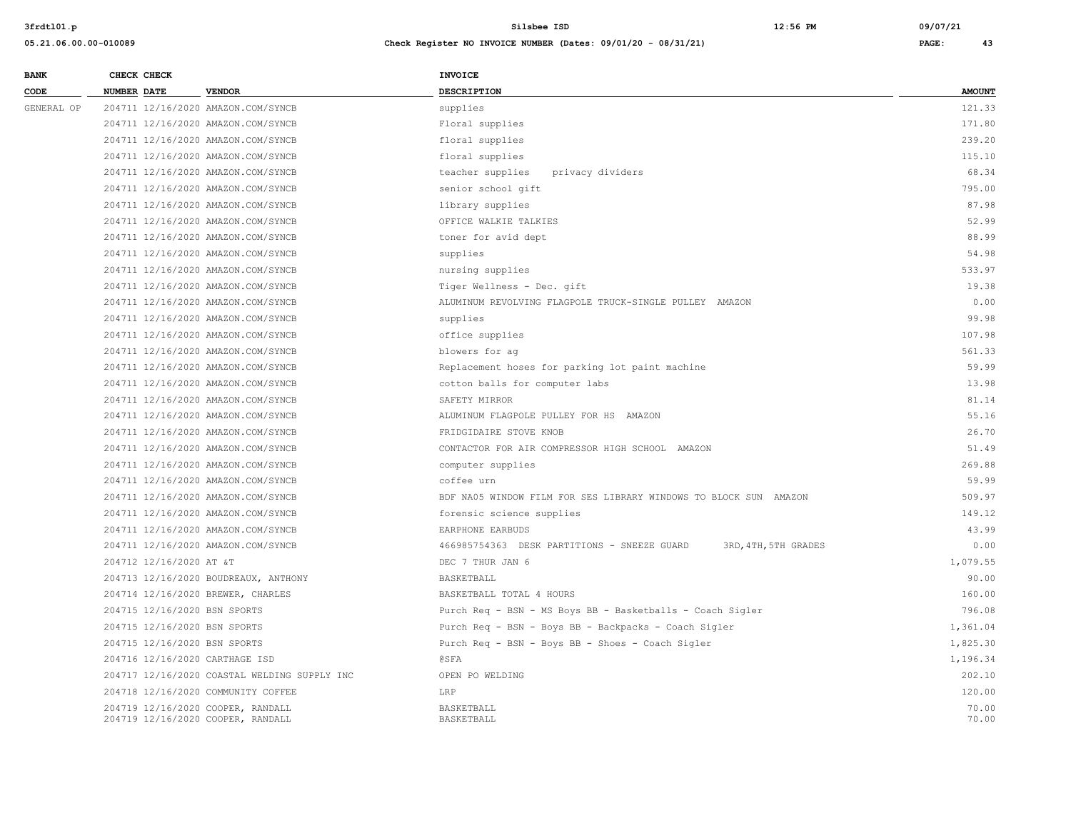| BANK CODE | CHECK NUMBER | CHECK DATE | VENDOR | INVOICE DESCRIPTION | AMOUNT |
|---|---|---|---|---|---|
| GENERAL OP | 204711 | 12/16/2020 | AMAZON.COM/SYNCB | supplies | 121.33 |
| | 204711 | 12/16/2020 | AMAZON.COM/SYNCB | Floral supplies | 171.80 |
| | 204711 | 12/16/2020 | AMAZON.COM/SYNCB | floral supplies | 239.20 |
| | 204711 | 12/16/2020 | AMAZON.COM/SYNCB | floral supplies | 115.10 |
| | 204711 | 12/16/2020 | AMAZON.COM/SYNCB | teacher supplies privacy dividers | 68.34 |
| | 204711 | 12/16/2020 | AMAZON.COM/SYNCB | senior school gift | 795.00 |
| | 204711 | 12/16/2020 | AMAZON.COM/SYNCB | library supplies | 87.98 |
| | 204711 | 12/16/2020 | AMAZON.COM/SYNCB | OFFICE WALKIE TALKIES | 52.99 |
| | 204711 | 12/16/2020 | AMAZON.COM/SYNCB | toner for avid dept | 88.99 |
| | 204711 | 12/16/2020 | AMAZON.COM/SYNCB | supplies | 54.98 |
| | 204711 | 12/16/2020 | AMAZON.COM/SYNCB | nursing supplies | 533.97 |
| | 204711 | 12/16/2020 | AMAZON.COM/SYNCB | Tiger Wellness - Dec. gift | 19.38 |
| | 204711 | 12/16/2020 | AMAZON.COM/SYNCB | ALUMINUM REVOLVING FLAGPOLE TRUCK-SINGLE PULLEY AMAZON | 0.00 |
| | 204711 | 12/16/2020 | AMAZON.COM/SYNCB | supplies | 99.98 |
| | 204711 | 12/16/2020 | AMAZON.COM/SYNCB | office supplies | 107.98 |
| | 204711 | 12/16/2020 | AMAZON.COM/SYNCB | blowers for ag | 561.33 |
| | 204711 | 12/16/2020 | AMAZON.COM/SYNCB | Replacement hoses for parking lot paint machine | 59.99 |
| | 204711 | 12/16/2020 | AMAZON.COM/SYNCB | cotton balls for computer labs | 13.98 |
| | 204711 | 12/16/2020 | AMAZON.COM/SYNCB | SAFETY MIRROR | 81.14 |
| | 204711 | 12/16/2020 | AMAZON.COM/SYNCB | ALUMINUM FLAGPOLE PULLEY FOR HS AMAZON | 55.16 |
| | 204711 | 12/16/2020 | AMAZON.COM/SYNCB | FRIDGIDAIRE STOVE KNOB | 26.70 |
| | 204711 | 12/16/2020 | AMAZON.COM/SYNCB | CONTACTOR FOR AIR COMPRESSOR HIGH SCHOOL AMAZON | 51.49 |
| | 204711 | 12/16/2020 | AMAZON.COM/SYNCB | computer supplies | 269.88 |
| | 204711 | 12/16/2020 | AMAZON.COM/SYNCB | coffee urn | 59.99 |
| | 204711 | 12/16/2020 | AMAZON.COM/SYNCB | BDF NA05 WINDOW FILM FOR SES LIBRARY WINDOWS TO BLOCK SUN AMAZON | 509.97 |
| | 204711 | 12/16/2020 | AMAZON.COM/SYNCB | forensic science supplies | 149.12 |
| | 204711 | 12/16/2020 | AMAZON.COM/SYNCB | EARPHONE EARBUDS | 43.99 |
| | 204711 | 12/16/2020 | AMAZON.COM/SYNCB | 466985754363 DESK PARTITIONS - SNEEZE GUARD 3RD,4TH,5TH GRADES | 0.00 |
| | 204712 | 12/16/2020 | AT &T | DEC 7 THUR JAN 6 | 1,079.55 |
| | 204713 | 12/16/2020 | BOUDREAUX, ANTHONY | BASKETBALL | 90.00 |
| | 204714 | 12/16/2020 | BREWER, CHARLES | BASKETBALL TOTAL 4 HOURS | 160.00 |
| | 204715 | 12/16/2020 | BSN SPORTS | Purch Req - BSN - MS Boys BB - Basketballs - Coach Sigler | 796.08 |
| | 204715 | 12/16/2020 | BSN SPORTS | Purch Req - BSN - Boys BB - Backpacks - Coach Sigler | 1,361.04 |
| | 204715 | 12/16/2020 | BSN SPORTS | Purch Req - BSN - Boys BB - Shoes - Coach Sigler | 1,825.30 |
| | 204716 | 12/16/2020 | CARTHAGE ISD | @SFA | 1,196.34 |
| | 204717 | 12/16/2020 | COASTAL WELDING SUPPLY INC | OPEN PO WELDING | 202.10 |
| | 204718 | 12/16/2020 | COMMUNITY COFFEE | LRP | 120.00 |
| | 204719 | 12/16/2020 | COOPER, RANDALL | BASKETBALL | 70.00 |
| | 204719 | 12/16/2020 | COOPER, RANDALL | BASKETBALL | 70.00 |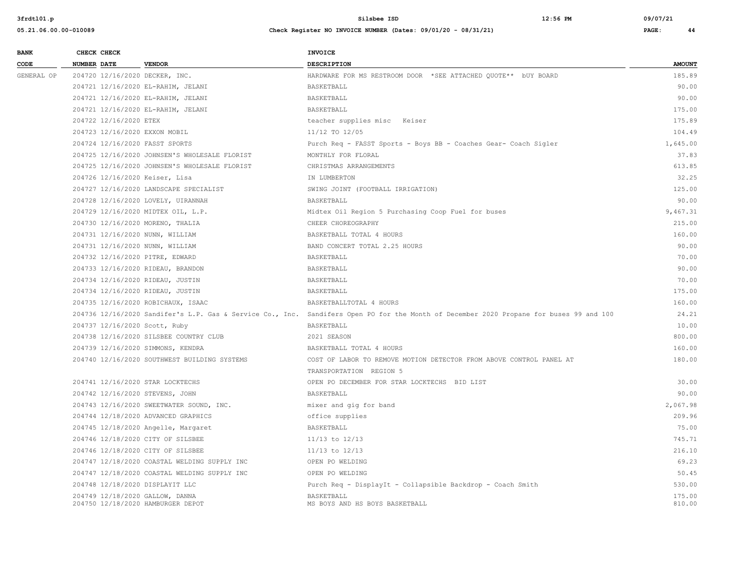| BANK CODE | CHECK NUMBER | CHECK DATE | VENDOR | INVOICE DESCRIPTION | AMOUNT |
|---|---|---|---|---|---|
| GENERAL OP | 204720 | 12/16/2020 | DECKER, INC. | HARDWARE FOR MS RESTROOM DOOR *SEE ATTACHED QUOTE** bUY BOARD | 185.89 |
| | 204721 | 12/16/2020 | EL-RAHIM, JELANI | BASKETBALL | 90.00 |
| | 204721 | 12/16/2020 | EL-RAHIM, JELANI | BASKETBALL | 90.00 |
| | 204721 | 12/16/2020 | EL-RAHIM, JELANI | BASKETBALL | 175.00 |
| | 204722 | 12/16/2020 | ETEX | teacher supplies misc Keiser | 175.89 |
| | 204723 | 12/16/2020 | EXXON MOBIL | 11/12 TO 12/05 | 104.49 |
| | 204724 | 12/16/2020 | FASST SPORTS | Purch Req - FASST Sports - Boys BB - Coaches Gear- Coach Sigler | 1,645.00 |
| | 204725 | 12/16/2020 | JOHNSEN'S WHOLESALE FLORIST | MONTHLY FOR FLORAL | 37.83 |
| | 204725 | 12/16/2020 | JOHNSEN'S WHOLESALE FLORIST | CHRISTMAS ARRANGEMENTS | 613.85 |
| | 204726 | 12/16/2020 | Keiser, Lisa | IN LUMBERTON | 32.25 |
| | 204727 | 12/16/2020 | LANDSCAPE SPECIALIST | SWING JOINT (FOOTBALL IRRIGATION) | 125.00 |
| | 204728 | 12/16/2020 | LOVELY, UIRANNAH | BASKETBALL | 90.00 |
| | 204729 | 12/16/2020 | MIDTEX OIL, L.P. | Midtex Oil Region 5 Purchasing Coop Fuel for buses | 9,467.31 |
| | 204730 | 12/16/2020 | MORENO, THALIA | CHEER CHOREOGRAPHY | 215.00 |
| | 204731 | 12/16/2020 | NUNN, WILLIAM | BASKETBALL TOTAL 4 HOURS | 160.00 |
| | 204731 | 12/16/2020 | NUNN, WILLIAM | BAND CONCERT TOTAL 2.25 HOURS | 90.00 |
| | 204732 | 12/16/2020 | PITRE, EDWARD | BASKETBALL | 70.00 |
| | 204733 | 12/16/2020 | RIDEAU, BRANDON | BASKETBALL | 90.00 |
| | 204734 | 12/16/2020 | RIDEAU, JUSTIN | BASKETBALL | 70.00 |
| | 204734 | 12/16/2020 | RIDEAU, JUSTIN | BASKETBALL | 175.00 |
| | 204735 | 12/16/2020 | ROBICHAUX, ISAAC | BASKETBALLTOTAL 4 HOURS | 160.00 |
| | 204736 | 12/16/2020 | Sandifer's L.P. Gas & Service Co., Inc. | Sandifers Open PO for the Month of December 2020 Propane for buses 99 and 100 | 24.21 |
| | 204737 | 12/16/2020 | Scott, Ruby | BASKETBALL | 10.00 |
| | 204738 | 12/16/2020 | SILSBEE COUNTRY CLUB | 2021 SEASON | 800.00 |
| | 204739 | 12/16/2020 | SIMMONS, KENDRA | BASKETBALL TOTAL 4 HOURS | 160.00 |
| | 204740 | 12/16/2020 | SOUTHWEST BUILDING SYSTEMS | COST OF LABOR TO REMOVE MOTION DETECTOR FROM ABOVE CONTROL PANEL AT TRANSPORTATION REGION 5 | 180.00 |
| | 204741 | 12/16/2020 | STAR LOCKTECHS | OPEN PO DECEMBER FOR STAR LOCKTECHS BID LIST | 30.00 |
| | 204742 | 12/16/2020 | STEVENS, JOHN | BASKETBALL | 90.00 |
| | 204743 | 12/16/2020 | SWEETWATER SOUND, INC. | mixer and gig for band | 2,067.98 |
| | 204744 | 12/18/2020 | ADVANCED GRAPHICS | office supplies | 209.96 |
| | 204745 | 12/18/2020 | Angelle, Margaret | BASKETBALL | 75.00 |
| | 204746 | 12/18/2020 | CITY OF SILSBEE | 11/13 to 12/13 | 745.71 |
| | 204746 | 12/18/2020 | CITY OF SILSBEE | 11/13 to 12/13 | 216.10 |
| | 204747 | 12/18/2020 | COASTAL WELDING SUPPLY INC | OPEN PO WELDING | 69.23 |
| | 204747 | 12/18/2020 | COASTAL WELDING SUPPLY INC | OPEN PO WELDING | 50.45 |
| | 204748 | 12/18/2020 | DISPLAYIT LLC | Purch Req - DisplayIt - Collapsible Backdrop - Coach Smith | 530.00 |
| | 204749 | 12/18/2020 | GALLOW, DANNA | BASKETBALL | 175.00 |
| | 204750 | 12/18/2020 | HAMBURGER DEPOT | MS BOYS AND HS BOYS BASKETBALL | 810.00 |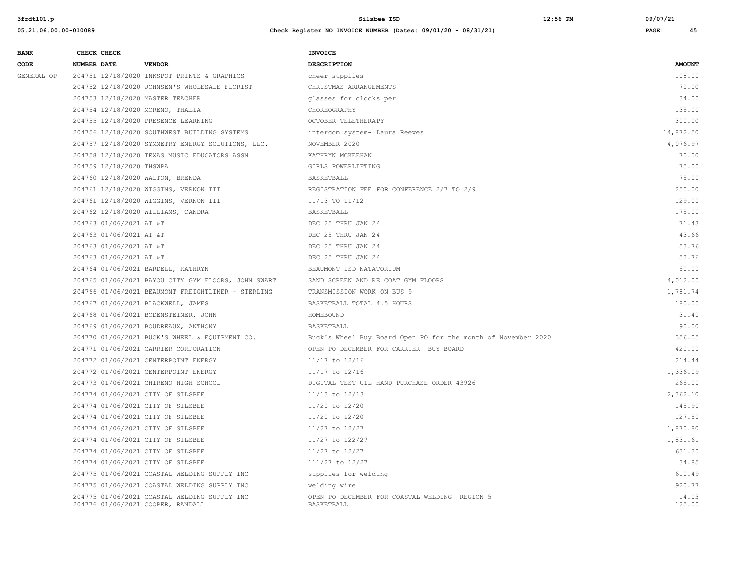| BANK CODE | CHECK NUMBER | CHECK DATE | VENDOR | INVOICE DESCRIPTION | AMOUNT |
|---|---|---|---|---|---|
| GENERAL OP | 204751 | 12/18/2020 | INKSPOT PRINTS & GRAPHICS | cheer supplies | 108.00 |
| | 204752 | 12/18/2020 | JOHNSEN'S WHOLESALE FLORIST | CHRISTMAS ARRANGEMENTS | 70.00 |
| | 204753 | 12/18/2020 | MASTER TEACHER | glasses for clocks per | 34.00 |
| | 204754 | 12/18/2020 | MORENO, THALIA | CHOREOGRAPHY | 135.00 |
| | 204755 | 12/18/2020 | PRESENCE LEARNING | OCTOBER TELETHERAPY | 300.00 |
| | 204756 | 12/18/2020 | SOUTHWEST BUILDING SYSTEMS | intercom system- Laura Reeves | 14,872.50 |
| | 204757 | 12/18/2020 | SYMMETRY ENERGY SOLUTIONS, LLC. | NOVEMBER 2020 | 4,076.97 |
| | 204758 | 12/18/2020 | TEXAS MUSIC EDUCATORS ASSN | KATHRYN MCKEEHAN | 70.00 |
| | 204759 | 12/18/2020 | THSWPA | GIRLS POWERLIFTING | 75.00 |
| | 204760 | 12/18/2020 | WALTON, BRENDA | BASKETBALL | 75.00 |
| | 204761 | 12/18/2020 | WIGGINS, VERNON III | REGISTRATION FEE FOR CONFERENCE 2/7 TO 2/9 | 250.00 |
| | 204761 | 12/18/2020 | WIGGINS, VERNON III | 11/13 TO 11/12 | 129.00 |
| | 204762 | 12/18/2020 | WILLIAMS, CANDRA | BASKETBALL | 175.00 |
| | 204763 | 01/06/2021 | AT &T | DEC 25 THRU JAN 24 | 71.43 |
| | 204763 | 01/06/2021 | AT &T | DEC 25 THRU JAN 24 | 43.66 |
| | 204763 | 01/06/2021 | AT &T | DEC 25 THRU JAN 24 | 53.76 |
| | 204763 | 01/06/2021 | AT &T | DEC 25 THRU JAN 24 | 53.76 |
| | 204764 | 01/06/2021 | BARDELL, KATHRYN | BEAUMONT ISD NATATORIUM | 50.00 |
| | 204765 | 01/06/2021 | BAYOU CITY GYM FLOORS, JOHN SWART | SAND SCREEN AND RE COAT GYM FLOORS | 4,012.00 |
| | 204766 | 01/06/2021 | BEAUMONT FREIGHTLINER - STERLING | TRANSMISSION WORK ON BUS 9 | 1,781.74 |
| | 204767 | 01/06/2021 | BLACKWELL, JAMES | BASKETBALL TOTAL 4.5 HOURS | 180.00 |
| | 204768 | 01/06/2021 | BODENSTEINER, JOHN | HOMEBOUND | 31.40 |
| | 204769 | 01/06/2021 | BOUDREAUX, ANTHONY | BASKETBALL | 90.00 |
| | 204770 | 01/06/2021 | BUCK'S WHEEL & EQUIPMENT CO. | Buck's Wheel Buy Board Open PO for the month of November 2020 | 356.05 |
| | 204771 | 01/06/2021 | CARRIER CORPORATION | OPEN PO DECEMBER FOR CARRIER BUY BOARD | 420.00 |
| | 204772 | 01/06/2021 | CENTERPOINT ENERGY | 11/17 to 12/16 | 214.44 |
| | 204772 | 01/06/2021 | CENTERPOINT ENERGY | 11/17 to 12/16 | 1,336.09 |
| | 204773 | 01/06/2021 | CHIRENO HIGH SCHOOL | DIGITAL TEST UIL HAND PURCHASE ORDER 43926 | 265.00 |
| | 204774 | 01/06/2021 | CITY OF SILSBEE | 11/13 to 12/13 | 2,362.10 |
| | 204774 | 01/06/2021 | CITY OF SILSBEE | 11/20 to 12/20 | 145.90 |
| | 204774 | 01/06/2021 | CITY OF SILSBEE | 11/20 to 12/20 | 127.50 |
| | 204774 | 01/06/2021 | CITY OF SILSBEE | 11/27 to 12/27 | 1,870.80 |
| | 204774 | 01/06/2021 | CITY OF SILSBEE | 11/27 to 122/27 | 1,831.61 |
| | 204774 | 01/06/2021 | CITY OF SILSBEE | 11/27 to 12/27 | 631.30 |
| | 204774 | 01/06/2021 | CITY OF SILSBEE | 111/27 to 12/27 | 34.85 |
| | 204775 | 01/06/2021 | COASTAL WELDING SUPPLY INC | supplies for welding | 610.49 |
| | 204775 | 01/06/2021 | COASTAL WELDING SUPPLY INC | welding wire | 920.77 |
| | 204775 | 01/06/2021 | COASTAL WELDING SUPPLY INC | OPEN PO DECEMBER FOR COASTAL WELDING REGION 5 | 14.03 |
| | 204776 | 01/06/2021 | COOPER, RANDALL | BASKETBALL | 125.00 |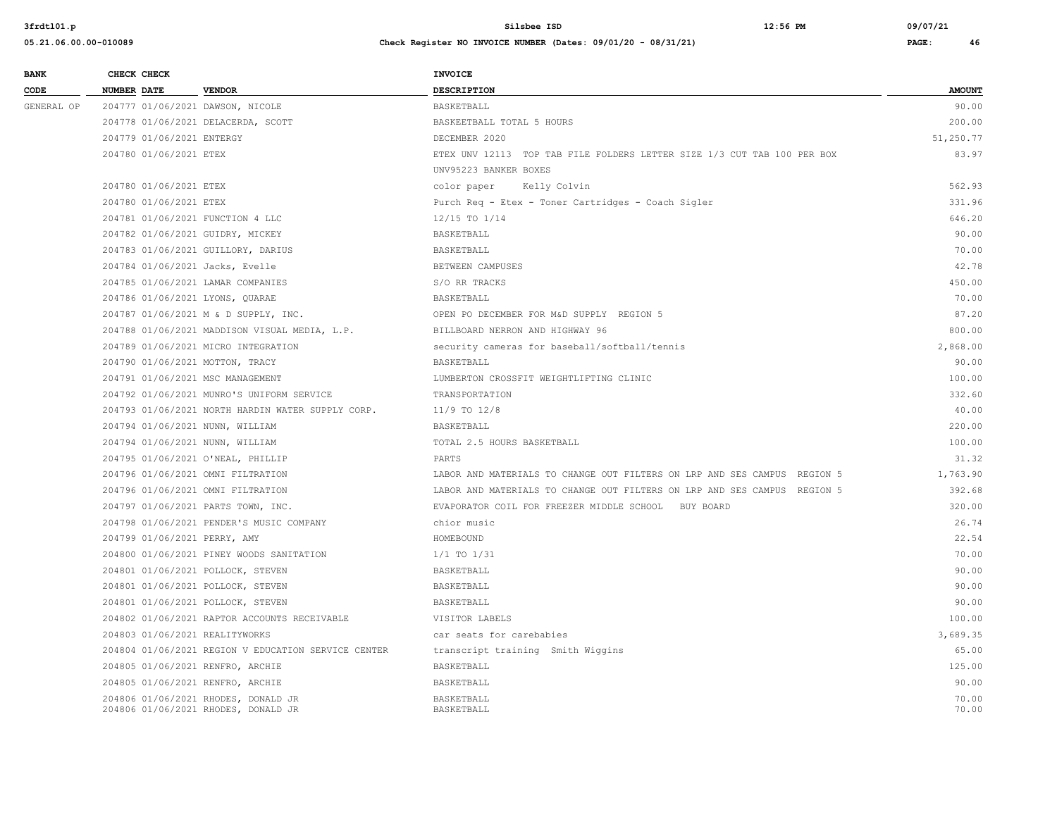| BANK CODE | CHECK NUMBER | CHECK DATE | VENDOR | INVOICE DESCRIPTION | AMOUNT |
|---|---|---|---|---|---|
| GENERAL OP | 204777 | 01/06/2021 | DAWSON, NICOLE | BASKETBALL | 90.00 |
| | 204778 | 01/06/2021 | DELACERDA, SCOTT | BASKEETBALL TOTAL 5 HOURS | 200.00 |
| | 204779 | 01/06/2021 | ENTERGY | DECEMBER 2020 | 51,250.77 |
| | 204780 | 01/06/2021 | ETEX | ETEX UNV 12113 TOP TAB FILE FOLDERS LETTER SIZE 1/3 CUT TAB 100 PER BOX UNV95223 BANKER BOXES | 83.97 |
| | 204780 | 01/06/2021 | ETEX | color paper Kelly Colvin | 562.93 |
| | 204780 | 01/06/2021 | ETEX | Purch Req - Etex - Toner Cartridges - Coach Sigler | 331.96 |
| | 204781 | 01/06/2021 | FUNCTION 4 LLC | 12/15 TO 1/14 | 646.20 |
| | 204782 | 01/06/2021 | GUIDRY, MICKEY | BASKETBALL | 90.00 |
| | 204783 | 01/06/2021 | GUILLORY, DARIUS | BASKETBALL | 70.00 |
| | 204784 | 01/06/2021 | Jacks, Evelle | BETWEEN CAMPUSES | 42.78 |
| | 204785 | 01/06/2021 | LAMAR COMPANIES | S/O RR TRACKS | 450.00 |
| | 204786 | 01/06/2021 | LYONS, QUARAE | BASKETBALL | 70.00 |
| | 204787 | 01/06/2021 | M & D SUPPLY, INC. | OPEN PO DECEMBER FOR M&D SUPPLY REGION 5 | 87.20 |
| | 204788 | 01/06/2021 | MADDISON VISUAL MEDIA, L.P. | BILLBOARD NERRON AND HIGHWAY 96 | 800.00 |
| | 204789 | 01/06/2021 | MICRO INTEGRATION | security cameras for baseball/softball/tennis | 2,868.00 |
| | 204790 | 01/06/2021 | MOTTON, TRACY | BASKETBALL | 90.00 |
| | 204791 | 01/06/2021 | MSC MANAGEMENT | LUMBERTON CROSSFIT WEIGHTLIFTING CLINIC | 100.00 |
| | 204792 | 01/06/2021 | MUNRO'S UNIFORM SERVICE | TRANSPORTATION | 332.60 |
| | 204793 | 01/06/2021 | NORTH HARDIN WATER SUPPLY CORP. | 11/9 TO 12/8 | 40.00 |
| | 204794 | 01/06/2021 | NUNN, WILLIAM | BASKETBALL | 220.00 |
| | 204794 | 01/06/2021 | NUNN, WILLIAM | TOTAL 2.5 HOURS BASKETBALL | 100.00 |
| | 204795 | 01/06/2021 | O'NEAL, PHILLIP | PARTS | 31.32 |
| | 204796 | 01/06/2021 | OMNI FILTRATION | LABOR AND MATERIALS TO CHANGE OUT FILTERS ON LRP AND SES CAMPUS REGION 5 | 1,763.90 |
| | 204796 | 01/06/2021 | OMNI FILTRATION | LABOR AND MATERIALS TO CHANGE OUT FILTERS ON LRP AND SES CAMPUS REGION 5 | 392.68 |
| | 204797 | 01/06/2021 | PARTS TOWN, INC. | EVAPORATOR COIL FOR FREEZER MIDDLE SCHOOL BUY BOARD | 320.00 |
| | 204798 | 01/06/2021 | PENDER'S MUSIC COMPANY | chior music | 26.74 |
| | 204799 | 01/06/2021 | PERRY, AMY | HOMEBOUND | 22.54 |
| | 204800 | 01/06/2021 | PINEY WOODS SANITATION | 1/1 TO 1/31 | 70.00 |
| | 204801 | 01/06/2021 | POLLOCK, STEVEN | BASKETBALL | 90.00 |
| | 204801 | 01/06/2021 | POLLOCK, STEVEN | BASKETBALL | 90.00 |
| | 204801 | 01/06/2021 | POLLOCK, STEVEN | BASKETBALL | 90.00 |
| | 204802 | 01/06/2021 | RAPTOR ACCOUNTS RECEIVABLE | VISITOR LABELS | 100.00 |
| | 204803 | 01/06/2021 | REALITYWORKS | car seats for carebabies | 3,689.35 |
| | 204804 | 01/06/2021 | REGION V EDUCATION SERVICE CENTER | transcript training Smith Wiggins | 65.00 |
| | 204805 | 01/06/2021 | RENFRO, ARCHIE | BASKETBALL | 125.00 |
| | 204805 | 01/06/2021 | RENFRO, ARCHIE | BASKETBALL | 90.00 |
| | 204806 | 01/06/2021 | RHODES, DONALD JR | BASKETBALL | 70.00 |
| | 204806 | 01/06/2021 | RHODES, DONALD JR | BASKETBALL | 70.00 |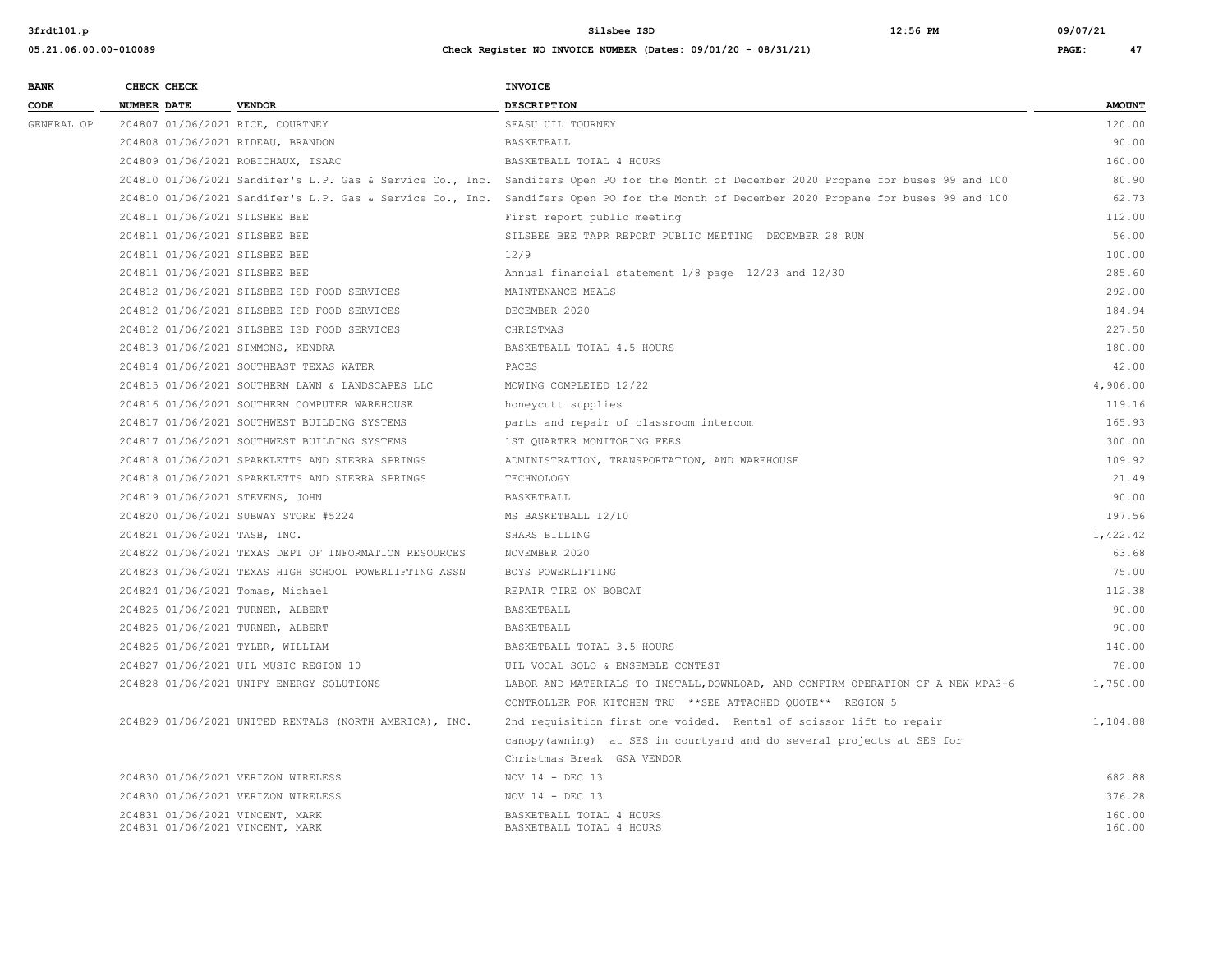| BANK CODE | CHECK NUMBER | CHECK DATE | VENDOR | INVOICE DESCRIPTION | AMOUNT |
|---|---|---|---|---|---|
| GENERAL OP | 204807 | 01/06/2021 | RICE, COURTNEY | SFASU UIL TOURNEY | 120.00 |
| | 204808 | 01/06/2021 | RIDEAU, BRANDON | BASKETBALL | 90.00 |
| | 204809 | 01/06/2021 | ROBICHAUX, ISAAC | BASKETBALL TOTAL 4 HOURS | 160.00 |
| | 204810 | 01/06/2021 | Sandifer's L.P. Gas & Service Co., Inc. | Sandifers Open PO for the Month of December 2020 Propane for buses 99 and 100 | 80.90 |
| | 204810 | 01/06/2021 | Sandifer's L.P. Gas & Service Co., Inc. | Sandifers Open PO for the Month of December 2020 Propane for buses 99 and 100 | 62.73 |
| | 204811 | 01/06/2021 | SILSBEE BEE | First report public meeting | 112.00 |
| | 204811 | 01/06/2021 | SILSBEE BEE | SILSBEE BEE TAPR REPORT PUBLIC MEETING DECEMBER 28 RUN | 56.00 |
| | 204811 | 01/06/2021 | SILSBEE BEE | 12/9 | 100.00 |
| | 204811 | 01/06/2021 | SILSBEE BEE | Annual financial statement 1/8 page 12/23 and 12/30 | 285.60 |
| | 204812 | 01/06/2021 | SILSBEE ISD FOOD SERVICES | MAINTENANCE MEALS | 292.00 |
| | 204812 | 01/06/2021 | SILSBEE ISD FOOD SERVICES | DECEMBER 2020 | 184.94 |
| | 204812 | 01/06/2021 | SILSBEE ISD FOOD SERVICES | CHRISTMAS | 227.50 |
| | 204813 | 01/06/2021 | SIMMONS, KENDRA | BASKETBALL TOTAL 4.5 HOURS | 180.00 |
| | 204814 | 01/06/2021 | SOUTHEAST TEXAS WATER | PACES | 42.00 |
| | 204815 | 01/06/2021 | SOUTHERN LAWN & LANDSCAPES LLC | MOWING COMPLETED 12/22 | 4,906.00 |
| | 204816 | 01/06/2021 | SOUTHERN COMPUTER WAREHOUSE | honeycutt supplies | 119.16 |
| | 204817 | 01/06/2021 | SOUTHWEST BUILDING SYSTEMS | parts and repair of classroom intercom | 165.93 |
| | 204817 | 01/06/2021 | SOUTHWEST BUILDING SYSTEMS | 1ST QUARTER MONITORING FEES | 300.00 |
| | 204818 | 01/06/2021 | SPARKLETTS AND SIERRA SPRINGS | ADMINISTRATION, TRANSPORTATION, AND WAREHOUSE | 109.92 |
| | 204818 | 01/06/2021 | SPARKLETTS AND SIERRA SPRINGS | TECHNOLOGY | 21.49 |
| | 204819 | 01/06/2021 | STEVENS, JOHN | BASKETBALL | 90.00 |
| | 204820 | 01/06/2021 | SUBWAY STORE #5224 | MS BASKETBALL 12/10 | 197.56 |
| | 204821 | 01/06/2021 | TASB, INC. | SHARS BILLING | 1,422.42 |
| | 204822 | 01/06/2021 | TEXAS DEPT OF INFORMATION RESOURCES | NOVEMBER 2020 | 63.68 |
| | 204823 | 01/06/2021 | TEXAS HIGH SCHOOL POWERLIFTING ASSN | BOYS POWERLIFTING | 75.00 |
| | 204824 | 01/06/2021 | Tomas, Michael | REPAIR TIRE ON BOBCAT | 112.38 |
| | 204825 | 01/06/2021 | TURNER, ALBERT | BASKETBALL | 90.00 |
| | 204825 | 01/06/2021 | TURNER, ALBERT | BASKETBALL | 90.00 |
| | 204826 | 01/06/2021 | TYLER, WILLIAM | BASKETBALL TOTAL 3.5 HOURS | 140.00 |
| | 204827 | 01/06/2021 | UIL MUSIC REGION 10 | UIL VOCAL SOLO & ENSEMBLE CONTEST | 78.00 |
| | 204828 | 01/06/2021 | UNIFY ENERGY SOLUTIONS | LABOR AND MATERIALS TO INSTALL,DOWNLOAD, AND CONFIRM OPERATION OF A NEW MPA3-6 CONTROLLER FOR KITCHEN TRU **SEE ATTACHED QUOTE** REGION 5 | 1,750.00 |
| | 204829 | 01/06/2021 | UNITED RENTALS (NORTH AMERICA), INC. | 2nd requisition first one voided. Rental of scissor lift to repair canopy(awning) at SES in courtyard and do several projects at SES for Christmas Break GSA VENDOR | 1,104.88 |
| | 204830 | 01/06/2021 | VERIZON WIRELESS | NOV 14 - DEC 13 | 682.88 |
| | 204830 | 01/06/2021 | VERIZON WIRELESS | NOV 14 - DEC 13 | 376.28 |
| | 204831 | 01/06/2021 | VINCENT, MARK | BASKETBALL TOTAL 4 HOURS | 160.00 |
| | 204831 | 01/06/2021 | VINCENT, MARK | BASKETBALL TOTAL 4 HOURS | 160.00 |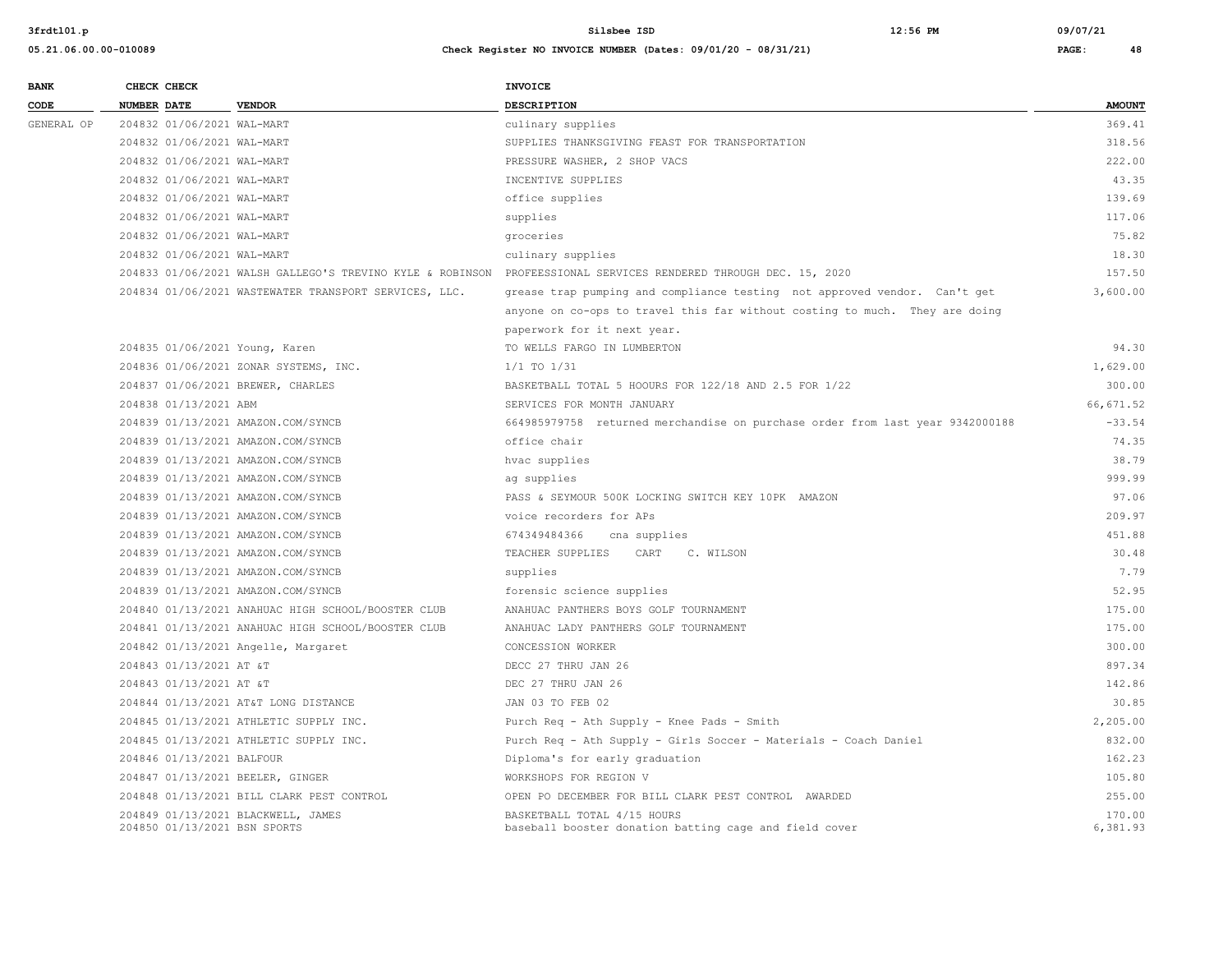| BANK CODE | CHECK NUMBER | CHECK DATE | VENDOR | INVOICE DESCRIPTION | AMOUNT |
|---|---|---|---|---|---|
| GENERAL OP | 204832 | 01/06/2021 | WAL-MART | culinary supplies | 369.41 |
| | 204832 | 01/06/2021 | WAL-MART | SUPPLIES THANKSGIVING FEAST FOR TRANSPORTATION | 318.56 |
| | 204832 | 01/06/2021 | WAL-MART | PRESSURE WASHER, 2 SHOP VACS | 222.00 |
| | 204832 | 01/06/2021 | WAL-MART | INCENTIVE SUPPLIES | 43.35 |
| | 204832 | 01/06/2021 | WAL-MART | office supplies | 139.69 |
| | 204832 | 01/06/2021 | WAL-MART | supplies | 117.06 |
| | 204832 | 01/06/2021 | WAL-MART | groceries | 75.82 |
| | 204832 | 01/06/2021 | WAL-MART | culinary supplies | 18.30 |
| | 204833 | 01/06/2021 | WALSH GALLEGO'S TREVINO KYLE & ROBINSON | PROFEESSIONAL SERVICES RENDERED THROUGH DEC. 15, 2020 | 157.50 |
| | 204834 | 01/06/2021 | WASTEWATER TRANSPORT SERVICES, LLC. | grease trap pumping and compliance testing not approved vendor. Can't get anyone on co-ops to travel this far without costing to much. They are doing paperwork for it next year. | 3,600.00 |
| | 204835 | 01/06/2021 | Young, Karen | TO WELLS FARGO IN LUMBERTON | 94.30 |
| | 204836 | 01/06/2021 | ZONAR SYSTEMS, INC. | 1/1 TO 1/31 | 1,629.00 |
| | 204837 | 01/06/2021 | BREWER, CHARLES | BASKETBALL TOTAL 5 HOOURS FOR 122/18 AND 2.5 FOR 1/22 | 300.00 |
| | 204838 | 01/13/2021 | ABM | SERVICES FOR MONTH JANUARY | 66,671.52 |
| | 204839 | 01/13/2021 | AMAZON.COM/SYNCB | 664985979758 returned merchandise on purchase order from last year 9342000188 | -33.54 |
| | 204839 | 01/13/2021 | AMAZON.COM/SYNCB | office chair | 74.35 |
| | 204839 | 01/13/2021 | AMAZON.COM/SYNCB | hvac supplies | 38.79 |
| | 204839 | 01/13/2021 | AMAZON.COM/SYNCB | ag supplies | 999.99 |
| | 204839 | 01/13/2021 | AMAZON.COM/SYNCB | PASS & SEYMOUR 500K LOCKING SWITCH KEY 10PK AMAZON | 97.06 |
| | 204839 | 01/13/2021 | AMAZON.COM/SYNCB | voice recorders for APs | 209.97 |
| | 204839 | 01/13/2021 | AMAZON.COM/SYNCB | 674349484366 cna supplies | 451.88 |
| | 204839 | 01/13/2021 | AMAZON.COM/SYNCB | TEACHER SUPPLIES CART C. WILSON | 30.48 |
| | 204839 | 01/13/2021 | AMAZON.COM/SYNCB | supplies | 7.79 |
| | 204839 | 01/13/2021 | AMAZON.COM/SYNCB | forensic science supplies | 52.95 |
| | 204840 | 01/13/2021 | ANAHUAC HIGH SCHOOL/BOOSTER CLUB | ANAHUAC PANTHERS BOYS GOLF TOURNAMENT | 175.00 |
| | 204841 | 01/13/2021 | ANAHUAC HIGH SCHOOL/BOOSTER CLUB | ANAHUAC LADY PANTHERS GOLF TOURNAMENT | 175.00 |
| | 204842 | 01/13/2021 | Angelle, Margaret | CONCESSION WORKER | 300.00 |
| | 204843 | 01/13/2021 | AT &T | DECC 27 THRU JAN 26 | 897.34 |
| | 204843 | 01/13/2021 | AT &T | DEC 27 THRU JAN 26 | 142.86 |
| | 204844 | 01/13/2021 | AT&T LONG DISTANCE | JAN 03 TO FEB 02 | 30.85 |
| | 204845 | 01/13/2021 | ATHLETIC SUPPLY INC. | Purch Req - Ath Supply - Knee Pads - Smith | 2,205.00 |
| | 204845 | 01/13/2021 | ATHLETIC SUPPLY INC. | Purch Req - Ath Supply - Girls Soccer - Materials - Coach Daniel | 832.00 |
| | 204846 | 01/13/2021 | BALFOUR | Diploma's for early graduation | 162.23 |
| | 204847 | 01/13/2021 | BEELER, GINGER | WORKSHOPS FOR REGION V | 105.80 |
| | 204848 | 01/13/2021 | BILL CLARK PEST CONTROL | OPEN PO DECEMBER FOR BILL CLARK PEST CONTROL AWARDED | 255.00 |
| | 204849 | 01/13/2021 | BLACKWELL, JAMES | BASKETBALL TOTAL 4/15 HOURS | 170.00 |
| | 204850 | 01/13/2021 | BSN SPORTS | baseball booster donation batting cage and field cover | 6,381.93 |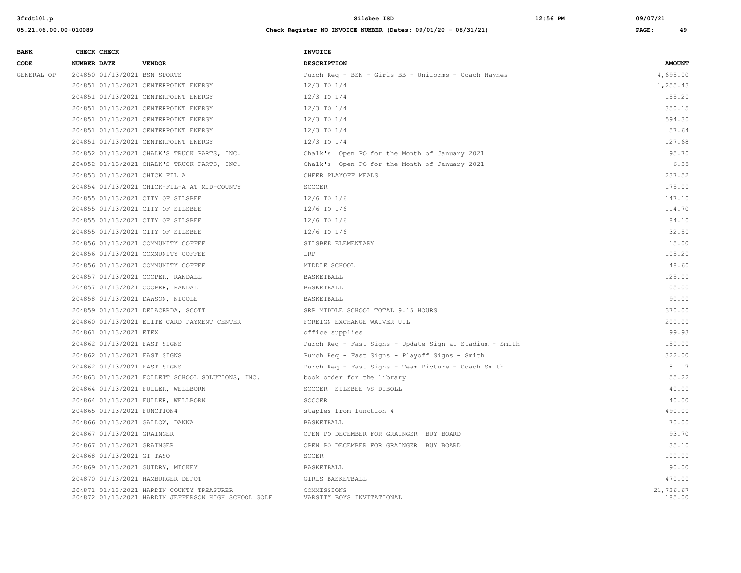| BANK CODE | CHECK NUMBER | CHECK DATE | VENDOR | INVOICE DESCRIPTION | AMOUNT |
|---|---|---|---|---|---|
| GENERAL OP | 204850 | 01/13/2021 | BSN SPORTS | Purch Req - BSN - Girls BB - Uniforms - Coach Haynes | 4,695.00 |
| | 204851 | 01/13/2021 | CENTERPOINT ENERGY | 12/3 TO 1/4 | 1,255.43 |
| | 204851 | 01/13/2021 | CENTERPOINT ENERGY | 12/3 TO 1/4 | 155.20 |
| | 204851 | 01/13/2021 | CENTERPOINT ENERGY | 12/3 TO 1/4 | 350.15 |
| | 204851 | 01/13/2021 | CENTERPOINT ENERGY | 12/3 TO 1/4 | 594.30 |
| | 204851 | 01/13/2021 | CENTERPOINT ENERGY | 12/3 TO 1/4 | 57.64 |
| | 204851 | 01/13/2021 | CENTERPOINT ENERGY | 12/3 TO 1/4 | 127.68 |
| | 204852 | 01/13/2021 | CHALK'S TRUCK PARTS, INC. | Chalk's Open PO for the Month of January 2021 | 95.70 |
| | 204852 | 01/13/2021 | CHALK'S TRUCK PARTS, INC. | Chalk's Open PO for the Month of January 2021 | 6.35 |
| | 204853 | 01/13/2021 | CHICK FIL A | CHEER PLAYOFF MEALS | 237.52 |
| | 204854 | 01/13/2021 | CHICK-FIL-A AT MID-COUNTY | SOCCER | 175.00 |
| | 204855 | 01/13/2021 | CITY OF SILSBEE | 12/6 TO 1/6 | 147.10 |
| | 204855 | 01/13/2021 | CITY OF SILSBEE | 12/6 TO 1/6 | 114.70 |
| | 204855 | 01/13/2021 | CITY OF SILSBEE | 12/6 TO 1/6 | 84.10 |
| | 204855 | 01/13/2021 | CITY OF SILSBEE | 12/6 TO 1/6 | 32.50 |
| | 204856 | 01/13/2021 | COMMUNITY COFFEE | SILSBEE ELEMENTARY | 15.00 |
| | 204856 | 01/13/2021 | COMMUNITY COFFEE | LRP | 105.20 |
| | 204856 | 01/13/2021 | COMMUNITY COFFEE | MIDDLE SCHOOL | 48.60 |
| | 204857 | 01/13/2021 | COOPER, RANDALL | BASKETBALL | 125.00 |
| | 204857 | 01/13/2021 | COOPER, RANDALL | BASKETBALL | 105.00 |
| | 204858 | 01/13/2021 | DAWSON, NICOLE | BASKETBALL | 90.00 |
| | 204859 | 01/13/2021 | DELACERDA, SCOTT | SRP MIDDLE SCHOOL TOTAL 9.15 HOURS | 370.00 |
| | 204860 | 01/13/2021 | ELITE CARD PAYMENT CENTER | FOREIGN EXCHANGE WAIVER UIL | 200.00 |
| | 204861 | 01/13/2021 | ETEX | office supplies | 99.93 |
| | 204862 | 01/13/2021 | FAST SIGNS | Purch Req - Fast Signs - Update Sign at Stadium - Smith | 150.00 |
| | 204862 | 01/13/2021 | FAST SIGNS | Purch Req - Fast Signs - Playoff Signs - Smith | 322.00 |
| | 204862 | 01/13/2021 | FAST SIGNS | Purch Req - Fast Signs - Team Picture - Coach Smith | 181.17 |
| | 204863 | 01/13/2021 | FOLLETT SCHOOL SOLUTIONS, INC. | book order for the library | 55.22 |
| | 204864 | 01/13/2021 | FULLER, WELLBORN | SOCCER SILSBEE VS DIBOLL | 40.00 |
| | 204864 | 01/13/2021 | FULLER, WELLBORN | SOCCER | 40.00 |
| | 204865 | 01/13/2021 | FUNCTION4 | staples from function 4 | 490.00 |
| | 204866 | 01/13/2021 | GALLOW, DANNA | BASKETBALL | 70.00 |
| | 204867 | 01/13/2021 | GRAINGER | OPEN PO DECEMBER FOR GRAINGER BUY BOARD | 93.70 |
| | 204867 | 01/13/2021 | GRAINGER | OPEN PO DECEMBER FOR GRAINGER BUY BOARD | 35.10 |
| | 204868 | 01/13/2021 | GT TASO | SOCER | 100.00 |
| | 204869 | 01/13/2021 | GUIDRY, MICKEY | BASKETBALL | 90.00 |
| | 204870 | 01/13/2021 | HAMBURGER DEPOT | GIRLS BASKETBALL | 470.00 |
| | 204871 | 01/13/2021 | HARDIN COUNTY TREASURER | COMMISSIONS | 21,736.67 |
| | 204872 | 01/13/2021 | HARDIN JEFFERSON HIGH SCHOOL GOLF | VARSITY BOYS INVITATIONAL | 185.00 |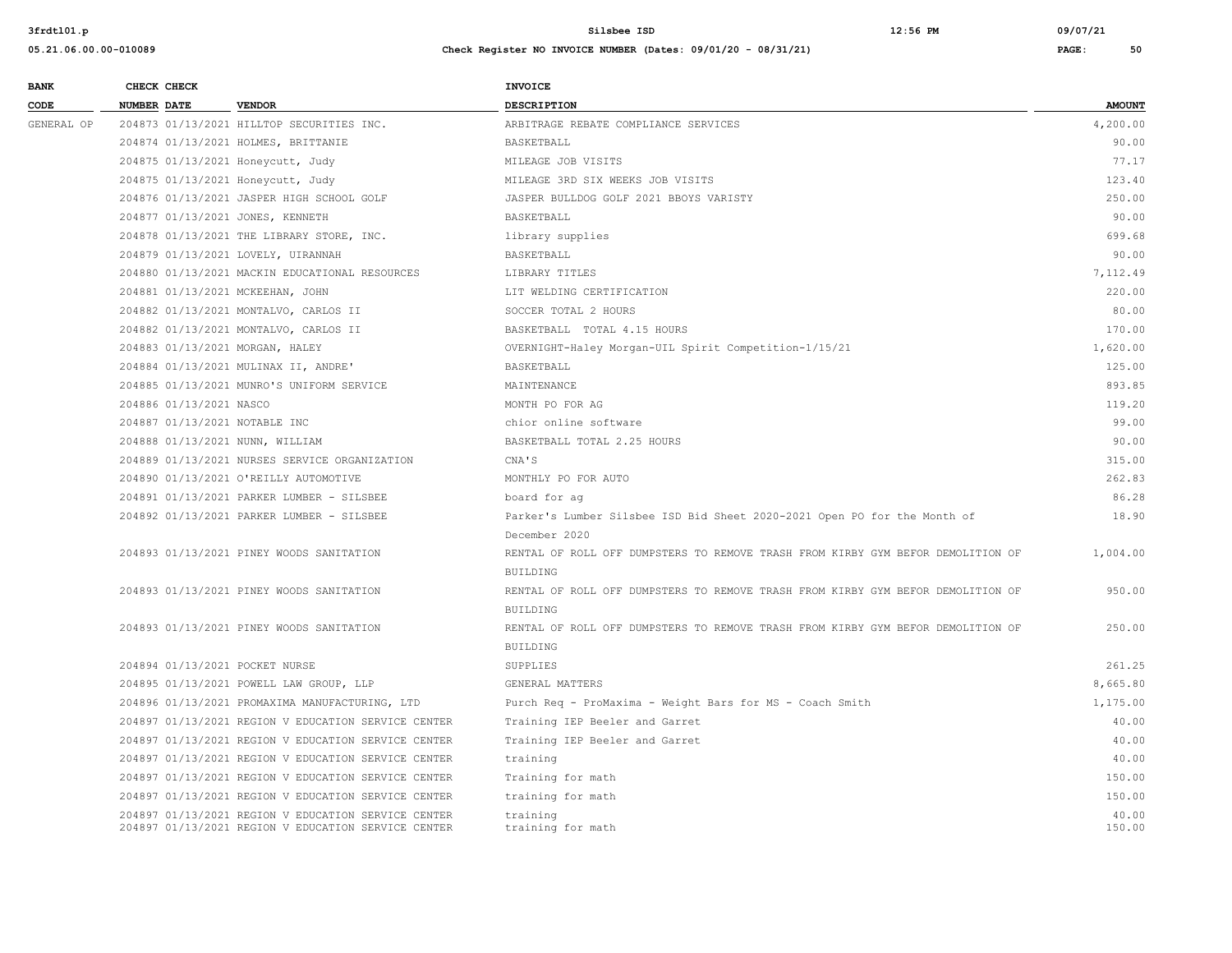| BANK CODE | CHECK NUMBER | CHECK DATE | VENDOR | INVOICE DESCRIPTION | AMOUNT |
|---|---|---|---|---|---|
| GENERAL OP | 204873 | 01/13/2021 | HILLTOP SECURITIES INC. | ARBITRAGE REBATE COMPLIANCE SERVICES | 4,200.00 |
| | 204874 | 01/13/2021 | HOLMES, BRITTANIE | BASKETBALL | 90.00 |
| | 204875 | 01/13/2021 | Honeycutt, Judy | MILEAGE JOB VISITS | 77.17 |
| | 204875 | 01/13/2021 | Honeycutt, Judy | MILEAGE 3RD SIX WEEKS JOB VISITS | 123.40 |
| | 204876 | 01/13/2021 | JASPER HIGH SCHOOL GOLF | JASPER BULLDOG GOLF 2021 BBOYS VARISTY | 250.00 |
| | 204877 | 01/13/2021 | JONES, KENNETH | BASKETBALL | 90.00 |
| | 204878 | 01/13/2021 | THE LIBRARY STORE, INC. | library supplies | 699.68 |
| | 204879 | 01/13/2021 | LOVELY, UIRANNAH | BASKETBALL | 90.00 |
| | 204880 | 01/13/2021 | MACKIN EDUCATIONAL RESOURCES | LIBRARY TITLES | 7,112.49 |
| | 204881 | 01/13/2021 | MCKEEHAN, JOHN | LIT WELDING CERTIFICATION | 220.00 |
| | 204882 | 01/13/2021 | MONTALVO, CARLOS II | SOCCER TOTAL 2 HOURS | 80.00 |
| | 204882 | 01/13/2021 | MONTALVO, CARLOS II | BASKETBALL TOTAL 4.15 HOURS | 170.00 |
| | 204883 | 01/13/2021 | MORGAN, HALEY | OVERNIGHT-Haley Morgan-UIL Spirit Competition-1/15/21 | 1,620.00 |
| | 204884 | 01/13/2021 | MULINAX II, ANDRE' | BASKETBALL | 125.00 |
| | 204885 | 01/13/2021 | MUNRO'S UNIFORM SERVICE | MAINTENANCE | 893.85 |
| | 204886 | 01/13/2021 | NASCO | MONTH PO FOR AG | 119.20 |
| | 204887 | 01/13/2021 | NOTABLE INC | chior online software | 99.00 |
| | 204888 | 01/13/2021 | NUNN, WILLIAM | BASKETBALL TOTAL 2.25 HOURS | 90.00 |
| | 204889 | 01/13/2021 | NURSES SERVICE ORGANIZATION | CNA'S | 315.00 |
| | 204890 | 01/13/2021 | O'REILLY AUTOMOTIVE | MONTHLY PO FOR AUTO | 262.83 |
| | 204891 | 01/13/2021 | PARKER LUMBER - SILSBEE | board for ag | 86.28 |
| | 204892 | 01/13/2021 | PARKER LUMBER - SILSBEE | Parker's Lumber Silsbee ISD Bid Sheet 2020-2021 Open PO for the Month of December 2020 | 18.90 |
| | 204893 | 01/13/2021 | PINEY WOODS SANITATION | RENTAL OF ROLL OFF DUMPSTERS TO REMOVE TRASH FROM KIRBY GYM BEFOR DEMOLITION OF BUILDING | 1,004.00 |
| | 204893 | 01/13/2021 | PINEY WOODS SANITATION | RENTAL OF ROLL OFF DUMPSTERS TO REMOVE TRASH FROM KIRBY GYM BEFOR DEMOLITION OF BUILDING | 950.00 |
| | 204893 | 01/13/2021 | PINEY WOODS SANITATION | RENTAL OF ROLL OFF DUMPSTERS TO REMOVE TRASH FROM KIRBY GYM BEFOR DEMOLITION OF BUILDING | 250.00 |
| | 204894 | 01/13/2021 | POCKET NURSE | SUPPLIES | 261.25 |
| | 204895 | 01/13/2021 | POWELL LAW GROUP, LLP | GENERAL MATTERS | 8,665.80 |
| | 204896 | 01/13/2021 | PROMAXIMA MANUFACTURING, LTD | Purch Req - ProMaxima - Weight Bars for MS - Coach Smith | 1,175.00 |
| | 204897 | 01/13/2021 | REGION V EDUCATION SERVICE CENTER | Training IEP Beeler and Garret | 40.00 |
| | 204897 | 01/13/2021 | REGION V EDUCATION SERVICE CENTER | Training IEP Beeler and Garret | 40.00 |
| | 204897 | 01/13/2021 | REGION V EDUCATION SERVICE CENTER | training | 40.00 |
| | 204897 | 01/13/2021 | REGION V EDUCATION SERVICE CENTER | Training for math | 150.00 |
| | 204897 | 01/13/2021 | REGION V EDUCATION SERVICE CENTER | training for math | 150.00 |
| | 204897 | 01/13/2021 | REGION V EDUCATION SERVICE CENTER | training | 40.00 |
| | 204897 | 01/13/2021 | REGION V EDUCATION SERVICE CENTER | training for math | 150.00 |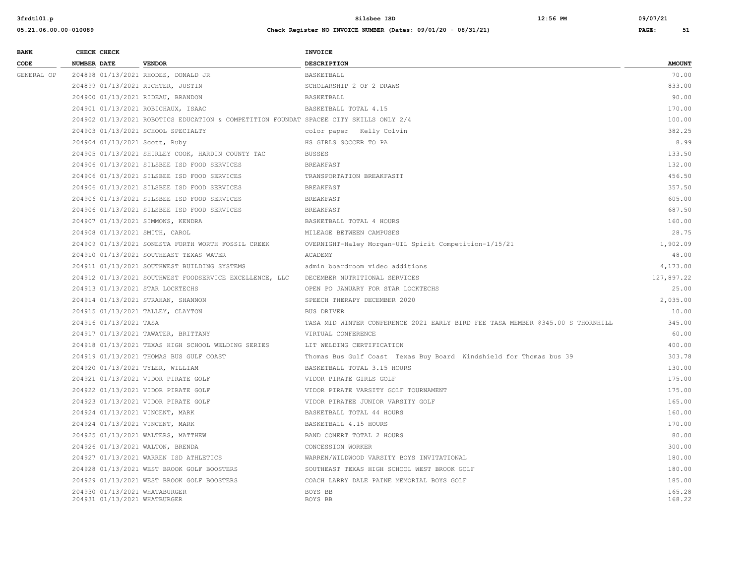| BANK CODE | CHECK NUMBER | CHECK DATE | VENDOR | INVOICE DESCRIPTION | AMOUNT |
|---|---|---|---|---|---|
| GENERAL OP | 204898 | 01/13/2021 | RHODES, DONALD JR | BASKETBALL | 70.00 |
| | 204899 | 01/13/2021 | RICHTER, JUSTIN | SCHOLARSHIP 2 OF 2 DRAWS | 833.00 |
| | 204900 | 01/13/2021 | RIDEAU, BRANDON | BASKETBALL | 90.00 |
| | 204901 | 01/13/2021 | ROBICHAUX, ISAAC | BASKETBALL TOTAL 4.15 | 170.00 |
| | 204902 | 01/13/2021 | ROBOTICS EDUCATION & COMPETITION FOUNDAT | SPACEE CITY SKILLS ONLY 2/4 | 100.00 |
| | 204903 | 01/13/2021 | SCHOOL SPECIALTY | color paper Kelly Colvin | 382.25 |
| | 204904 | 01/13/2021 | Scott, Ruby | HS GIRLS SOCCER TO PA | 8.99 |
| | 204905 | 01/13/2021 | SHIRLEY COOK, HARDIN COUNTY TAC | BUSSES | 133.50 |
| | 204906 | 01/13/2021 | SILSBEE ISD FOOD SERVICES | BREAKFAST | 132.00 |
| | 204906 | 01/13/2021 | SILSBEE ISD FOOD SERVICES | TRANSPORTATION BREAKFASTT | 456.50 |
| | 204906 | 01/13/2021 | SILSBEE ISD FOOD SERVICES | BREAKFAST | 357.50 |
| | 204906 | 01/13/2021 | SILSBEE ISD FOOD SERVICES | BREAKFAST | 605.00 |
| | 204906 | 01/13/2021 | SILSBEE ISD FOOD SERVICES | BREAKFAST | 687.50 |
| | 204907 | 01/13/2021 | SIMMONS, KENDRA | BASKETBALL TOTAL 4 HOURS | 160.00 |
| | 204908 | 01/13/2021 | SMITH, CAROL | MILEAGE BETWEEN CAMPUSES | 28.75 |
| | 204909 | 01/13/2021 | SONESTA FORTH WORTH FOSSIL CREEK | OVERNIGHT-Haley Morgan-UIL Spirit Competition-1/15/21 | 1,902.09 |
| | 204910 | 01/13/2021 | SOUTHEAST TEXAS WATER | ACADEMY | 48.00 |
| | 204911 | 01/13/2021 | SOUTHWEST BUILDING SYSTEMS | admin boardroom video additions | 4,173.00 |
| | 204912 | 01/13/2021 | SOUTHWEST FOODSERVICE EXCELLENCE, LLC | DECEMBER NUTRITIONAL SERVICES | 127,897.22 |
| | 204913 | 01/13/2021 | STAR LOCKTECHS | OPEN PO JANUARY FOR STAR LOCKTECHS | 25.00 |
| | 204914 | 01/13/2021 | STRAHAN, SHANNON | SPEECH THERAPY DECEMBER 2020 | 2,035.00 |
| | 204915 | 01/13/2021 | TALLEY, CLAYTON | BUS DRIVER | 10.00 |
| | 204916 | 01/13/2021 | TASA | TASA MID WINTER CONFERENCE 2021 EARLY BIRD FEE TASA MEMBER $345.00 S THORNHILL | 345.00 |
| | 204917 | 01/13/2021 | TAWATER, BRITTANY | VIRTUAL CONFERENCE | 60.00 |
| | 204918 | 01/13/2021 | TEXAS HIGH SCHOOL WELDING SERIES | LIT WELDING CERTIFICATION | 400.00 |
| | 204919 | 01/13/2021 | THOMAS BUS GULF COAST | Thomas Bus Gulf Coast Texas Buy Board Windshield for Thomas bus 39 | 303.78 |
| | 204920 | 01/13/2021 | TYLER, WILLIAM | BASKETBALL TOTAL 3.15 HOURS | 130.00 |
| | 204921 | 01/13/2021 | VIDOR PIRATE GOLF | VIDOR PIRATE GIRLS GOLF | 175.00 |
| | 204922 | 01/13/2021 | VIDOR PIRATE GOLF | VIDOR PIRATE VARSITY GOLF TOURNAMENT | 175.00 |
| | 204923 | 01/13/2021 | VIDOR PIRATE GOLF | VIDOR PIRATEE JUNIOR VARSITY GOLF | 165.00 |
| | 204924 | 01/13/2021 | VINCENT, MARK | BASKETBALL TOTAL 44 HOURS | 160.00 |
| | 204924 | 01/13/2021 | VINCENT, MARK | BASKETBALL 4.15 HOURS | 170.00 |
| | 204925 | 01/13/2021 | WALTERS, MATTHEW | BAND CONERT TOTAL 2 HOURS | 80.00 |
| | 204926 | 01/13/2021 | WALTON, BRENDA | CONCESSION WORKER | 300.00 |
| | 204927 | 01/13/2021 | WARREN ISD ATHLETICS | WARREN/WILDWOOD VARSITY BOYS INVITATIONAL | 180.00 |
| | 204928 | 01/13/2021 | WEST BROOK GOLF BOOSTERS | SOUTHEAST TEXAS HIGH SCHOOL WEST BROOK GOLF | 180.00 |
| | 204929 | 01/13/2021 | WEST BROOK GOLF BOOSTERS | COACH LARRY DALE PAINE MEMORIAL BOYS GOLF | 185.00 |
| | 204930 | 01/13/2021 | WHATABURGER | BOYS BB | 165.28 |
| | 204931 | 01/13/2021 | WHATBURGER | BOYS BB | 168.22 |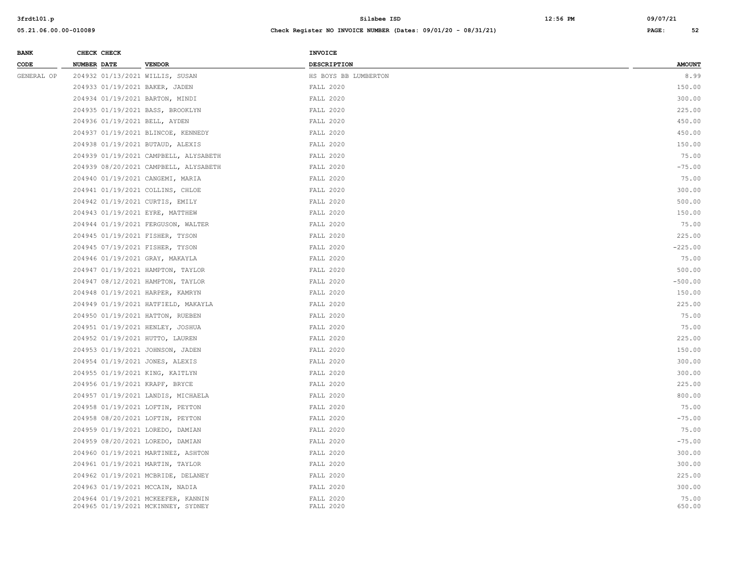| BANK CODE | CHECK NUMBER | CHECK DATE | VENDOR | INVOICE DESCRIPTION | AMOUNT |
|---|---|---|---|---|---|
| GENERAL OP | 204932 | 01/13/2021 | WILLIS, SUSAN | HS BOYS BB LUMBERTON | 8.99 |
| | 204933 | 01/19/2021 | BAKER, JADEN | FALL 2020 | 150.00 |
| | 204934 | 01/19/2021 | BARTON, MINDI | FALL 2020 | 300.00 |
| | 204935 | 01/19/2021 | BASS, BROOKLYN | FALL 2020 | 225.00 |
| | 204936 | 01/19/2021 | BELL, AYDEN | FALL 2020 | 450.00 |
| | 204937 | 01/19/2021 | BLINCOE, KENNEDY | FALL 2020 | 450.00 |
| | 204938 | 01/19/2021 | BUTAUD, ALEXIS | FALL 2020 | 150.00 |
| | 204939 | 01/19/2021 | CAMPBELL, ALYSABETH | FALL 2020 | 75.00 |
| | 204939 | 08/20/2021 | CAMPBELL, ALYSABETH | FALL 2020 | -75.00 |
| | 204940 | 01/19/2021 | CANGEMI, MARIA | FALL 2020 | 75.00 |
| | 204941 | 01/19/2021 | COLLINS, CHLOE | FALL 2020 | 300.00 |
| | 204942 | 01/19/2021 | CURTIS, EMILY | FALL 2020 | 500.00 |
| | 204943 | 01/19/2021 | EYRE, MATTHEW | FALL 2020 | 150.00 |
| | 204944 | 01/19/2021 | FERGUSON, WALTER | FALL 2020 | 75.00 |
| | 204945 | 01/19/2021 | FISHER, TYSON | FALL 2020 | 225.00 |
| | 204945 | 07/19/2021 | FISHER, TYSON | FALL 2020 | -225.00 |
| | 204946 | 01/19/2021 | GRAY, MAKAYLA | FALL 2020 | 75.00 |
| | 204947 | 01/19/2021 | HAMPTON, TAYLOR | FALL 2020 | 500.00 |
| | 204947 | 08/12/2021 | HAMPTON, TAYLOR | FALL 2020 | -500.00 |
| | 204948 | 01/19/2021 | HARPER, KAMRYN | FALL 2020 | 150.00 |
| | 204949 | 01/19/2021 | HATFIELD, MAKAYLA | FALL 2020 | 225.00 |
| | 204950 | 01/19/2021 | HATTON, RUEBEN | FALL 2020 | 75.00 |
| | 204951 | 01/19/2021 | HENLEY, JOSHUA | FALL 2020 | 75.00 |
| | 204952 | 01/19/2021 | HUTTO, LAUREN | FALL 2020 | 225.00 |
| | 204953 | 01/19/2021 | JOHNSON, JADEN | FALL 2020 | 150.00 |
| | 204954 | 01/19/2021 | JONES, ALEXIS | FALL 2020 | 300.00 |
| | 204955 | 01/19/2021 | KING, KAITLYN | FALL 2020 | 300.00 |
| | 204956 | 01/19/2021 | KRAPF, BRYCE | FALL 2020 | 225.00 |
| | 204957 | 01/19/2021 | LANDIS, MICHAELA | FALL 2020 | 800.00 |
| | 204958 | 01/19/2021 | LOFTIN, PEYTON | FALL 2020 | 75.00 |
| | 204958 | 08/20/2021 | LOFTIN, PEYTON | FALL 2020 | -75.00 |
| | 204959 | 01/19/2021 | LOREDO, DAMIAN | FALL 2020 | 75.00 |
| | 204959 | 08/20/2021 | LOREDO, DAMIAN | FALL 2020 | -75.00 |
| | 204960 | 01/19/2021 | MARTINEZ, ASHTON | FALL 2020 | 300.00 |
| | 204961 | 01/19/2021 | MARTIN, TAYLOR | FALL 2020 | 300.00 |
| | 204962 | 01/19/2021 | MCBRIDE, DELANEY | FALL 2020 | 225.00 |
| | 204963 | 01/19/2021 | MCCAIN, NADIA | FALL 2020 | 300.00 |
| | 204964 | 01/19/2021 | MCKEEFER, KANNIN | FALL 2020 | 75.00 |
| | 204965 | 01/19/2021 | MCKINNEY, SYDNEY | FALL 2020 | 650.00 |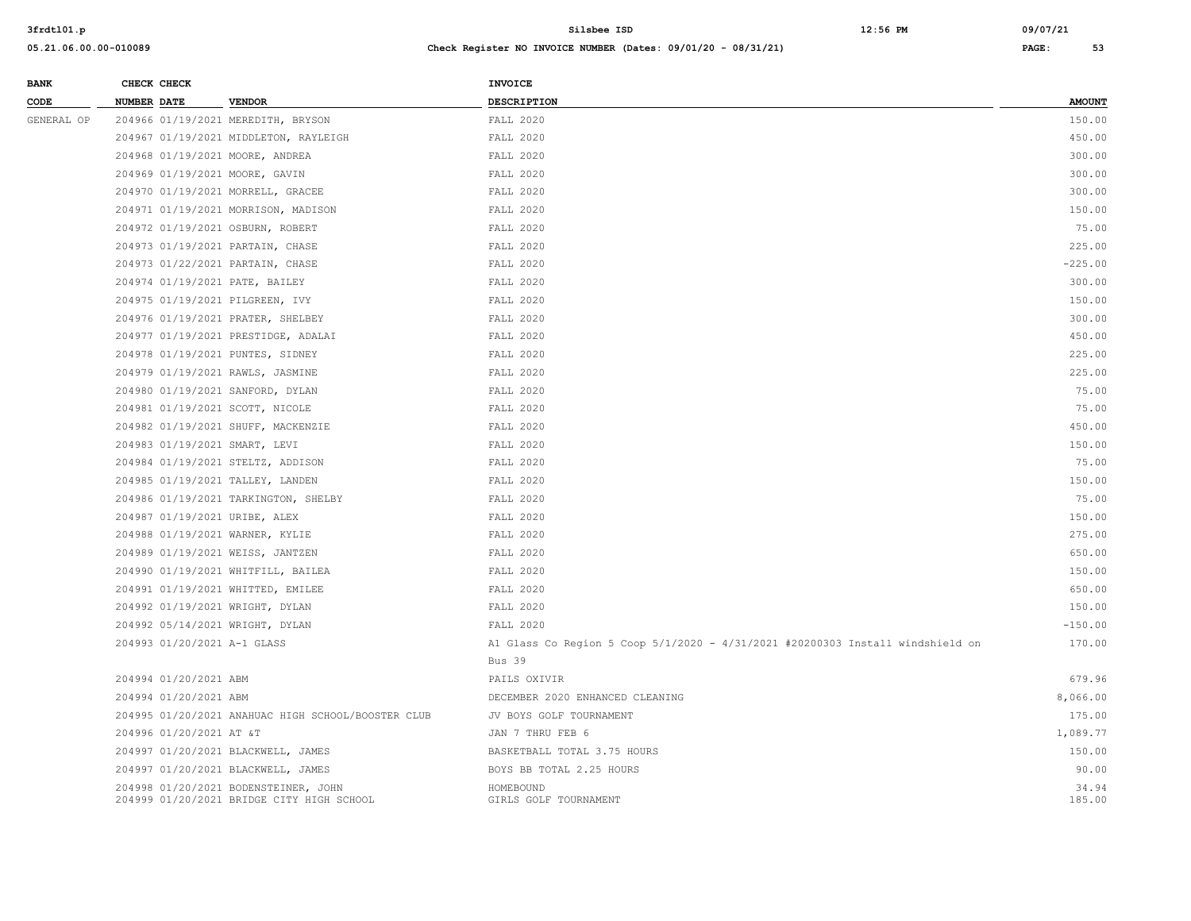| BANK CODE | CHECK NUMBER | CHECK DATE | VENDOR | INVOICE DESCRIPTION | AMOUNT |
|---|---|---|---|---|---|
| GENERAL OP | 204966 | 01/19/2021 | MEREDITH, BRYSON | FALL 2020 | 150.00 |
| | 204967 | 01/19/2021 | MIDDLETON, RAYLEIGH | FALL 2020 | 450.00 |
| | 204968 | 01/19/2021 | MOORE, ANDREA | FALL 2020 | 300.00 |
| | 204969 | 01/19/2021 | MOORE, GAVIN | FALL 2020 | 300.00 |
| | 204970 | 01/19/2021 | MORRELL, GRACEE | FALL 2020 | 300.00 |
| | 204971 | 01/19/2021 | MORRISON, MADISON | FALL 2020 | 150.00 |
| | 204972 | 01/19/2021 | OSBURN, ROBERT | FALL 2020 | 75.00 |
| | 204973 | 01/19/2021 | PARTAIN, CHASE | FALL 2020 | 225.00 |
| | 204973 | 01/22/2021 | PARTAIN, CHASE | FALL 2020 | -225.00 |
| | 204974 | 01/19/2021 | PATE, BAILEY | FALL 2020 | 300.00 |
| | 204975 | 01/19/2021 | PILGREEN, IVY | FALL 2020 | 150.00 |
| | 204976 | 01/19/2021 | PRATER, SHELBEY | FALL 2020 | 300.00 |
| | 204977 | 01/19/2021 | PRESTIDGE, ADALAI | FALL 2020 | 450.00 |
| | 204978 | 01/19/2021 | PUNTES, SIDNEY | FALL 2020 | 225.00 |
| | 204979 | 01/19/2021 | RAWLS, JASMINE | FALL 2020 | 225.00 |
| | 204980 | 01/19/2021 | SANFORD, DYLAN | FALL 2020 | 75.00 |
| | 204981 | 01/19/2021 | SCOTT, NICOLE | FALL 2020 | 75.00 |
| | 204982 | 01/19/2021 | SHUFF, MACKENZIE | FALL 2020 | 450.00 |
| | 204983 | 01/19/2021 | SMART, LEVI | FALL 2020 | 150.00 |
| | 204984 | 01/19/2021 | STELTZ, ADDISON | FALL 2020 | 75.00 |
| | 204985 | 01/19/2021 | TALLEY, LANDEN | FALL 2020 | 150.00 |
| | 204986 | 01/19/2021 | TARKINGTON, SHELBY | FALL 2020 | 75.00 |
| | 204987 | 01/19/2021 | URIBE, ALEX | FALL 2020 | 150.00 |
| | 204988 | 01/19/2021 | WARNER, KYLIE | FALL 2020 | 275.00 |
| | 204989 | 01/19/2021 | WEISS, JANTZEN | FALL 2020 | 650.00 |
| | 204990 | 01/19/2021 | WHITFILL, BAILEA | FALL 2020 | 150.00 |
| | 204991 | 01/19/2021 | WHITTED, EMILEE | FALL 2020 | 650.00 |
| | 204992 | 01/19/2021 | WRIGHT, DYLAN | FALL 2020 | 150.00 |
| | 204992 | 05/14/2021 | WRIGHT, DYLAN | FALL 2020 | -150.00 |
| | 204993 | 01/20/2021 | A-1 GLASS | A1 Glass Co Region 5 Coop 5/1/2020 - 4/31/2021 #20200303 Install windshield on Bus 39 | 170.00 |
| | 204994 | 01/20/2021 | ABM | PAILS OXIVIR | 679.96 |
| | 204994 | 01/20/2021 | ABM | DECEMBER 2020 ENHANCED CLEANING | 8,066.00 |
| | 204995 | 01/20/2021 | ANAHUAC HIGH SCHOOL/BOOSTER CLUB | JV BOYS GOLF TOURNAMENT | 175.00 |
| | 204996 | 01/20/2021 | AT &T | JAN 7 THRU FEB 6 | 1,089.77 |
| | 204997 | 01/20/2021 | BLACKWELL, JAMES | BASKETBALL TOTAL 3.75 HOURS | 150.00 |
| | 204997 | 01/20/2021 | BLACKWELL, JAMES | BOYS BB TOTAL 2.25 HOURS | 90.00 |
| | 204998 | 01/20/2021 | BODENSTEINER, JOHN | HOMEBOUND | 34.94 |
| | 204999 | 01/20/2021 | BRIDGE CITY HIGH SCHOOL | GIRLS GOLF TOURNAMENT | 185.00 |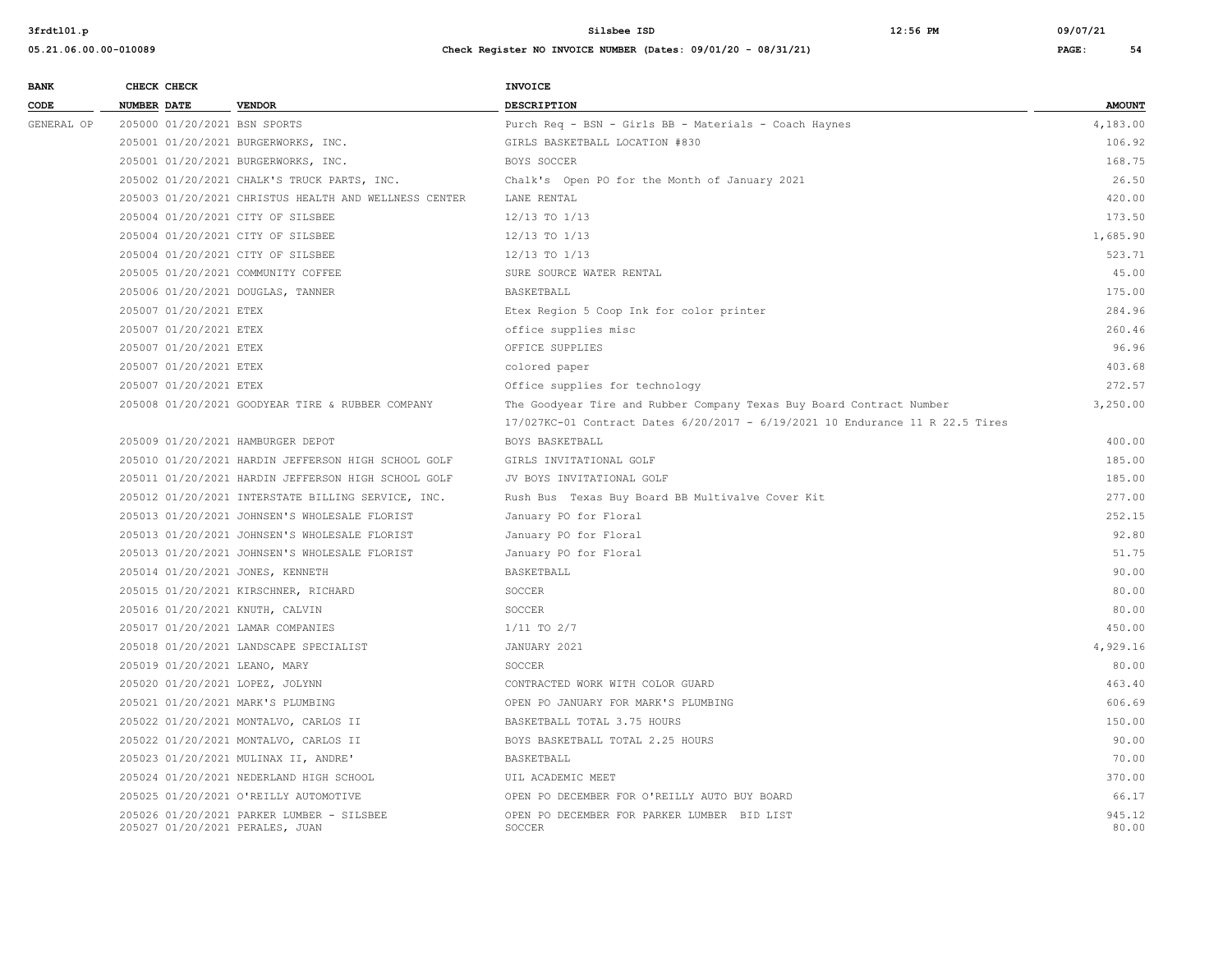| BANK CODE | CHECK NUMBER | CHECK DATE | VENDOR | INVOICE DESCRIPTION | AMOUNT |
|---|---|---|---|---|---|
| GENERAL OP | 205000 | 01/20/2021 | BSN SPORTS | Purch Req - BSN - Girls BB - Materials - Coach Haynes | 4,183.00 |
| | 205001 | 01/20/2021 | BURGERWORKS, INC. | GIRLS BASKETBALL LOCATION #830 | 106.92 |
| | 205001 | 01/20/2021 | BURGERWORKS, INC. | BOYS SOCCER | 168.75 |
| | 205002 | 01/20/2021 | CHALK'S TRUCK PARTS, INC. | Chalk's Open PO for the Month of January 2021 | 26.50 |
| | 205003 | 01/20/2021 | CHRISTUS HEALTH AND WELLNESS CENTER | LANE RENTAL | 420.00 |
| | 205004 | 01/20/2021 | CITY OF SILSBEE | 12/13 TO 1/13 | 173.50 |
| | 205004 | 01/20/2021 | CITY OF SILSBEE | 12/13 TO 1/13 | 1,685.90 |
| | 205004 | 01/20/2021 | CITY OF SILSBEE | 12/13 TO 1/13 | 523.71 |
| | 205005 | 01/20/2021 | COMMUNITY COFFEE | SURE SOURCE WATER RENTAL | 45.00 |
| | 205006 | 01/20/2021 | DOUGLAS, TANNER | BASKETBALL | 175.00 |
| | 205007 | 01/20/2021 | ETEX | Etex Region 5 Coop Ink for color printer | 284.96 |
| | 205007 | 01/20/2021 | ETEX | office supplies misc | 260.46 |
| | 205007 | 01/20/2021 | ETEX | OFFICE SUPPLIES | 96.96 |
| | 205007 | 01/20/2021 | ETEX | colored paper | 403.68 |
| | 205007 | 01/20/2021 | ETEX | Office supplies for technology | 272.57 |
| | 205008 | 01/20/2021 | GOODYEAR TIRE & RUBBER COMPANY | The Goodyear Tire and Rubber Company Texas Buy Board Contract Number 17/027KC-01 Contract Dates 6/20/2017 - 6/19/2021 10 Endurance 11 R 22.5 Tires | 3,250.00 |
| | 205009 | 01/20/2021 | HAMBURGER DEPOT | BOYS BASKETBALL | 400.00 |
| | 205010 | 01/20/2021 | HARDIN JEFFERSON HIGH SCHOOL GOLF | GIRLS INVITATIONAL GOLF | 185.00 |
| | 205011 | 01/20/2021 | HARDIN JEFFERSON HIGH SCHOOL GOLF | JV BOYS INVITATIONAL GOLF | 185.00 |
| | 205012 | 01/20/2021 | INTERSTATE BILLING SERVICE, INC. | Rush Bus Texas Buy Board BB Multivalve Cover Kit | 277.00 |
| | 205013 | 01/20/2021 | JOHNSEN'S WHOLESALE FLORIST | January PO for Floral | 252.15 |
| | 205013 | 01/20/2021 | JOHNSEN'S WHOLESALE FLORIST | January PO for Floral | 92.80 |
| | 205013 | 01/20/2021 | JOHNSEN'S WHOLESALE FLORIST | January PO for Floral | 51.75 |
| | 205014 | 01/20/2021 | JONES, KENNETH | BASKETBALL | 90.00 |
| | 205015 | 01/20/2021 | KIRSCHNER, RICHARD | SOCCER | 80.00 |
| | 205016 | 01/20/2021 | KNUTH, CALVIN | SOCCER | 80.00 |
| | 205017 | 01/20/2021 | LAMAR COMPANIES | 1/11 TO 2/7 | 450.00 |
| | 205018 | 01/20/2021 | LANDSCAPE SPECIALIST | JANUARY 2021 | 4,929.16 |
| | 205019 | 01/20/2021 | LEANO, MARY | SOCCER | 80.00 |
| | 205020 | 01/20/2021 | LOPEZ, JOLYNN | CONTRACTED WORK WITH COLOR GUARD | 463.40 |
| | 205021 | 01/20/2021 | MARK'S PLUMBING | OPEN PO JANUARY FOR MARK'S PLUMBING | 606.69 |
| | 205022 | 01/20/2021 | MONTALVO, CARLOS II | BASKETBALL TOTAL 3.75 HOURS | 150.00 |
| | 205022 | 01/20/2021 | MONTALVO, CARLOS II | BOYS BASKETBALL TOTAL 2.25 HOURS | 90.00 |
| | 205023 | 01/20/2021 | MULINAX II, ANDRE' | BASKETBALL | 70.00 |
| | 205024 | 01/20/2021 | NEDERLAND HIGH SCHOOL | UIL ACADEMIC MEET | 370.00 |
| | 205025 | 01/20/2021 | O'REILLY AUTOMOTIVE | OPEN PO DECEMBER FOR O'REILLY AUTO BUY BOARD | 66.17 |
| | 205026 | 01/20/2021 | PARKER LUMBER - SILSBEE | OPEN PO DECEMBER FOR PARKER LUMBER BID LIST | 945.12 |
| | 205027 | 01/20/2021 | PERALES, JUAN | SOCCER | 80.00 |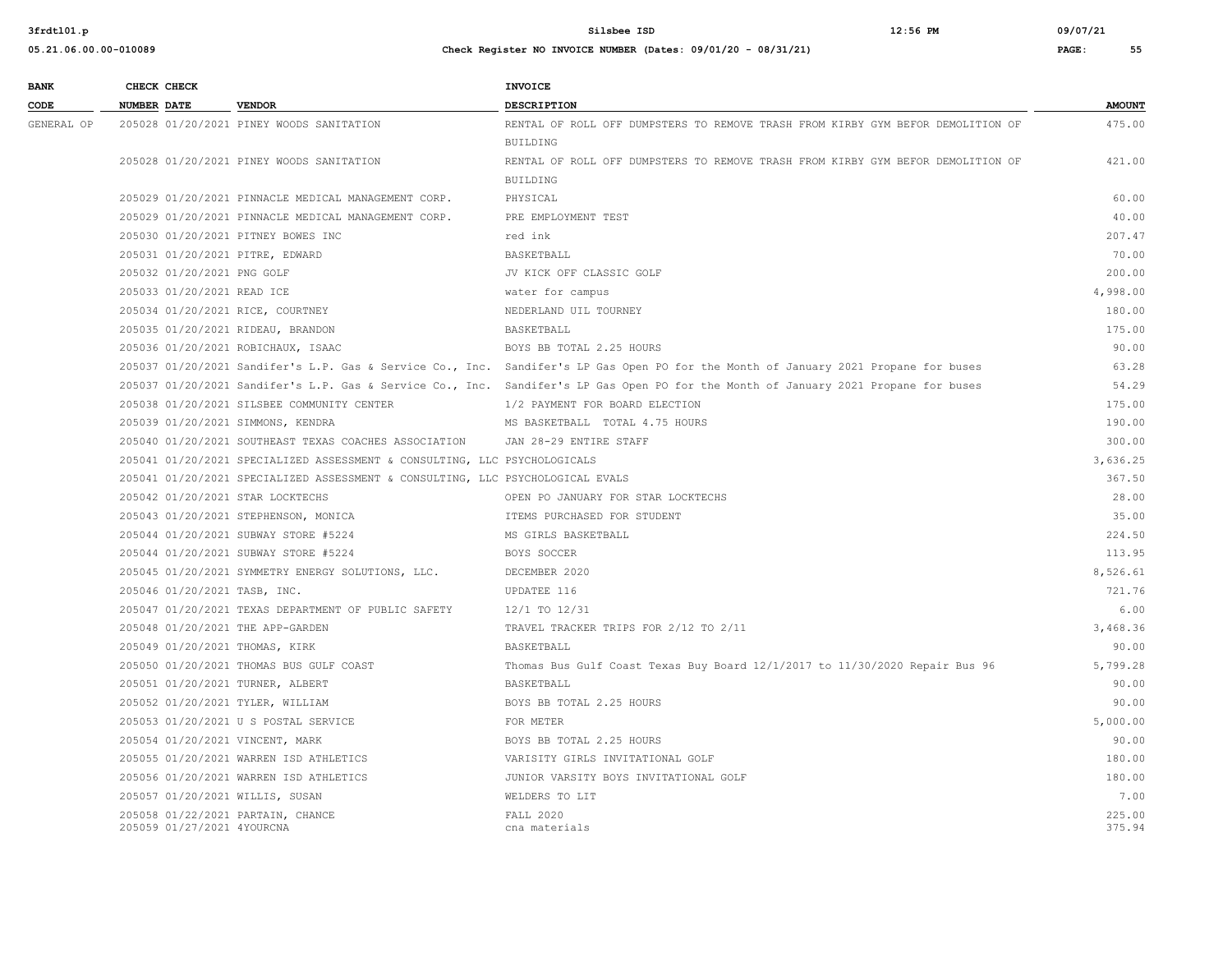| BANK CODE | CHECK NUMBER | CHECK DATE | VENDOR | INVOICE DESCRIPTION | AMOUNT |
|---|---|---|---|---|---|
| GENERAL OP | 205028 | 01/20/2021 | PINEY WOODS SANITATION | RENTAL OF ROLL OFF DUMPSTERS TO REMOVE TRASH FROM KIRBY GYM BEFOR DEMOLITION OF BUILDING | 475.00 |
| | 205028 | 01/20/2021 | PINEY WOODS SANITATION | RENTAL OF ROLL OFF DUMPSTERS TO REMOVE TRASH FROM KIRBY GYM BEFOR DEMOLITION OF BUILDING | 421.00 |
| | 205029 | 01/20/2021 | PINNACLE MEDICAL MANAGEMENT CORP. | PHYSICAL | 60.00 |
| | 205029 | 01/20/2021 | PINNACLE MEDICAL MANAGEMENT CORP. | PRE EMPLOYMENT TEST | 40.00 |
| | 205030 | 01/20/2021 | PITNEY BOWES INC | red ink | 207.47 |
| | 205031 | 01/20/2021 | PITRE, EDWARD | BASKETBALL | 70.00 |
| | 205032 | 01/20/2021 | PNG GOLF | JV KICK OFF CLASSIC GOLF | 200.00 |
| | 205033 | 01/20/2021 | READ ICE | water for campus | 4,998.00 |
| | 205034 | 01/20/2021 | RICE, COURTNEY | NEDERLAND UIL TOURNEY | 180.00 |
| | 205035 | 01/20/2021 | RIDEAU, BRANDON | BASKETBALL | 175.00 |
| | 205036 | 01/20/2021 | ROBICHAUX, ISAAC | BOYS BB TOTAL 2.25 HOURS | 90.00 |
| | 205037 | 01/20/2021 | Sandifer's L.P. Gas & Service Co., Inc. | Sandifer's LP Gas Open PO for the Month of January 2021 Propane for buses | 63.28 |
| | 205037 | 01/20/2021 | Sandifer's L.P. Gas & Service Co., Inc. | Sandifer's LP Gas Open PO for the Month of January 2021 Propane for buses | 54.29 |
| | 205038 | 01/20/2021 | SILSBEE COMMUNITY CENTER | 1/2 PAYMENT FOR BOARD ELECTION | 175.00 |
| | 205039 | 01/20/2021 | SIMMONS, KENDRA | MS BASKETBALL TOTAL 4.75 HOURS | 190.00 |
| | 205040 | 01/20/2021 | SOUTHEAST TEXAS COACHES ASSOCIATION | JAN 28-29 ENTIRE STAFF | 300.00 |
| | 205041 | 01/20/2021 | SPECIALIZED ASSESSMENT & CONSULTING, LLC | PSYCHOLOGICALS | 3,636.25 |
| | 205041 | 01/20/2021 | SPECIALIZED ASSESSMENT & CONSULTING, LLC | PSYCHOLOGICAL EVALS | 367.50 |
| | 205042 | 01/20/2021 | STAR LOCKTECHS | OPEN PO JANUARY FOR STAR LOCKTECHS | 28.00 |
| | 205043 | 01/20/2021 | STEPHENSON, MONICA | ITEMS PURCHASED FOR STUDENT | 35.00 |
| | 205044 | 01/20/2021 | SUBWAY STORE #5224 | MS GIRLS BASKETBALL | 224.50 |
| | 205044 | 01/20/2021 | SUBWAY STORE #5224 | BOYS SOCCER | 113.95 |
| | 205045 | 01/20/2021 | SYMMETRY ENERGY SOLUTIONS, LLC. | DECEMBER 2020 | 8,526.61 |
| | 205046 | 01/20/2021 | TASB, INC. | UPDATEE 116 | 721.76 |
| | 205047 | 01/20/2021 | TEXAS DEPARTMENT OF PUBLIC SAFETY | 12/1 TO 12/31 | 6.00 |
| | 205048 | 01/20/2021 | THE APP-GARDEN | TRAVEL TRACKER TRIPS FOR 2/12 TO 2/11 | 3,468.36 |
| | 205049 | 01/20/2021 | THOMAS, KIRK | BASKETBALL | 90.00 |
| | 205050 | 01/20/2021 | THOMAS BUS GULF COAST | Thomas Bus Gulf Coast Texas Buy Board 12/1/2017 to 11/30/2020 Repair Bus 96 | 5,799.28 |
| | 205051 | 01/20/2021 | TURNER, ALBERT | BASKETBALL | 90.00 |
| | 205052 | 01/20/2021 | TYLER, WILLIAM | BOYS BB TOTAL 2.25 HOURS | 90.00 |
| | 205053 | 01/20/2021 | U S POSTAL SERVICE | FOR METER | 5,000.00 |
| | 205054 | 01/20/2021 | VINCENT, MARK | BOYS BB TOTAL 2.25 HOURS | 90.00 |
| | 205055 | 01/20/2021 | WARREN ISD ATHLETICS | VARISITY GIRLS INVITATIONAL GOLF | 180.00 |
| | 205056 | 01/20/2021 | WARREN ISD ATHLETICS | JUNIOR VARSITY BOYS INVITATIONAL GOLF | 180.00 |
| | 205057 | 01/20/2021 | WILLIS, SUSAN | WELDERS TO LIT | 7.00 |
| | 205058 | 01/22/2021 | PARTAIN, CHANCE | FALL 2020 | 225.00 |
| | 205059 | 01/27/2021 | 4YOURCNA | cna materials | 375.94 |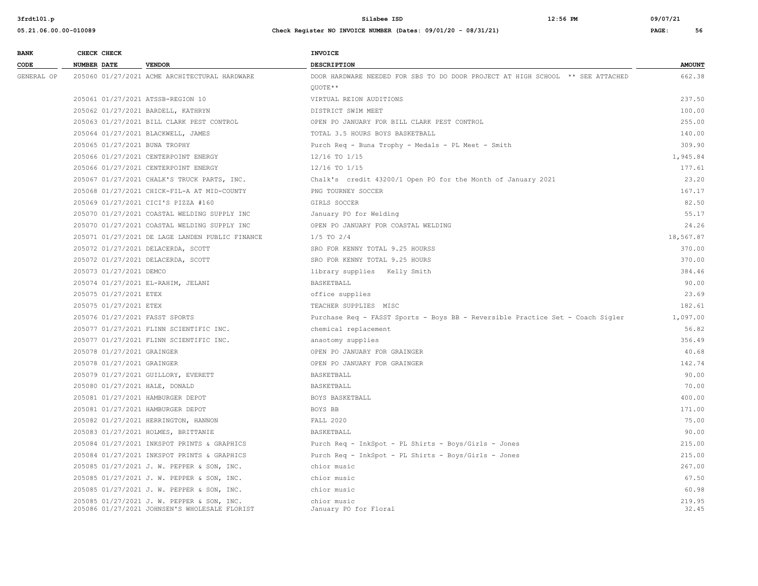**Check Register NO INVOICE NUMBER (Dates: 09/01/20 - 08/31/21)**

| BANK CODE | CHECK NUMBER | CHECK DATE | VENDOR | INVOICE DESCRIPTION | AMOUNT |
|---|---|---|---|---|---|
| GENERAL OP | 205060 | 01/27/2021 | ACME ARCHITECTURAL HARDWARE | DOOR HARDWARE NEEDED FOR SBS TO DO DOOR PROJECT AT HIGH SCHOOL ** SEE ATTACHED QUOTE** | 662.38 |
| | 205061 | 01/27/2021 | ATSSB-REGION 10 | VIRTUAL REION AUDITIONS | 237.50 |
| | 205062 | 01/27/2021 | BARDELL, KATHRYN | DISTRICT SWIM MEET | 100.00 |
| | 205063 | 01/27/2021 | BILL CLARK PEST CONTROL | OPEN PO JANUARY FOR BILL CLARK PEST CONTROL | 255.00 |
| | 205064 | 01/27/2021 | BLACKWELL, JAMES | TOTAL 3.5 HOURS BOYS BASKETBALL | 140.00 |
| | 205065 | 01/27/2021 | BUNA TROPHY | Purch Req - Buna Trophy - Medals - PL Meet - Smith | 309.90 |
| | 205066 | 01/27/2021 | CENTERPOINT ENERGY | 12/16 TO 1/15 | 1,945.84 |
| | 205066 | 01/27/2021 | CENTERPOINT ENERGY | 12/16 TO 1/15 | 177.61 |
| | 205067 | 01/27/2021 | CHALK'S TRUCK PARTS, INC. | Chalk's credit 43200/1 Open PO for the Month of January 2021 | 23.20 |
| | 205068 | 01/27/2021 | CHICK-FIL-A AT MID-COUNTY | PNG TOURNEY SOCCER | 167.17 |
| | 205069 | 01/27/2021 | CICI'S PIZZA #160 | GIRLS SOCCER | 82.50 |
| | 205070 | 01/27/2021 | COASTAL WELDING SUPPLY INC | January PO for Welding | 55.17 |
| | 205070 | 01/27/2021 | COASTAL WELDING SUPPLY INC | OPEN PO JANUARY FOR COASTAL WELDING | 24.26 |
| | 205071 | 01/27/2021 | DE LAGE LANDEN PUBLIC FINANCE | 1/5 TO 2/4 | 18,567.87 |
| | 205072 | 01/27/2021 | DELACERDA, SCOTT | SRO FOR KENNY TOTAL 9.25 HOURSS | 370.00 |
| | 205072 | 01/27/2021 | DELACERDA, SCOTT | SRO FOR KENNY TOTAL 9.25 HOURS | 370.00 |
| | 205073 | 01/27/2021 | DEMCO | library supplies Kelly Smith | 384.46 |
| | 205074 | 01/27/2021 | EL-RAHIM, JELANI | BASKETBALL | 90.00 |
| | 205075 | 01/27/2021 | ETEX | office supplies | 23.69 |
| | 205075 | 01/27/2021 | ETEX | TEACHER SUPPLIES MISC | 182.61 |
| | 205076 | 01/27/2021 | FASST SPORTS | Purchase Req - FASST Sports - Boys BB - Reversible Practice Set - Coach Sigler | 1,097.00 |
| | 205077 | 01/27/2021 | FLINN SCIENTIFIC INC. | chemical replacement | 56.82 |
| | 205077 | 01/27/2021 | FLINN SCIENTIFIC INC. | anaotomy supplies | 356.49 |
| | 205078 | 01/27/2021 | GRAINGER | OPEN PO JANUARY FOR GRAINGER | 40.68 |
| | 205078 | 01/27/2021 | GRAINGER | OPEN PO JANUARY FOR GRAINGER | 142.74 |
| | 205079 | 01/27/2021 | GUILLORY, EVERETT | BASKETBALL | 90.00 |
| | 205080 | 01/27/2021 | HALE, DONALD | BASKETBALL | 70.00 |
| | 205081 | 01/27/2021 | HAMBURGER DEPOT | BOYS BASKETBALL | 400.00 |
| | 205081 | 01/27/2021 | HAMBURGER DEPOT | BOYS BB | 171.00 |
| | 205082 | 01/27/2021 | HERRINGTON, HANNON | FALL 2020 | 75.00 |
| | 205083 | 01/27/2021 | HOLMES, BRITTANIE | BASKETBALL | 90.00 |
| | 205084 | 01/27/2021 | INKSPOT PRINTS & GRAPHICS | Purch Req - InkSpot - PL Shirts - Boys/Girls - Jones | 215.00 |
| | 205084 | 01/27/2021 | INKSPOT PRINTS & GRAPHICS | Purch Req - InkSpot - PL Shirts - Boys/Girls - Jones | 215.00 |
| | 205085 | 01/27/2021 | J. W. PEPPER & SON, INC. | chior music | 267.00 |
| | 205085 | 01/27/2021 | J. W. PEPPER & SON, INC. | chior music | 67.50 |
| | 205085 | 01/27/2021 | J. W. PEPPER & SON, INC. | chior music | 60.98 |
| | 205085 | 01/27/2021 | J. W. PEPPER & SON, INC. | chior music | 219.95 |
| | 205086 | 01/27/2021 | JOHNSEN'S WHOLESALE FLORIST | January PO for Floral | 32.45 |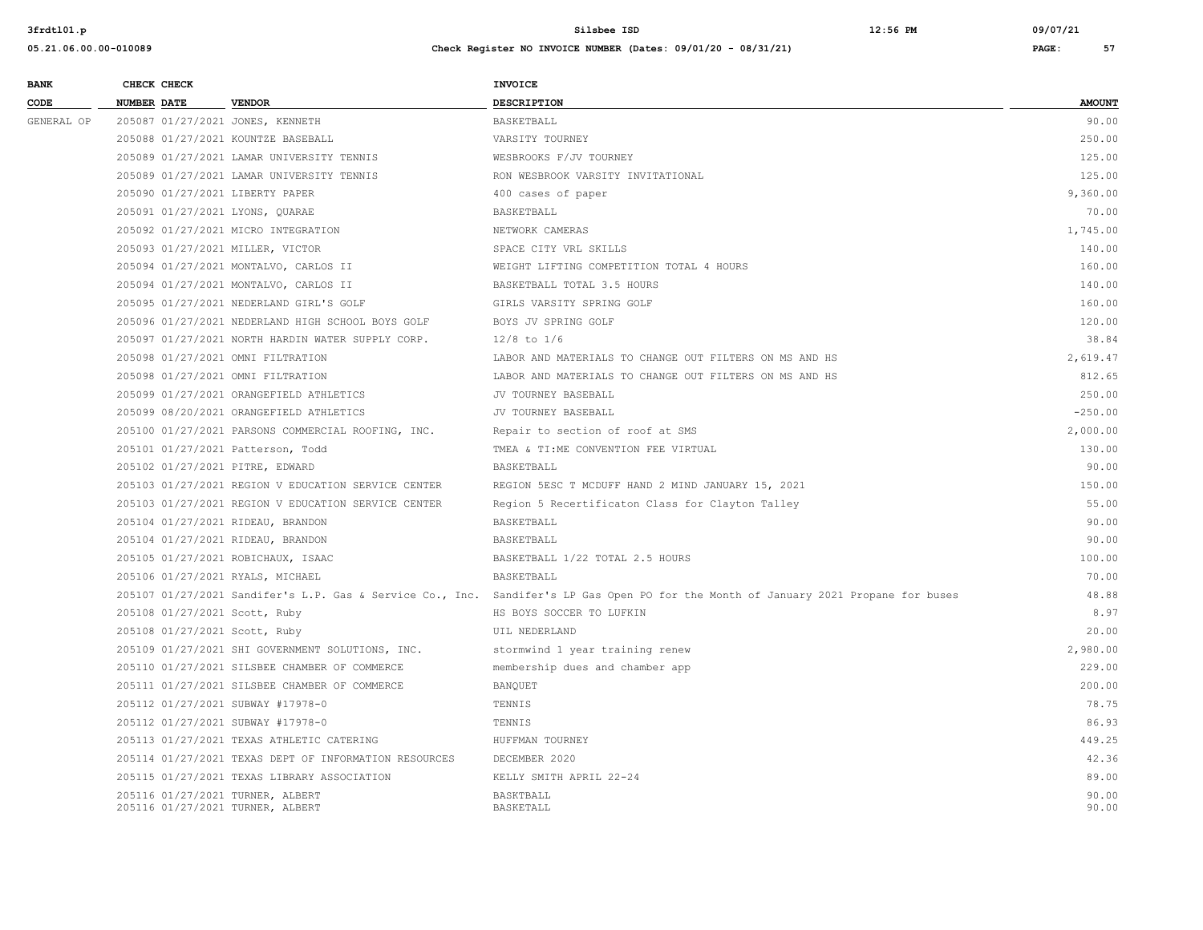| BANK CODE | CHECK NUMBER | CHECK DATE | VENDOR | INVOICE DESCRIPTION | AMOUNT |
|---|---|---|---|---|---|
| GENERAL OP | 205087 | 01/27/2021 | JONES, KENNETH | BASKETBALL | 90.00 |
| | 205088 | 01/27/2021 | KOUNTZE BASEBALL | VARSITY TOURNEY | 250.00 |
| | 205089 | 01/27/2021 | LAMAR UNIVERSITY TENNIS | WESBROOKS F/JV TOURNEY | 125.00 |
| | 205089 | 01/27/2021 | LAMAR UNIVERSITY TENNIS | RON WESBROOK VARSITY INVITATIONAL | 125.00 |
| | 205090 | 01/27/2021 | LIBERTY PAPER | 400 cases of paper | 9,360.00 |
| | 205091 | 01/27/2021 | LYONS, QUARAE | BASKETBALL | 70.00 |
| | 205092 | 01/27/2021 | MICRO INTEGRATION | NETWORK CAMERAS | 1,745.00 |
| | 205093 | 01/27/2021 | MILLER, VICTOR | SPACE CITY VRL SKILLS | 140.00 |
| | 205094 | 01/27/2021 | MONTALVO, CARLOS II | WEIGHT LIFTING COMPETITION TOTAL 4 HOURS | 160.00 |
| | 205094 | 01/27/2021 | MONTALVO, CARLOS II | BASKETBALL TOTAL 3.5 HOURS | 140.00 |
| | 205095 | 01/27/2021 | NEDERLAND GIRL'S GOLF | GIRLS VARSITY SPRING GOLF | 160.00 |
| | 205096 | 01/27/2021 | NEDERLAND HIGH SCHOOL BOYS GOLF | BOYS JV SPRING GOLF | 120.00 |
| | 205097 | 01/27/2021 | NORTH HARDIN WATER SUPPLY CORP. | 12/8 to 1/6 | 38.84 |
| | 205098 | 01/27/2021 | OMNI FILTRATION | LABOR AND MATERIALS TO CHANGE OUT FILTERS ON MS AND HS | 2,619.47 |
| | 205098 | 01/27/2021 | OMNI FILTRATION | LABOR AND MATERIALS TO CHANGE OUT FILTERS ON MS AND HS | 812.65 |
| | 205099 | 01/27/2021 | ORANGEFIELD ATHLETICS | JV TOURNEY BASEBALL | 250.00 |
| | 205099 | 08/20/2021 | ORANGEFIELD ATHLETICS | JV TOURNEY BASEBALL | -250.00 |
| | 205100 | 01/27/2021 | PARSONS COMMERCIAL ROOFING, INC. | Repair to section of roof at SMS | 2,000.00 |
| | 205101 | 01/27/2021 | Patterson, Todd | TMEA & TI:ME CONVENTION FEE VIRTUAL | 130.00 |
| | 205102 | 01/27/2021 | PITRE, EDWARD | BASKETBALL | 90.00 |
| | 205103 | 01/27/2021 | REGION V EDUCATION SERVICE CENTER | REGION 5ESC T MCDUFF HAND 2 MIND JANUARY 15, 2021 | 150.00 |
| | 205103 | 01/27/2021 | REGION V EDUCATION SERVICE CENTER | Region 5 Recertificaton Class for Clayton Talley | 55.00 |
| | 205104 | 01/27/2021 | RIDEAU, BRANDON | BASKETBALL | 90.00 |
| | 205104 | 01/27/2021 | RIDEAU, BRANDON | BASKETBALL | 90.00 |
| | 205105 | 01/27/2021 | ROBICHAUX, ISAAC | BASKETBALL 1/22 TOTAL 2.5 HOURS | 100.00 |
| | 205106 | 01/27/2021 | RYALS, MICHAEL | BASKETBALL | 70.00 |
| | 205107 | 01/27/2021 | Sandifer's L.P. Gas & Service Co., Inc. | Sandifer's LP Gas Open PO for the Month of January 2021 Propane for buses | 48.88 |
| | 205108 | 01/27/2021 | Scott, Ruby | HS BOYS SOCCER TO LUFKIN | 8.97 |
| | 205108 | 01/27/2021 | Scott, Ruby | UIL NEDERLAND | 20.00 |
| | 205109 | 01/27/2021 | SHI GOVERNMENT SOLUTIONS, INC. | stormwind 1 year training renew | 2,980.00 |
| | 205110 | 01/27/2021 | SILSBEE CHAMBER OF COMMERCE | membership dues and chamber app | 229.00 |
| | 205111 | 01/27/2021 | SILSBEE CHAMBER OF COMMERCE | BANQUET | 200.00 |
| | 205112 | 01/27/2021 | SUBWAY #17978-0 | TENNIS | 78.75 |
| | 205112 | 01/27/2021 | SUBWAY #17978-0 | TENNIS | 86.93 |
| | 205113 | 01/27/2021 | TEXAS ATHLETIC CATERING | HUFFMAN TOURNEY | 449.25 |
| | 205114 | 01/27/2021 | TEXAS DEPT OF INFORMATION RESOURCES | DECEMBER 2020 | 42.36 |
| | 205115 | 01/27/2021 | TEXAS LIBRARY ASSOCIATION | KELLY SMITH APRIL 22-24 | 89.00 |
| | 205116 | 01/27/2021 | TURNER, ALBERT | BASKTBALL | 90.00 |
| | 205116 | 01/27/2021 | TURNER, ALBERT | BASKETALL | 90.00 |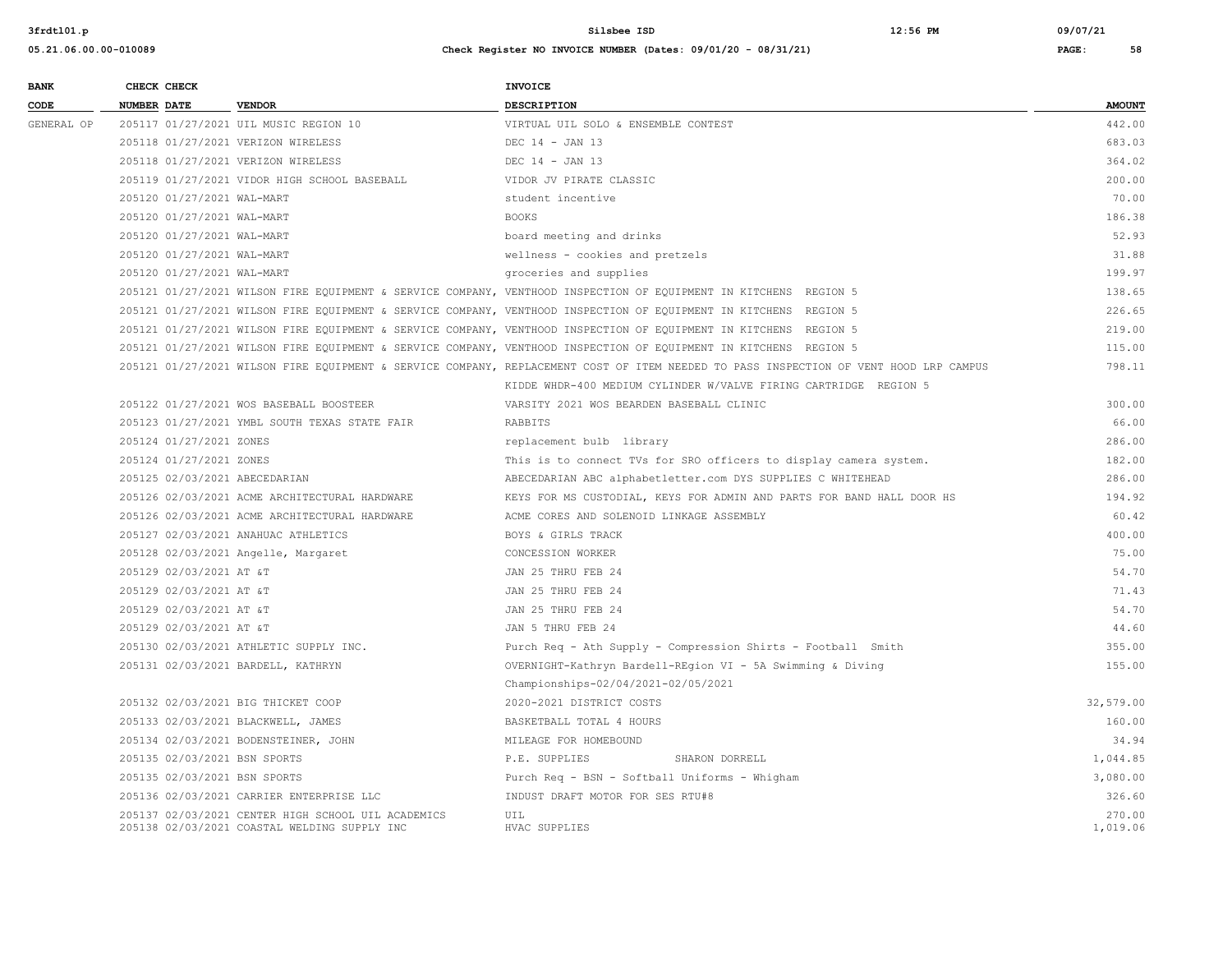| BANK CODE | CHECK NUMBER | CHECK DATE | VENDOR | INVOICE DESCRIPTION | AMOUNT |
|---|---|---|---|---|---|
| GENERAL OP | 205117 | 01/27/2021 | UIL MUSIC REGION 10 | VIRTUAL UIL SOLO & ENSEMBLE CONTEST | 442.00 |
| | 205118 | 01/27/2021 | VERIZON WIRELESS | DEC 14 - JAN 13 | 683.03 |
| | 205118 | 01/27/2021 | VERIZON WIRELESS | DEC 14 - JAN 13 | 364.02 |
| | 205119 | 01/27/2021 | VIDOR HIGH SCHOOL BASEBALL | VIDOR JV PIRATE CLASSIC | 200.00 |
| | 205120 | 01/27/2021 | WAL-MART | student incentive | 70.00 |
| | 205120 | 01/27/2021 | WAL-MART | BOOKS | 186.38 |
| | 205120 | 01/27/2021 | WAL-MART | board meeting and drinks | 52.93 |
| | 205120 | 01/27/2021 | WAL-MART | wellness - cookies and pretzels | 31.88 |
| | 205120 | 01/27/2021 | WAL-MART | groceries and supplies | 199.97 |
| | 205121 | 01/27/2021 | WILSON FIRE EQUIPMENT & SERVICE COMPANY, | VENTHOOD INSPECTION OF EQUIPMENT IN KITCHENS REGION 5 | 138.65 |
| | 205121 | 01/27/2021 | WILSON FIRE EQUIPMENT & SERVICE COMPANY, | VENTHOOD INSPECTION OF EQUIPMENT IN KITCHENS REGION 5 | 226.65 |
| | 205121 | 01/27/2021 | WILSON FIRE EQUIPMENT & SERVICE COMPANY, | VENTHOOD INSPECTION OF EQUIPMENT IN KITCHENS REGION 5 | 219.00 |
| | 205121 | 01/27/2021 | WILSON FIRE EQUIPMENT & SERVICE COMPANY, | VENTHOOD INSPECTION OF EQUIPMENT IN KITCHENS REGION 5 | 115.00 |
| | 205121 | 01/27/2021 | WILSON FIRE EQUIPMENT & SERVICE COMPANY, | REPLACEMENT COST OF ITEM NEEDED TO PASS INSPECTION OF VENT HOOD LRP CAMPUS KIDDE WHDR-400 MEDIUM CYLINDER W/VALVE FIRING CARTRIDGE REGION 5 | 798.11 |
| | 205122 | 01/27/2021 | WOS BASEBALL BOOSTEER | VARSITY 2021 WOS BEARDEN BASEBALL CLINIC | 300.00 |
| | 205123 | 01/27/2021 | YMBL SOUTH TEXAS STATE FAIR | RABBITS | 66.00 |
| | 205124 | 01/27/2021 | ZONES | replacement bulb library | 286.00 |
| | 205124 | 01/27/2021 | ZONES | This is to connect TVs for SRO officers to display camera system. | 182.00 |
| | 205125 | 02/03/2021 | ABECEDARIAN | ABECEDARIAN ABC alphabetletter.com DYS SUPPLIES C WHITEHEAD | 286.00 |
| | 205126 | 02/03/2021 | ACME ARCHITECTURAL HARDWARE | KEYS FOR MS CUSTODIAL, KEYS FOR ADMIN AND PARTS FOR BAND HALL DOOR HS | 194.92 |
| | 205126 | 02/03/2021 | ACME ARCHITECTURAL HARDWARE | ACME CORES AND SOLENOID LINKAGE ASSEMBLY | 60.42 |
| | 205127 | 02/03/2021 | ANAHUAC ATHLETICS | BOYS & GIRLS TRACK | 400.00 |
| | 205128 | 02/03/2021 | Angelle, Margaret | CONCESSION WORKER | 75.00 |
| | 205129 | 02/03/2021 | AT &T | JAN 25 THRU FEB 24 | 54.70 |
| | 205129 | 02/03/2021 | AT &T | JAN 25 THRU FEB 24 | 71.43 |
| | 205129 | 02/03/2021 | AT &T | JAN 25 THRU FEB 24 | 54.70 |
| | 205129 | 02/03/2021 | AT &T | JAN 5 THRU FEB 24 | 44.60 |
| | 205130 | 02/03/2021 | ATHLETIC SUPPLY INC. | Purch Req - Ath Supply - Compression Shirts - Football Smith | 355.00 |
| | 205131 | 02/03/2021 | BARDELL, KATHRYN | OVERNIGHT-Kathryn Bardell-REgion VI - 5A Swimming & Diving Championships-02/04/2021-02/05/2021 | 155.00 |
| | 205132 | 02/03/2021 | BIG THICKET COOP | 2020-2021 DISTRICT COSTS | 32,579.00 |
| | 205133 | 02/03/2021 | BLACKWELL, JAMES | BASKETBALL TOTAL 4 HOURS | 160.00 |
| | 205134 | 02/03/2021 | BODENSTEINER, JOHN | MILEAGE FOR HOMEBOUND | 34.94 |
| | 205135 | 02/03/2021 | BSN SPORTS | P.E. SUPPLIES SHARON DORRELL | 1,044.85 |
| | 205135 | 02/03/2021 | BSN SPORTS | Purch Req - BSN - Softball Uniforms - Whigham | 3,080.00 |
| | 205136 | 02/03/2021 | CARRIER ENTERPRISE LLC | INDUST DRAFT MOTOR FOR SES RTU#8 | 326.60 |
| | 205137 | 02/03/2021 | CENTER HIGH SCHOOL UIL ACADEMICS | UIL | 270.00 |
| | 205138 | 02/03/2021 | COASTAL WELDING SUPPLY INC | HVAC SUPPLIES | 1,019.06 |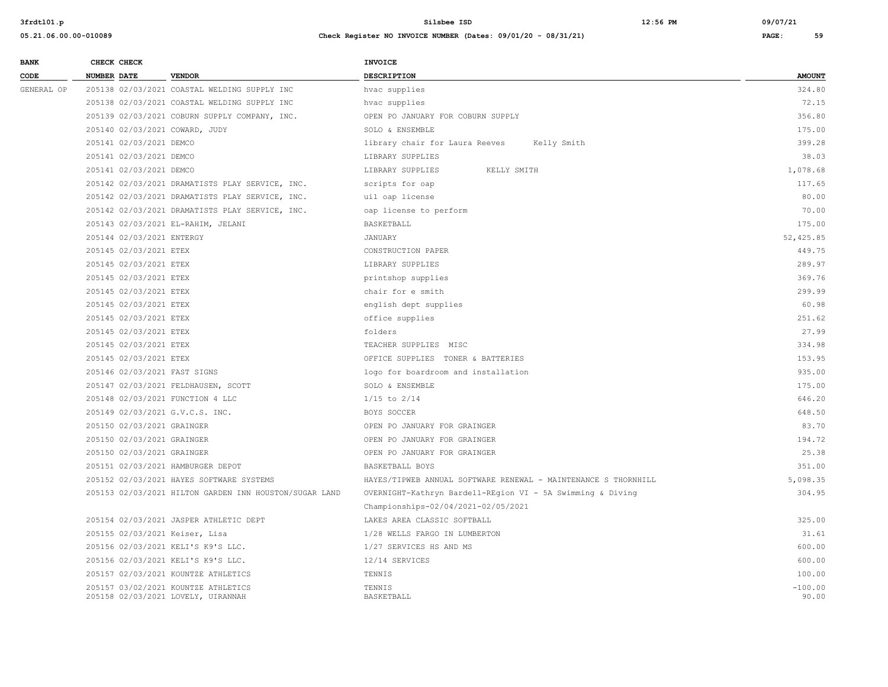**Silsbee ISD**

**Check Register NO INVOICE NUMBER (Dates: 09/01/20 - 08/31/21)**

| BANK CODE | CHECK NUMBER | CHECK DATE | VENDOR | INVOICE DESCRIPTION | AMOUNT |
|---|---|---|---|---|---|
| GENERAL OP | 205138 | 02/03/2021 | COASTAL WELDING SUPPLY INC | hvac supplies | 324.80 |
| | 205138 | 02/03/2021 | COASTAL WELDING SUPPLY INC | hvac supplies | 72.15 |
| | 205139 | 02/03/2021 | COBURN SUPPLY COMPANY, INC. | OPEN PO JANUARY FOR COBURN SUPPLY | 356.80 |
| | 205140 | 02/03/2021 | COWARD, JUDY | SOLO & ENSEMBLE | 175.00 |
| | 205141 | 02/03/2021 | DEMCO | library chair for Laura Reeves Kelly Smith | 399.28 |
| | 205141 | 02/03/2021 | DEMCO | LIBRARY SUPPLIES | 38.03 |
| | 205141 | 02/03/2021 | DEMCO | LIBRARY SUPPLIES KELLY SMITH | 1,078.68 |
| | 205142 | 02/03/2021 | DRAMATISTS PLAY SERVICE, INC. | scripts for oap | 117.65 |
| | 205142 | 02/03/2021 | DRAMATISTS PLAY SERVICE, INC. | uil oap license | 80.00 |
| | 205142 | 02/03/2021 | DRAMATISTS PLAY SERVICE, INC. | oap license to perform | 70.00 |
| | 205143 | 02/03/2021 | EL-RAHIM, JELANI | BASKETBALL | 175.00 |
| | 205144 | 02/03/2021 | ENTERGY | JANUARY | 52,425.85 |
| | 205145 | 02/03/2021 | ETEX | CONSTRUCTION PAPER | 449.75 |
| | 205145 | 02/03/2021 | ETEX | LIBRARY SUPPLIES | 289.97 |
| | 205145 | 02/03/2021 | ETEX | printshop supplies | 369.76 |
| | 205145 | 02/03/2021 | ETEX | chair for e smith | 299.99 |
| | 205145 | 02/03/2021 | ETEX | english dept supplies | 60.98 |
| | 205145 | 02/03/2021 | ETEX | office supplies | 251.62 |
| | 205145 | 02/03/2021 | ETEX | folders | 27.99 |
| | 205145 | 02/03/2021 | ETEX | TEACHER SUPPLIES MISC | 334.98 |
| | 205145 | 02/03/2021 | ETEX | OFFICE SUPPLIES TONER & BATTERIES | 153.95 |
| | 205146 | 02/03/2021 | FAST SIGNS | logo for boardroom and installation | 935.00 |
| | 205147 | 02/03/2021 | FELDHAUSEN, SCOTT | SOLO & ENSEMBLE | 175.00 |
| | 205148 | 02/03/2021 | FUNCTION 4 LLC | 1/15 to 2/14 | 646.20 |
| | 205149 | 02/03/2021 | G.V.C.S. INC. | BOYS SOCCER | 648.50 |
| | 205150 | 02/03/2021 | GRAINGER | OPEN PO JANUARY FOR GRAINGER | 83.70 |
| | 205150 | 02/03/2021 | GRAINGER | OPEN PO JANUARY FOR GRAINGER | 194.72 |
| | 205150 | 02/03/2021 | GRAINGER | OPEN PO JANUARY FOR GRAINGER | 25.38 |
| | 205151 | 02/03/2021 | HAMBURGER DEPOT | BASKETBALL BOYS | 351.00 |
| | 205152 | 02/03/2021 | HAYES SOFTWARE SYSTEMS | HAYES/TIPWEB ANNUAL SOFTWARE RENEWAL - MAINTENANCE S THORNHILL | 5,098.35 |
| | 205153 | 02/03/2021 | HILTON GARDEN INN HOUSTON/SUGAR LAND | OVERNIGHT-Kathryn Bardell-REgion VI - 5A Swimming & Diving Championships-02/04/2021-02/05/2021 | 304.95 |
| | 205154 | 02/03/2021 | JASPER ATHLETIC DEPT | LAKES AREA CLASSIC SOFTBALL | 325.00 |
| | 205155 | 02/03/2021 | Keiser, Lisa | 1/28 WELLS FARGO IN LUMBERTON | 31.61 |
| | 205156 | 02/03/2021 | KELI'S K9'S LLC. | 1/27 SERVICES HS AND MS | 600.00 |
| | 205156 | 02/03/2021 | KELI'S K9'S LLC. | 12/14 SERVICES | 600.00 |
| | 205157 | 02/03/2021 | KOUNTZE ATHLETICS | TENNIS | 100.00 |
| | 205157 | 03/02/2021 | KOUNTZE ATHLETICS | TENNIS | -100.00 |
| | 205158 | 02/03/2021 | LOVELY, UIRANNAH | BASKETBALL | 90.00 |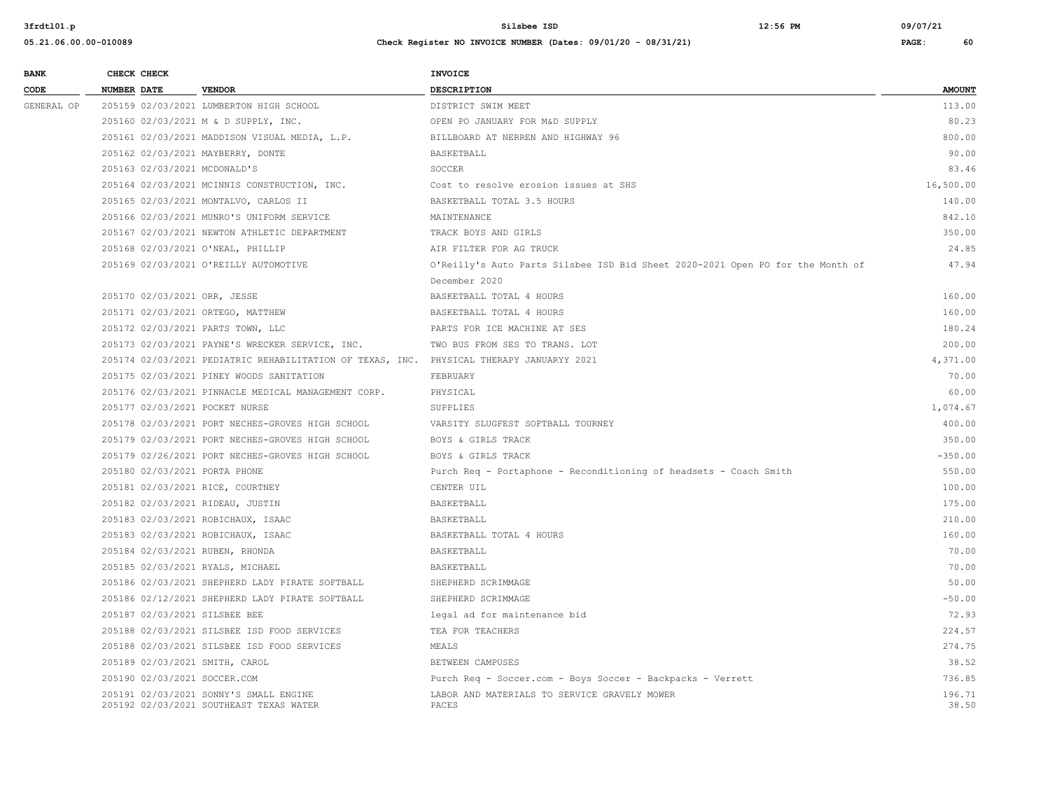| BANK CODE | CHECK NUMBER | CHECK DATE | VENDOR | INVOICE DESCRIPTION | AMOUNT |
|---|---|---|---|---|---|
| GENERAL OP | 205159 | 02/03/2021 | LUMBERTON HIGH SCHOOL | DISTRICT SWIM MEET | 113.00 |
| | 205160 | 02/03/2021 | M & D SUPPLY, INC. | OPEN PO JANUARY FOR M&D SUPPLY | 80.23 |
| | 205161 | 02/03/2021 | MADDISON VISUAL MEDIA, L.P. | BILLBOARD AT NERREN AND HIGHWAY 96 | 800.00 |
| | 205162 | 02/03/2021 | MAYBERRY, DONTE | BASKETBALL | 90.00 |
| | 205163 | 02/03/2021 | MCDONALD'S | SOCCER | 83.46 |
| | 205164 | 02/03/2021 | MCINNIS CONSTRUCTION, INC. | Cost to resolve erosion issues at SHS | 16,500.00 |
| | 205165 | 02/03/2021 | MONTALVO, CARLOS II | BASKETBALL TOTAL 3.5 HOURS | 140.00 |
| | 205166 | 02/03/2021 | MUNRO'S UNIFORM SERVICE | MAINTENANCE | 842.10 |
| | 205167 | 02/03/2021 | NEWTON ATHLETIC DEPARTMENT | TRACK BOYS AND GIRLS | 350.00 |
| | 205168 | 02/03/2021 | O'NEAL, PHILLIP | AIR FILTER FOR AG TRUCK | 24.85 |
| | 205169 | 02/03/2021 | O'REILLY AUTOMOTIVE | O'Reilly's Auto Parts Silsbee ISD Bid Sheet 2020-2021 Open PO for the Month of December 2020 | 47.94 |
| | 205170 | 02/03/2021 | ORR, JESSE | BASKETBALL TOTAL 4 HOURS | 160.00 |
| | 205171 | 02/03/2021 | ORTEGO, MATTHEW | BASKETBALL TOTAL 4 HOURS | 160.00 |
| | 205172 | 02/03/2021 | PARTS TOWN, LLC | PARTS FOR ICE MACHINE AT SES | 180.24 |
| | 205173 | 02/03/2021 | PAYNE'S WRECKER SERVICE, INC. | TWO BUS FROM SES TO TRANS. LOT | 200.00 |
| | 205174 | 02/03/2021 | PEDIATRIC REHABILITATION OF TEXAS, INC. | PHYSICAL THERAPY JANUARYY 2021 | 4,371.00 |
| | 205175 | 02/03/2021 | PINEY WOODS SANITATION | FEBRUARY | 70.00 |
| | 205176 | 02/03/2021 | PINNACLE MEDICAL MANAGEMENT CORP. | PHYSICAL | 60.00 |
| | 205177 | 02/03/2021 | POCKET NURSE | SUPPLIES | 1,074.67 |
| | 205178 | 02/03/2021 | PORT NECHES-GROVES HIGH SCHOOL | VARSITY SLUGFEST SOFTBALL TOURNEY | 400.00 |
| | 205179 | 02/03/2021 | PORT NECHES-GROVES HIGH SCHOOL | BOYS & GIRLS TRACK | 350.00 |
| | 205179 | 02/26/2021 | PORT NECHES-GROVES HIGH SCHOOL | BOYS & GIRLS TRACK | -350.00 |
| | 205180 | 02/03/2021 | PORTA PHONE | Purch Req - Portaphone - Reconditioning of headsets - Coach Smith | 550.00 |
| | 205181 | 02/03/2021 | RICE, COURTNEY | CENTER UIL | 100.00 |
| | 205182 | 02/03/2021 | RIDEAU, JUSTIN | BASKETBALL | 175.00 |
| | 205183 | 02/03/2021 | ROBICHAUX, ISAAC | BASKETBALL | 210.00 |
| | 205183 | 02/03/2021 | ROBICHAUX, ISAAC | BASKETBALL TOTAL 4 HOURS | 160.00 |
| | 205184 | 02/03/2021 | RUBEN, RHONDA | BASKETBALL | 70.00 |
| | 205185 | 02/03/2021 | RYALS, MICHAEL | BASKETBALL | 70.00 |
| | 205186 | 02/03/2021 | SHEPHERD LADY PIRATE SOFTBALL | SHEPHERD SCRIMMAGE | 50.00 |
| | 205186 | 02/12/2021 | SHEPHERD LADY PIRATE SOFTBALL | SHEPHERD SCRIMMAGE | -50.00 |
| | 205187 | 02/03/2021 | SILSBEE BEE | legal ad for maintenance bid | 72.93 |
| | 205188 | 02/03/2021 | SILSBEE ISD FOOD SERVICES | TEA FOR TEACHERS | 224.57 |
| | 205188 | 02/03/2021 | SILSBEE ISD FOOD SERVICES | MEALS | 274.75 |
| | 205189 | 02/03/2021 | SMITH, CAROL | BETWEEN CAMPUSES | 38.52 |
| | 205190 | 02/03/2021 | SOCCER.COM | Purch Req - Soccer.com - Boys Soccer - Backpacks - Verrett | 736.85 |
| | 205191 | 02/03/2021 | SONNY'S SMALL ENGINE | LABOR AND MATERIALS TO SERVICE GRAVELY MOWER | 196.71 |
| | 205192 | 02/03/2021 | SOUTHEAST TEXAS WATER | PACES | 38.50 |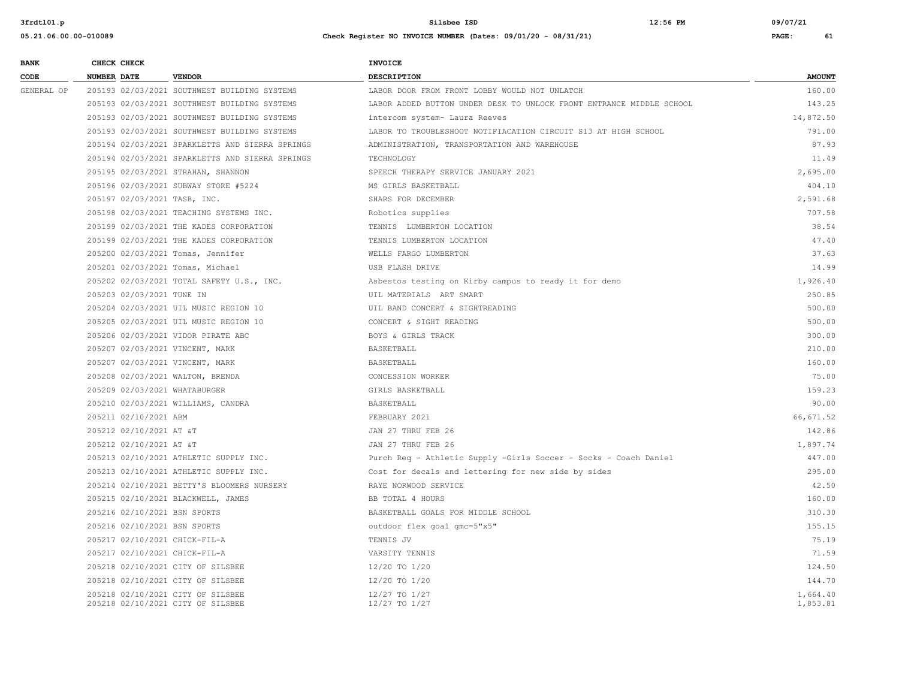| BANK CODE | CHECK NUMBER | CHECK DATE | VENDOR | INVOICE DESCRIPTION | AMOUNT |
|---|---|---|---|---|---|
| GENERAL OP | 205193 | 02/03/2021 | SOUTHWEST BUILDING SYSTEMS | LABOR DOOR FROM FRONT LOBBY WOULD NOT UNLATCH | 160.00 |
| | 205193 | 02/03/2021 | SOUTHWEST BUILDING SYSTEMS | LABOR ADDED BUTTON UNDER DESK TO UNLOCK FRONT ENTRANCE MIDDLE SCHOOL | 143.25 |
| | 205193 | 02/03/2021 | SOUTHWEST BUILDING SYSTEMS | intercom system- Laura Reeves | 14,872.50 |
| | 205193 | 02/03/2021 | SOUTHWEST BUILDING SYSTEMS | LABOR TO TROUBLESHOOT NOTIFIACATION CIRCUIT S13 AT HIGH SCHOOL | 791.00 |
| | 205194 | 02/03/2021 | SPARKLETTS AND SIERRA SPRINGS | ADMINISTRATION, TRANSPORTATION AND WAREHOUSE | 87.93 |
| | 205194 | 02/03/2021 | SPARKLETTS AND SIERRA SPRINGS | TECHNOLOGY | 11.49 |
| | 205195 | 02/03/2021 | STRAHAN, SHANNON | SPEECH THERAPY SERVICE JANUARY 2021 | 2,695.00 |
| | 205196 | 02/03/2021 | SUBWAY STORE #5224 | MS GIRLS BASKETBALL | 404.10 |
| | 205197 | 02/03/2021 | TASB, INC. | SHARS FOR DECEMBER | 2,591.68 |
| | 205198 | 02/03/2021 | TEACHING SYSTEMS INC. | Robotics supplies | 707.58 |
| | 205199 | 02/03/2021 | THE KADES CORPORATION | TENNIS LUMBERTON LOCATION | 38.54 |
| | 205199 | 02/03/2021 | THE KADES CORPORATION | TENNIS LUMBERTON LOCATION | 47.40 |
| | 205200 | 02/03/2021 | Tomas, Jennifer | WELLS FARGO LUMBERTON | 37.63 |
| | 205201 | 02/03/2021 | Tomas, Michael | USB FLASH DRIVE | 14.99 |
| | 205202 | 02/03/2021 | TOTAL SAFETY U.S., INC. | Asbestos testing on Kirby campus to ready it for demo | 1,926.40 |
| | 205203 | 02/03/2021 | TUNE IN | UIL MATERIALS ART SMART | 250.85 |
| | 205204 | 02/03/2021 | UIL MUSIC REGION 10 | UIL BAND CONCERT & SIGHTREADING | 500.00 |
| | 205205 | 02/03/2021 | UIL MUSIC REGION 10 | CONCERT & SIGHT READING | 500.00 |
| | 205206 | 02/03/2021 | VIDOR PIRATE ABC | BOYS & GIRLS TRACK | 300.00 |
| | 205207 | 02/03/2021 | VINCENT, MARK | BASKETBALL | 210.00 |
| | 205207 | 02/03/2021 | VINCENT, MARK | BASKETBALL | 160.00 |
| | 205208 | 02/03/2021 | WALTON, BRENDA | CONCESSION WORKER | 75.00 |
| | 205209 | 02/03/2021 | WHATABURGER | GIRLS BASKETBALL | 159.23 |
| | 205210 | 02/03/2021 | WILLIAMS, CANDRA | BASKETBALL | 90.00 |
| | 205211 | 02/10/2021 | ABM | FEBRUARY 2021 | 66,671.52 |
| | 205212 | 02/10/2021 | AT &T | JAN 27 THRU FEB 26 | 142.86 |
| | 205212 | 02/10/2021 | AT &T | JAN 27 THRU FEB 26 | 1,897.74 |
| | 205213 | 02/10/2021 | ATHLETIC SUPPLY INC. | Purch Req - Athletic Supply -Girls Soccer - Socks - Coach Daniel | 447.00 |
| | 205213 | 02/10/2021 | ATHLETIC SUPPLY INC. | Cost for decals and lettering for new side by sides | 295.00 |
| | 205214 | 02/10/2021 | BETTY'S BLOOMERS NURSERY | RAYE NORWOOD SERVICE | 42.50 |
| | 205215 | 02/10/2021 | BLACKWELL, JAMES | BB TOTAL 4 HOURS | 160.00 |
| | 205216 | 02/10/2021 | BSN SPORTS | BASKETBALL GOALS FOR MIDDLE SCHOOL | 310.30 |
| | 205216 | 02/10/2021 | BSN SPORTS | outdoor flex goal gmc=5"x5" | 155.15 |
| | 205217 | 02/10/2021 | CHICK-FIL-A | TENNIS JV | 75.19 |
| | 205217 | 02/10/2021 | CHICK-FIL-A | VARSITY TENNIS | 71.59 |
| | 205218 | 02/10/2021 | CITY OF SILSBEE | 12/20 TO 1/20 | 124.50 |
| | 205218 | 02/10/2021 | CITY OF SILSBEE | 12/20 TO 1/20 | 144.70 |
| | 205218 | 02/10/2021 | CITY OF SILSBEE | 12/27 TO 1/27 | 1,664.40 |
| | 205218 | 02/10/2021 | CITY OF SILSBEE | 12/27 TO 1/27 | 1,853.81 |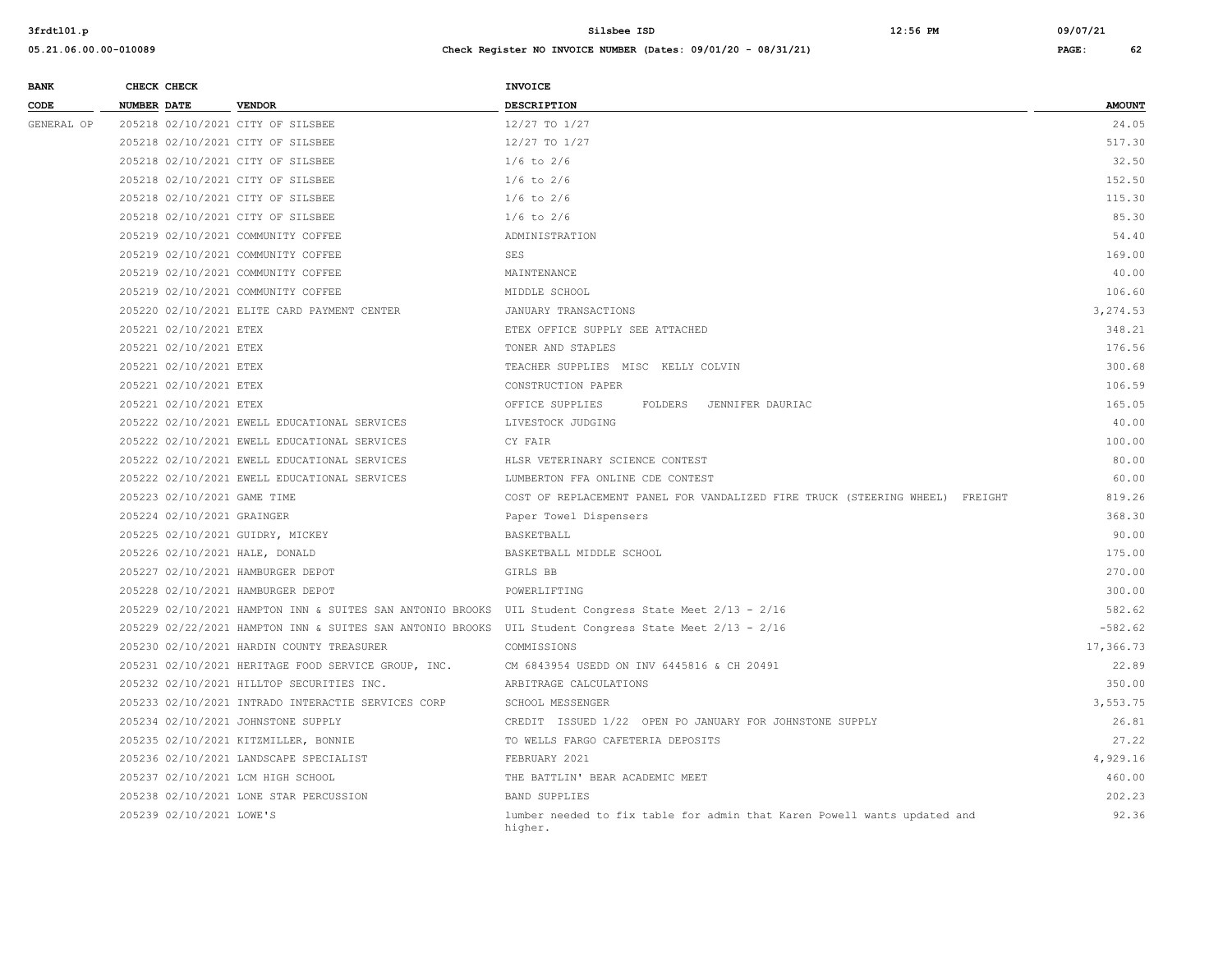| BANK CODE | CHECK NUMBER | CHECK DATE | VENDOR | INVOICE DESCRIPTION | AMOUNT |
|---|---|---|---|---|---|
| GENERAL OP | 205218 | 02/10/2021 | CITY OF SILSBEE | 12/27 TO 1/27 | 24.05 |
| | 205218 | 02/10/2021 | CITY OF SILSBEE | 12/27 TO 1/27 | 517.30 |
| | 205218 | 02/10/2021 | CITY OF SILSBEE | 1/6 to 2/6 | 32.50 |
| | 205218 | 02/10/2021 | CITY OF SILSBEE | 1/6 to 2/6 | 152.50 |
| | 205218 | 02/10/2021 | CITY OF SILSBEE | 1/6 to 2/6 | 115.30 |
| | 205218 | 02/10/2021 | CITY OF SILSBEE | 1/6 to 2/6 | 85.30 |
| | 205219 | 02/10/2021 | COMMUNITY COFFEE | ADMINISTRATION | 54.40 |
| | 205219 | 02/10/2021 | COMMUNITY COFFEE | SES | 169.00 |
| | 205219 | 02/10/2021 | COMMUNITY COFFEE | MAINTENANCE | 40.00 |
| | 205219 | 02/10/2021 | COMMUNITY COFFEE | MIDDLE SCHOOL | 106.60 |
| | 205220 | 02/10/2021 | ELITE CARD PAYMENT CENTER | JANUARY TRANSACTIONS | 3,274.53 |
| | 205221 | 02/10/2021 | ETEX | ETEX OFFICE SUPPLY SEE ATTACHED | 348.21 |
| | 205221 | 02/10/2021 | ETEX | TONER AND STAPLES | 176.56 |
| | 205221 | 02/10/2021 | ETEX | TEACHER SUPPLIES MISC KELLY COLVIN | 300.68 |
| | 205221 | 02/10/2021 | ETEX | CONSTRUCTION PAPER | 106.59 |
| | 205221 | 02/10/2021 | ETEX | OFFICE SUPPLIES FOLDERS JENNIFER DAURIAC | 165.05 |
| | 205222 | 02/10/2021 | EWELL EDUCATIONAL SERVICES | LIVESTOCK JUDGING | 40.00 |
| | 205222 | 02/10/2021 | EWELL EDUCATIONAL SERVICES | CY FAIR | 100.00 |
| | 205222 | 02/10/2021 | EWELL EDUCATIONAL SERVICES | HLSR VETERINARY SCIENCE CONTEST | 80.00 |
| | 205222 | 02/10/2021 | EWELL EDUCATIONAL SERVICES | LUMBERTON FFA ONLINE CDE CONTEST | 60.00 |
| | 205223 | 02/10/2021 | GAME TIME | COST OF REPLACEMENT PANEL FOR VANDALIZED FIRE TRUCK (STEERING WHEEL) FREIGHT | 819.26 |
| | 205224 | 02/10/2021 | GRAINGER | Paper Towel Dispensers | 368.30 |
| | 205225 | 02/10/2021 | GUIDRY, MICKEY | BASKETBALL | 90.00 |
| | 205226 | 02/10/2021 | HALE, DONALD | BASKETBALL MIDDLE SCHOOL | 175.00 |
| | 205227 | 02/10/2021 | HAMBURGER DEPOT | GIRLS BB | 270.00 |
| | 205228 | 02/10/2021 | HAMBURGER DEPOT | POWERLIFTING | 300.00 |
| | 205229 | 02/10/2021 | HAMPTON INN & SUITES SAN ANTONIO BROOKS | UIL Student Congress State Meet 2/13 - 2/16 | 582.62 |
| | 205229 | 02/22/2021 | HAMPTON INN & SUITES SAN ANTONIO BROOKS | UIL Student Congress State Meet 2/13 - 2/16 | -582.62 |
| | 205230 | 02/10/2021 | HARDIN COUNTY TREASURER | COMMISSIONS | 17,366.73 |
| | 205231 | 02/10/2021 | HERITAGE FOOD SERVICE GROUP, INC. | CM 6843954 USEDD ON INV 6445816 & CH 20491 | 22.89 |
| | 205232 | 02/10/2021 | HILLTOP SECURITIES INC. | ARBITRAGE CALCULATIONS | 350.00 |
| | 205233 | 02/10/2021 | INTRADO INTERACTIE SERVICES CORP | SCHOOL MESSENGER | 3,553.75 |
| | 205234 | 02/10/2021 | JOHNSTONE SUPPLY | CREDIT ISSUED 1/22 OPEN PO JANUARY FOR JOHNSTONE SUPPLY | 26.81 |
| | 205235 | 02/10/2021 | KITZMILLER, BONNIE | TO WELLS FARGO CAFETERIA DEPOSITS | 27.22 |
| | 205236 | 02/10/2021 | LANDSCAPE SPECIALIST | FEBRUARY 2021 | 4,929.16 |
| | 205237 | 02/10/2021 | LCM HIGH SCHOOL | THE BATTLIN' BEAR ACADEMIC MEET | 460.00 |
| | 205238 | 02/10/2021 | LONE STAR PERCUSSION | BAND SUPPLIES | 202.23 |
| | 205239 | 02/10/2021 | LOWE'S | lumber needed to fix table for admin that Karen Powell wants updated and higher. | 92.36 |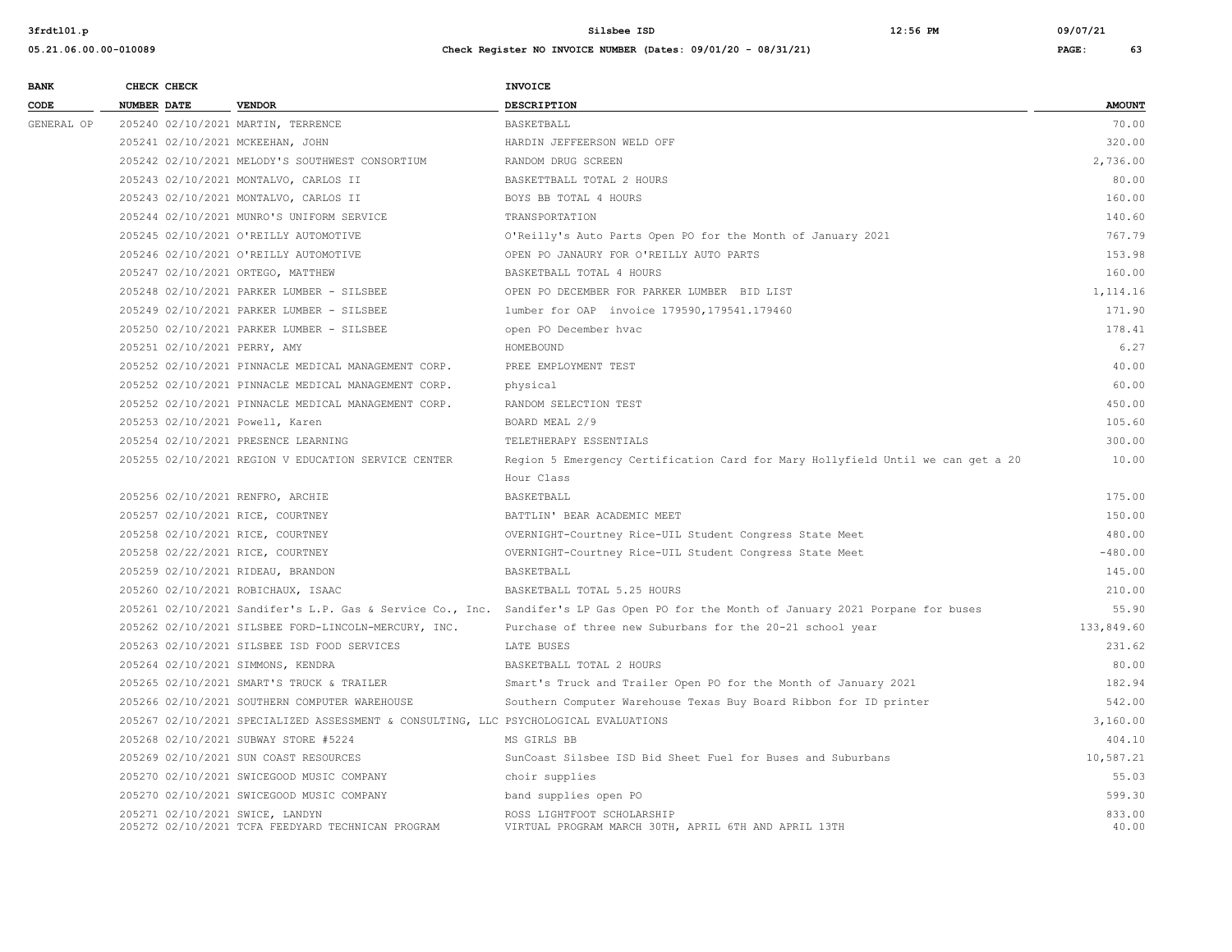| BANK CODE | CHECK NUMBER | CHECK DATE | VENDOR | INVOICE DESCRIPTION | AMOUNT |
|---|---|---|---|---|---|
| GENERAL OP | 205240 | 02/10/2021 | MARTIN, TERRENCE | BASKETBALL | 70.00 |
| | 205241 | 02/10/2021 | MCKEEHAN, JOHN | HARDIN JEFFEERSON WELD OFF | 320.00 |
| | 205242 | 02/10/2021 | MELODY'S SOUTHWEST CONSORTIUM | RANDOM DRUG SCREEN | 2,736.00 |
| | 205243 | 02/10/2021 | MONTALVO, CARLOS II | BASKETTBALL TOTAL 2 HOURS | 80.00 |
| | 205243 | 02/10/2021 | MONTALVO, CARLOS II | BOYS BB TOTAL 4 HOURS | 160.00 |
| | 205244 | 02/10/2021 | MUNRO'S UNIFORM SERVICE | TRANSPORTATION | 140.60 |
| | 205245 | 02/10/2021 | O'REILLY AUTOMOTIVE | O'Reilly's Auto Parts Open PO for the Month of January 2021 | 767.79 |
| | 205246 | 02/10/2021 | O'REILLY AUTOMOTIVE | OPEN PO JANAURY FOR O'REILLY AUTO PARTS | 153.98 |
| | 205247 | 02/10/2021 | ORTEGO, MATTHEW | BASKETBALL TOTAL 4 HOURS | 160.00 |
| | 205248 | 02/10/2021 | PARKER LUMBER - SILSBEE | OPEN PO DECEMBER FOR PARKER LUMBER BID LIST | 1,114.16 |
| | 205249 | 02/10/2021 | PARKER LUMBER - SILSBEE | lumber for OAP invoice 179590,179541.179460 | 171.90 |
| | 205250 | 02/10/2021 | PARKER LUMBER - SILSBEE | open PO December hvac | 178.41 |
| | 205251 | 02/10/2021 | PERRY, AMY | HOMEBOUND | 6.27 |
| | 205252 | 02/10/2021 | PINNACLE MEDICAL MANAGEMENT CORP. | PREE EMPLOYMENT TEST | 40.00 |
| | 205252 | 02/10/2021 | PINNACLE MEDICAL MANAGEMENT CORP. | physical | 60.00 |
| | 205252 | 02/10/2021 | PINNACLE MEDICAL MANAGEMENT CORP. | RANDOM SELECTION TEST | 450.00 |
| | 205253 | 02/10/2021 | Powell, Karen | BOARD MEAL 2/9 | 105.60 |
| | 205254 | 02/10/2021 | PRESENCE LEARNING | TELETHERAPY ESSENTIALS | 300.00 |
| | 205255 | 02/10/2021 | REGION V EDUCATION SERVICE CENTER | Region 5 Emergency Certification Card for Mary Hollyfield Until we can get a 20 Hour Class | 10.00 |
| | 205256 | 02/10/2021 | RENFRO, ARCHIE | BASKETBALL | 175.00 |
| | 205257 | 02/10/2021 | RICE, COURTNEY | BATTLIN' BEAR ACADEMIC MEET | 150.00 |
| | 205258 | 02/10/2021 | RICE, COURTNEY | OVERNIGHT-Courtney Rice-UIL Student Congress State Meet | 480.00 |
| | 205258 | 02/22/2021 | RICE, COURTNEY | OVERNIGHT-Courtney Rice-UIL Student Congress State Meet | -480.00 |
| | 205259 | 02/10/2021 | RIDEAU, BRANDON | BASKETBALL | 145.00 |
| | 205260 | 02/10/2021 | ROBICHAUX, ISAAC | BASKETBALL TOTAL 5.25 HOURS | 210.00 |
| | 205261 | 02/10/2021 | Sandifer's L.P. Gas & Service Co., Inc. | Sandifer's LP Gas Open PO for the Month of January 2021 Porpane for buses | 55.90 |
| | 205262 | 02/10/2021 | SILSBEE FORD-LINCOLN-MERCURY, INC. | Purchase of three new Suburbans for the 20-21 school year | 133,849.60 |
| | 205263 | 02/10/2021 | SILSBEE ISD FOOD SERVICES | LATE BUSES | 231.62 |
| | 205264 | 02/10/2021 | SIMMONS, KENDRA | BASKETBALL TOTAL 2 HOURS | 80.00 |
| | 205265 | 02/10/2021 | SMART'S TRUCK & TRAILER | Smart's Truck and Trailer Open PO for the Month of January 2021 | 182.94 |
| | 205266 | 02/10/2021 | SOUTHERN COMPUTER WAREHOUSE | Southern Computer Warehouse Texas Buy Board Ribbon for ID printer | 542.00 |
| | 205267 | 02/10/2021 | SPECIALIZED ASSESSMENT & CONSULTING, LLC | PSYCHOLOGICAL EVALUATIONS | 3,160.00 |
| | 205268 | 02/10/2021 | SUBWAY STORE #5224 | MS GIRLS BB | 404.10 |
| | 205269 | 02/10/2021 | SUN COAST RESOURCES | SunCoast Silsbee ISD Bid Sheet Fuel for Buses and Suburbans | 10,587.21 |
| | 205270 | 02/10/2021 | SWICEGOOD MUSIC COMPANY | choir supplies | 55.03 |
| | 205270 | 02/10/2021 | SWICEGOOD MUSIC COMPANY | band supplies open PO | 599.30 |
| | 205271 | 02/10/2021 | SWICE, LANDYN | ROSS LIGHTFOOT SCHOLARSHIP | 833.00 |
| | 205272 | 02/10/2021 | TCFA FEEDYARD TECHNICAN PROGRAM | VIRTUAL PROGRAM MARCH 30TH, APRIL 6TH AND APRIL 13TH | 40.00 |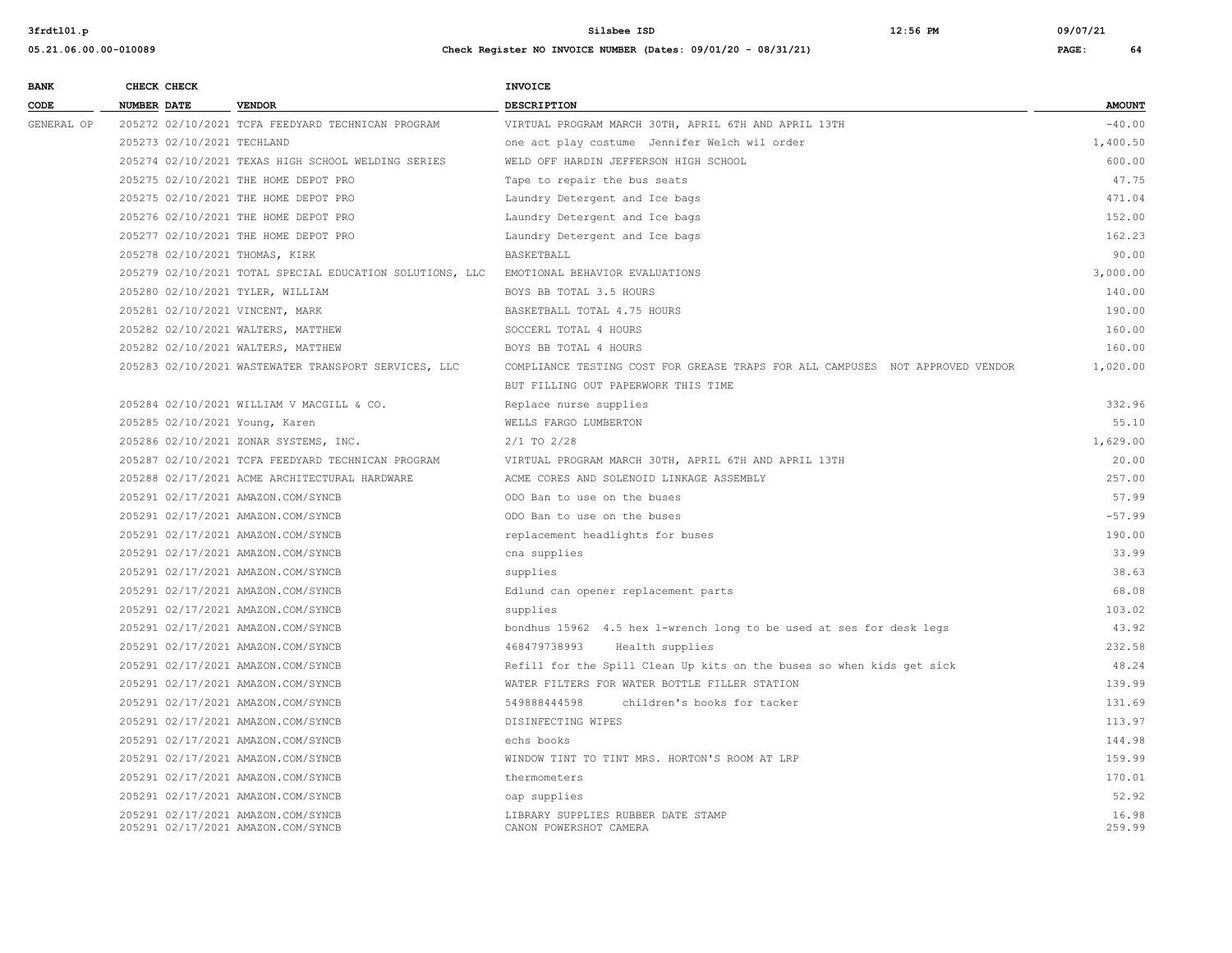| BANK CODE | CHECK NUMBER | CHECK DATE | VENDOR | INVOICE DESCRIPTION | AMOUNT |
|---|---|---|---|---|---|
| GENERAL OP | 205272 | 02/10/2021 | TCFA FEEDYARD TECHNICAN PROGRAM | VIRTUAL PROGRAM MARCH 30TH, APRIL 6TH AND APRIL 13TH | -40.00 |
| | 205273 | 02/10/2021 | TECHLAND | one act play costume Jennifer Welch wil order | 1,400.50 |
| | 205274 | 02/10/2021 | TEXAS HIGH SCHOOL WELDING SERIES | WELD OFF HARDIN JEFFERSON HIGH SCHOOL | 600.00 |
| | 205275 | 02/10/2021 | THE HOME DEPOT PRO | Tape to repair the bus seats | 47.75 |
| | 205275 | 02/10/2021 | THE HOME DEPOT PRO | Laundry Detergent and Ice bags | 471.04 |
| | 205276 | 02/10/2021 | THE HOME DEPOT PRO | Laundry Detergent and Ice bags | 152.00 |
| | 205277 | 02/10/2021 | THE HOME DEPOT PRO | Laundry Detergent and Ice bags | 162.23 |
| | 205278 | 02/10/2021 | THOMAS, KIRK | BASKETBALL | 90.00 |
| | 205279 | 02/10/2021 | TOTAL SPECIAL EDUCATION SOLUTIONS, LLC | EMOTIONAL BEHAVIOR EVALUATIONS | 3,000.00 |
| | 205280 | 02/10/2021 | TYLER, WILLIAM | BOYS BB TOTAL 3.5 HOURS | 140.00 |
| | 205281 | 02/10/2021 | VINCENT, MARK | BASKETBALL TOTAL 4.75 HOURS | 190.00 |
| | 205282 | 02/10/2021 | WALTERS, MATTHEW | SOCCERL TOTAL 4 HOURS | 160.00 |
| | 205282 | 02/10/2021 | WALTERS, MATTHEW | BOYS BB TOTAL 4 HOURS | 160.00 |
| | 205283 | 02/10/2021 | WASTEWATER TRANSPORT SERVICES, LLC | COMPLIANCE TESTING COST FOR GREASE TRAPS FOR ALL CAMPUSES NOT APPROVED VENDOR BUT FILLING OUT PAPERWORK THIS TIME | 1,020.00 |
| | 205284 | 02/10/2021 | WILLIAM V MACGILL & CO. | Replace nurse supplies | 332.96 |
| | 205285 | 02/10/2021 | Young, Karen | WELLS FARGO LUMBERTON | 55.10 |
| | 205286 | 02/10/2021 | ZONAR SYSTEMS, INC. | 2/1 TO 2/28 | 1,629.00 |
| | 205287 | 02/10/2021 | TCFA FEEDYARD TECHNICAN PROGRAM | VIRTUAL PROGRAM MARCH 30TH, APRIL 6TH AND APRIL 13TH | 20.00 |
| | 205288 | 02/17/2021 | ACME ARCHITECTURAL HARDWARE | ACME CORES AND SOLENOID LINKAGE ASSEMBLY | 257.00 |
| | 205291 | 02/17/2021 | AMAZON.COM/SYNCB | ODO Ban to use on the buses | 57.99 |
| | 205291 | 02/17/2021 | AMAZON.COM/SYNCB | ODO Ban to use on the buses | -57.99 |
| | 205291 | 02/17/2021 | AMAZON.COM/SYNCB | replacement headlights for buses | 190.00 |
| | 205291 | 02/17/2021 | AMAZON.COM/SYNCB | cna supplies | 33.99 |
| | 205291 | 02/17/2021 | AMAZON.COM/SYNCB | supplies | 38.63 |
| | 205291 | 02/17/2021 | AMAZON.COM/SYNCB | Edlund can opener replacement parts | 68.08 |
| | 205291 | 02/17/2021 | AMAZON.COM/SYNCB | supplies | 103.02 |
| | 205291 | 02/17/2021 | AMAZON.COM/SYNCB | bondhus 15962 4.5 hex l-wrench long to be used at ses for desk legs | 43.92 |
| | 205291 | 02/17/2021 | AMAZON.COM/SYNCB | 468479738993 Health supplies | 232.58 |
| | 205291 | 02/17/2021 | AMAZON.COM/SYNCB | Refill for the Spill Clean Up kits on the buses so when kids get sick | 48.24 |
| | 205291 | 02/17/2021 | AMAZON.COM/SYNCB | WATER FILTERS FOR WATER BOTTLE FILLER STATION | 139.99 |
| | 205291 | 02/17/2021 | AMAZON.COM/SYNCB | 549888444598 children's books for tacker | 131.69 |
| | 205291 | 02/17/2021 | AMAZON.COM/SYNCB | DISINFECTING WIPES | 113.97 |
| | 205291 | 02/17/2021 | AMAZON.COM/SYNCB | echs books | 144.98 |
| | 205291 | 02/17/2021 | AMAZON.COM/SYNCB | WINDOW TINT TO TINT MRS. HORTON'S ROOM AT LRP | 159.99 |
| | 205291 | 02/17/2021 | AMAZON.COM/SYNCB | thermometers | 170.01 |
| | 205291 | 02/17/2021 | AMAZON.COM/SYNCB | oap supplies | 52.92 |
| | 205291 | 02/17/2021 | AMAZON.COM/SYNCB | LIBRARY SUPPLIES RUBBER DATE STAMP | 16.98 |
| | 205291 | 02/17/2021 | AMAZON.COM/SYNCB | CANON POWERSHOT CAMERA | 259.99 |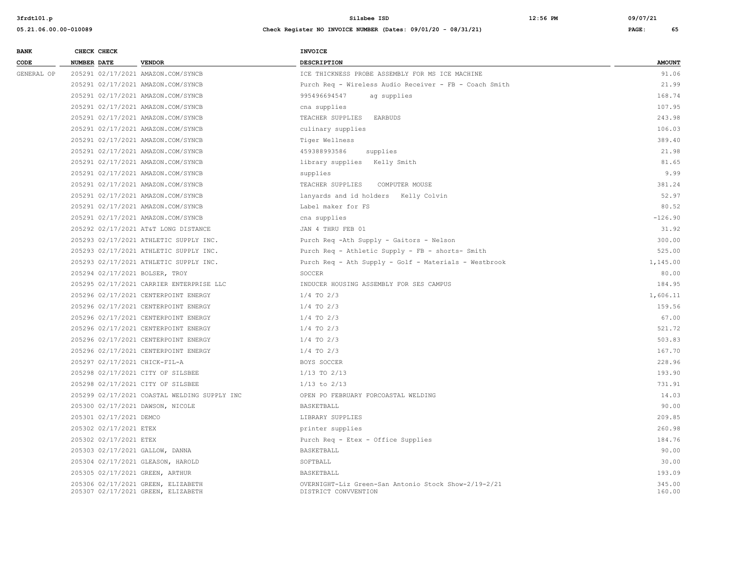| BANK CODE | CHECK NUMBER | CHECK DATE | VENDOR | INVOICE DESCRIPTION | AMOUNT |
| --- | --- | --- | --- | --- | --- |
| GENERAL OP | 205291 | 02/17/2021 | AMAZON.COM/SYNCB | ICE THICKNESS PROBE ASSEMBLY FOR MS ICE MACHINE | 91.06 |
| | 205291 | 02/17/2021 | AMAZON.COM/SYNCB | Purch Req - Wireless Audio Receiver - FB - Coach Smith | 21.99 |
| | 205291 | 02/17/2021 | AMAZON.COM/SYNCB | 995496694547 ag supplies | 168.74 |
| | 205291 | 02/17/2021 | AMAZON.COM/SYNCB | cna supplies | 107.95 |
| | 205291 | 02/17/2021 | AMAZON.COM/SYNCB | TEACHER SUPPLIES EARBUDS | 243.98 |
| | 205291 | 02/17/2021 | AMAZON.COM/SYNCB | culinary supplies | 106.03 |
| | 205291 | 02/17/2021 | AMAZON.COM/SYNCB | Tiger Wellness | 389.40 |
| | 205291 | 02/17/2021 | AMAZON.COM/SYNCB | 459388993586 supplies | 21.98 |
| | 205291 | 02/17/2021 | AMAZON.COM/SYNCB | library supplies Kelly Smith | 81.65 |
| | 205291 | 02/17/2021 | AMAZON.COM/SYNCB | supplies | 9.99 |
| | 205291 | 02/17/2021 | AMAZON.COM/SYNCB | TEACHER SUPPLIES COMPUTER MOUSE | 381.24 |
| | 205291 | 02/17/2021 | AMAZON.COM/SYNCB | lanyards and id holders Kelly Colvin | 52.97 |
| | 205291 | 02/17/2021 | AMAZON.COM/SYNCB | Label maker for FS | 80.52 |
| | 205291 | 02/17/2021 | AMAZON.COM/SYNCB | cna supplies | -126.90 |
| | 205292 | 02/17/2021 | AT&T LONG DISTANCE | JAN 4 THRU FEB 01 | 31.92 |
| | 205293 | 02/17/2021 | ATHLETIC SUPPLY INC. | Purch Req -Ath Supply - Gaitors - Nelson | 300.00 |
| | 205293 | 02/17/2021 | ATHLETIC SUPPLY INC. | Purch Req - Athletic Supply - FB - shorts- Smith | 525.00 |
| | 205293 | 02/17/2021 | ATHLETIC SUPPLY INC. | Purch Req - Ath Supply - Golf - Materials - Westbrook | 1,145.00 |
| | 205294 | 02/17/2021 | BOLSER, TROY | SOCCER | 80.00 |
| | 205295 | 02/17/2021 | CARRIER ENTERPRISE LLC | INDUCER HOUSING ASSEMBLY FOR SES CAMPUS | 184.95 |
| | 205296 | 02/17/2021 | CENTERPOINT ENERGY | 1/4 TO 2/3 | 1,606.11 |
| | 205296 | 02/17/2021 | CENTERPOINT ENERGY | 1/4 TO 2/3 | 159.56 |
| | 205296 | 02/17/2021 | CENTERPOINT ENERGY | 1/4 TO 2/3 | 67.00 |
| | 205296 | 02/17/2021 | CENTERPOINT ENERGY | 1/4 TO 2/3 | 521.72 |
| | 205296 | 02/17/2021 | CENTERPOINT ENERGY | 1/4 TO 2/3 | 503.83 |
| | 205296 | 02/17/2021 | CENTERPOINT ENERGY | 1/4 TO 2/3 | 167.70 |
| | 205297 | 02/17/2021 | CHICK-FIL-A | BOYS SOCCER | 228.96 |
| | 205298 | 02/17/2021 | CITY OF SILSBEE | 1/13 TO 2/13 | 193.90 |
| | 205298 | 02/17/2021 | CITY OF SILSBEE | 1/13 to 2/13 | 731.91 |
| | 205299 | 02/17/2021 | COASTAL WELDING SUPPLY INC | OPEN PO FEBRUARY FORCOASTAL WELDING | 14.03 |
| | 205300 | 02/17/2021 | DAWSON, NICOLE | BASKETBALL | 90.00 |
| | 205301 | 02/17/2021 | DEMCO | LIBRARY SUPPLIES | 209.85 |
| | 205302 | 02/17/2021 | ETEX | printer supplies | 260.98 |
| | 205302 | 02/17/2021 | ETEX | Purch Req - Etex - Office Supplies | 184.76 |
| | 205303 | 02/17/2021 | GALLOW, DANNA | BASKETBALL | 90.00 |
| | 205304 | 02/17/2021 | GLEASON, HAROLD | SOFTBALL | 30.00 |
| | 205305 | 02/17/2021 | GREEN, ARTHUR | BASKETBALL | 193.09 |
| | 205306 | 02/17/2021 | GREEN, ELIZABETH | OVERNIGHT-Liz Green-San Antonio Stock Show-2/19-2/21 | 345.00 |
| | 205307 | 02/17/2021 | GREEN, ELIZABETH | DISTRICT CONVVENTION | 160.00 |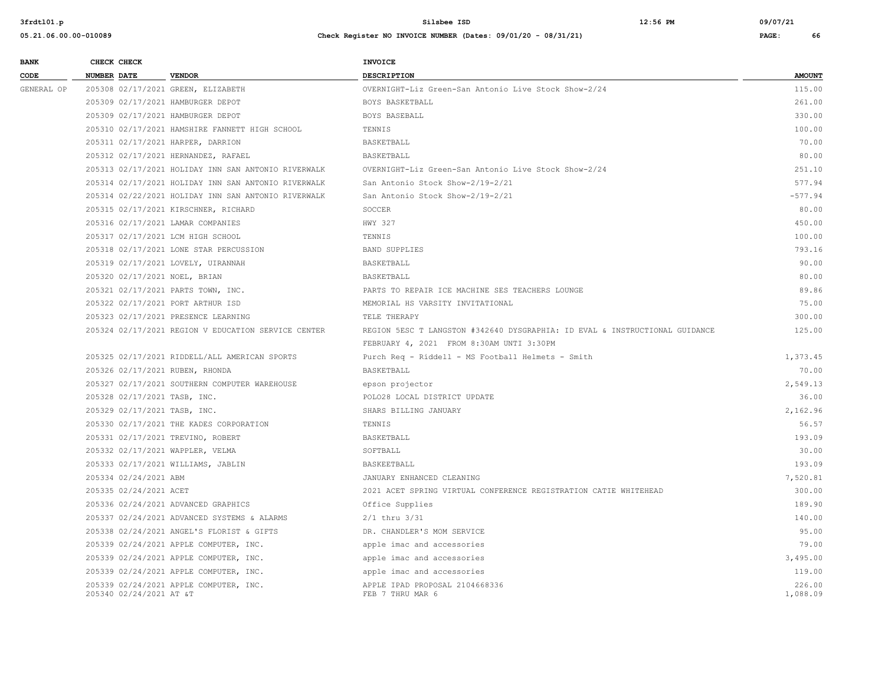**Silsbee ISD**

**Check Register NO INVOICE NUMBER (Dates: 09/01/20 - 08/31/21)**

| BANK CODE | CHECK NUMBER | CHECK DATE | VENDOR | INVOICE DESCRIPTION | AMOUNT |
|---|---|---|---|---|---|
| GENERAL OP | 205308 | 02/17/2021 | GREEN, ELIZABETH | OVERNIGHT-Liz Green-San Antonio Live Stock Show-2/24 | 115.00 |
| | 205309 | 02/17/2021 | HAMBURGER DEPOT | BOYS BASKETBALL | 261.00 |
| | 205309 | 02/17/2021 | HAMBURGER DEPOT | BOYS BASEBALL | 330.00 |
| | 205310 | 02/17/2021 | HAMSHIRE FANNETT HIGH SCHOOL | TENNIS | 100.00 |
| | 205311 | 02/17/2021 | HARPER, DARRION | BASKETBALL | 70.00 |
| | 205312 | 02/17/2021 | HERNANDEZ, RAFAEL | BASKETBALL | 80.00 |
| | 205313 | 02/17/2021 | HOLIDAY INN SAN ANTONIO RIVERWALK | OVERNIGHT-Liz Green-San Antonio Live Stock Show-2/24 | 251.10 |
| | 205314 | 02/17/2021 | HOLIDAY INN SAN ANTONIO RIVERWALK | San Antonio Stock Show-2/19-2/21 | 577.94 |
| | 205314 | 02/22/2021 | HOLIDAY INN SAN ANTONIO RIVERWALK | San Antonio Stock Show-2/19-2/21 | -577.94 |
| | 205315 | 02/17/2021 | KIRSCHNER, RICHARD | SOCCER | 80.00 |
| | 205316 | 02/17/2021 | LAMAR COMPANIES | HWY 327 | 450.00 |
| | 205317 | 02/17/2021 | LCM HIGH SCHOOL | TENNIS | 100.00 |
| | 205318 | 02/17/2021 | LONE STAR PERCUSSION | BAND SUPPLIES | 793.16 |
| | 205319 | 02/17/2021 | LOVELY, UIRANNAH | BASKETBALL | 90.00 |
| | 205320 | 02/17/2021 | NOEL, BRIAN | BASKETBALL | 80.00 |
| | 205321 | 02/17/2021 | PARTS TOWN, INC. | PARTS TO REPAIR ICE MACHINE SES TEACHERS LOUNGE | 89.86 |
| | 205322 | 02/17/2021 | PORT ARTHUR ISD | MEMORIAL HS VARSITY INVITATIONAL | 75.00 |
| | 205323 | 02/17/2021 | PRESENCE LEARNING | TELE THERAPY | 300.00 |
| | 205324 | 02/17/2021 | REGION V EDUCATION SERVICE CENTER | REGION 5ESC T LANGSTON #342640 DYSGRAPHIA: ID EVAL & INSTRUCTIONAL GUIDANCE FEBRUARY 4, 2021 FROM 8:30AM UNTI 3:30PM | 125.00 |
| | 205325 | 02/17/2021 | RIDDELL/ALL AMERICAN SPORTS | Purch Req - Riddell - MS Football Helmets - Smith | 1,373.45 |
| | 205326 | 02/17/2021 | RUBEN, RHONDA | BASKETBALL | 70.00 |
| | 205327 | 02/17/2021 | SOUTHERN COMPUTER WAREHOUSE | epson projector | 2,549.13 |
| | 205328 | 02/17/2021 | TASB, INC. | POLO28 LOCAL DISTRICT UPDATE | 36.00 |
| | 205329 | 02/17/2021 | TASB, INC. | SHARS BILLING JANUARY | 2,162.96 |
| | 205330 | 02/17/2021 | THE KADES CORPORATION | TENNIS | 56.57 |
| | 205331 | 02/17/2021 | TREVINO, ROBERT | BASKETBALL | 193.09 |
| | 205332 | 02/17/2021 | WAPPLER, VELMA | SOFTBALL | 30.00 |
| | 205333 | 02/17/2021 | WILLIAMS, JABLIN | BASKEETBALL | 193.09 |
| | 205334 | 02/24/2021 | ABM | JANUARY ENHANCED CLEANING | 7,520.81 |
| | 205335 | 02/24/2021 | ACET | 2021 ACET SPRING VIRTUAL CONFERENCE REGISTRATION CATIE WHITEHEAD | 300.00 |
| | 205336 | 02/24/2021 | ADVANCED GRAPHICS | Office Supplies | 189.90 |
| | 205337 | 02/24/2021 | ADVANCED SYSTEMS & ALARMS | 2/1 thru 3/31 | 140.00 |
| | 205338 | 02/24/2021 | ANGEL'S FLORIST & GIFTS | DR. CHANDLER'S MOM SERVICE | 95.00 |
| | 205339 | 02/24/2021 | APPLE COMPUTER, INC. | apple imac and accessories | 79.00 |
| | 205339 | 02/24/2021 | APPLE COMPUTER, INC. | apple imac and accessories | 3,495.00 |
| | 205339 | 02/24/2021 | APPLE COMPUTER, INC. | apple imac and accessories | 119.00 |
| | 205339 | 02/24/2021 | APPLE COMPUTER, INC. | APPLE IPAD PROPOSAL 2104668336 | 226.00 |
| | 205340 | 02/24/2021 | AT &T | FEB 7 THRU MAR 6 | 1,088.09 |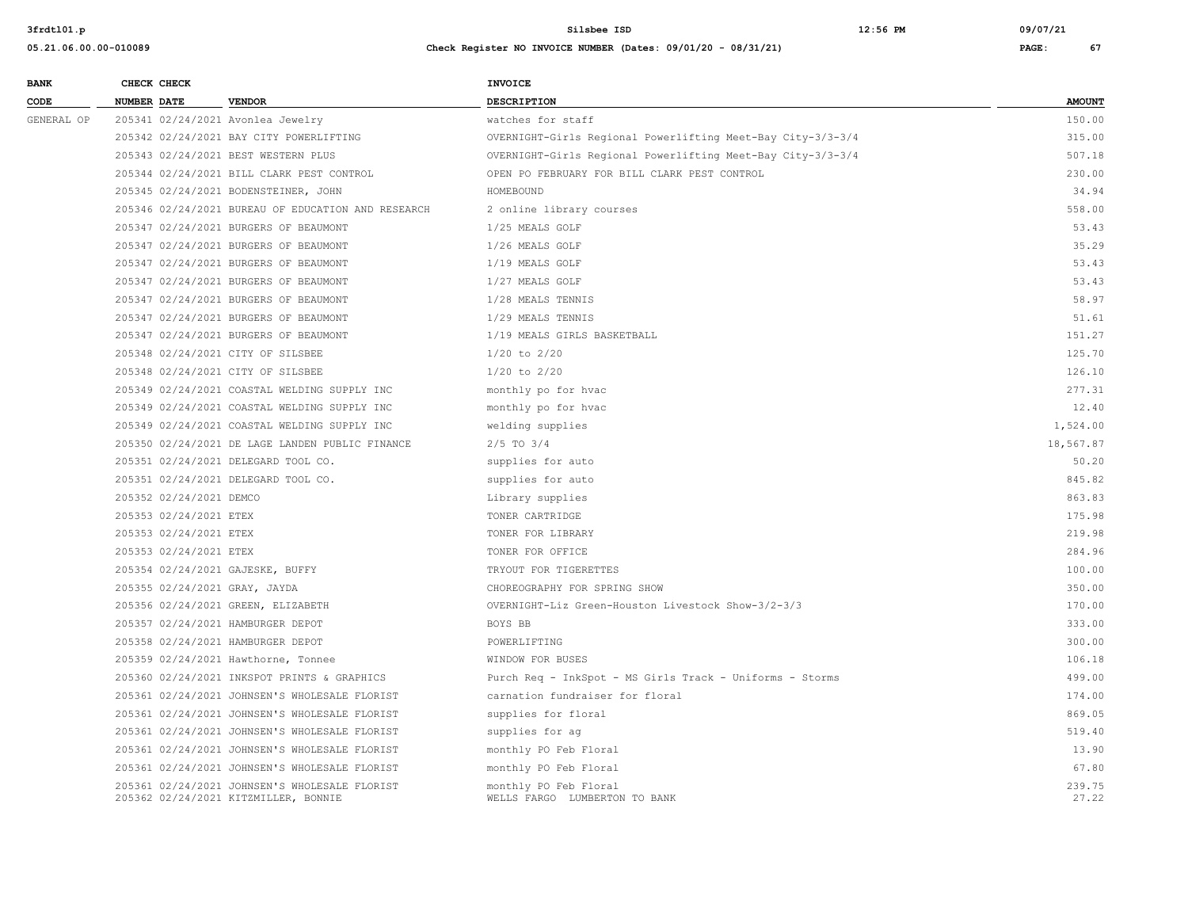| BANK CODE | CHECK NUMBER | CHECK DATE | VENDOR | INVOICE DESCRIPTION | AMOUNT |
|---|---|---|---|---|---|
| GENERAL OP | 205341 | 02/24/2021 | Avonlea Jewelry | watches for staff | 150.00 |
| | 205342 | 02/24/2021 | BAY CITY POWERLIFTING | OVERNIGHT-Girls Regional Powerlifting Meet-Bay City-3/3-3/4 | 315.00 |
| | 205343 | 02/24/2021 | BEST WESTERN PLUS | OVERNIGHT-Girls Regional Powerlifting Meet-Bay City-3/3-3/4 | 507.18 |
| | 205344 | 02/24/2021 | BILL CLARK PEST CONTROL | OPEN PO FEBRUARY FOR BILL CLARK PEST CONTROL | 230.00 |
| | 205345 | 02/24/2021 | BODENSTEINER, JOHN | HOMEBOUND | 34.94 |
| | 205346 | 02/24/2021 | BUREAU OF EDUCATION AND RESEARCH | 2 online library courses | 558.00 |
| | 205347 | 02/24/2021 | BURGERS OF BEAUMONT | 1/25 MEALS GOLF | 53.43 |
| | 205347 | 02/24/2021 | BURGERS OF BEAUMONT | 1/26 MEALS GOLF | 35.29 |
| | 205347 | 02/24/2021 | BURGERS OF BEAUMONT | 1/19 MEALS GOLF | 53.43 |
| | 205347 | 02/24/2021 | BURGERS OF BEAUMONT | 1/27 MEALS GOLF | 53.43 |
| | 205347 | 02/24/2021 | BURGERS OF BEAUMONT | 1/28 MEALS TENNIS | 58.97 |
| | 205347 | 02/24/2021 | BURGERS OF BEAUMONT | 1/29 MEALS TENNIS | 51.61 |
| | 205347 | 02/24/2021 | BURGERS OF BEAUMONT | 1/19 MEALS GIRLS BASKETBALL | 151.27 |
| | 205348 | 02/24/2021 | CITY OF SILSBEE | 1/20 to 2/20 | 125.70 |
| | 205348 | 02/24/2021 | CITY OF SILSBEE | 1/20 to 2/20 | 126.10 |
| | 205349 | 02/24/2021 | COASTAL WELDING SUPPLY INC | monthly po for hvac | 277.31 |
| | 205349 | 02/24/2021 | COASTAL WELDING SUPPLY INC | monthly po for hvac | 12.40 |
| | 205349 | 02/24/2021 | COASTAL WELDING SUPPLY INC | welding supplies | 1,524.00 |
| | 205350 | 02/24/2021 | DE LAGE LANDEN PUBLIC FINANCE | 2/5 TO 3/4 | 18,567.87 |
| | 205351 | 02/24/2021 | DELEGARD TOOL CO. | supplies for auto | 50.20 |
| | 205351 | 02/24/2021 | DELEGARD TOOL CO. | supplies for auto | 845.82 |
| | 205352 | 02/24/2021 | DEMCO | Library supplies | 863.83 |
| | 205353 | 02/24/2021 | ETEX | TONER CARTRIDGE | 175.98 |
| | 205353 | 02/24/2021 | ETEX | TONER FOR LIBRARY | 219.98 |
| | 205353 | 02/24/2021 | ETEX | TONER FOR OFFICE | 284.96 |
| | 205354 | 02/24/2021 | GAJESKE, BUFFY | TRYOUT FOR TIGERETTES | 100.00 |
| | 205355 | 02/24/2021 | GRAY, JAYDA | CHOREOGRAPHY FOR SPRING SHOW | 350.00 |
| | 205356 | 02/24/2021 | GREEN, ELIZABETH | OVERNIGHT-Liz Green-Houston Livestock Show-3/2-3/3 | 170.00 |
| | 205357 | 02/24/2021 | HAMBURGER DEPOT | BOYS BB | 333.00 |
| | 205358 | 02/24/2021 | HAMBURGER DEPOT | POWERLIFTING | 300.00 |
| | 205359 | 02/24/2021 | Hawthorne, Tonnee | WINDOW FOR BUSES | 106.18 |
| | 205360 | 02/24/2021 | INKSPOT PRINTS & GRAPHICS | Purch Req - InkSpot - MS Girls Track - Uniforms - Storms | 499.00 |
| | 205361 | 02/24/2021 | JOHNSEN'S WHOLESALE FLORIST | carnation fundraiser for floral | 174.00 |
| | 205361 | 02/24/2021 | JOHNSEN'S WHOLESALE FLORIST | supplies for floral | 869.05 |
| | 205361 | 02/24/2021 | JOHNSEN'S WHOLESALE FLORIST | supplies for ag | 519.40 |
| | 205361 | 02/24/2021 | JOHNSEN'S WHOLESALE FLORIST | monthly PO Feb Floral | 13.90 |
| | 205361 | 02/24/2021 | JOHNSEN'S WHOLESALE FLORIST | monthly PO Feb Floral | 67.80 |
| | 205361 | 02/24/2021 | JOHNSEN'S WHOLESALE FLORIST | monthly PO Feb Floral | 239.75 |
| | 205362 | 02/24/2021 | KITZMILLER, BONNIE | WELLS FARGO LUMBERTON TO BANK | 27.22 |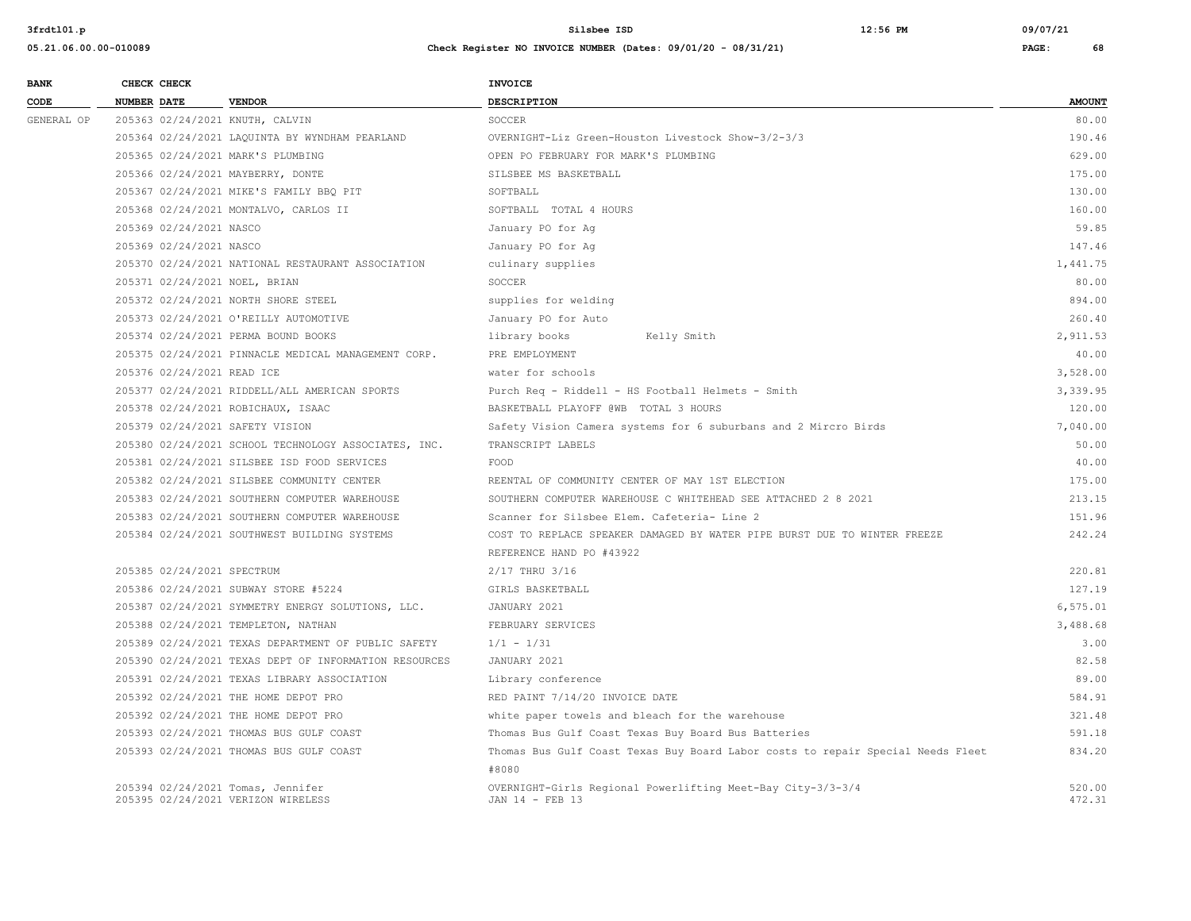| BANK CODE | CHECK NUMBER | CHECK DATE | VENDOR | INVOICE DESCRIPTION | AMOUNT |
|---|---|---|---|---|---|
| GENERAL OP | 205363 | 02/24/2021 | KNUTH, CALVIN | SOCCER | 80.00 |
| | 205364 | 02/24/2021 | LAQUINTA BY WYNDHAM PEARLAND | OVERNIGHT-Liz Green-Houston Livestock Show-3/2-3/3 | 190.46 |
| | 205365 | 02/24/2021 | MARK'S PLUMBING | OPEN PO FEBRUARY FOR MARK'S PLUMBING | 629.00 |
| | 205366 | 02/24/2021 | MAYBERRY, DONTE | SILSBEE MS BASKETBALL | 175.00 |
| | 205367 | 02/24/2021 | MIKE'S FAMILY BBQ PIT | SOFTBALL | 130.00 |
| | 205368 | 02/24/2021 | MONTALVO, CARLOS II | SOFTBALL TOTAL 4 HOURS | 160.00 |
| | 205369 | 02/24/2021 | NASCO | January PO for Ag | 59.85 |
| | 205369 | 02/24/2021 | NASCO | January PO for Ag | 147.46 |
| | 205370 | 02/24/2021 | NATIONAL RESTAURANT ASSOCIATION | culinary supplies | 1,441.75 |
| | 205371 | 02/24/2021 | NOEL, BRIAN | SOCCER | 80.00 |
| | 205372 | 02/24/2021 | NORTH SHORE STEEL | supplies for welding | 894.00 |
| | 205373 | 02/24/2021 | O'REILLY AUTOMOTIVE | January PO for Auto | 260.40 |
| | 205374 | 02/24/2021 | PERMA BOUND BOOKS | library books Kelly Smith | 2,911.53 |
| | 205375 | 02/24/2021 | PINNACLE MEDICAL MANAGEMENT CORP. | PRE EMPLOYMENT | 40.00 |
| | 205376 | 02/24/2021 | READ ICE | water for schools | 3,528.00 |
| | 205377 | 02/24/2021 | RIDDELL/ALL AMERICAN SPORTS | Purch Req - Riddell - HS Football Helmets - Smith | 3,339.95 |
| | 205378 | 02/24/2021 | ROBICHAUX, ISAAC | BASKETBALL PLAYOFF @WB TOTAL 3 HOURS | 120.00 |
| | 205379 | 02/24/2021 | SAFETY VISION | Safety Vision Camera systems for 6 suburbans and 2 Mircro Birds | 7,040.00 |
| | 205380 | 02/24/2021 | SCHOOL TECHNOLOGY ASSOCIATES, INC. | TRANSCRIPT LABELS | 50.00 |
| | 205381 | 02/24/2021 | SILSBEE ISD FOOD SERVICES | FOOD | 40.00 |
| | 205382 | 02/24/2021 | SILSBEE COMMUNITY CENTER | REENTAL OF COMMUNITY CENTER OF MAY 1ST ELECTION | 175.00 |
| | 205383 | 02/24/2021 | SOUTHERN COMPUTER WAREHOUSE | SOUTHERN COMPUTER WAREHOUSE C WHITEHEAD SEE ATTACHED 2 8 2021 | 213.15 |
| | 205383 | 02/24/2021 | SOUTHERN COMPUTER WAREHOUSE | Scanner for Silsbee Elem. Cafeteria- Line 2 | 151.96 |
| | 205384 | 02/24/2021 | SOUTHWEST BUILDING SYSTEMS | COST TO REPLACE SPEAKER DAMAGED BY WATER PIPE BURST DUE TO WINTER FREEZE REFERENCE HAND PO #43922 | 242.24 |
| | 205385 | 02/24/2021 | SPECTRUM | 2/17 THRU 3/16 | 220.81 |
| | 205386 | 02/24/2021 | SUBWAY STORE #5224 | GIRLS BASKETBALL | 127.19 |
| | 205387 | 02/24/2021 | SYMMETRY ENERGY SOLUTIONS, LLC. | JANUARY 2021 | 6,575.01 |
| | 205388 | 02/24/2021 | TEMPLETON, NATHAN | FEBRUARY SERVICES | 3,488.68 |
| | 205389 | 02/24/2021 | TEXAS DEPARTMENT OF PUBLIC SAFETY | 1/1 - 1/31 | 3.00 |
| | 205390 | 02/24/2021 | TEXAS DEPT OF INFORMATION RESOURCES | JANUARY 2021 | 82.58 |
| | 205391 | 02/24/2021 | TEXAS LIBRARY ASSOCIATION | Library conference | 89.00 |
| | 205392 | 02/24/2021 | THE HOME DEPOT PRO | RED PAINT 7/14/20 INVOICE DATE | 584.91 |
| | 205392 | 02/24/2021 | THE HOME DEPOT PRO | white paper towels and bleach for the warehouse | 321.48 |
| | 205393 | 02/24/2021 | THOMAS BUS GULF COAST | Thomas Bus Gulf Coast Texas Buy Board Bus Batteries | 591.18 |
| | 205393 | 02/24/2021 | THOMAS BUS GULF COAST | Thomas Bus Gulf Coast Texas Buy Board Labor costs to repair Special Needs Fleet #8080 | 834.20 |
| | 205394 | 02/24/2021 | Tomas, Jennifer | OVERNIGHT-Girls Regional Powerlifting Meet-Bay City-3/3-3/4 | 520.00 |
| | 205395 | 02/24/2021 | VERIZON WIRELESS | JAN 14 - FEB 13 | 472.31 |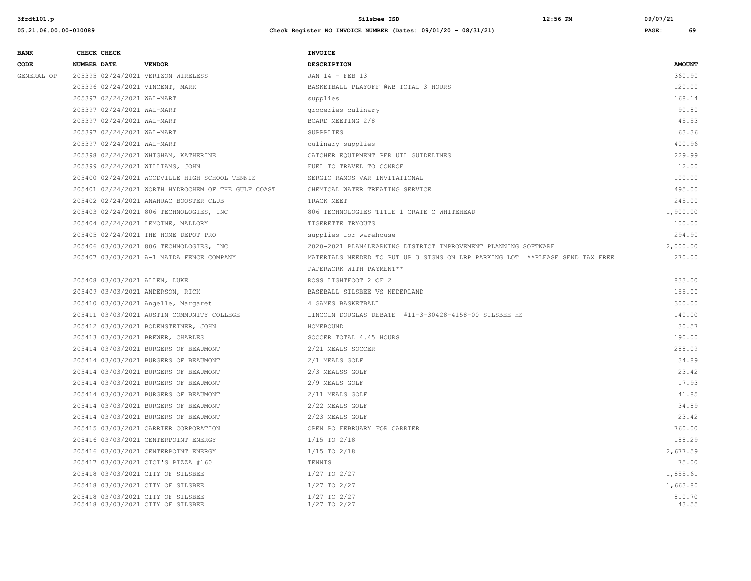| BANK CODE | CHECK NUMBER | CHECK DATE | VENDOR | INVOICE DESCRIPTION | AMOUNT |
|---|---|---|---|---|---|
| GENERAL OP | 205395 | 02/24/2021 | VERIZON WIRELESS | JAN 14 - FEB 13 | 360.90 |
| | 205396 | 02/24/2021 | VINCENT, MARK | BASKETBALL PLAYOFF @WB TOTAL 3 HOURS | 120.00 |
| | 205397 | 02/24/2021 | WAL-MART | supplies | 168.14 |
| | 205397 | 02/24/2021 | WAL-MART | groceries culinary | 90.80 |
| | 205397 | 02/24/2021 | WAL-MART | BOARD MEETING 2/8 | 45.53 |
| | 205397 | 02/24/2021 | WAL-MART | SUPPPLIES | 63.36 |
| | 205397 | 02/24/2021 | WAL-MART | culinary supplies | 400.96 |
| | 205398 | 02/24/2021 | WHIGHAM, KATHERINE | CATCHER EQUIPMENT PER UIL GUIDELINES | 229.99 |
| | 205399 | 02/24/2021 | WILLIAMS, JOHN | FUEL TO TRAVEL TO CONROE | 12.00 |
| | 205400 | 02/24/2021 | WOODVILLE HIGH SCHOOL TENNIS | SERGIO RAMOS VAR INVITATIONAL | 100.00 |
| | 205401 | 02/24/2021 | WORTH HYDROCHEM OF THE GULF COAST | CHEMICAL WATER TREATING SERVICE | 495.00 |
| | 205402 | 02/24/2021 | ANAHUAC BOOSTER CLUB | TRACK MEET | 245.00 |
| | 205403 | 02/24/2021 | 806 TECHNOLOGIES, INC | 806 TECHNOLOGIES TITLE 1 CRATE C WHITEHEAD | 1,900.00 |
| | 205404 | 02/24/2021 | LEMOINE, MALLORY | TIGERETTE TRYOUTS | 100.00 |
| | 205405 | 02/24/2021 | THE HOME DEPOT PRO | supplies for warehouse | 294.90 |
| | 205406 | 03/03/2021 | 806 TECHNOLOGIES, INC | 2020-2021 PLAN4LEARNING DISTRICT IMPROVEMENT PLANNING SOFTWARE | 2,000.00 |
| | 205407 | 03/03/2021 | A-1 MAIDA FENCE COMPANY | MATERIALS NEEDED TO PUT UP 3 SIGNS ON LRP PARKING LOT **PLEASE SEND TAX FREE PAPERWORK WITH PAYMENT** | 270.00 |
| | 205408 | 03/03/2021 | ALLEN, LUKE | ROSS LIGHTFOOT 2 OF 2 | 833.00 |
| | 205409 | 03/03/2021 | ANDERSON, RICK | BASEBALL SILSBEE VS NEDERLAND | 155.00 |
| | 205410 | 03/03/2021 | Angelle, Margaret | 4 GAMES BASKETBALL | 300.00 |
| | 205411 | 03/03/2021 | AUSTIN COMMUNITY COLLEGE | LINCOLN DOUGLAS DEBATE #11-3-30428-4158-00 SILSBEE HS | 140.00 |
| | 205412 | 03/03/2021 | BODENSTEINER, JOHN | HOMEBOUND | 30.57 |
| | 205413 | 03/03/2021 | BREWER, CHARLES | SOCCER TOTAL 4.45 HOURS | 190.00 |
| | 205414 | 03/03/2021 | BURGERS OF BEAUMONT | 2/21 MEALS SOCCER | 288.09 |
| | 205414 | 03/03/2021 | BURGERS OF BEAUMONT | 2/1 MEALS GOLF | 34.89 |
| | 205414 | 03/03/2021 | BURGERS OF BEAUMONT | 2/3 MEALSS GOLF | 23.42 |
| | 205414 | 03/03/2021 | BURGERS OF BEAUMONT | 2/9 MEALS GOLF | 17.93 |
| | 205414 | 03/03/2021 | BURGERS OF BEAUMONT | 2/11 MEALS GOLF | 41.85 |
| | 205414 | 03/03/2021 | BURGERS OF BEAUMONT | 2/22 MEALS GOLF | 34.89 |
| | 205414 | 03/03/2021 | BURGERS OF BEAUMONT | 2/23 MEALS GOLF | 23.42 |
| | 205415 | 03/03/2021 | CARRIER CORPORATION | OPEN PO FEBRUARY FOR CARRIER | 760.00 |
| | 205416 | 03/03/2021 | CENTERPOINT ENERGY | 1/15 TO 2/18 | 188.29 |
| | 205416 | 03/03/2021 | CENTERPOINT ENERGY | 1/15 TO 2/18 | 2,677.59 |
| | 205417 | 03/03/2021 | CICI'S PIZZA #160 | TENNIS | 75.00 |
| | 205418 | 03/03/2021 | CITY OF SILSBEE | 1/27 TO 2/27 | 1,855.61 |
| | 205418 | 03/03/2021 | CITY OF SILSBEE | 1/27 TO 2/27 | 1,663.80 |
| | 205418 | 03/03/2021 | CITY OF SILSBEE | 1/27 TO 2/27 | 810.70 |
| | 205418 | 03/03/2021 | CITY OF SILSBEE | 1/27 TO 2/27 | 43.55 |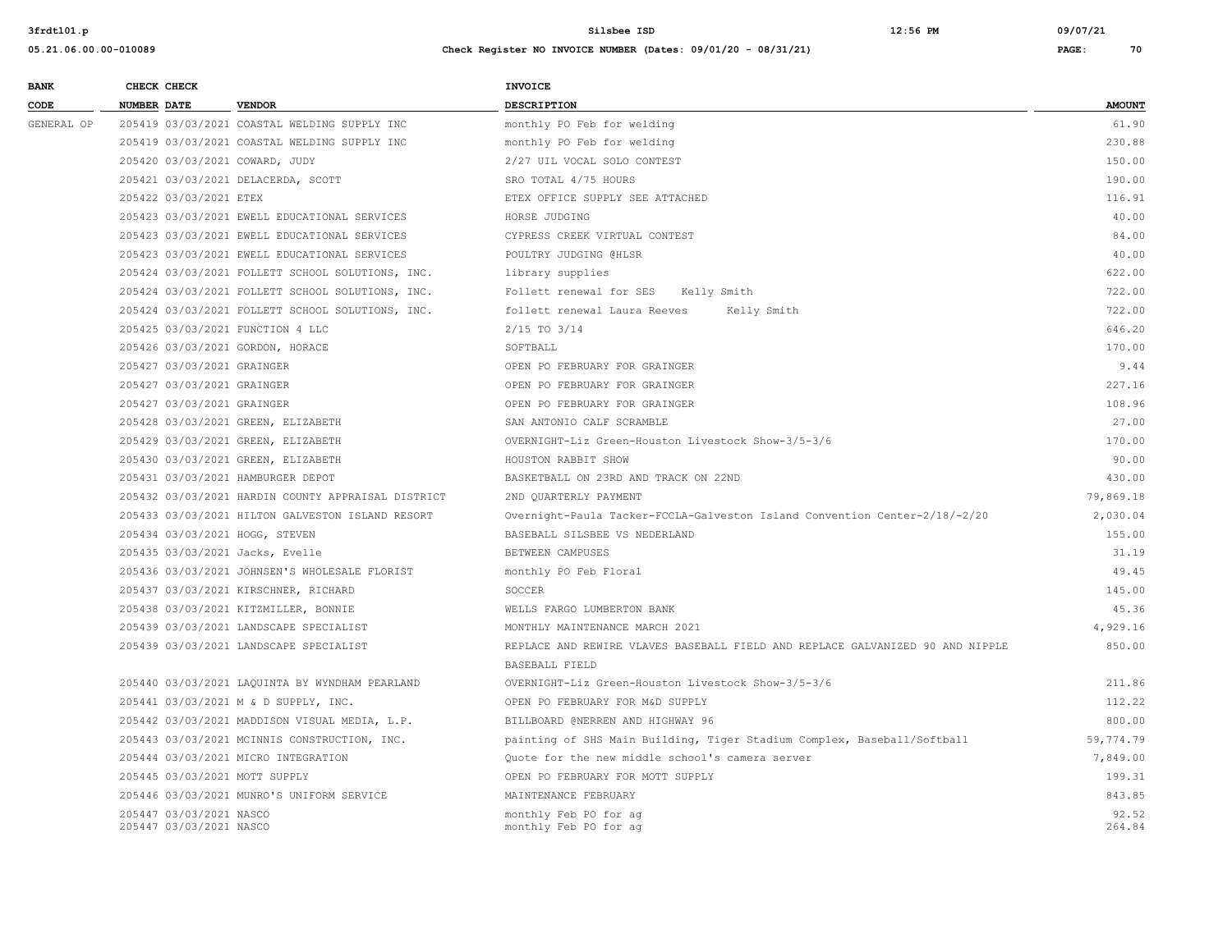| BANK CODE | CHECK NUMBER | CHECK DATE | VENDOR | INVOICE DESCRIPTION | AMOUNT |
|---|---|---|---|---|---|
| GENERAL OP | 205419 | 03/03/2021 | COASTAL WELDING SUPPLY INC | monthly PO Feb for welding | 61.90 |
| | 205419 | 03/03/2021 | COASTAL WELDING SUPPLY INC | monthly PO Feb for welding | 230.88 |
| | 205420 | 03/03/2021 | COWARD, JUDY | 2/27 UIL VOCAL SOLO CONTEST | 150.00 |
| | 205421 | 03/03/2021 | DELACERDA, SCOTT | SRO TOTAL 4/75 HOURS | 190.00 |
| | 205422 | 03/03/2021 | ETEX | ETEX OFFICE SUPPLY SEE ATTACHED | 116.91 |
| | 205423 | 03/03/2021 | EWELL EDUCATIONAL SERVICES | HORSE JUDGING | 40.00 |
| | 205423 | 03/03/2021 | EWELL EDUCATIONAL SERVICES | CYPRESS CREEK VIRTUAL CONTEST | 84.00 |
| | 205423 | 03/03/2021 | EWELL EDUCATIONAL SERVICES | POULTRY JUDGING @HLSR | 40.00 |
| | 205424 | 03/03/2021 | FOLLETT SCHOOL SOLUTIONS, INC. | library supplies | 622.00 |
| | 205424 | 03/03/2021 | FOLLETT SCHOOL SOLUTIONS, INC. | Follett renewal for SES Kelly Smith | 722.00 |
| | 205424 | 03/03/2021 | FOLLETT SCHOOL SOLUTIONS, INC. | follett renewal Laura Reeves Kelly Smith | 722.00 |
| | 205425 | 03/03/2021 | FUNCTION 4 LLC | 2/15 TO 3/14 | 646.20 |
| | 205426 | 03/03/2021 | GORDON, HORACE | SOFTBALL | 170.00 |
| | 205427 | 03/03/2021 | GRAINGER | OPEN PO FEBRUARY FOR GRAINGER | 9.44 |
| | 205427 | 03/03/2021 | GRAINGER | OPEN PO FEBRUARY FOR GRAINGER | 227.16 |
| | 205427 | 03/03/2021 | GRAINGER | OPEN PO FEBRUARY FOR GRAINGER | 108.96 |
| | 205428 | 03/03/2021 | GREEN, ELIZABETH | SAN ANTONIO CALF SCRAMBLE | 27.00 |
| | 205429 | 03/03/2021 | GREEN, ELIZABETH | OVERNIGHT-Liz Green-Houston Livestock Show-3/5-3/6 | 170.00 |
| | 205430 | 03/03/2021 | GREEN, ELIZABETH | HOUSTON RABBIT SHOW | 90.00 |
| | 205431 | 03/03/2021 | HAMBURGER DEPOT | BASKETBALL ON 23RD AND TRACK ON 22ND | 430.00 |
| | 205432 | 03/03/2021 | HARDIN COUNTY APPRAISAL DISTRICT | 2ND QUARTERLY PAYMENT | 79,869.18 |
| | 205433 | 03/03/2021 | HILTON GALVESTON ISLAND RESORT | Overnight-Paula Tacker-FCCLA-Galveston Island Convention Center-2/18/-2/20 | 2,030.04 |
| | 205434 | 03/03/2021 | HOGG, STEVEN | BASEBALL SILSBEE VS NEDERLAND | 155.00 |
| | 205435 | 03/03/2021 | Jacks, Evelle | BETWEEN CAMPUSES | 31.19 |
| | 205436 | 03/03/2021 | JOHNSEN'S WHOLESALE FLORIST | monthly PO Feb Floral | 49.45 |
| | 205437 | 03/03/2021 | KIRSCHNER, RICHARD | SOCCER | 145.00 |
| | 205438 | 03/03/2021 | KITZMILLER, BONNIE | WELLS FARGO LUMBERTON BANK | 45.36 |
| | 205439 | 03/03/2021 | LANDSCAPE SPECIALIST | MONTHLY MAINTENANCE MARCH 2021 | 4,929.16 |
| | 205439 | 03/03/2021 | LANDSCAPE SPECIALIST | REPLACE AND REWIRE VLAVES BASEBALL FIELD AND REPLACE GALVANIZED 90 AND NIPPLE BASEBALL FIELD | 850.00 |
| | 205440 | 03/03/2021 | LAQUINTA BY WYNDHAM PEARLAND | OVERNIGHT-Liz Green-Houston Livestock Show-3/5-3/6 | 211.86 |
| | 205441 | 03/03/2021 | M & D SUPPLY, INC. | OPEN PO FEBRUARY FOR M&D SUPPLY | 112.22 |
| | 205442 | 03/03/2021 | MADDISON VISUAL MEDIA, L.P. | BILLBOARD @NERREN AND HIGHWAY 96 | 800.00 |
| | 205443 | 03/03/2021 | MCINNIS CONSTRUCTION, INC. | painting of SHS Main Building, Tiger Stadium Complex, Baseball/Softball | 59,774.79 |
| | 205444 | 03/03/2021 | MICRO INTEGRATION | Quote for the new middle school's camera server | 7,849.00 |
| | 205445 | 03/03/2021 | MOTT SUPPLY | OPEN PO FEBRUARY FOR MOTT SUPPLY | 199.31 |
| | 205446 | 03/03/2021 | MUNRO'S UNIFORM SERVICE | MAINTENANCE FEBRUARY | 843.85 |
| | 205447 | 03/03/2021 | NASCO | monthly Feb PO for ag | 92.52 |
| | 205447 | 03/03/2021 | NASCO | monthly Feb PO for ag | 264.84 |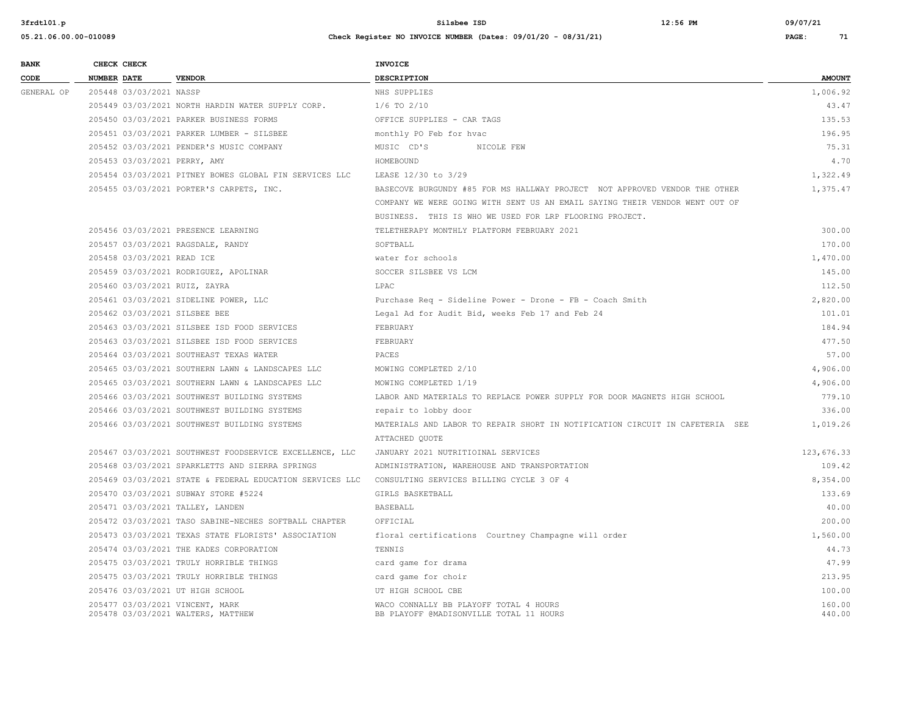| BANK CODE | CHECK NUMBER | CHECK DATE | VENDOR | INVOICE DESCRIPTION | AMOUNT |
|---|---|---|---|---|---|
| GENERAL OP | 205448 | 03/03/2021 | NASSP | NHS SUPPLIES | 1,006.92 |
| | 205449 | 03/03/2021 | NORTH HARDIN WATER SUPPLY CORP. | 1/6 TO 2/10 | 43.47 |
| | 205450 | 03/03/2021 | PARKER BUSINESS FORMS | OFFICE SUPPLIES - CAR TAGS | 135.53 |
| | 205451 | 03/03/2021 | PARKER LUMBER - SILSBEE | monthly PO Feb for hvac | 196.95 |
| | 205452 | 03/03/2021 | PENDER'S MUSIC COMPANY | MUSIC CD'S NICOLE FEW | 75.31 |
| | 205453 | 03/03/2021 | PERRY, AMY | HOMEBOUND | 4.70 |
| | 205454 | 03/03/2021 | PITNEY BOWES GLOBAL FIN SERVICES LLC | LEASE 12/30 to 3/29 | 1,322.49 |
| | 205455 | 03/03/2021 | PORTER'S CARPETS, INC. | BASECOVE BURGUNDY #85 FOR MS HALLWAY PROJECT NOT APPROVED VENDOR THE OTHER COMPANY WE WERE GOING WITH SENT US AN EMAIL SAYING THEIR VENDOR WENT OUT OF BUSINESS. THIS IS WHO WE USED FOR LRP FLOORING PROJECT. | 1,375.47 |
| | 205456 | 03/03/2021 | PRESENCE LEARNING | TELETHERAPY MONTHLY PLATFORM FEBRUARY 2021 | 300.00 |
| | 205457 | 03/03/2021 | RAGSDALE, RANDY | SOFTBALL | 170.00 |
| | 205458 | 03/03/2021 | READ ICE | water for schools | 1,470.00 |
| | 205459 | 03/03/2021 | RODRIGUEZ, APOLINAR | SOCCER SILSBEE VS LCM | 145.00 |
| | 205460 | 03/03/2021 | RUIZ, ZAYRA | LPAC | 112.50 |
| | 205461 | 03/03/2021 | SIDELINE POWER, LLC | Purchase Req - Sideline Power - Drone - FB - Coach Smith | 2,820.00 |
| | 205462 | 03/03/2021 | SILSBEE BEE | Legal Ad for Audit Bid, weeks Feb 17 and Feb 24 | 101.01 |
| | 205463 | 03/03/2021 | SILSBEE ISD FOOD SERVICES | FEBRUARY | 184.94 |
| | 205463 | 03/03/2021 | SILSBEE ISD FOOD SERVICES | FEBRUARY | 477.50 |
| | 205464 | 03/03/2021 | SOUTHEAST TEXAS WATER | PACES | 57.00 |
| | 205465 | 03/03/2021 | SOUTHERN LAWN & LANDSCAPES LLC | MOWING COMPLETED 2/10 | 4,906.00 |
| | 205465 | 03/03/2021 | SOUTHERN LAWN & LANDSCAPES LLC | MOWING COMPLETED 1/19 | 4,906.00 |
| | 205466 | 03/03/2021 | SOUTHWEST BUILDING SYSTEMS | LABOR AND MATERIALS TO REPLACE POWER SUPPLY FOR DOOR MAGNETS HIGH SCHOOL | 779.10 |
| | 205466 | 03/03/2021 | SOUTHWEST BUILDING SYSTEMS | repair to lobby door | 336.00 |
| | 205466 | 03/03/2021 | SOUTHWEST BUILDING SYSTEMS | MATERIALS AND LABOR TO REPAIR SHORT IN NOTIFICATION CIRCUIT IN CAFETERIA SEE ATTACHED QUOTE | 1,019.26 |
| | 205467 | 03/03/2021 | SOUTHWEST FOODSERVICE EXCELLENCE, LLC | JANUARY 2021 NUTRITIOINAL SERVICES | 123,676.33 |
| | 205468 | 03/03/2021 | SPARKLETTS AND SIERRA SPRINGS | ADMINISTRATION, WAREHOUSE AND TRANSPORTATION | 109.42 |
| | 205469 | 03/03/2021 | STATE & FEDERAL EDUCATION SERVICES LLC | CONSULTING SERVICES BILLING CYCLE 3 OF 4 | 8,354.00 |
| | 205470 | 03/03/2021 | SUBWAY STORE #5224 | GIRLS BASKETBALL | 133.69 |
| | 205471 | 03/03/2021 | TALLEY, LANDEN | BASEBALL | 40.00 |
| | 205472 | 03/03/2021 | TASO SABINE-NECHES SOFTBALL CHAPTER | OFFICIAL | 200.00 |
| | 205473 | 03/03/2021 | TEXAS STATE FLORISTS' ASSOCIATION | floral certifications Courtney Champagne will order | 1,560.00 |
| | 205474 | 03/03/2021 | THE KADES CORPORATION | TENNIS | 44.73 |
| | 205475 | 03/03/2021 | TRULY HORRIBLE THINGS | card game for drama | 47.99 |
| | 205475 | 03/03/2021 | TRULY HORRIBLE THINGS | card game for choir | 213.95 |
| | 205476 | 03/03/2021 | UT HIGH SCHOOL | UT HIGH SCHOOL CBE | 100.00 |
| | 205477 | 03/03/2021 | VINCENT, MARK | WACO CONNALLY BB PLAYOFF TOTAL 4 HOURS | 160.00 |
| | 205478 | 03/03/2021 | WALTERS, MATTHEW | BB PLAYOFF @MADISONVILLE TOTAL 11 HOURS | 440.00 |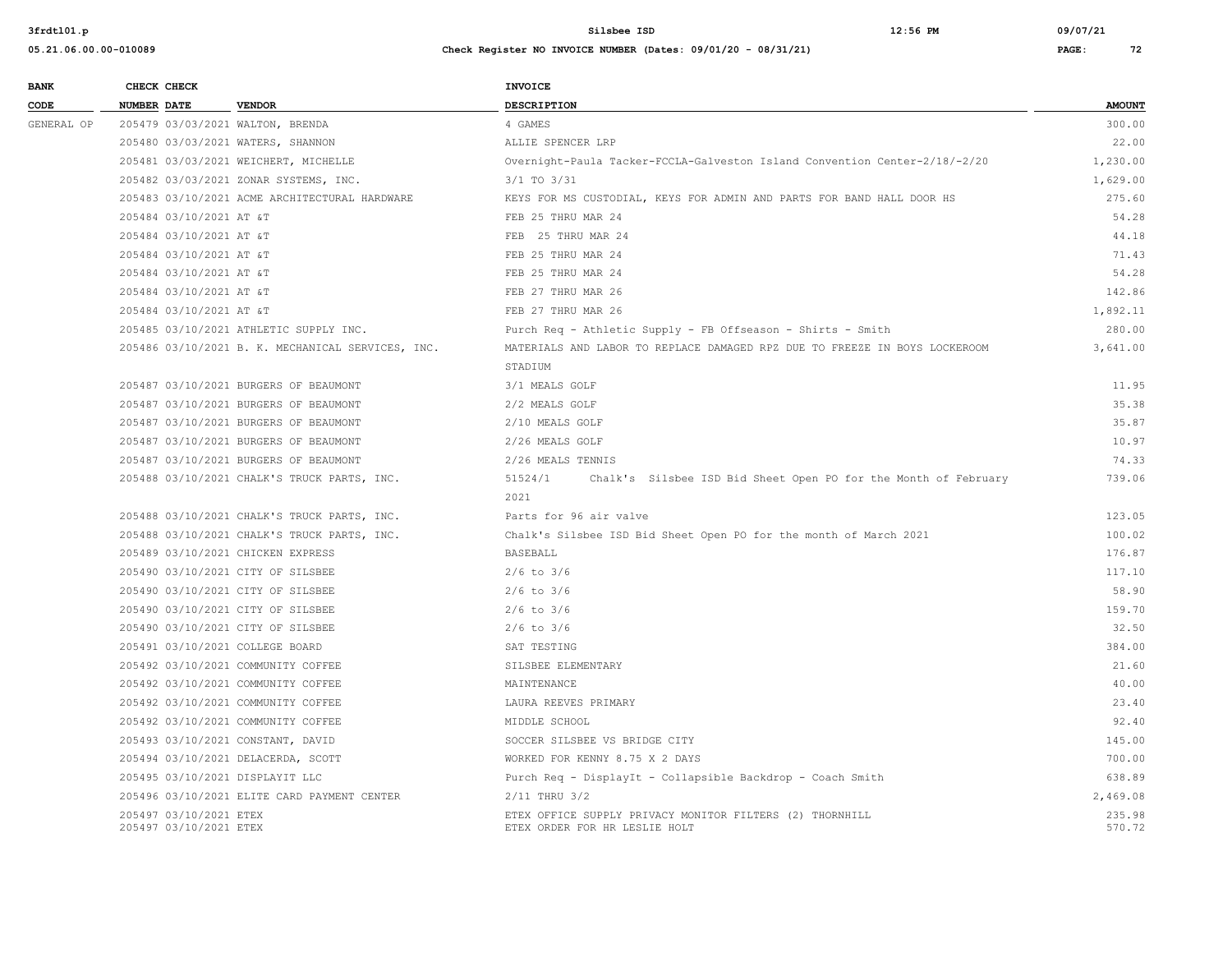| BANK CODE | CHECK NUMBER | CHECK DATE | VENDOR | INVOICE DESCRIPTION | AMOUNT |
|---|---|---|---|---|---|
| GENERAL OP | 205479 | 03/03/2021 | WALTON, BRENDA | 4 GAMES | 300.00 |
| | 205480 | 03/03/2021 | WATERS, SHANNON | ALLIE SPENCER LRP | 22.00 |
| | 205481 | 03/03/2021 | WEICHERT, MICHELLE | Overnight-Paula Tacker-FCCLA-Galveston Island Convention Center-2/18/-2/20 | 1,230.00 |
| | 205482 | 03/03/2021 | ZONAR SYSTEMS, INC. | 3/1 TO 3/31 | 1,629.00 |
| | 205483 | 03/10/2021 | ACME ARCHITECTURAL HARDWARE | KEYS FOR MS CUSTODIAL, KEYS FOR ADMIN AND PARTS FOR BAND HALL DOOR HS | 275.60 |
| | 205484 | 03/10/2021 | AT &T | FEB 25 THRU MAR 24 | 54.28 |
| | 205484 | 03/10/2021 | AT &T | FEB 25 THRU MAR 24 | 44.18 |
| | 205484 | 03/10/2021 | AT &T | FEB 25 THRU MAR 24 | 71.43 |
| | 205484 | 03/10/2021 | AT &T | FEB 25 THRU MAR 24 | 54.28 |
| | 205484 | 03/10/2021 | AT &T | FEB 27 THRU MAR 26 | 142.86 |
| | 205484 | 03/10/2021 | AT &T | FEB 27 THRU MAR 26 | 1,892.11 |
| | 205485 | 03/10/2021 | ATHLETIC SUPPLY INC. | Purch Req - Athletic Supply - FB Offseason - Shirts - Smith | 280.00 |
| | 205486 | 03/10/2021 | B. K. MECHANICAL SERVICES, INC. | MATERIALS AND LABOR TO REPLACE DAMAGED RPZ DUE TO FREEZE IN BOYS LOCKEROOM STADIUM | 3,641.00 |
| | 205487 | 03/10/2021 | BURGERS OF BEAUMONT | 3/1 MEALS GOLF | 11.95 |
| | 205487 | 03/10/2021 | BURGERS OF BEAUMONT | 2/2 MEALS GOLF | 35.38 |
| | 205487 | 03/10/2021 | BURGERS OF BEAUMONT | 2/10 MEALS GOLF | 35.87 |
| | 205487 | 03/10/2021 | BURGERS OF BEAUMONT | 2/26 MEALS GOLF | 10.97 |
| | 205487 | 03/10/2021 | BURGERS OF BEAUMONT | 2/26 MEALS TENNIS | 74.33 |
| | 205488 | 03/10/2021 | CHALK'S TRUCK PARTS, INC. | 51524/1 Chalk's Silsbee ISD Bid Sheet Open PO for the Month of February 2021 | 739.06 |
| | 205488 | 03/10/2021 | CHALK'S TRUCK PARTS, INC. | Parts for 96 air valve | 123.05 |
| | 205488 | 03/10/2021 | CHALK'S TRUCK PARTS, INC. | Chalk's Silsbee ISD Bid Sheet Open PO for the month of March 2021 | 100.02 |
| | 205489 | 03/10/2021 | CHICKEN EXPRESS | BASEBALL | 176.87 |
| | 205490 | 03/10/2021 | CITY OF SILSBEE | 2/6 to 3/6 | 117.10 |
| | 205490 | 03/10/2021 | CITY OF SILSBEE | 2/6 to 3/6 | 58.90 |
| | 205490 | 03/10/2021 | CITY OF SILSBEE | 2/6 to 3/6 | 159.70 |
| | 205490 | 03/10/2021 | CITY OF SILSBEE | 2/6 to 3/6 | 32.50 |
| | 205491 | 03/10/2021 | COLLEGE BOARD | SAT TESTING | 384.00 |
| | 205492 | 03/10/2021 | COMMUNITY COFFEE | SILSBEE ELEMENTARY | 21.60 |
| | 205492 | 03/10/2021 | COMMUNITY COFFEE | MAINTENANCE | 40.00 |
| | 205492 | 03/10/2021 | COMMUNITY COFFEE | LAURA REEVES PRIMARY | 23.40 |
| | 205492 | 03/10/2021 | COMMUNITY COFFEE | MIDDLE SCHOOL | 92.40 |
| | 205493 | 03/10/2021 | CONSTANT, DAVID | SOCCER SILSBEE VS BRIDGE CITY | 145.00 |
| | 205494 | 03/10/2021 | DELACERDA, SCOTT | WORKED FOR KENNY 8.75 X 2 DAYS | 700.00 |
| | 205495 | 03/10/2021 | DISPLAYIT LLC | Purch Req - DisplayIt - Collapsible Backdrop - Coach Smith | 638.89 |
| | 205496 | 03/10/2021 | ELITE CARD PAYMENT CENTER | 2/11 THRU 3/2 | 2,469.08 |
| | 205497 | 03/10/2021 | ETEX | ETEX OFFICE SUPPLY PRIVACY MONITOR FILTERS (2) THORNHILL | 235.98 |
| | 205497 | 03/10/2021 | ETEX | ETEX ORDER FOR HR LESLIE HOLT | 570.72 |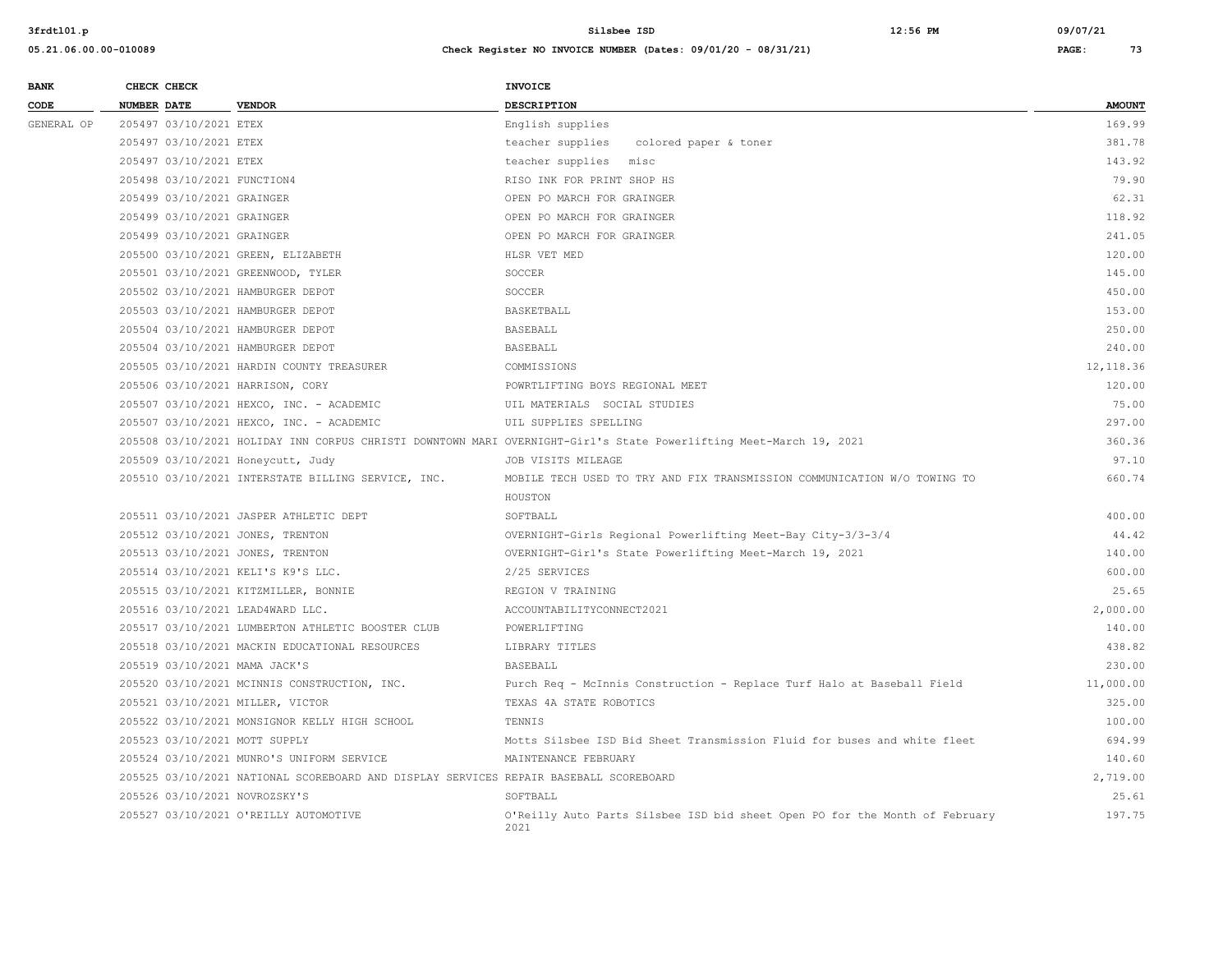| BANK CODE | CHECK NUMBER | CHECK DATE | VENDOR | INVOICE DESCRIPTION | AMOUNT |
|---|---|---|---|---|---|
| GENERAL OP | 205497 | 03/10/2021 | ETEX | English supplies | 169.99 |
| | 205497 | 03/10/2021 | ETEX | teacher supplies colored paper & toner | 381.78 |
| | 205497 | 03/10/2021 | ETEX | teacher supplies misc | 143.92 |
| | 205498 | 03/10/2021 | FUNCTION4 | RISO INK FOR PRINT SHOP HS | 79.90 |
| | 205499 | 03/10/2021 | GRAINGER | OPEN PO MARCH FOR GRAINGER | 62.31 |
| | 205499 | 03/10/2021 | GRAINGER | OPEN PO MARCH FOR GRAINGER | 118.92 |
| | 205499 | 03/10/2021 | GRAINGER | OPEN PO MARCH FOR GRAINGER | 241.05 |
| | 205500 | 03/10/2021 | GREEN, ELIZABETH | HLSR VET MED | 120.00 |
| | 205501 | 03/10/2021 | GREENWOOD, TYLER | SOCCER | 145.00 |
| | 205502 | 03/10/2021 | HAMBURGER DEPOT | SOCCER | 450.00 |
| | 205503 | 03/10/2021 | HAMBURGER DEPOT | BASKETBALL | 153.00 |
| | 205504 | 03/10/2021 | HAMBURGER DEPOT | BASEBALL | 250.00 |
| | 205504 | 03/10/2021 | HAMBURGER DEPOT | BASEBALL | 240.00 |
| | 205505 | 03/10/2021 | HARDIN COUNTY TREASURER | COMMISSIONS | 12,118.36 |
| | 205506 | 03/10/2021 | HARRISON, CORY | POWRTLIFTING BOYS REGIONAL MEET | 120.00 |
| | 205507 | 03/10/2021 | HEXCO, INC. - ACADEMIC | UIL MATERIALS SOCIAL STUDIES | 75.00 |
| | 205507 | 03/10/2021 | HEXCO, INC. - ACADEMIC | UIL SUPPLIES SPELLING | 297.00 |
| | 205508 | 03/10/2021 | HOLIDAY INN CORPUS CHRISTI DOWNTOWN MARI | OVERNIGHT-Girl's State Powerlifting Meet-March 19, 2021 | 360.36 |
| | 205509 | 03/10/2021 | Honeycutt, Judy | JOB VISITS MILEAGE | 97.10 |
| | 205510 | 03/10/2021 | INTERSTATE BILLING SERVICE, INC. | MOBILE TECH USED TO TRY AND FIX TRANSMISSION COMMUNICATION W/O TOWING TO HOUSTON | 660.74 |
| | 205511 | 03/10/2021 | JASPER ATHLETIC DEPT | SOFTBALL | 400.00 |
| | 205512 | 03/10/2021 | JONES, TRENTON | OVERNIGHT-Girls Regional Powerlifting Meet-Bay City-3/3-3/4 | 44.42 |
| | 205513 | 03/10/2021 | JONES, TRENTON | OVERNIGHT-Girl's State Powerlifting Meet-March 19, 2021 | 140.00 |
| | 205514 | 03/10/2021 | KELI'S K9'S LLC. | 2/25 SERVICES | 600.00 |
| | 205515 | 03/10/2021 | KITZMILLER, BONNIE | REGION V TRAINING | 25.65 |
| | 205516 | 03/10/2021 | LEAD4WARD LLC. | ACCOUNTABILITYCONNECT2021 | 2,000.00 |
| | 205517 | 03/10/2021 | LUMBERTON ATHLETIC BOOSTER CLUB | POWERLIFTING | 140.00 |
| | 205518 | 03/10/2021 | MACKIN EDUCATIONAL RESOURCES | LIBRARY TITLES | 438.82 |
| | 205519 | 03/10/2021 | MAMA JACK'S | BASEBALL | 230.00 |
| | 205520 | 03/10/2021 | MCINNIS CONSTRUCTION, INC. | Purch Req - McInnis Construction - Replace Turf Halo at Baseball Field | 11,000.00 |
| | 205521 | 03/10/2021 | MILLER, VICTOR | TEXAS 4A STATE ROBOTICS | 325.00 |
| | 205522 | 03/10/2021 | MONSIGNOR KELLY HIGH SCHOOL | TENNIS | 100.00 |
| | 205523 | 03/10/2021 | MOTT SUPPLY | Motts Silsbee ISD Bid Sheet Transmission Fluid for buses and white fleet | 694.99 |
| | 205524 | 03/10/2021 | MUNRO'S UNIFORM SERVICE | MAINTENANCE FEBRUARY | 140.60 |
| | 205525 | 03/10/2021 | NATIONAL SCOREBOARD AND DISPLAY SERVICES | REPAIR BASEBALL SCOREBOARD | 2,719.00 |
| | 205526 | 03/10/2021 | NOVROZSKY'S | SOFTBALL | 25.61 |
| | 205527 | 03/10/2021 | O'REILLY AUTOMOTIVE | O'Reilly Auto Parts Silsbee ISD bid sheet Open PO for the Month of February 2021 | 197.75 |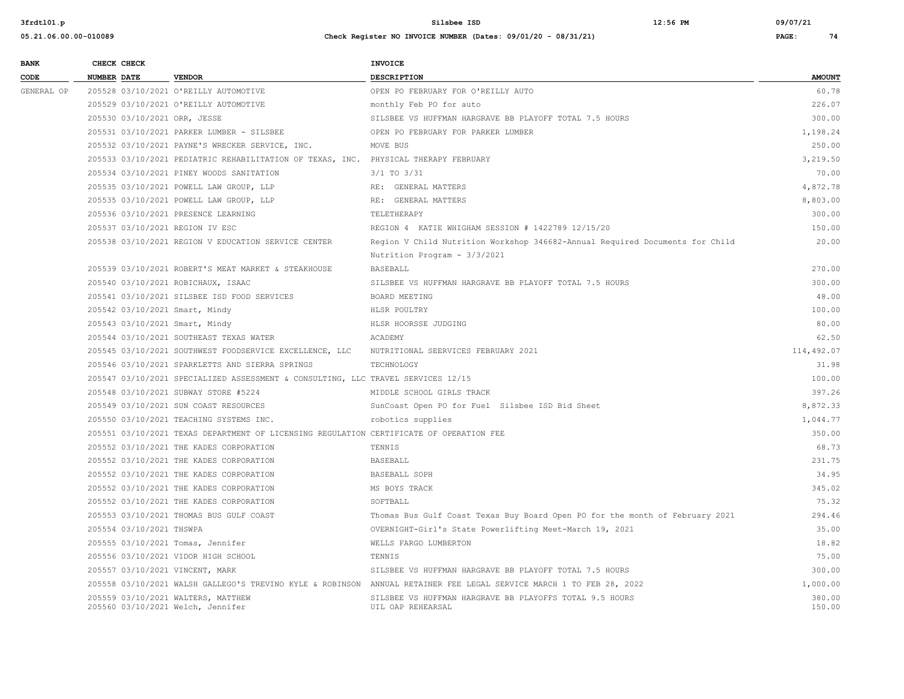| BANK CODE | CHECK NUMBER | CHECK DATE | VENDOR | INVOICE DESCRIPTION | AMOUNT |
|---|---|---|---|---|---|
| GENERAL OP | 205528 | 03/10/2021 | O'REILLY AUTOMOTIVE | OPEN PO FEBRUARY FOR O'REILLY AUTO | 60.78 |
| | 205529 | 03/10/2021 | O'REILLY AUTOMOTIVE | monthly Feb PO for auto | 226.07 |
| | 205530 | 03/10/2021 | ORR, JESSE | SILSBEE VS HUFFMAN HARGRAVE BB PLAYOFF TOTAL 7.5 HOURS | 300.00 |
| | 205531 | 03/10/2021 | PARKER LUMBER - SILSBEE | OPEN PO FEBRUARY FOR PARKER LUMBER | 1,198.24 |
| | 205532 | 03/10/2021 | PAYNE'S WRECKER SERVICE, INC. | MOVE BUS | 250.00 |
| | 205533 | 03/10/2021 | PEDIATRIC REHABILITATION OF TEXAS, INC. | PHYSICAL THERAPY FEBRUARY | 3,219.50 |
| | 205534 | 03/10/2021 | PINEY WOODS SANITATION | 3/1 TO 3/31 | 70.00 |
| | 205535 | 03/10/2021 | POWELL LAW GROUP, LLP | RE: GENERAL MATTERS | 4,872.78 |
| | 205535 | 03/10/2021 | POWELL LAW GROUP, LLP | RE: GENERAL MATTERS | 8,803.00 |
| | 205536 | 03/10/2021 | PRESENCE LEARNING | TELETHERAPY | 300.00 |
| | 205537 | 03/10/2021 | REGION IV ESC | REGION 4 KATIE WHIGHAM SESSION # 1422789 12/15/20 | 150.00 |
| | 205538 | 03/10/2021 | REGION V EDUCATION SERVICE CENTER | Region V Child Nutrition Workshop 346682-Annual Required Documents for Child Nutrition Program - 3/3/2021 | 20.00 |
| | 205539 | 03/10/2021 | ROBERT'S MEAT MARKET & STEAKHOUSE | BASEBALL | 270.00 |
| | 205540 | 03/10/2021 | ROBICHAUX, ISAAC | SILSBEE VS HUFFMAN HARGRAVE BB PLAYOFF TOTAL 7.5 HOURS | 300.00 |
| | 205541 | 03/10/2021 | SILSBEE ISD FOOD SERVICES | BOARD MEETING | 48.00 |
| | 205542 | 03/10/2021 | Smart, Mindy | HLSR POULTRY | 100.00 |
| | 205543 | 03/10/2021 | Smart, Mindy | HLSR HOORSSE JUDGING | 80.00 |
| | 205544 | 03/10/2021 | SOUTHEAST TEXAS WATER | ACADEMY | 62.50 |
| | 205545 | 03/10/2021 | SOUTHWEST FOODSERVICE EXCELLENCE, LLC | NUTRITIONAL SEERVICES FEBRUARY 2021 | 114,492.07 |
| | 205546 | 03/10/2021 | SPARKLETTS AND SIERRA SPRINGS | TECHNOLOGY | 31.98 |
| | 205547 | 03/10/2021 | SPECIALIZED ASSESSMENT & CONSULTING, LLC | TRAVEL SERVICES 12/15 | 100.00 |
| | 205548 | 03/10/2021 | SUBWAY STORE #5224 | MIDDLE SCHOOL GIRLS TRACK | 397.26 |
| | 205549 | 03/10/2021 | SUN COAST RESOURCES | SunCoast Open PO for Fuel Silsbee ISD Bid Sheet | 8,872.33 |
| | 205550 | 03/10/2021 | TEACHING SYSTEMS INC. | robotics supplies | 1,044.77 |
| | 205551 | 03/10/2021 | TEXAS DEPARTMENT OF LICENSING REGULATION | CERTIFICATE OF OPERATION FEE | 350.00 |
| | 205552 | 03/10/2021 | THE KADES CORPORATION | TENNIS | 68.73 |
| | 205552 | 03/10/2021 | THE KADES CORPORATION | BASEBALL | 231.75 |
| | 205552 | 03/10/2021 | THE KADES CORPORATION | BASEBALL SOPH | 34.95 |
| | 205552 | 03/10/2021 | THE KADES CORPORATION | MS BOYS TRACK | 345.02 |
| | 205552 | 03/10/2021 | THE KADES CORPORATION | SOFTBALL | 75.32 |
| | 205553 | 03/10/2021 | THOMAS BUS GULF COAST | Thomas Bus Gulf Coast Texas Buy Board Open PO for the month of February 2021 | 294.46 |
| | 205554 | 03/10/2021 | THSWPA | OVERNIGHT-Girl's State Powerlifting Meet-March 19, 2021 | 35.00 |
| | 205555 | 03/10/2021 | Tomas, Jennifer | WELLS FARGO LUMBERTON | 18.82 |
| | 205556 | 03/10/2021 | VIDOR HIGH SCHOOL | TENNIS | 75.00 |
| | 205557 | 03/10/2021 | VINCENT, MARK | SILSBEE VS HUFFMAN HARGRAVE BB PLAYOFF TOTAL 7.5 HOURS | 300.00 |
| | 205558 | 03/10/2021 | WALSH GALLEGO'S TREVINO KYLE & ROBINSON | ANNUAL RETAINER FEE LEGAL SERVICE MARCH 1 TO FEB 28, 2022 | 1,000.00 |
| | 205559 | 03/10/2021 | WALTERS, MATTHEW | SILSBEE VS HUFFMAN HARGRAVE BB PLAYOFFS TOTAL 9.5 HOURS | 380.00 |
| | 205560 | 03/10/2021 | Welch, Jennifer | UIL OAP REHEARSAL | 150.00 |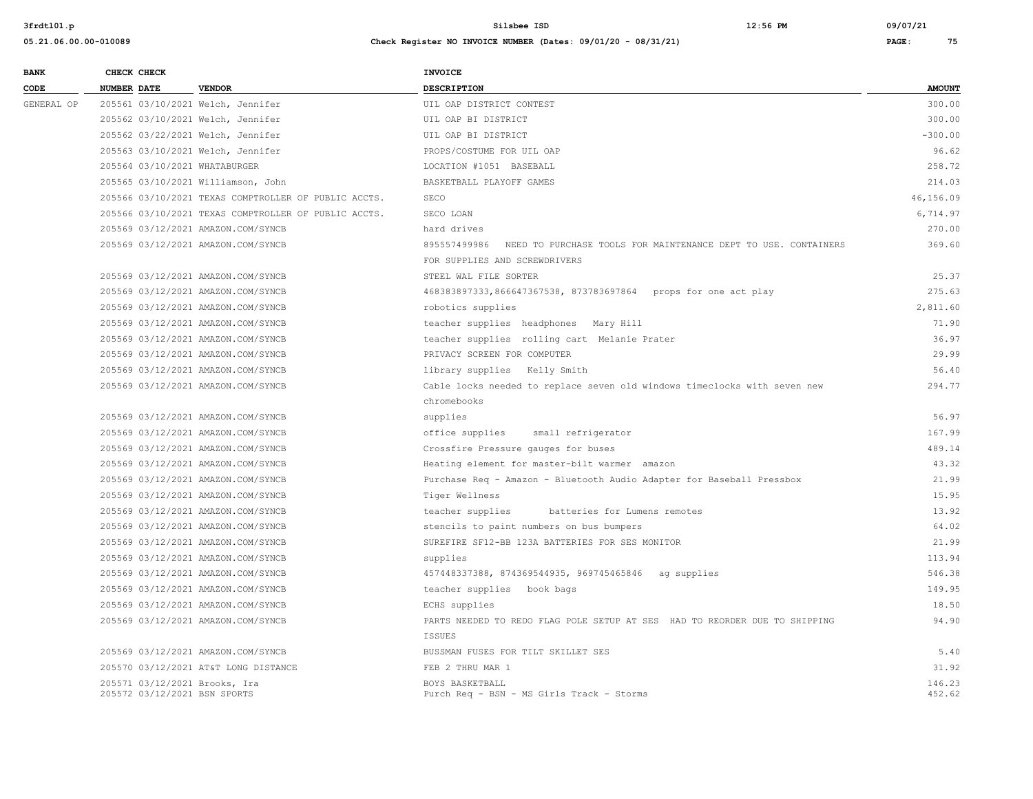| BANK CODE | CHECK NUMBER | CHECK DATE | VENDOR | INVOICE DESCRIPTION | AMOUNT |
|---|---|---|---|---|---|
| GENERAL OP | 205561 | 03/10/2021 | Welch, Jennifer | UIL OAP DISTRICT CONTEST | 300.00 |
| | 205562 | 03/10/2021 | Welch, Jennifer | UIL OAP BI DISTRICT | 300.00 |
| | 205562 | 03/22/2021 | Welch, Jennifer | UIL OAP BI DISTRICT | -300.00 |
| | 205563 | 03/10/2021 | Welch, Jennifer | PROPS/COSTUME FOR UIL OAP | 96.62 |
| | 205564 | 03/10/2021 | WHATABURGER | LOCATION #1051 BASEBALL | 258.72 |
| | 205565 | 03/10/2021 | Williamson, John | BASKETBALL PLAYOFF GAMES | 214.03 |
| | 205566 | 03/10/2021 | TEXAS COMPTROLLER OF PUBLIC ACCTS. | SECO | 46,156.09 |
| | 205566 | 03/10/2021 | TEXAS COMPTROLLER OF PUBLIC ACCTS. | SECO LOAN | 6,714.97 |
| | 205569 | 03/12/2021 | AMAZON.COM/SYNCB | hard drives | 270.00 |
| | 205569 | 03/12/2021 | AMAZON.COM/SYNCB | 895557499986 NEED TO PURCHASE TOOLS FOR MAINTENANCE DEPT TO USE. CONTAINERS FOR SUPPLIES AND SCREWDRIVERS | 369.60 |
| | 205569 | 03/12/2021 | AMAZON.COM/SYNCB | STEEL WAL FILE SORTER | 25.37 |
| | 205569 | 03/12/2021 | AMAZON.COM/SYNCB | 468383897333,866647367538, 873783697864 props for one act play | 275.63 |
| | 205569 | 03/12/2021 | AMAZON.COM/SYNCB | robotics supplies | 2,811.60 |
| | 205569 | 03/12/2021 | AMAZON.COM/SYNCB | teacher supplies headphones Mary Hill | 71.90 |
| | 205569 | 03/12/2021 | AMAZON.COM/SYNCB | teacher supplies rolling cart Melanie Prater | 36.97 |
| | 205569 | 03/12/2021 | AMAZON.COM/SYNCB | PRIVACY SCREEN FOR COMPUTER | 29.99 |
| | 205569 | 03/12/2021 | AMAZON.COM/SYNCB | library supplies Kelly Smith | 56.40 |
| | 205569 | 03/12/2021 | AMAZON.COM/SYNCB | Cable locks needed to replace seven old windows timeclocks with seven new chromebooks | 294.77 |
| | 205569 | 03/12/2021 | AMAZON.COM/SYNCB | supplies | 56.97 |
| | 205569 | 03/12/2021 | AMAZON.COM/SYNCB | office supplies small refrigerator | 167.99 |
| | 205569 | 03/12/2021 | AMAZON.COM/SYNCB | Crossfire Pressure gauges for buses | 489.14 |
| | 205569 | 03/12/2021 | AMAZON.COM/SYNCB | Heating element for master-bilt warmer amazon | 43.32 |
| | 205569 | 03/12/2021 | AMAZON.COM/SYNCB | Purchase Req - Amazon - Bluetooth Audio Adapter for Baseball Pressbox | 21.99 |
| | 205569 | 03/12/2021 | AMAZON.COM/SYNCB | Tiger Wellness | 15.95 |
| | 205569 | 03/12/2021 | AMAZON.COM/SYNCB | teacher supplies batteries for Lumens remotes | 13.92 |
| | 205569 | 03/12/2021 | AMAZON.COM/SYNCB | stencils to paint numbers on bus bumpers | 64.02 |
| | 205569 | 03/12/2021 | AMAZON.COM/SYNCB | SUREFIRE SF12-BB 123A BATTERIES FOR SES MONITOR | 21.99 |
| | 205569 | 03/12/2021 | AMAZON.COM/SYNCB | supplies | 113.94 |
| | 205569 | 03/12/2021 | AMAZON.COM/SYNCB | 457448337388, 874369544935, 969745465846 ag supplies | 546.38 |
| | 205569 | 03/12/2021 | AMAZON.COM/SYNCB | teacher supplies book bags | 149.95 |
| | 205569 | 03/12/2021 | AMAZON.COM/SYNCB | ECHS supplies | 18.50 |
| | 205569 | 03/12/2021 | AMAZON.COM/SYNCB | PARTS NEEDED TO REDO FLAG POLE SETUP AT SES HAD TO REORDER DUE TO SHIPPING ISSUES | 94.90 |
| | 205569 | 03/12/2021 | AMAZON.COM/SYNCB | BUSSMAN FUSES FOR TILT SKILLET SES | 5.40 |
| | 205570 | 03/12/2021 | AT&T LONG DISTANCE | FEB 2 THRU MAR 1 | 31.92 |
| | 205571 | 03/12/2021 | Brooks, Ira | BOYS BASKETBALL | 146.23 |
| | 205572 | 03/12/2021 | BSN SPORTS | Purch Req - BSN - MS Girls Track - Storms | 452.62 |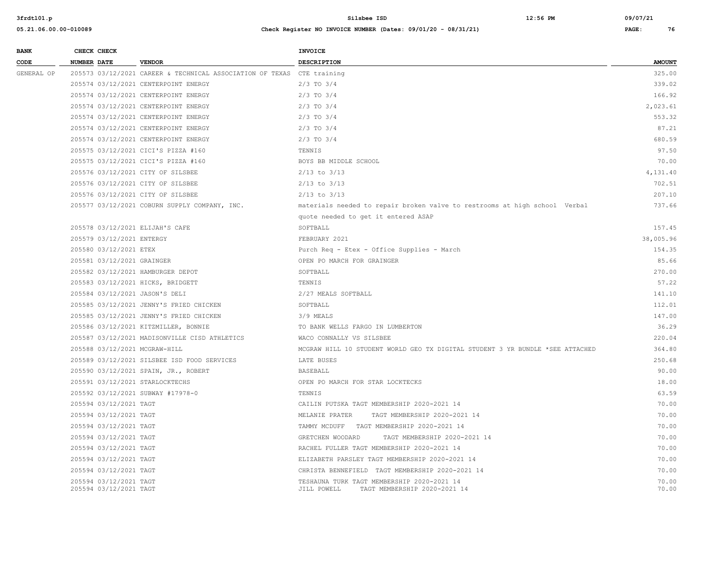**Silsbee ISD**

**Check Register NO INVOICE NUMBER (Dates: 09/01/20 - 08/31/21)**

| BANK CODE | CHECK NUMBER | CHECK DATE | VENDOR | INVOICE DESCRIPTION | AMOUNT |
|---|---|---|---|---|---|
| GENERAL OP | 205573 | 03/12/2021 | CAREER & TECHNICAL ASSOCIATION OF TEXAS | CTE training | 325.00 |
| | 205574 | 03/12/2021 | CENTERPOINT ENERGY | 2/3 TO 3/4 | 339.02 |
| | 205574 | 03/12/2021 | CENTERPOINT ENERGY | 2/3 TO 3/4 | 166.92 |
| | 205574 | 03/12/2021 | CENTERPOINT ENERGY | 2/3 TO 3/4 | 2,023.61 |
| | 205574 | 03/12/2021 | CENTERPOINT ENERGY | 2/3 TO 3/4 | 553.32 |
| | 205574 | 03/12/2021 | CENTERPOINT ENERGY | 2/3 TO 3/4 | 87.21 |
| | 205574 | 03/12/2021 | CENTERPOINT ENERGY | 2/3 TO 3/4 | 680.59 |
| | 205575 | 03/12/2021 | CICI'S PIZZA #160 | TENNIS | 97.50 |
| | 205575 | 03/12/2021 | CICI'S PIZZA #160 | BOYS BB MIDDLE SCHOOL | 70.00 |
| | 205576 | 03/12/2021 | CITY OF SILSBEE | 2/13 to 3/13 | 4,131.40 |
| | 205576 | 03/12/2021 | CITY OF SILSBEE | 2/13 to 3/13 | 702.51 |
| | 205576 | 03/12/2021 | CITY OF SILSBEE | 2/13 to 3/13 | 207.10 |
| | 205577 | 03/12/2021 | COBURN SUPPLY COMPANY, INC. | materials needed to repair broken valve to restrooms at high school Verbal quote needed to get it entered ASAP | 737.66 |
| | 205578 | 03/12/2021 | ELIJAH'S CAFE | SOFTBALL | 157.45 |
| | 205579 | 03/12/2021 | ENTERGY | FEBRUARY 2021 | 38,005.96 |
| | 205580 | 03/12/2021 | ETEX | Purch Req - Etex - Office Supplies - March | 154.35 |
| | 205581 | 03/12/2021 | GRAINGER | OPEN PO MARCH FOR GRAINGER | 85.66 |
| | 205582 | 03/12/2021 | HAMBURGER DEPOT | SOFTBALL | 270.00 |
| | 205583 | 03/12/2021 | HICKS, BRIDGETT | TENNIS | 57.22 |
| | 205584 | 03/12/2021 | JASON'S DELI | 2/27 MEALS SOFTBALL | 141.10 |
| | 205585 | 03/12/2021 | JENNY'S FRIED CHICKEN | SOFTBALL | 112.01 |
| | 205585 | 03/12/2021 | JENNY'S FRIED CHICKEN | 3/9 MEALS | 147.00 |
| | 205586 | 03/12/2021 | KITZMILLER, BONNIE | TO BANK WELLS FARGO IN LUMBERTON | 36.29 |
| | 205587 | 03/12/2021 | MADISONVILLE CISD ATHLETICS | WACO CONNALLY VS SILSBEE | 220.04 |
| | 205588 | 03/12/2021 | MCGRAW-HILL | MCGRAW HILL 10 STUDENT WORLD GEO TX DIGITAL STUDENT 3 YR BUNDLE *SEE ATTACHED | 364.80 |
| | 205589 | 03/12/2021 | SILSBEE ISD FOOD SERVICES | LATE BUSES | 250.68 |
| | 205590 | 03/12/2021 | SPAIN, JR., ROBERT | BASEBALL | 90.00 |
| | 205591 | 03/12/2021 | STARLOCKTECHS | OPEN PO MARCH FOR STAR LOCKTECKS | 18.00 |
| | 205592 | 03/12/2021 | SUBWAY #17978-0 | TENNIS | 63.59 |
| | 205594 | 03/12/2021 | TAGT | CAILIN PUTSKA TAGT MEMBERSHIP 2020-2021 14 | 70.00 |
| | 205594 | 03/12/2021 | TAGT | MELANIE PRATER TAGT MEMBERSHIP 2020-2021 14 | 70.00 |
| | 205594 | 03/12/2021 | TAGT | TAMMY MCDUFF TAGT MEMBERSHIP 2020-2021 14 | 70.00 |
| | 205594 | 03/12/2021 | TAGT | GRETCHEN WOODARD TAGT MEMBERSHIP 2020-2021 14 | 70.00 |
| | 205594 | 03/12/2021 | TAGT | RACHEL FULLER TAGT MEMBERSHIP 2020-2021 14 | 70.00 |
| | 205594 | 03/12/2021 | TAGT | ELIZABETH PARSLEY TAGT MEMBERSHIP 2020-2021 14 | 70.00 |
| | 205594 | 03/12/2021 | TAGT | CHRISTA BENNEFIELD TAGT MEMBERSHIP 2020-2021 14 | 70.00 |
| | 205594 | 03/12/2021 | TAGT | TESHAUNA TURK TAGT MEMBERSHIP 2020-2021 14 | 70.00 |
| | 205594 | 03/12/2021 | TAGT | JILL POWELL TAGT MEMBERSHIP 2020-2021 14 | 70.00 |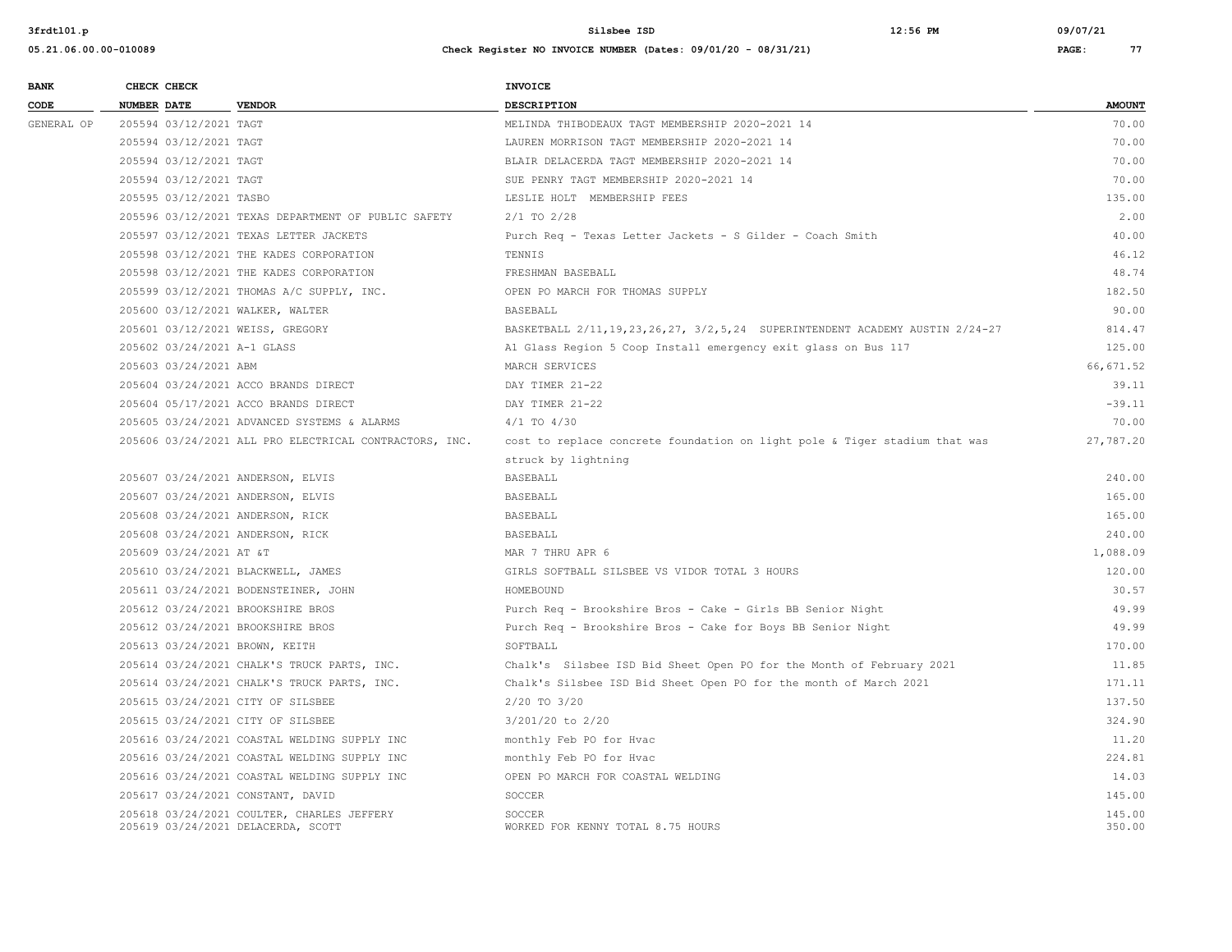| BANK CODE | CHECK NUMBER | CHECK DATE | VENDOR | INVOICE DESCRIPTION | AMOUNT |
|---|---|---|---|---|---|
| GENERAL OP | 205594 | 03/12/2021 | TAGT | MELINDA THIBODEAUX TAGT MEMBERSHIP 2020-2021 14 | 70.00 |
| | 205594 | 03/12/2021 | TAGT | LAUREN MORRISON TAGT MEMBERSHIP 2020-2021 14 | 70.00 |
| | 205594 | 03/12/2021 | TAGT | BLAIR DELACERDA TAGT MEMBERSHIP 2020-2021 14 | 70.00 |
| | 205594 | 03/12/2021 | TAGT | SUE PENRY TAGT MEMBERSHIP 2020-2021 14 | 70.00 |
| | 205595 | 03/12/2021 | TASBO | LESLIE HOLT MEMBERSHIP FEES | 135.00 |
| | 205596 | 03/12/2021 | TEXAS DEPARTMENT OF PUBLIC SAFETY | 2/1 TO 2/28 | 2.00 |
| | 205597 | 03/12/2021 | TEXAS LETTER JACKETS | Purch Req - Texas Letter Jackets - S Gilder - Coach Smith | 40.00 |
| | 205598 | 03/12/2021 | THE KADES CORPORATION | TENNIS | 46.12 |
| | 205598 | 03/12/2021 | THE KADES CORPORATION | FRESHMAN BASEBALL | 48.74 |
| | 205599 | 03/12/2021 | THOMAS A/C SUPPLY, INC. | OPEN PO MARCH FOR THOMAS SUPPLY | 182.50 |
| | 205600 | 03/12/2021 | WALKER, WALTER | BASEBALL | 90.00 |
| | 205601 | 03/12/2021 | WEISS, GREGORY | BASKETBALL 2/11,19,23,26,27, 3/2,5,24 SUPERINTENDENT ACADEMY AUSTIN 2/24-27 | 814.47 |
| | 205602 | 03/24/2021 | A-1 GLASS | A1 Glass Region 5 Coop Install emergency exit glass on Bus 117 | 125.00 |
| | 205603 | 03/24/2021 | ABM | MARCH SERVICES | 66,671.52 |
| | 205604 | 03/24/2021 | ACCO BRANDS DIRECT | DAY TIMER 21-22 | 39.11 |
| | 205604 | 05/17/2021 | ACCO BRANDS DIRECT | DAY TIMER 21-22 | -39.11 |
| | 205605 | 03/24/2021 | ADVANCED SYSTEMS & ALARMS | 4/1 TO 4/30 | 70.00 |
| | 205606 | 03/24/2021 | ALL PRO ELECTRICAL CONTRACTORS, INC. | cost to replace concrete foundation on light pole & Tiger stadium that was struck by lightning | 27,787.20 |
| | 205607 | 03/24/2021 | ANDERSON, ELVIS | BASEBALL | 240.00 |
| | 205607 | 03/24/2021 | ANDERSON, ELVIS | BASEBALL | 165.00 |
| | 205608 | 03/24/2021 | ANDERSON, RICK | BASEBALL | 165.00 |
| | 205608 | 03/24/2021 | ANDERSON, RICK | BASEBALL | 240.00 |
| | 205609 | 03/24/2021 | AT &T | MAR 7 THRU APR 6 | 1,088.09 |
| | 205610 | 03/24/2021 | BLACKWELL, JAMES | GIRLS SOFTBALL SILSBEE VS VIDOR TOTAL 3 HOURS | 120.00 |
| | 205611 | 03/24/2021 | BODENSTEINER, JOHN | HOMEBOUND | 30.57 |
| | 205612 | 03/24/2021 | BROOKSHIRE BROS | Purch Req - Brookshire Bros - Cake - Girls BB Senior Night | 49.99 |
| | 205612 | 03/24/2021 | BROOKSHIRE BROS | Purch Req - Brookshire Bros - Cake for Boys BB Senior Night | 49.99 |
| | 205613 | 03/24/2021 | BROWN, KEITH | SOFTBALL | 170.00 |
| | 205614 | 03/24/2021 | CHALK'S TRUCK PARTS, INC. | Chalk's Silsbee ISD Bid Sheet Open PO for the Month of February 2021 | 11.85 |
| | 205614 | 03/24/2021 | CHALK'S TRUCK PARTS, INC. | Chalk's Silsbee ISD Bid Sheet Open PO for the month of March 2021 | 171.11 |
| | 205615 | 03/24/2021 | CITY OF SILSBEE | 2/20 TO 3/20 | 137.50 |
| | 205615 | 03/24/2021 | CITY OF SILSBEE | 3/201/20 to 2/20 | 324.90 |
| | 205616 | 03/24/2021 | COASTAL WELDING SUPPLY INC | monthly Feb PO for Hvac | 11.20 |
| | 205616 | 03/24/2021 | COASTAL WELDING SUPPLY INC | monthly Feb PO for Hvac | 224.81 |
| | 205616 | 03/24/2021 | COASTAL WELDING SUPPLY INC | OPEN PO MARCH FOR COASTAL WELDING | 14.03 |
| | 205617 | 03/24/2021 | CONSTANT, DAVID | SOCCER | 145.00 |
| | 205618 | 03/24/2021 | COULTER, CHARLES JEFFERY | SOCCER | 145.00 |
| | 205619 | 03/24/2021 | DELACERDA, SCOTT | WORKED FOR KENNY TOTAL 8.75 HOURS | 350.00 |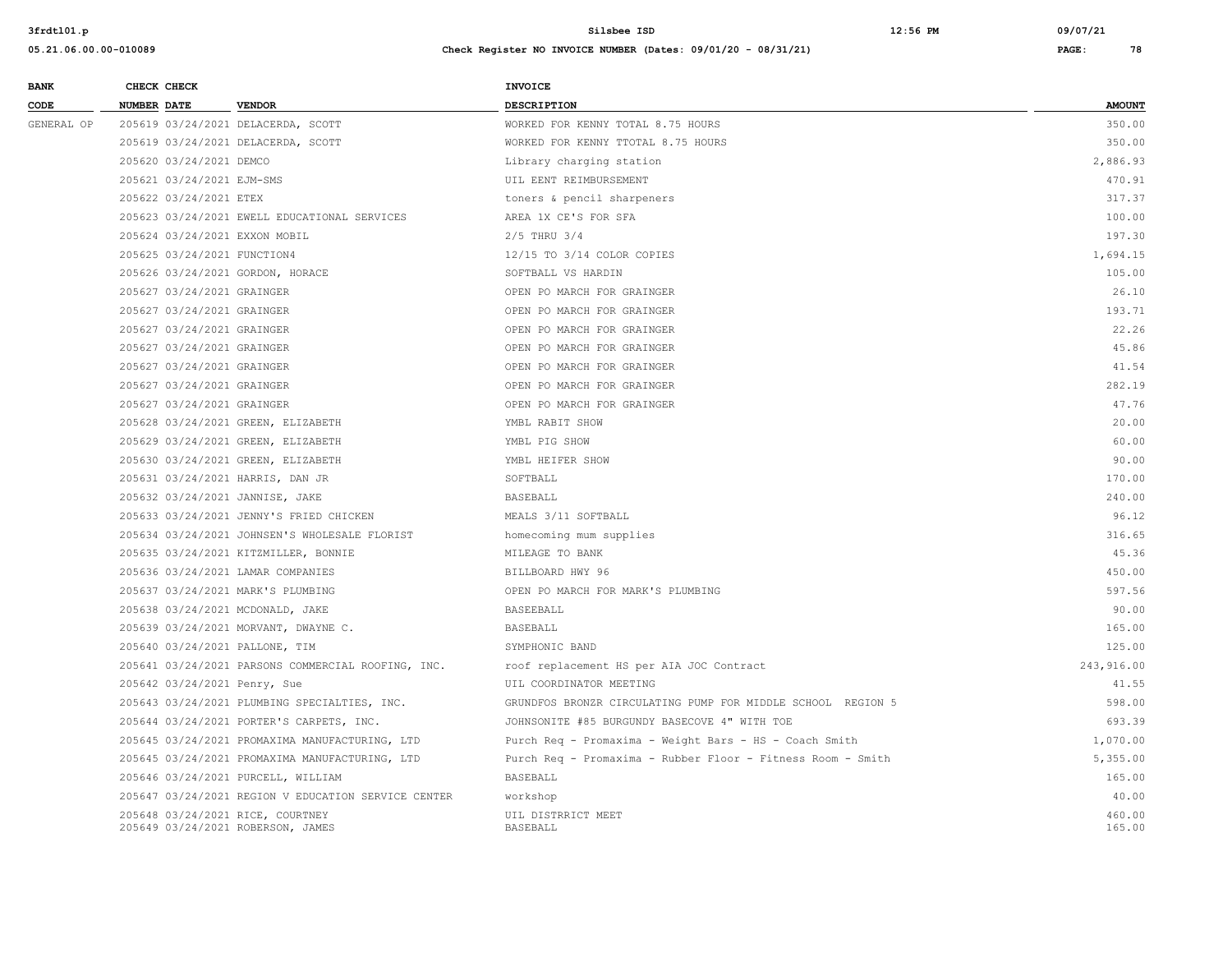| BANK CODE | CHECK NUMBER | CHECK DATE | VENDOR | INVOICE DESCRIPTION | AMOUNT |
|---|---|---|---|---|---|
| GENERAL OP | 205619 | 03/24/2021 | DELACERDA, SCOTT | WORKED FOR KENNY TOTAL 8.75 HOURS | 350.00 |
| | 205619 | 03/24/2021 | DELACERDA, SCOTT | WORKED FOR KENNY TTOTAL 8.75 HOURS | 350.00 |
| | 205620 | 03/24/2021 | DEMCO | Library charging station | 2,886.93 |
| | 205621 | 03/24/2021 | EJM-SMS | UIL EENT REIMBURSEMENT | 470.91 |
| | 205622 | 03/24/2021 | ETEX | toners & pencil sharpeners | 317.37 |
| | 205623 | 03/24/2021 | EWELL EDUCATIONAL SERVICES | AREA 1X CE'S FOR SFA | 100.00 |
| | 205624 | 03/24/2021 | EXXON MOBIL | 2/5 THRU 3/4 | 197.30 |
| | 205625 | 03/24/2021 | FUNCTION4 | 12/15 TO 3/14 COLOR COPIES | 1,694.15 |
| | 205626 | 03/24/2021 | GORDON, HORACE | SOFTBALL VS HARDIN | 105.00 |
| | 205627 | 03/24/2021 | GRAINGER | OPEN PO MARCH FOR GRAINGER | 26.10 |
| | 205627 | 03/24/2021 | GRAINGER | OPEN PO MARCH FOR GRAINGER | 193.71 |
| | 205627 | 03/24/2021 | GRAINGER | OPEN PO MARCH FOR GRAINGER | 22.26 |
| | 205627 | 03/24/2021 | GRAINGER | OPEN PO MARCH FOR GRAINGER | 45.86 |
| | 205627 | 03/24/2021 | GRAINGER | OPEN PO MARCH FOR GRAINGER | 41.54 |
| | 205627 | 03/24/2021 | GRAINGER | OPEN PO MARCH FOR GRAINGER | 282.19 |
| | 205627 | 03/24/2021 | GRAINGER | OPEN PO MARCH FOR GRAINGER | 47.76 |
| | 205628 | 03/24/2021 | GREEN, ELIZABETH | YMBL RABIT SHOW | 20.00 |
| | 205629 | 03/24/2021 | GREEN, ELIZABETH | YMBL PIG SHOW | 60.00 |
| | 205630 | 03/24/2021 | GREEN, ELIZABETH | YMBL HEIFER SHOW | 90.00 |
| | 205631 | 03/24/2021 | HARRIS, DAN JR | SOFTBALL | 170.00 |
| | 205632 | 03/24/2021 | JANNISE, JAKE | BASEBALL | 240.00 |
| | 205633 | 03/24/2021 | JENNY'S FRIED CHICKEN | MEALS 3/11 SOFTBALL | 96.12 |
| | 205634 | 03/24/2021 | JOHNSEN'S WHOLESALE FLORIST | homecoming mum supplies | 316.65 |
| | 205635 | 03/24/2021 | KITZMILLER, BONNIE | MILEAGE TO BANK | 45.36 |
| | 205636 | 03/24/2021 | LAMAR COMPANIES | BILLBOARD HWY 96 | 450.00 |
| | 205637 | 03/24/2021 | MARK'S PLUMBING | OPEN PO MARCH FOR MARK'S PLUMBING | 597.56 |
| | 205638 | 03/24/2021 | MCDONALD, JAKE | BASEEBALL | 90.00 |
| | 205639 | 03/24/2021 | MORVANT, DWAYNE C. | BASEBALL | 165.00 |
| | 205640 | 03/24/2021 | PALLONE, TIM | SYMPHONIC BAND | 125.00 |
| | 205641 | 03/24/2021 | PARSONS COMMERCIAL ROOFING, INC. | roof replacement HS per AIA JOC Contract | 243,916.00 |
| | 205642 | 03/24/2021 | Penry, Sue | UIL COORDINATOR MEETING | 41.55 |
| | 205643 | 03/24/2021 | PLUMBING SPECIALTIES, INC. | GRUNDFOS BRONZR CIRCULATING PUMP FOR MIDDLE SCHOOL REGION 5 | 598.00 |
| | 205644 | 03/24/2021 | PORTER'S CARPETS, INC. | JOHNSONITE #85 BURGUNDY BASECOVE 4" WITH TOE | 693.39 |
| | 205645 | 03/24/2021 | PROMAXIMA MANUFACTURING, LTD | Purch Req - Promaxima - Weight Bars - HS - Coach Smith | 1,070.00 |
| | 205645 | 03/24/2021 | PROMAXIMA MANUFACTURING, LTD | Purch Req - Promaxima - Rubber Floor - Fitness Room - Smith | 5,355.00 |
| | 205646 | 03/24/2021 | PURCELL, WILLIAM | BASEBALL | 165.00 |
| | 205647 | 03/24/2021 | REGION V EDUCATION SERVICE CENTER | workshop | 40.00 |
| | 205648 | 03/24/2021 | RICE, COURTNEY | UIL DISTRRICT MEET | 460.00 |
| | 205649 | 03/24/2021 | ROBERSON, JAMES | BASEBALL | 165.00 |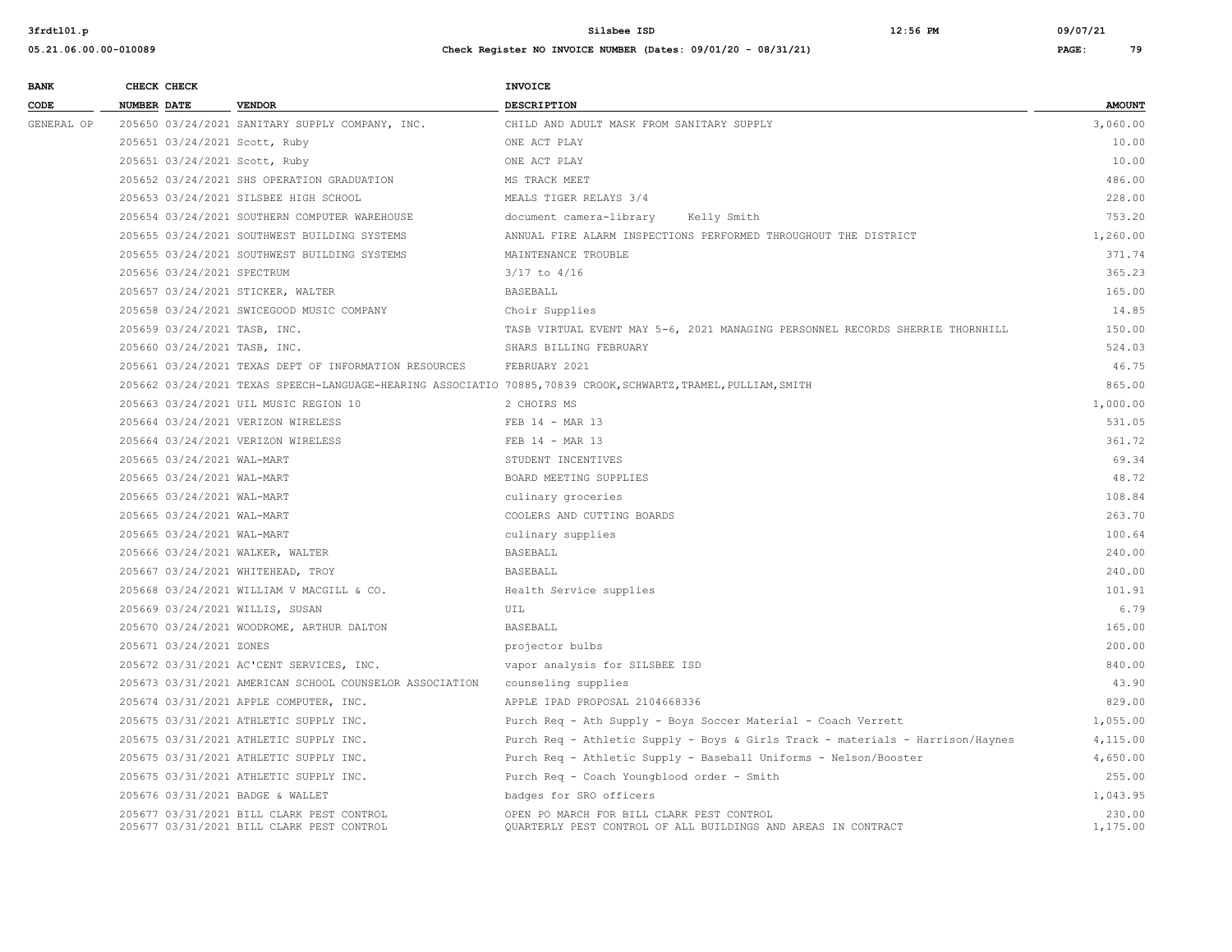| BANK CODE | CHECK NUMBER | CHECK DATE | VENDOR | INVOICE DESCRIPTION | AMOUNT |
|---|---|---|---|---|---|
| GENERAL OP | 205650 | 03/24/2021 | SANITARY SUPPLY COMPANY, INC. | CHILD AND ADULT MASK FROM SANITARY SUPPLY | 3,060.00 |
| | 205651 | 03/24/2021 | Scott, Ruby | ONE ACT PLAY | 10.00 |
| | 205651 | 03/24/2021 | Scott, Ruby | ONE ACT PLAY | 10.00 |
| | 205652 | 03/24/2021 | SHS OPERATION GRADUATION | MS TRACK MEET | 486.00 |
| | 205653 | 03/24/2021 | SILSBEE HIGH SCHOOL | MEALS TIGER RELAYS 3/4 | 228.00 |
| | 205654 | 03/24/2021 | SOUTHERN COMPUTER WAREHOUSE | document camera-library Kelly Smith | 753.20 |
| | 205655 | 03/24/2021 | SOUTHWEST BUILDING SYSTEMS | ANNUAL FIRE ALARM INSPECTIONS PERFORMED THROUGHOUT THE DISTRICT | 1,260.00 |
| | 205655 | 03/24/2021 | SOUTHWEST BUILDING SYSTEMS | MAINTENANCE TROUBLE | 371.74 |
| | 205656 | 03/24/2021 | SPECTRUM | 3/17 to 4/16 | 365.23 |
| | 205657 | 03/24/2021 | STICKER, WALTER | BASEBALL | 165.00 |
| | 205658 | 03/24/2021 | SWICEGOOD MUSIC COMPANY | Choir Supplies | 14.85 |
| | 205659 | 03/24/2021 | TASB, INC. | TASB VIRTUAL EVENT MAY 5-6, 2021 MANAGING PERSONNEL RECORDS SHERRIE THORNHILL | 150.00 |
| | 205660 | 03/24/2021 | TASB, INC. | SHARS BILLING FEBRUARY | 524.03 |
| | 205661 | 03/24/2021 | TEXAS DEPT OF INFORMATION RESOURCES | FEBRUARY 2021 | 46.75 |
| | 205662 | 03/24/2021 | TEXAS SPEECH-LANGUAGE-HEARING ASSOCIATIO | 70885,70839 CROOK,SCHWARTZ,TRAMEL,PULLIAM,SMITH | 865.00 |
| | 205663 | 03/24/2021 | UIL MUSIC REGION 10 | 2 CHOIRS MS | 1,000.00 |
| | 205664 | 03/24/2021 | VERIZON WIRELESS | FEB 14 - MAR 13 | 531.05 |
| | 205664 | 03/24/2021 | VERIZON WIRELESS | FEB 14 - MAR 13 | 361.72 |
| | 205665 | 03/24/2021 | WAL-MART | STUDENT INCENTIVES | 69.34 |
| | 205665 | 03/24/2021 | WAL-MART | BOARD MEETING SUPPLIES | 48.72 |
| | 205665 | 03/24/2021 | WAL-MART | culinary groceries | 108.84 |
| | 205665 | 03/24/2021 | WAL-MART | COOLERS AND CUTTING BOARDS | 263.70 |
| | 205665 | 03/24/2021 | WAL-MART | culinary supplies | 100.64 |
| | 205666 | 03/24/2021 | WALKER, WALTER | BASEBALL | 240.00 |
| | 205667 | 03/24/2021 | WHITEHEAD, TROY | BASEBALL | 240.00 |
| | 205668 | 03/24/2021 | WILLIAM V MACGILL & CO. | Health Service supplies | 101.91 |
| | 205669 | 03/24/2021 | WILLIS, SUSAN | UIL | 6.79 |
| | 205670 | 03/24/2021 | WOODROME, ARTHUR DALTON | BASEBALL | 165.00 |
| | 205671 | 03/24/2021 | ZONES | projector bulbs | 200.00 |
| | 205672 | 03/31/2021 | AC'CENT SERVICES, INC. | vapor analysis for SILSBEE ISD | 840.00 |
| | 205673 | 03/31/2021 | AMERICAN SCHOOL COUNSELOR ASSOCIATION | counseling supplies | 43.90 |
| | 205674 | 03/31/2021 | APPLE COMPUTER, INC. | APPLE IPAD PROPOSAL 2104668336 | 829.00 |
| | 205675 | 03/31/2021 | ATHLETIC SUPPLY INC. | Purch Req - Ath Supply - Boys Soccer Material - Coach Verrett | 1,055.00 |
| | 205675 | 03/31/2021 | ATHLETIC SUPPLY INC. | Purch Req - Athletic Supply - Boys & Girls Track - materials - Harrison/Haynes | 4,115.00 |
| | 205675 | 03/31/2021 | ATHLETIC SUPPLY INC. | Purch Req - Athletic Supply - Baseball Uniforms - Nelson/Booster | 4,650.00 |
| | 205675 | 03/31/2021 | ATHLETIC SUPPLY INC. | Purch Req - Coach Youngblood order - Smith | 255.00 |
| | 205676 | 03/31/2021 | BADGE & WALLET | badges for SRO officers | 1,043.95 |
| | 205677 | 03/31/2021 | BILL CLARK PEST CONTROL | OPEN PO MARCH FOR BILL CLARK PEST CONTROL | 230.00 |
| | 205677 | 03/31/2021 | BILL CLARK PEST CONTROL | QUARTERLY PEST CONTROL OF ALL BUILDINGS AND AREAS IN CONTRACT | 1,175.00 |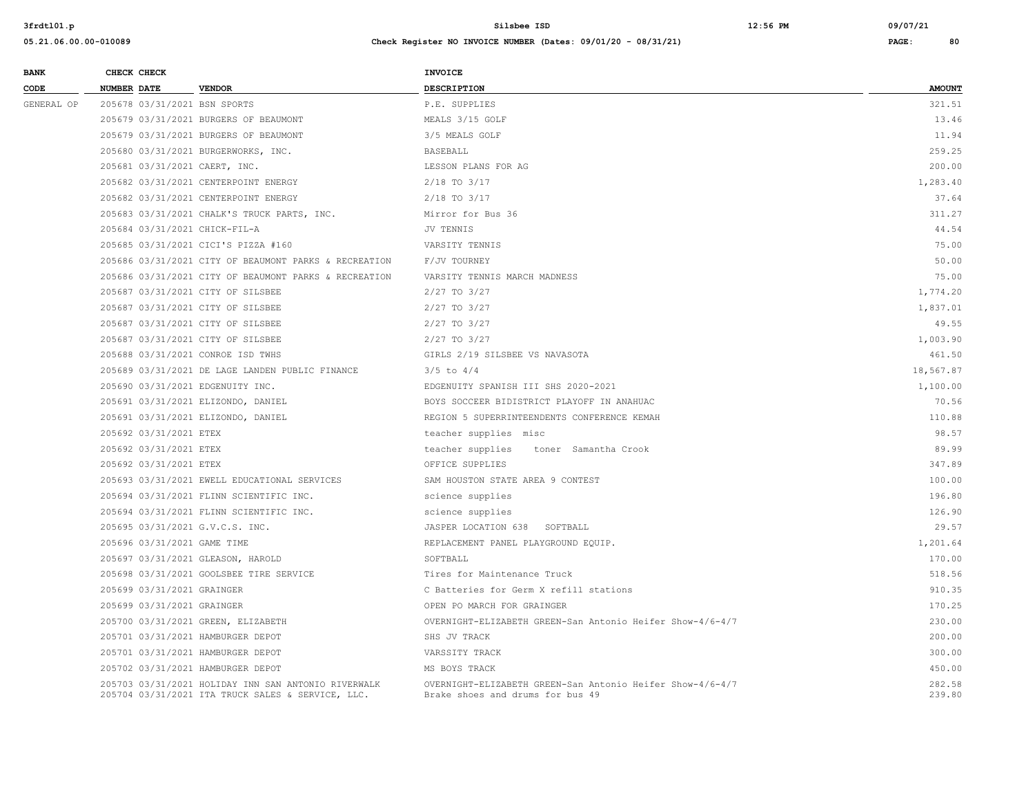| BANK CODE | CHECK NUMBER | CHECK DATE | VENDOR | INVOICE DESCRIPTION | AMOUNT |
|---|---|---|---|---|---|
| GENERAL OP | 205678 | 03/31/2021 | BSN SPORTS | P.E. SUPPLIES | 321.51 |
| | 205679 | 03/31/2021 | BURGERS OF BEAUMONT | MEALS 3/15 GOLF | 13.46 |
| | 205679 | 03/31/2021 | BURGERS OF BEAUMONT | 3/5 MEALS GOLF | 11.94 |
| | 205680 | 03/31/2021 | BURGERWORKS, INC. | BASEBALL | 259.25 |
| | 205681 | 03/31/2021 | CAERT, INC. | LESSON PLANS FOR AG | 200.00 |
| | 205682 | 03/31/2021 | CENTERPOINT ENERGY | 2/18 TO 3/17 | 1,283.40 |
| | 205682 | 03/31/2021 | CENTERPOINT ENERGY | 2/18 TO 3/17 | 37.64 |
| | 205683 | 03/31/2021 | CHALK'S TRUCK PARTS, INC. | Mirror for Bus 36 | 311.27 |
| | 205684 | 03/31/2021 | CHICK-FIL-A | JV TENNIS | 44.54 |
| | 205685 | 03/31/2021 | CICI'S PIZZA #160 | VARSITY TENNIS | 75.00 |
| | 205686 | 03/31/2021 | CITY OF BEAUMONT PARKS & RECREATION | F/JV TOURNEY | 50.00 |
| | 205686 | 03/31/2021 | CITY OF BEAUMONT PARKS & RECREATION | VARSITY TENNIS MARCH MADNESS | 75.00 |
| | 205687 | 03/31/2021 | CITY OF SILSBEE | 2/27 TO 3/27 | 1,774.20 |
| | 205687 | 03/31/2021 | CITY OF SILSBEE | 2/27 TO 3/27 | 1,837.01 |
| | 205687 | 03/31/2021 | CITY OF SILSBEE | 2/27 TO 3/27 | 49.55 |
| | 205687 | 03/31/2021 | CITY OF SILSBEE | 2/27 TO 3/27 | 1,003.90 |
| | 205688 | 03/31/2021 | CONROE ISD TWHS | GIRLS 2/19 SILSBEE VS NAVASOTA | 461.50 |
| | 205689 | 03/31/2021 | DE LAGE LANDEN PUBLIC FINANCE | 3/5 to 4/4 | 18,567.87 |
| | 205690 | 03/31/2021 | EDGENUITY INC. | EDGENUITY SPANISH III SHS 2020-2021 | 1,100.00 |
| | 205691 | 03/31/2021 | ELIZONDO, DANIEL | BOYS SOCCEER BIDISTRICT PLAYOFF IN ANAHUAC | 70.56 |
| | 205691 | 03/31/2021 | ELIZONDO, DANIEL | REGION 5 SUPERRINTEENDENTS CONFERENCE KEMAH | 110.88 |
| | 205692 | 03/31/2021 | ETEX | teacher supplies misc | 98.57 |
| | 205692 | 03/31/2021 | ETEX | teacher supplies toner Samantha Crook | 89.99 |
| | 205692 | 03/31/2021 | ETEX | OFFICE SUPPLIES | 347.89 |
| | 205693 | 03/31/2021 | EWELL EDUCATIONAL SERVICES | SAM HOUSTON STATE AREA 9 CONTEST | 100.00 |
| | 205694 | 03/31/2021 | FLINN SCIENTIFIC INC. | science supplies | 196.80 |
| | 205694 | 03/31/2021 | FLINN SCIENTIFIC INC. | science supplies | 126.90 |
| | 205695 | 03/31/2021 | G.V.C.S. INC. | JASPER LOCATION 638 SOFTBALL | 29.57 |
| | 205696 | 03/31/2021 | GAME TIME | REPLACEMENT PANEL PLAYGROUND EQUIP. | 1,201.64 |
| | 205697 | 03/31/2021 | GLEASON, HAROLD | SOFTBALL | 170.00 |
| | 205698 | 03/31/2021 | GOOLSBEE TIRE SERVICE | Tires for Maintenance Truck | 518.56 |
| | 205699 | 03/31/2021 | GRAINGER | C Batteries for Germ X refill stations | 910.35 |
| | 205699 | 03/31/2021 | GRAINGER | OPEN PO MARCH FOR GRAINGER | 170.25 |
| | 205700 | 03/31/2021 | GREEN, ELIZABETH | OVERNIGHT-ELIZABETH GREEN-San Antonio Heifer Show-4/6-4/7 | 230.00 |
| | 205701 | 03/31/2021 | HAMBURGER DEPOT | SHS JV TRACK | 200.00 |
| | 205701 | 03/31/2021 | HAMBURGER DEPOT | VARSSITY TRACK | 300.00 |
| | 205702 | 03/31/2021 | HAMBURGER DEPOT | MS BOYS TRACK | 450.00 |
| | 205703 | 03/31/2021 | HOLIDAY INN SAN ANTONIO RIVERWALK | OVERNIGHT-ELIZABETH GREEN-San Antonio Heifer Show-4/6-4/7 | 282.58 |
| | 205704 | 03/31/2021 | ITA TRUCK SALES & SERVICE, LLC. | Brake shoes and drums for bus 49 | 239.80 |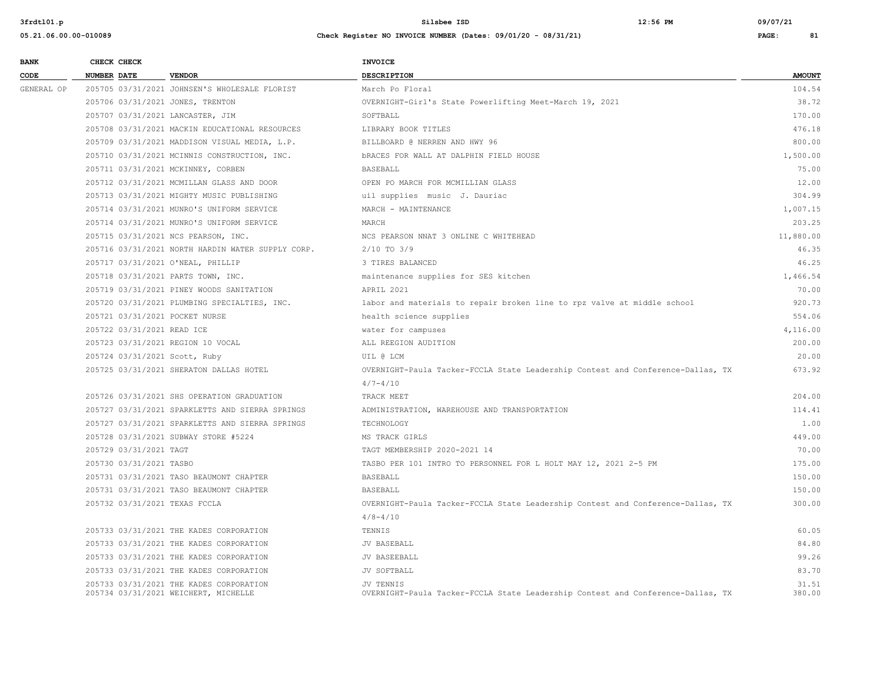| BANK CODE | CHECK NUMBER | CHECK DATE | VENDOR | INVOICE DESCRIPTION | AMOUNT |
|---|---|---|---|---|---|
| GENERAL OP | 205705 | 03/31/2021 | JOHNSEN'S WHOLESALE FLORIST | March Po Floral | 104.54 |
| | 205706 | 03/31/2021 | JONES, TRENTON | OVERNIGHT-Girl's State Powerlifting Meet-March 19, 2021 | 38.72 |
| | 205707 | 03/31/2021 | LANCASTER, JIM | SOFTBALL | 170.00 |
| | 205708 | 03/31/2021 | MACKIN EDUCATIONAL RESOURCES | LIBRARY BOOK TITLES | 476.18 |
| | 205709 | 03/31/2021 | MADDISON VISUAL MEDIA, L.P. | BILLBOARD @ NERREN AND HWY 96 | 800.00 |
| | 205710 | 03/31/2021 | MCINNIS CONSTRUCTION, INC. | bRACES FOR WALL AT DALPHIN FIELD HOUSE | 1,500.00 |
| | 205711 | 03/31/2021 | MCKINNEY, CORBEN | BASEBALL | 75.00 |
| | 205712 | 03/31/2021 | MCMILLAN GLASS AND DOOR | OPEN PO MARCH FOR MCMILLIAN GLASS | 12.00 |
| | 205713 | 03/31/2021 | MIGHTY MUSIC PUBLISHING | uil supplies music J. Dauriac | 304.99 |
| | 205714 | 03/31/2021 | MUNRO'S UNIFORM SERVICE | MARCH - MAINTENANCE | 1,007.15 |
| | 205714 | 03/31/2021 | MUNRO'S UNIFORM SERVICE | MARCH | 203.25 |
| | 205715 | 03/31/2021 | NCS PEARSON, INC. | NCS PEARSON NNAT 3 ONLINE C WHITEHEAD | 11,880.00 |
| | 205716 | 03/31/2021 | NORTH HARDIN WATER SUPPLY CORP. | 2/10 TO 3/9 | 46.35 |
| | 205717 | 03/31/2021 | O'NEAL, PHILLIP | 3 TIRES BALANCED | 46.25 |
| | 205718 | 03/31/2021 | PARTS TOWN, INC. | maintenance supplies for SES kitchen | 1,466.54 |
| | 205719 | 03/31/2021 | PINEY WOODS SANITATION | APRIL 2021 | 70.00 |
| | 205720 | 03/31/2021 | PLUMBING SPECIALTIES, INC. | labor and materials to repair broken line to rpz valve at middle school | 920.73 |
| | 205721 | 03/31/2021 | POCKET NURSE | health science supplies | 554.06 |
| | 205722 | 03/31/2021 | READ ICE | water for campuses | 4,116.00 |
| | 205723 | 03/31/2021 | REGION 10 VOCAL | ALL REEGION AUDITION | 200.00 |
| | 205724 | 03/31/2021 | Scott, Ruby | UIL @ LCM | 20.00 |
| | 205725 | 03/31/2021 | SHERATON DALLAS HOTEL | OVERNIGHT-Paula Tacker-FCCLA State Leadership Contest and Conference-Dallas, TX 4/7-4/10 | 673.92 |
| | 205726 | 03/31/2021 | SHS OPERATION GRADUATION | TRACK MEET | 204.00 |
| | 205727 | 03/31/2021 | SPARKLETTS AND SIERRA SPRINGS | ADMINISTRATION, WAREHOUSE AND TRANSPORTATION | 114.41 |
| | 205727 | 03/31/2021 | SPARKLETTS AND SIERRA SPRINGS | TECHNOLOGY | 1.00 |
| | 205728 | 03/31/2021 | SUBWAY STORE #5224 | MS TRACK GIRLS | 449.00 |
| | 205729 | 03/31/2021 | TAGT | TAGT MEMBERSHIP 2020-2021 14 | 70.00 |
| | 205730 | 03/31/2021 | TASBO | TASBO PER 101 INTRO TO PERSONNEL FOR L HOLT MAY 12, 2021 2-5 PM | 175.00 |
| | 205731 | 03/31/2021 | TASO BEAUMONT CHAPTER | BASEBALL | 150.00 |
| | 205731 | 03/31/2021 | TASO BEAUMONT CHAPTER | BASEBALL | 150.00 |
| | 205732 | 03/31/2021 | TEXAS FCCLA | OVERNIGHT-Paula Tacker-FCCLA State Leadership Contest and Conference-Dallas, TX 4/8-4/10 | 300.00 |
| | 205733 | 03/31/2021 | THE KADES CORPORATION | TENNIS | 60.05 |
| | 205733 | 03/31/2021 | THE KADES CORPORATION | JV BASEBALL | 84.80 |
| | 205733 | 03/31/2021 | THE KADES CORPORATION | JV BASEEBALL | 99.26 |
| | 205733 | 03/31/2021 | THE KADES CORPORATION | JV SOFTBALL | 83.70 |
| | 205733 | 03/31/2021 | THE KADES CORPORATION | JV TENNIS | 31.51 |
| | 205734 | 03/31/2021 | WEICHERT, MICHELLE | OVERNIGHT-Paula Tacker-FCCLA State Leadership Contest and Conference-Dallas, TX | 380.00 |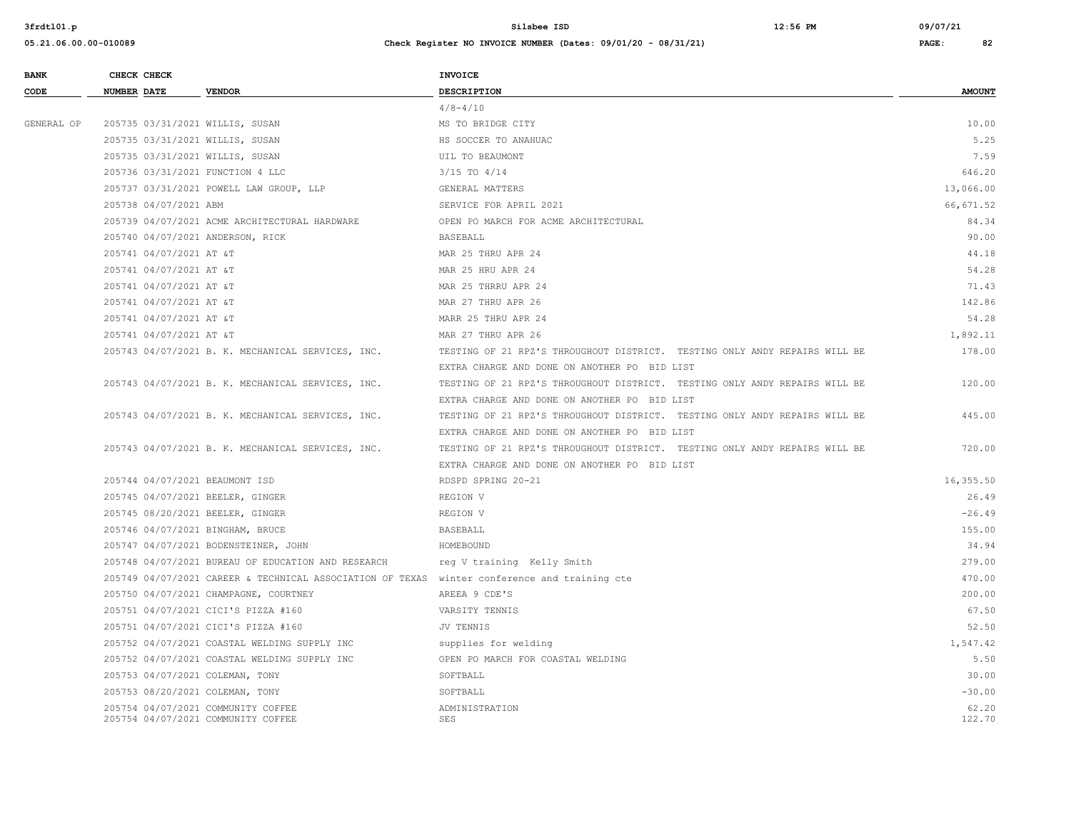| BANK CODE | CHECK NUMBER | CHECK DATE | VENDOR | INVOICE DESCRIPTION | AMOUNT |
|---|---|---|---|---|---|
| | | | | 4/8-4/10 | |
| GENERAL OP | 205735 | 03/31/2021 | WILLIS, SUSAN | MS TO BRIDGE CITY | 10.00 |
| | 205735 | 03/31/2021 | WILLIS, SUSAN | HS SOCCER TO ANAHUAC | 5.25 |
| | 205735 | 03/31/2021 | WILLIS, SUSAN | UIL TO BEAUMONT | 7.59 |
| | 205736 | 03/31/2021 | FUNCTION 4 LLC | 3/15 TO 4/14 | 646.20 |
| | 205737 | 03/31/2021 | POWELL LAW GROUP, LLP | GENERAL MATTERS | 13,066.00 |
| | 205738 | 04/07/2021 | ABM | SERVICE FOR APRIL 2021 | 66,671.52 |
| | 205739 | 04/07/2021 | ACME ARCHITECTURAL HARDWARE | OPEN PO MARCH FOR ACME ARCHITECTURAL | 84.34 |
| | 205740 | 04/07/2021 | ANDERSON, RICK | BASEBALL | 90.00 |
| | 205741 | 04/07/2021 | AT &T | MAR 25 THRU APR 24 | 44.18 |
| | 205741 | 04/07/2021 | AT &T | MAR 25 HRU APR 24 | 54.28 |
| | 205741 | 04/07/2021 | AT &T | MAR 25 THRRU APR 24 | 71.43 |
| | 205741 | 04/07/2021 | AT &T | MAR 27 THRU APR 26 | 142.86 |
| | 205741 | 04/07/2021 | AT &T | MARR 25 THRU APR 24 | 54.28 |
| | 205741 | 04/07/2021 | AT &T | MAR 27 THRU APR 26 | 1,892.11 |
| | 205743 | 04/07/2021 | B. K. MECHANICAL SERVICES, INC. | TESTING OF 21 RPZ'S THROUGHOUT DISTRICT. TESTING ONLY ANDY REPAIRS WILL BE EXTRA CHARGE AND DONE ON ANOTHER PO BID LIST | 178.00 |
| | 205743 | 04/07/2021 | B. K. MECHANICAL SERVICES, INC. | TESTING OF 21 RPZ'S THROUGHOUT DISTRICT. TESTING ONLY ANDY REPAIRS WILL BE EXTRA CHARGE AND DONE ON ANOTHER PO BID LIST | 120.00 |
| | 205743 | 04/07/2021 | B. K. MECHANICAL SERVICES, INC. | TESTING OF 21 RPZ'S THROUGHOUT DISTRICT. TESTING ONLY ANDY REPAIRS WILL BE EXTRA CHARGE AND DONE ON ANOTHER PO BID LIST | 445.00 |
| | 205743 | 04/07/2021 | B. K. MECHANICAL SERVICES, INC. | TESTING OF 21 RPZ'S THROUGHOUT DISTRICT. TESTING ONLY ANDY REPAIRS WILL BE EXTRA CHARGE AND DONE ON ANOTHER PO BID LIST | 720.00 |
| | 205744 | 04/07/2021 | BEAUMONT ISD | RDSPD SPRING 20-21 | 16,355.50 |
| | 205745 | 04/07/2021 | BEELER, GINGER | REGION V | 26.49 |
| | 205745 | 08/20/2021 | BEELER, GINGER | REGION V | -26.49 |
| | 205746 | 04/07/2021 | BINGHAM, BRUCE | BASEBALL | 155.00 |
| | 205747 | 04/07/2021 | BODENSTEINER, JOHN | HOMEBOUND | 34.94 |
| | 205748 | 04/07/2021 | BUREAU OF EDUCATION AND RESEARCH | reg V training Kelly Smith | 279.00 |
| | 205749 | 04/07/2021 | CAREER & TECHNICAL ASSOCIATION OF TEXAS | winter conference and training cte | 470.00 |
| | 205750 | 04/07/2021 | CHAMPAGNE, COURTNEY | AREEA 9 CDE'S | 200.00 |
| | 205751 | 04/07/2021 | CICI'S PIZZA #160 | VARSITY TENNIS | 67.50 |
| | 205751 | 04/07/2021 | CICI'S PIZZA #160 | JV TENNIS | 52.50 |
| | 205752 | 04/07/2021 | COASTAL WELDING SUPPLY INC | supplies for welding | 1,547.42 |
| | 205752 | 04/07/2021 | COASTAL WELDING SUPPLY INC | OPEN PO MARCH FOR COASTAL WELDING | 5.50 |
| | 205753 | 04/07/2021 | COLEMAN, TONY | SOFTBALL | 30.00 |
| | 205753 | 08/20/2021 | COLEMAN, TONY | SOFTBALL | -30.00 |
| | 205754 | 04/07/2021 | COMMUNITY COFFEE | ADMINISTRATION | 62.20 |
| | 205754 | 04/07/2021 | COMMUNITY COFFEE | SES | 122.70 |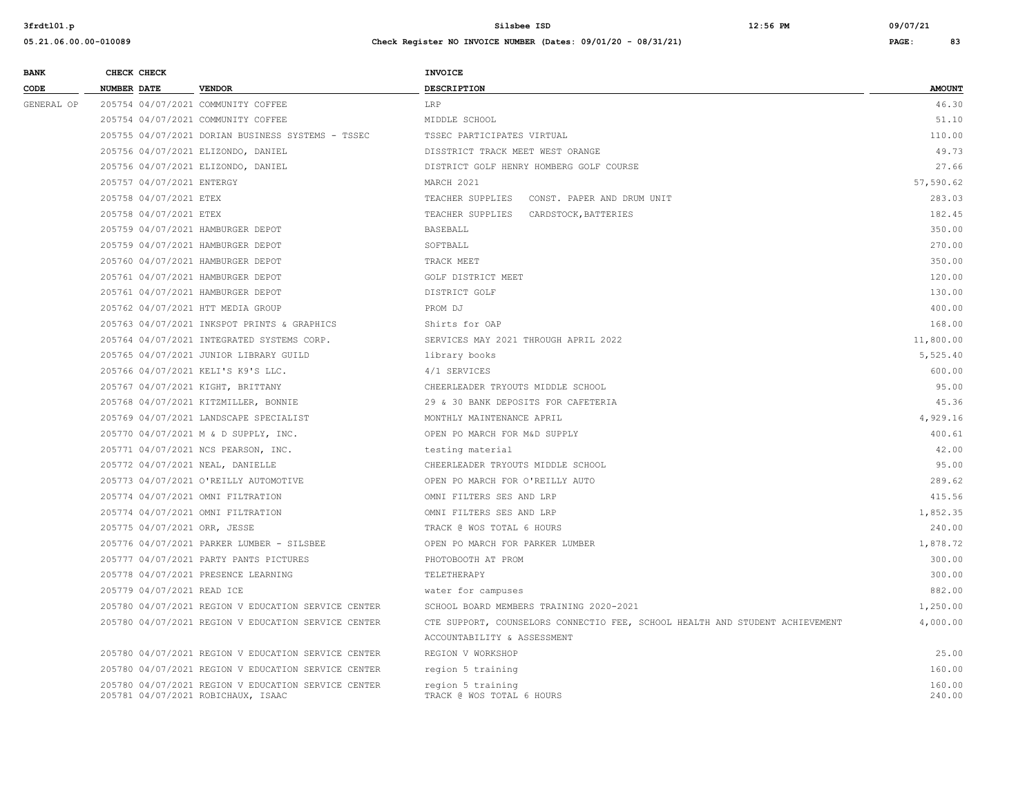| BANK CODE | CHECK NUMBER | CHECK DATE | VENDOR | INVOICE DESCRIPTION | AMOUNT |
|---|---|---|---|---|---|
| GENERAL OP | 205754 | 04/07/2021 | COMMUNITY COFFEE | LRP | 46.30 |
| | 205754 | 04/07/2021 | COMMUNITY COFFEE | MIDDLE SCHOOL | 51.10 |
| | 205755 | 04/07/2021 | DORIAN BUSINESS SYSTEMS - TSSEC | TSSEC PARTICIPATES VIRTUAL | 110.00 |
| | 205756 | 04/07/2021 | ELIZONDO, DANIEL | DISSTRICT TRACK MEET WEST ORANGE | 49.73 |
| | 205756 | 04/07/2021 | ELIZONDO, DANIEL | DISTRICT GOLF HENRY HOMBERG GOLF COURSE | 27.66 |
| | 205757 | 04/07/2021 | ENTERGY | MARCH 2021 | 57,590.62 |
| | 205758 | 04/07/2021 | ETEX | TEACHER SUPPLIES CONST. PAPER AND DRUM UNIT | 283.03 |
| | 205758 | 04/07/2021 | ETEX | TEACHER SUPPLIES CARDSTOCK,BATTERIES | 182.45 |
| | 205759 | 04/07/2021 | HAMBURGER DEPOT | BASEBALL | 350.00 |
| | 205759 | 04/07/2021 | HAMBURGER DEPOT | SOFTBALL | 270.00 |
| | 205760 | 04/07/2021 | HAMBURGER DEPOT | TRACK MEET | 350.00 |
| | 205761 | 04/07/2021 | HAMBURGER DEPOT | GOLF DISTRICT MEET | 120.00 |
| | 205761 | 04/07/2021 | HAMBURGER DEPOT | DISTRICT GOLF | 130.00 |
| | 205762 | 04/07/2021 | HTT MEDIA GROUP | PROM DJ | 400.00 |
| | 205763 | 04/07/2021 | INKSPOT PRINTS & GRAPHICS | Shirts for OAP | 168.00 |
| | 205764 | 04/07/2021 | INTEGRATED SYSTEMS CORP. | SERVICES MAY 2021 THROUGH APRIL 2022 | 11,800.00 |
| | 205765 | 04/07/2021 | JUNIOR LIBRARY GUILD | library books | 5,525.40 |
| | 205766 | 04/07/2021 | KELI'S K9'S LLC. | 4/1 SERVICES | 600.00 |
| | 205767 | 04/07/2021 | KIGHT, BRITTANY | CHEERLEADER TRYOUTS MIDDLE SCHOOL | 95.00 |
| | 205768 | 04/07/2021 | KITZMILLER, BONNIE | 29 & 30 BANK DEPOSITS FOR CAFETERIA | 45.36 |
| | 205769 | 04/07/2021 | LANDSCAPE SPECIALIST | MONTHLY MAINTENANCE APRIL | 4,929.16 |
| | 205770 | 04/07/2021 | M & D SUPPLY, INC. | OPEN PO MARCH FOR M&D SUPPLY | 400.61 |
| | 205771 | 04/07/2021 | NCS PEARSON, INC. | testing material | 42.00 |
| | 205772 | 04/07/2021 | NEAL, DANIELLE | CHEERLEADER TRYOUTS MIDDLE SCHOOL | 95.00 |
| | 205773 | 04/07/2021 | O'REILLY AUTOMOTIVE | OPEN PO MARCH FOR O'REILLY AUTO | 289.62 |
| | 205774 | 04/07/2021 | OMNI FILTRATION | OMNI FILTERS SES AND LRP | 415.56 |
| | 205774 | 04/07/2021 | OMNI FILTRATION | OMNI FILTERS SES AND LRP | 1,852.35 |
| | 205775 | 04/07/2021 | ORR, JESSE | TRACK @ WOS TOTAL 6 HOURS | 240.00 |
| | 205776 | 04/07/2021 | PARKER LUMBER - SILSBEE | OPEN PO MARCH FOR PARKER LUMBER | 1,878.72 |
| | 205777 | 04/07/2021 | PARTY PANTS PICTURES | PHOTOBOOTH AT PROM | 300.00 |
| | 205778 | 04/07/2021 | PRESENCE LEARNING | TELETHERAPY | 300.00 |
| | 205779 | 04/07/2021 | READ ICE | water for campuses | 882.00 |
| | 205780 | 04/07/2021 | REGION V EDUCATION SERVICE CENTER | SCHOOL BOARD MEMBERS TRAINING 2020-2021 | 1,250.00 |
| | 205780 | 04/07/2021 | REGION V EDUCATION SERVICE CENTER | CTE SUPPORT, COUNSELORS CONNECTIO FEE, SCHOOL HEALTH AND STUDENT ACHIEVEMENT ACCOUNTABILITY & ASSESSMENT | 4,000.00 |
| | 205780 | 04/07/2021 | REGION V EDUCATION SERVICE CENTER | REGION V WORKSHOP | 25.00 |
| | 205780 | 04/07/2021 | REGION V EDUCATION SERVICE CENTER | region 5 training | 160.00 |
| | 205780 | 04/07/2021 | REGION V EDUCATION SERVICE CENTER | region 5 training | 160.00 |
| | 205781 | 04/07/2021 | ROBICHAUX, ISAAC | TRACK @ WOS TOTAL 6 HOURS | 240.00 |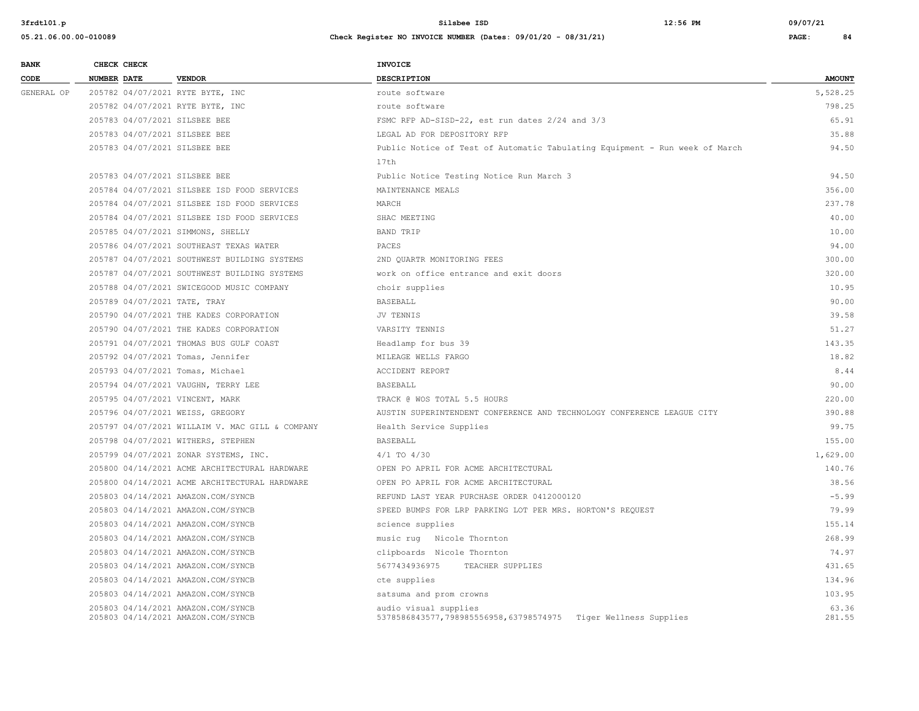| BANK CODE | CHECK NUMBER | CHECK DATE | VENDOR | INVOICE DESCRIPTION | AMOUNT |
|---|---|---|---|---|---|
| GENERAL OP | 205782 | 04/07/2021 | RYTE BYTE, INC | route software | 5,528.25 |
| | 205782 | 04/07/2021 | RYTE BYTE, INC | route software | 798.25 |
| | 205783 | 04/07/2021 | SILSBEE BEE | FSMC RFP AD-SISD-22, est run dates 2/24 and 3/3 | 65.91 |
| | 205783 | 04/07/2021 | SILSBEE BEE | LEGAL AD FOR DEPOSITORY RFP | 35.88 |
| | 205783 | 04/07/2021 | SILSBEE BEE | Public Notice of Test of Automatic Tabulating Equipment - Run week of March 17th | 94.50 |
| | 205783 | 04/07/2021 | SILSBEE BEE | Public Notice Testing Notice Run March 3 | 94.50 |
| | 205784 | 04/07/2021 | SILSBEE ISD FOOD SERVICES | MAINTENANCE MEALS | 356.00 |
| | 205784 | 04/07/2021 | SILSBEE ISD FOOD SERVICES | MARCH | 237.78 |
| | 205784 | 04/07/2021 | SILSBEE ISD FOOD SERVICES | SHAC MEETING | 40.00 |
| | 205785 | 04/07/2021 | SIMMONS, SHELLY | BAND TRIP | 10.00 |
| | 205786 | 04/07/2021 | SOUTHEAST TEXAS WATER | PACES | 94.00 |
| | 205787 | 04/07/2021 | SOUTHWEST BUILDING SYSTEMS | 2ND QUARTR MONITORING FEES | 300.00 |
| | 205787 | 04/07/2021 | SOUTHWEST BUILDING SYSTEMS | work on office entrance and exit doors | 320.00 |
| | 205788 | 04/07/2021 | SWICEGOOD MUSIC COMPANY | choir supplies | 10.95 |
| | 205789 | 04/07/2021 | TATE, TRAY | BASEBALL | 90.00 |
| | 205790 | 04/07/2021 | THE KADES CORPORATION | JV TENNIS | 39.58 |
| | 205790 | 04/07/2021 | THE KADES CORPORATION | VARSITY TENNIS | 51.27 |
| | 205791 | 04/07/2021 | THOMAS BUS GULF COAST | Headlamp for bus 39 | 143.35 |
| | 205792 | 04/07/2021 | Tomas, Jennifer | MILEAGE WELLS FARGO | 18.82 |
| | 205793 | 04/07/2021 | Tomas, Michael | ACCIDENT REPORT | 8.44 |
| | 205794 | 04/07/2021 | VAUGHN, TERRY LEE | BASEBALL | 90.00 |
| | 205795 | 04/07/2021 | VINCENT, MARK | TRACK @ WOS TOTAL 5.5 HOURS | 220.00 |
| | 205796 | 04/07/2021 | WEISS, GREGORY | AUSTIN SUPERINTENDENT CONFERENCE AND TECHNOLOGY CONFERENCE LEAGUE CITY | 390.88 |
| | 205797 | 04/07/2021 | WILLAIM V. MAC GILL & COMPANY | Health Service Supplies | 99.75 |
| | 205798 | 04/07/2021 | WITHERS, STEPHEN | BASEBALL | 155.00 |
| | 205799 | 04/07/2021 | ZONAR SYSTEMS, INC. | 4/1 TO 4/30 | 1,629.00 |
| | 205800 | 04/14/2021 | ACME ARCHITECTURAL HARDWARE | OPEN PO APRIL FOR ACME ARCHITECTURAL | 140.76 |
| | 205800 | 04/14/2021 | ACME ARCHITECTURAL HARDWARE | OPEN PO APRIL FOR ACME ARCHITECTURAL | 38.56 |
| | 205803 | 04/14/2021 | AMAZON.COM/SYNCB | REFUND LAST YEAR PURCHASE ORDER 0412000120 | -5.99 |
| | 205803 | 04/14/2021 | AMAZON.COM/SYNCB | SPEED BUMPS FOR LRP PARKING LOT PER MRS. HORTON'S REQUEST | 79.99 |
| | 205803 | 04/14/2021 | AMAZON.COM/SYNCB | science supplies | 155.14 |
| | 205803 | 04/14/2021 | AMAZON.COM/SYNCB | music rug Nicole Thornton | 268.99 |
| | 205803 | 04/14/2021 | AMAZON.COM/SYNCB | clipboards Nicole Thornton | 74.97 |
| | 205803 | 04/14/2021 | AMAZON.COM/SYNCB | 5677434936975 TEACHER SUPPLIES | 431.65 |
| | 205803 | 04/14/2021 | AMAZON.COM/SYNCB | cte supplies | 134.96 |
| | 205803 | 04/14/2021 | AMAZON.COM/SYNCB | satsuma and prom crowns | 103.95 |
| | 205803 | 04/14/2021 | AMAZON.COM/SYNCB | audio visual supplies | 63.36 |
| | 205803 | 04/14/2021 | AMAZON.COM/SYNCB | 5378586843577,798985556958,63798574975 Tiger Wellness Supplies | 281.55 |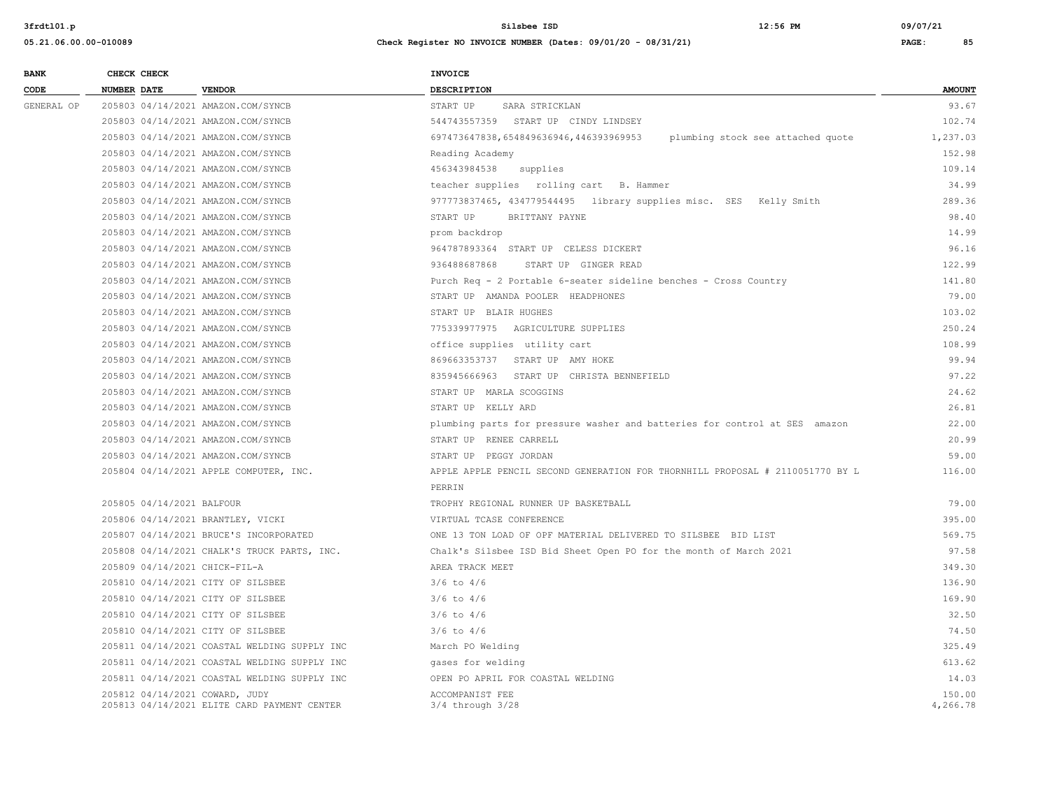| BANK CODE | CHECK NUMBER | CHECK DATE | VENDOR | INVOICE DESCRIPTION | AMOUNT |
|---|---|---|---|---|---|
| GENERAL OP | 205803 | 04/14/2021 | AMAZON.COM/SYNCB | START UP SARA STRICKLAN | 93.67 |
| | 205803 | 04/14/2021 | AMAZON.COM/SYNCB | 544743557359 START UP CINDY LINDSEY | 102.74 |
| | 205803 | 04/14/2021 | AMAZON.COM/SYNCB | 697473647838,654849636946,446393969953 plumbing stock see attached quote | 1,237.03 |
| | 205803 | 04/14/2021 | AMAZON.COM/SYNCB | Reading Academy | 152.98 |
| | 205803 | 04/14/2021 | AMAZON.COM/SYNCB | 456343984538 supplies | 109.14 |
| | 205803 | 04/14/2021 | AMAZON.COM/SYNCB | teacher supplies rolling cart B. Hammer | 34.99 |
| | 205803 | 04/14/2021 | AMAZON.COM/SYNCB | 977773837465, 434779544495 library supplies misc. SES Kelly Smith | 289.36 |
| | 205803 | 04/14/2021 | AMAZON.COM/SYNCB | START UP BRITTANY PAYNE | 98.40 |
| | 205803 | 04/14/2021 | AMAZON.COM/SYNCB | prom backdrop | 14.99 |
| | 205803 | 04/14/2021 | AMAZON.COM/SYNCB | 964787893364 START UP CELESS DICKERT | 96.16 |
| | 205803 | 04/14/2021 | AMAZON.COM/SYNCB | 936488687868 START UP GINGER READ | 122.99 |
| | 205803 | 04/14/2021 | AMAZON.COM/SYNCB | Purch Req - 2 Portable 6-seater sideline benches - Cross Country | 141.80 |
| | 205803 | 04/14/2021 | AMAZON.COM/SYNCB | START UP AMANDA POOLER HEADPHONES | 79.00 |
| | 205803 | 04/14/2021 | AMAZON.COM/SYNCB | START UP BLAIR HUGHES | 103.02 |
| | 205803 | 04/14/2021 | AMAZON.COM/SYNCB | 775339977975 AGRICULTURE SUPPLIES | 250.24 |
| | 205803 | 04/14/2021 | AMAZON.COM/SYNCB | office supplies utility cart | 108.99 |
| | 205803 | 04/14/2021 | AMAZON.COM/SYNCB | 869663353737 START UP AMY HOKE | 99.94 |
| | 205803 | 04/14/2021 | AMAZON.COM/SYNCB | 835945666963 START UP CHRISTA BENNEFIELD | 97.22 |
| | 205803 | 04/14/2021 | AMAZON.COM/SYNCB | START UP MARLA SCOGGINS | 24.62 |
| | 205803 | 04/14/2021 | AMAZON.COM/SYNCB | START UP KELLY ARD | 26.81 |
| | 205803 | 04/14/2021 | AMAZON.COM/SYNCB | plumbing parts for pressure washer and batteries for control at SES amazon | 22.00 |
| | 205803 | 04/14/2021 | AMAZON.COM/SYNCB | START UP RENEE CARRELL | 20.99 |
| | 205803 | 04/14/2021 | AMAZON.COM/SYNCB | START UP PEGGY JORDAN | 59.00 |
| | 205804 | 04/14/2021 | APPLE COMPUTER, INC. | APPLE APPLE PENCIL SECOND GENERATION FOR THORNHILL PROPOSAL # 2110051770 BY L PERRIN | 116.00 |
| | 205805 | 04/14/2021 | BALFOUR | TROPHY REGIONAL RUNNER UP BASKETBALL | 79.00 |
| | 205806 | 04/14/2021 | BRANTLEY, VICKI | VIRTUAL TCASE CONFERENCE | 395.00 |
| | 205807 | 04/14/2021 | BRUCE'S INCORPORATED | ONE 13 TON LOAD OF OPF MATERIAL DELIVERED TO SILSBEE BID LIST | 569.75 |
| | 205808 | 04/14/2021 | CHALK'S TRUCK PARTS, INC. | Chalk's Silsbee ISD Bid Sheet Open PO for the month of March 2021 | 97.58 |
| | 205809 | 04/14/2021 | CHICK-FIL-A | AREA TRACK MEET | 349.30 |
| | 205810 | 04/14/2021 | CITY OF SILSBEE | 3/6 to 4/6 | 136.90 |
| | 205810 | 04/14/2021 | CITY OF SILSBEE | 3/6 to 4/6 | 169.90 |
| | 205810 | 04/14/2021 | CITY OF SILSBEE | 3/6 to 4/6 | 32.50 |
| | 205810 | 04/14/2021 | CITY OF SILSBEE | 3/6 to 4/6 | 74.50 |
| | 205811 | 04/14/2021 | COASTAL WELDING SUPPLY INC | March PO Welding | 325.49 |
| | 205811 | 04/14/2021 | COASTAL WELDING SUPPLY INC | gases for welding | 613.62 |
| | 205811 | 04/14/2021 | COASTAL WELDING SUPPLY INC | OPEN PO APRIL FOR COASTAL WELDING | 14.03 |
| | 205812 | 04/14/2021 | COWARD, JUDY | ACCOMPANIST FEE | 150.00 |
| | 205813 | 04/14/2021 | ELITE CARD PAYMENT CENTER | 3/4 through 3/28 | 4,266.78 |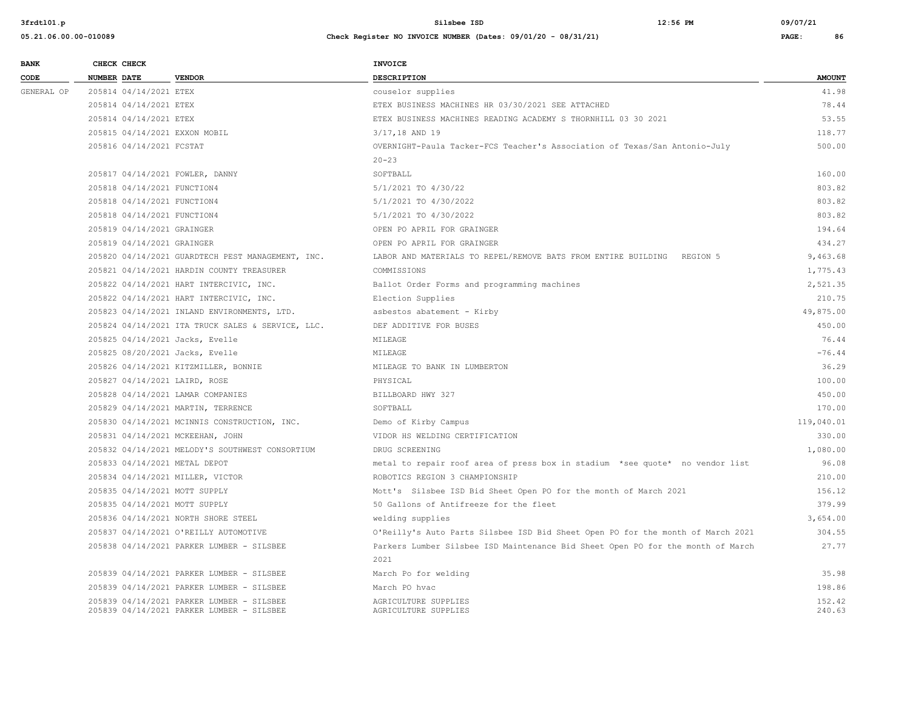| BANK CODE | CHECK NUMBER | CHECK DATE | VENDOR | INVOICE DESCRIPTION | AMOUNT |
|---|---|---|---|---|---|
| GENERAL OP | 205814 | 04/14/2021 | ETEX | couselor supplies | 41.98 |
| | 205814 | 04/14/2021 | ETEX | ETEX BUSINESS MACHINES HR 03/30/2021 SEE ATTACHED | 78.44 |
| | 205814 | 04/14/2021 | ETEX | ETEX BUSINESS MACHINES READING ACADEMY S THORNHILL 03 30 2021 | 53.55 |
| | 205815 | 04/14/2021 | EXXON MOBIL | 3/17,18 AND 19 | 118.77 |
| | 205816 | 04/14/2021 | FCSTAT | OVERNIGHT-Paula Tacker-FCS Teacher's Association of Texas/San Antonio-July 20-23 | 500.00 |
| | 205817 | 04/14/2021 | FOWLER, DANNY | SOFTBALL | 160.00 |
| | 205818 | 04/14/2021 | FUNCTION4 | 5/1/2021 TO 4/30/22 | 803.82 |
| | 205818 | 04/14/2021 | FUNCTION4 | 5/1/2021 TO 4/30/2022 | 803.82 |
| | 205818 | 04/14/2021 | FUNCTION4 | 5/1/2021 TO 4/30/2022 | 803.82 |
| | 205819 | 04/14/2021 | GRAINGER | OPEN PO APRIL FOR GRAINGER | 194.64 |
| | 205819 | 04/14/2021 | GRAINGER | OPEN PO APRIL FOR GRAINGER | 434.27 |
| | 205820 | 04/14/2021 | GUARDTECH PEST MANAGEMENT, INC. | LABOR AND MATERIALS TO REPEL/REMOVE BATS FROM ENTIRE BUILDING REGION 5 | 9,463.68 |
| | 205821 | 04/14/2021 | HARDIN COUNTY TREASURER | COMMISSIONS | 1,775.43 |
| | 205822 | 04/14/2021 | HART INTERCIVIC, INC. | Ballot Order Forms and programming machines | 2,521.35 |
| | 205822 | 04/14/2021 | HART INTERCIVIC, INC. | Election Supplies | 210.75 |
| | 205823 | 04/14/2021 | INLAND ENVIRONMENTS, LTD. | asbestos abatement - Kirby | 49,875.00 |
| | 205824 | 04/14/2021 | ITA TRUCK SALES & SERVICE, LLC. | DEF ADDITIVE FOR BUSES | 450.00 |
| | 205825 | 04/14/2021 | Jacks, Evelle | MILEAGE | 76.44 |
| | 205825 | 08/20/2021 | Jacks, Evelle | MILEAGE | -76.44 |
| | 205826 | 04/14/2021 | KITZMILLER, BONNIE | MILEAGE TO BANK IN LUMBERTON | 36.29 |
| | 205827 | 04/14/2021 | LAIRD, ROSE | PHYSICAL | 100.00 |
| | 205828 | 04/14/2021 | LAMAR COMPANIES | BILLBOARD HWY 327 | 450.00 |
| | 205829 | 04/14/2021 | MARTIN, TERRENCE | SOFTBALL | 170.00 |
| | 205830 | 04/14/2021 | MCINNIS CONSTRUCTION, INC. | Demo of Kirby Campus | 119,040.01 |
| | 205831 | 04/14/2021 | MCKEEHAN, JOHN | VIDOR HS WELDING CERTIFICATION | 330.00 |
| | 205832 | 04/14/2021 | MELODY'S SOUTHWEST CONSORTIUM | DRUG SCREENING | 1,080.00 |
| | 205833 | 04/14/2021 | METAL DEPOT | metal to repair roof area of press box in stadium *see quote* no vendor list | 96.08 |
| | 205834 | 04/14/2021 | MILLER, VICTOR | ROBOTICS REGION 3 CHAMPIONSHIP | 210.00 |
| | 205835 | 04/14/2021 | MOTT SUPPLY | Mott's Silsbee ISD Bid Sheet Open PO for the month of March 2021 | 156.12 |
| | 205835 | 04/14/2021 | MOTT SUPPLY | 50 Gallons of Antifreeze for the fleet | 379.99 |
| | 205836 | 04/14/2021 | NORTH SHORE STEEL | welding supplies | 3,654.00 |
| | 205837 | 04/14/2021 | O'REILLY AUTOMOTIVE | O'Reilly's Auto Parts Silsbee ISD Bid Sheet Open PO for the month of March 2021 | 304.55 |
| | 205838 | 04/14/2021 | PARKER LUMBER - SILSBEE | Parkers Lumber Silsbee ISD Maintenance Bid Sheet Open PO for the month of March 2021 | 27.77 |
| | 205839 | 04/14/2021 | PARKER LUMBER - SILSBEE | March Po for welding | 35.98 |
| | 205839 | 04/14/2021 | PARKER LUMBER - SILSBEE | March PO hvac | 198.86 |
| | 205839 | 04/14/2021 | PARKER LUMBER - SILSBEE | AGRICULTURE SUPPLIES | 152.42 |
| | 205839 | 04/14/2021 | PARKER LUMBER - SILSBEE | AGRICULTURE SUPPLIES | 240.63 |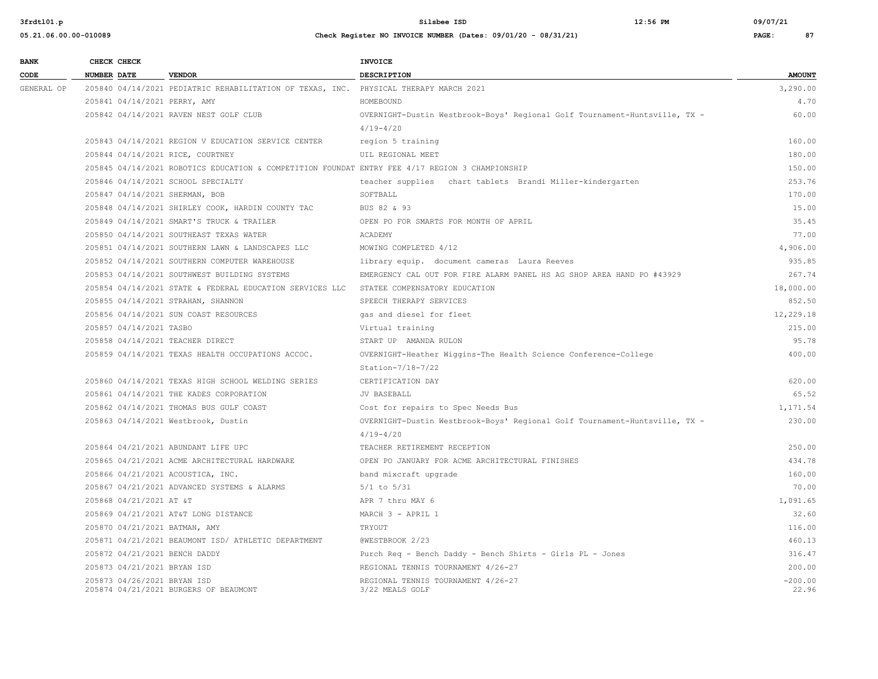| BANK CODE | CHECK NUMBER | CHECK DATE | VENDOR | INVOICE DESCRIPTION | AMOUNT |
|---|---|---|---|---|---|
| GENERAL OP | 205840 | 04/14/2021 | PEDIATRIC REHABILITATION OF TEXAS, INC. | PHYSICAL THERAPY MARCH 2021 | 3,290.00 |
| | 205841 | 04/14/2021 | PERRY, AMY | HOMEBOUND | 4.70 |
| | 205842 | 04/14/2021 | RAVEN NEST GOLF CLUB | OVERNIGHT-Dustin Westbrook-Boys' Regional Golf Tournament-Huntsville, TX - 4/19-4/20 | 60.00 |
| | 205843 | 04/14/2021 | REGION V EDUCATION SERVICE CENTER | region 5 training | 160.00 |
| | 205844 | 04/14/2021 | RICE, COURTNEY | UIL REGIONAL MEET | 180.00 |
| | 205845 | 04/14/2021 | ROBOTICS EDUCATION & COMPETITION FOUNDAT | ENTRY FEE 4/17 REGION 3 CHAMPIONSHIP | 150.00 |
| | 205846 | 04/14/2021 | SCHOOL SPECIALTY | teacher supplies chart tablets Brandi Miller-kindergarten | 253.76 |
| | 205847 | 04/14/2021 | SHERMAN, BOB | SOFTBALL | 170.00 |
| | 205848 | 04/14/2021 | SHIRLEY COOK, HARDIN COUNTY TAC | BUS 82 & 93 | 15.00 |
| | 205849 | 04/14/2021 | SMART'S TRUCK & TRAILER | OPEN PO FOR SMARTS FOR MONTH OF APRIL | 35.45 |
| | 205850 | 04/14/2021 | SOUTHEAST TEXAS WATER | ACADEMY | 77.00 |
| | 205851 | 04/14/2021 | SOUTHERN LAWN & LANDSCAPES LLC | MOWING COMPLETED 4/12 | 4,906.00 |
| | 205852 | 04/14/2021 | SOUTHERN COMPUTER WAREHOUSE | library equip. document cameras Laura Reeves | 935.85 |
| | 205853 | 04/14/2021 | SOUTHWEST BUILDING SYSTEMS | EMERGENCY CAL OUT FOR FIRE ALARM PANEL HS AG SHOP AREA HAND PO #43929 | 267.74 |
| | 205854 | 04/14/2021 | STATE & FEDERAL EDUCATION SERVICES LLC | STATEE COMPENSATORY EDUCATION | 18,000.00 |
| | 205855 | 04/14/2021 | STRAHAN, SHANNON | SPEECH THERAPY SERVICES | 852.50 |
| | 205856 | 04/14/2021 | SUN COAST RESOURCES | gas and diesel for fleet | 12,229.18 |
| | 205857 | 04/14/2021 | TASBO | Virtual training | 215.00 |
| | 205858 | 04/14/2021 | TEACHER DIRECT | START UP AMANDA RULON | 95.78 |
| | 205859 | 04/14/2021 | TEXAS HEALTH OCCUPATIONS ACCOC. | OVERNIGHT-Heather Wiggins-The Health Science Conference-College Station-7/18-7/22 | 400.00 |
| | 205860 | 04/14/2021 | TEXAS HIGH SCHOOL WELDING SERIES | CERTIFICATION DAY | 620.00 |
| | 205861 | 04/14/2021 | THE KADES CORPORATION | JV BASEBALL | 65.52 |
| | 205862 | 04/14/2021 | THOMAS BUS GULF COAST | Cost for repairs to Spec Needs Bus | 1,171.54 |
| | 205863 | 04/14/2021 | Westbrook, Dustin | OVERNIGHT-Dustin Westbrook-Boys' Regional Golf Tournament-Huntsville, TX - 4/19-4/20 | 230.00 |
| | 205864 | 04/21/2021 | ABUNDANT LIFE UPC | TEACHER RETIREMENT RECEPTION | 250.00 |
| | 205865 | 04/21/2021 | ACME ARCHITECTURAL HARDWARE | OPEN PO JANUARY FOR ACME ARCHITECTURAL FINISHES | 434.78 |
| | 205866 | 04/21/2021 | ACOUSTICA, INC. | band mixcraft upgrade | 160.00 |
| | 205867 | 04/21/2021 | ADVANCED SYSTEMS & ALARMS | 5/1 to 5/31 | 70.00 |
| | 205868 | 04/21/2021 | AT &T | APR 7 thru MAY 6 | 1,091.65 |
| | 205869 | 04/21/2021 | AT&T LONG DISTANCE | MARCH 3 - APRIL 1 | 32.60 |
| | 205870 | 04/21/2021 | BATMAN, AMY | TRYOUT | 116.00 |
| | 205871 | 04/21/2021 | BEAUMONT ISD/ ATHLETIC DEPARTMENT | @WESTBROOK 2/23 | 460.13 |
| | 205872 | 04/21/2021 | BENCH DADDY | Purch Req - Bench Daddy - Bench Shirts - Girls PL - Jones | 316.47 |
| | 205873 | 04/21/2021 | BRYAN ISD | REGIONAL TENNIS TOURNAMENT 4/26-27 | 200.00 |
| | 205873 | 04/26/2021 | BRYAN ISD | REGIONAL TENNIS TOURNAMENT 4/26-27 | -200.00 |
| | 205874 | 04/21/2021 | BURGERS OF BEAUMONT | 3/22 MEALS GOLF | 22.96 |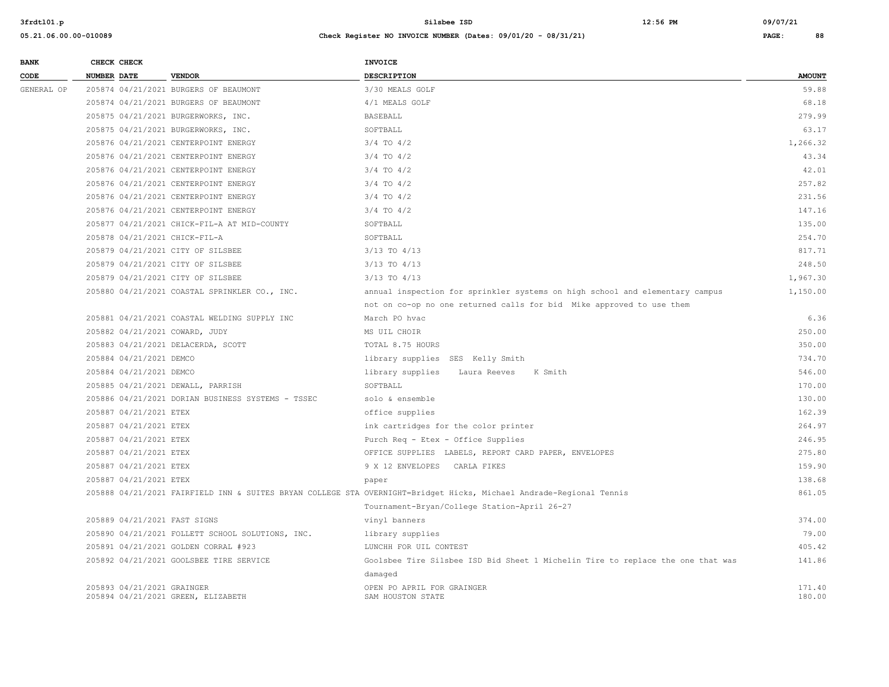| BANK CODE | CHECK NUMBER | CHECK DATE | VENDOR | INVOICE DESCRIPTION | AMOUNT |
|---|---|---|---|---|---|
| GENERAL OP | 205874 | 04/21/2021 | BURGERS OF BEAUMONT | 3/30 MEALS GOLF | 59.88 |
| | 205874 | 04/21/2021 | BURGERS OF BEAUMONT | 4/1 MEALS GOLF | 68.18 |
| | 205875 | 04/21/2021 | BURGERWORKS, INC. | BASEBALL | 279.99 |
| | 205875 | 04/21/2021 | BURGERWORKS, INC. | SOFTBALL | 63.17 |
| | 205876 | 04/21/2021 | CENTERPOINT ENERGY | 3/4 TO 4/2 | 1,266.32 |
| | 205876 | 04/21/2021 | CENTERPOINT ENERGY | 3/4 TO 4/2 | 43.34 |
| | 205876 | 04/21/2021 | CENTERPOINT ENERGY | 3/4 TO 4/2 | 42.01 |
| | 205876 | 04/21/2021 | CENTERPOINT ENERGY | 3/4 TO 4/2 | 257.82 |
| | 205876 | 04/21/2021 | CENTERPOINT ENERGY | 3/4 TO 4/2 | 231.56 |
| | 205876 | 04/21/2021 | CENTERPOINT ENERGY | 3/4 TO 4/2 | 147.16 |
| | 205877 | 04/21/2021 | CHICK-FIL-A AT MID-COUNTY | SOFTBALL | 135.00 |
| | 205878 | 04/21/2021 | CHICK-FIL-A | SOFTBALL | 254.70 |
| | 205879 | 04/21/2021 | CITY OF SILSBEE | 3/13 TO 4/13 | 817.71 |
| | 205879 | 04/21/2021 | CITY OF SILSBEE | 3/13 TO 4/13 | 248.50 |
| | 205879 | 04/21/2021 | CITY OF SILSBEE | 3/13 TO 4/13 | 1,967.30 |
| | 205880 | 04/21/2021 | COASTAL SPRINKLER CO., INC. | annual inspection for sprinkler systems on high school and elementary campus not on co-op no one returned calls for bid Mike approved to use them | 1,150.00 |
| | 205881 | 04/21/2021 | COASTAL WELDING SUPPLY INC | March PO hvac | 6.36 |
| | 205882 | 04/21/2021 | COWARD, JUDY | MS UIL CHOIR | 250.00 |
| | 205883 | 04/21/2021 | DELACERDA, SCOTT | TOTAL 8.75 HOURS | 350.00 |
| | 205884 | 04/21/2021 | DEMCO | library supplies SES Kelly Smith | 734.70 |
| | 205884 | 04/21/2021 | DEMCO | library supplies Laura Reeves K Smith | 546.00 |
| | 205885 | 04/21/2021 | DEWALL, PARRISH | SOFTBALL | 170.00 |
| | 205886 | 04/21/2021 | DORIAN BUSINESS SYSTEMS - TSSEC | solo & ensemble | 130.00 |
| | 205887 | 04/21/2021 | ETEX | office supplies | 162.39 |
| | 205887 | 04/21/2021 | ETEX | ink cartridges for the color printer | 264.97 |
| | 205887 | 04/21/2021 | ETEX | Purch Req - Etex - Office Supplies | 246.95 |
| | 205887 | 04/21/2021 | ETEX | OFFICE SUPPLIES LABELS, REPORT CARD PAPER, ENVELOPES | 275.80 |
| | 205887 | 04/21/2021 | ETEX | 9 X 12 ENVELOPES CARLA FIKES | 159.90 |
| | 205887 | 04/21/2021 | ETEX | paper | 138.68 |
| | 205888 | 04/21/2021 | FAIRFIELD INN & SUITES BRYAN COLLEGE STA | OVERNIGHT=Bridget Hicks, Michael Andrade-Regional Tennis Tournament-Bryan/College Station-April 26-27 | 861.05 |
| | 205889 | 04/21/2021 | FAST SIGNS | vinyl banners | 374.00 |
| | 205890 | 04/21/2021 | FOLLETT SCHOOL SOLUTIONS, INC. | library supplies | 79.00 |
| | 205891 | 04/21/2021 | GOLDEN CORRAL #923 | LUNCHH FOR UIL CONTEST | 405.42 |
| | 205892 | 04/21/2021 | GOOLSBEE TIRE SERVICE | Goolsbee Tire Silsbee ISD Bid Sheet 1 Michelin Tire to replace the one that was damaged | 141.86 |
| | 205893 | 04/21/2021 | GRAINGER | OPEN PO APRIL FOR GRAINGER | 171.40 |
| | 205894 | 04/21/2021 | GREEN, ELIZABETH | SAM HOUSTON STATE | 180.00 |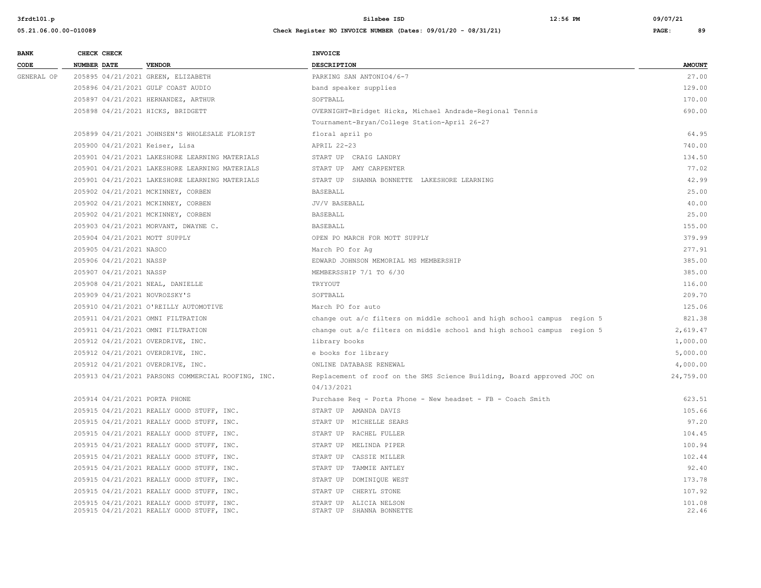| BANK CODE | CHECK NUMBER | CHECK DATE | VENDOR | INVOICE DESCRIPTION | AMOUNT |
|---|---|---|---|---|---|
| GENERAL OP | 205895 | 04/21/2021 | GREEN, ELIZABETH | PARKING SAN ANTONIO4/6-7 | 27.00 |
| | 205896 | 04/21/2021 | GULF COAST AUDIO | band speaker supplies | 129.00 |
| | 205897 | 04/21/2021 | HERNANDEZ, ARTHUR | SOFTBALL | 170.00 |
| | 205898 | 04/21/2021 | HICKS, BRIDGETT | OVERNIGHT=Bridget Hicks, Michael Andrade-Regional Tennis Tournament-Bryan/College Station-April 26-27 | 690.00 |
| | 205899 | 04/21/2021 | JOHNSEN'S WHOLESALE FLORIST | floral april po | 64.95 |
| | 205900 | 04/21/2021 | Keiser, Lisa | APRIL 22-23 | 740.00 |
| | 205901 | 04/21/2021 | LAKESHORE LEARNING MATERIALS | START UP CRAIG LANDRY | 134.50 |
| | 205901 | 04/21/2021 | LAKESHORE LEARNING MATERIALS | START UP AMY CARPENTER | 77.02 |
| | 205901 | 04/21/2021 | LAKESHORE LEARNING MATERIALS | START UP SHANNA BONNETTE LAKESHORE LEARNING | 42.99 |
| | 205902 | 04/21/2021 | MCKINNEY, CORBEN | BASEBALL | 25.00 |
| | 205902 | 04/21/2021 | MCKINNEY, CORBEN | JV/V BASEBALL | 40.00 |
| | 205902 | 04/21/2021 | MCKINNEY, CORBEN | BASEBALL | 25.00 |
| | 205903 | 04/21/2021 | MORVANT, DWAYNE C. | BASEBALL | 155.00 |
| | 205904 | 04/21/2021 | MOTT SUPPLY | OPEN PO MARCH FOR MOTT SUPPLY | 379.99 |
| | 205905 | 04/21/2021 | NASCO | March PO for Ag | 277.91 |
| | 205906 | 04/21/2021 | NASSP | EDWARD JOHNSON MEMORIAL MS MEMBERSHIP | 385.00 |
| | 205907 | 04/21/2021 | NASSP | MEMBERSSHIP 7/1 TO 6/30 | 385.00 |
| | 205908 | 04/21/2021 | NEAL, DANIELLE | TRYYOUT | 116.00 |
| | 205909 | 04/21/2021 | NOVROZSKY'S | SOFTBALL | 209.70 |
| | 205910 | 04/21/2021 | O'REILLY AUTOMOTIVE | March PO for auto | 125.06 |
| | 205911 | 04/21/2021 | OMNI FILTRATION | change out a/c filters on middle school and high school campus region 5 | 821.38 |
| | 205911 | 04/21/2021 | OMNI FILTRATION | change out a/c filters on middle school and high school campus region 5 | 2,619.47 |
| | 205912 | 04/21/2021 | OVERDRIVE, INC. | library books | 1,000.00 |
| | 205912 | 04/21/2021 | OVERDRIVE, INC. | e books for library | 5,000.00 |
| | 205912 | 04/21/2021 | OVERDRIVE, INC. | ONLINE DATABASE RENEWAL | 4,000.00 |
| | 205913 | 04/21/2021 | PARSONS COMMERCIAL ROOFING, INC. | Replacement of roof on the SMS Science Building, Board approved JOC on 04/13/2021 | 24,759.00 |
| | 205914 | 04/21/2021 | PORTA PHONE | Purchase Req - Porta Phone - New headset - FB - Coach Smith | 623.51 |
| | 205915 | 04/21/2021 | REALLY GOOD STUFF, INC. | START UP AMANDA DAVIS | 105.66 |
| | 205915 | 04/21/2021 | REALLY GOOD STUFF, INC. | START UP MICHELLE SEARS | 97.20 |
| | 205915 | 04/21/2021 | REALLY GOOD STUFF, INC. | START UP RACHEL FULLER | 104.45 |
| | 205915 | 04/21/2021 | REALLY GOOD STUFF, INC. | START UP MELINDA PIPER | 100.94 |
| | 205915 | 04/21/2021 | REALLY GOOD STUFF, INC. | START UP CASSIE MILLER | 102.44 |
| | 205915 | 04/21/2021 | REALLY GOOD STUFF, INC. | START UP TAMMIE ANTLEY | 92.40 |
| | 205915 | 04/21/2021 | REALLY GOOD STUFF, INC. | START UP DOMINIQUE WEST | 173.78 |
| | 205915 | 04/21/2021 | REALLY GOOD STUFF, INC. | START UP CHERYL STONE | 107.92 |
| | 205915 | 04/21/2021 | REALLY GOOD STUFF, INC. | START UP ALICIA NELSON | 101.08 |
| | 205915 | 04/21/2021 | REALLY GOOD STUFF, INC. | START UP SHANNA BONNETTE | 22.46 |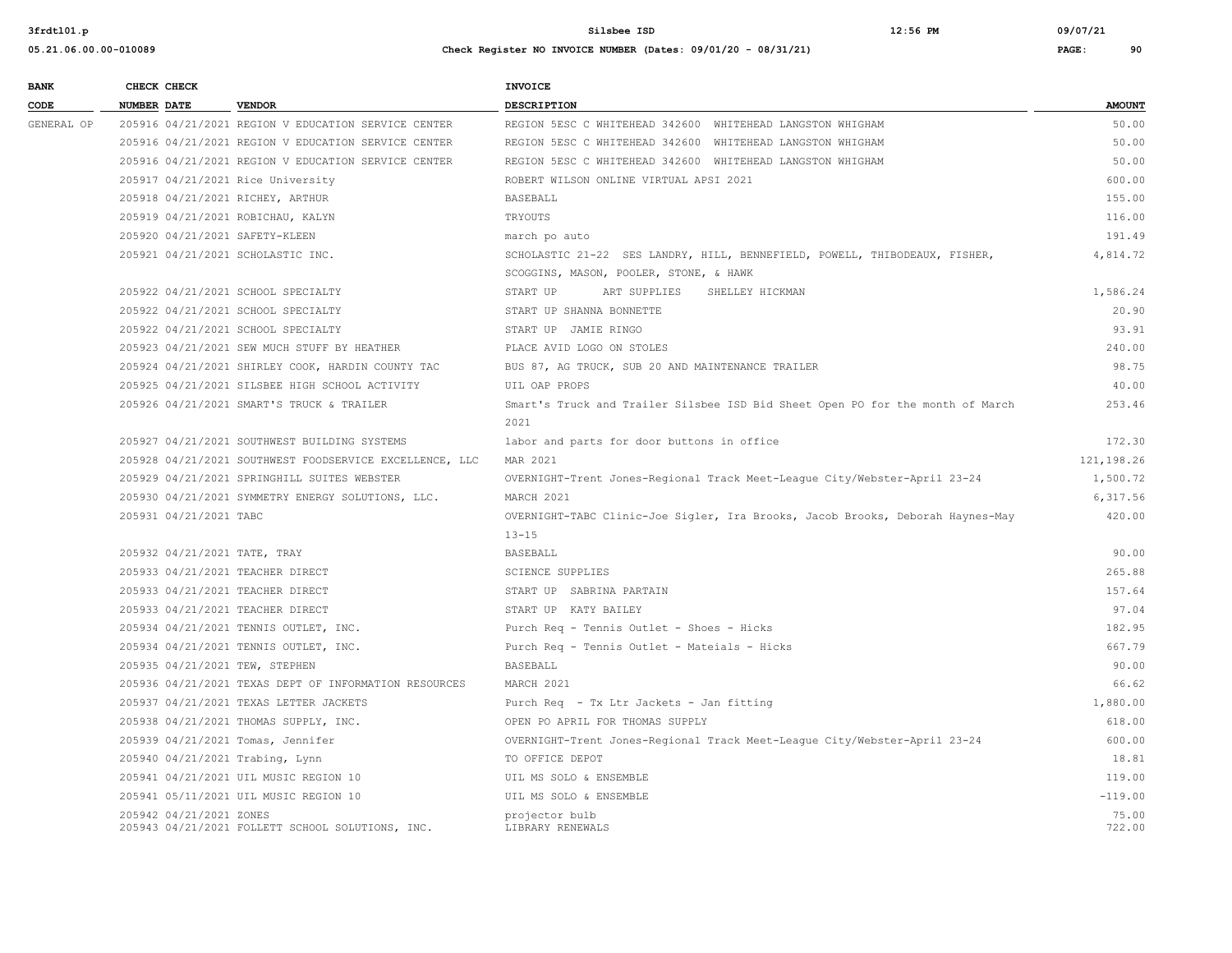| BANK CODE | CHECK NUMBER | CHECK DATE | VENDOR | INVOICE DESCRIPTION | AMOUNT |
|---|---|---|---|---|---|
| GENERAL OP | 205916 | 04/21/2021 | REGION V EDUCATION SERVICE CENTER | REGION 5ESC C WHITEHEAD 342600 WHITEHEAD LANGSTON WHIGHAM | 50.00 |
| | 205916 | 04/21/2021 | REGION V EDUCATION SERVICE CENTER | REGION 5ESC C WHITEHEAD 342600 WHITEHEAD LANGSTON WHIGHAM | 50.00 |
| | 205916 | 04/21/2021 | REGION V EDUCATION SERVICE CENTER | REGION 5ESC C WHITEHEAD 342600 WHITEHEAD LANGSTON WHIGHAM | 50.00 |
| | 205917 | 04/21/2021 | Rice University | ROBERT WILSON ONLINE VIRTUAL APSI 2021 | 600.00 |
| | 205918 | 04/21/2021 | RICHEY, ARTHUR | BASEBALL | 155.00 |
| | 205919 | 04/21/2021 | ROBICHAU, KALYN | TRYOUTS | 116.00 |
| | 205920 | 04/21/2021 | SAFETY-KLEEN | march po auto | 191.49 |
| | 205921 | 04/21/2021 | SCHOLASTIC INC. | SCHOLASTIC 21-22 SES LANDRY, HILL, BENNEFIELD, POWELL, THIBODEAUX, FISHER, SCOGGINS, MASON, POOLER, STONE, & HAWK | 4,814.72 |
| | 205922 | 04/21/2021 | SCHOOL SPECIALTY | START UP ART SUPPLIES SHELLEY HICKMAN | 1,586.24 |
| | 205922 | 04/21/2021 | SCHOOL SPECIALTY | START UP SHANNA BONNETTE | 20.90 |
| | 205922 | 04/21/2021 | SCHOOL SPECIALTY | START UP JAMIE RINGO | 93.91 |
| | 205923 | 04/21/2021 | SEW MUCH STUFF BY HEATHER | PLACE AVID LOGO ON STOLES | 240.00 |
| | 205924 | 04/21/2021 | SHIRLEY COOK, HARDIN COUNTY TAC | BUS 87, AG TRUCK, SUB 20 AND MAINTENANCE TRAILER | 98.75 |
| | 205925 | 04/21/2021 | SILSBEE HIGH SCHOOL ACTIVITY | UIL OAP PROPS | 40.00 |
| | 205926 | 04/21/2021 | SMART'S TRUCK & TRAILER | Smart's Truck and Trailer Silsbee ISD Bid Sheet Open PO for the month of March 2021 | 253.46 |
| | 205927 | 04/21/2021 | SOUTHWEST BUILDING SYSTEMS | labor and parts for door buttons in office | 172.30 |
| | 205928 | 04/21/2021 | SOUTHWEST FOODSERVICE EXCELLENCE, LLC | MAR 2021 | 121,198.26 |
| | 205929 | 04/21/2021 | SPRINGHILL SUITES WEBSTER | OVERNIGHT-Trent Jones-Regional Track Meet-League City/Webster-April 23-24 | 1,500.72 |
| | 205930 | 04/21/2021 | SYMMETRY ENERGY SOLUTIONS, LLC. | MARCH 2021 | 6,317.56 |
| | 205931 | 04/21/2021 | TABC | OVERNIGHT-TABC Clinic-Joe Sigler, Ira Brooks, Jacob Brooks, Deborah Haynes-May 13-15 | 420.00 |
| | 205932 | 04/21/2021 | TATE, TRAY | BASEBALL | 90.00 |
| | 205933 | 04/21/2021 | TEACHER DIRECT | SCIENCE SUPPLIES | 265.88 |
| | 205933 | 04/21/2021 | TEACHER DIRECT | START UP SABRINA PARTAIN | 157.64 |
| | 205933 | 04/21/2021 | TEACHER DIRECT | START UP KATY BAILEY | 97.04 |
| | 205934 | 04/21/2021 | TENNIS OUTLET, INC. | Purch Req - Tennis Outlet - Shoes - Hicks | 182.95 |
| | 205934 | 04/21/2021 | TENNIS OUTLET, INC. | Purch Req - Tennis Outlet - Mateials - Hicks | 667.79 |
| | 205935 | 04/21/2021 | TEW, STEPHEN | BASEBALL | 90.00 |
| | 205936 | 04/21/2021 | TEXAS DEPT OF INFORMATION RESOURCES | MARCH 2021 | 66.62 |
| | 205937 | 04/21/2021 | TEXAS LETTER JACKETS | Purch Req - Tx Ltr Jackets - Jan fitting | 1,880.00 |
| | 205938 | 04/21/2021 | THOMAS SUPPLY, INC. | OPEN PO APRIL FOR THOMAS SUPPLY | 618.00 |
| | 205939 | 04/21/2021 | Tomas, Jennifer | OVERNIGHT-Trent Jones-Regional Track Meet-League City/Webster-April 23-24 | 600.00 |
| | 205940 | 04/21/2021 | Trabing, Lynn | TO OFFICE DEPOT | 18.81 |
| | 205941 | 04/21/2021 | UIL MUSIC REGION 10 | UIL MS SOLO & ENSEMBLE | 119.00 |
| | 205941 | 05/11/2021 | UIL MUSIC REGION 10 | UIL MS SOLO & ENSEMBLE | -119.00 |
| | 205942 | 04/21/2021 | ZONES | projector bulb | 75.00 |
| | 205943 | 04/21/2021 | FOLLETT SCHOOL SOLUTIONS, INC. | LIBRARY RENEWALS | 722.00 |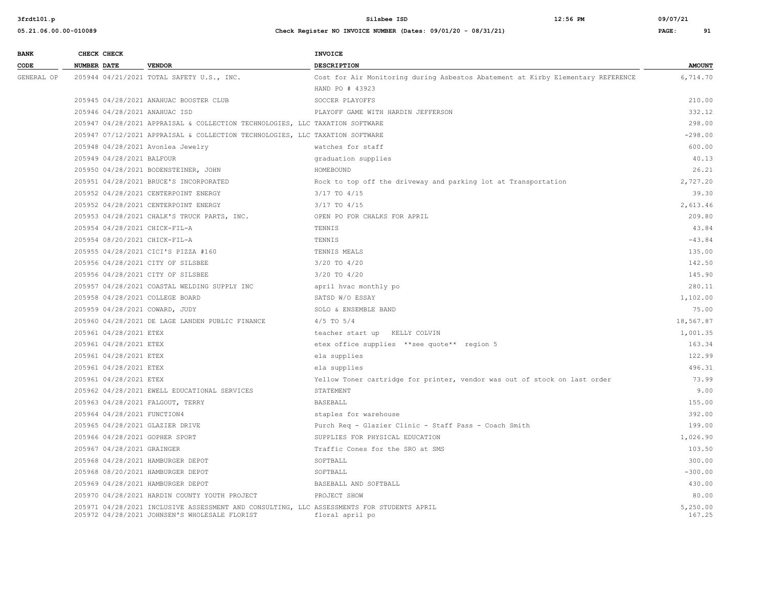| BANK CODE | CHECK NUMBER | CHECK DATE | VENDOR | INVOICE DESCRIPTION | AMOUNT |
|---|---|---|---|---|---|
| GENERAL OP | 205944 | 04/21/2021 | TOTAL SAFETY U.S., INC. | Cost for Air Monitoring during Asbestos Abatement at Kirby Elementary REFERENCE HAND PO # 43923 | 6,714.70 |
| | 205945 | 04/28/2021 | ANAHUAC BOOSTER CLUB | SOCCER PLAYOFFS | 210.00 |
| | 205946 | 04/28/2021 | ANAHUAC ISD | PLAYOFF GAME WITH HARDIN JEFFERSON | 332.12 |
| | 205947 | 04/28/2021 | APPRAISAL & COLLECTION TECHNOLOGIES, LLC | TAXATION SOFTWARE | 298.00 |
| | 205947 | 07/12/2021 | APPRAISAL & COLLECTION TECHNOLOGIES, LLC | TAXATION SOFTWARE | -298.00 |
| | 205948 | 04/28/2021 | Avonlea Jewelry | watches for staff | 600.00 |
| | 205949 | 04/28/2021 | BALFOUR | graduation supplies | 40.13 |
| | 205950 | 04/28/2021 | BODENSTEINER, JOHN | HOMEBOUND | 26.21 |
| | 205951 | 04/28/2021 | BRUCE'S INCORPORATED | Rock to top off the driveway and parking lot at Transportation | 2,727.20 |
| | 205952 | 04/28/2021 | CENTERPOINT ENERGY | 3/17 TO 4/15 | 39.30 |
| | 205952 | 04/28/2021 | CENTERPOINT ENERGY | 3/17 TO 4/15 | 2,613.46 |
| | 205953 | 04/28/2021 | CHALK'S TRUCK PARTS, INC. | OPEN PO FOR CHALKS FOR APRIL | 209.80 |
| | 205954 | 04/28/2021 | CHICK-FIL-A | TENNIS | 43.84 |
| | 205954 | 08/20/2021 | CHICK-FIL-A | TENNIS | -43.84 |
| | 205955 | 04/28/2021 | CICI'S PIZZA #160 | TENNIS MEALS | 135.00 |
| | 205956 | 04/28/2021 | CITY OF SILSBEE | 3/20 TO 4/20 | 142.50 |
| | 205956 | 04/28/2021 | CITY OF SILSBEE | 3/20 TO 4/20 | 145.90 |
| | 205957 | 04/28/2021 | COASTAL WELDING SUPPLY INC | april hvac monthly po | 280.11 |
| | 205958 | 04/28/2021 | COLLEGE BOARD | SATSD W/O ESSAY | 1,102.00 |
| | 205959 | 04/28/2021 | COWARD, JUDY | SOLO & ENSEMBLE BAND | 75.00 |
| | 205960 | 04/28/2021 | DE LAGE LANDEN PUBLIC FINANCE | 4/5 TO 5/4 | 18,567.87 |
| | 205961 | 04/28/2021 | ETEX | teacher start up KELLY COLVIN | 1,001.35 |
| | 205961 | 04/28/2021 | ETEX | etex office supplies **see quote** region 5 | 163.34 |
| | 205961 | 04/28/2021 | ETEX | ela supplies | 122.99 |
| | 205961 | 04/28/2021 | ETEX | ela supplies | 496.31 |
| | 205961 | 04/28/2021 | ETEX | Yellow Toner cartridge for printer, vendor was out of stock on last order | 73.99 |
| | 205962 | 04/28/2021 | EWELL EDUCATIONAL SERVICES | STATEMENT | 9.00 |
| | 205963 | 04/28/2021 | FALGOUT, TERRY | BASEBALL | 155.00 |
| | 205964 | 04/28/2021 | FUNCTION4 | staples for warehouse | 392.00 |
| | 205965 | 04/28/2021 | GLAZIER DRIVE | Purch Req - Glazier Clinic - Staff Pass - Coach Smith | 199.00 |
| | 205966 | 04/28/2021 | GOPHER SPORT | SUPPLIES FOR PHYSICAL EDUCATION | 1,026.90 |
| | 205967 | 04/28/2021 | GRAINGER | Traffic Cones for the SRO at SMS | 103.50 |
| | 205968 | 04/28/2021 | HAMBURGER DEPOT | SOFTBALL | 300.00 |
| | 205968 | 08/20/2021 | HAMBURGER DEPOT | SOFTBALL | -300.00 |
| | 205969 | 04/28/2021 | HAMBURGER DEPOT | BASEBALL AND SOFTBALL | 430.00 |
| | 205970 | 04/28/2021 | HARDIN COUNTY YOUTH PROJECT | PROJECT SHOW | 80.00 |
| | 205971 | 04/28/2021 | INCLUSIVE ASSESSMENT AND CONSULTING, LLC | ASSESSMENTS FOR STUDENTS APRIL | 5,250.00 |
| | 205972 | 04/28/2021 | JOHNSEN'S WHOLESALE FLORIST | floral april po | 167.25 |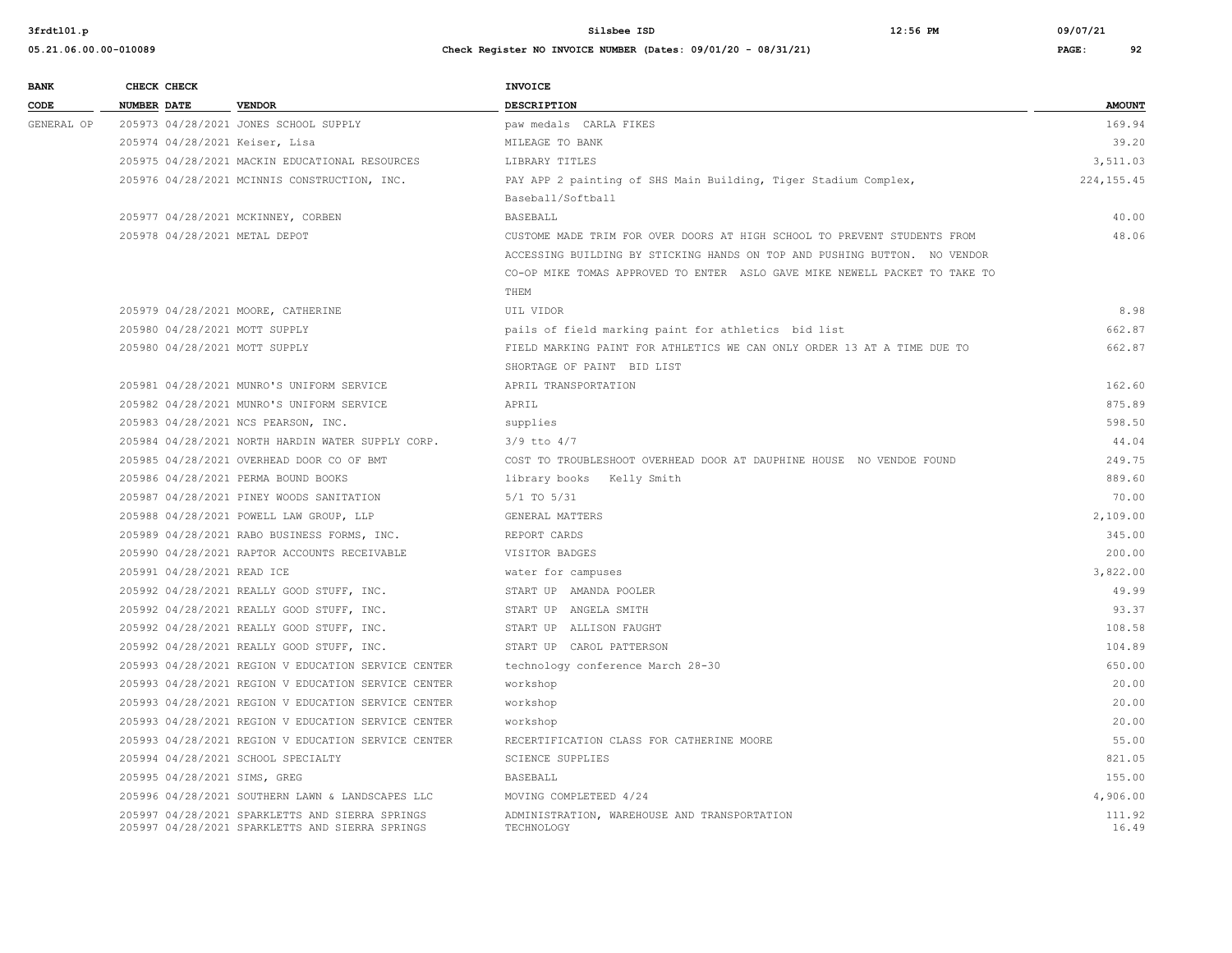| BANK CODE | CHECK NUMBER | CHECK DATE | VENDOR | INVOICE DESCRIPTION | AMOUNT |
|---|---|---|---|---|---|
| GENERAL OP | 205973 | 04/28/2021 | JONES SCHOOL SUPPLY | paw medals CARLA FIKES | 169.94 |
| | 205974 | 04/28/2021 | Keiser, Lisa | MILEAGE TO BANK | 39.20 |
| | 205975 | 04/28/2021 | MACKIN EDUCATIONAL RESOURCES | LIBRARY TITLES | 3,511.03 |
| | 205976 | 04/28/2021 | MCINNIS CONSTRUCTION, INC. | PAY APP 2 painting of SHS Main Building, Tiger Stadium Complex, Baseball/Softball | 224,155.45 |
| | 205977 | 04/28/2021 | MCKINNEY, CORBEN | BASEBALL | 40.00 |
| | 205978 | 04/28/2021 | METAL DEPOT | CUSTOME MADE TRIM FOR OVER DOORS AT HIGH SCHOOL TO PREVENT STUDENTS FROM ACCESSING BUILDING BY STICKING HANDS ON TOP AND PUSHING BUTTON. NO VENDOR CO-OP MIKE TOMAS APPROVED TO ENTER ASLO GAVE MIKE NEWELL PACKET TO TAKE TO THEM | 48.06 |
| | 205979 | 04/28/2021 | MOORE, CATHERINE | UIL VIDOR | 8.98 |
| | 205980 | 04/28/2021 | MOTT SUPPLY | pails of field marking paint for athletics bid list | 662.87 |
| | 205980 | 04/28/2021 | MOTT SUPPLY | FIELD MARKING PAINT FOR ATHLETICS WE CAN ONLY ORDER 13 AT A TIME DUE TO SHORTAGE OF PAINT BID LIST | 662.87 |
| | 205981 | 04/28/2021 | MUNRO'S UNIFORM SERVICE | APRIL TRANSPORTATION | 162.60 |
| | 205982 | 04/28/2021 | MUNRO'S UNIFORM SERVICE | APRIL | 875.89 |
| | 205983 | 04/28/2021 | NCS PEARSON, INC. | supplies | 598.50 |
| | 205984 | 04/28/2021 | NORTH HARDIN WATER SUPPLY CORP. | 3/9 tto 4/7 | 44.04 |
| | 205985 | 04/28/2021 | OVERHEAD DOOR CO OF BMT | COST TO TROUBLESHOOT OVERHEAD DOOR AT DAUPHINE HOUSE NO VENDOE FOUND | 249.75 |
| | 205986 | 04/28/2021 | PERMA BOUND BOOKS | library books Kelly Smith | 889.60 |
| | 205987 | 04/28/2021 | PINEY WOODS SANITATION | 5/1 TO 5/31 | 70.00 |
| | 205988 | 04/28/2021 | POWELL LAW GROUP, LLP | GENERAL MATTERS | 2,109.00 |
| | 205989 | 04/28/2021 | RABO BUSINESS FORMS, INC. | REPORT CARDS | 345.00 |
| | 205990 | 04/28/2021 | RAPTOR ACCOUNTS RECEIVABLE | VISITOR BADGES | 200.00 |
| | 205991 | 04/28/2021 | READ ICE | water for campuses | 3,822.00 |
| | 205992 | 04/28/2021 | REALLY GOOD STUFF, INC. | START UP AMANDA POOLER | 49.99 |
| | 205992 | 04/28/2021 | REALLY GOOD STUFF, INC. | START UP ANGELA SMITH | 93.37 |
| | 205992 | 04/28/2021 | REALLY GOOD STUFF, INC. | START UP ALLISON FAUGHT | 108.58 |
| | 205992 | 04/28/2021 | REALLY GOOD STUFF, INC. | START UP CAROL PATTERSON | 104.89 |
| | 205993 | 04/28/2021 | REGION V EDUCATION SERVICE CENTER | technology conference March 28-30 | 650.00 |
| | 205993 | 04/28/2021 | REGION V EDUCATION SERVICE CENTER | workshop | 20.00 |
| | 205993 | 04/28/2021 | REGION V EDUCATION SERVICE CENTER | workshop | 20.00 |
| | 205993 | 04/28/2021 | REGION V EDUCATION SERVICE CENTER | workshop | 20.00 |
| | 205993 | 04/28/2021 | REGION V EDUCATION SERVICE CENTER | RECERTIFICATION CLASS FOR CATHERINE MOORE | 55.00 |
| | 205994 | 04/28/2021 | SCHOOL SPECIALTY | SCIENCE SUPPLIES | 821.05 |
| | 205995 | 04/28/2021 | SIMS, GREG | BASEBALL | 155.00 |
| | 205996 | 04/28/2021 | SOUTHERN LAWN & LANDSCAPES LLC | MOVING COMPLETEED 4/24 | 4,906.00 |
| | 205997 | 04/28/2021 | SPARKLETTS AND SIERRA SPRINGS | ADMINISTRATION, WAREHOUSE AND TRANSPORTATION | 111.92 |
| | 205997 | 04/28/2021 | SPARKLETTS AND SIERRA SPRINGS | TECHNOLOGY | 16.49 |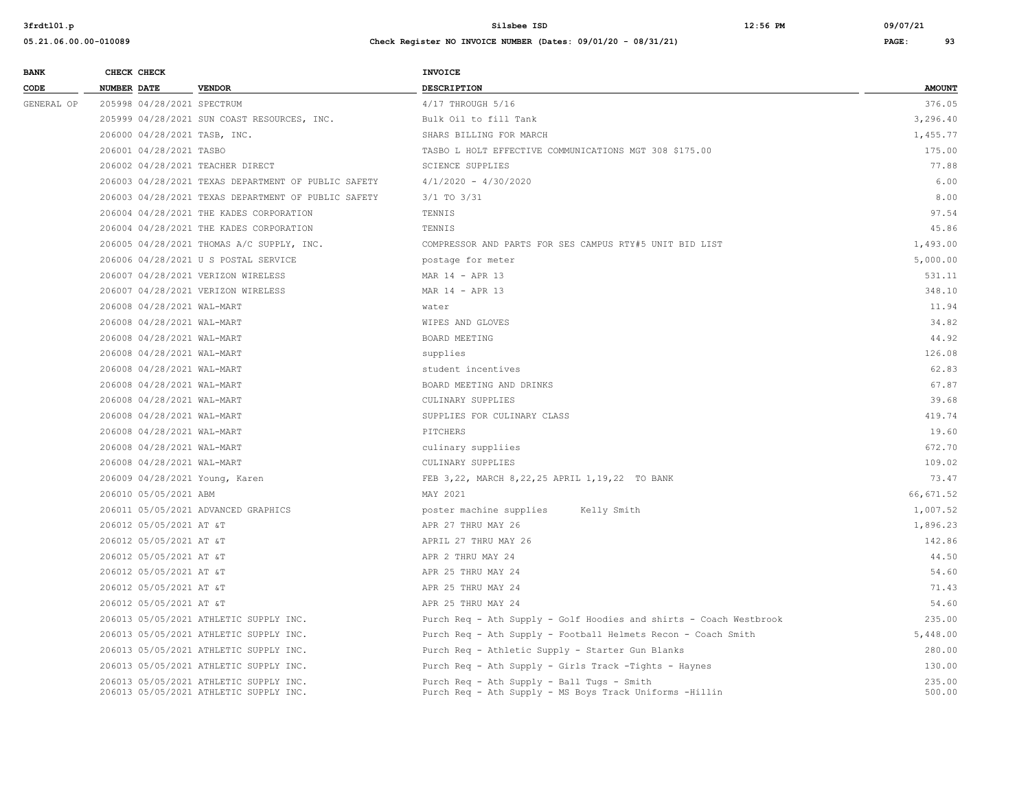| BANK CODE | CHECK NUMBER | CHECK DATE | VENDOR | INVOICE DESCRIPTION | AMOUNT |
|---|---|---|---|---|---|
| GENERAL OP | 205998 | 04/28/2021 | SPECTRUM | 4/17 THROUGH 5/16 | 376.05 |
| | 205999 | 04/28/2021 | SUN COAST RESOURCES, INC. | Bulk Oil to fill Tank | 3,296.40 |
| | 206000 | 04/28/2021 | TASB, INC. | SHARS BILLING FOR MARCH | 1,455.77 |
| | 206001 | 04/28/2021 | TASBO | TASBO L HOLT EFFECTIVE COMMUNICATIONS MGT 308 $175.00 | 175.00 |
| | 206002 | 04/28/2021 | TEACHER DIRECT | SCIENCE SUPPLIES | 77.88 |
| | 206003 | 04/28/2021 | TEXAS DEPARTMENT OF PUBLIC SAFETY | 4/1/2020 - 4/30/2020 | 6.00 |
| | 206003 | 04/28/2021 | TEXAS DEPARTMENT OF PUBLIC SAFETY | 3/1 TO 3/31 | 8.00 |
| | 206004 | 04/28/2021 | THE KADES CORPORATION | TENNIS | 97.54 |
| | 206004 | 04/28/2021 | THE KADES CORPORATION | TENNIS | 45.86 |
| | 206005 | 04/28/2021 | THOMAS A/C SUPPLY, INC. | COMPRESSOR AND PARTS FOR SES CAMPUS RTY#5 UNIT BID LIST | 1,493.00 |
| | 206006 | 04/28/2021 | U S POSTAL SERVICE | postage for meter | 5,000.00 |
| | 206007 | 04/28/2021 | VERIZON WIRELESS | MAR 14 - APR 13 | 531.11 |
| | 206007 | 04/28/2021 | VERIZON WIRELESS | MAR 14 - APR 13 | 348.10 |
| | 206008 | 04/28/2021 | WAL-MART | water | 11.94 |
| | 206008 | 04/28/2021 | WAL-MART | WIPES AND GLOVES | 34.82 |
| | 206008 | 04/28/2021 | WAL-MART | BOARD MEETING | 44.92 |
| | 206008 | 04/28/2021 | WAL-MART | supplies | 126.08 |
| | 206008 | 04/28/2021 | WAL-MART | student incentives | 62.83 |
| | 206008 | 04/28/2021 | WAL-MART | BOARD MEETING AND DRINKS | 67.87 |
| | 206008 | 04/28/2021 | WAL-MART | CULINARY SUPPLIES | 39.68 |
| | 206008 | 04/28/2021 | WAL-MART | SUPPLIES FOR CULINARY CLASS | 419.74 |
| | 206008 | 04/28/2021 | WAL-MART | PITCHERS | 19.60 |
| | 206008 | 04/28/2021 | WAL-MART | culinary suppliies | 672.70 |
| | 206008 | 04/28/2021 | WAL-MART | CULINARY SUPPLIES | 109.02 |
| | 206009 | 04/28/2021 | Young, Karen | FEB 3,22, MARCH 8,22,25 APRIL 1,19,22 TO BANK | 73.47 |
| | 206010 | 05/05/2021 | ABM | MAY 2021 | 66,671.52 |
| | 206011 | 05/05/2021 | ADVANCED GRAPHICS | poster machine supplies Kelly Smith | 1,007.52 |
| | 206012 | 05/05/2021 | AT &T | APR 27 THRU MAY 26 | 1,896.23 |
| | 206012 | 05/05/2021 | AT &T | APRIL 27 THRU MAY 26 | 142.86 |
| | 206012 | 05/05/2021 | AT &T | APR 2 THRU MAY 24 | 44.50 |
| | 206012 | 05/05/2021 | AT &T | APR 25 THRU MAY 24 | 54.60 |
| | 206012 | 05/05/2021 | AT &T | APR 25 THRU MAY 24 | 71.43 |
| | 206012 | 05/05/2021 | AT &T | APR 25 THRU MAY 24 | 54.60 |
| | 206013 | 05/05/2021 | ATHLETIC SUPPLY INC. | Purch Req - Ath Supply - Golf Hoodies and shirts - Coach Westbrook | 235.00 |
| | 206013 | 05/05/2021 | ATHLETIC SUPPLY INC. | Purch Req - Ath Supply - Football Helmets Recon - Coach Smith | 5,448.00 |
| | 206013 | 05/05/2021 | ATHLETIC SUPPLY INC. | Purch Req - Athletic Supply - Starter Gun Blanks | 280.00 |
| | 206013 | 05/05/2021 | ATHLETIC SUPPLY INC. | Purch Req - Ath Supply - Girls Track -Tights - Haynes | 130.00 |
| | 206013 | 05/05/2021 | ATHLETIC SUPPLY INC. | Purch Req - Ath Supply - Ball Tugs - Smith | 235.00 |
| | 206013 | 05/05/2021 | ATHLETIC SUPPLY INC. | Purch Req - Ath Supply - MS Boys Track Uniforms -Hillin | 500.00 |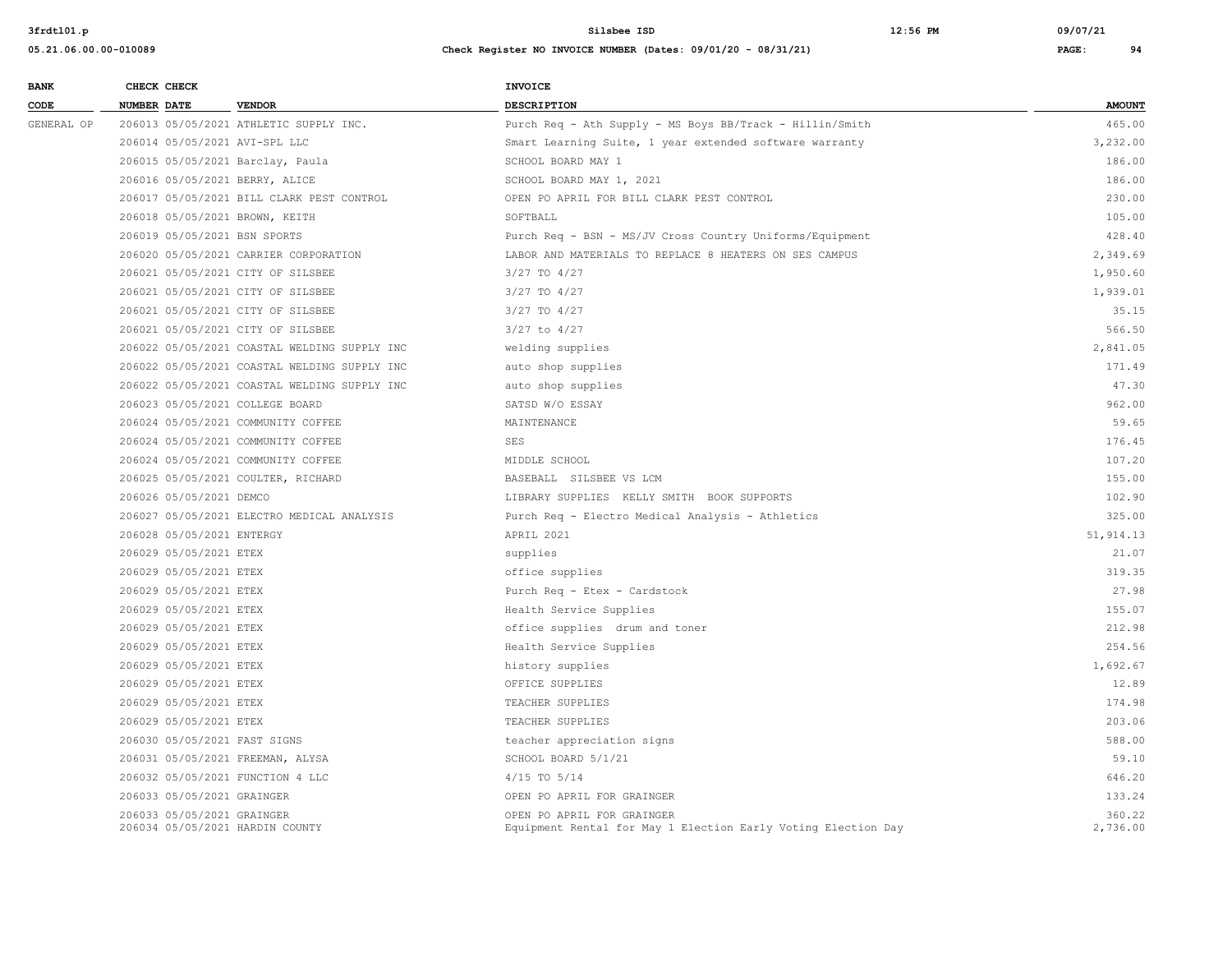| BANK CODE | CHECK NUMBER | CHECK DATE | VENDOR | INVOICE DESCRIPTION | AMOUNT |
|---|---|---|---|---|---|
| GENERAL OP | 206013 | 05/05/2021 | ATHLETIC SUPPLY INC. | Purch Req - Ath Supply - MS Boys BB/Track - Hillin/Smith | 465.00 |
| | 206014 | 05/05/2021 | AVI-SPL LLC | Smart Learning Suite, 1 year extended software warranty | 3,232.00 |
| | 206015 | 05/05/2021 | Barclay, Paula | SCHOOL BOARD MAY 1 | 186.00 |
| | 206016 | 05/05/2021 | BERRY, ALICE | SCHOOL BOARD MAY 1, 2021 | 186.00 |
| | 206017 | 05/05/2021 | BILL CLARK PEST CONTROL | OPEN PO APRIL FOR BILL CLARK PEST CONTROL | 230.00 |
| | 206018 | 05/05/2021 | BROWN, KEITH | SOFTBALL | 105.00 |
| | 206019 | 05/05/2021 | BSN SPORTS | Purch Req - BSN - MS/JV Cross Country Uniforms/Equipment | 428.40 |
| | 206020 | 05/05/2021 | CARRIER CORPORATION | LABOR AND MATERIALS TO REPLACE 8 HEATERS ON SES CAMPUS | 2,349.69 |
| | 206021 | 05/05/2021 | CITY OF SILSBEE | 3/27 TO 4/27 | 1,950.60 |
| | 206021 | 05/05/2021 | CITY OF SILSBEE | 3/27 TO 4/27 | 1,939.01 |
| | 206021 | 05/05/2021 | CITY OF SILSBEE | 3/27 TO 4/27 | 35.15 |
| | 206021 | 05/05/2021 | CITY OF SILSBEE | 3/27 to 4/27 | 566.50 |
| | 206022 | 05/05/2021 | COASTAL WELDING SUPPLY INC | welding supplies | 2,841.05 |
| | 206022 | 05/05/2021 | COASTAL WELDING SUPPLY INC | auto shop supplies | 171.49 |
| | 206022 | 05/05/2021 | COASTAL WELDING SUPPLY INC | auto shop supplies | 47.30 |
| | 206023 | 05/05/2021 | COLLEGE BOARD | SATSD W/O ESSAY | 962.00 |
| | 206024 | 05/05/2021 | COMMUNITY COFFEE | MAINTENANCE | 59.65 |
| | 206024 | 05/05/2021 | COMMUNITY COFFEE | SES | 176.45 |
| | 206024 | 05/05/2021 | COMMUNITY COFFEE | MIDDLE SCHOOL | 107.20 |
| | 206025 | 05/05/2021 | COULTER, RICHARD | BASEBALL SILSBEE VS LCM | 155.00 |
| | 206026 | 05/05/2021 | DEMCO | LIBRARY SUPPLIES KELLY SMITH BOOK SUPPORTS | 102.90 |
| | 206027 | 05/05/2021 | ELECTRO MEDICAL ANALYSIS | Purch Req - Electro Medical Analysis - Athletics | 325.00 |
| | 206028 | 05/05/2021 | ENTERGY | APRIL 2021 | 51,914.13 |
| | 206029 | 05/05/2021 | ETEX | supplies | 21.07 |
| | 206029 | 05/05/2021 | ETEX | office supplies | 319.35 |
| | 206029 | 05/05/2021 | ETEX | Purch Req - Etex - Cardstock | 27.98 |
| | 206029 | 05/05/2021 | ETEX | Health Service Supplies | 155.07 |
| | 206029 | 05/05/2021 | ETEX | office supplies drum and toner | 212.98 |
| | 206029 | 05/05/2021 | ETEX | Health Service Supplies | 254.56 |
| | 206029 | 05/05/2021 | ETEX | history supplies | 1,692.67 |
| | 206029 | 05/05/2021 | ETEX | OFFICE SUPPLIES | 12.89 |
| | 206029 | 05/05/2021 | ETEX | TEACHER SUPPLIES | 174.98 |
| | 206029 | 05/05/2021 | ETEX | TEACHER SUPPLIES | 203.06 |
| | 206030 | 05/05/2021 | FAST SIGNS | teacher appreciation signs | 588.00 |
| | 206031 | 05/05/2021 | FREEMAN, ALYSA | SCHOOL BOARD 5/1/21 | 59.10 |
| | 206032 | 05/05/2021 | FUNCTION 4 LLC | 4/15 TO 5/14 | 646.20 |
| | 206033 | 05/05/2021 | GRAINGER | OPEN PO APRIL FOR GRAINGER | 133.24 |
| | 206033 | 05/05/2021 | GRAINGER | OPEN PO APRIL FOR GRAINGER | 360.22 |
| | 206034 | 05/05/2021 | HARDIN COUNTY | Equipment Rental for May 1 Election Early Voting Election Day | 2,736.00 |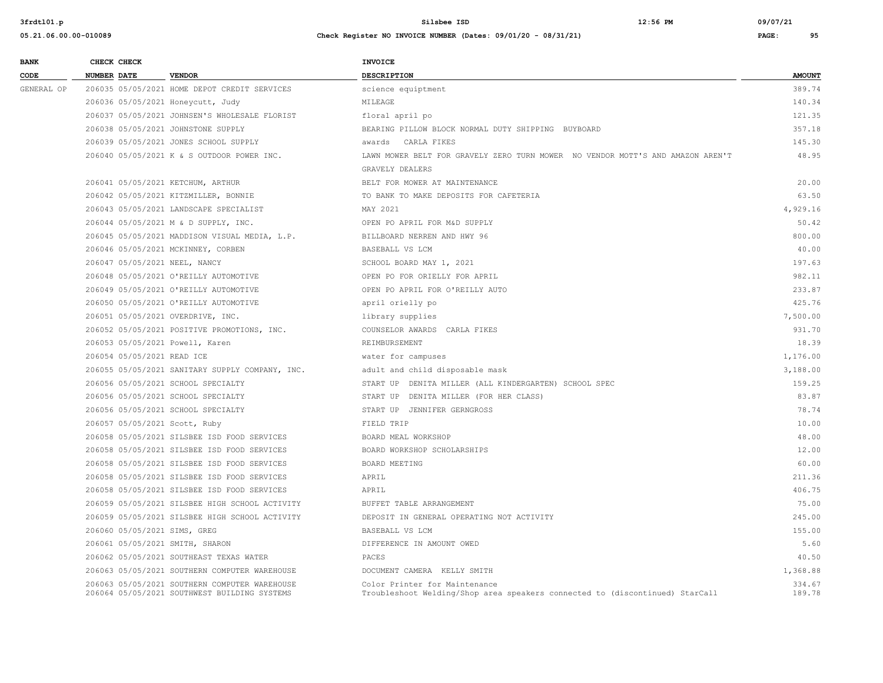**Silsbee ISD**

**Check Register NO INVOICE NUMBER (Dates: 09/01/20 - 08/31/21)**

| BANK CODE | CHECK NUMBER | CHECK DATE | VENDOR | INVOICE DESCRIPTION | AMOUNT |
|---|---|---|---|---|---|
| GENERAL OP | 206035 | 05/05/2021 | HOME DEPOT CREDIT SERVICES | science equiptment | 389.74 |
| | 206036 | 05/05/2021 | Honeycutt, Judy | MILEAGE | 140.34 |
| | 206037 | 05/05/2021 | JOHNSEN'S WHOLESALE FLORIST | floral april po | 121.35 |
| | 206038 | 05/05/2021 | JOHNSTONE SUPPLY | BEARING PILLOW BLOCK NORMAL DUTY SHIPPING BUYBOARD | 357.18 |
| | 206039 | 05/05/2021 | JONES SCHOOL SUPPLY | awards CARLA FIKES | 145.30 |
| | 206040 | 05/05/2021 | K & S OUTDOOR POWER INC. | LAWN MOWER BELT FOR GRAVELY ZERO TURN MOWER NO VENDOR MOTT'S AND AMAZON AREN'T GRAVELY DEALERS | 48.95 |
| | 206041 | 05/05/2021 | KETCHUM, ARTHUR | BELT FOR MOWER AT MAINTENANCE | 20.00 |
| | 206042 | 05/05/2021 | KITZMILLER, BONNIE | TO BANK TO MAKE DEPOSITS FOR CAFETERIA | 63.50 |
| | 206043 | 05/05/2021 | LANDSCAPE SPECIALIST | MAY 2021 | 4,929.16 |
| | 206044 | 05/05/2021 | M & D SUPPLY, INC. | OPEN PO APRIL FOR M&D SUPPLY | 50.42 |
| | 206045 | 05/05/2021 | MADDISON VISUAL MEDIA, L.P. | BILLBOARD NERREN AND HWY 96 | 800.00 |
| | 206046 | 05/05/2021 | MCKINNEY, CORBEN | BASEBALL VS LCM | 40.00 |
| | 206047 | 05/05/2021 | NEEL, NANCY | SCHOOL BOARD MAY 1, 2021 | 197.63 |
| | 206048 | 05/05/2021 | O'REILLY AUTOMOTIVE | OPEN PO FOR ORIELLY FOR APRIL | 982.11 |
| | 206049 | 05/05/2021 | O'REILLY AUTOMOTIVE | OPEN PO APRIL FOR O'REILLY AUTO | 233.87 |
| | 206050 | 05/05/2021 | O'REILLY AUTOMOTIVE | april orielly po | 425.76 |
| | 206051 | 05/05/2021 | OVERDRIVE, INC. | library supplies | 7,500.00 |
| | 206052 | 05/05/2021 | POSITIVE PROMOTIONS, INC. | COUNSELOR AWARDS CARLA FIKES | 931.70 |
| | 206053 | 05/05/2021 | Powell, Karen | REIMBURSEMENT | 18.39 |
| | 206054 | 05/05/2021 | READ ICE | water for campuses | 1,176.00 |
| | 206055 | 05/05/2021 | SANITARY SUPPLY COMPANY, INC. | adult and child disposable mask | 3,188.00 |
| | 206056 | 05/05/2021 | SCHOOL SPECIALTY | START UP DENITA MILLER (ALL KINDERGARTEN) SCHOOL SPEC | 159.25 |
| | 206056 | 05/05/2021 | SCHOOL SPECIALTY | START UP DENITA MILLER (FOR HER CLASS) | 83.87 |
| | 206056 | 05/05/2021 | SCHOOL SPECIALTY | START UP JENNIFER GERNGROSS | 78.74 |
| | 206057 | 05/05/2021 | Scott, Ruby | FIELD TRIP | 10.00 |
| | 206058 | 05/05/2021 | SILSBEE ISD FOOD SERVICES | BOARD MEAL WORKSHOP | 48.00 |
| | 206058 | 05/05/2021 | SILSBEE ISD FOOD SERVICES | BOARD WORKSHOP SCHOLARSHIPS | 12.00 |
| | 206058 | 05/05/2021 | SILSBEE ISD FOOD SERVICES | BOARD MEETING | 60.00 |
| | 206058 | 05/05/2021 | SILSBEE ISD FOOD SERVICES | APRIL | 211.36 |
| | 206058 | 05/05/2021 | SILSBEE ISD FOOD SERVICES | APRIL | 406.75 |
| | 206059 | 05/05/2021 | SILSBEE HIGH SCHOOL ACTIVITY | BUFFET TABLE ARRANGEMENT | 75.00 |
| | 206059 | 05/05/2021 | SILSBEE HIGH SCHOOL ACTIVITY | DEPOSIT IN GENERAL OPERATING NOT ACTIVITY | 245.00 |
| | 206060 | 05/05/2021 | SIMS, GREG | BASEBALL VS LCM | 155.00 |
| | 206061 | 05/05/2021 | SMITH, SHARON | DIFFERENCE IN AMOUNT OWED | 5.60 |
| | 206062 | 05/05/2021 | SOUTHEAST TEXAS WATER | PACES | 40.50 |
| | 206063 | 05/05/2021 | SOUTHERN COMPUTER WAREHOUSE | DOCUMENT CAMERA KELLY SMITH | 1,368.88 |
| | 206063 | 05/05/2021 | SOUTHERN COMPUTER WAREHOUSE | Color Printer for Maintenance | 334.67 |
| | 206064 | 05/05/2021 | SOUTHWEST BUILDING SYSTEMS | Troubleshoot Welding/Shop area speakers connected to (discontinued) StarCall | 189.78 |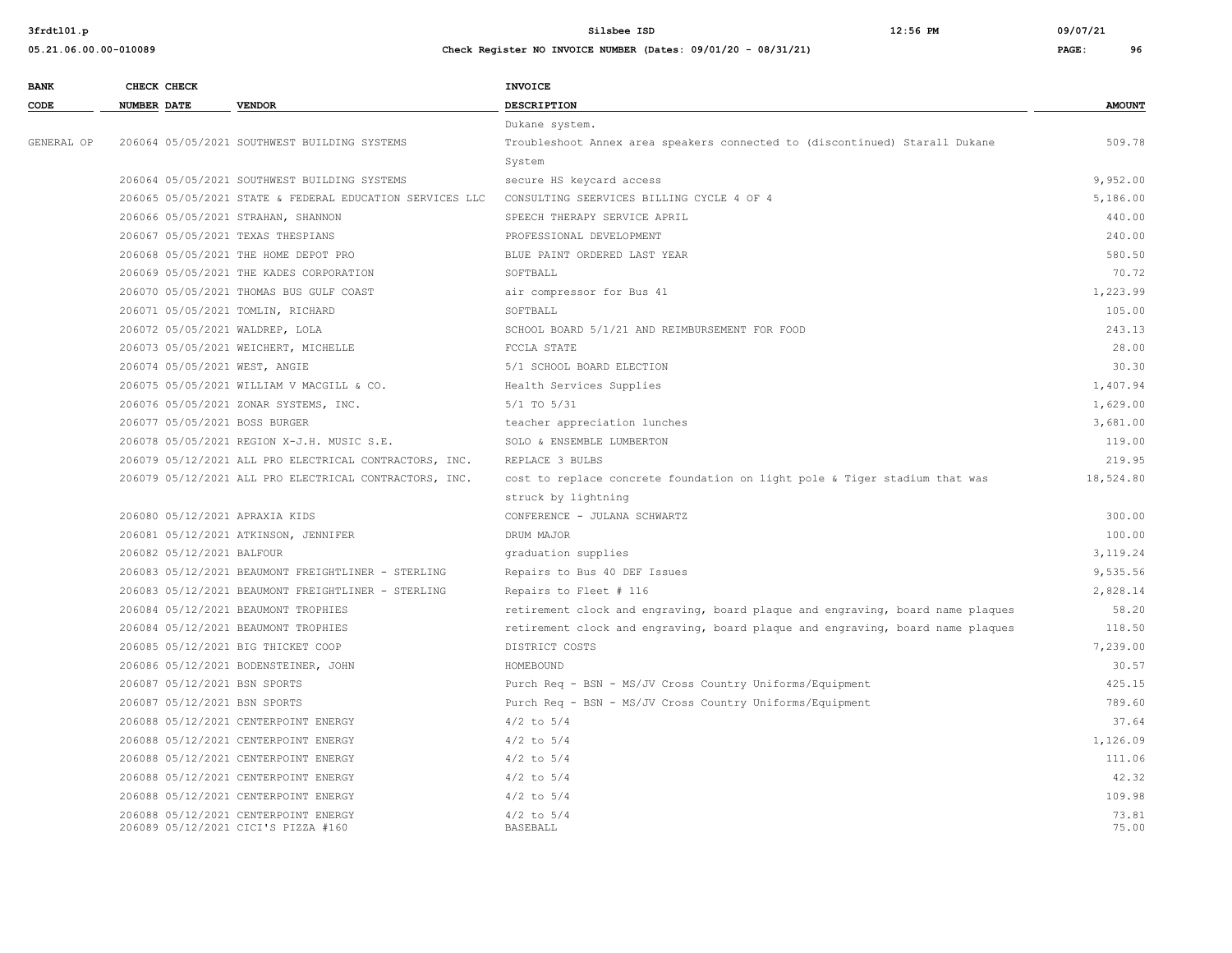| BANK CODE | CHECK NUMBER | CHECK DATE | VENDOR | INVOICE DESCRIPTION | AMOUNT |
|---|---|---|---|---|---|
| | | | | Dukane system. | |
| GENERAL OP | 206064 | 05/05/2021 | SOUTHWEST BUILDING SYSTEMS | Troubleshoot Annex area speakers connected to (discontinued) Starall Dukane System | 509.78 |
| | 206064 | 05/05/2021 | SOUTHWEST BUILDING SYSTEMS | secure HS keycard access | 9,952.00 |
| | 206065 | 05/05/2021 | STATE & FEDERAL EDUCATION SERVICES LLC | CONSULTING SEERVICES BILLING CYCLE 4 OF 4 | 5,186.00 |
| | 206066 | 05/05/2021 | STRAHAN, SHANNON | SPEECH THERAPY SERVICE APRIL | 440.00 |
| | 206067 | 05/05/2021 | TEXAS THESPIANS | PROFESSIONAL DEVELOPMENT | 240.00 |
| | 206068 | 05/05/2021 | THE HOME DEPOT PRO | BLUE PAINT ORDERED LAST YEAR | 580.50 |
| | 206069 | 05/05/2021 | THE KADES CORPORATION | SOFTBALL | 70.72 |
| | 206070 | 05/05/2021 | THOMAS BUS GULF COAST | air compressor for Bus 41 | 1,223.99 |
| | 206071 | 05/05/2021 | TOMLIN, RICHARD | SOFTBALL | 105.00 |
| | 206072 | 05/05/2021 | WALDREP, LOLA | SCHOOL BOARD 5/1/21 AND REIMBURSEMENT FOR FOOD | 243.13 |
| | 206073 | 05/05/2021 | WEICHERT, MICHELLE | FCCLA STATE | 28.00 |
| | 206074 | 05/05/2021 | WEST, ANGIE | 5/1 SCHOOL BOARD ELECTION | 30.30 |
| | 206075 | 05/05/2021 | WILLIAM V MACGILL & CO. | Health Services Supplies | 1,407.94 |
| | 206076 | 05/05/2021 | ZONAR SYSTEMS, INC. | 5/1 TO 5/31 | 1,629.00 |
| | 206077 | 05/05/2021 | BOSS BURGER | teacher appreciation lunches | 3,681.00 |
| | 206078 | 05/05/2021 | REGION X-J.H. MUSIC S.E. | SOLO & ENSEMBLE LUMBERTON | 119.00 |
| | 206079 | 05/12/2021 | ALL PRO ELECTRICAL CONTRACTORS, INC. | REPLACE 3 BULBS | 219.95 |
| | 206079 | 05/12/2021 | ALL PRO ELECTRICAL CONTRACTORS, INC. | cost to replace concrete foundation on light pole & Tiger stadium that was struck by lightning | 18,524.80 |
| | 206080 | 05/12/2021 | APRAXIA KIDS | CONFERENCE - JULANA SCHWARTZ | 300.00 |
| | 206081 | 05/12/2021 | ATKINSON, JENNIFER | DRUM MAJOR | 100.00 |
| | 206082 | 05/12/2021 | BALFOUR | graduation supplies | 3,119.24 |
| | 206083 | 05/12/2021 | BEAUMONT FREIGHTLINER - STERLING | Repairs to Bus 40 DEF Issues | 9,535.56 |
| | 206083 | 05/12/2021 | BEAUMONT FREIGHTLINER - STERLING | Repairs to Fleet # 116 | 2,828.14 |
| | 206084 | 05/12/2021 | BEAUMONT TROPHIES | retirement clock and engraving, board plaque and engraving, board name plaques | 58.20 |
| | 206084 | 05/12/2021 | BEAUMONT TROPHIES | retirement clock and engraving, board plaque and engraving, board name plaques | 118.50 |
| | 206085 | 05/12/2021 | BIG THICKET COOP | DISTRICT COSTS | 7,239.00 |
| | 206086 | 05/12/2021 | BODENSTEINER, JOHN | HOMEBOUND | 30.57 |
| | 206087 | 05/12/2021 | BSN SPORTS | Purch Req - BSN - MS/JV Cross Country Uniforms/Equipment | 425.15 |
| | 206087 | 05/12/2021 | BSN SPORTS | Purch Req - BSN - MS/JV Cross Country Uniforms/Equipment | 789.60 |
| | 206088 | 05/12/2021 | CENTERPOINT ENERGY | 4/2 to 5/4 | 37.64 |
| | 206088 | 05/12/2021 | CENTERPOINT ENERGY | 4/2 to 5/4 | 1,126.09 |
| | 206088 | 05/12/2021 | CENTERPOINT ENERGY | 4/2 to 5/4 | 111.06 |
| | 206088 | 05/12/2021 | CENTERPOINT ENERGY | 4/2 to 5/4 | 42.32 |
| | 206088 | 05/12/2021 | CENTERPOINT ENERGY | 4/2 to 5/4 | 109.98 |
| | 206088 | 05/12/2021 | CENTERPOINT ENERGY | 4/2 to 5/4 | 73.81 |
| | 206089 | 05/12/2021 | CICI'S PIZZA #160 | BASEBALL | 75.00 |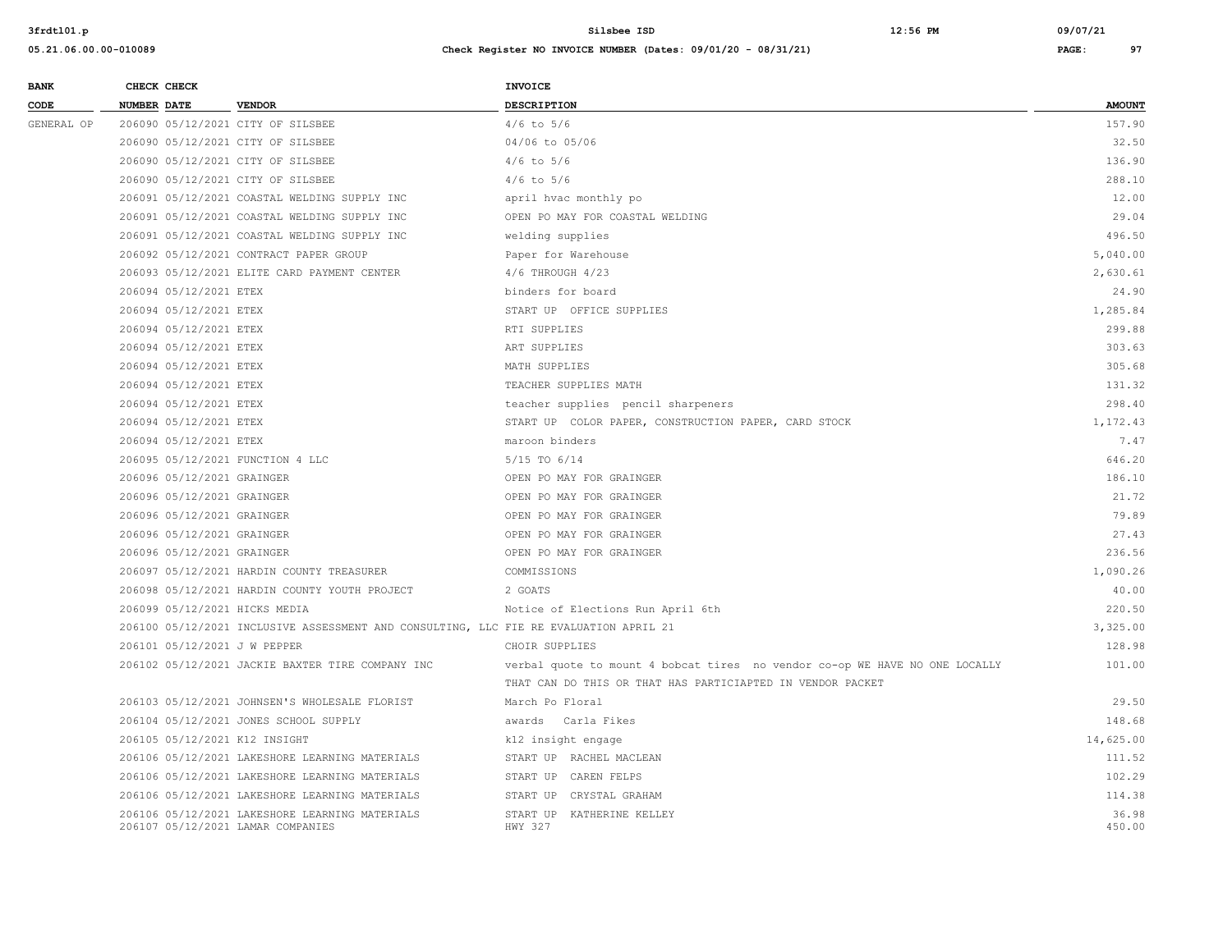| BANK CODE | CHECK NUMBER | CHECK DATE | VENDOR | INVOICE DESCRIPTION | AMOUNT |
|---|---|---|---|---|---|
| GENERAL OP | 206090 | 05/12/2021 | CITY OF SILSBEE | 4/6 to 5/6 | 157.90 |
| | 206090 | 05/12/2021 | CITY OF SILSBEE | 04/06 to 05/06 | 32.50 |
| | 206090 | 05/12/2021 | CITY OF SILSBEE | 4/6 to 5/6 | 136.90 |
| | 206090 | 05/12/2021 | CITY OF SILSBEE | 4/6 to 5/6 | 288.10 |
| | 206091 | 05/12/2021 | COASTAL WELDING SUPPLY INC | april hvac monthly po | 12.00 |
| | 206091 | 05/12/2021 | COASTAL WELDING SUPPLY INC | OPEN PO MAY FOR COASTAL WELDING | 29.04 |
| | 206091 | 05/12/2021 | COASTAL WELDING SUPPLY INC | welding supplies | 496.50 |
| | 206092 | 05/12/2021 | CONTRACT PAPER GROUP | Paper for Warehouse | 5,040.00 |
| | 206093 | 05/12/2021 | ELITE CARD PAYMENT CENTER | 4/6 THROUGH 4/23 | 2,630.61 |
| | 206094 | 05/12/2021 | ETEX | binders for board | 24.90 |
| | 206094 | 05/12/2021 | ETEX | START UP OFFICE SUPPLIES | 1,285.84 |
| | 206094 | 05/12/2021 | ETEX | RTI SUPPLIES | 299.88 |
| | 206094 | 05/12/2021 | ETEX | ART SUPPLIES | 303.63 |
| | 206094 | 05/12/2021 | ETEX | MATH SUPPLIES | 305.68 |
| | 206094 | 05/12/2021 | ETEX | TEACHER SUPPLIES MATH | 131.32 |
| | 206094 | 05/12/2021 | ETEX | teacher supplies pencil sharpeners | 298.40 |
| | 206094 | 05/12/2021 | ETEX | START UP COLOR PAPER, CONSTRUCTION PAPER, CARD STOCK | 1,172.43 |
| | 206094 | 05/12/2021 | ETEX | maroon binders | 7.47 |
| | 206095 | 05/12/2021 | FUNCTION 4 LLC | 5/15 TO 6/14 | 646.20 |
| | 206096 | 05/12/2021 | GRAINGER | OPEN PO MAY FOR GRAINGER | 186.10 |
| | 206096 | 05/12/2021 | GRAINGER | OPEN PO MAY FOR GRAINGER | 21.72 |
| | 206096 | 05/12/2021 | GRAINGER | OPEN PO MAY FOR GRAINGER | 79.89 |
| | 206096 | 05/12/2021 | GRAINGER | OPEN PO MAY FOR GRAINGER | 27.43 |
| | 206096 | 05/12/2021 | GRAINGER | OPEN PO MAY FOR GRAINGER | 236.56 |
| | 206097 | 05/12/2021 | HARDIN COUNTY TREASURER | COMMISSIONS | 1,090.26 |
| | 206098 | 05/12/2021 | HARDIN COUNTY YOUTH PROJECT | 2 GOATS | 40.00 |
| | 206099 | 05/12/2021 | HICKS MEDIA | Notice of Elections Run April 6th | 220.50 |
| | 206100 | 05/12/2021 | INCLUSIVE ASSESSMENT AND CONSULTING, LLC | FIE RE EVALUATION APRIL 21 | 3,325.00 |
| | 206101 | 05/12/2021 | J W PEPPER | CHOIR SUPPLIES | 128.98 |
| | 206102 | 05/12/2021 | JACKIE BAXTER TIRE COMPANY INC | verbal quote to mount 4 bobcat tires no vendor co-op WE HAVE NO ONE LOCALLY THAT CAN DO THIS OR THAT HAS PARTICIAPTED IN VENDOR PACKET | 101.00 |
| | 206103 | 05/12/2021 | JOHNSEN'S WHOLESALE FLORIST | March Po Floral | 29.50 |
| | 206104 | 05/12/2021 | JONES SCHOOL SUPPLY | awards Carla Fikes | 148.68 |
| | 206105 | 05/12/2021 | K12 INSIGHT | k12 insight engage | 14,625.00 |
| | 206106 | 05/12/2021 | LAKESHORE LEARNING MATERIALS | START UP RACHEL MACLEAN | 111.52 |
| | 206106 | 05/12/2021 | LAKESHORE LEARNING MATERIALS | START UP CAREN FELPS | 102.29 |
| | 206106 | 05/12/2021 | LAKESHORE LEARNING MATERIALS | START UP CRYSTAL GRAHAM | 114.38 |
| | 206106 | 05/12/2021 | LAKESHORE LEARNING MATERIALS | START UP KATHERINE KELLEY | 36.98 |
| | 206107 | 05/12/2021 | LAMAR COMPANIES | HWY 327 | 450.00 |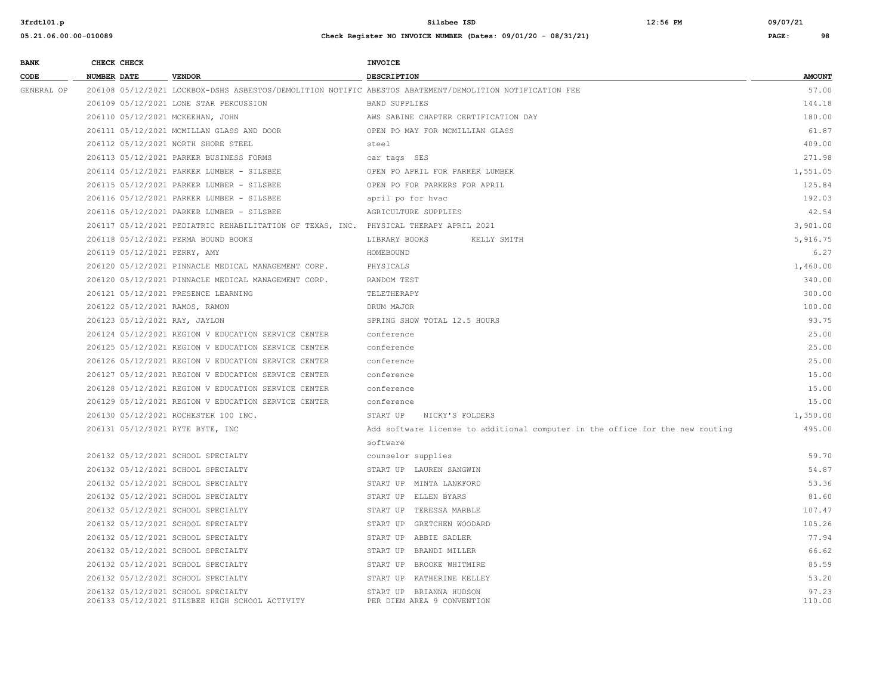# Silsbee ISD

## Check Register NO INVOICE NUMBER (Dates: 09/01/20 - 08/31/21)

| BANK CODE | CHECK NUMBER | CHECK DATE | VENDOR | INVOICE DESCRIPTION | AMOUNT |
|---|---|---|---|---|---|
| GENERAL OP | 206108 | 05/12/2021 | LOCKBOX-DSHS ASBESTOS/DEMOLITION NOTIFIC | ABESTOS ABATEMENT/DEMOLITION NOTIFICATION FEE | 57.00 |
| | 206109 | 05/12/2021 | LONE STAR PERCUSSION | BAND SUPPLIES | 144.18 |
| | 206110 | 05/12/2021 | MCKEEHAN, JOHN | AWS SABINE CHAPTER CERTIFICATION DAY | 180.00 |
| | 206111 | 05/12/2021 | MCMILLAN GLASS AND DOOR | OPEN PO MAY FOR MCMILLIAN GLASS | 61.87 |
| | 206112 | 05/12/2021 | NORTH SHORE STEEL | steel | 409.00 |
| | 206113 | 05/12/2021 | PARKER BUSINESS FORMS | car tags SES | 271.98 |
| | 206114 | 05/12/2021 | PARKER LUMBER - SILSBEE | OPEN PO APRIL FOR PARKER LUMBER | 1,551.05 |
| | 206115 | 05/12/2021 | PARKER LUMBER - SILSBEE | OPEN PO FOR PARKERS FOR APRIL | 125.84 |
| | 206116 | 05/12/2021 | PARKER LUMBER - SILSBEE | april po for hvac | 192.03 |
| | 206116 | 05/12/2021 | PARKER LUMBER - SILSBEE | AGRICULTURE SUPPLIES | 42.54 |
| | 206117 | 05/12/2021 | PEDIATRIC REHABILITATION OF TEXAS, INC. | PHYSICAL THERAPY APRIL 2021 | 3,901.00 |
| | 206118 | 05/12/2021 | PERMA BOUND BOOKS | LIBRARY BOOKS KELLY SMITH | 5,916.75 |
| | 206119 | 05/12/2021 | PERRY, AMY | HOMEBOUND | 6.27 |
| | 206120 | 05/12/2021 | PINNACLE MEDICAL MANAGEMENT CORP. | PHYSICALS | 1,460.00 |
| | 206120 | 05/12/2021 | PINNACLE MEDICAL MANAGEMENT CORP. | RANDOM TEST | 340.00 |
| | 206121 | 05/12/2021 | PRESENCE LEARNING | TELETHERAPY | 300.00 |
| | 206122 | 05/12/2021 | RAMOS, RAMON | DRUM MAJOR | 100.00 |
| | 206123 | 05/12/2021 | RAY, JAYLON | SPRING SHOW TOTAL 12.5 HOURS | 93.75 |
| | 206124 | 05/12/2021 | REGION V EDUCATION SERVICE CENTER | conference | 25.00 |
| | 206125 | 05/12/2021 | REGION V EDUCATION SERVICE CENTER | conference | 25.00 |
| | 206126 | 05/12/2021 | REGION V EDUCATION SERVICE CENTER | conference | 25.00 |
| | 206127 | 05/12/2021 | REGION V EDUCATION SERVICE CENTER | conference | 15.00 |
| | 206128 | 05/12/2021 | REGION V EDUCATION SERVICE CENTER | conference | 15.00 |
| | 206129 | 05/12/2021 | REGION V EDUCATION SERVICE CENTER | conference | 15.00 |
| | 206130 | 05/12/2021 | ROCHESTER 100 INC. | START UP NICKY'S FOLDERS | 1,350.00 |
| | 206131 | 05/12/2021 | RYTE BYTE, INC | Add software license to additional computer in the office for the new routing software | 495.00 |
| | 206132 | 05/12/2021 | SCHOOL SPECIALTY | counselor supplies | 59.70 |
| | 206132 | 05/12/2021 | SCHOOL SPECIALTY | START UP LAUREN SANGWIN | 54.87 |
| | 206132 | 05/12/2021 | SCHOOL SPECIALTY | START UP MINTA LANKFORD | 53.36 |
| | 206132 | 05/12/2021 | SCHOOL SPECIALTY | START UP ELLEN BYARS | 81.60 |
| | 206132 | 05/12/2021 | SCHOOL SPECIALTY | START UP TERESSA MARBLE | 107.47 |
| | 206132 | 05/12/2021 | SCHOOL SPECIALTY | START UP GRETCHEN WOODARD | 105.26 |
| | 206132 | 05/12/2021 | SCHOOL SPECIALTY | START UP ABBIE SADLER | 77.94 |
| | 206132 | 05/12/2021 | SCHOOL SPECIALTY | START UP BRANDI MILLER | 66.62 |
| | 206132 | 05/12/2021 | SCHOOL SPECIALTY | START UP BROOKE WHITMIRE | 85.59 |
| | 206132 | 05/12/2021 | SCHOOL SPECIALTY | START UP KATHERINE KELLEY | 53.20 |
| | 206132 | 05/12/2021 | SCHOOL SPECIALTY | START UP BRIANNA HUDSON | 97.23 |
| | 206133 | 05/12/2021 | SILSBEE HIGH SCHOOL ACTIVITY | PER DIEM AREA 9 CONVENTION | 110.00 |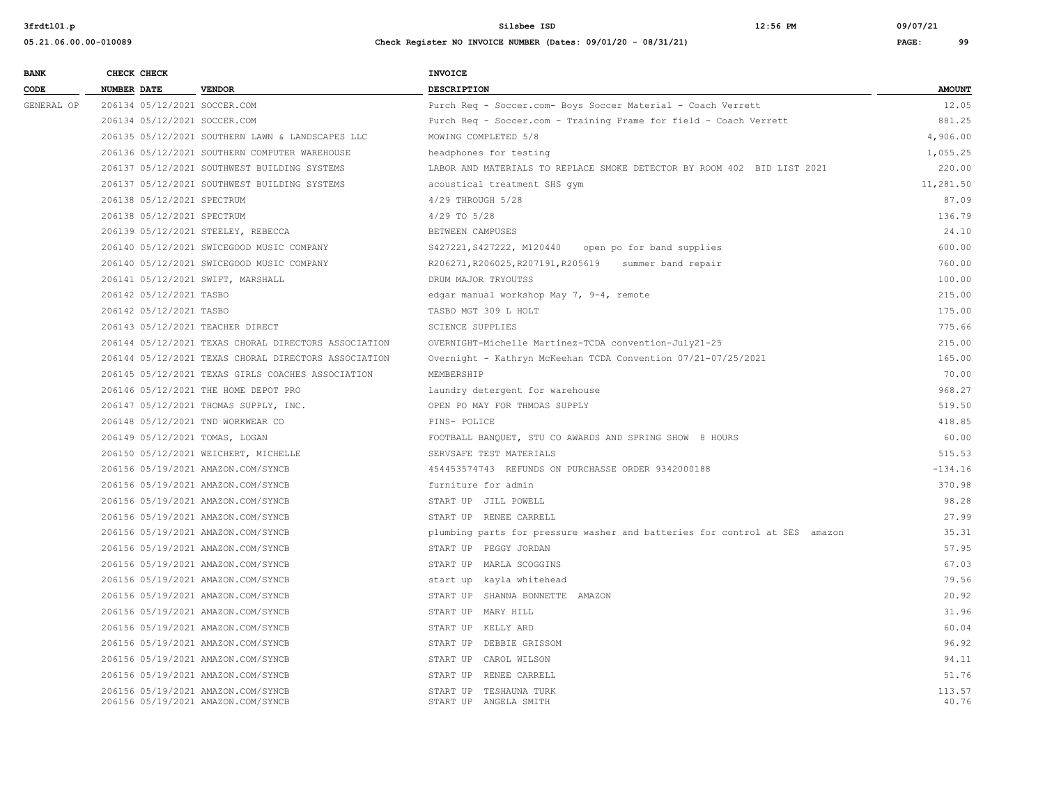| BANK CODE | CHECK NUMBER | CHECK DATE | VENDOR | INVOICE DESCRIPTION | AMOUNT |
|---|---|---|---|---|---|
| GENERAL OP | 206134 | 05/12/2021 | SOCCER.COM | Purch Req - Soccer.com- Boys Soccer Material - Coach Verrett | 12.05 |
| | 206134 | 05/12/2021 | SOCCER.COM | Purch Req - Soccer.com - Training Frame for field - Coach Verrett | 881.25 |
| | 206135 | 05/12/2021 | SOUTHERN LAWN & LANDSCAPES LLC | MOWING COMPLETED 5/8 | 4,906.00 |
| | 206136 | 05/12/2021 | SOUTHERN COMPUTER WAREHOUSE | headphones for testing | 1,055.25 |
| | 206137 | 05/12/2021 | SOUTHWEST BUILDING SYSTEMS | LABOR AND MATERIALS TO REPLACE SMOKE DETECTOR BY ROOM 402 BID LIST 2021 | 220.00 |
| | 206137 | 05/12/2021 | SOUTHWEST BUILDING SYSTEMS | acoustical treatment SHS gym | 11,281.50 |
| | 206138 | 05/12/2021 | SPECTRUM | 4/29 THROUGH 5/28 | 87.09 |
| | 206138 | 05/12/2021 | SPECTRUM | 4/29 TO 5/28 | 136.79 |
| | 206139 | 05/12/2021 | STEELEY, REBECCA | BETWEEN CAMPUSES | 24.10 |
| | 206140 | 05/12/2021 | SWICEGOOD MUSIC COMPANY | S427221,S427222, M120440 open po for band supplies | 600.00 |
| | 206140 | 05/12/2021 | SWICEGOOD MUSIC COMPANY | R206271,R206025,R207191,R205619 summer band repair | 760.00 |
| | 206141 | 05/12/2021 | SWIFT, MARSHALL | DRUM MAJOR TRYOUTSS | 100.00 |
| | 206142 | 05/12/2021 | TASBO | edgar manual workshop May 7, 9-4, remote | 215.00 |
| | 206142 | 05/12/2021 | TASBO | TASBO MGT 309 L HOLT | 175.00 |
| | 206143 | 05/12/2021 | TEACHER DIRECT | SCIENCE SUPPLIES | 775.66 |
| | 206144 | 05/12/2021 | TEXAS CHORAL DIRECTORS ASSOCIATION | OVERNIGHT-Michelle Martinez-TCDA convention-July21-25 | 215.00 |
| | 206144 | 05/12/2021 | TEXAS CHORAL DIRECTORS ASSOCIATION | Overnight - Kathryn McKeehan TCDA Convention 07/21-07/25/2021 | 165.00 |
| | 206145 | 05/12/2021 | TEXAS GIRLS COACHES ASSOCIATION | MEMBERSHIP | 70.00 |
| | 206146 | 05/12/2021 | THE HOME DEPOT PRO | laundry detergent for warehouse | 968.27 |
| | 206147 | 05/12/2021 | THOMAS SUPPLY, INC. | OPEN PO MAY FOR THMOAS SUPPLY | 519.50 |
| | 206148 | 05/12/2021 | TND WORKWEAR CO | PINS- POLICE | 418.85 |
| | 206149 | 05/12/2021 | TOMAS, LOGAN | FOOTBALL BANQUET, STU CO AWARDS AND SPRING SHOW 8 HOURS | 60.00 |
| | 206150 | 05/12/2021 | WEICHERT, MICHELLE | SERVSAFE TEST MATERIALS | 515.53 |
| | 206156 | 05/19/2021 | AMAZON.COM/SYNCB | 454453574743 REFUNDS ON PURCHASSE ORDER 9342000188 | -134.16 |
| | 206156 | 05/19/2021 | AMAZON.COM/SYNCB | furniture for admin | 370.98 |
| | 206156 | 05/19/2021 | AMAZON.COM/SYNCB | START UP JILL POWELL | 98.28 |
| | 206156 | 05/19/2021 | AMAZON.COM/SYNCB | START UP RENEE CARRELL | 27.99 |
| | 206156 | 05/19/2021 | AMAZON.COM/SYNCB | plumbing parts for pressure washer and batteries for control at SES amazon | 35.31 |
| | 206156 | 05/19/2021 | AMAZON.COM/SYNCB | START UP PEGGY JORDAN | 57.95 |
| | 206156 | 05/19/2021 | AMAZON.COM/SYNCB | START UP MARLA SCOGGINS | 67.03 |
| | 206156 | 05/19/2021 | AMAZON.COM/SYNCB | start up kayla whitehead | 79.56 |
| | 206156 | 05/19/2021 | AMAZON.COM/SYNCB | START UP SHANNA BONNETTE AMAZON | 20.92 |
| | 206156 | 05/19/2021 | AMAZON.COM/SYNCB | START UP MARY HILL | 31.96 |
| | 206156 | 05/19/2021 | AMAZON.COM/SYNCB | START UP KELLY ARD | 60.04 |
| | 206156 | 05/19/2021 | AMAZON.COM/SYNCB | START UP DEBBIE GRISSOM | 96.92 |
| | 206156 | 05/19/2021 | AMAZON.COM/SYNCB | START UP CAROL WILSON | 94.11 |
| | 206156 | 05/19/2021 | AMAZON.COM/SYNCB | START UP RENEE CARRELL | 51.76 |
| | 206156 | 05/19/2021 | AMAZON.COM/SYNCB | START UP TESHAUNA TURK | 113.57 |
| | 206156 | 05/19/2021 | AMAZON.COM/SYNCB | START UP ANGELA SMITH | 40.76 |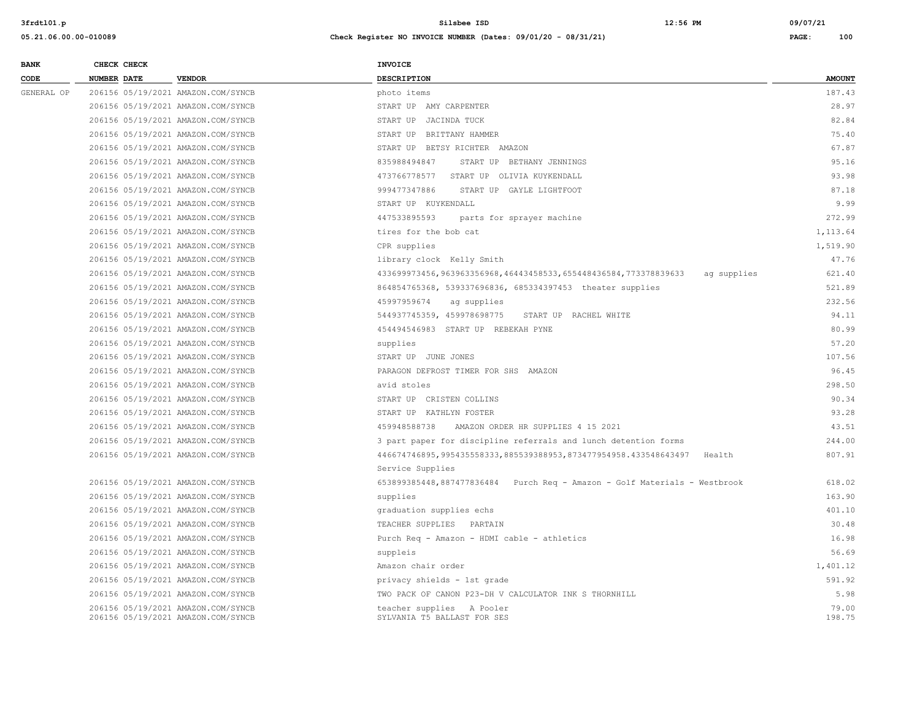Check Register NO INVOICE NUMBER (Dates: 09/01/20 - 08/31/21)

| BANK CODE | CHECK NUMBER | CHECK DATE | VENDOR | INVOICE DESCRIPTION | AMOUNT |
|---|---|---|---|---|---|
| GENERAL OP | 206156 | 05/19/2021 | AMAZON.COM/SYNCB | photo items | 187.43 |
| | 206156 | 05/19/2021 | AMAZON.COM/SYNCB | START UP AMY CARPENTER | 28.97 |
| | 206156 | 05/19/2021 | AMAZON.COM/SYNCB | START UP JACINDA TUCK | 82.84 |
| | 206156 | 05/19/2021 | AMAZON.COM/SYNCB | START UP BRITTANY HAMMER | 75.40 |
| | 206156 | 05/19/2021 | AMAZON.COM/SYNCB | START UP BETSY RICHTER AMAZON | 67.87 |
| | 206156 | 05/19/2021 | AMAZON.COM/SYNCB | 835988494847 START UP BETHANY JENNINGS | 95.16 |
| | 206156 | 05/19/2021 | AMAZON.COM/SYNCB | 473766778577 START UP OLIVIA KUYKENDALL | 93.98 |
| | 206156 | 05/19/2021 | AMAZON.COM/SYNCB | 999477347886 START UP GAYLE LIGHTFOOT | 87.18 |
| | 206156 | 05/19/2021 | AMAZON.COM/SYNCB | START UP KUYKENDALL | 9.99 |
| | 206156 | 05/19/2021 | AMAZON.COM/SYNCB | 447533895593 parts for sprayer machine | 272.99 |
| | 206156 | 05/19/2021 | AMAZON.COM/SYNCB | tires for the bob cat | 1,113.64 |
| | 206156 | 05/19/2021 | AMAZON.COM/SYNCB | CPR supplies | 1,519.90 |
| | 206156 | 05/19/2021 | AMAZON.COM/SYNCB | library clock Kelly Smith | 47.76 |
| | 206156 | 05/19/2021 | AMAZON.COM/SYNCB | 433699973456,963963356968,46443458533,655448436584,773378839633 ag supplies | 621.40 |
| | 206156 | 05/19/2021 | AMAZON.COM/SYNCB | 864854765368, 539337696836, 685334397453 theater supplies | 521.89 |
| | 206156 | 05/19/2021 | AMAZON.COM/SYNCB | 45997959674 ag supplies | 232.56 |
| | 206156 | 05/19/2021 | AMAZON.COM/SYNCB | 544937745359, 459978698775 START UP RACHEL WHITE | 94.11 |
| | 206156 | 05/19/2021 | AMAZON.COM/SYNCB | 454494546983 START UP REBEKAH PYNE | 80.99 |
| | 206156 | 05/19/2021 | AMAZON.COM/SYNCB | supplies | 57.20 |
| | 206156 | 05/19/2021 | AMAZON.COM/SYNCB | START UP JUNE JONES | 107.56 |
| | 206156 | 05/19/2021 | AMAZON.COM/SYNCB | PARAGON DEFROST TIMER FOR SHS AMAZON | 96.45 |
| | 206156 | 05/19/2021 | AMAZON.COM/SYNCB | avid stoles | 298.50 |
| | 206156 | 05/19/2021 | AMAZON.COM/SYNCB | START UP CRISTEN COLLINS | 90.34 |
| | 206156 | 05/19/2021 | AMAZON.COM/SYNCB | START UP KATHLYN FOSTER | 93.28 |
| | 206156 | 05/19/2021 | AMAZON.COM/SYNCB | 459948588738 AMAZON ORDER HR SUPPLIES 4 15 2021 | 43.51 |
| | 206156 | 05/19/2021 | AMAZON.COM/SYNCB | 3 part paper for discipline referrals and lunch detention forms | 244.00 |
| | 206156 | 05/19/2021 | AMAZON.COM/SYNCB | 446674746895,995435558333,885539388953,873477954958.433548643497 Health Service Supplies | 807.91 |
| | 206156 | 05/19/2021 | AMAZON.COM/SYNCB | 653899385448,887477836484 Purch Req - Amazon - Golf Materials - Westbrook | 618.02 |
| | 206156 | 05/19/2021 | AMAZON.COM/SYNCB | supplies | 163.90 |
| | 206156 | 05/19/2021 | AMAZON.COM/SYNCB | graduation supplies echs | 401.10 |
| | 206156 | 05/19/2021 | AMAZON.COM/SYNCB | TEACHER SUPPLIES PARTAIN | 30.48 |
| | 206156 | 05/19/2021 | AMAZON.COM/SYNCB | Purch Req - Amazon - HDMI cable - athletics | 16.98 |
| | 206156 | 05/19/2021 | AMAZON.COM/SYNCB | suppleis | 56.69 |
| | 206156 | 05/19/2021 | AMAZON.COM/SYNCB | Amazon chair order | 1,401.12 |
| | 206156 | 05/19/2021 | AMAZON.COM/SYNCB | privacy shields - 1st grade | 591.92 |
| | 206156 | 05/19/2021 | AMAZON.COM/SYNCB | TWO PACK OF CANON P23-DH V CALCULATOR INK S THORNHILL | 5.98 |
| | 206156 | 05/19/2021 | AMAZON.COM/SYNCB | teacher supplies A Pooler | 79.00 |
| | 206156 | 05/19/2021 | AMAZON.COM/SYNCB | SYLVANIA T5 BALLAST FOR SES | 198.75 |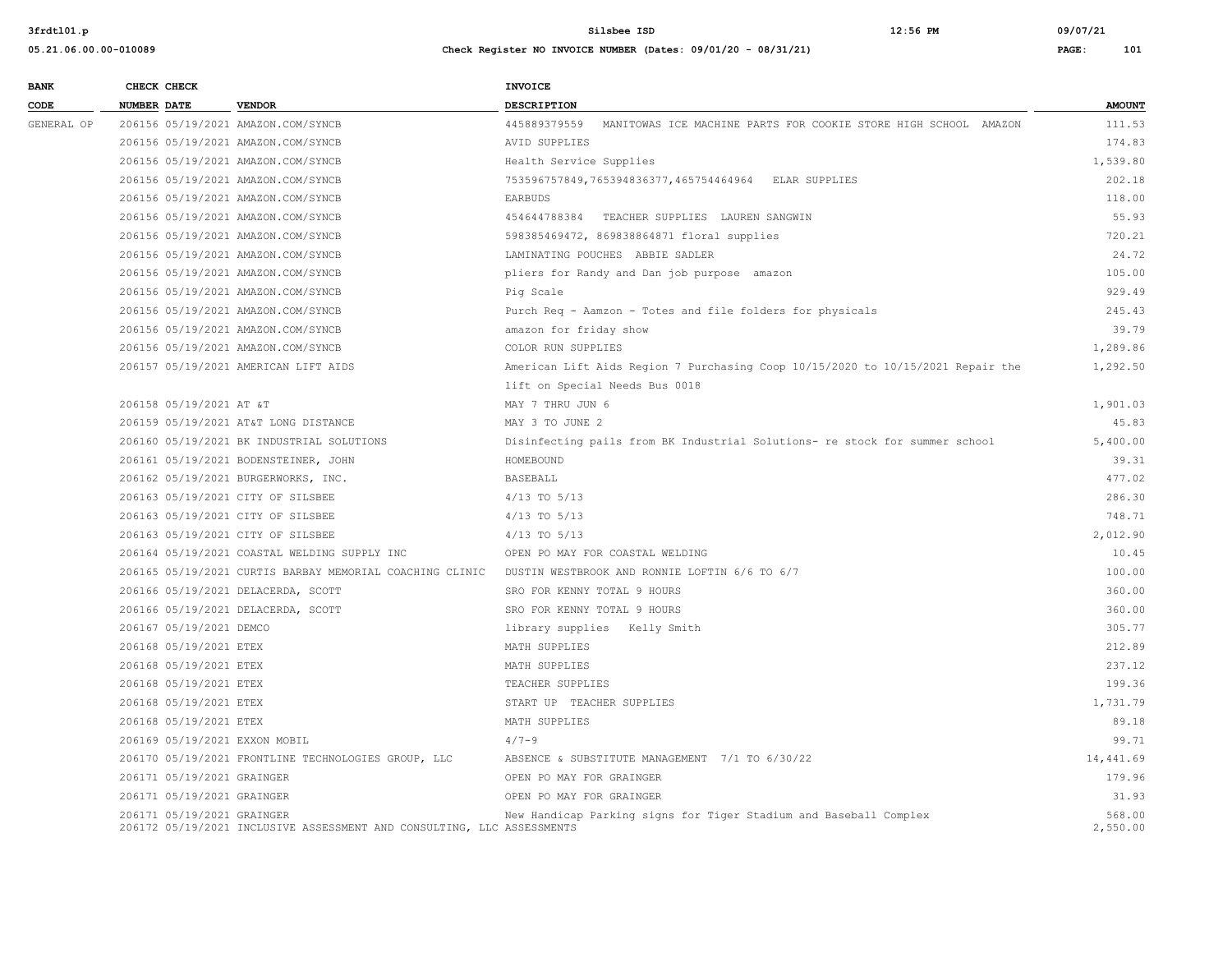| BANK CODE | CHECK NUMBER | CHECK DATE | VENDOR | INVOICE DESCRIPTION | AMOUNT |
|---|---|---|---|---|---|
| GENERAL OP | 206156 | 05/19/2021 | AMAZON.COM/SYNCB | 445889379559 MANITOWAS ICE MACHINE PARTS FOR COOKIE STORE HIGH SCHOOL AMAZON | 111.53 |
| | 206156 | 05/19/2021 | AMAZON.COM/SYNCB | AVID SUPPLIES | 174.83 |
| | 206156 | 05/19/2021 | AMAZON.COM/SYNCB | Health Service Supplies | 1,539.80 |
| | 206156 | 05/19/2021 | AMAZON.COM/SYNCB | 753596757849,765394836377,465754464964 ELAR SUPPLIES | 202.18 |
| | 206156 | 05/19/2021 | AMAZON.COM/SYNCB | EARBUDS | 118.00 |
| | 206156 | 05/19/2021 | AMAZON.COM/SYNCB | 454644788384 TEACHER SUPPLIES LAUREN SANGWIN | 55.93 |
| | 206156 | 05/19/2021 | AMAZON.COM/SYNCB | 598385469472, 869838864871 floral supplies | 720.21 |
| | 206156 | 05/19/2021 | AMAZON.COM/SYNCB | LAMINATING POUCHES ABBIE SADLER | 24.72 |
| | 206156 | 05/19/2021 | AMAZON.COM/SYNCB | pliers for Randy and Dan job purpose amazon | 105.00 |
| | 206156 | 05/19/2021 | AMAZON.COM/SYNCB | Pig Scale | 929.49 |
| | 206156 | 05/19/2021 | AMAZON.COM/SYNCB | Purch Req - Aamzon - Totes and file folders for physicals | 245.43 |
| | 206156 | 05/19/2021 | AMAZON.COM/SYNCB | amazon for friday show | 39.79 |
| | 206156 | 05/19/2021 | AMAZON.COM/SYNCB | COLOR RUN SUPPLIES | 1,289.86 |
| | 206157 | 05/19/2021 | AMERICAN LIFT AIDS | American Lift Aids Region 7 Purchasing Coop 10/15/2020 to 10/15/2021 Repair the lift on Special Needs Bus 0018 | 1,292.50 |
| | 206158 | 05/19/2021 | AT &T | MAY 7 THRU JUN 6 | 1,901.03 |
| | 206159 | 05/19/2021 | AT&T LONG DISTANCE | MAY 3 TO JUNE 2 | 45.83 |
| | 206160 | 05/19/2021 | BK INDUSTRIAL SOLUTIONS | Disinfecting pails from BK Industrial Solutions- re stock for summer school | 5,400.00 |
| | 206161 | 05/19/2021 | BODENSTEINER, JOHN | HOMEBOUND | 39.31 |
| | 206162 | 05/19/2021 | BURGERWORKS, INC. | BASEBALL | 477.02 |
| | 206163 | 05/19/2021 | CITY OF SILSBEE | 4/13 TO 5/13 | 286.30 |
| | 206163 | 05/19/2021 | CITY OF SILSBEE | 4/13 TO 5/13 | 748.71 |
| | 206163 | 05/19/2021 | CITY OF SILSBEE | 4/13 TO 5/13 | 2,012.90 |
| | 206164 | 05/19/2021 | COASTAL WELDING SUPPLY INC | OPEN PO MAY FOR COASTAL WELDING | 10.45 |
| | 206165 | 05/19/2021 | CURTIS BARBAY MEMORIAL COACHING CLINIC | DUSTIN WESTBROOK AND RONNIE LOFTIN 6/6 TO 6/7 | 100.00 |
| | 206166 | 05/19/2021 | DELACERDA, SCOTT | SRO FOR KENNY TOTAL 9 HOURS | 360.00 |
| | 206166 | 05/19/2021 | DELACERDA, SCOTT | SRO FOR KENNY TOTAL 9 HOURS | 360.00 |
| | 206167 | 05/19/2021 | DEMCO | library supplies Kelly Smith | 305.77 |
| | 206168 | 05/19/2021 | ETEX | MATH SUPPLIES | 212.89 |
| | 206168 | 05/19/2021 | ETEX | MATH SUPPLIES | 237.12 |
| | 206168 | 05/19/2021 | ETEX | TEACHER SUPPLIES | 199.36 |
| | 206168 | 05/19/2021 | ETEX | START UP TEACHER SUPPLIES | 1,731.79 |
| | 206168 | 05/19/2021 | ETEX | MATH SUPPLIES | 89.18 |
| | 206169 | 05/19/2021 | EXXON MOBIL | 4/7-9 | 99.71 |
| | 206170 | 05/19/2021 | FRONTLINE TECHNOLOGIES GROUP, LLC | ABSENCE & SUBSTITUTE MANAGEMENT 7/1 TO 6/30/22 | 14,441.69 |
| | 206171 | 05/19/2021 | GRAINGER | OPEN PO MAY FOR GRAINGER | 179.96 |
| | 206171 | 05/19/2021 | GRAINGER | OPEN PO MAY FOR GRAINGER | 31.93 |
| | 206171 | 05/19/2021 | GRAINGER | New Handicap Parking signs for Tiger Stadium and Baseball Complex | 568.00 |
| | 206172 | 05/19/2021 | INCLUSIVE ASSESSMENT AND CONSULTING, LLC | ASSESSMENTS | 2,550.00 |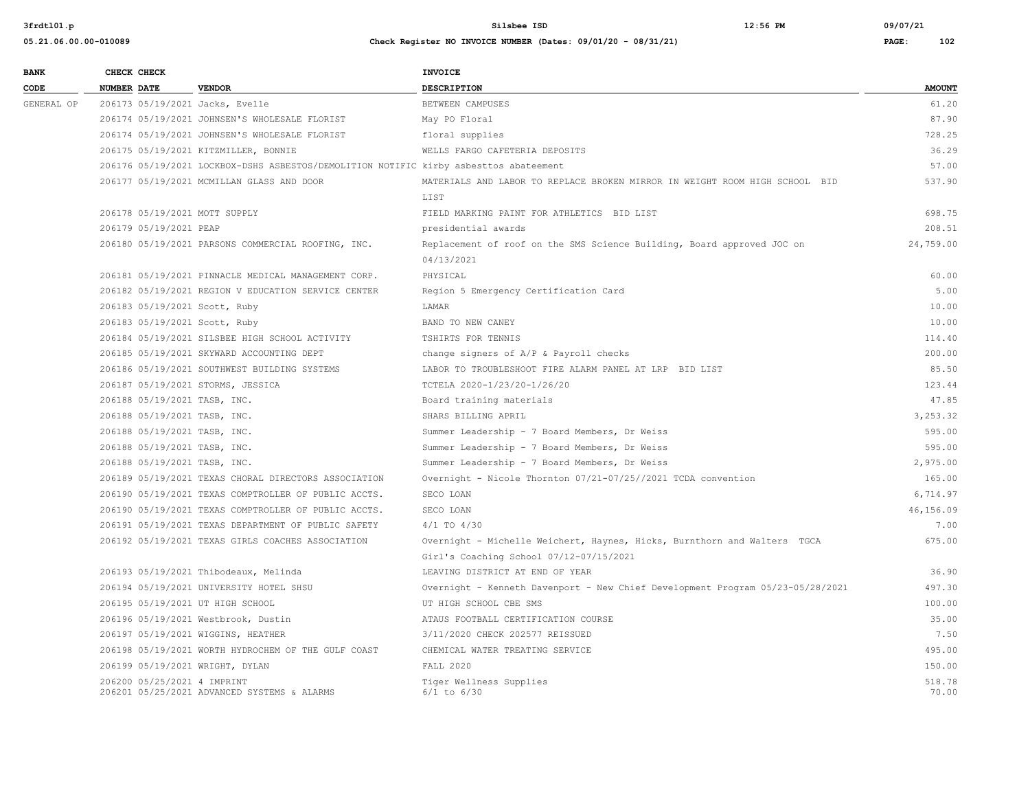| BANK CODE | CHECK NUMBER | CHECK DATE | VENDOR | INVOICE DESCRIPTION | AMOUNT |
|---|---|---|---|---|---|
| GENERAL OP | 206173 | 05/19/2021 | Jacks, Evelle | BETWEEN CAMPUSES | 61.20 |
| | 206174 | 05/19/2021 | JOHNSEN'S WHOLESALE FLORIST | May PO Floral | 87.90 |
| | 206174 | 05/19/2021 | JOHNSEN'S WHOLESALE FLORIST | floral supplies | 728.25 |
| | 206175 | 05/19/2021 | KITZMILLER, BONNIE | WELLS FARGO CAFETERIA DEPOSITS | 36.29 |
| | 206176 | 05/19/2021 | LOCKBOX-DSHS ASBESTOS/DEMOLITION NOTIFIC | kirby asbesttos abateement | 57.00 |
| | 206177 | 05/19/2021 | MCMILLAN GLASS AND DOOR | MATERIALS AND LABOR TO REPLACE BROKEN MIRROR IN WEIGHT ROOM HIGH SCHOOL BID LIST | 537.90 |
| | 206178 | 05/19/2021 | MOTT SUPPLY | FIELD MARKING PAINT FOR ATHLETICS BID LIST | 698.75 |
| | 206179 | 05/19/2021 | PEAP | presidential awards | 208.51 |
| | 206180 | 05/19/2021 | PARSONS COMMERCIAL ROOFING, INC. | Replacement of roof on the SMS Science Building, Board approved JOC on 04/13/2021 | 24,759.00 |
| | 206181 | 05/19/2021 | PINNACLE MEDICAL MANAGEMENT CORP. | PHYSICAL | 60.00 |
| | 206182 | 05/19/2021 | REGION V EDUCATION SERVICE CENTER | Region 5 Emergency Certification Card | 5.00 |
| | 206183 | 05/19/2021 | Scott, Ruby | LAMAR | 10.00 |
| | 206183 | 05/19/2021 | Scott, Ruby | BAND TO NEW CANEY | 10.00 |
| | 206184 | 05/19/2021 | SILSBEE HIGH SCHOOL ACTIVITY | TSHIRTS FOR TENNIS | 114.40 |
| | 206185 | 05/19/2021 | SKYWARD ACCOUNTING DEPT | change signers of A/P & Payroll checks | 200.00 |
| | 206186 | 05/19/2021 | SOUTHWEST BUILDING SYSTEMS | LABOR TO TROUBLESHOOT FIRE ALARM PANEL AT LRP BID LIST | 85.50 |
| | 206187 | 05/19/2021 | STORMS, JESSICA | TCTELA 2020-1/23/20-1/26/20 | 123.44 |
| | 206188 | 05/19/2021 | TASB, INC. | Board training materials | 47.85 |
| | 206188 | 05/19/2021 | TASB, INC. | SHARS BILLING APRIL | 3,253.32 |
| | 206188 | 05/19/2021 | TASB, INC. | Summer Leadership - 7 Board Members, Dr Weiss | 595.00 |
| | 206188 | 05/19/2021 | TASB, INC. | Summer Leadership - 7 Board Members, Dr Weiss | 595.00 |
| | 206188 | 05/19/2021 | TASB, INC. | Summer Leadership - 7 Board Members, Dr Weiss | 2,975.00 |
| | 206189 | 05/19/2021 | TEXAS CHORAL DIRECTORS ASSOCIATION | Overnight - Nicole Thornton 07/21-07/25//2021 TCDA convention | 165.00 |
| | 206190 | 05/19/2021 | TEXAS COMPTROLLER OF PUBLIC ACCTS. | SECO LOAN | 6,714.97 |
| | 206190 | 05/19/2021 | TEXAS COMPTROLLER OF PUBLIC ACCTS. | SECO LOAN | 46,156.09 |
| | 206191 | 05/19/2021 | TEXAS DEPARTMENT OF PUBLIC SAFETY | 4/1 TO 4/30 | 7.00 |
| | 206192 | 05/19/2021 | TEXAS GIRLS COACHES ASSOCIATION | Overnight - Michelle Weichert, Haynes, Hicks, Burnthorn and Walters TGCA Girl's Coaching School 07/12-07/15/2021 | 675.00 |
| | 206193 | 05/19/2021 | Thibodeaux, Melinda | LEAVING DISTRICT AT END OF YEAR | 36.90 |
| | 206194 | 05/19/2021 | UNIVERSITY HOTEL SHSU | Overnight - Kenneth Davenport - New Chief Development Program 05/23-05/28/2021 | 497.30 |
| | 206195 | 05/19/2021 | UT HIGH SCHOOL | UT HIGH SCHOOL CBE SMS | 100.00 |
| | 206196 | 05/19/2021 | Westbrook, Dustin | ATAUS FOOTBALL CERTIFICATION COURSE | 35.00 |
| | 206197 | 05/19/2021 | WIGGINS, HEATHER | 3/11/2020 CHECK 202577 REISSUED | 7.50 |
| | 206198 | 05/19/2021 | WORTH HYDROCHEM OF THE GULF COAST | CHEMICAL WATER TREATING SERVICE | 495.00 |
| | 206199 | 05/19/2021 | WRIGHT, DYLAN | FALL 2020 | 150.00 |
| | 206200 | 05/25/2021 | 4 IMPRINT | Tiger Wellness Supplies | 518.78 |
| | 206201 | 05/25/2021 | ADVANCED SYSTEMS & ALARMS | 6/1 to 6/30 | 70.00 |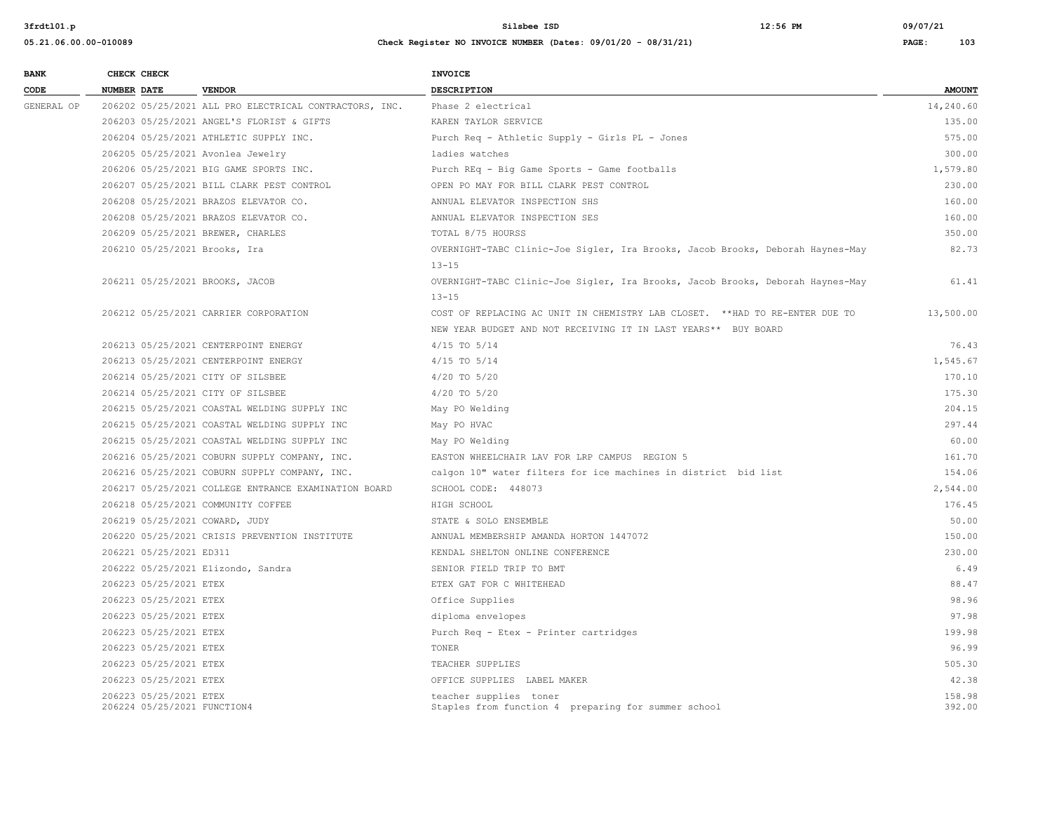| BANK CODE | CHECK NUMBER | CHECK DATE | VENDOR | INVOICE DESCRIPTION | AMOUNT |
|---|---|---|---|---|---|
| GENERAL OP | 206202 | 05/25/2021 | ALL PRO ELECTRICAL CONTRACTORS, INC. | Phase 2 electrical | 14,240.60 |
| | 206203 | 05/25/2021 | ANGEL'S FLORIST & GIFTS | KAREN TAYLOR SERVICE | 135.00 |
| | 206204 | 05/25/2021 | ATHLETIC SUPPLY INC. | Purch Req - Athletic Supply - Girls PL - Jones | 575.00 |
| | 206205 | 05/25/2021 | Avonlea Jewelry | ladies watches | 300.00 |
| | 206206 | 05/25/2021 | BIG GAME SPORTS INC. | Purch REq - Big Game Sports - Game footballs | 1,579.80 |
| | 206207 | 05/25/2021 | BILL CLARK PEST CONTROL | OPEN PO MAY FOR BILL CLARK PEST CONTROL | 230.00 |
| | 206208 | 05/25/2021 | BRAZOS ELEVATOR CO. | ANNUAL ELEVATOR INSPECTION SHS | 160.00 |
| | 206208 | 05/25/2021 | BRAZOS ELEVATOR CO. | ANNUAL ELEVATOR INSPECTION SES | 160.00 |
| | 206209 | 05/25/2021 | BREWER, CHARLES | TOTAL 8/75 HOURSS | 350.00 |
| | 206210 | 05/25/2021 | Brooks, Ira | OVERNIGHT-TABC Clinic-Joe Sigler, Ira Brooks, Jacob Brooks, Deborah Haynes-May 13-15 | 82.73 |
| | 206211 | 05/25/2021 | BROOKS, JACOB | OVERNIGHT-TABC Clinic-Joe Sigler, Ira Brooks, Jacob Brooks, Deborah Haynes-May 13-15 | 61.41 |
| | 206212 | 05/25/2021 | CARRIER CORPORATION | COST OF REPLACING AC UNIT IN CHEMISTRY LAB CLOSET. **HAD TO RE-ENTER DUE TO NEW YEAR BUDGET AND NOT RECEIVING IT IN LAST YEARS** BUY BOARD | 13,500.00 |
| | 206213 | 05/25/2021 | CENTERPOINT ENERGY | 4/15 TO 5/14 | 76.43 |
| | 206213 | 05/25/2021 | CENTERPOINT ENERGY | 4/15 TO 5/14 | 1,545.67 |
| | 206214 | 05/25/2021 | CITY OF SILSBEE | 4/20 TO 5/20 | 170.10 |
| | 206214 | 05/25/2021 | CITY OF SILSBEE | 4/20 TO 5/20 | 175.30 |
| | 206215 | 05/25/2021 | COASTAL WELDING SUPPLY INC | May PO Welding | 204.15 |
| | 206215 | 05/25/2021 | COASTAL WELDING SUPPLY INC | May PO HVAC | 297.44 |
| | 206215 | 05/25/2021 | COASTAL WELDING SUPPLY INC | May PO Welding | 60.00 |
| | 206216 | 05/25/2021 | COBURN SUPPLY COMPANY, INC. | EASTON WHEELCHAIR LAV FOR LRP CAMPUS REGION 5 | 161.70 |
| | 206216 | 05/25/2021 | COBURN SUPPLY COMPANY, INC. | calgon 10" water filters for ice machines in district bid list | 154.06 |
| | 206217 | 05/25/2021 | COLLEGE ENTRANCE EXAMINATION BOARD | SCHOOL CODE: 448073 | 2,544.00 |
| | 206218 | 05/25/2021 | COMMUNITY COFFEE | HIGH SCHOOL | 176.45 |
| | 206219 | 05/25/2021 | COWARD, JUDY | STATE & SOLO ENSEMBLE | 50.00 |
| | 206220 | 05/25/2021 | CRISIS PREVENTION INSTITUTE | ANNUAL MEMBERSHIP AMANDA HORTON 1447072 | 150.00 |
| | 206221 | 05/25/2021 | ED311 | KENDAL SHELTON ONLINE CONFERENCE | 230.00 |
| | 206222 | 05/25/2021 | Elizondo, Sandra | SENIOR FIELD TRIP TO BMT | 6.49 |
| | 206223 | 05/25/2021 | ETEX | ETEX GAT FOR C WHITEHEAD | 88.47 |
| | 206223 | 05/25/2021 | ETEX | Office Supplies | 98.96 |
| | 206223 | 05/25/2021 | ETEX | diploma envelopes | 97.98 |
| | 206223 | 05/25/2021 | ETEX | Purch Req - Etex - Printer cartridges | 199.98 |
| | 206223 | 05/25/2021 | ETEX | TONER | 96.99 |
| | 206223 | 05/25/2021 | ETEX | TEACHER SUPPLIES | 505.30 |
| | 206223 | 05/25/2021 | ETEX | OFFICE SUPPLIES LABEL MAKER | 42.38 |
| | 206223 | 05/25/2021 | ETEX | teacher supplies toner | 158.98 |
| | 206224 | 05/25/2021 | FUNCTION4 | Staples from function 4 preparing for summer school | 392.00 |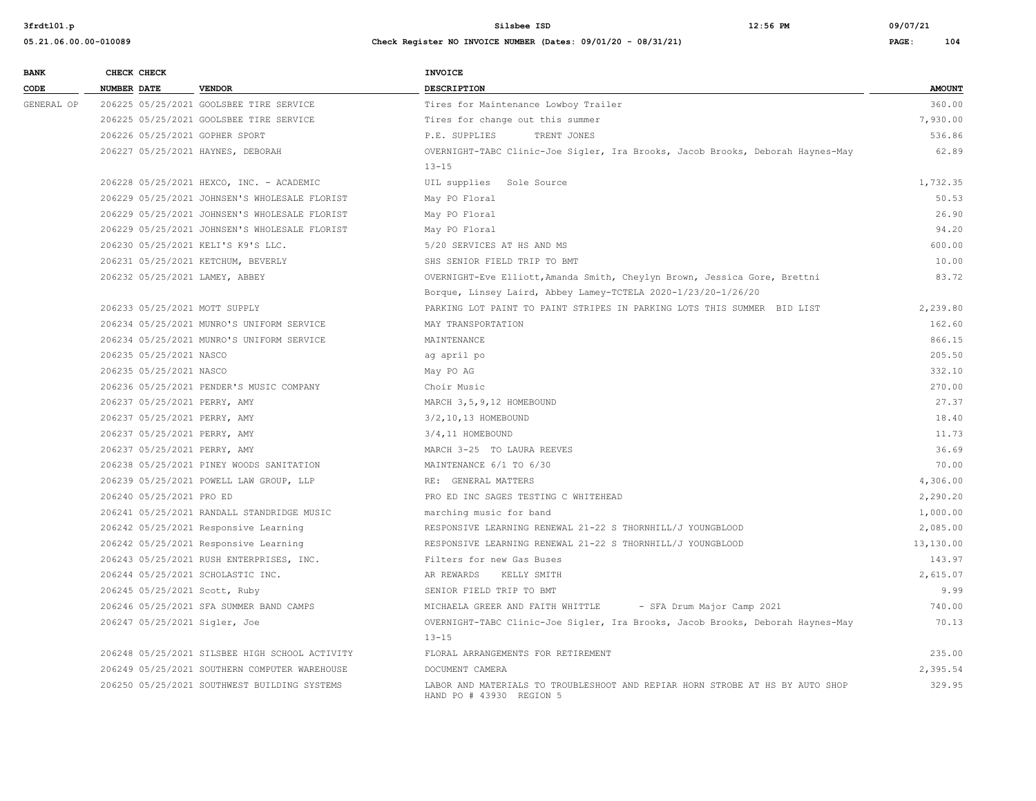| BANK CODE | CHECK NUMBER | CHECK DATE | VENDOR | INVOICE DESCRIPTION | AMOUNT |
|---|---|---|---|---|---|
| GENERAL OP | 206225 | 05/25/2021 | GOOLSBEE TIRE SERVICE | Tires for Maintenance Lowboy Trailer | 360.00 |
| | 206225 | 05/25/2021 | GOOLSBEE TIRE SERVICE | Tires for change out this summer | 7,930.00 |
| | 206226 | 05/25/2021 | GOPHER SPORT | P.E. SUPPLIES TRENT JONES | 536.86 |
| | 206227 | 05/25/2021 | HAYNES, DEBORAH | OVERNIGHT-TABC Clinic-Joe Sigler, Ira Brooks, Jacob Brooks, Deborah Haynes-May 13-15 | 62.89 |
| | 206228 | 05/25/2021 | HEXCO, INC. - ACADEMIC | UIL supplies Sole Source | 1,732.35 |
| | 206229 | 05/25/2021 | JOHNSEN'S WHOLESALE FLORIST | May PO Floral | 50.53 |
| | 206229 | 05/25/2021 | JOHNSEN'S WHOLESALE FLORIST | May PO Floral | 26.90 |
| | 206229 | 05/25/2021 | JOHNSEN'S WHOLESALE FLORIST | May PO Floral | 94.20 |
| | 206230 | 05/25/2021 | KELI'S K9'S LLC. | 5/20 SERVICES AT HS AND MS | 600.00 |
| | 206231 | 05/25/2021 | KETCHUM, BEVERLY | SHS SENIOR FIELD TRIP TO BMT | 10.00 |
| | 206232 | 05/25/2021 | LAMEY, ABBEY | OVERNIGHT-Eve Elliott,Amanda Smith, Cheylyn Brown, Jessica Gore, Brettni Borque, Linsey Laird, Abbey Lamey-TCTELA 2020-1/23/20-1/26/20 | 83.72 |
| | 206233 | 05/25/2021 | MOTT SUPPLY | PARKING LOT PAINT TO PAINT STRIPES IN PARKING LOTS THIS SUMMER BID LIST | 2,239.80 |
| | 206234 | 05/25/2021 | MUNRO'S UNIFORM SERVICE | MAY TRANSPORTATION | 162.60 |
| | 206234 | 05/25/2021 | MUNRO'S UNIFORM SERVICE | MAINTENANCE | 866.15 |
| | 206235 | 05/25/2021 | NASCO | ag april po | 205.50 |
| | 206235 | 05/25/2021 | NASCO | May PO AG | 332.10 |
| | 206236 | 05/25/2021 | PENDER'S MUSIC COMPANY | Choir Music | 270.00 |
| | 206237 | 05/25/2021 | PERRY, AMY | MARCH 3,5,9,12 HOMEBOUND | 27.37 |
| | 206237 | 05/25/2021 | PERRY, AMY | 3/2,10,13 HOMEBOUND | 18.40 |
| | 206237 | 05/25/2021 | PERRY, AMY | 3/4,11 HOMEBOUND | 11.73 |
| | 206237 | 05/25/2021 | PERRY, AMY | MARCH 3-25 TO LAURA REEVES | 36.69 |
| | 206238 | 05/25/2021 | PINEY WOODS SANITATION | MAINTENANCE 6/1 TO 6/30 | 70.00 |
| | 206239 | 05/25/2021 | POWELL LAW GROUP, LLP | RE: GENERAL MATTERS | 4,306.00 |
| | 206240 | 05/25/2021 | PRO ED | PRO ED INC SAGES TESTING C WHITEHEAD | 2,290.20 |
| | 206241 | 05/25/2021 | RANDALL STANDRIDGE MUSIC | marching music for band | 1,000.00 |
| | 206242 | 05/25/2021 | Responsive Learning | RESPONSIVE LEARNING RENEWAL 21-22 S THORNHILL/J YOUNGBLOOD | 2,085.00 |
| | 206242 | 05/25/2021 | Responsive Learning | RESPONSIVE LEARNING RENEWAL 21-22 S THORNHILL/J YOUNGBLOOD | 13,130.00 |
| | 206243 | 05/25/2021 | RUSH ENTERPRISES, INC. | Filters for new Gas Buses | 143.97 |
| | 206244 | 05/25/2021 | SCHOLASTIC INC. | AR REWARDS KELLY SMITH | 2,615.07 |
| | 206245 | 05/25/2021 | Scott, Ruby | SENIOR FIELD TRIP TO BMT | 9.99 |
| | 206246 | 05/25/2021 | SFA SUMMER BAND CAMPS | MICHAELA GREER AND FAITH WHITTLE - SFA Drum Major Camp 2021 | 740.00 |
| | 206247 | 05/25/2021 | Sigler, Joe | OVERNIGHT-TABC Clinic-Joe Sigler, Ira Brooks, Jacob Brooks, Deborah Haynes-May 13-15 | 70.13 |
| | 206248 | 05/25/2021 | SILSBEE HIGH SCHOOL ACTIVITY | FLORAL ARRANGEMENTS FOR RETIREMENT | 235.00 |
| | 206249 | 05/25/2021 | SOUTHERN COMPUTER WAREHOUSE | DOCUMENT CAMERA | 2,395.54 |
| | 206250 | 05/25/2021 | SOUTHWEST BUILDING SYSTEMS | LABOR AND MATERIALS TO TROUBLESHOOT AND REPIAR HORN STROBE AT HS BY AUTO SHOP HAND PO # 43930 REGION 5 | 329.95 |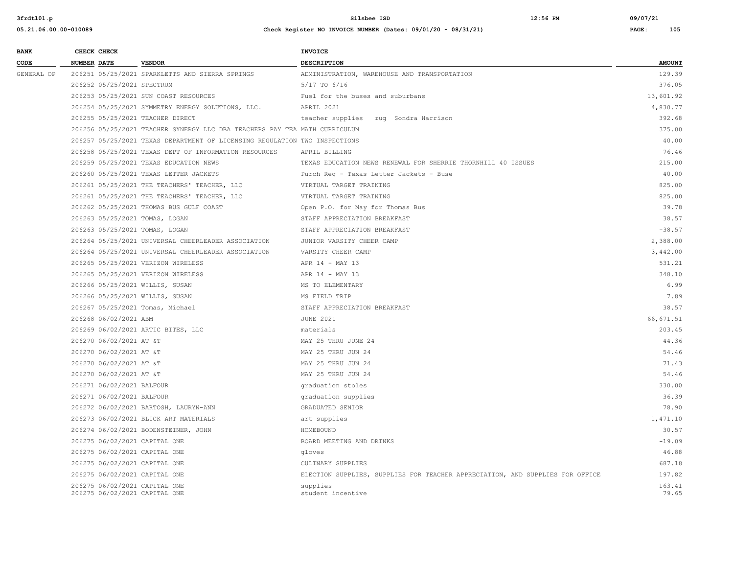| BANK CODE | CHECK NUMBER | CHECK DATE | VENDOR | INVOICE DESCRIPTION | AMOUNT |
|---|---|---|---|---|---|
| GENERAL OP | 206251 | 05/25/2021 | SPARKLETTS AND SIERRA SPRINGS | ADMINISTRATION, WAREHOUSE AND TRANSPORTATION | 129.39 |
| | 206252 | 05/25/2021 | SPECTRUM | 5/17 TO 6/16 | 376.05 |
| | 206253 | 05/25/2021 | SUN COAST RESOURCES | Fuel for the buses and suburbans | 13,601.92 |
| | 206254 | 05/25/2021 | SYMMETRY ENERGY SOLUTIONS, LLC. | APRIL 2021 | 4,830.77 |
| | 206255 | 05/25/2021 | TEACHER DIRECT | teacher supplies rug Sondra Harrison | 392.68 |
| | 206256 | 05/25/2021 | TEACHER SYNERGY LLC DBA TEACHERS PAY TEA | MATH CURRICULUM | 375.00 |
| | 206257 | 05/25/2021 | TEXAS DEPARTMENT OF LICENSING REGULATION | TWO INSPECTIONS | 40.00 |
| | 206258 | 05/25/2021 | TEXAS DEPT OF INFORMATION RESOURCES | APRIL BILLING | 76.46 |
| | 206259 | 05/25/2021 | TEXAS EDUCATION NEWS | TEXAS EDUCATION NEWS RENEWAL FOR SHERRIE THORNHILL 40 ISSUES | 215.00 |
| | 206260 | 05/25/2021 | TEXAS LETTER JACKETS | Purch Req - Texas Letter Jackets - Buse | 40.00 |
| | 206261 | 05/25/2021 | THE TEACHERS' TEACHER, LLC | VIRTUAL TARGET TRAINING | 825.00 |
| | 206261 | 05/25/2021 | THE TEACHERS' TEACHER, LLC | VIRTUAL TARGET TRAINING | 825.00 |
| | 206262 | 05/25/2021 | THOMAS BUS GULF COAST | Open P.O. for May for Thomas Bus | 39.78 |
| | 206263 | 05/25/2021 | TOMAS, LOGAN | STAFF APPRECIATION BREAKFAST | 38.57 |
| | 206263 | 05/25/2021 | TOMAS, LOGAN | STAFF APPRECIATION BREAKFAST | -38.57 |
| | 206264 | 05/25/2021 | UNIVERSAL CHEERLEADER ASSOCIATION | JUNIOR VARSITY CHEER CAMP | 2,388.00 |
| | 206264 | 05/25/2021 | UNIVERSAL CHEERLEADER ASSOCIATION | VARSITY CHEER CAMP | 3,442.00 |
| | 206265 | 05/25/2021 | VERIZON WIRELESS | APR 14 - MAY 13 | 531.21 |
| | 206265 | 05/25/2021 | VERIZON WIRELESS | APR 14 - MAY 13 | 348.10 |
| | 206266 | 05/25/2021 | WILLIS, SUSAN | MS TO ELEMENTARY | 6.99 |
| | 206266 | 05/25/2021 | WILLIS, SUSAN | MS FIELD TRIP | 7.89 |
| | 206267 | 05/25/2021 | Tomas, Michael | STAFF APPRECIATION BREAKFAST | 38.57 |
| | 206268 | 06/02/2021 | ABM | JUNE 2021 | 66,671.51 |
| | 206269 | 06/02/2021 | ARTIC BITES, LLC | materials | 203.45 |
| | 206270 | 06/02/2021 | AT &T | MAY 25 THRU JUNE 24 | 44.36 |
| | 206270 | 06/02/2021 | AT &T | MAY 25 THRU JUN 24 | 54.46 |
| | 206270 | 06/02/2021 | AT &T | MAY 25 THRU JUN 24 | 71.43 |
| | 206270 | 06/02/2021 | AT &T | MAY 25 THRU JUN 24 | 54.46 |
| | 206271 | 06/02/2021 | BALFOUR | graduation stoles | 330.00 |
| | 206271 | 06/02/2021 | BALFOUR | graduation supplies | 36.39 |
| | 206272 | 06/02/2021 | BARTOSH, LAURYN-ANN | GRADUATED SENIOR | 78.90 |
| | 206273 | 06/02/2021 | BLICK ART MATERIALS | art supplies | 1,471.10 |
| | 206274 | 06/02/2021 | BODENSTEINER, JOHN | HOMEBOUND | 30.57 |
| | 206275 | 06/02/2021 | CAPITAL ONE | BOARD MEETING AND DRINKS | -19.09 |
| | 206275 | 06/02/2021 | CAPITAL ONE | gloves | 46.88 |
| | 206275 | 06/02/2021 | CAPITAL ONE | CULINARY SUPPLIES | 687.18 |
| | 206275 | 06/02/2021 | CAPITAL ONE | ELECTION SUPPLIES, SUPPLIES FOR TEACHER APPRECIATION, AND SUPPLIES FOR OFFICE | 197.82 |
| | 206275 | 06/02/2021 | CAPITAL ONE | supplies | 163.41 |
| | 206275 | 06/02/2021 | CAPITAL ONE | student incentive | 79.65 |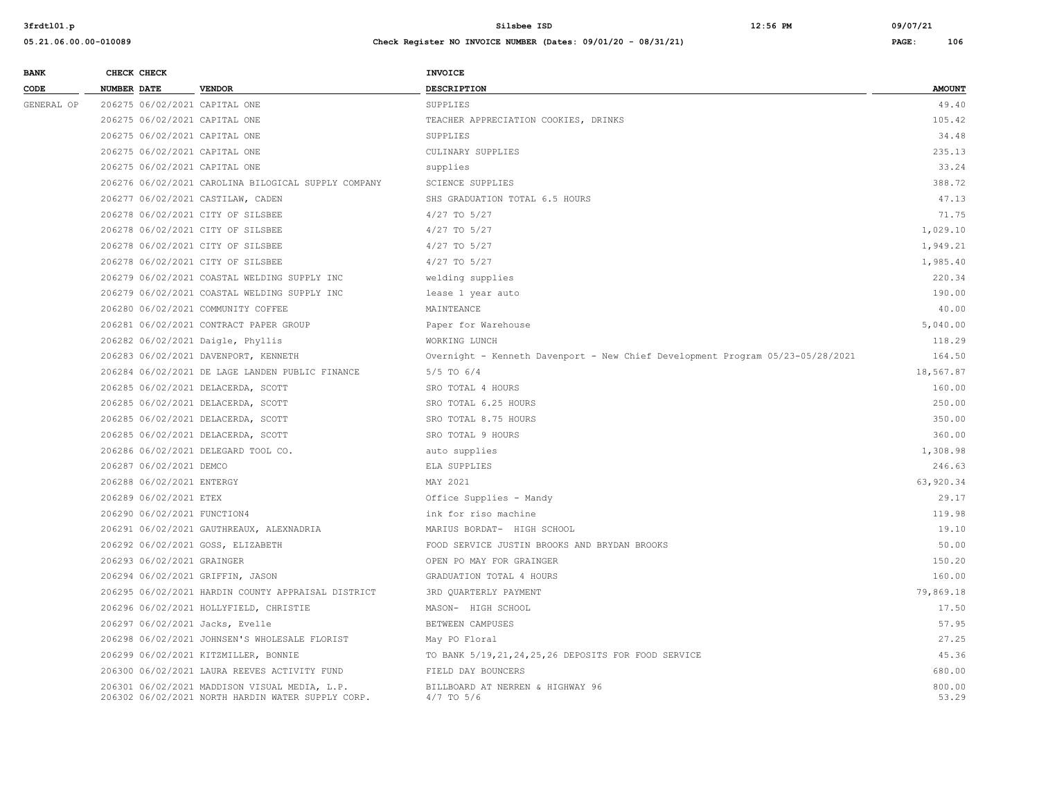| BANK CODE | CHECK NUMBER | CHECK DATE | VENDOR | INVOICE DESCRIPTION | AMOUNT |
|---|---|---|---|---|---|
| GENERAL OP | 206275 | 06/02/2021 | CAPITAL ONE | SUPPLIES | 49.40 |
| | 206275 | 06/02/2021 | CAPITAL ONE | TEACHER APPRECIATION COOKIES, DRINKS | 105.42 |
| | 206275 | 06/02/2021 | CAPITAL ONE | SUPPLIES | 34.48 |
| | 206275 | 06/02/2021 | CAPITAL ONE | CULINARY SUPPLIES | 235.13 |
| | 206275 | 06/02/2021 | CAPITAL ONE | supplies | 33.24 |
| | 206276 | 06/02/2021 | CAROLINA BILOGICAL SUPPLY COMPANY | SCIENCE SUPPLIES | 388.72 |
| | 206277 | 06/02/2021 | CASTILAW, CADEN | SHS GRADUATION TOTAL 6.5 HOURS | 47.13 |
| | 206278 | 06/02/2021 | CITY OF SILSBEE | 4/27 TO 5/27 | 71.75 |
| | 206278 | 06/02/2021 | CITY OF SILSBEE | 4/27 TO 5/27 | 1,029.10 |
| | 206278 | 06/02/2021 | CITY OF SILSBEE | 4/27 TO 5/27 | 1,949.21 |
| | 206278 | 06/02/2021 | CITY OF SILSBEE | 4/27 TO 5/27 | 1,985.40 |
| | 206279 | 06/02/2021 | COASTAL WELDING SUPPLY INC | welding supplies | 220.34 |
| | 206279 | 06/02/2021 | COASTAL WELDING SUPPLY INC | lease 1 year auto | 190.00 |
| | 206280 | 06/02/2021 | COMMUNITY COFFEE | MAINTEANCE | 40.00 |
| | 206281 | 06/02/2021 | CONTRACT PAPER GROUP | Paper for Warehouse | 5,040.00 |
| | 206282 | 06/02/2021 | Daigle, Phyllis | WORKING LUNCH | 118.29 |
| | 206283 | 06/02/2021 | DAVENPORT, KENNETH | Overnight - Kenneth Davenport - New Chief Development Program 05/23-05/28/2021 | 164.50 |
| | 206284 | 06/02/2021 | DE LAGE LANDEN PUBLIC FINANCE | 5/5 TO 6/4 | 18,567.87 |
| | 206285 | 06/02/2021 | DELACERDA, SCOTT | SRO TOTAL 4 HOURS | 160.00 |
| | 206285 | 06/02/2021 | DELACERDA, SCOTT | SRO TOTAL 6.25 HOURS | 250.00 |
| | 206285 | 06/02/2021 | DELACERDA, SCOTT | SRO TOTAL 8.75 HOURS | 350.00 |
| | 206285 | 06/02/2021 | DELACERDA, SCOTT | SRO TOTAL 9 HOURS | 360.00 |
| | 206286 | 06/02/2021 | DELEGARD TOOL CO. | auto supplies | 1,308.98 |
| | 206287 | 06/02/2021 | DEMCO | ELA SUPPLIES | 246.63 |
| | 206288 | 06/02/2021 | ENTERGY | MAY 2021 | 63,920.34 |
| | 206289 | 06/02/2021 | ETEX | Office Supplies - Mandy | 29.17 |
| | 206290 | 06/02/2021 | FUNCTION4 | ink for riso machine | 119.98 |
| | 206291 | 06/02/2021 | GAUTHREAUX, ALEXNADRIA | MARIUS BORDAT- HIGH SCHOOL | 19.10 |
| | 206292 | 06/02/2021 | GOSS, ELIZABETH | FOOD SERVICE JUSTIN BROOKS AND BRYDAN BROOKS | 50.00 |
| | 206293 | 06/02/2021 | GRAINGER | OPEN PO MAY FOR GRAINGER | 150.20 |
| | 206294 | 06/02/2021 | GRIFFIN, JASON | GRADUATION TOTAL 4 HOURS | 160.00 |
| | 206295 | 06/02/2021 | HARDIN COUNTY APPRAISAL DISTRICT | 3RD QUARTERLY PAYMENT | 79,869.18 |
| | 206296 | 06/02/2021 | HOLLYFIELD, CHRISTIE | MASON- HIGH SCHOOL | 17.50 |
| | 206297 | 06/02/2021 | Jacks, Evelle | BETWEEN CAMPUSES | 57.95 |
| | 206298 | 06/02/2021 | JOHNSEN'S WHOLESALE FLORIST | May PO Floral | 27.25 |
| | 206299 | 06/02/2021 | KITZMILLER, BONNIE | TO BANK 5/19,21,24,25,26 DEPOSITS FOR FOOD SERVICE | 45.36 |
| | 206300 | 06/02/2021 | LAURA REEVES ACTIVITY FUND | FIELD DAY BOUNCERS | 680.00 |
| | 206301 | 06/02/2021 | MADDISON VISUAL MEDIA, L.P. | BILLBOARD AT NERREN & HIGHWAY 96 | 800.00 |
| | 206302 | 06/02/2021 | NORTH HARDIN WATER SUPPLY CORP. | 4/7 TO 5/6 | 53.29 |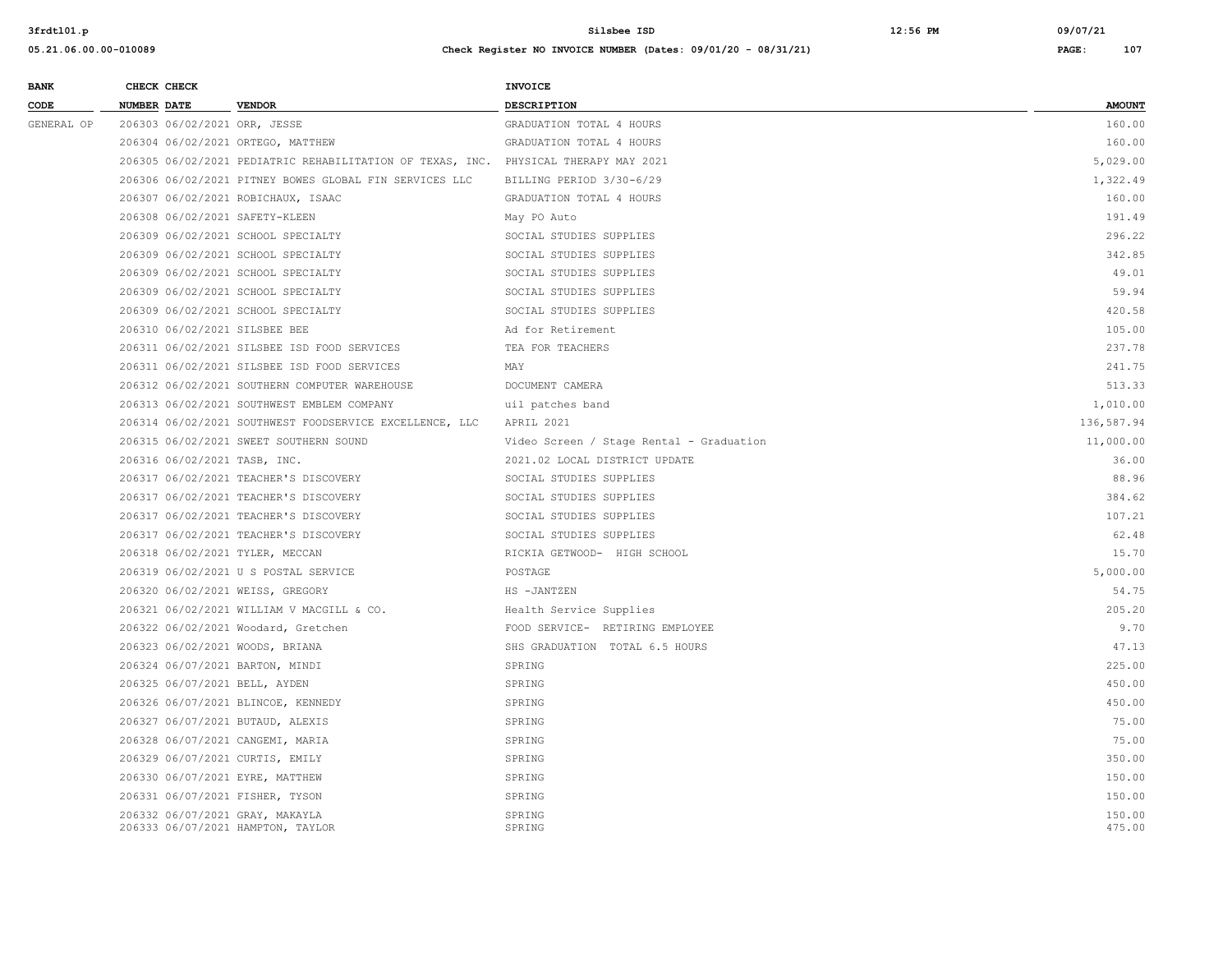| BANK CODE | CHECK NUMBER | CHECK DATE | VENDOR | INVOICE DESCRIPTION | AMOUNT |
|---|---|---|---|---|---|
| GENERAL OP | 206303 | 06/02/2021 | ORR, JESSE | GRADUATION TOTAL 4 HOURS | 160.00 |
| | 206304 | 06/02/2021 | ORTEGO, MATTHEW | GRADUATION TOTAL 4 HOURS | 160.00 |
| | 206305 | 06/02/2021 | PEDIATRIC REHABILITATION OF TEXAS, INC. | PHYSICAL THERAPY MAY 2021 | 5,029.00 |
| | 206306 | 06/02/2021 | PITNEY BOWES GLOBAL FIN SERVICES LLC | BILLING PERIOD 3/30-6/29 | 1,322.49 |
| | 206307 | 06/02/2021 | ROBICHAUX, ISAAC | GRADUATION TOTAL 4 HOURS | 160.00 |
| | 206308 | 06/02/2021 | SAFETY-KLEEN | May PO Auto | 191.49 |
| | 206309 | 06/02/2021 | SCHOOL SPECIALTY | SOCIAL STUDIES SUPPLIES | 296.22 |
| | 206309 | 06/02/2021 | SCHOOL SPECIALTY | SOCIAL STUDIES SUPPLIES | 342.85 |
| | 206309 | 06/02/2021 | SCHOOL SPECIALTY | SOCIAL STUDIES SUPPLIES | 49.01 |
| | 206309 | 06/02/2021 | SCHOOL SPECIALTY | SOCIAL STUDIES SUPPLIES | 59.94 |
| | 206309 | 06/02/2021 | SCHOOL SPECIALTY | SOCIAL STUDIES SUPPLIES | 420.58 |
| | 206310 | 06/02/2021 | SILSBEE BEE | Ad for Retirement | 105.00 |
| | 206311 | 06/02/2021 | SILSBEE ISD FOOD SERVICES | TEA FOR TEACHERS | 237.78 |
| | 206311 | 06/02/2021 | SILSBEE ISD FOOD SERVICES | MAY | 241.75 |
| | 206312 | 06/02/2021 | SOUTHERN COMPUTER WAREHOUSE | DOCUMENT CAMERA | 513.33 |
| | 206313 | 06/02/2021 | SOUTHWEST EMBLEM COMPANY | uil patches band | 1,010.00 |
| | 206314 | 06/02/2021 | SOUTHWEST FOODSERVICE EXCELLENCE, LLC | APRIL 2021 | 136,587.94 |
| | 206315 | 06/02/2021 | SWEET SOUTHERN SOUND | Video Screen / Stage Rental - Graduation | 11,000.00 |
| | 206316 | 06/02/2021 | TASB, INC. | 2021.02 LOCAL DISTRICT UPDATE | 36.00 |
| | 206317 | 06/02/2021 | TEACHER'S DISCOVERY | SOCIAL STUDIES SUPPLIES | 88.96 |
| | 206317 | 06/02/2021 | TEACHER'S DISCOVERY | SOCIAL STUDIES SUPPLIES | 384.62 |
| | 206317 | 06/02/2021 | TEACHER'S DISCOVERY | SOCIAL STUDIES SUPPLIES | 107.21 |
| | 206317 | 06/02/2021 | TEACHER'S DISCOVERY | SOCIAL STUDIES SUPPLIES | 62.48 |
| | 206318 | 06/02/2021 | TYLER, MECCAN | RICKIA GETWOOD- HIGH SCHOOL | 15.70 |
| | 206319 | 06/02/2021 | U S POSTAL SERVICE | POSTAGE | 5,000.00 |
| | 206320 | 06/02/2021 | WEISS, GREGORY | HS -JANTZEN | 54.75 |
| | 206321 | 06/02/2021 | WILLIAM V MACGILL & CO. | Health Service Supplies | 205.20 |
| | 206322 | 06/02/2021 | Woodard, Gretchen | FOOD SERVICE- RETIRING EMPLOYEE | 9.70 |
| | 206323 | 06/02/2021 | WOODS, BRIANA | SHS GRADUATION TOTAL 6.5 HOURS | 47.13 |
| | 206324 | 06/07/2021 | BARTON, MINDI | SPRING | 225.00 |
| | 206325 | 06/07/2021 | BELL, AYDEN | SPRING | 450.00 |
| | 206326 | 06/07/2021 | BLINCOE, KENNEDY | SPRING | 450.00 |
| | 206327 | 06/07/2021 | BUTAUD, ALEXIS | SPRING | 75.00 |
| | 206328 | 06/07/2021 | CANGEMI, MARIA | SPRING | 75.00 |
| | 206329 | 06/07/2021 | CURTIS, EMILY | SPRING | 350.00 |
| | 206330 | 06/07/2021 | EYRE, MATTHEW | SPRING | 150.00 |
| | 206331 | 06/07/2021 | FISHER, TYSON | SPRING | 150.00 |
| | 206332 | 06/07/2021 | GRAY, MAKAYLA | SPRING | 150.00 |
| | 206333 | 06/07/2021 | HAMPTON, TAYLOR | SPRING | 475.00 |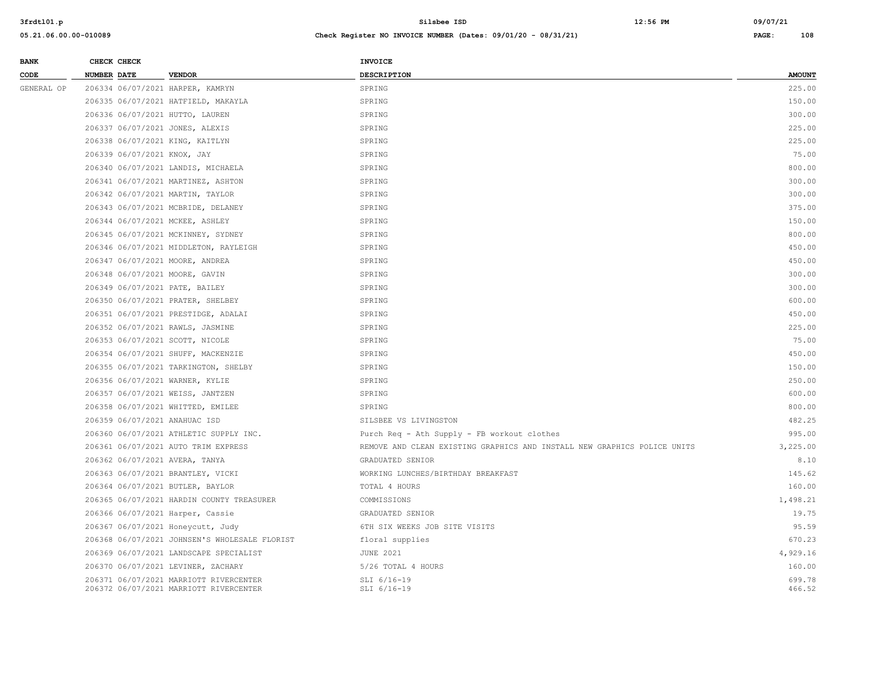| BANK CODE | CHECK NUMBER | CHECK DATE | VENDOR | INVOICE DESCRIPTION | AMOUNT |
|---|---|---|---|---|---|
| GENERAL OP | 206334 | 06/07/2021 | HARPER, KAMRYN | SPRING | 225.00 |
| | 206335 | 06/07/2021 | HATFIELD, MAKAYLA | SPRING | 150.00 |
| | 206336 | 06/07/2021 | HUTTO, LAUREN | SPRING | 300.00 |
| | 206337 | 06/07/2021 | JONES, ALEXIS | SPRING | 225.00 |
| | 206338 | 06/07/2021 | KING, KAITLYN | SPRING | 225.00 |
| | 206339 | 06/07/2021 | KNOX, JAY | SPRING | 75.00 |
| | 206340 | 06/07/2021 | LANDIS, MICHAELA | SPRING | 800.00 |
| | 206341 | 06/07/2021 | MARTINEZ, ASHTON | SPRING | 300.00 |
| | 206342 | 06/07/2021 | MARTIN, TAYLOR | SPRING | 300.00 |
| | 206343 | 06/07/2021 | MCBRIDE, DELANEY | SPRING | 375.00 |
| | 206344 | 06/07/2021 | MCKEE, ASHLEY | SPRING | 150.00 |
| | 206345 | 06/07/2021 | MCKINNEY, SYDNEY | SPRING | 800.00 |
| | 206346 | 06/07/2021 | MIDDLETON, RAYLEIGH | SPRING | 450.00 |
| | 206347 | 06/07/2021 | MOORE, ANDREA | SPRING | 450.00 |
| | 206348 | 06/07/2021 | MOORE, GAVIN | SPRING | 300.00 |
| | 206349 | 06/07/2021 | PATE, BAILEY | SPRING | 300.00 |
| | 206350 | 06/07/2021 | PRATER, SHELBEY | SPRING | 600.00 |
| | 206351 | 06/07/2021 | PRESTIDGE, ADALAI | SPRING | 450.00 |
| | 206352 | 06/07/2021 | RAWLS, JASMINE | SPRING | 225.00 |
| | 206353 | 06/07/2021 | SCOTT, NICOLE | SPRING | 75.00 |
| | 206354 | 06/07/2021 | SHUFF, MACKENZIE | SPRING | 450.00 |
| | 206355 | 06/07/2021 | TARKINGTON, SHELBY | SPRING | 150.00 |
| | 206356 | 06/07/2021 | WARNER, KYLIE | SPRING | 250.00 |
| | 206357 | 06/07/2021 | WEISS, JANTZEN | SPRING | 600.00 |
| | 206358 | 06/07/2021 | WHITTED, EMILEE | SPRING | 800.00 |
| | 206359 | 06/07/2021 | ANAHUAC ISD | SILSBEE VS LIVINGSTON | 482.25 |
| | 206360 | 06/07/2021 | ATHLETIC SUPPLY INC. | Purch Req - Ath Supply - FB workout clothes | 995.00 |
| | 206361 | 06/07/2021 | AUTO TRIM EXPRESS | REMOVE AND CLEAN EXISTING GRAPHICS AND INSTALL NEW GRAPHICS POLICE UNITS | 3,225.00 |
| | 206362 | 06/07/2021 | AVERA, TANYA | GRADUATED SENIOR | 8.10 |
| | 206363 | 06/07/2021 | BRANTLEY, VICKI | WORKING LUNCHES/BIRTHDAY BREAKFAST | 145.62 |
| | 206364 | 06/07/2021 | BUTLER, BAYLOR | TOTAL 4 HOURS | 160.00 |
| | 206365 | 06/07/2021 | HARDIN COUNTY TREASURER | COMMISSIONS | 1,498.21 |
| | 206366 | 06/07/2021 | Harper, Cassie | GRADUATED SENIOR | 19.75 |
| | 206367 | 06/07/2021 | Honeycutt, Judy | 6TH SIX WEEKS JOB SITE VISITS | 95.59 |
| | 206368 | 06/07/2021 | JOHNSEN'S WHOLESALE FLORIST | floral supplies | 670.23 |
| | 206369 | 06/07/2021 | LANDSCAPE SPECIALIST | JUNE 2021 | 4,929.16 |
| | 206370 | 06/07/2021 | LEVINER, ZACHARY | 5/26 TOTAL 4 HOURS | 160.00 |
| | 206371 | 06/07/2021 | MARRIOTT RIVERCENTER | SLI 6/16-19 | 699.78 |
| | 206372 | 06/07/2021 | MARRIOTT RIVERCENTER | SLI 6/16-19 | 466.52 |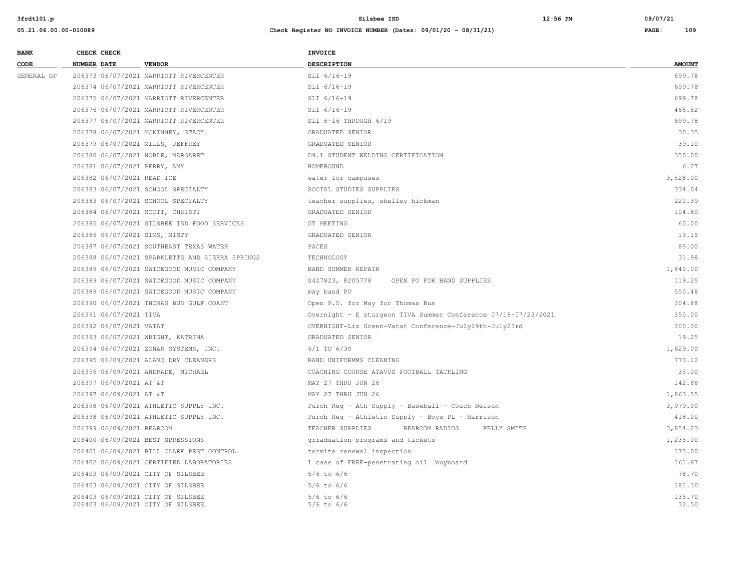| BANK CODE | CHECK NUMBER | CHECK DATE | VENDOR | INVOICE DESCRIPTION | AMOUNT |
|---|---|---|---|---|---|
| GENERAL OP | 206373 | 06/07/2021 | MARRIOTT RIVERCENTER | SLI 6/16-19 | 699.78 |
| | 206374 | 06/07/2021 | MARRIOTT RIVERCENTER | SLI 6/16-19 | 699.78 |
| | 206375 | 06/07/2021 | MARRIOTT RIVERCENTER | SLI 6/16-19 | 699.78 |
| | 206376 | 06/07/2021 | MARRIOTT RIVERCENTER | SLI 6/16-19 | 466.52 |
| | 206377 | 06/07/2021 | MARRIOTT RIVERCENTER | SLI 6-16 THROUGH 6/19 | 699.78 |
| | 206378 | 06/07/2021 | MCKINNEY, STACY | GRADUATED SENIOR | 30.35 |
| | 206379 | 06/07/2021 | MILLS, JEFFREY | GRADUATED SENIOR | 39.10 |
| | 206380 | 06/07/2021 | NOBLE, MARGARET | D9.1 STUDENT WELDING CERTIFICATION | 350.00 |
| | 206381 | 06/07/2021 | PERRY, AMY | HOMEBOUND | 6.27 |
| | 206382 | 06/07/2021 | READ ICE | water for campuses | 3,528.00 |
| | 206383 | 06/07/2021 | SCHOOL SPECIALTY | SOCIAL STUDIES SUPPLIES | 334.04 |
| | 206383 | 06/07/2021 | SCHOOL SPECIALTY | teacher supplies, shelley hickman | 220.39 |
| | 206384 | 06/07/2021 | SCOTT, CHRISTI | GRADUATED SENIOR | 104.80 |
| | 206385 | 06/07/2021 | SILSBEE ISD FOOD SERVICES | GT MEETING | 60.00 |
| | 206386 | 06/07/2021 | SIMS, MISTY | GRADUATED SENIOR | 19.15 |
| | 206387 | 06/07/2021 | SOUTHEAST TEXAS WATER | PACES | 85.00 |
| | 206388 | 06/07/2021 | SPARKLETTS AND SIERRA SPRINGS | TECHNOLOGY | 31.98 |
| | 206389 | 06/07/2021 | SWICEGOOD MUSIC COMPANY | BAND SUMMER REPAIR | 1,840.00 |
| | 206389 | 06/07/2021 | SWICEGOOD MUSIC COMPANY | S427823, R205778 OPEN PO FOR BAND SUPPLIES | 119.25 |
| | 206389 | 06/07/2021 | SWICEGOOD MUSIC COMPANY | may band PO | 550.48 |
| | 206390 | 06/07/2021 | THOMAS BUS GULF COAST | Open P.O. for May for Thomas Bus | 304.88 |
| | 206391 | 06/07/2021 | TIVA | Overnight - E sturgeon TIVA Summer Conference 07/18-07/23/2021 | 350.00 |
| | 206392 | 06/07/2021 | VATAT | OVERNIGHT-Liz Green-Vatat Conference-July19th-July23rd | 300.00 |
| | 206393 | 06/07/2021 | WRIGHT, KATRINA | GRADUATED SENIOR | 19.25 |
| | 206394 | 06/07/2021 | ZONAR SYSTEMS, INC. | 6/1 TO 6/30 | 1,629.00 |
| | 206395 | 06/09/2021 | ALAMO DRY CLEANERS | BAND UNIFORMMS CLEANING | 770.12 |
| | 206396 | 06/09/2021 | ANDRADE, MICHAEL | COACHING COURSE ATAVUS FOOTBALL TACKLING | 35.00 |
| | 206397 | 06/09/2021 | AT &T | MAY 27 THRU JUN 26 | 142.86 |
| | 206397 | 06/09/2021 | AT &T | MAY 27 THRU JUN 26 | 1,863.55 |
| | 206398 | 06/09/2021 | ATHLETIC SUPPLY INC. | Purch Req - Ath Supply - Baseball - Coach Nelson | 3,979.00 |
| | 206398 | 06/09/2021 | ATHLETIC SUPPLY INC. | Purch Req - Athletic Supply - Boys PL - Harrison | 418.00 |
| | 206399 | 06/09/2021 | BEARCOM | TEACHER SUPPLIES BEARCOM RADIOS KELLY SMITH | 3,854.23 |
| | 206400 | 06/09/2021 | BEST MPRESSIONS | grraduation programs and tickets | 1,235.00 |
| | 206401 | 06/09/2021 | BILL CLARK PEST CONTROL | termite renewal inspection | 175.00 |
| | 206402 | 06/09/2021 | CERTIFIED LABORATORIES | 1 case of FREE-penetrating oil buyboard | 161.87 |
| | 206403 | 06/09/2021 | CITY OF SILSBEE | 5/6 to 6/6 | 78.70 |
| | 206403 | 06/09/2021 | CITY OF SILSBEE | 5/6 to 6/6 | 181.30 |
| | 206403 | 06/09/2021 | CITY OF SILSBEE | 5/6 to 6/6 | 135.70 |
| | 206403 | 06/09/2021 | CITY OF SILSBEE | 5/6 to 6/6 | 32.50 |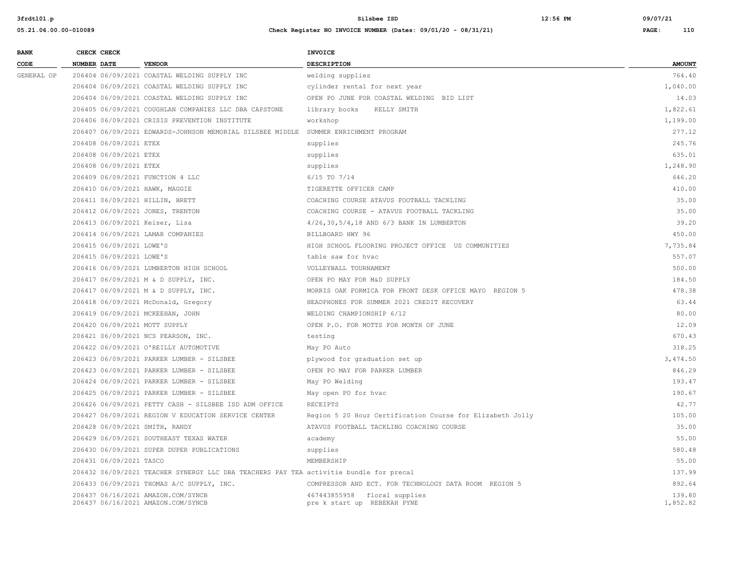| BANK CODE | CHECK NUMBER | CHECK DATE | VENDOR | INVOICE DESCRIPTION | AMOUNT |
|---|---|---|---|---|---|
| GENERAL OP | 206404 | 06/09/2021 | COASTAL WELDING SUPPLY INC | welding supplies | 764.40 |
| | 206404 | 06/09/2021 | COASTAL WELDING SUPPLY INC | cylinder rental for next year | 1,040.00 |
| | 206404 | 06/09/2021 | COASTAL WELDING SUPPLY INC | OPEN PO JUNE FOR COASTAL WELDING BID LIST | 14.03 |
| | 206405 | 06/09/2021 | COUGHLAN COMPANIES LLC DBA CAPSTONE | library books KELLY SMITH | 1,822.61 |
| | 206406 | 06/09/2021 | CRISIS PREVENTION INSTITUTE | workshop | 1,199.00 |
| | 206407 | 06/09/2021 | EDWARDS-JOHNSON MEMORIAL SILSBEE MIDDLE | SUMMER ENRICHMENT PROGRAM | 277.12 |
| | 206408 | 06/09/2021 | ETEX | supplies | 245.76 |
| | 206408 | 06/09/2021 | ETEX | supplies | 635.01 |
| | 206408 | 06/09/2021 | ETEX | supplies | 1,248.90 |
| | 206409 | 06/09/2021 | FUNCTION 4 LLC | 6/15 TO 7/14 | 646.20 |
| | 206410 | 06/09/2021 | HAWK, MAGGIE | TIGERETTE OFFICER CAMP | 410.00 |
| | 206411 | 06/09/2021 | HILLIN, BRETT | COACHING COURSE ATAVUS FOOTBALL TACKLING | 35.00 |
| | 206412 | 06/09/2021 | JONES, TRENTON | COACHING COURSE - ATAVUS FOOTBALL TACKLING | 35.00 |
| | 206413 | 06/09/2021 | Keiser, Lisa | 4/26,30,5/4,18 AND 6/3 BANK IN LUMBERTON | 39.20 |
| | 206414 | 06/09/2021 | LAMAR COMPANIES | BILLBOARD HWY 96 | 450.00 |
| | 206415 | 06/09/2021 | LOWE'S | HIGH SCHOOL FLOORING PROJECT OFFICE US COMMUNITIES | 7,735.84 |
| | 206415 | 06/09/2021 | LOWE'S | table saw for hvac | 557.07 |
| | 206416 | 06/09/2021 | LUMBERTON HIGH SCHOOL | VOLLEYBALL TOURNAMENT | 500.00 |
| | 206417 | 06/09/2021 | M & D SUPPLY, INC. | OPEN PO MAY FOR M&D SUPPLY | 184.50 |
| | 206417 | 06/09/2021 | M & D SUPPLY, INC. | MORRIS OAK FORMICA FOR FRONT DESK OFFICE MAYO REGION 5 | 478.38 |
| | 206418 | 06/09/2021 | McDonald, Gregory | HEADPHONES FOR SUMMER 2021 CREDIT RECOVERY | 63.44 |
| | 206419 | 06/09/2021 | MCKEEHAN, JOHN | WELDING CHAMPIONSHIP 6/12 | 80.00 |
| | 206420 | 06/09/2021 | MOTT SUPPLY | OPEN P.O. FOR MOTTS FOR MONTH OF JUNE | 12.09 |
| | 206421 | 06/09/2021 | NCS PEARSON, INC. | testing | 670.43 |
| | 206422 | 06/09/2021 | O'REILLY AUTOMOTIVE | May PO Auto | 318.25 |
| | 206423 | 06/09/2021 | PARKER LUMBER - SILSBEE | plywood for graduation set up | 3,474.50 |
| | 206423 | 06/09/2021 | PARKER LUMBER - SILSBEE | OPEN PO MAY FOR PARKER LUMBER | 846.29 |
| | 206424 | 06/09/2021 | PARKER LUMBER - SILSBEE | May PO Welding | 193.47 |
| | 206425 | 06/09/2021 | PARKER LUMBER - SILSBEE | May open PO for hvac | 190.67 |
| | 206426 | 06/09/2021 | PETTY CASH - SILSBEE ISD ADM OFFICE | RECEIPTS | 42.77 |
| | 206427 | 06/09/2021 | REGION V EDUCATION SERVICE CENTER | Region 5 20 Hour Certification Course for Elizabeth Jolly | 105.00 |
| | 206428 | 06/09/2021 | SMITH, RANDY | ATAVUS FOOTBALL TACKLING COACHING COURSE | 35.00 |
| | 206429 | 06/09/2021 | SOUTHEAST TEXAS WATER | academy | 55.00 |
| | 206430 | 06/09/2021 | SUPER DUPER PUBLICATIONS | supplies | 580.48 |
| | 206431 | 06/09/2021 | TASCO | MEMBERSHIP | 55.00 |
| | 206432 | 06/09/2021 | TEACHER SYNERGY LLC DBA TEACHERS PAY TEA | activitie bundle for precal | 137.99 |
| | 206433 | 06/09/2021 | THOMAS A/C SUPPLY, INC. | COMPRESSOR AND ECT. FOR TECHNOLOGY DATA ROOM REGION 5 | 892.64 |
| | 206437 | 06/16/2021 | AMAZON.COM/SYNCB | 467443855958 floral supplies | 139.80 |
| | 206437 | 06/16/2021 | AMAZON.COM/SYNCB | pre k start up REBEKAH PYNE | 1,852.82 |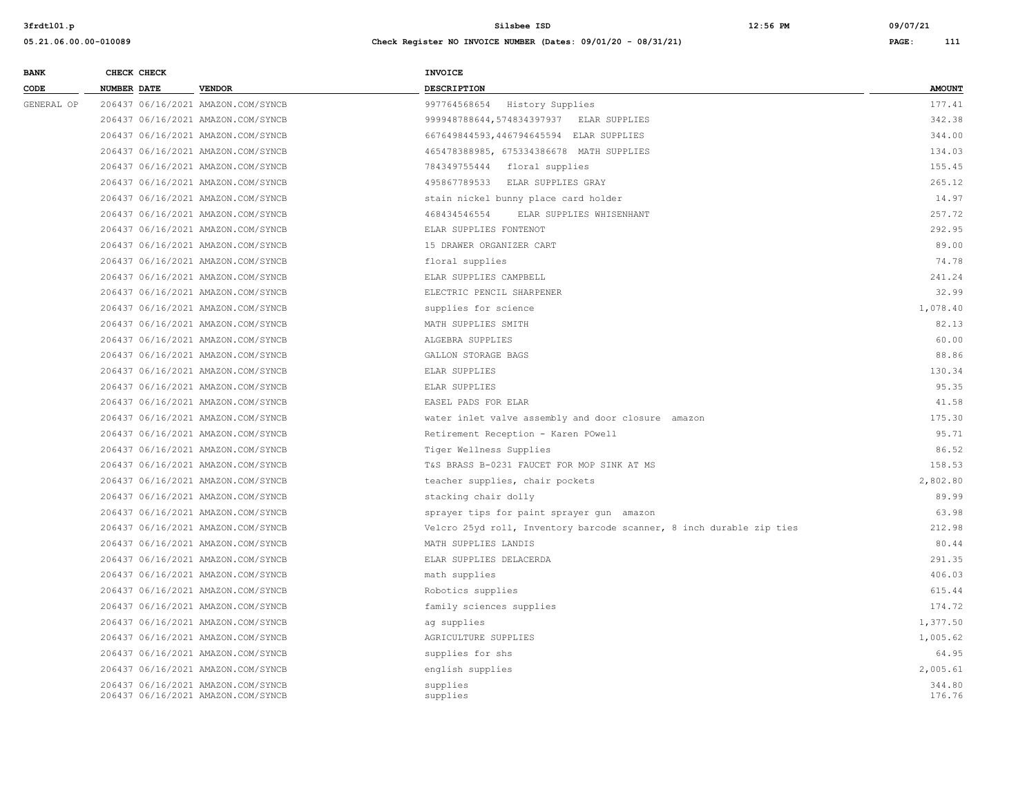| BANK CODE | CHECK NUMBER | CHECK DATE | VENDOR | INVOICE DESCRIPTION | AMOUNT |
|---|---|---|---|---|---|
| GENERAL OP | 206437 | 06/16/2021 | AMAZON.COM/SYNCB | 997764568654 History Supplies | 177.41 |
| | 206437 | 06/16/2021 | AMAZON.COM/SYNCB | 999948788644,574834397937 ELAR SUPPLIES | 342.38 |
| | 206437 | 06/16/2021 | AMAZON.COM/SYNCB | 667649844593,446794645594 ELAR SUPPLIES | 344.00 |
| | 206437 | 06/16/2021 | AMAZON.COM/SYNCB | 465478388985, 675334386678 MATH SUPPLIES | 134.03 |
| | 206437 | 06/16/2021 | AMAZON.COM/SYNCB | 784349755444 floral supplies | 155.45 |
| | 206437 | 06/16/2021 | AMAZON.COM/SYNCB | 495867789533 ELAR SUPPLIES GRAY | 265.12 |
| | 206437 | 06/16/2021 | AMAZON.COM/SYNCB | stain nickel bunny place card holder | 14.97 |
| | 206437 | 06/16/2021 | AMAZON.COM/SYNCB | 468434546554 ELAR SUPPLIES WHISENHANT | 257.72 |
| | 206437 | 06/16/2021 | AMAZON.COM/SYNCB | ELAR SUPPLIES FONTENOT | 292.95 |
| | 206437 | 06/16/2021 | AMAZON.COM/SYNCB | 15 DRAWER ORGANIZER CART | 89.00 |
| | 206437 | 06/16/2021 | AMAZON.COM/SYNCB | floral supplies | 74.78 |
| | 206437 | 06/16/2021 | AMAZON.COM/SYNCB | ELAR SUPPLIES CAMPBELL | 241.24 |
| | 206437 | 06/16/2021 | AMAZON.COM/SYNCB | ELECTRIC PENCIL SHARPENER | 32.99 |
| | 206437 | 06/16/2021 | AMAZON.COM/SYNCB | supplies for science | 1,078.40 |
| | 206437 | 06/16/2021 | AMAZON.COM/SYNCB | MATH SUPPLIES SMITH | 82.13 |
| | 206437 | 06/16/2021 | AMAZON.COM/SYNCB | ALGEBRA SUPPLIES | 60.00 |
| | 206437 | 06/16/2021 | AMAZON.COM/SYNCB | GALLON STORAGE BAGS | 88.86 |
| | 206437 | 06/16/2021 | AMAZON.COM/SYNCB | ELAR SUPPLIES | 130.34 |
| | 206437 | 06/16/2021 | AMAZON.COM/SYNCB | ELAR SUPPLIES | 95.35 |
| | 206437 | 06/16/2021 | AMAZON.COM/SYNCB | EASEL PADS FOR ELAR | 41.58 |
| | 206437 | 06/16/2021 | AMAZON.COM/SYNCB | water inlet valve assembly and door closure amazon | 175.30 |
| | 206437 | 06/16/2021 | AMAZON.COM/SYNCB | Retirement Reception - Karen POwell | 95.71 |
| | 206437 | 06/16/2021 | AMAZON.COM/SYNCB | Tiger Wellness Supplies | 86.52 |
| | 206437 | 06/16/2021 | AMAZON.COM/SYNCB | T&S BRASS B-0231 FAUCET FOR MOP SINK AT MS | 158.53 |
| | 206437 | 06/16/2021 | AMAZON.COM/SYNCB | teacher supplies, chair pockets | 2,802.80 |
| | 206437 | 06/16/2021 | AMAZON.COM/SYNCB | stacking chair dolly | 89.99 |
| | 206437 | 06/16/2021 | AMAZON.COM/SYNCB | sprayer tips for paint sprayer gun amazon | 63.98 |
| | 206437 | 06/16/2021 | AMAZON.COM/SYNCB | Velcro 25yd roll, Inventory barcode scanner, 8 inch durable zip ties | 212.98 |
| | 206437 | 06/16/2021 | AMAZON.COM/SYNCB | MATH SUPPLIES LANDIS | 80.44 |
| | 206437 | 06/16/2021 | AMAZON.COM/SYNCB | ELAR SUPPLIES DELACERDA | 291.35 |
| | 206437 | 06/16/2021 | AMAZON.COM/SYNCB | math supplies | 406.03 |
| | 206437 | 06/16/2021 | AMAZON.COM/SYNCB | Robotics supplies | 615.44 |
| | 206437 | 06/16/2021 | AMAZON.COM/SYNCB | family sciences supplies | 174.72 |
| | 206437 | 06/16/2021 | AMAZON.COM/SYNCB | ag supplies | 1,377.50 |
| | 206437 | 06/16/2021 | AMAZON.COM/SYNCB | AGRICULTURE SUPPLIES | 1,005.62 |
| | 206437 | 06/16/2021 | AMAZON.COM/SYNCB | supplies for shs | 64.95 |
| | 206437 | 06/16/2021 | AMAZON.COM/SYNCB | english supplies | 2,005.61 |
| | 206437 | 06/16/2021 | AMAZON.COM/SYNCB | supplies | 344.80 |
| | 206437 | 06/16/2021 | AMAZON.COM/SYNCB | supplies | 176.76 |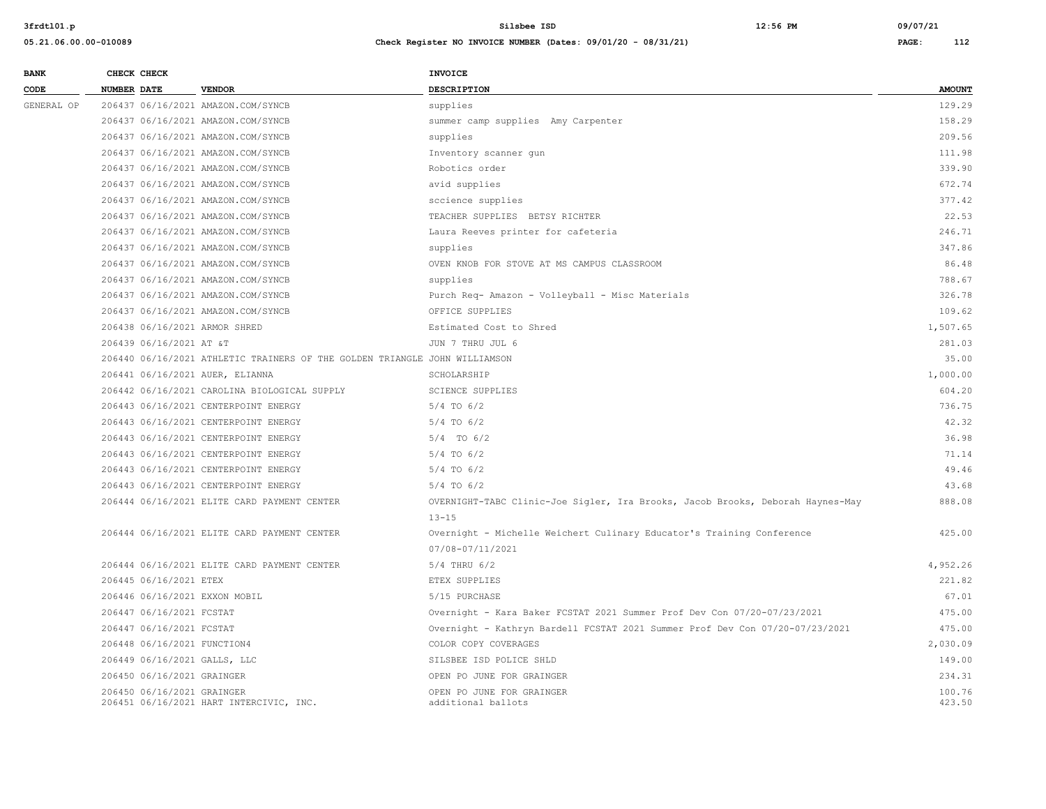| BANK CODE | CHECK NUMBER | CHECK DATE | VENDOR | INVOICE DESCRIPTION | AMOUNT |
|---|---|---|---|---|---|
| GENERAL OP | 206437 | 06/16/2021 | AMAZON.COM/SYNCB | supplies | 129.29 |
| | 206437 | 06/16/2021 | AMAZON.COM/SYNCB | summer camp supplies Amy Carpenter | 158.29 |
| | 206437 | 06/16/2021 | AMAZON.COM/SYNCB | supplies | 209.56 |
| | 206437 | 06/16/2021 | AMAZON.COM/SYNCB | Inventory scanner gun | 111.98 |
| | 206437 | 06/16/2021 | AMAZON.COM/SYNCB | Robotics order | 339.90 |
| | 206437 | 06/16/2021 | AMAZON.COM/SYNCB | avid supplies | 672.74 |
| | 206437 | 06/16/2021 | AMAZON.COM/SYNCB | sccience supplies | 377.42 |
| | 206437 | 06/16/2021 | AMAZON.COM/SYNCB | TEACHER SUPPLIES BETSY RICHTER | 22.53 |
| | 206437 | 06/16/2021 | AMAZON.COM/SYNCB | Laura Reeves printer for cafeteria | 246.71 |
| | 206437 | 06/16/2021 | AMAZON.COM/SYNCB | supplies | 347.86 |
| | 206437 | 06/16/2021 | AMAZON.COM/SYNCB | OVEN KNOB FOR STOVE AT MS CAMPUS CLASSROOM | 86.48 |
| | 206437 | 06/16/2021 | AMAZON.COM/SYNCB | supplies | 788.67 |
| | 206437 | 06/16/2021 | AMAZON.COM/SYNCB | Purch Req- Amazon - Volleyball - Misc Materials | 326.78 |
| | 206437 | 06/16/2021 | AMAZON.COM/SYNCB | OFFICE SUPPLIES | 109.62 |
| | 206438 | 06/16/2021 | ARMOR SHRED | Estimated Cost to Shred | 1,507.65 |
| | 206439 | 06/16/2021 | AT &T | JUN 7 THRU JUL 6 | 281.03 |
| | 206440 | 06/16/2021 | ATHLETIC TRAINERS OF THE GOLDEN TRIANGLE | JOHN WILLIAMSON | 35.00 |
| | 206441 | 06/16/2021 | AUER, ELIANNA | SCHOLARSHIP | 1,000.00 |
| | 206442 | 06/16/2021 | CAROLINA BIOLOGICAL SUPPLY | SCIENCE SUPPLIES | 604.20 |
| | 206443 | 06/16/2021 | CENTERPOINT ENERGY | 5/4 TO 6/2 | 736.75 |
| | 206443 | 06/16/2021 | CENTERPOINT ENERGY | 5/4 TO 6/2 | 42.32 |
| | 206443 | 06/16/2021 | CENTERPOINT ENERGY | 5/4 TO 6/2 | 36.98 |
| | 206443 | 06/16/2021 | CENTERPOINT ENERGY | 5/4 TO 6/2 | 71.14 |
| | 206443 | 06/16/2021 | CENTERPOINT ENERGY | 5/4 TO 6/2 | 49.46 |
| | 206443 | 06/16/2021 | CENTERPOINT ENERGY | 5/4 TO 6/2 | 43.68 |
| | 206444 | 06/16/2021 | ELITE CARD PAYMENT CENTER | OVERNIGHT-TABC Clinic-Joe Sigler, Ira Brooks, Jacob Brooks, Deborah Haynes-May 13-15 | 888.08 |
| | 206444 | 06/16/2021 | ELITE CARD PAYMENT CENTER | Overnight - Michelle Weichert Culinary Educator's Training Conference 07/08-07/11/2021 | 425.00 |
| | 206444 | 06/16/2021 | ELITE CARD PAYMENT CENTER | 5/4 THRU 6/2 | 4,952.26 |
| | 206445 | 06/16/2021 | ETEX | ETEX SUPPLIES | 221.82 |
| | 206446 | 06/16/2021 | EXXON MOBIL | 5/15 PURCHASE | 67.01 |
| | 206447 | 06/16/2021 | FCSTAT | Overnight - Kara Baker FCSTAT 2021 Summer Prof Dev Con 07/20-07/23/2021 | 475.00 |
| | 206447 | 06/16/2021 | FCSTAT | Overnight - Kathryn Bardell FCSTAT 2021 Summer Prof Dev Con 07/20-07/23/2021 | 475.00 |
| | 206448 | 06/16/2021 | FUNCTION4 | COLOR COPY COVERAGES | 2,030.09 |
| | 206449 | 06/16/2021 | GALLS, LLC | SILSBEE ISD POLICE SHLD | 149.00 |
| | 206450 | 06/16/2021 | GRAINGER | OPEN PO JUNE FOR GRAINGER | 234.31 |
| | 206450 | 06/16/2021 | GRAINGER | OPEN PO JUNE FOR GRAINGER | 100.76 |
| | 206451 | 06/16/2021 | HART INTERCIVIC, INC. | additional ballots | 423.50 |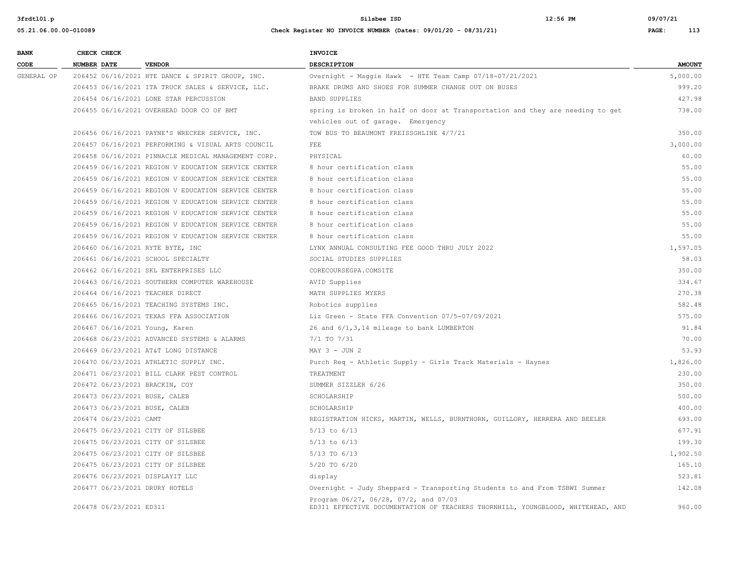**Check Register NO INVOICE NUMBER (Dates: 09/01/20 - 08/31/21)**

| BANK CODE | CHECK NUMBER | CHECK DATE | VENDOR | INVOICE DESCRIPTION | AMOUNT |
|---|---|---|---|---|---|
| GENERAL OP | 206452 | 06/16/2021 | HTE DANCE & SPIRIT GROUP, INC. | Overnight - Maggie Hawk - HTE Team Camp 07/18-07/21/2021 | 5,000.00 |
| | 206453 | 06/16/2021 | ITA TRUCK SALES & SERVICE, LLC. | BRAKE DRUMS AND SHOES FOR SUMMER CHANGE OUT ON BUSES | 999.20 |
| | 206454 | 06/16/2021 | LONE STAR PERCUSSION | BAND SUPPLIES | 427.98 |
| | 206455 | 06/16/2021 | OVERHEAD DOOR CO OF BMT | spring is broken in half on door at Transportation and they are needing to get vehicles out of garage. Emergency | 738.00 |
| | 206456 | 06/16/2021 | PAYNE'S WRECKER SERVICE, INC. | TOW BUS TO BEAUMONT FREISSGHLINE 4/7/21 | 350.00 |
| | 206457 | 06/16/2021 | PERFORMING & VISUAL ARTS COUNCIL | FEE | 3,000.00 |
| | 206458 | 06/16/2021 | PINNACLE MEDICAL MANAGEMENT CORP. | PHYSICAL | 60.00 |
| | 206459 | 06/16/2021 | REGION V EDUCATION SERVICE CENTER | 8 hour certification class | 55.00 |
| | 206459 | 06/16/2021 | REGION V EDUCATION SERVICE CENTER | 8 hour certification class | 55.00 |
| | 206459 | 06/16/2021 | REGION V EDUCATION SERVICE CENTER | 8 hour certification class | 55.00 |
| | 206459 | 06/16/2021 | REGION V EDUCATION SERVICE CENTER | 8 hour certification class | 55.00 |
| | 206459 | 06/16/2021 | REGION V EDUCATION SERVICE CENTER | 8 hour certification class | 55.00 |
| | 206459 | 06/16/2021 | REGION V EDUCATION SERVICE CENTER | 8 hour certification class | 55.00 |
| | 206459 | 06/16/2021 | REGION V EDUCATION SERVICE CENTER | 8 hour certification class | 55.00 |
| | 206460 | 06/16/2021 | RYTE BYTE, INC | LYNX ANNUAL CONSULTING FEE GOOD THRU JULY 2022 | 1,597.05 |
| | 206461 | 06/16/2021 | SCHOOL SPECIALTY | SOCIAL STUDIES SUPPLIES | 58.03 |
| | 206462 | 06/16/2021 | SKL ENTERPRISES LLC | CORECOURSEGPA.COMSITE | 350.00 |
| | 206463 | 06/16/2021 | SOUTHERN COMPUTER WAREHOUSE | AVID Supplies | 334.67 |
| | 206464 | 06/16/2021 | TEACHER DIRECT | MATH SUPPLIES MYERS | 270.38 |
| | 206465 | 06/16/2021 | TEACHING SYSTEMS INC. | Robotics supplies | 582.48 |
| | 206466 | 06/16/2021 | TEXAS FFA ASSOCIATION | Liz Green - State FFA Convention 07/5-07/09/2021 | 575.00 |
| | 206467 | 06/16/2021 | Young, Karen | 26 and 6/1,3,14 mileage to bank LUMBERTON | 91.84 |
| | 206468 | 06/23/2021 | ADVANCED SYSTEMS & ALARMS | 7/1 TO 7/31 | 70.00 |
| | 206469 | 06/23/2021 | AT&T LONG DISTANCE | MAY 3 - JUN 2 | 53.93 |
| | 206470 | 06/23/2021 | ATHLETIC SUPPLY INC. | Purch Req - Athletic Supply - Girls Track Materials - Haynes | 1,826.00 |
| | 206471 | 06/23/2021 | BILL CLARK PEST CONTROL | TREATMENT | 230.00 |
| | 206472 | 06/23/2021 | BRACKIN, COY | SUMMER SIZZLER 6/26 | 350.00 |
| | 206473 | 06/23/2021 | BUSE, CALEB | SCHOLARSHIP | 500.00 |
| | 206473 | 06/23/2021 | BUSE, CALEB | SCHOLARSHIP | 400.00 |
| | 206474 | 06/23/2021 | CAMT | REGISTRATION HICKS, MARTIN, WELLS, BURNTHORN, GUILLORY, HERRERA AND BEELER | 693.00 |
| | 206475 | 06/23/2021 | CITY OF SILSBEE | 5/13 to 6/13 | 677.91 |
| | 206475 | 06/23/2021 | CITY OF SILSBEE | 5/13 to 6/13 | 199.30 |
| | 206475 | 06/23/2021 | CITY OF SILSBEE | 5/13 TO 6/13 | 1,902.50 |
| | 206475 | 06/23/2021 | CITY OF SILSBEE | 5/20 TO 6/20 | 165.10 |
| | 206476 | 06/23/2021 | DISPLAYIT LLC | display | 523.81 |
| | 206477 | 06/23/2021 | DRURY HOTELS | Overnight - Judy Sheppard - Transporting Students to and From TSBWI Summer Program 06/27, 06/28, 07/2, and 07/03 | 142.08 |
| | 206478 | 06/23/2021 | ED311 | ED311 EFFECTIVE DOCUMENTATION OF TEACHERS THORNHILL, YOUNGBLOOD, WHITEHEAD, AND | 960.00 |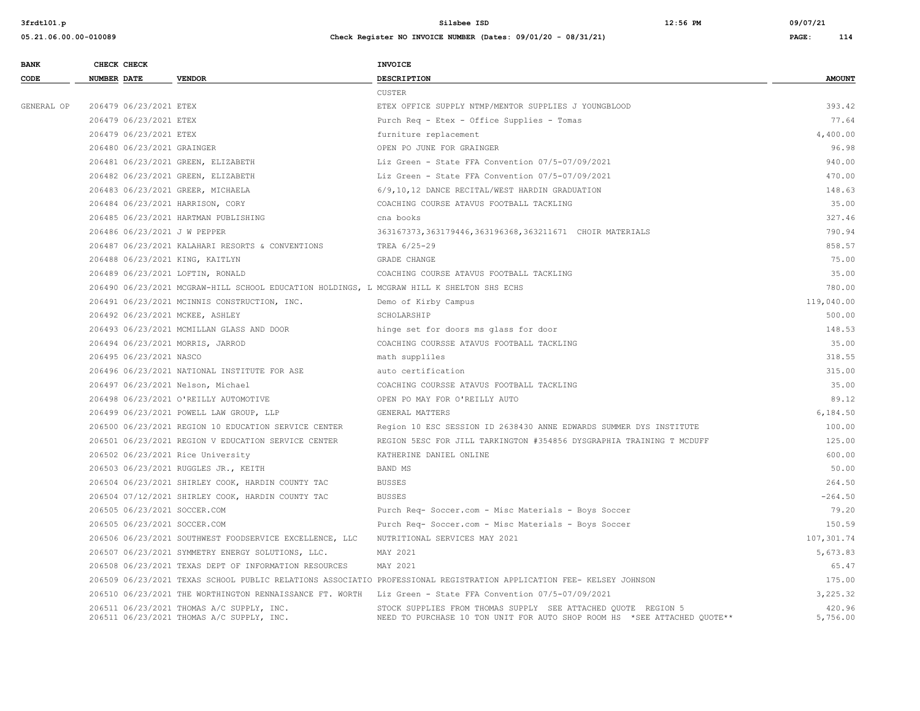| BANK CODE | CHECK NUMBER | CHECK DATE | VENDOR | INVOICE DESCRIPTION | AMOUNT |
|---|---|---|---|---|---|
| | | | | CUSTER | |
| GENERAL OP | 206479 | 06/23/2021 | ETEX | ETEX OFFICE SUPPLY NTMP/MENTOR SUPPLIES J YOUNGBLOOD | 393.42 |
| | 206479 | 06/23/2021 | ETEX | Purch Req - Etex - Office Supplies - Tomas | 77.64 |
| | 206479 | 06/23/2021 | ETEX | furniture replacement | 4,400.00 |
| | 206480 | 06/23/2021 | GRAINGER | OPEN PO JUNE FOR GRAINGER | 96.98 |
| | 206481 | 06/23/2021 | GREEN, ELIZABETH | Liz Green - State FFA Convention 07/5-07/09/2021 | 940.00 |
| | 206482 | 06/23/2021 | GREEN, ELIZABETH | Liz Green - State FFA Convention 07/5-07/09/2021 | 470.00 |
| | 206483 | 06/23/2021 | GREER, MICHAELA | 6/9,10,12 DANCE RECITAL/WEST HARDIN GRADUATION | 148.63 |
| | 206484 | 06/23/2021 | HARRISON, CORY | COACHING COURSE ATAVUS FOOTBALL TACKLING | 35.00 |
| | 206485 | 06/23/2021 | HARTMAN PUBLISHING | cna books | 327.46 |
| | 206486 | 06/23/2021 | J W PEPPER | 363167373,363179446,363196368,363211671 CHOIR MATERIALS | 790.94 |
| | 206487 | 06/23/2021 | KALAHARI RESORTS & CONVENTIONS | TREA 6/25-29 | 858.57 |
| | 206488 | 06/23/2021 | KING, KAITLYN | GRADE CHANGE | 75.00 |
| | 206489 | 06/23/2021 | LOFTIN, RONALD | COACHING COURSE ATAVUS FOOTBALL TACKLING | 35.00 |
| | 206490 | 06/23/2021 | MCGRAW-HILL SCHOOL EDUCATION HOLDINGS, L | MCGRAW HILL K SHELTON SHS ECHS | 780.00 |
| | 206491 | 06/23/2021 | MCINNIS CONSTRUCTION, INC. | Demo of Kirby Campus | 119,040.00 |
| | 206492 | 06/23/2021 | MCKEE, ASHLEY | SCHOLARSHIP | 500.00 |
| | 206493 | 06/23/2021 | MCMILLAN GLASS AND DOOR | hinge set for doors ms glass for door | 148.53 |
| | 206494 | 06/23/2021 | MORRIS, JARROD | COACHING COURSSE ATAVUS FOOTBALL TACKLING | 35.00 |
| | 206495 | 06/23/2021 | NASCO | math suppliles | 318.55 |
| | 206496 | 06/23/2021 | NATIONAL INSTITUTE FOR ASE | auto certification | 315.00 |
| | 206497 | 06/23/2021 | Nelson, Michael | COACHING COURSSE ATAVUS FOOTBALL TACKLING | 35.00 |
| | 206498 | 06/23/2021 | O'REILLY AUTOMOTIVE | OPEN PO MAY FOR O'REILLY AUTO | 89.12 |
| | 206499 | 06/23/2021 | POWELL LAW GROUP, LLP | GENERAL MATTERS | 6,184.50 |
| | 206500 | 06/23/2021 | REGION 10 EDUCATION SERVICE CENTER | Region 10 ESC SESSION ID 2638430 ANNE EDWARDS SUMMER DYS INSTITUTE | 100.00 |
| | 206501 | 06/23/2021 | REGION V EDUCATION SERVICE CENTER | REGION 5ESC FOR JILL TARKINGTON #354856 DYSGRAPHIA TRAINING T MCDUFF | 125.00 |
| | 206502 | 06/23/2021 | Rice University | KATHERINE DANIEL ONLINE | 600.00 |
| | 206503 | 06/23/2021 | RUGGLES JR., KEITH | BAND MS | 50.00 |
| | 206504 | 06/23/2021 | SHIRLEY COOK, HARDIN COUNTY TAC | BUSSES | 264.50 |
| | 206504 | 07/12/2021 | SHIRLEY COOK, HARDIN COUNTY TAC | BUSSES | -264.50 |
| | 206505 | 06/23/2021 | SOCCER.COM | Purch Req- Soccer.com - Misc Materials - Boys Soccer | 79.20 |
| | 206505 | 06/23/2021 | SOCCER.COM | Purch Req- Soccer.com - Misc Materials - Boys Soccer | 150.59 |
| | 206506 | 06/23/2021 | SOUTHWEST FOODSERVICE EXCELLENCE, LLC | NUTRITIONAL SERVICES MAY 2021 | 107,301.74 |
| | 206507 | 06/23/2021 | SYMMETRY ENERGY SOLUTIONS, LLC. | MAY 2021 | 5,673.83 |
| | 206508 | 06/23/2021 | TEXAS DEPT OF INFORMATION RESOURCES | MAY 2021 | 65.47 |
| | 206509 | 06/23/2021 | TEXAS SCHOOL PUBLIC RELATIONS ASSOCIATIO | PROFESSIONAL REGISTRATION APPLICATION FEE- KELSEY JOHNSON | 175.00 |
| | 206510 | 06/23/2021 | THE WORTHINGTON RENNAISSANCE FT. WORTH | Liz Green - State FFA Convention 07/5-07/09/2021 | 3,225.32 |
| | 206511 | 06/23/2021 | THOMAS A/C SUPPLY, INC. | STOCK SUPPLIES FROM THOMAS SUPPLY SEE ATTACHED QUOTE REGION 5 | 420.96 |
| | 206511 | 06/23/2021 | THOMAS A/C SUPPLY, INC. | NEED TO PURCHASE 10 TON UNIT FOR AUTO SHOP ROOM HS *SEE ATTACHED QUOTE** | 5,756.00 |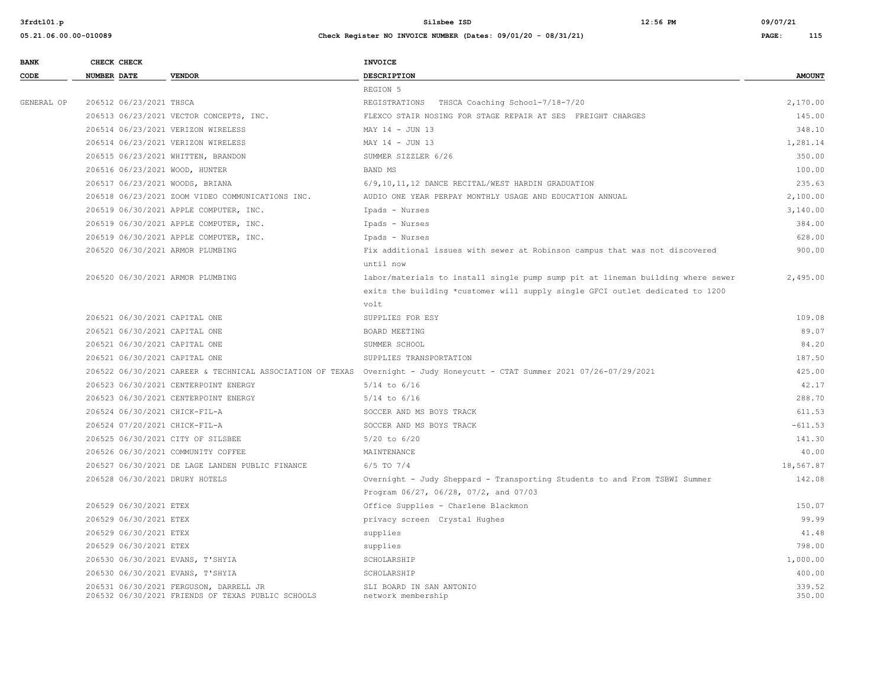| BANK CODE | CHECK NUMBER | CHECK DATE | VENDOR | INVOICE DESCRIPTION | AMOUNT |
|---|---|---|---|---|---|
| | | | | REGION 5 | |
| GENERAL OP | 206512 | 06/23/2021 | THSCA | REGISTRATIONS THSCA Coaching School-7/18-7/20 | 2,170.00 |
| | 206513 | 06/23/2021 | VECTOR CONCEPTS, INC. | FLEXCO STAIR NOSING FOR STAGE REPAIR AT SES FREIGHT CHARGES | 145.00 |
| | 206514 | 06/23/2021 | VERIZON WIRELESS | MAY 14 - JUN 13 | 348.10 |
| | 206514 | 06/23/2021 | VERIZON WIRELESS | MAY 14 - JUN 13 | 1,281.14 |
| | 206515 | 06/23/2021 | WHITTEN, BRANDON | SUMMER SIZZLER 6/26 | 350.00 |
| | 206516 | 06/23/2021 | WOOD, HUNTER | BAND MS | 100.00 |
| | 206517 | 06/23/2021 | WOODS, BRIANA | 6/9,10,11,12 DANCE RECITAL/WEST HARDIN GRADUATION | 235.63 |
| | 206518 | 06/23/2021 | ZOOM VIDEO COMMUNICATIONS INC. | AUDIO ONE YEAR PERPAY MONTHLY USAGE AND EDUCATION ANNUAL | 2,100.00 |
| | 206519 | 06/30/2021 | APPLE COMPUTER, INC. | Ipads - Nurses | 3,140.00 |
| | 206519 | 06/30/2021 | APPLE COMPUTER, INC. | Ipads - Nurses | 384.00 |
| | 206519 | 06/30/2021 | APPLE COMPUTER, INC. | Ipads - Nurses | 628.00 |
| | 206520 | 06/30/2021 | ARMOR PLUMBING | Fix additional issues with sewer at Robinson campus that was not discovered until now | 900.00 |
| | 206520 | 06/30/2021 | ARMOR PLUMBING | labor/materials to install single pump sump pit at lineman building where sewer exits the building *customer will supply single GFCI outlet dedicated to 1200 volt | 2,495.00 |
| | 206521 | 06/30/2021 | CAPITAL ONE | SUPPLIES FOR ESY | 109.08 |
| | 206521 | 06/30/2021 | CAPITAL ONE | BOARD MEETING | 89.07 |
| | 206521 | 06/30/2021 | CAPITAL ONE | SUMMER SCHOOL | 84.20 |
| | 206521 | 06/30/2021 | CAPITAL ONE | SUPPLIES TRANSPORTATION | 187.50 |
| | 206522 | 06/30/2021 | CAREER & TECHNICAL ASSOCIATION OF TEXAS | Overnight - Judy Honeycutt - CTAT Summer 2021 07/26-07/29/2021 | 425.00 |
| | 206523 | 06/30/2021 | CENTERPOINT ENERGY | 5/14 to 6/16 | 42.17 |
| | 206523 | 06/30/2021 | CENTERPOINT ENERGY | 5/14 to 6/16 | 288.70 |
| | 206524 | 06/30/2021 | CHICK-FIL-A | SOCCER AND MS BOYS TRACK | 611.53 |
| | 206524 | 07/20/2021 | CHICK-FIL-A | SOCCER AND MS BOYS TRACK | -611.53 |
| | 206525 | 06/30/2021 | CITY OF SILSBEE | 5/20 to 6/20 | 141.30 |
| | 206526 | 06/30/2021 | COMMUNITY COFFEE | MAINTENANCE | 40.00 |
| | 206527 | 06/30/2021 | DE LAGE LANDEN PUBLIC FINANCE | 6/5 TO 7/4 | 18,567.87 |
| | 206528 | 06/30/2021 | DRURY HOTELS | Overnight - Judy Sheppard - Transporting Students to and From TSBWI Summer Program 06/27, 06/28, 07/2, and 07/03 | 142.08 |
| | 206529 | 06/30/2021 | ETEX | Office Supplies - Charlene Blackmon | 150.07 |
| | 206529 | 06/30/2021 | ETEX | privacy screen Crystal Hughes | 99.99 |
| | 206529 | 06/30/2021 | ETEX | supplies | 41.48 |
| | 206529 | 06/30/2021 | ETEX | supplies | 798.00 |
| | 206530 | 06/30/2021 | EVANS, T'SHYIA | SCHOLARSHIP | 1,000.00 |
| | 206530 | 06/30/2021 | EVANS, T'SHYIA | SCHOLARSHIP | 400.00 |
| | 206531 | 06/30/2021 | FERGUSON, DARRELL JR | SLI BOARD IN SAN ANTONIO | 339.52 |
| | 206532 | 06/30/2021 | FRIENDS OF TEXAS PUBLIC SCHOOLS | network membership | 350.00 |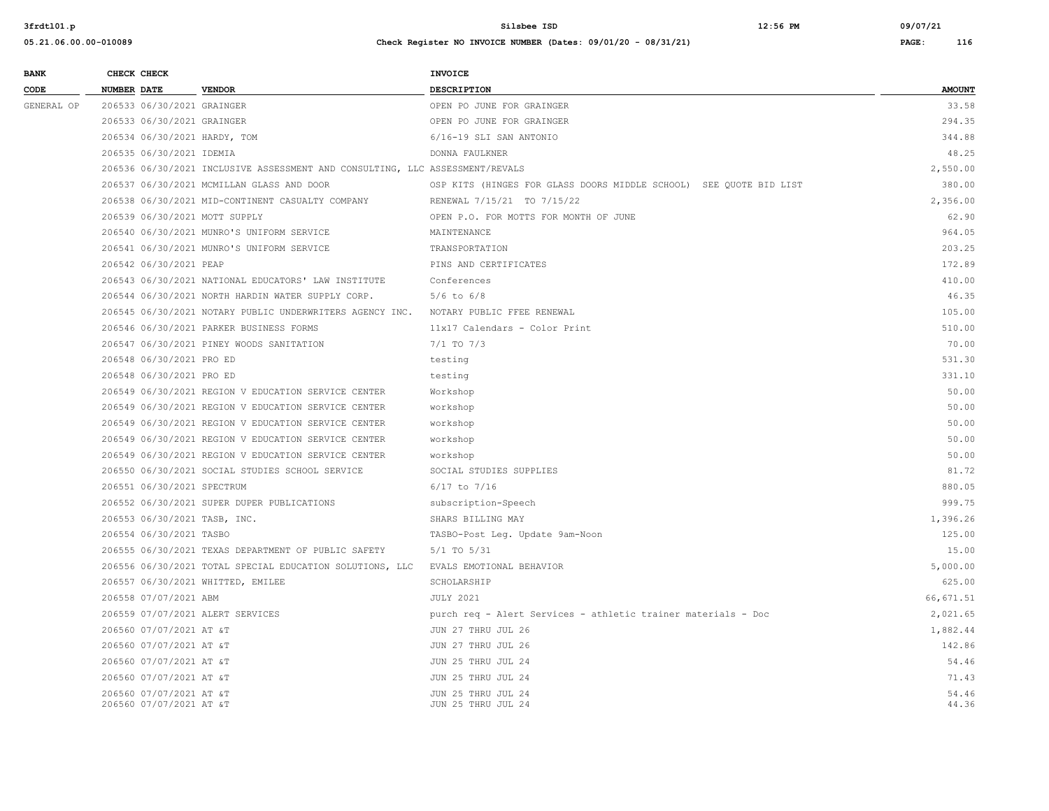| BANK CODE | CHECK NUMBER | CHECK DATE | VENDOR | INVOICE DESCRIPTION | AMOUNT |
|---|---|---|---|---|---|
| GENERAL OP | 206533 | 06/30/2021 | GRAINGER | OPEN PO JUNE FOR GRAINGER | 33.58 |
| | 206533 | 06/30/2021 | GRAINGER | OPEN PO JUNE FOR GRAINGER | 294.35 |
| | 206534 | 06/30/2021 | HARDY, TOM | 6/16-19 SLI SAN ANTONIO | 344.88 |
| | 206535 | 06/30/2021 | IDEMIA | DONNA FAULKNER | 48.25 |
| | 206536 | 06/30/2021 | INCLUSIVE ASSESSMENT AND CONSULTING, LLC | ASSESSMENT/REVALS | 2,550.00 |
| | 206537 | 06/30/2021 | MCMILLAN GLASS AND DOOR | OSP KITS (HINGES FOR GLASS DOORS MIDDLE SCHOOL) SEE QUOTE BID LIST | 380.00 |
| | 206538 | 06/30/2021 | MID-CONTINENT CASUALTY COMPANY | RENEWAL 7/15/21 TO 7/15/22 | 2,356.00 |
| | 206539 | 06/30/2021 | MOTT SUPPLY | OPEN P.O. FOR MOTTS FOR MONTH OF JUNE | 62.90 |
| | 206540 | 06/30/2021 | MUNRO'S UNIFORM SERVICE | MAINTENANCE | 964.05 |
| | 206541 | 06/30/2021 | MUNRO'S UNIFORM SERVICE | TRANSPORTATION | 203.25 |
| | 206542 | 06/30/2021 | PEAP | PINS AND CERTIFICATES | 172.89 |
| | 206543 | 06/30/2021 | NATIONAL EDUCATORS' LAW INSTITUTE | Conferences | 410.00 |
| | 206544 | 06/30/2021 | NORTH HARDIN WATER SUPPLY CORP. | 5/6 to 6/8 | 46.35 |
| | 206545 | 06/30/2021 | NOTARY PUBLIC UNDERWRITERS AGENCY INC. | NOTARY PUBLIC FFEE RENEWAL | 105.00 |
| | 206546 | 06/30/2021 | PARKER BUSINESS FORMS | 11x17 Calendars - Color Print | 510.00 |
| | 206547 | 06/30/2021 | PINEY WOODS SANITATION | 7/1 TO 7/3 | 70.00 |
| | 206548 | 06/30/2021 | PRO ED | testing | 531.30 |
| | 206548 | 06/30/2021 | PRO ED | testing | 331.10 |
| | 206549 | 06/30/2021 | REGION V EDUCATION SERVICE CENTER | Workshop | 50.00 |
| | 206549 | 06/30/2021 | REGION V EDUCATION SERVICE CENTER | workshop | 50.00 |
| | 206549 | 06/30/2021 | REGION V EDUCATION SERVICE CENTER | workshop | 50.00 |
| | 206549 | 06/30/2021 | REGION V EDUCATION SERVICE CENTER | workshop | 50.00 |
| | 206549 | 06/30/2021 | REGION V EDUCATION SERVICE CENTER | workshop | 50.00 |
| | 206550 | 06/30/2021 | SOCIAL STUDIES SCHOOL SERVICE | SOCIAL STUDIES SUPPLIES | 81.72 |
| | 206551 | 06/30/2021 | SPECTRUM | 6/17 to 7/16 | 880.05 |
| | 206552 | 06/30/2021 | SUPER DUPER PUBLICATIONS | subscription-Speech | 999.75 |
| | 206553 | 06/30/2021 | TASB, INC. | SHARS BILLING MAY | 1,396.26 |
| | 206554 | 06/30/2021 | TASBO | TASBO-Post Leg. Update 9am-Noon | 125.00 |
| | 206555 | 06/30/2021 | TEXAS DEPARTMENT OF PUBLIC SAFETY | 5/1 TO 5/31 | 15.00 |
| | 206556 | 06/30/2021 | TOTAL SPECIAL EDUCATION SOLUTIONS, LLC | EVALS EMOTIONAL BEHAVIOR | 5,000.00 |
| | 206557 | 06/30/2021 | WHITTED, EMILEE | SCHOLARSHIP | 625.00 |
| | 206558 | 07/07/2021 | ABM | JULY 2021 | 66,671.51 |
| | 206559 | 07/07/2021 | ALERT SERVICES | purch req - Alert Services - athletic trainer materials - Doc | 2,021.65 |
| | 206560 | 07/07/2021 | AT &T | JUN 27 THRU JUL 26 | 1,882.44 |
| | 206560 | 07/07/2021 | AT &T | JUN 27 THRU JUL 26 | 142.86 |
| | 206560 | 07/07/2021 | AT &T | JUN 25 THRU JUL 24 | 54.46 |
| | 206560 | 07/07/2021 | AT &T | JUN 25 THRU JUL 24 | 71.43 |
| | 206560 | 07/07/2021 | AT &T | JUN 25 THRU JUL 24 | 54.46 |
| | 206560 | 07/07/2021 | AT &T | JUN 25 THRU JUL 24 | 44.36 |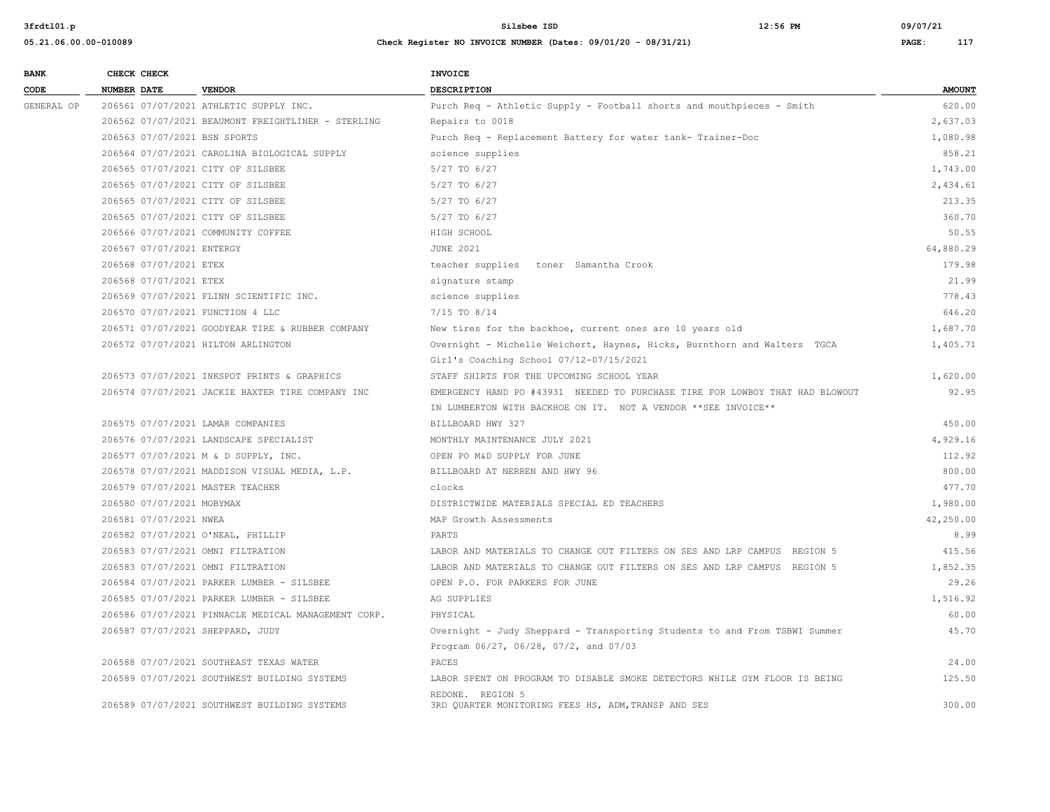| BANK CODE | CHECK NUMBER | CHECK DATE | VENDOR | INVOICE DESCRIPTION | AMOUNT |
|---|---|---|---|---|---|
| GENERAL OP | 206561 | 07/07/2021 | ATHLETIC SUPPLY INC. | Purch Req - Athletic Supply - Football shorts and mouthpieces - Smith | 620.00 |
| | 206562 | 07/07/2021 | BEAUMONT FREIGHTLINER - STERLING | Repairs to 0018 | 2,637.03 |
| | 206563 | 07/07/2021 | BSN SPORTS | Purch Req - Replacement Battery for water tank- Trainer-Doc | 1,080.98 |
| | 206564 | 07/07/2021 | CAROLINA BIOLOGICAL SUPPLY | science supplies | 858.21 |
| | 206565 | 07/07/2021 | CITY OF SILSBEE | 5/27 TO 6/27 | 1,743.00 |
| | 206565 | 07/07/2021 | CITY OF SILSBEE | 5/27 TO 6/27 | 2,434.61 |
| | 206565 | 07/07/2021 | CITY OF SILSBEE | 5/27 TO 6/27 | 213.35 |
| | 206565 | 07/07/2021 | CITY OF SILSBEE | 5/27 TO 6/27 | 360.70 |
| | 206566 | 07/07/2021 | COMMUNITY COFFEE | HIGH SCHOOL | 50.55 |
| | 206567 | 07/07/2021 | ENTERGY | JUNE 2021 | 64,880.29 |
| | 206568 | 07/07/2021 | ETEX | teacher supplies toner Samantha Crook | 179.98 |
| | 206568 | 07/07/2021 | ETEX | signature stamp | 21.99 |
| | 206569 | 07/07/2021 | FLINN SCIENTIFIC INC. | science supplies | 778.43 |
| | 206570 | 07/07/2021 | FUNCTION 4 LLC | 7/15 TO 8/14 | 646.20 |
| | 206571 | 07/07/2021 | GOODYEAR TIRE & RUBBER COMPANY | New tires for the backhoe, current ones are 10 years old | 1,687.70 |
| | 206572 | 07/07/2021 | HILTON ARLINGTON | Overnight - Michelle Weichert, Haynes, Hicks, Burnthorn and Walters TGCA Girl's Coaching School 07/12-07/15/2021 | 1,405.71 |
| | 206573 | 07/07/2021 | INKSPOT PRINTS & GRAPHICS | STAFF SHIRTS FOR THE UPCOMING SCHOOL YEAR | 1,620.00 |
| | 206574 | 07/07/2021 | JACKIE BAXTER TIRE COMPANY INC | EMERGENCY HAND PO #43931 NEEDED TO PURCHASE TIRE FOR LOWBOY THAT HAD BLOWOUT IN LUMBERTON WITH BACKHOE ON IT. NOT A VENDOR **SEE INVOICE** | 92.95 |
| | 206575 | 07/07/2021 | LAMAR COMPANIES | BILLBOARD HWY 327 | 450.00 |
| | 206576 | 07/07/2021 | LANDSCAPE SPECIALIST | MONTHLY MAINTENANCE JULY 2021 | 4,929.16 |
| | 206577 | 07/07/2021 | M & D SUPPLY, INC. | OPEN PO M&D SUPPLY FOR JUNE | 112.92 |
| | 206578 | 07/07/2021 | MADDISON VISUAL MEDIA, L.P. | BILLBOARD AT NERREN AND HWY 96 | 800.00 |
| | 206579 | 07/07/2021 | MASTER TEACHER | clocks | 477.70 |
| | 206580 | 07/07/2021 | MOBYMAX | DISTRICTWIDE MATERIALS SPECIAL ED TEACHERS | 1,980.00 |
| | 206581 | 07/07/2021 | NWEA | MAP Growth Assessments | 42,250.00 |
| | 206582 | 07/07/2021 | O'NEAL, PHILLIP | PARTS | 8.99 |
| | 206583 | 07/07/2021 | OMNI FILTRATION | LABOR AND MATERIALS TO CHANGE OUT FILTERS ON SES AND LRP CAMPUS REGION 5 | 415.56 |
| | 206583 | 07/07/2021 | OMNI FILTRATION | LABOR AND MATERIALS TO CHANGE OUT FILTERS ON SES AND LRP CAMPUS REGION 5 | 1,852.35 |
| | 206584 | 07/07/2021 | PARKER LUMBER - SILSBEE | OPEN P.O. FOR PARKERS FOR JUNE | 29.26 |
| | 206585 | 07/07/2021 | PARKER LUMBER - SILSBEE | AG SUPPLIES | 1,516.92 |
| | 206586 | 07/07/2021 | PINNACLE MEDICAL MANAGEMENT CORP. | PHYSICAL | 60.00 |
| | 206587 | 07/07/2021 | SHEPPARD, JUDY | Overnight - Judy Sheppard - Transporting Students to and From TSBWI Summer Program 06/27, 06/28, 07/2, and 07/03 | 45.70 |
| | 206588 | 07/07/2021 | SOUTHEAST TEXAS WATER | PACES | 24.00 |
| | 206589 | 07/07/2021 | SOUTHWEST BUILDING SYSTEMS | LABOR SPENT ON PROGRAM TO DISABLE SMOKE DETECTORS WHILE GYM FLOOR IS BEING REDONE. REGION 5 | 125.50 |
| | 206589 | 07/07/2021 | SOUTHWEST BUILDING SYSTEMS | 3RD QUARTER MONITORING FEES HS, ADM, TRANSP AND SES | 300.00 |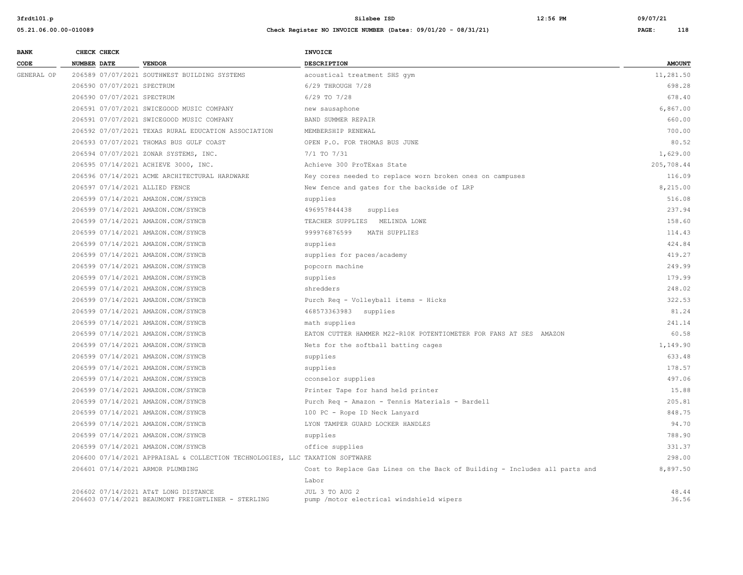| BANK CODE | CHECK NUMBER | CHECK DATE | VENDOR | INVOICE DESCRIPTION | AMOUNT |
|---|---|---|---|---|---|
| GENERAL OP | 206589 | 07/07/2021 | SOUTHWEST BUILDING SYSTEMS | acoustical treatment SHS gym | 11,281.50 |
| | 206590 | 07/07/2021 | SPECTRUM | 6/29 THROUGH 7/28 | 698.28 |
| | 206590 | 07/07/2021 | SPECTRUM | 6/29 TO 7/28 | 678.40 |
| | 206591 | 07/07/2021 | SWICEGOOD MUSIC COMPANY | new sausaphone | 6,867.00 |
| | 206591 | 07/07/2021 | SWICEGOOD MUSIC COMPANY | BAND SUMMER REPAIR | 660.00 |
| | 206592 | 07/07/2021 | TEXAS RURAL EDUCATION ASSOCIATION | MEMBERSHIP RENEWAL | 700.00 |
| | 206593 | 07/07/2021 | THOMAS BUS GULF COAST | OPEN P.O. FOR THOMAS BUS JUNE | 80.52 |
| | 206594 | 07/07/2021 | ZONAR SYSTEMS, INC. | 7/1 TO 7/31 | 1,629.00 |
| | 206595 | 07/14/2021 | ACHIEVE 3000, INC. | Achieve 300 ProTExas State | 205,708.44 |
| | 206596 | 07/14/2021 | ACME ARCHITECTURAL HARDWARE | Key cores needed to replace worn broken ones on campuses | 116.09 |
| | 206597 | 07/14/2021 | ALLIED FENCE | New fence and gates for the backside of LRP | 8,215.00 |
| | 206599 | 07/14/2021 | AMAZON.COM/SYNCB | supplies | 516.08 |
| | 206599 | 07/14/2021 | AMAZON.COM/SYNCB | 496957844438 supplies | 237.94 |
| | 206599 | 07/14/2021 | AMAZON.COM/SYNCB | TEACHER SUPPLIES MELINDA LOWE | 158.60 |
| | 206599 | 07/14/2021 | AMAZON.COM/SYNCB | 999976876599 MATH SUPPLIES | 114.43 |
| | 206599 | 07/14/2021 | AMAZON.COM/SYNCB | supplies | 424.84 |
| | 206599 | 07/14/2021 | AMAZON.COM/SYNCB | supplies for paces/academy | 419.27 |
| | 206599 | 07/14/2021 | AMAZON.COM/SYNCB | popcorn machine | 249.99 |
| | 206599 | 07/14/2021 | AMAZON.COM/SYNCB | supplies | 179.99 |
| | 206599 | 07/14/2021 | AMAZON.COM/SYNCB | shredders | 248.02 |
| | 206599 | 07/14/2021 | AMAZON.COM/SYNCB | Purch Req - Volleyball items - Hicks | 322.53 |
| | 206599 | 07/14/2021 | AMAZON.COM/SYNCB | 468573363983 supplies | 81.24 |
| | 206599 | 07/14/2021 | AMAZON.COM/SYNCB | math supplies | 241.14 |
| | 206599 | 07/14/2021 | AMAZON.COM/SYNCB | EATON CUTTER HAMMER M22-R10K POTENTIOMETER FOR FANS AT SES AMAZON | 60.58 |
| | 206599 | 07/14/2021 | AMAZON.COM/SYNCB | Nets for the softball batting cages | 1,149.90 |
| | 206599 | 07/14/2021 | AMAZON.COM/SYNCB | supplies | 633.48 |
| | 206599 | 07/14/2021 | AMAZON.COM/SYNCB | supplies | 178.57 |
| | 206599 | 07/14/2021 | AMAZON.COM/SYNCB | cconselor supplies | 497.06 |
| | 206599 | 07/14/2021 | AMAZON.COM/SYNCB | Printer Tape for hand held printer | 15.88 |
| | 206599 | 07/14/2021 | AMAZON.COM/SYNCB | Purch Req - Amazon - Tennis Materials - Bardell | 205.81 |
| | 206599 | 07/14/2021 | AMAZON.COM/SYNCB | 100 PC - Rope ID Neck Lanyard | 848.75 |
| | 206599 | 07/14/2021 | AMAZON.COM/SYNCB | LYON TAMPER GUARD LOCKER HANDLES | 94.70 |
| | 206599 | 07/14/2021 | AMAZON.COM/SYNCB | supplies | 788.90 |
| | 206599 | 07/14/2021 | AMAZON.COM/SYNCB | office supplies | 331.37 |
| | 206600 | 07/14/2021 | APPRAISAL & COLLECTION TECHNOLOGIES, LLC | TAXATION SOFTWARE | 298.00 |
| | 206601 | 07/14/2021 | ARMOR PLUMBING | Cost to Replace Gas Lines on the Back of Building - Includes all parts and Labor | 8,897.50 |
| | 206602 | 07/14/2021 | AT&T LONG DISTANCE | JUL 3 TO AUG 2 | 48.44 |
| | 206603 | 07/14/2021 | BEAUMONT FREIGHTLINER - STERLING | pump /motor electrical windshield wipers | 36.56 |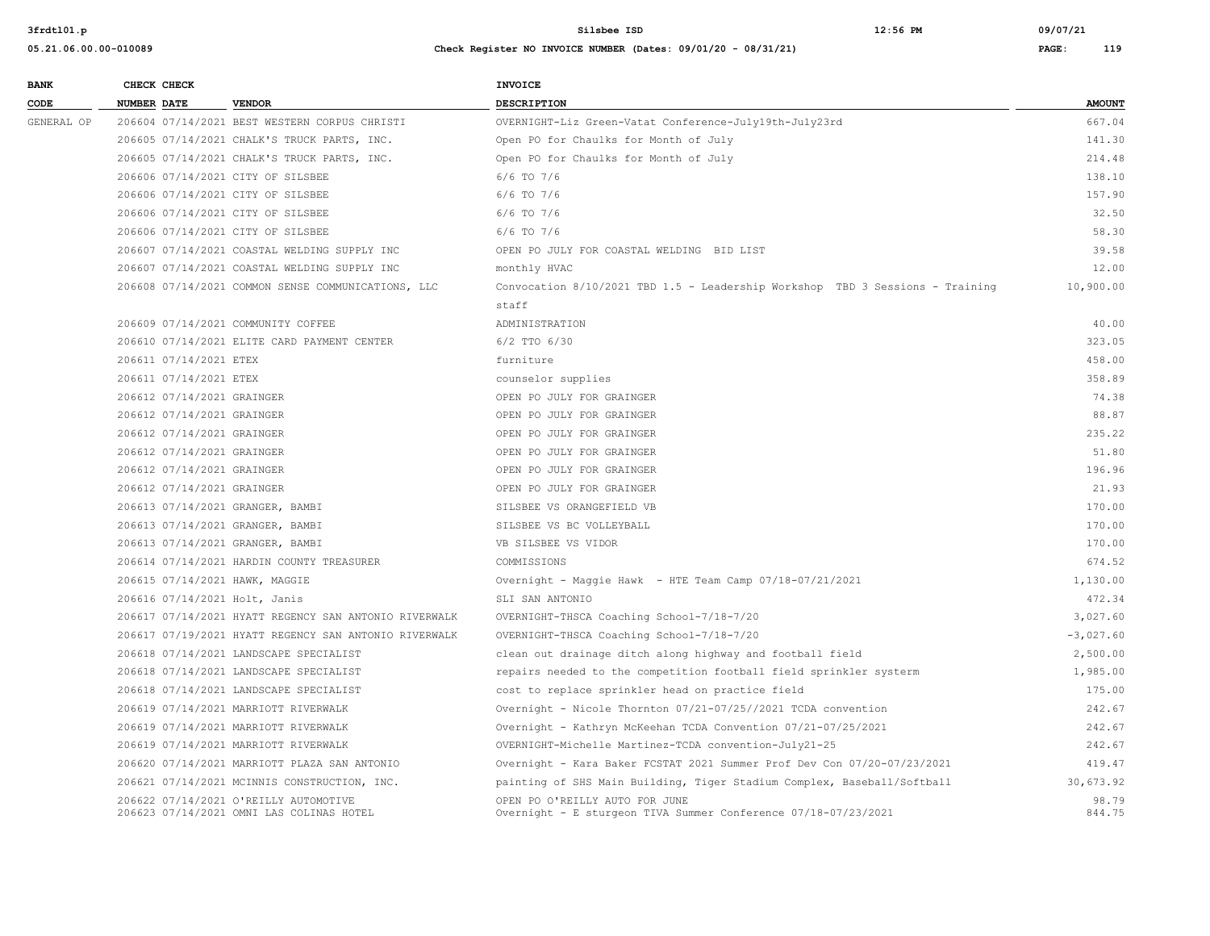| BANK CODE | CHECK NUMBER | CHECK DATE | VENDOR | INVOICE DESCRIPTION | AMOUNT |
|---|---|---|---|---|---|
| GENERAL OP | 206604 | 07/14/2021 | BEST WESTERN CORPUS CHRISTI | OVERNIGHT-Liz Green-Vatat Conference-July19th-July23rd | 667.04 |
| | 206605 | 07/14/2021 | CHALK'S TRUCK PARTS, INC. | Open PO for Chaulks for Month of July | 141.30 |
| | 206605 | 07/14/2021 | CHALK'S TRUCK PARTS, INC. | Open PO for Chaulks for Month of July | 214.48 |
| | 206606 | 07/14/2021 | CITY OF SILSBEE | 6/6 TO 7/6 | 138.10 |
| | 206606 | 07/14/2021 | CITY OF SILSBEE | 6/6 TO 7/6 | 157.90 |
| | 206606 | 07/14/2021 | CITY OF SILSBEE | 6/6 TO 7/6 | 32.50 |
| | 206606 | 07/14/2021 | CITY OF SILSBEE | 6/6 TO 7/6 | 58.30 |
| | 206607 | 07/14/2021 | COASTAL WELDING SUPPLY INC | OPEN PO JULY FOR COASTAL WELDING BID LIST | 39.58 |
| | 206607 | 07/14/2021 | COASTAL WELDING SUPPLY INC | monthly HVAC | 12.00 |
| | 206608 | 07/14/2021 | COMMON SENSE COMMUNICATIONS, LLC | Convocation 8/10/2021 TBD 1.5 - Leadership Workshop TBD 3 Sessions - Training staff | 10,900.00 |
| | 206609 | 07/14/2021 | COMMUNITY COFFEE | ADMINISTRATION | 40.00 |
| | 206610 | 07/14/2021 | ELITE CARD PAYMENT CENTER | 6/2 TTO 6/30 | 323.05 |
| | 206611 | 07/14/2021 | ETEX | furniture | 458.00 |
| | 206611 | 07/14/2021 | ETEX | counselor supplies | 358.89 |
| | 206612 | 07/14/2021 | GRAINGER | OPEN PO JULY FOR GRAINGER | 74.38 |
| | 206612 | 07/14/2021 | GRAINGER | OPEN PO JULY FOR GRAINGER | 88.87 |
| | 206612 | 07/14/2021 | GRAINGER | OPEN PO JULY FOR GRAINGER | 235.22 |
| | 206612 | 07/14/2021 | GRAINGER | OPEN PO JULY FOR GRAINGER | 51.80 |
| | 206612 | 07/14/2021 | GRAINGER | OPEN PO JULY FOR GRAINGER | 196.96 |
| | 206612 | 07/14/2021 | GRAINGER | OPEN PO JULY FOR GRAINGER | 21.93 |
| | 206613 | 07/14/2021 | GRANGER, BAMBI | SILSBEE VS ORANGEFIELD VB | 170.00 |
| | 206613 | 07/14/2021 | GRANGER, BAMBI | SILSBEE VS BC VOLLEYBALL | 170.00 |
| | 206613 | 07/14/2021 | GRANGER, BAMBI | VB SILSBEE VS VIDOR | 170.00 |
| | 206614 | 07/14/2021 | HARDIN COUNTY TREASURER | COMMISSIONS | 674.52 |
| | 206615 | 07/14/2021 | HAWK, MAGGIE | Overnight - Maggie Hawk - HTE Team Camp 07/18-07/21/2021 | 1,130.00 |
| | 206616 | 07/14/2021 | Holt, Janis | SLI SAN ANTONIO | 472.34 |
| | 206617 | 07/14/2021 | HYATT REGENCY SAN ANTONIO RIVERWALK | OVERNIGHT-THSCA Coaching School-7/18-7/20 | 3,027.60 |
| | 206617 | 07/19/2021 | HYATT REGENCY SAN ANTONIO RIVERWALK | OVERNIGHT-THSCA Coaching School-7/18-7/20 | -3,027.60 |
| | 206618 | 07/14/2021 | LANDSCAPE SPECIALIST | clean out drainage ditch along highway and football field | 2,500.00 |
| | 206618 | 07/14/2021 | LANDSCAPE SPECIALIST | repairs needed to the competition football field sprinkler systerm | 1,985.00 |
| | 206618 | 07/14/2021 | LANDSCAPE SPECIALIST | cost to replace sprinkler head on practice field | 175.00 |
| | 206619 | 07/14/2021 | MARRIOTT RIVERWALK | Overnight - Nicole Thornton 07/21-07/25//2021 TCDA convention | 242.67 |
| | 206619 | 07/14/2021 | MARRIOTT RIVERWALK | Overnight - Kathryn McKeehan TCDA Convention 07/21-07/25/2021 | 242.67 |
| | 206619 | 07/14/2021 | MARRIOTT RIVERWALK | OVERNIGHT-Michelle Martinez-TCDA convention-July21-25 | 242.67 |
| | 206620 | 07/14/2021 | MARRIOTT PLAZA SAN ANTONIO | Overnight - Kara Baker FCSTAT 2021 Summer Prof Dev Con 07/20-07/23/2021 | 419.47 |
| | 206621 | 07/14/2021 | MCINNIS CONSTRUCTION, INC. | painting of SHS Main Building, Tiger Stadium Complex, Baseball/Softball | 30,673.92 |
| | 206622 | 07/14/2021 | O'REILLY AUTOMOTIVE | OPEN PO O'REILLY AUTO FOR JUNE | 98.79 |
| | 206623 | 07/14/2021 | OMNI LAS COLINAS HOTEL | Overnight - E sturgeon TIVA Summer Conference 07/18-07/23/2021 | 844.75 |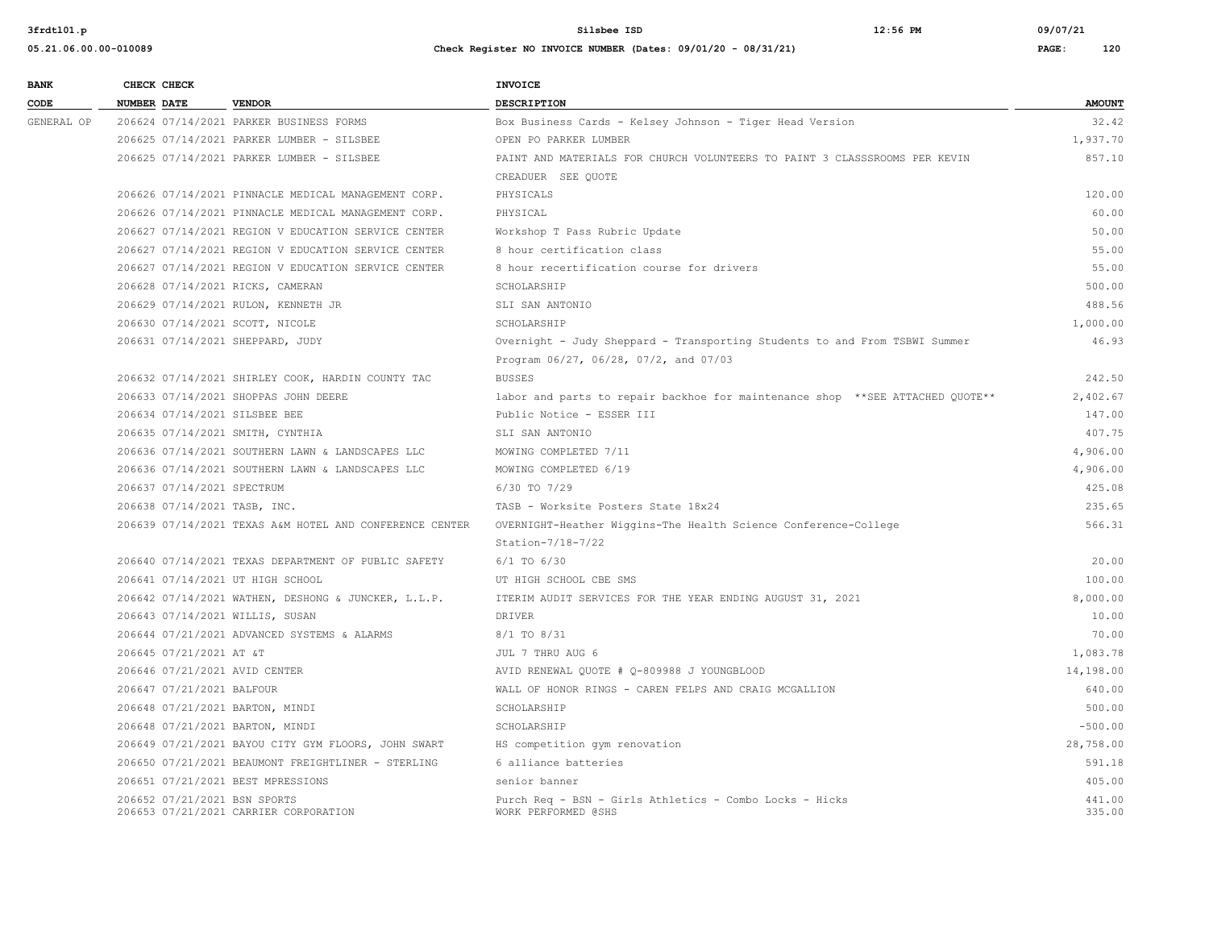| BANK CODE | CHECK NUMBER | CHECK DATE | VENDOR | INVOICE DESCRIPTION | AMOUNT |
|---|---|---|---|---|---|
| GENERAL OP | 206624 | 07/14/2021 | PARKER BUSINESS FORMS | Box Business Cards - Kelsey Johnson - Tiger Head Version | 32.42 |
| | 206625 | 07/14/2021 | PARKER LUMBER - SILSBEE | OPEN PO PARKER LUMBER | 1,937.70 |
| | 206625 | 07/14/2021 | PARKER LUMBER - SILSBEE | PAINT AND MATERIALS FOR CHURCH VOLUNTEERS TO PAINT 3 CLASSSROOMS PER KEVIN CREADUER SEE QUOTE | 857.10 |
| | 206626 | 07/14/2021 | PINNACLE MEDICAL MANAGEMENT CORP. | PHYSICALS | 120.00 |
| | 206626 | 07/14/2021 | PINNACLE MEDICAL MANAGEMENT CORP. | PHYSICAL | 60.00 |
| | 206627 | 07/14/2021 | REGION V EDUCATION SERVICE CENTER | Workshop T Pass Rubric Update | 50.00 |
| | 206627 | 07/14/2021 | REGION V EDUCATION SERVICE CENTER | 8 hour certification class | 55.00 |
| | 206627 | 07/14/2021 | REGION V EDUCATION SERVICE CENTER | 8 hour recertification course for drivers | 55.00 |
| | 206628 | 07/14/2021 | RICKS, CAMERAN | SCHOLARSHIP | 500.00 |
| | 206629 | 07/14/2021 | RULON, KENNETH JR | SLI SAN ANTONIO | 488.56 |
| | 206630 | 07/14/2021 | SCOTT, NICOLE | SCHOLARSHIP | 1,000.00 |
| | 206631 | 07/14/2021 | SHEPPARD, JUDY | Overnight - Judy Sheppard - Transporting Students to and From TSBWI Summer Program 06/27, 06/28, 07/2, and 07/03 | 46.93 |
| | 206632 | 07/14/2021 | SHIRLEY COOK, HARDIN COUNTY TAC | BUSSES | 242.50 |
| | 206633 | 07/14/2021 | SHOPPAS JOHN DEERE | labor and parts to repair backhoe for maintenance shop **SEE ATTACHED QUOTE** | 2,402.67 |
| | 206634 | 07/14/2021 | SILSBEE BEE | Public Notice - ESSER III | 147.00 |
| | 206635 | 07/14/2021 | SMITH, CYNTHIA | SLI SAN ANTONIO | 407.75 |
| | 206636 | 07/14/2021 | SOUTHERN LAWN & LANDSCAPES LLC | MOWING COMPLETED 7/11 | 4,906.00 |
| | 206636 | 07/14/2021 | SOUTHERN LAWN & LANDSCAPES LLC | MOWING COMPLETED 6/19 | 4,906.00 |
| | 206637 | 07/14/2021 | SPECTRUM | 6/30 TO 7/29 | 425.08 |
| | 206638 | 07/14/2021 | TASB, INC. | TASB - Worksite Posters State 18x24 | 235.65 |
| | 206639 | 07/14/2021 | TEXAS A&M HOTEL AND CONFERENCE CENTER | OVERNIGHT-Heather Wiggins-The Health Science Conference-College Station-7/18-7/22 | 566.31 |
| | 206640 | 07/14/2021 | TEXAS DEPARTMENT OF PUBLIC SAFETY | 6/1 TO 6/30 | 20.00 |
| | 206641 | 07/14/2021 | UT HIGH SCHOOL | UT HIGH SCHOOL CBE SMS | 100.00 |
| | 206642 | 07/14/2021 | WATHEN, DESHONG & JUNCKER, L.L.P. | ITERIM AUDIT SERVICES FOR THE YEAR ENDING AUGUST 31, 2021 | 8,000.00 |
| | 206643 | 07/14/2021 | WILLIS, SUSAN | DRIVER | 10.00 |
| | 206644 | 07/21/2021 | ADVANCED SYSTEMS & ALARMS | 8/1 TO 8/31 | 70.00 |
| | 206645 | 07/21/2021 | AT &T | JUL 7 THRU AUG 6 | 1,083.78 |
| | 206646 | 07/21/2021 | AVID CENTER | AVID RENEWAL QUOTE # Q-809988 J YOUNGBLOOD | 14,198.00 |
| | 206647 | 07/21/2021 | BALFOUR | WALL OF HONOR RINGS - CAREN FELPS AND CRAIG MCGALLION | 640.00 |
| | 206648 | 07/21/2021 | BARTON, MINDI | SCHOLARSHIP | 500.00 |
| | 206648 | 07/21/2021 | BARTON, MINDI | SCHOLARSHIP | -500.00 |
| | 206649 | 07/21/2021 | BAYOU CITY GYM FLOORS, JOHN SWART | HS competition gym renovation | 28,758.00 |
| | 206650 | 07/21/2021 | BEAUMONT FREIGHTLINER - STERLING | 6 alliance batteries | 591.18 |
| | 206651 | 07/21/2021 | BEST MPRESSIONS | senior banner | 405.00 |
| | 206652 | 07/21/2021 | BSN SPORTS | Purch Req - BSN - Girls Athletics - Combo Locks - Hicks | 441.00 |
| | 206653 | 07/21/2021 | CARRIER CORPORATION | WORK PERFORMED @SHS | 335.00 |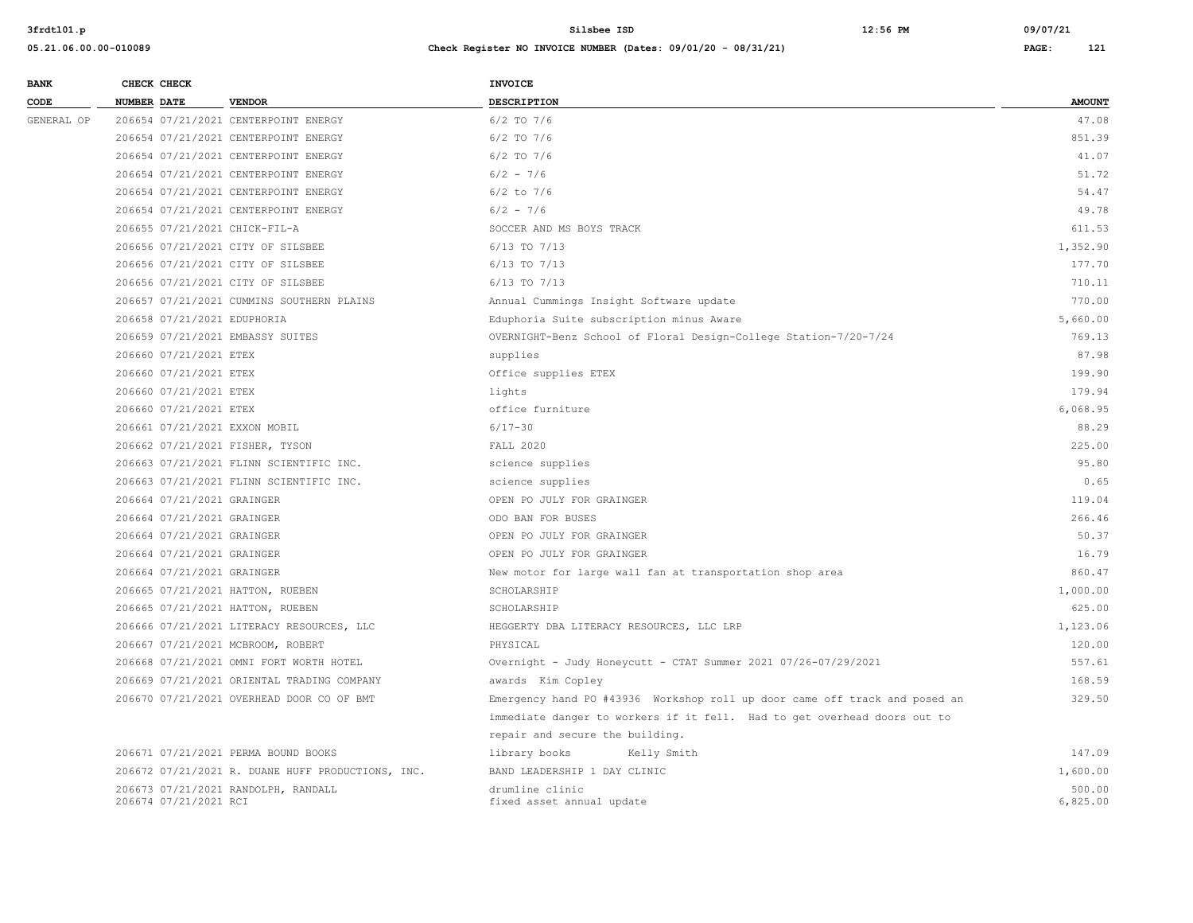**Silsbee ISD**

**Check Register NO INVOICE NUMBER (Dates: 09/01/20 - 08/31/21)**

| BANK CODE | CHECK NUMBER | CHECK DATE | VENDOR | INVOICE DESCRIPTION | AMOUNT |
|---|---|---|---|---|---|
| GENERAL OP | 206654 | 07/21/2021 | CENTERPOINT ENERGY | 6/2 TO 7/6 | 47.08 |
| | 206654 | 07/21/2021 | CENTERPOINT ENERGY | 6/2 TO 7/6 | 851.39 |
| | 206654 | 07/21/2021 | CENTERPOINT ENERGY | 6/2 TO 7/6 | 41.07 |
| | 206654 | 07/21/2021 | CENTERPOINT ENERGY | 6/2 - 7/6 | 51.72 |
| | 206654 | 07/21/2021 | CENTERPOINT ENERGY | 6/2 to 7/6 | 54.47 |
| | 206654 | 07/21/2021 | CENTERPOINT ENERGY | 6/2 - 7/6 | 49.78 |
| | 206655 | 07/21/2021 | CHICK-FIL-A | SOCCER AND MS BOYS TRACK | 611.53 |
| | 206656 | 07/21/2021 | CITY OF SILSBEE | 6/13 TO 7/13 | 1,352.90 |
| | 206656 | 07/21/2021 | CITY OF SILSBEE | 6/13 TO 7/13 | 177.70 |
| | 206656 | 07/21/2021 | CITY OF SILSBEE | 6/13 TO 7/13 | 710.11 |
| | 206657 | 07/21/2021 | CUMMINS SOUTHERN PLAINS | Annual Cummings Insight Software update | 770.00 |
| | 206658 | 07/21/2021 | EDUPHORIA | Eduphoria Suite subscription minus Aware | 5,660.00 |
| | 206659 | 07/21/2021 | EMBASSY SUITES | OVERNIGHT-Benz School of Floral Design-College Station-7/20-7/24 | 769.13 |
| | 206660 | 07/21/2021 | ETEX | supplies | 87.98 |
| | 206660 | 07/21/2021 | ETEX | Office supplies ETEX | 199.90 |
| | 206660 | 07/21/2021 | ETEX | lights | 179.94 |
| | 206660 | 07/21/2021 | ETEX | office furniture | 6,068.95 |
| | 206661 | 07/21/2021 | EXXON MOBIL | 6/17-30 | 88.29 |
| | 206662 | 07/21/2021 | FISHER, TYSON | FALL 2020 | 225.00 |
| | 206663 | 07/21/2021 | FLINN SCIENTIFIC INC. | science supplies | 95.80 |
| | 206663 | 07/21/2021 | FLINN SCIENTIFIC INC. | science supplies | 0.65 |
| | 206664 | 07/21/2021 | GRAINGER | OPEN PO JULY FOR GRAINGER | 119.04 |
| | 206664 | 07/21/2021 | GRAINGER | ODO BAN FOR BUSES | 266.46 |
| | 206664 | 07/21/2021 | GRAINGER | OPEN PO JULY FOR GRAINGER | 50.37 |
| | 206664 | 07/21/2021 | GRAINGER | OPEN PO JULY FOR GRAINGER | 16.79 |
| | 206664 | 07/21/2021 | GRAINGER | New motor for large wall fan at transportation shop area | 860.47 |
| | 206665 | 07/21/2021 | HATTON, RUEBEN | SCHOLARSHIP | 1,000.00 |
| | 206665 | 07/21/2021 | HATTON, RUEBEN | SCHOLARSHIP | 625.00 |
| | 206666 | 07/21/2021 | LITERACY RESOURCES, LLC | HEGGERTY DBA LITERACY RESOURCES, LLC LRP | 1,123.06 |
| | 206667 | 07/21/2021 | MCBROOM, ROBERT | PHYSICAL | 120.00 |
| | 206668 | 07/21/2021 | OMNI FORT WORTH HOTEL | Overnight - Judy Honeycutt - CTAT Summer 2021 07/26-07/29/2021 | 557.61 |
| | 206669 | 07/21/2021 | ORIENTAL TRADING COMPANY | awards Kim Copley | 168.59 |
| | 206670 | 07/21/2021 | OVERHEAD DOOR CO OF BMT | Emergency hand PO #43936 Workshop roll up door came off track and posed an immediate danger to workers if it fell. Had to get overhead doors out to repair and secure the building. | 329.50 |
| | 206671 | 07/21/2021 | PERMA BOUND BOOKS | library books Kelly Smith | 147.09 |
| | 206672 | 07/21/2021 | R. DUANE HUFF PRODUCTIONS, INC. | BAND LEADERSHIP 1 DAY CLINIC | 1,600.00 |
| | 206673 | 07/21/2021 | RANDOLPH, RANDALL | drumline clinic | 500.00 |
| | 206674 | 07/21/2021 | RCI | fixed asset annual update | 6,825.00 |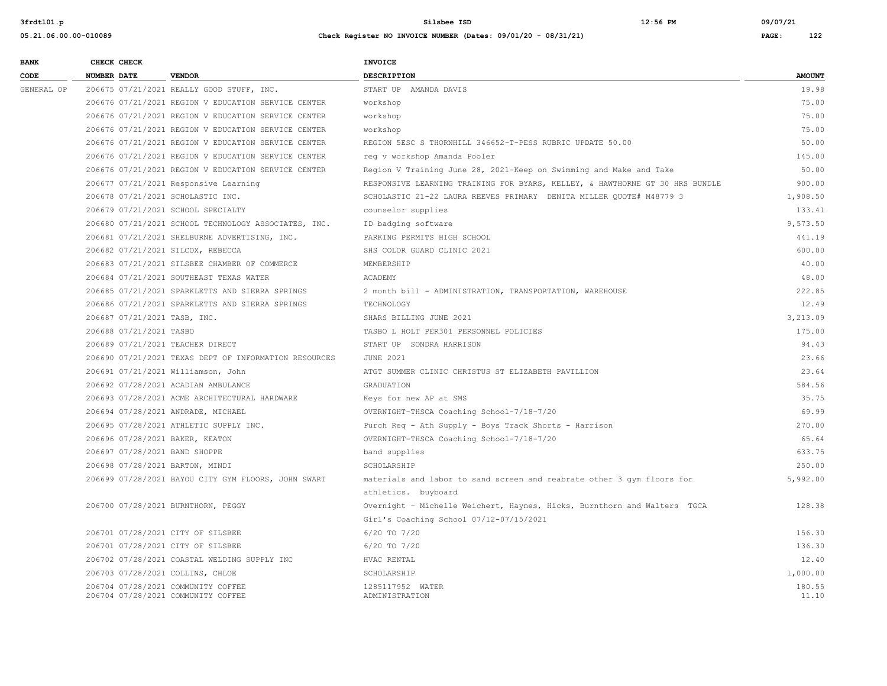| BANK CODE | CHECK NUMBER | CHECK DATE | VENDOR | INVOICE DESCRIPTION | AMOUNT |
|---|---|---|---|---|---|
| GENERAL OP | 206675 | 07/21/2021 | REALLY GOOD STUFF, INC. | START UP AMANDA DAVIS | 19.98 |
| | 206676 | 07/21/2021 | REGION V EDUCATION SERVICE CENTER | workshop | 75.00 |
| | 206676 | 07/21/2021 | REGION V EDUCATION SERVICE CENTER | workshop | 75.00 |
| | 206676 | 07/21/2021 | REGION V EDUCATION SERVICE CENTER | workshop | 75.00 |
| | 206676 | 07/21/2021 | REGION V EDUCATION SERVICE CENTER | REGION 5ESC S THORNHILL 346652-T-PESS RUBRIC UPDATE 50.00 | 50.00 |
| | 206676 | 07/21/2021 | REGION V EDUCATION SERVICE CENTER | reg v workshop Amanda Pooler | 145.00 |
| | 206676 | 07/21/2021 | REGION V EDUCATION SERVICE CENTER | Region V Training June 28, 2021-Keep on Swimming and Make and Take | 50.00 |
| | 206677 | 07/21/2021 | Responsive Learning | RESPONSIVE LEARNING TRAINING FOR BYARS, KELLEY, & HAWTHORNE GT 30 HRS BUNDLE | 900.00 |
| | 206678 | 07/21/2021 | SCHOLASTIC INC. | SCHOLASTIC 21-22 LAURA REEVES PRIMARY DENITA MILLER QUOTE# M48779 3 | 1,908.50 |
| | 206679 | 07/21/2021 | SCHOOL SPECIALTY | counselor supplies | 133.41 |
| | 206680 | 07/21/2021 | SCHOOL TECHNOLOGY ASSOCIATES, INC. | ID badging software | 9,573.50 |
| | 206681 | 07/21/2021 | SHELBURNE ADVERTISING, INC. | PARKING PERMITS HIGH SCHOOL | 441.19 |
| | 206682 | 07/21/2021 | SILCOX, REBECCA | SHS COLOR GUARD CLINIC 2021 | 600.00 |
| | 206683 | 07/21/2021 | SILSBEE CHAMBER OF COMMERCE | MEMBERSHIP | 40.00 |
| | 206684 | 07/21/2021 | SOUTHEAST TEXAS WATER | ACADEMY | 48.00 |
| | 206685 | 07/21/2021 | SPARKLETTS AND SIERRA SPRINGS | 2 month bill - ADMINISTRATION, TRANSPORTATION, WAREHOUSE | 222.85 |
| | 206686 | 07/21/2021 | SPARKLETTS AND SIERRA SPRINGS | TECHNOLOGY | 12.49 |
| | 206687 | 07/21/2021 | TASB, INC. | SHARS BILLING JUNE 2021 | 3,213.09 |
| | 206688 | 07/21/2021 | TASBO | TASBO L HOLT PER301 PERSONNEL POLICIES | 175.00 |
| | 206689 | 07/21/2021 | TEACHER DIRECT | START UP SONDRA HARRISON | 94.43 |
| | 206690 | 07/21/2021 | TEXAS DEPT OF INFORMATION RESOURCES | JUNE 2021 | 23.66 |
| | 206691 | 07/21/2021 | Williamson, John | ATGT SUMMER CLINIC CHRISTUS ST ELIZABETH PAVILLION | 23.64 |
| | 206692 | 07/28/2021 | ACADIAN AMBULANCE | GRADUATION | 584.56 |
| | 206693 | 07/28/2021 | ACME ARCHITECTURAL HARDWARE | Keys for new AP at SMS | 35.75 |
| | 206694 | 07/28/2021 | ANDRADE, MICHAEL | OVERNIGHT-THSCA Coaching School-7/18-7/20 | 69.99 |
| | 206695 | 07/28/2021 | ATHLETIC SUPPLY INC. | Purch Req - Ath Supply - Boys Track Shorts - Harrison | 270.00 |
| | 206696 | 07/28/2021 | BAKER, KEATON | OVERNIGHT-THSCA Coaching School-7/18-7/20 | 65.64 |
| | 206697 | 07/28/2021 | BAND SHOPPE | band supplies | 633.75 |
| | 206698 | 07/28/2021 | BARTON, MINDI | SCHOLARSHIP | 250.00 |
| | 206699 | 07/28/2021 | BAYOU CITY GYM FLOORS, JOHN SWART | materials and labor to sand screen and reabrate other 3 gym floors for athletics. buyboard | 5,992.00 |
| | 206700 | 07/28/2021 | BURNTHORN, PEGGY | Overnight - Michelle Weichert, Haynes, Hicks, Burnthorn and Walters TGCA Girl's Coaching School 07/12-07/15/2021 | 128.38 |
| | 206701 | 07/28/2021 | CITY OF SILSBEE | 6/20 TO 7/20 | 156.30 |
| | 206701 | 07/28/2021 | CITY OF SILSBEE | 6/20 TO 7/20 | 136.30 |
| | 206702 | 07/28/2021 | COASTAL WELDING SUPPLY INC | HVAC RENTAL | 12.40 |
| | 206703 | 07/28/2021 | COLLINS, CHLOE | SCHOLARSHIP | 1,000.00 |
| | 206704 | 07/28/2021 | COMMUNITY COFFEE | 1285117952 WATER | 180.55 |
| | 206704 | 07/28/2021 | COMMUNITY COFFEE | ADMINISTRATION | 11.10 |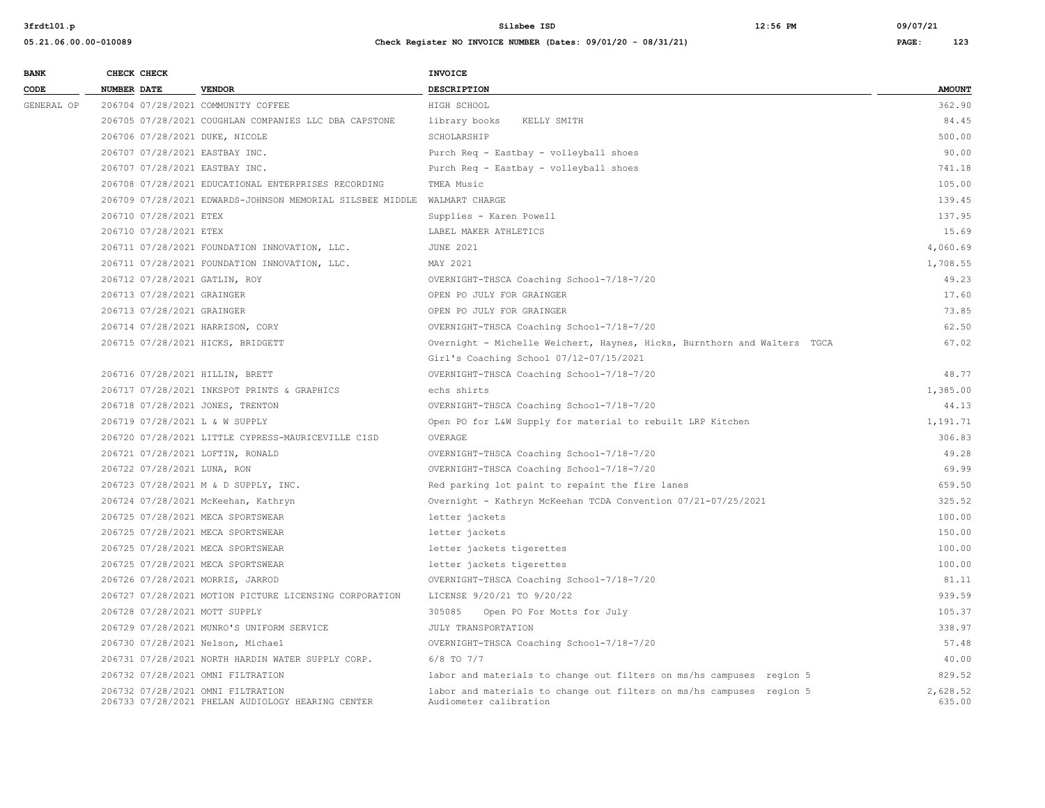| BANK CODE | CHECK NUMBER | CHECK DATE | VENDOR | INVOICE DESCRIPTION | AMOUNT |
|---|---|---|---|---|---|
| GENERAL OP | 206704 | 07/28/2021 | COMMUNITY COFFEE | HIGH SCHOOL | 362.90 |
| | 206705 | 07/28/2021 | COUGHLAN COMPANIES LLC DBA CAPSTONE | library books KELLY SMITH | 84.45 |
| | 206706 | 07/28/2021 | DUKE, NICOLE | SCHOLARSHIP | 500.00 |
| | 206707 | 07/28/2021 | EASTBAY INC. | Purch Req - Eastbay - volleyball shoes | 90.00 |
| | 206707 | 07/28/2021 | EASTBAY INC. | Purch Req - Eastbay - volleyball shoes | 741.18 |
| | 206708 | 07/28/2021 | EDUCATIONAL ENTERPRISES RECORDING | TMEA Music | 105.00 |
| | 206709 | 07/28/2021 | EDWARDS-JOHNSON MEMORIAL SILSBEE MIDDLE | WALMART CHARGE | 139.45 |
| | 206710 | 07/28/2021 | ETEX | Supplies - Karen Powell | 137.95 |
| | 206710 | 07/28/2021 | ETEX | LABEL MAKER ATHLETICS | 15.69 |
| | 206711 | 07/28/2021 | FOUNDATION INNOVATION, LLC. | JUNE 2021 | 4,060.69 |
| | 206711 | 07/28/2021 | FOUNDATION INNOVATION, LLC. | MAY 2021 | 1,708.55 |
| | 206712 | 07/28/2021 | GATLIN, ROY | OVERNIGHT-THSCA Coaching School-7/18-7/20 | 49.23 |
| | 206713 | 07/28/2021 | GRAINGER | OPEN PO JULY FOR GRAINGER | 17.60 |
| | 206713 | 07/28/2021 | GRAINGER | OPEN PO JULY FOR GRAINGER | 73.85 |
| | 206714 | 07/28/2021 | HARRISON, CORY | OVERNIGHT-THSCA Coaching School-7/18-7/20 | 62.50 |
| | 206715 | 07/28/2021 | HICKS, BRIDGETT | Overnight - Michelle Weichert, Haynes, Hicks, Burnthorn and Walters TGCA Girl's Coaching School 07/12-07/15/2021 | 67.02 |
| | 206716 | 07/28/2021 | HILLIN, BRETT | OVERNIGHT-THSCA Coaching School-7/18-7/20 | 48.77 |
| | 206717 | 07/28/2021 | INKSPOT PRINTS & GRAPHICS | echs shirts | 1,385.00 |
| | 206718 | 07/28/2021 | JONES, TRENTON | OVERNIGHT-THSCA Coaching School-7/18-7/20 | 44.13 |
| | 206719 | 07/28/2021 | L & W SUPPLY | Open PO for L&W Supply for material to rebuilt LRP Kitchen | 1,191.71 |
| | 206720 | 07/28/2021 | LITTLE CYPRESS-MAURICEVILLE CISD | OVERAGE | 306.83 |
| | 206721 | 07/28/2021 | LOFTIN, RONALD | OVERNIGHT-THSCA Coaching School-7/18-7/20 | 49.28 |
| | 206722 | 07/28/2021 | LUNA, RON | OVERNIGHT-THSCA Coaching School-7/18-7/20 | 69.99 |
| | 206723 | 07/28/2021 | M & D SUPPLY, INC. | Red parking lot paint to repaint the fire lanes | 659.50 |
| | 206724 | 07/28/2021 | McKeehan, Kathryn | Overnight - Kathryn McKeehan TCDA Convention 07/21-07/25/2021 | 325.52 |
| | 206725 | 07/28/2021 | MECA SPORTSWEAR | letter jackets | 100.00 |
| | 206725 | 07/28/2021 | MECA SPORTSWEAR | letter jackets | 150.00 |
| | 206725 | 07/28/2021 | MECA SPORTSWEAR | letter jackets tigerettes | 100.00 |
| | 206725 | 07/28/2021 | MECA SPORTSWEAR | letter jackets tigerettes | 100.00 |
| | 206726 | 07/28/2021 | MORRIS, JARROD | OVERNIGHT-THSCA Coaching School-7/18-7/20 | 81.11 |
| | 206727 | 07/28/2021 | MOTION PICTURE LICENSING CORPORATION | LICENSE 9/20/21 TO 9/20/22 | 939.59 |
| | 206728 | 07/28/2021 | MOTT SUPPLY | 305085 Open PO For Motts for July | 105.37 |
| | 206729 | 07/28/2021 | MUNRO'S UNIFORM SERVICE | JULY TRANSPORTATION | 338.97 |
| | 206730 | 07/28/2021 | Nelson, Michael | OVERNIGHT-THSCA Coaching School-7/18-7/20 | 57.48 |
| | 206731 | 07/28/2021 | NORTH HARDIN WATER SUPPLY CORP. | 6/8 TO 7/7 | 40.00 |
| | 206732 | 07/28/2021 | OMNI FILTRATION | labor and materials to change out filters on ms/hs campuses region 5 | 829.52 |
| | 206732 | 07/28/2021 | OMNI FILTRATION | labor and materials to change out filters on ms/hs campuses region 5 | 2,628.52 |
| | 206733 | 07/28/2021 | PHELAN AUDIOLOGY HEARING CENTER | Audiometer calibration | 635.00 |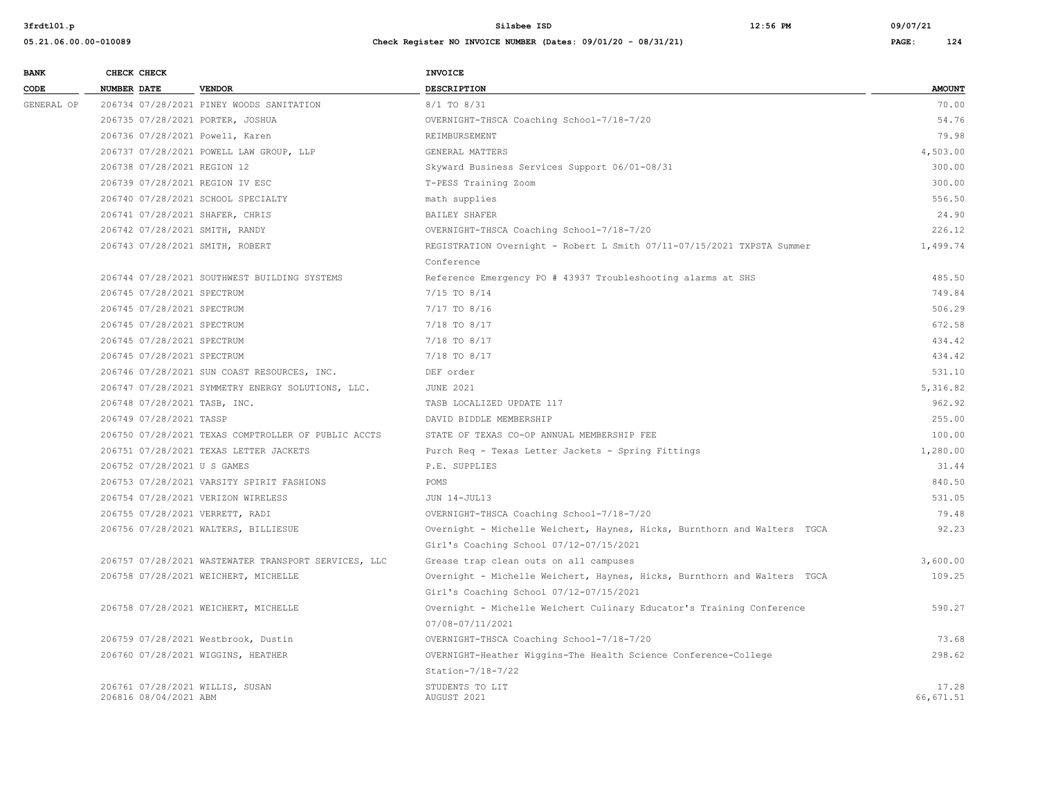| BANK CODE | CHECK NUMBER | CHECK DATE | VENDOR | INVOICE DESCRIPTION | AMOUNT |
|---|---|---|---|---|---|
| GENERAL OP | 206734 | 07/28/2021 | PINEY WOODS SANITATION | 8/1 TO 8/31 | 70.00 |
| | 206735 | 07/28/2021 | PORTER, JOSHUA | OVERNIGHT-THSCA Coaching School-7/18-7/20 | 54.76 |
| | 206736 | 07/28/2021 | Powell, Karen | REIMBURSEMENT | 79.98 |
| | 206737 | 07/28/2021 | POWELL LAW GROUP, LLP | GENERAL MATTERS | 4,503.00 |
| | 206738 | 07/28/2021 | REGION 12 | Skyward Business Services Support 06/01-08/31 | 300.00 |
| | 206739 | 07/28/2021 | REGION IV ESC | T-PESS Training Zoom | 300.00 |
| | 206740 | 07/28/2021 | SCHOOL SPECIALTY | math supplies | 556.50 |
| | 206741 | 07/28/2021 | SHAFER, CHRIS | BAILEY SHAFER | 24.90 |
| | 206742 | 07/28/2021 | SMITH, RANDY | OVERNIGHT-THSCA Coaching School-7/18-7/20 | 226.12 |
| | 206743 | 07/28/2021 | SMITH, ROBERT | REGISTRATION Overnight - Robert L Smith 07/11-07/15/2021 TXPSTA Summer Conference | 1,499.74 |
| | 206744 | 07/28/2021 | SOUTHWEST BUILDING SYSTEMS | Reference Emergency PO # 43937 Troubleshooting alarms at SHS | 485.50 |
| | 206745 | 07/28/2021 | SPECTRUM | 7/15 TO 8/14 | 749.84 |
| | 206745 | 07/28/2021 | SPECTRUM | 7/17 TO 8/16 | 506.29 |
| | 206745 | 07/28/2021 | SPECTRUM | 7/18 TO 8/17 | 672.58 |
| | 206745 | 07/28/2021 | SPECTRUM | 7/18 TO 8/17 | 434.42 |
| | 206745 | 07/28/2021 | SPECTRUM | 7/18 TO 8/17 | 434.42 |
| | 206746 | 07/28/2021 | SUN COAST RESOURCES, INC. | DEF order | 531.10 |
| | 206747 | 07/28/2021 | SYMMETRY ENERGY SOLUTIONS, LLC. | JUNE 2021 | 5,316.82 |
| | 206748 | 07/28/2021 | TASB, INC. | TASB LOCALIZED UPDATE 117 | 962.92 |
| | 206749 | 07/28/2021 | TASSP | DAVID BIDDLE MEMBERSHIP | 255.00 |
| | 206750 | 07/28/2021 | TEXAS COMPTROLLER OF PUBLIC ACCTS | STATE OF TEXAS CO-OP ANNUAL MEMBERSHIP FEE | 100.00 |
| | 206751 | 07/28/2021 | TEXAS LETTER JACKETS | Purch Req - Texas Letter Jackets - Spring Fittings | 1,280.00 |
| | 206752 | 07/28/2021 | U S GAMES | P.E. SUPPLIES | 31.44 |
| | 206753 | 07/28/2021 | VARSITY SPIRIT FASHIONS | POMS | 840.50 |
| | 206754 | 07/28/2021 | VERIZON WIRELESS | JUN 14-JUL13 | 531.05 |
| | 206755 | 07/28/2021 | VERRETT, RADI | OVERNIGHT-THSCA Coaching School-7/18-7/20 | 79.48 |
| | 206756 | 07/28/2021 | WALTERS, BILLIESUE | Overnight - Michelle Weichert, Haynes, Hicks, Burnthorn and Walters TGCA Girl's Coaching School 07/12-07/15/2021 | 92.23 |
| | 206757 | 07/28/2021 | WASTEWATER TRANSPORT SERVICES, LLC | Grease trap clean outs on all campuses | 3,600.00 |
| | 206758 | 07/28/2021 | WEICHERT, MICHELLE | Overnight - Michelle Weichert, Haynes, Hicks, Burnthorn and Walters TGCA Girl's Coaching School 07/12-07/15/2021 | 109.25 |
| | 206758 | 07/28/2021 | WEICHERT, MICHELLE | Overnight - Michelle Weichert Culinary Educator's Training Conference 07/08-07/11/2021 | 590.27 |
| | 206759 | 07/28/2021 | Westbrook, Dustin | OVERNIGHT-THSCA Coaching School-7/18-7/20 | 73.68 |
| | 206760 | 07/28/2021 | WIGGINS, HEATHER | OVERNIGHT-Heather Wiggins-The Health Science Conference-College Station-7/18-7/22 | 298.62 |
| | 206761 | 07/28/2021 | WILLIS, SUSAN | STUDENTS TO LIT | 17.28 |
| | 206816 | 08/04/2021 | ABM | AUGUST 2021 | 66,671.51 |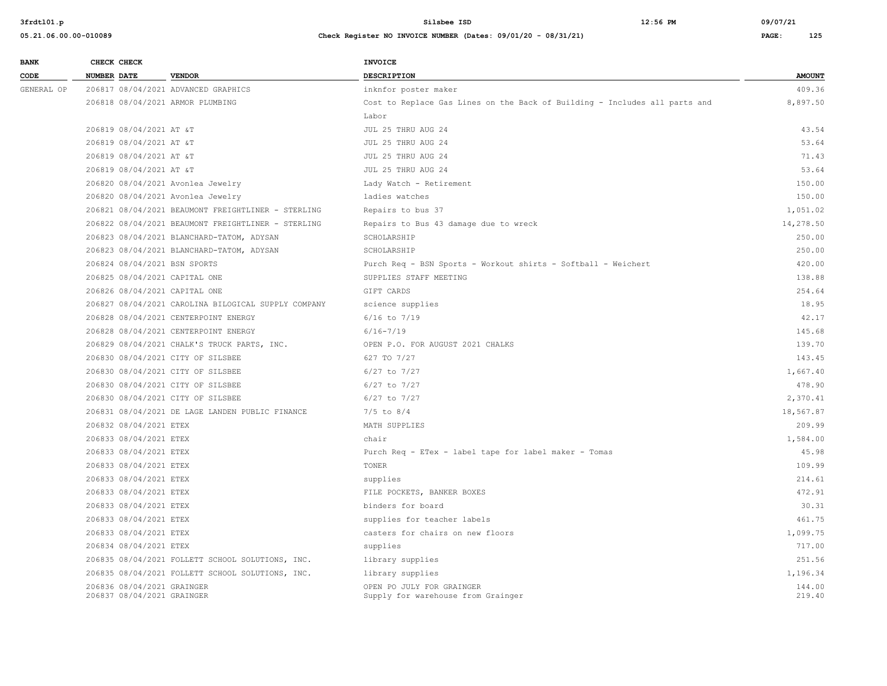| BANK CODE | CHECK NUMBER | CHECK DATE | VENDOR | INVOICE DESCRIPTION | AMOUNT |
|---|---|---|---|---|---|
| GENERAL OP | 206817 | 08/04/2021 | ADVANCED GRAPHICS | inknfor poster maker | 409.36 |
| | 206818 | 08/04/2021 | ARMOR PLUMBING | Cost to Replace Gas Lines on the Back of Building - Includes all parts and Labor | 8,897.50 |
| | 206819 | 08/04/2021 | AT &T | JUL 25 THRU AUG 24 | 43.54 |
| | 206819 | 08/04/2021 | AT &T | JUL 25 THRU AUG 24 | 53.64 |
| | 206819 | 08/04/2021 | AT &T | JUL 25 THRU AUG 24 | 71.43 |
| | 206819 | 08/04/2021 | AT &T | JUL 25 THRU AUG 24 | 53.64 |
| | 206820 | 08/04/2021 | Avonlea Jewelry | Lady Watch - Retirement | 150.00 |
| | 206820 | 08/04/2021 | Avonlea Jewelry | ladies watches | 150.00 |
| | 206821 | 08/04/2021 | BEAUMONT FREIGHTLINER - STERLING | Repairs to bus 37 | 1,051.02 |
| | 206822 | 08/04/2021 | BEAUMONT FREIGHTLINER - STERLING | Repairs to Bus 43 damage due to wreck | 14,278.50 |
| | 206823 | 08/04/2021 | BLANCHARD-TATOM, ADYSAN | SCHOLARSHIP | 250.00 |
| | 206823 | 08/04/2021 | BLANCHARD-TATOM, ADYSAN | SCHOLARSHIP | 250.00 |
| | 206824 | 08/04/2021 | BSN SPORTS | Purch Req - BSN Sports - Workout shirts - Softball - Weichert | 420.00 |
| | 206825 | 08/04/2021 | CAPITAL ONE | SUPPLIES STAFF MEETING | 138.88 |
| | 206826 | 08/04/2021 | CAPITAL ONE | GIFT CARDS | 254.64 |
| | 206827 | 08/04/2021 | CAROLINA BILOGICAL SUPPLY COMPANY | science supplies | 18.95 |
| | 206828 | 08/04/2021 | CENTERPOINT ENERGY | 6/16 to 7/19 | 42.17 |
| | 206828 | 08/04/2021 | CENTERPOINT ENERGY | 6/16-7/19 | 145.68 |
| | 206829 | 08/04/2021 | CHALK'S TRUCK PARTS, INC. | OPEN P.O. FOR AUGUST 2021 CHALKS | 139.70 |
| | 206830 | 08/04/2021 | CITY OF SILSBEE | 627 TO 7/27 | 143.45 |
| | 206830 | 08/04/2021 | CITY OF SILSBEE | 6/27 to 7/27 | 1,667.40 |
| | 206830 | 08/04/2021 | CITY OF SILSBEE | 6/27 to 7/27 | 478.90 |
| | 206830 | 08/04/2021 | CITY OF SILSBEE | 6/27 to 7/27 | 2,370.41 |
| | 206831 | 08/04/2021 | DE LAGE LANDEN PUBLIC FINANCE | 7/5 to 8/4 | 18,567.87 |
| | 206832 | 08/04/2021 | ETEX | MATH SUPPLIES | 209.99 |
| | 206833 | 08/04/2021 | ETEX | chair | 1,584.00 |
| | 206833 | 08/04/2021 | ETEX | Purch Req - ETex - label tape for label maker - Tomas | 45.98 |
| | 206833 | 08/04/2021 | ETEX | TONER | 109.99 |
| | 206833 | 08/04/2021 | ETEX | supplies | 214.61 |
| | 206833 | 08/04/2021 | ETEX | FILE POCKETS, BANKER BOXES | 472.91 |
| | 206833 | 08/04/2021 | ETEX | binders for board | 30.31 |
| | 206833 | 08/04/2021 | ETEX | supplies for teacher labels | 461.75 |
| | 206833 | 08/04/2021 | ETEX | casters for chairs on new floors | 1,099.75 |
| | 206834 | 08/04/2021 | ETEX | supplies | 717.00 |
| | 206835 | 08/04/2021 | FOLLETT SCHOOL SOLUTIONS, INC. | library supplies | 251.56 |
| | 206835 | 08/04/2021 | FOLLETT SCHOOL SOLUTIONS, INC. | library supplies | 1,196.34 |
| | 206836 | 08/04/2021 | GRAINGER | OPEN PO JULY FOR GRAINGER | 144.00 |
| | 206837 | 08/04/2021 | GRAINGER | Supply for warehouse from Grainger | 219.40 |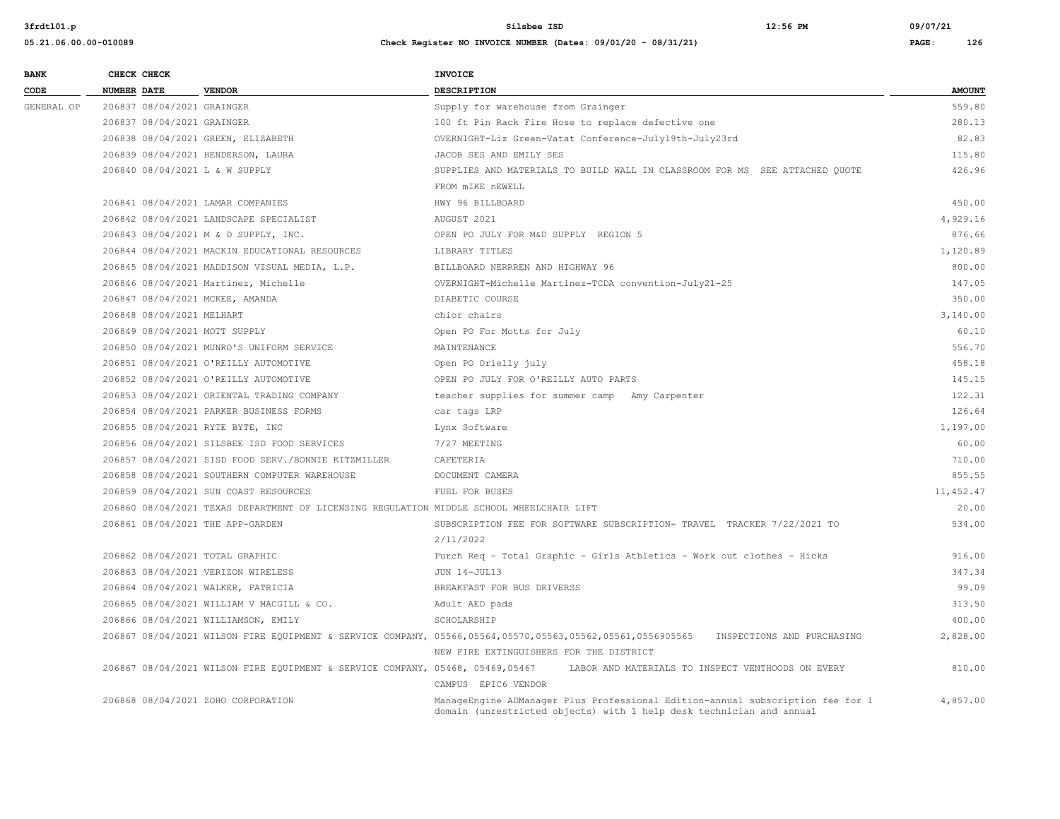| BANK CODE | CHECK NUMBER | CHECK DATE | VENDOR | INVOICE DESCRIPTION | AMOUNT |
|---|---|---|---|---|---|
| GENERAL OP | 206837 | 08/04/2021 | GRAINGER | Supply for warehouse from Grainger | 559.80 |
| | 206837 | 08/04/2021 | GRAINGER | 100 ft Pin Rack Fire Hose to replace defective one | 280.13 |
| | 206838 | 08/04/2021 | GREEN, ELIZABETH | OVERNIGHT-Liz Green-Vatat Conference-July19th-July23rd | 82.83 |
| | 206839 | 08/04/2021 | HENDERSON, LAURA | JACOB SES AND EMILY SES | 115.80 |
| | 206840 | 08/04/2021 | L & W SUPPLY | SUPPLIES AND MATERIALS TO BUILD WALL IN CLASSROOM FOR MS SEE ATTACHED QUOTE FROM mIKE nEWELL | 426.96 |
| | 206841 | 08/04/2021 | LAMAR COMPANIES | HWY 96 BILLBOARD | 450.00 |
| | 206842 | 08/04/2021 | LANDSCAPE SPECIALIST | AUGUST 2021 | 4,929.16 |
| | 206843 | 08/04/2021 | M & D SUPPLY, INC. | OPEN PO JULY FOR M&D SUPPLY REGION 5 | 876.66 |
| | 206844 | 08/04/2021 | MACKIN EDUCATIONAL RESOURCES | LIBRARY TITLES | 1,120.89 |
| | 206845 | 08/04/2021 | MADDISON VISUAL MEDIA, L.P. | BILLBOARD NERRREN AND HIGHWAY 96 | 800.00 |
| | 206846 | 08/04/2021 | Martinez, Michelle | OVERNIGHT-Michelle Martinez-TCDA convention-July21-25 | 147.05 |
| | 206847 | 08/04/2021 | MCKEE, AMANDA | DIABETIC COURSE | 350.00 |
| | 206848 | 08/04/2021 | MELHART | chior chairs | 3,140.00 |
| | 206849 | 08/04/2021 | MOTT SUPPLY | Open PO For Motts for July | 60.10 |
| | 206850 | 08/04/2021 | MUNRO'S UNIFORM SERVICE | MAINTENANCE | 556.70 |
| | 206851 | 08/04/2021 | O'REILLY AUTOMOTIVE | Open PO Orielly july | 458.18 |
| | 206852 | 08/04/2021 | O'REILLY AUTOMOTIVE | OPEN PO JULY FOR O'REILLY AUTO PARTS | 145.15 |
| | 206853 | 08/04/2021 | ORIENTAL TRADING COMPANY | teacher supplies for summer camp Amy Carpenter | 122.31 |
| | 206854 | 08/04/2021 | PARKER BUSINESS FORMS | car tags LRP | 126.64 |
| | 206855 | 08/04/2021 | RYTE BYTE, INC | Lynx Software | 1,197.00 |
| | 206856 | 08/04/2021 | SILSBEE ISD FOOD SERVICES | 7/27 MEETING | 60.00 |
| | 206857 | 08/04/2021 | SISD FOOD SERV./BONNIE KITZMILLER | CAFETERIA | 710.00 |
| | 206858 | 08/04/2021 | SOUTHERN COMPUTER WAREHOUSE | DOCUMENT CAMERA | 855.55 |
| | 206859 | 08/04/2021 | SUN COAST RESOURCES | FUEL FOR BUSES | 11,452.47 |
| | 206860 | 08/04/2021 | TEXAS DEPARTMENT OF LICENSING REGULATION | MIDDLE SCHOOL WHEELCHAIR LIFT | 20.00 |
| | 206861 | 08/04/2021 | THE APP-GARDEN | SUBSCRIPTION FEE FOR SOFTWARE SUBSCRIPTION- TRAVEL TRACKER 7/22/2021 TO 2/11/2022 | 534.00 |
| | 206862 | 08/04/2021 | TOTAL GRAPHIC | Purch Req - Total Graphic - Girls Athletics - Work out clothes - Hicks | 916.00 |
| | 206863 | 08/04/2021 | VERIZON WIRELESS | JUN 14-JUL13 | 347.34 |
| | 206864 | 08/04/2021 | WALKER, PATRICIA | BREAKFAST FOR BUS DRIVERSS | 99.09 |
| | 206865 | 08/04/2021 | WILLIAM V MACGILL & CO. | Adult AED pads | 313.50 |
| | 206866 | 08/04/2021 | WILLIAMSON, EMILY | SCHOLARSHIP | 400.00 |
| | 206867 | 08/04/2021 | WILSON FIRE EQUIPMENT & SERVICE COMPANY, | 05566,05564,05570,05563,05562,05561,0556905565 INSPECTIONS AND PURCHASING NEW FIRE EXTINGUISHERS FOR THE DISTRICT | 2,828.00 |
| | 206867 | 08/04/2021 | WILSON FIRE EQUIPMENT & SERVICE COMPANY, | 05468, 05469,05467 LABOR AND MATERIALS TO INSPECT VENTHOODS ON EVERY CAMPUS EPIC6 VENDOR | 810.00 |
| | 206868 | 08/04/2021 | ZOHO CORPORATION | ManageEngine ADManager Plus Professional Edition-annual subscription fee for 1 domain (unrestricted objects) with 1 help desk technician and annual | 4,857.00 |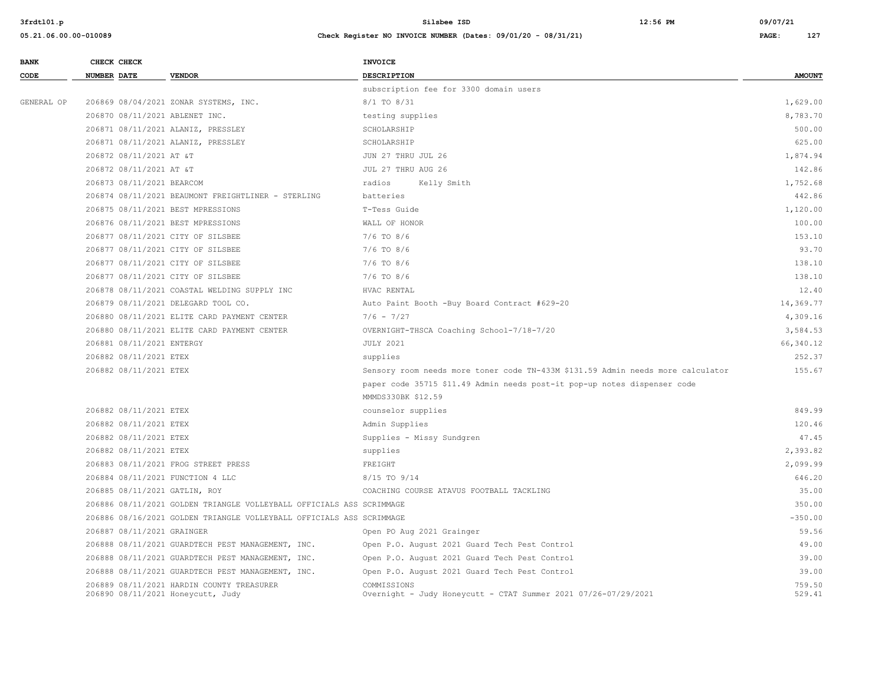| BANK CODE | CHECK NUMBER | CHECK DATE | VENDOR | INVOICE DESCRIPTION | AMOUNT |
|---|---|---|---|---|---|
| | | | | subscription fee for 3300 domain users | |
| GENERAL OP | 206869 | 08/04/2021 | ZONAR SYSTEMS, INC. | 8/1 TO 8/31 | 1,629.00 |
| | 206870 | 08/11/2021 | ABLENET INC. | testing supplies | 8,783.70 |
| | 206871 | 08/11/2021 | ALANIZ, PRESSLEY | SCHOLARSHIP | 500.00 |
| | 206871 | 08/11/2021 | ALANIZ, PRESSLEY | SCHOLARSHIP | 625.00 |
| | 206872 | 08/11/2021 | AT &T | JUN 27 THRU JUL 26 | 1,874.94 |
| | 206872 | 08/11/2021 | AT &T | JUL 27 THRU AUG 26 | 142.86 |
| | 206873 | 08/11/2021 | BEARCOM | radios Kelly Smith | 1,752.68 |
| | 206874 | 08/11/2021 | BEAUMONT FREIGHTLINER - STERLING | batteries | 442.86 |
| | 206875 | 08/11/2021 | BEST MPRESSIONS | T-Tess Guide | 1,120.00 |
| | 206876 | 08/11/2021 | BEST MPRESSIONS | WALL OF HONOR | 100.00 |
| | 206877 | 08/11/2021 | CITY OF SILSBEE | 7/6 TO 8/6 | 153.10 |
| | 206877 | 08/11/2021 | CITY OF SILSBEE | 7/6 TO 8/6 | 93.70 |
| | 206877 | 08/11/2021 | CITY OF SILSBEE | 7/6 TO 8/6 | 138.10 |
| | 206877 | 08/11/2021 | CITY OF SILSBEE | 7/6 TO 8/6 | 138.10 |
| | 206878 | 08/11/2021 | COASTAL WELDING SUPPLY INC | HVAC RENTAL | 12.40 |
| | 206879 | 08/11/2021 | DELEGARD TOOL CO. | Auto Paint Booth -Buy Board Contract #629-20 | 14,369.77 |
| | 206880 | 08/11/2021 | ELITE CARD PAYMENT CENTER | 7/6 - 7/27 | 4,309.16 |
| | 206880 | 08/11/2021 | ELITE CARD PAYMENT CENTER | OVERNIGHT-THSCA Coaching School-7/18-7/20 | 3,584.53 |
| | 206881 | 08/11/2021 | ENTERGY | JULY 2021 | 66,340.12 |
| | 206882 | 08/11/2021 | ETEX | supplies | 252.37 |
| | 206882 | 08/11/2021 | ETEX | Sensory room needs more toner code TN-433M $131.59 Admin needs more calculator paper code 35715 $11.49 Admin needs post-it pop-up notes dispenser code MMMDS330BK $12.59 | 155.67 |
| | 206882 | 08/11/2021 | ETEX | counselor supplies | 849.99 |
| | 206882 | 08/11/2021 | ETEX | Admin Supplies | 120.46 |
| | 206882 | 08/11/2021 | ETEX | Supplies - Missy Sundgren | 47.45 |
| | 206882 | 08/11/2021 | ETEX | supplies | 2,393.82 |
| | 206883 | 08/11/2021 | FROG STREET PRESS | FREIGHT | 2,099.99 |
| | 206884 | 08/11/2021 | FUNCTION 4 LLC | 8/15 TO 9/14 | 646.20 |
| | 206885 | 08/11/2021 | GATLIN, ROY | COACHING COURSE ATAVUS FOOTBALL TACKLING | 35.00 |
| | 206886 | 08/11/2021 | GOLDEN TRIANGLE VOLLEYBALL OFFICIALS ASS | SCRIMMAGE | 350.00 |
| | 206886 | 08/16/2021 | GOLDEN TRIANGLE VOLLEYBALL OFFICIALS ASS | SCRIMMAGE | -350.00 |
| | 206887 | 08/11/2021 | GRAINGER | Open PO Aug 2021 Grainger | 59.56 |
| | 206888 | 08/11/2021 | GUARDTECH PEST MANAGEMENT, INC. | Open P.O. August 2021 Guard Tech Pest Control | 49.00 |
| | 206888 | 08/11/2021 | GUARDTECH PEST MANAGEMENT, INC. | Open P.O. August 2021 Guard Tech Pest Control | 39.00 |
| | 206888 | 08/11/2021 | GUARDTECH PEST MANAGEMENT, INC. | Open P.O. August 2021 Guard Tech Pest Control | 39.00 |
| | 206889 | 08/11/2021 | HARDIN COUNTY TREASURER | COMMISSIONS | 759.50 |
| | 206890 | 08/11/2021 | Honeycutt, Judy | Overnight - Judy Honeycutt - CTAT Summer 2021 07/26-07/29/2021 | 529.41 |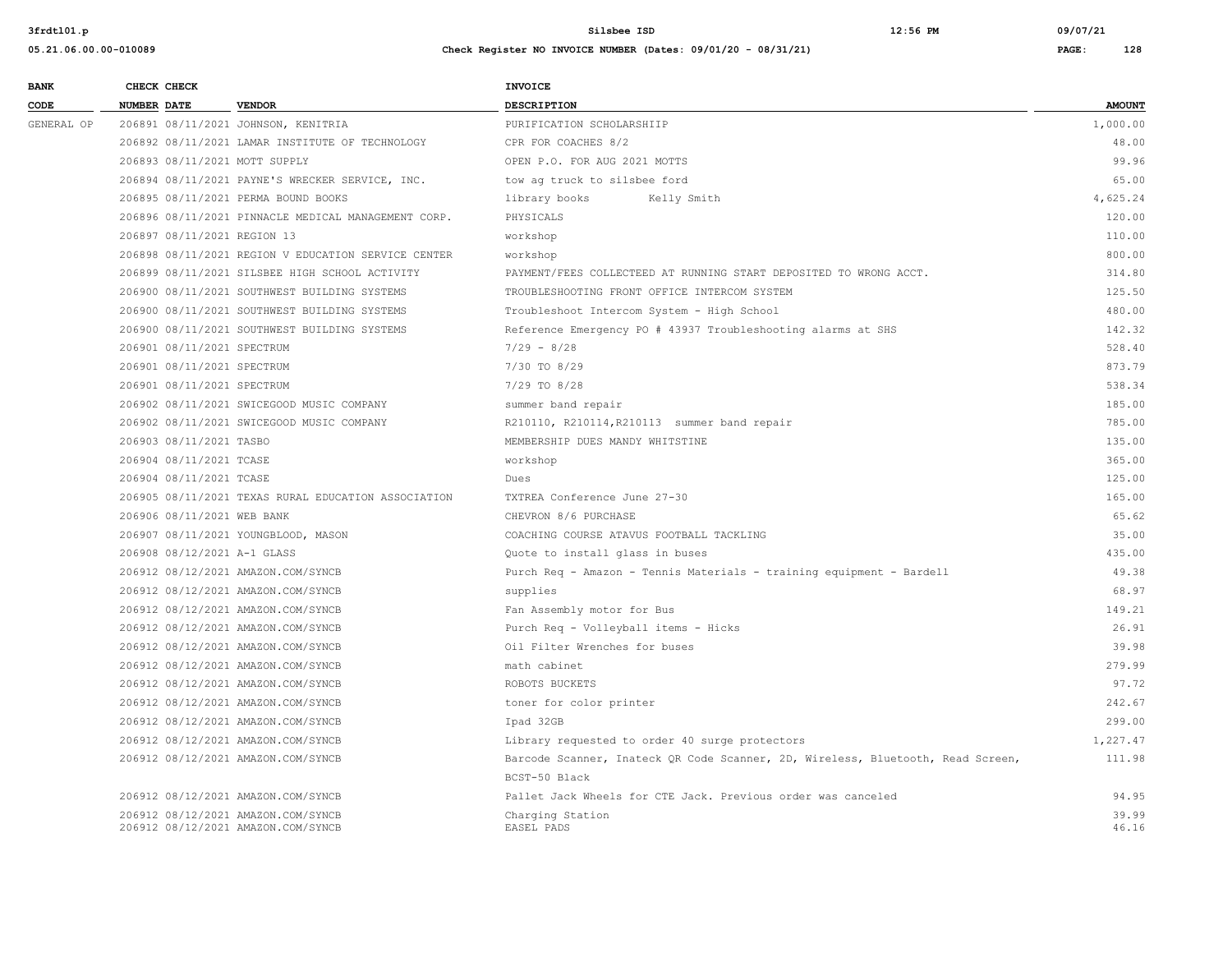| BANK CODE | CHECK NUMBER | CHECK DATE | VENDOR | INVOICE DESCRIPTION | AMOUNT |
|---|---|---|---|---|---|
| GENERAL OP | 206891 | 08/11/2021 | JOHNSON, KENITRIA | PURIFICATION SCHOLARSHIIP | 1,000.00 |
| | 206892 | 08/11/2021 | LAMAR INSTITUTE OF TECHNOLOGY | CPR FOR COACHES 8/2 | 48.00 |
| | 206893 | 08/11/2021 | MOTT SUPPLY | OPEN P.O. FOR AUG 2021 MOTTS | 99.96 |
| | 206894 | 08/11/2021 | PAYNE'S WRECKER SERVICE, INC. | tow ag truck to silsbee ford | 65.00 |
| | 206895 | 08/11/2021 | PERMA BOUND BOOKS | library books Kelly Smith | 4,625.24 |
| | 206896 | 08/11/2021 | PINNACLE MEDICAL MANAGEMENT CORP. | PHYSICALS | 120.00 |
| | 206897 | 08/11/2021 | REGION 13 | workshop | 110.00 |
| | 206898 | 08/11/2021 | REGION V EDUCATION SERVICE CENTER | workshop | 800.00 |
| | 206899 | 08/11/2021 | SILSBEE HIGH SCHOOL ACTIVITY | PAYMENT/FEES COLLECTEED AT RUNNING START DEPOSITED TO WRONG ACCT. | 314.80 |
| | 206900 | 08/11/2021 | SOUTHWEST BUILDING SYSTEMS | TROUBLESHOOTING FRONT OFFICE INTERCOM SYSTEM | 125.50 |
| | 206900 | 08/11/2021 | SOUTHWEST BUILDING SYSTEMS | Troubleshoot Intercom System - High School | 480.00 |
| | 206900 | 08/11/2021 | SOUTHWEST BUILDING SYSTEMS | Reference Emergency PO # 43937 Troubleshooting alarms at SHS | 142.32 |
| | 206901 | 08/11/2021 | SPECTRUM | 7/29 - 8/28 | 528.40 |
| | 206901 | 08/11/2021 | SPECTRUM | 7/30 TO 8/29 | 873.79 |
| | 206901 | 08/11/2021 | SPECTRUM | 7/29 TO 8/28 | 538.34 |
| | 206902 | 08/11/2021 | SWICEGOOD MUSIC COMPANY | summer band repair | 185.00 |
| | 206902 | 08/11/2021 | SWICEGOOD MUSIC COMPANY | R210110, R210114,R210113 summer band repair | 785.00 |
| | 206903 | 08/11/2021 | TASBO | MEMBERSHIP DUES MANDY WHITSTINE | 135.00 |
| | 206904 | 08/11/2021 | TCASE | workshop | 365.00 |
| | 206904 | 08/11/2021 | TCASE | Dues | 125.00 |
| | 206905 | 08/11/2021 | TEXAS RURAL EDUCATION ASSOCIATION | TXTREA Conference June 27-30 | 165.00 |
| | 206906 | 08/11/2021 | WEB BANK | CHEVRON 8/6 PURCHASE | 65.62 |
| | 206907 | 08/11/2021 | YOUNGBLOOD, MASON | COACHING COURSE ATAVUS FOOTBALL TACKLING | 35.00 |
| | 206908 | 08/12/2021 | A-1 GLASS | Quote to install glass in buses | 435.00 |
| | 206912 | 08/12/2021 | AMAZON.COM/SYNCB | Purch Req - Amazon - Tennis Materials - training equipment - Bardell | 49.38 |
| | 206912 | 08/12/2021 | AMAZON.COM/SYNCB | supplies | 68.97 |
| | 206912 | 08/12/2021 | AMAZON.COM/SYNCB | Fan Assembly motor for Bus | 149.21 |
| | 206912 | 08/12/2021 | AMAZON.COM/SYNCB | Purch Req - Volleyball items - Hicks | 26.91 |
| | 206912 | 08/12/2021 | AMAZON.COM/SYNCB | Oil Filter Wrenches for buses | 39.98 |
| | 206912 | 08/12/2021 | AMAZON.COM/SYNCB | math cabinet | 279.99 |
| | 206912 | 08/12/2021 | AMAZON.COM/SYNCB | ROBOTS BUCKETS | 97.72 |
| | 206912 | 08/12/2021 | AMAZON.COM/SYNCB | toner for color printer | 242.67 |
| | 206912 | 08/12/2021 | AMAZON.COM/SYNCB | Ipad 32GB | 299.00 |
| | 206912 | 08/12/2021 | AMAZON.COM/SYNCB | Library requested to order 40 surge protectors | 1,227.47 |
| | 206912 | 08/12/2021 | AMAZON.COM/SYNCB | Barcode Scanner, Inateck QR Code Scanner, 2D, Wireless, Bluetooth, Read Screen, BCST-50 Black | 111.98 |
| | 206912 | 08/12/2021 | AMAZON.COM/SYNCB | Pallet Jack Wheels for CTE Jack. Previous order was canceled | 94.95 |
| | 206912 | 08/12/2021 | AMAZON.COM/SYNCB | Charging Station | 39.99 |
| | 206912 | 08/12/2021 | AMAZON.COM/SYNCB | EASEL PADS | 46.16 |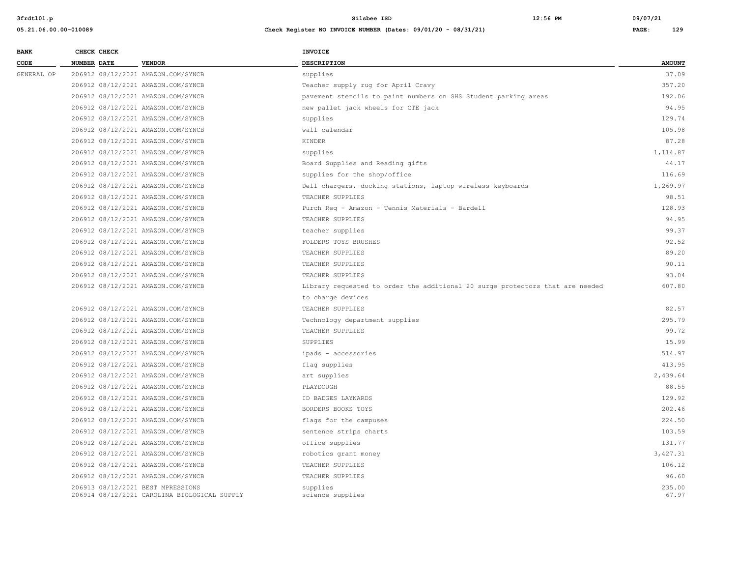**Silsbee ISD**

**Check Register NO INVOICE NUMBER (Dates: 09/01/20 - 08/31/21)**

| BANK CODE | CHECK NUMBER | CHECK DATE | VENDOR | INVOICE DESCRIPTION | AMOUNT |
|---|---|---|---|---|---|
| GENERAL OP | 206912 | 08/12/2021 | AMAZON.COM/SYNCB | supplies | 37.09 |
| | 206912 | 08/12/2021 | AMAZON.COM/SYNCB | Teacher supply rug for April Cravy | 357.20 |
| | 206912 | 08/12/2021 | AMAZON.COM/SYNCB | pavement stencils to paint numbers on SHS Student parking areas | 192.06 |
| | 206912 | 08/12/2021 | AMAZON.COM/SYNCB | new pallet jack wheels for CTE jack | 94.95 |
| | 206912 | 08/12/2021 | AMAZON.COM/SYNCB | supplies | 129.74 |
| | 206912 | 08/12/2021 | AMAZON.COM/SYNCB | wall calendar | 105.98 |
| | 206912 | 08/12/2021 | AMAZON.COM/SYNCB | KINDER | 87.28 |
| | 206912 | 08/12/2021 | AMAZON.COM/SYNCB | supplies | 1,114.87 |
| | 206912 | 08/12/2021 | AMAZON.COM/SYNCB | Board Supplies and Reading gifts | 44.17 |
| | 206912 | 08/12/2021 | AMAZON.COM/SYNCB | supplies for the shop/office | 116.69 |
| | 206912 | 08/12/2021 | AMAZON.COM/SYNCB | Dell chargers, docking stations, laptop wireless keyboards | 1,269.97 |
| | 206912 | 08/12/2021 | AMAZON.COM/SYNCB | TEACHER SUPPLIES | 98.51 |
| | 206912 | 08/12/2021 | AMAZON.COM/SYNCB | Purch Req - Amazon - Tennis Materials - Bardell | 128.93 |
| | 206912 | 08/12/2021 | AMAZON.COM/SYNCB | TEACHER SUPPLIES | 94.95 |
| | 206912 | 08/12/2021 | AMAZON.COM/SYNCB | teacher supplies | 99.37 |
| | 206912 | 08/12/2021 | AMAZON.COM/SYNCB | FOLDERS TOYS BRUSHES | 92.52 |
| | 206912 | 08/12/2021 | AMAZON.COM/SYNCB | TEACHER SUPPLIES | 89.20 |
| | 206912 | 08/12/2021 | AMAZON.COM/SYNCB | TEACHER SUPPLIES | 90.11 |
| | 206912 | 08/12/2021 | AMAZON.COM/SYNCB | TEACHER SUPPLIES | 93.04 |
| | 206912 | 08/12/2021 | AMAZON.COM/SYNCB | Library requested to order the additional 20 surge protectors that are needed to charge devices | 607.80 |
| | 206912 | 08/12/2021 | AMAZON.COM/SYNCB | TEACHER SUPPLIES | 82.57 |
| | 206912 | 08/12/2021 | AMAZON.COM/SYNCB | Technology department supplies | 295.79 |
| | 206912 | 08/12/2021 | AMAZON.COM/SYNCB | TEACHER SUPPLIES | 99.72 |
| | 206912 | 08/12/2021 | AMAZON.COM/SYNCB | SUPPLIES | 15.99 |
| | 206912 | 08/12/2021 | AMAZON.COM/SYNCB | ipads - accessories | 514.97 |
| | 206912 | 08/12/2021 | AMAZON.COM/SYNCB | flag supplies | 413.95 |
| | 206912 | 08/12/2021 | AMAZON.COM/SYNCB | art supplies | 2,439.64 |
| | 206912 | 08/12/2021 | AMAZON.COM/SYNCB | PLAYDOUGH | 88.55 |
| | 206912 | 08/12/2021 | AMAZON.COM/SYNCB | ID BADGES LAYNARDS | 129.92 |
| | 206912 | 08/12/2021 | AMAZON.COM/SYNCB | BORDERS BOOKS TOYS | 202.46 |
| | 206912 | 08/12/2021 | AMAZON.COM/SYNCB | flags for the campuses | 224.50 |
| | 206912 | 08/12/2021 | AMAZON.COM/SYNCB | sentence strips charts | 103.59 |
| | 206912 | 08/12/2021 | AMAZON.COM/SYNCB | office supplies | 131.77 |
| | 206912 | 08/12/2021 | AMAZON.COM/SYNCB | robotics grant money | 3,427.31 |
| | 206912 | 08/12/2021 | AMAZON.COM/SYNCB | TEACHER SUPPLIES | 106.12 |
| | 206912 | 08/12/2021 | AMAZON.COM/SYNCB | TEACHER SUPPLIES | 96.60 |
| | 206913 | 08/12/2021 | BEST MPRESSIONS | supplies | 235.00 |
| | 206914 | 08/12/2021 | CAROLINA BIOLOGICAL SUPPLY | science supplies | 67.97 |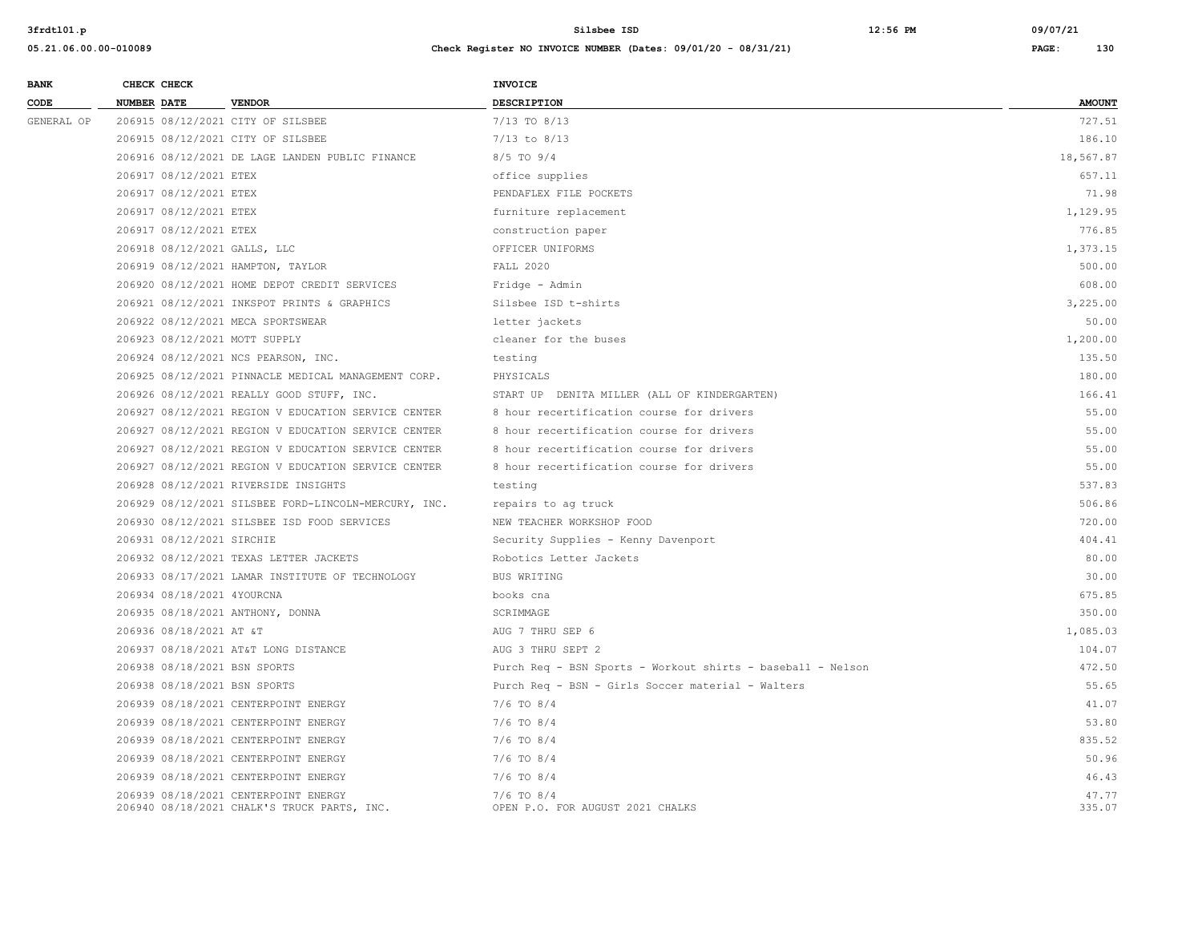| BANK CODE | CHECK NUMBER | CHECK DATE | VENDOR | INVOICE DESCRIPTION | AMOUNT |
|---|---|---|---|---|---|
| GENERAL OP | 206915 | 08/12/2021 | CITY OF SILSBEE | 7/13 TO 8/13 | 727.51 |
| | 206915 | 08/12/2021 | CITY OF SILSBEE | 7/13 to 8/13 | 186.10 |
| | 206916 | 08/12/2021 | DE LAGE LANDEN PUBLIC FINANCE | 8/5 TO 9/4 | 18,567.87 |
| | 206917 | 08/12/2021 | ETEX | office supplies | 657.11 |
| | 206917 | 08/12/2021 | ETEX | PENDAFLEX FILE POCKETS | 71.98 |
| | 206917 | 08/12/2021 | ETEX | furniture replacement | 1,129.95 |
| | 206917 | 08/12/2021 | ETEX | construction paper | 776.85 |
| | 206918 | 08/12/2021 | GALLS, LLC | OFFICER UNIFORMS | 1,373.15 |
| | 206919 | 08/12/2021 | HAMPTON, TAYLOR | FALL 2020 | 500.00 |
| | 206920 | 08/12/2021 | HOME DEPOT CREDIT SERVICES | Fridge - Admin | 608.00 |
| | 206921 | 08/12/2021 | INKSPOT PRINTS & GRAPHICS | Silsbee ISD t-shirts | 3,225.00 |
| | 206922 | 08/12/2021 | MECA SPORTSWEAR | letter jackets | 50.00 |
| | 206923 | 08/12/2021 | MOTT SUPPLY | cleaner for the buses | 1,200.00 |
| | 206924 | 08/12/2021 | NCS PEARSON, INC. | testing | 135.50 |
| | 206925 | 08/12/2021 | PINNACLE MEDICAL MANAGEMENT CORP. | PHYSICALS | 180.00 |
| | 206926 | 08/12/2021 | REALLY GOOD STUFF, INC. | START UP DENITA MILLER (ALL OF KINDERGARTEN) | 166.41 |
| | 206927 | 08/12/2021 | REGION V EDUCATION SERVICE CENTER | 8 hour recertification course for drivers | 55.00 |
| | 206927 | 08/12/2021 | REGION V EDUCATION SERVICE CENTER | 8 hour recertification course for drivers | 55.00 |
| | 206927 | 08/12/2021 | REGION V EDUCATION SERVICE CENTER | 8 hour recertification course for drivers | 55.00 |
| | 206927 | 08/12/2021 | REGION V EDUCATION SERVICE CENTER | 8 hour recertification course for drivers | 55.00 |
| | 206928 | 08/12/2021 | RIVERSIDE INSIGHTS | testing | 537.83 |
| | 206929 | 08/12/2021 | SILSBEE FORD-LINCOLN-MERCURY, INC. | repairs to ag truck | 506.86 |
| | 206930 | 08/12/2021 | SILSBEE ISD FOOD SERVICES | NEW TEACHER WORKSHOP FOOD | 720.00 |
| | 206931 | 08/12/2021 | SIRCHIE | Security Supplies - Kenny Davenport | 404.41 |
| | 206932 | 08/12/2021 | TEXAS LETTER JACKETS | Robotics Letter Jackets | 80.00 |
| | 206933 | 08/17/2021 | LAMAR INSTITUTE OF TECHNOLOGY | BUS WRITING | 30.00 |
| | 206934 | 08/18/2021 | 4YOURCNA | books cna | 675.85 |
| | 206935 | 08/18/2021 | ANTHONY, DONNA | SCRIMMAGE | 350.00 |
| | 206936 | 08/18/2021 | AT &T | AUG 7 THRU SEP 6 | 1,085.03 |
| | 206937 | 08/18/2021 | AT&T LONG DISTANCE | AUG 3 THRU SEPT 2 | 104.07 |
| | 206938 | 08/18/2021 | BSN SPORTS | Purch Req - BSN Sports - Workout shirts - baseball - Nelson | 472.50 |
| | 206938 | 08/18/2021 | BSN SPORTS | Purch Req - BSN - Girls Soccer material - Walters | 55.65 |
| | 206939 | 08/18/2021 | CENTERPOINT ENERGY | 7/6 TO 8/4 | 41.07 |
| | 206939 | 08/18/2021 | CENTERPOINT ENERGY | 7/6 TO 8/4 | 53.80 |
| | 206939 | 08/18/2021 | CENTERPOINT ENERGY | 7/6 TO 8/4 | 835.52 |
| | 206939 | 08/18/2021 | CENTERPOINT ENERGY | 7/6 TO 8/4 | 50.96 |
| | 206939 | 08/18/2021 | CENTERPOINT ENERGY | 7/6 TO 8/4 | 46.43 |
| | 206939 | 08/18/2021 | CENTERPOINT ENERGY | 7/6 TO 8/4 | 47.77 |
| | 206940 | 08/18/2021 | CHALK'S TRUCK PARTS, INC. | OPEN P.O. FOR AUGUST 2021 CHALKS | 335.07 |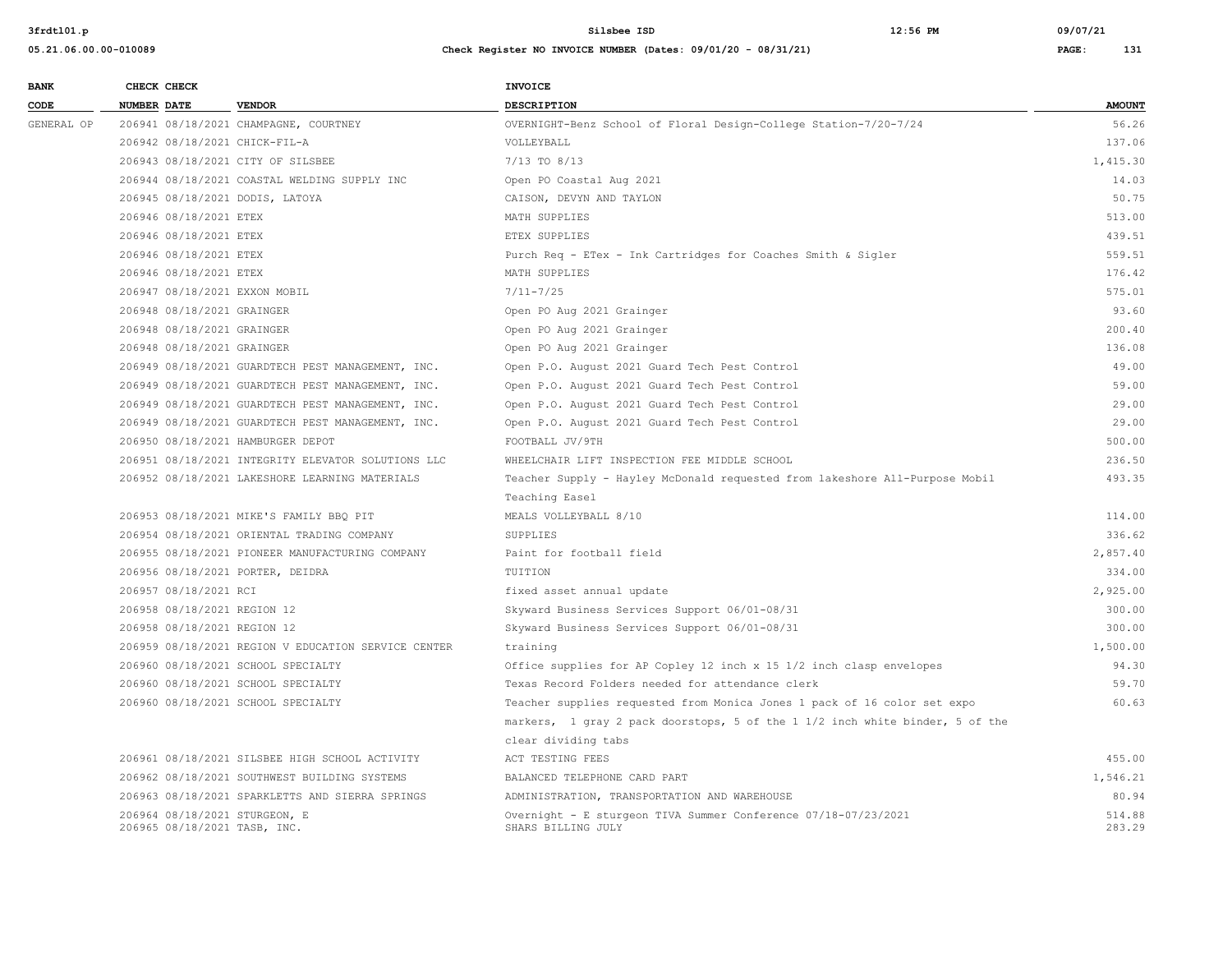| BANK CODE | CHECK NUMBER | CHECK DATE | VENDOR | INVOICE DESCRIPTION | AMOUNT |
|---|---|---|---|---|---|
| GENERAL OP | 206941 | 08/18/2021 | CHAMPAGNE, COURTNEY | OVERNIGHT-Benz School of Floral Design-College Station-7/20-7/24 | 56.26 |
| | 206942 | 08/18/2021 | CHICK-FIL-A | VOLLEYBALL | 137.06 |
| | 206943 | 08/18/2021 | CITY OF SILSBEE | 7/13 TO 8/13 | 1,415.30 |
| | 206944 | 08/18/2021 | COASTAL WELDING SUPPLY INC | Open PO Coastal Aug 2021 | 14.03 |
| | 206945 | 08/18/2021 | DODIS, LATOYA | CAISON, DEVYN AND TAYLON | 50.75 |
| | 206946 | 08/18/2021 | ETEX | MATH SUPPLIES | 513.00 |
| | 206946 | 08/18/2021 | ETEX | ETEX SUPPLIES | 439.51 |
| | 206946 | 08/18/2021 | ETEX | Purch Req - ETex - Ink Cartridges for Coaches Smith & Sigler | 559.51 |
| | 206946 | 08/18/2021 | ETEX | MATH SUPPLIES | 176.42 |
| | 206947 | 08/18/2021 | EXXON MOBIL | 7/11-7/25 | 575.01 |
| | 206948 | 08/18/2021 | GRAINGER | Open PO Aug 2021 Grainger | 93.60 |
| | 206948 | 08/18/2021 | GRAINGER | Open PO Aug 2021 Grainger | 200.40 |
| | 206948 | 08/18/2021 | GRAINGER | Open PO Aug 2021 Grainger | 136.08 |
| | 206949 | 08/18/2021 | GUARDTECH PEST MANAGEMENT, INC. | Open P.O. August 2021 Guard Tech Pest Control | 49.00 |
| | 206949 | 08/18/2021 | GUARDTECH PEST MANAGEMENT, INC. | Open P.O. August 2021 Guard Tech Pest Control | 59.00 |
| | 206949 | 08/18/2021 | GUARDTECH PEST MANAGEMENT, INC. | Open P.O. August 2021 Guard Tech Pest Control | 29.00 |
| | 206949 | 08/18/2021 | GUARDTECH PEST MANAGEMENT, INC. | Open P.O. August 2021 Guard Tech Pest Control | 29.00 |
| | 206950 | 08/18/2021 | HAMBURGER DEPOT | FOOTBALL JV/9TH | 500.00 |
| | 206951 | 08/18/2021 | INTEGRITY ELEVATOR SOLUTIONS LLC | WHEELCHAIR LIFT INSPECTION FEE MIDDLE SCHOOL | 236.50 |
| | 206952 | 08/18/2021 | LAKESHORE LEARNING MATERIALS | Teacher Supply - Hayley McDonald requested from lakeshore All-Purpose Mobil Teaching Easel | 493.35 |
| | 206953 | 08/18/2021 | MIKE'S FAMILY BBQ PIT | MEALS VOLLEYBALL 8/10 | 114.00 |
| | 206954 | 08/18/2021 | ORIENTAL TRADING COMPANY | SUPPLIES | 336.62 |
| | 206955 | 08/18/2021 | PIONEER MANUFACTURING COMPANY | Paint for football field | 2,857.40 |
| | 206956 | 08/18/2021 | PORTER, DEIDRA | TUITION | 334.00 |
| | 206957 | 08/18/2021 | RCI | fixed asset annual update | 2,925.00 |
| | 206958 | 08/18/2021 | REGION 12 | Skyward Business Services Support 06/01-08/31 | 300.00 |
| | 206958 | 08/18/2021 | REGION 12 | Skyward Business Services Support 06/01-08/31 | 300.00 |
| | 206959 | 08/18/2021 | REGION V EDUCATION SERVICE CENTER | training | 1,500.00 |
| | 206960 | 08/18/2021 | SCHOOL SPECIALTY | Office supplies for AP Copley 12 inch x 15 1/2 inch clasp envelopes | 94.30 |
| | 206960 | 08/18/2021 | SCHOOL SPECIALTY | Texas Record Folders needed for attendance clerk | 59.70 |
| | 206960 | 08/18/2021 | SCHOOL SPECIALTY | Teacher supplies requested from Monica Jones 1 pack of 16 color set expo markers, 1 gray 2 pack doorstops, 5 of the 1 1/2 inch white binder, 5 of the clear dividing tabs | 60.63 |
| | 206961 | 08/18/2021 | SILSBEE HIGH SCHOOL ACTIVITY | ACT TESTING FEES | 455.00 |
| | 206962 | 08/18/2021 | SOUTHWEST BUILDING SYSTEMS | BALANCED TELEPHONE CARD PART | 1,546.21 |
| | 206963 | 08/18/2021 | SPARKLETTS AND SIERRA SPRINGS | ADMINISTRATION, TRANSPORTATION AND WAREHOUSE | 80.94 |
| | 206964 | 08/18/2021 | STURGEON, E | Overnight - E sturgeon TIVA Summer Conference 07/18-07/23/2021 | 514.88 |
| | 206965 | 08/18/2021 | TASB, INC. | SHARS BILLING JULY | 283.29 |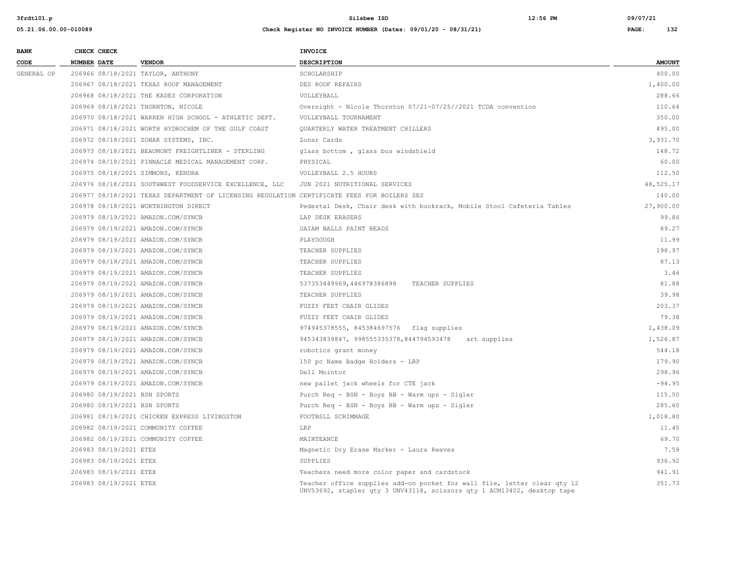| BANK CODE | CHECK NUMBER | CHECK DATE | VENDOR | INVOICE DESCRIPTION | AMOUNT |
|---|---|---|---|---|---|
| GENERAL OP | 206966 | 08/18/2021 | TAYLOR, ANTHONY | SCHOLARSHIP | 400.00 |
| | 206967 | 08/18/2021 | TEXAS ROOF MANAGEMENT | DES ROOF REPAIRS | 1,400.00 |
| | 206968 | 08/18/2021 | THE KADES CORPORATION | VOLLEYBALL | 288.66 |
| | 206969 | 08/18/2021 | THORNTON, NICOLE | Overnight - Nicole Thornton 07/21-07/25//2021 TCDA convention | 110.64 |
| | 206970 | 08/18/2021 | WARREN HIGH SCHOOL - ATHLETIC DEPT. | VOLLEYBALL TOURNAMENT | 350.00 |
| | 206971 | 08/18/2021 | WORTH HYDROCHEM OF THE GULF COAST | QUARTERLY WATER TREATMENT CHILLERS | 495.00 |
| | 206972 | 08/18/2021 | ZONAR SYSTEMS, INC. | Zonar Cards | 3,931.70 |
| | 206973 | 08/18/2021 | BEAUMONT FREIGHTLINER - STERLING | glass bottom , glass bus windshield | 148.72 |
| | 206974 | 08/18/2021 | PINNACLE MEDICAL MANAGEMENT CORP. | PHYSICAL | 60.00 |
| | 206975 | 08/18/2021 | SIMMONS, KENDRA | VOLLEYBALL 2.5 HOURS | 112.50 |
| | 206976 | 08/18/2021 | SOUTHWEST FOODSERVICE EXCELLENCE, LLC | JUN 2021 NUTRITIONAL SERVICES | 48,525.17 |
| | 206977 | 08/18/2021 | TEXAS DEPARTMENT OF LICENSING REGULATION | CERTIFICATE FEES FOR BOILERS SES | 140.00 |
| | 206978 | 08/18/2021 | WORTHINGTON DIRECT | Pedestal Desk, Chair desk with bookrack, Mobile Stool Cafeteria Tables | 27,900.00 |
| | 206979 | 08/19/2021 | AMAZON.COM/SYNCB | LAP DESK ERASERS | 99.86 |
| | 206979 | 08/19/2021 | AMAZON.COM/SYNCB | GAIAM BALLS PAINT BEADS | 89.27 |
| | 206979 | 08/19/2021 | AMAZON.COM/SYNCB | PLAYDOUGH | 11.99 |
| | 206979 | 08/19/2021 | AMAZON.COM/SYNCB | TEACHER SUPPLIES | 198.97 |
| | 206979 | 08/19/2021 | AMAZON.COM/SYNCB | TEACHER SUPPLIES | 87.13 |
| | 206979 | 08/19/2021 | AMAZON.COM/SYNCB | TEACHER SUPPLIES | 3.46 |
| | 206979 | 08/19/2021 | AMAZON.COM/SYNCB | 537353449969,446978386898 TEACHER SUPPLIES | 81.88 |
| | 206979 | 08/19/2021 | AMAZON.COM/SYNCB | TEACHER SUPPLIES | 39.98 |
| | 206979 | 08/19/2021 | AMAZON.COM/SYNCB | FUZZY FEET CHAIR GLIDES | 203.37 |
| | 206979 | 08/19/2021 | AMAZON.COM/SYNCB | FUZZY FEET CHAIR GLIDES | 79.38 |
| | 206979 | 08/19/2021 | AMAZON.COM/SYNCB | 974945378555, 845384697576 flag supplies | 1,438.09 |
| | 206979 | 08/19/2021 | AMAZON.COM/SYNCB | 945343839847, 998555335378,844794593478 art supplies | 1,526.87 |
| | 206979 | 08/19/2021 | AMAZON.COM/SYNCB | robotics grant money | 544.18 |
| | 206979 | 08/19/2021 | AMAZON.COM/SYNCB | 150 pc Name Badge Holders - LRP | 179.90 |
| | 206979 | 08/19/2021 | AMAZON.COM/SYNCB | Dell Mointor | 298.96 |
| | 206979 | 08/19/2021 | AMAZON.COM/SYNCB | new pallet jack wheels for CTE jack | -94.95 |
| | 206980 | 08/19/2021 | BSN SPORTS | Purch Req - BSN - Boys BB - Warm ups - Sigler | 115.50 |
| | 206980 | 08/19/2021 | BSN SPORTS | Purch Req - BSN - Boys BB - Warm ups - Sigler | 285.60 |
| | 206981 | 08/19/2021 | CHICKEN EXPRESS LIVINGSTON | FOOTBSLL SCRIMMAGE | 1,018.80 |
| | 206982 | 08/19/2021 | COMMUNITY COFFEE | LRP | 11.45 |
| | 206982 | 08/19/2021 | COMMUNITY COFFEE | MAINTEANCE | 69.70 |
| | 206983 | 08/19/2021 | ETEX | Magnetic Dry Erase Marker - Laura Reeves | 7.59 |
| | 206983 | 08/19/2021 | ETEX | SUPPLIES | 936.92 |
| | 206983 | 08/19/2021 | ETEX | Teachers need more color paper and cardstock | 941.91 |
| | 206983 | 08/19/2021 | ETEX | Teacher office supplies add-on pocket for wall file, letter clear qty 12 UNV53692, stapler qty 3 UNV43118, scissors qty 1 ACM13402, desktop tape | 351.73 |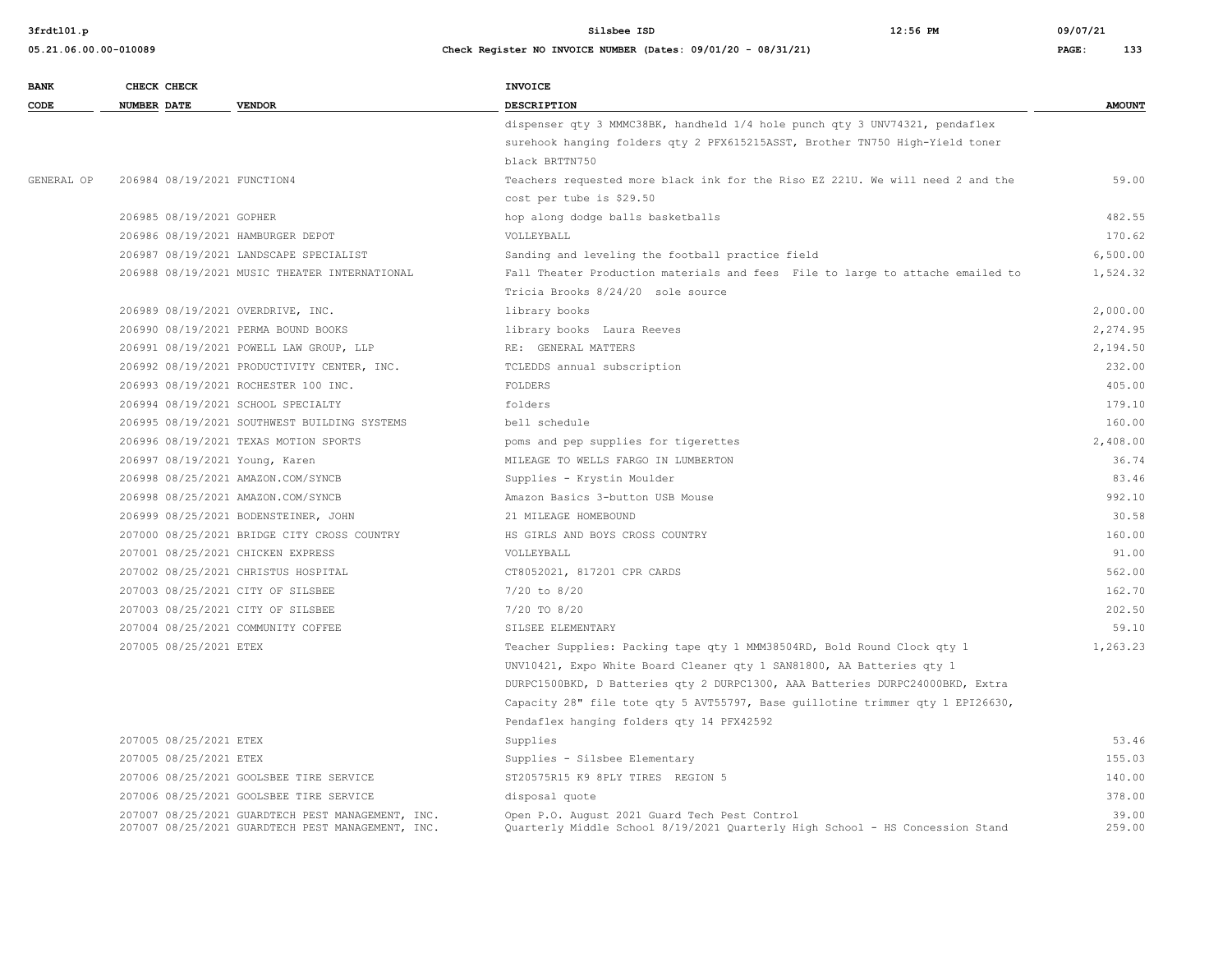| BANK CODE | CHECK NUMBER | CHECK DATE | VENDOR | INVOICE DESCRIPTION | AMOUNT |
|---|---|---|---|---|---|
| | | | | dispenser qty 3 MMMC38BK, handheld 1/4 hole punch qty 3 UNV74321, pendaflex surehook hanging folders qty 2 PFX615215ASST, Brother TN750 High-Yield toner black BRTTN750 | |
| GENERAL OP | 206984 | 08/19/2021 | FUNCTION4 | Teachers requested more black ink for the Riso EZ 221U. We will need 2 and the cost per tube is $29.50 | 59.00 |
| | 206985 | 08/19/2021 | GOPHER | hop along dodge balls basketballs | 482.55 |
| | 206986 | 08/19/2021 | HAMBURGER DEPOT | VOLLEYBALL | 170.62 |
| | 206987 | 08/19/2021 | LANDSCAPE SPECIALIST | Sanding and leveling the football practice field | 6,500.00 |
| | 206988 | 08/19/2021 | MUSIC THEATER INTERNATIONAL | Fall Theater Production materials and fees File to large to attache emailed to Tricia Brooks 8/24/20 sole source | 1,524.32 |
| | 206989 | 08/19/2021 | OVERDRIVE, INC. | library books | 2,000.00 |
| | 206990 | 08/19/2021 | PERMA BOUND BOOKS | library books Laura Reeves | 2,274.95 |
| | 206991 | 08/19/2021 | POWELL LAW GROUP, LLP | RE: GENERAL MATTERS | 2,194.50 |
| | 206992 | 08/19/2021 | PRODUCTIVITY CENTER, INC. | TCLEDDS annual subscription | 232.00 |
| | 206993 | 08/19/2021 | ROCHESTER 100 INC. | FOLDERS | 405.00 |
| | 206994 | 08/19/2021 | SCHOOL SPECIALTY | folders | 179.10 |
| | 206995 | 08/19/2021 | SOUTHWEST BUILDING SYSTEMS | bell schedule | 160.00 |
| | 206996 | 08/19/2021 | TEXAS MOTION SPORTS | poms and pep supplies for tigerettes | 2,408.00 |
| | 206997 | 08/19/2021 | Young, Karen | MILEAGE TO WELLS FARGO IN LUMBERTON | 36.74 |
| | 206998 | 08/25/2021 | AMAZON.COM/SYNCB | Supplies - Krystin Moulder | 83.46 |
| | 206998 | 08/25/2021 | AMAZON.COM/SYNCB | Amazon Basics 3-button USB Mouse | 992.10 |
| | 206999 | 08/25/2021 | BODENSTEINER, JOHN | 21 MILEAGE HOMEBOUND | 30.58 |
| | 207000 | 08/25/2021 | BRIDGE CITY CROSS COUNTRY | HS GIRLS AND BOYS CROSS COUNTRY | 160.00 |
| | 207001 | 08/25/2021 | CHICKEN EXPRESS | VOLLEYBALL | 91.00 |
| | 207002 | 08/25/2021 | CHRISTUS HOSPITAL | CT8052021, 817201 CPR CARDS | 562.00 |
| | 207003 | 08/25/2021 | CITY OF SILSBEE | 7/20 to 8/20 | 162.70 |
| | 207003 | 08/25/2021 | CITY OF SILSBEE | 7/20 TO 8/20 | 202.50 |
| | 207004 | 08/25/2021 | COMMUNITY COFFEE | SILSEE ELEMENTARY | 59.10 |
| | 207005 | 08/25/2021 | ETEX | Teacher Supplies: Packing tape qty 1 MMM38504RD, Bold Round Clock qty 1 UNV10421, Expo White Board Cleaner qty 1 SAN81800, AA Batteries qty 1 DURPC1500BKD, D Batteries qty 2 DURPC1300, AAA Batteries DURPC24000BKD, Extra Capacity 28" file tote qty 5 AVT55797, Base guillotine trimmer qty 1 EPI26630, Pendaflex hanging folders qty 14 PFX42592 | 1,263.23 |
| | 207005 | 08/25/2021 | ETEX | Supplies | 53.46 |
| | 207005 | 08/25/2021 | ETEX | Supplies - Silsbee Elementary | 155.03 |
| | 207006 | 08/25/2021 | GOOLSBEE TIRE SERVICE | ST20575R15 K9 8PLY TIRES REGION 5 | 140.00 |
| | 207006 | 08/25/2021 | GOOLSBEE TIRE SERVICE | disposal quote | 378.00 |
| | 207007 | 08/25/2021 | GUARDTECH PEST MANAGEMENT, INC. | Open P.O. August 2021 Guard Tech Pest Control | 39.00 |
| | 207007 | 08/25/2021 | GUARDTECH PEST MANAGEMENT, INC. | Quarterly Middle School 8/19/2021 Quarterly High School - HS Concession Stand | 259.00 |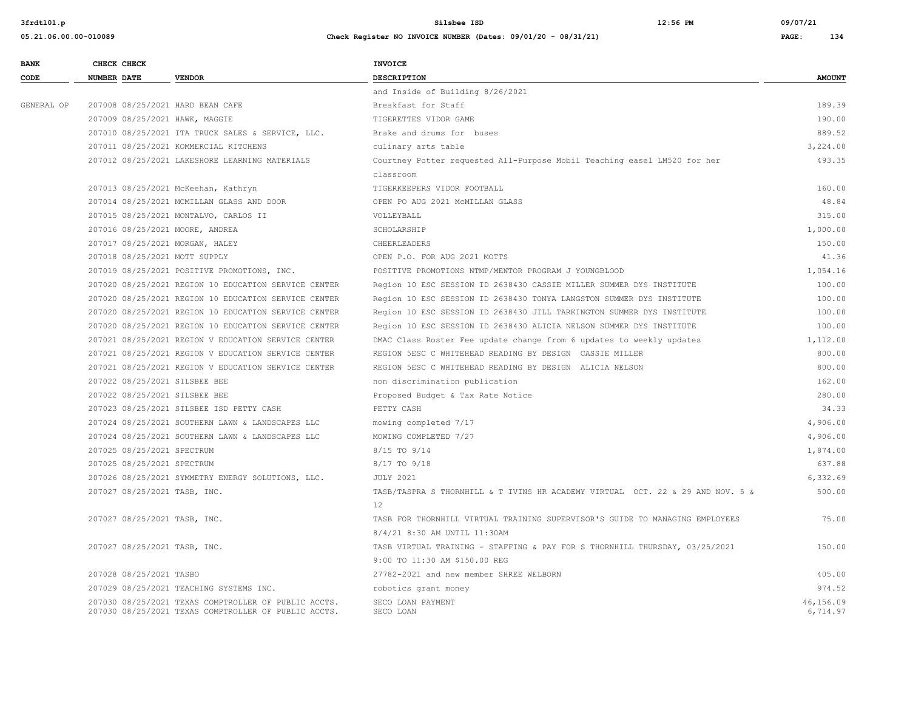| BANK CODE | CHECK NUMBER | CHECK DATE | VENDOR | INVOICE DESCRIPTION | AMOUNT |
|---|---|---|---|---|---|
| | | | | and Inside of Building 8/26/2021 | |
| GENERAL OP | 207008 | 08/25/2021 | HARD BEAN CAFE | Breakfast for Staff | 189.39 |
| | 207009 | 08/25/2021 | HAWK, MAGGIE | TIGERETTES VIDOR GAME | 190.00 |
| | 207010 | 08/25/2021 | ITA TRUCK SALES & SERVICE, LLC. | Brake and drums for buses | 889.52 |
| | 207011 | 08/25/2021 | KOMMERCIAL KITCHENS | culinary arts table | 3,224.00 |
| | 207012 | 08/25/2021 | LAKESHORE LEARNING MATERIALS | Courtney Potter requested All-Purpose Mobil Teaching easel LM520 for her classroom | 493.35 |
| | 207013 | 08/25/2021 | McKeehan, Kathryn | TIGERKEEPERS VIDOR FOOTBALL | 160.00 |
| | 207014 | 08/25/2021 | MCMILLAN GLASS AND DOOR | OPEN PO AUG 2021 McMILLAN GLASS | 48.84 |
| | 207015 | 08/25/2021 | MONTALVO, CARLOS II | VOLLEYBALL | 315.00 |
| | 207016 | 08/25/2021 | MOORE, ANDREA | SCHOLARSHIP | 1,000.00 |
| | 207017 | 08/25/2021 | MORGAN, HALEY | CHEERLEADERS | 150.00 |
| | 207018 | 08/25/2021 | MOTT SUPPLY | OPEN P.O. FOR AUG 2021 MOTTS | 41.36 |
| | 207019 | 08/25/2021 | POSITIVE PROMOTIONS, INC. | POSITIVE PROMOTIONS NTMP/MENTOR PROGRAM J YOUNGBLOOD | 1,054.16 |
| | 207020 | 08/25/2021 | REGION 10 EDUCATION SERVICE CENTER | Region 10 ESC SESSION ID 2638430 CASSIE MILLER SUMMER DYS INSTITUTE | 100.00 |
| | 207020 | 08/25/2021 | REGION 10 EDUCATION SERVICE CENTER | Region 10 ESC SESSION ID 2638430 TONYA LANGSTON SUMMER DYS INSTITUTE | 100.00 |
| | 207020 | 08/25/2021 | REGION 10 EDUCATION SERVICE CENTER | Region 10 ESC SESSION ID 2638430 JILL TARKINGTON SUMMER DYS INSTITUTE | 100.00 |
| | 207020 | 08/25/2021 | REGION 10 EDUCATION SERVICE CENTER | Region 10 ESC SESSION ID 2638430 ALICIA NELSON SUMMER DYS INSTITUTE | 100.00 |
| | 207021 | 08/25/2021 | REGION V EDUCATION SERVICE CENTER | DMAC Class Roster Fee update change from 6 updates to weekly updates | 1,112.00 |
| | 207021 | 08/25/2021 | REGION V EDUCATION SERVICE CENTER | REGION 5ESC C WHITEHEAD READING BY DESIGN CASSIE MILLER | 800.00 |
| | 207021 | 08/25/2021 | REGION V EDUCATION SERVICE CENTER | REGION 5ESC C WHITEHEAD READING BY DESIGN ALICIA NELSON | 800.00 |
| | 207022 | 08/25/2021 | SILSBEE BEE | non discrimination publication | 162.00 |
| | 207022 | 08/25/2021 | SILSBEE BEE | Proposed Budget & Tax Rate Notice | 280.00 |
| | 207023 | 08/25/2021 | SILSBEE ISD PETTY CASH | PETTY CASH | 34.33 |
| | 207024 | 08/25/2021 | SOUTHERN LAWN & LANDSCAPES LLC | mowing completed 7/17 | 4,906.00 |
| | 207024 | 08/25/2021 | SOUTHERN LAWN & LANDSCAPES LLC | MOWING COMPLETED 7/27 | 4,906.00 |
| | 207025 | 08/25/2021 | SPECTRUM | 8/15 TO 9/14 | 1,874.00 |
| | 207025 | 08/25/2021 | SPECTRUM | 8/17 TO 9/18 | 637.88 |
| | 207026 | 08/25/2021 | SYMMETRY ENERGY SOLUTIONS, LLC. | JULY 2021 | 6,332.69 |
| | 207027 | 08/25/2021 | TASB, INC. | TASB/TASPRA S THORNHILL & T IVINS HR ACADEMY VIRTUAL OCT. 22 & 29 AND NOV. 5 & 12 | 500.00 |
| | 207027 | 08/25/2021 | TASB, INC. | TASB FOR THORNHILL VIRTUAL TRAINING SUPERVISOR'S GUIDE TO MANAGING EMPLOYEES 8/4/21 8:30 AM UNTIL 11:30AM | 75.00 |
| | 207027 | 08/25/2021 | TASB, INC. | TASB VIRTUAL TRAINING - STAFFING & PAY FOR S THORNHILL THURSDAY, 03/25/2021 9:00 TO 11:30 AM $150.00 REG | 150.00 |
| | 207028 | 08/25/2021 | TASBO | 27782-2021 and new member SHREE WELBORN | 405.00 |
| | 207029 | 08/25/2021 | TEACHING SYSTEMS INC. | robotics grant money | 974.52 |
| | 207030 | 08/25/2021 | TEXAS COMPTROLLER OF PUBLIC ACCTS. | SECO LOAN PAYMENT | 46,156.09 |
| | 207030 | 08/25/2021 | TEXAS COMPTROLLER OF PUBLIC ACCTS. | SECO LOAN | 6,714.97 |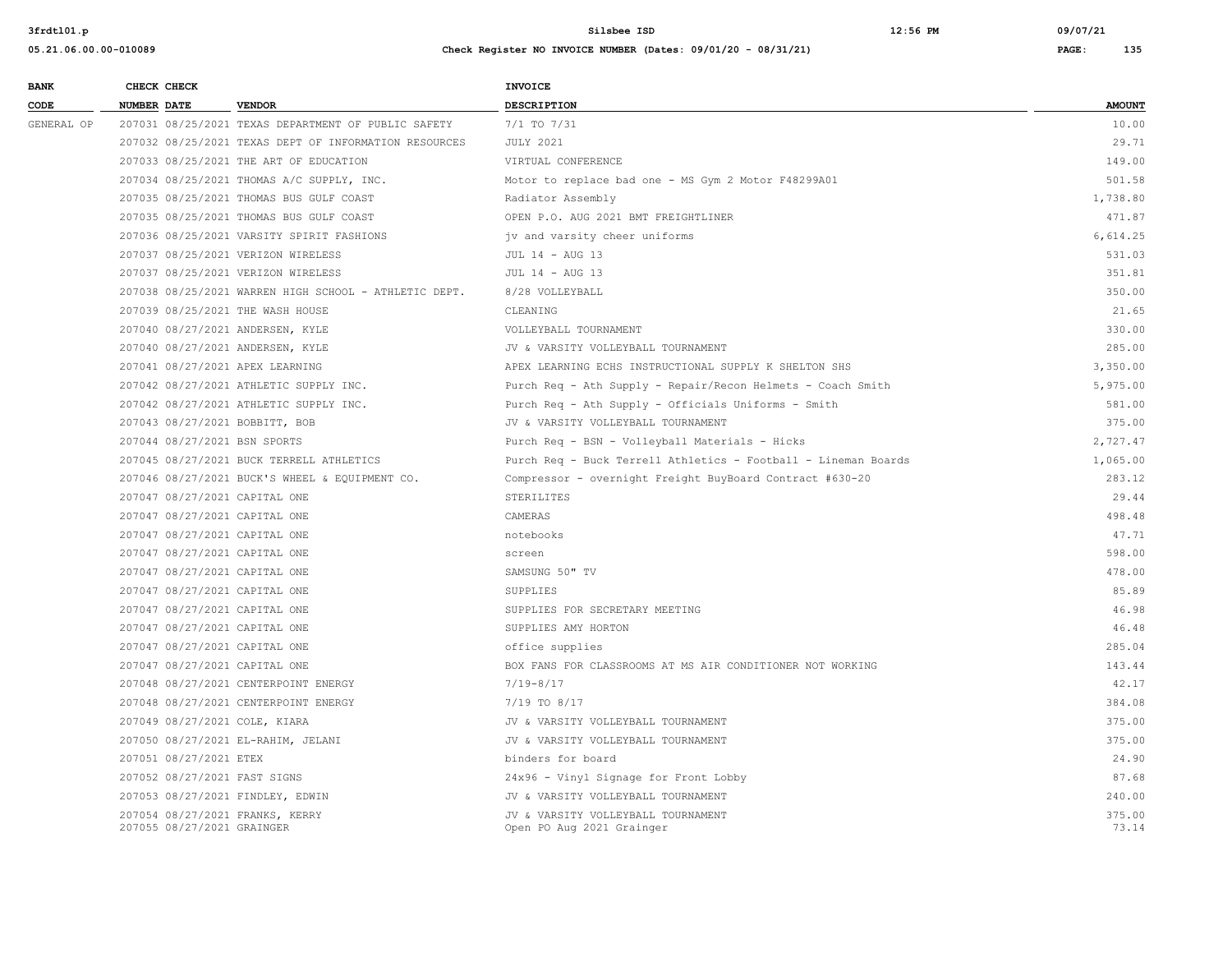| BANK CODE | CHECK NUMBER | CHECK DATE | VENDOR | INVOICE DESCRIPTION | AMOUNT |
|---|---|---|---|---|---|
| GENERAL OP | 207031 | 08/25/2021 | TEXAS DEPARTMENT OF PUBLIC SAFETY | 7/1 TO 7/31 | 10.00 |
| | 207032 | 08/25/2021 | TEXAS DEPT OF INFORMATION RESOURCES | JULY 2021 | 29.71 |
| | 207033 | 08/25/2021 | THE ART OF EDUCATION | VIRTUAL CONFERENCE | 149.00 |
| | 207034 | 08/25/2021 | THOMAS A/C SUPPLY, INC. | Motor to replace bad one - MS Gym 2 Motor F48299A01 | 501.58 |
| | 207035 | 08/25/2021 | THOMAS BUS GULF COAST | Radiator Assembly | 1,738.80 |
| | 207035 | 08/25/2021 | THOMAS BUS GULF COAST | OPEN P.O. AUG 2021 BMT FREIGHTLINER | 471.87 |
| | 207036 | 08/25/2021 | VARSITY SPIRIT FASHIONS | jv and varsity cheer uniforms | 6,614.25 |
| | 207037 | 08/25/2021 | VERIZON WIRELESS | JUL 14 - AUG 13 | 531.03 |
| | 207037 | 08/25/2021 | VERIZON WIRELESS | JUL 14 - AUG 13 | 351.81 |
| | 207038 | 08/25/2021 | WARREN HIGH SCHOOL - ATHLETIC DEPT. | 8/28 VOLLEYBALL | 350.00 |
| | 207039 | 08/25/2021 | THE WASH HOUSE | CLEANING | 21.65 |
| | 207040 | 08/27/2021 | ANDERSEN, KYLE | VOLLEYBALL TOURNAMENT | 330.00 |
| | 207040 | 08/27/2021 | ANDERSEN, KYLE | JV & VARSITY VOLLEYBALL TOURNAMENT | 285.00 |
| | 207041 | 08/27/2021 | APEX LEARNING | APEX LEARNING ECHS INSTRUCTIONAL SUPPLY K SHELTON SHS | 3,350.00 |
| | 207042 | 08/27/2021 | ATHLETIC SUPPLY INC. | Purch Req - Ath Supply - Repair/Recon Helmets - Coach Smith | 5,975.00 |
| | 207042 | 08/27/2021 | ATHLETIC SUPPLY INC. | Purch Req - Ath Supply - Officials Uniforms - Smith | 581.00 |
| | 207043 | 08/27/2021 | BOBBITT, BOB | JV & VARSITY VOLLEYBALL TOURNAMENT | 375.00 |
| | 207044 | 08/27/2021 | BSN SPORTS | Purch Req - BSN - Volleyball Materials - Hicks | 2,727.47 |
| | 207045 | 08/27/2021 | BUCK TERRELL ATHLETICS | Purch Req - Buck Terrell Athletics - Football - Lineman Boards | 1,065.00 |
| | 207046 | 08/27/2021 | BUCK'S WHEEL & EQUIPMENT CO. | Compressor - overnight Freight BuyBoard Contract #630-20 | 283.12 |
| | 207047 | 08/27/2021 | CAPITAL ONE | STERILITES | 29.44 |
| | 207047 | 08/27/2021 | CAPITAL ONE | CAMERAS | 498.48 |
| | 207047 | 08/27/2021 | CAPITAL ONE | notebooks | 47.71 |
| | 207047 | 08/27/2021 | CAPITAL ONE | screen | 598.00 |
| | 207047 | 08/27/2021 | CAPITAL ONE | SAMSUNG 50" TV | 478.00 |
| | 207047 | 08/27/2021 | CAPITAL ONE | SUPPLIES | 85.89 |
| | 207047 | 08/27/2021 | CAPITAL ONE | SUPPLIES FOR SECRETARY MEETING | 46.98 |
| | 207047 | 08/27/2021 | CAPITAL ONE | SUPPLIES AMY HORTON | 46.48 |
| | 207047 | 08/27/2021 | CAPITAL ONE | office supplies | 285.04 |
| | 207047 | 08/27/2021 | CAPITAL ONE | BOX FANS FOR CLASSROOMS AT MS AIR CONDITIONER NOT WORKING | 143.44 |
| | 207048 | 08/27/2021 | CENTERPOINT ENERGY | 7/19-8/17 | 42.17 |
| | 207048 | 08/27/2021 | CENTERPOINT ENERGY | 7/19 TO 8/17 | 384.08 |
| | 207049 | 08/27/2021 | COLE, KIARA | JV & VARSITY VOLLEYBALL TOURNAMENT | 375.00 |
| | 207050 | 08/27/2021 | EL-RAHIM, JELANI | JV & VARSITY VOLLEYBALL TOURNAMENT | 375.00 |
| | 207051 | 08/27/2021 | ETEX | binders for board | 24.90 |
| | 207052 | 08/27/2021 | FAST SIGNS | 24x96 - Vinyl Signage for Front Lobby | 87.68 |
| | 207053 | 08/27/2021 | FINDLEY, EDWIN | JV & VARSITY VOLLEYBALL TOURNAMENT | 240.00 |
| | 207054 | 08/27/2021 | FRANKS, KERRY | JV & VARSITY VOLLEYBALL TOURNAMENT | 375.00 |
| | 207055 | 08/27/2021 | GRAINGER | Open PO Aug 2021 Grainger | 73.14 |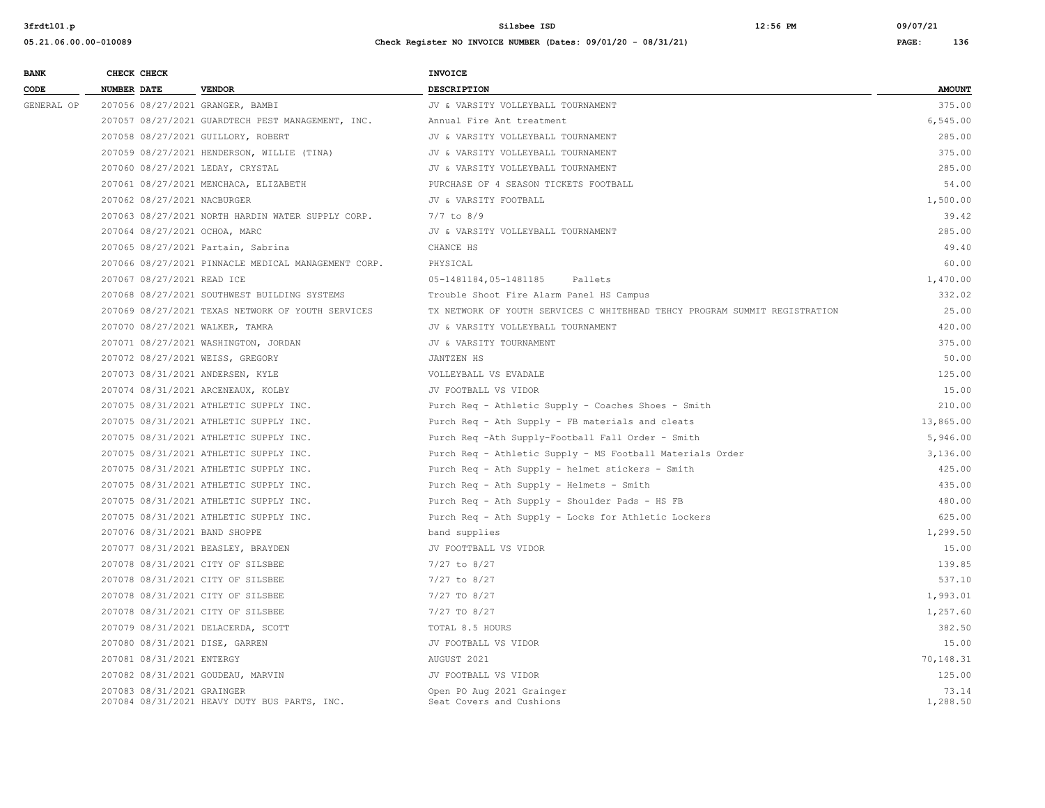| BANK CODE | CHECK NUMBER | CHECK DATE | VENDOR | INVOICE DESCRIPTION | AMOUNT |
|---|---|---|---|---|---|
| GENERAL OP | 207056 | 08/27/2021 | GRANGER, BAMBI | JV & VARSITY VOLLEYBALL TOURNAMENT | 375.00 |
| | 207057 | 08/27/2021 | GUARDTECH PEST MANAGEMENT, INC. | Annual Fire Ant treatment | 6,545.00 |
| | 207058 | 08/27/2021 | GUILLORY, ROBERT | JV & VARSITY VOLLEYBALL TOURNAMENT | 285.00 |
| | 207059 | 08/27/2021 | HENDERSON, WILLIE (TINA) | JV & VARSITY VOLLEYBALL TOURNAMENT | 375.00 |
| | 207060 | 08/27/2021 | LEDAY, CRYSTAL | JV & VARSITY VOLLEYBALL TOURNAMENT | 285.00 |
| | 207061 | 08/27/2021 | MENCHACA, ELIZABETH | PURCHASE OF 4 SEASON TICKETS FOOTBALL | 54.00 |
| | 207062 | 08/27/2021 | NACBURGER | JV & VARSITY FOOTBALL | 1,500.00 |
| | 207063 | 08/27/2021 | NORTH HARDIN WATER SUPPLY CORP. | 7/7 to 8/9 | 39.42 |
| | 207064 | 08/27/2021 | OCHOA, MARC | JV & VARSITY VOLLEYBALL TOURNAMENT | 285.00 |
| | 207065 | 08/27/2021 | Partain, Sabrina | CHANCE HS | 49.40 |
| | 207066 | 08/27/2021 | PINNACLE MEDICAL MANAGEMENT CORP. | PHYSICAL | 60.00 |
| | 207067 | 08/27/2021 | READ ICE | 05-1481184,05-1481185 Pallets | 1,470.00 |
| | 207068 | 08/27/2021 | SOUTHWEST BUILDING SYSTEMS | Trouble Shoot Fire Alarm Panel HS Campus | 332.02 |
| | 207069 | 08/27/2021 | TEXAS NETWORK OF YOUTH SERVICES | TX NETWORK OF YOUTH SERVICES C WHITEHEAD TEHCY PROGRAM SUMMIT REGISTRATION | 25.00 |
| | 207070 | 08/27/2021 | WALKER, TAMRA | JV & VARSITY VOLLEYBALL TOURNAMENT | 420.00 |
| | 207071 | 08/27/2021 | WASHINGTON, JORDAN | JV & VARSITY TOURNAMENT | 375.00 |
| | 207072 | 08/27/2021 | WEISS, GREGORY | JANTZEN HS | 50.00 |
| | 207073 | 08/31/2021 | ANDERSEN, KYLE | VOLLEYBALL VS EVADALE | 125.00 |
| | 207074 | 08/31/2021 | ARCENEAUX, KOLBY | JV FOOTBALL VS VIDOR | 15.00 |
| | 207075 | 08/31/2021 | ATHLETIC SUPPLY INC. | Purch Req - Athletic Supply - Coaches Shoes - Smith | 210.00 |
| | 207075 | 08/31/2021 | ATHLETIC SUPPLY INC. | Purch Req - Ath Supply - FB materials and cleats | 13,865.00 |
| | 207075 | 08/31/2021 | ATHLETIC SUPPLY INC. | Purch Req -Ath Supply-Football Fall Order - Smith | 5,946.00 |
| | 207075 | 08/31/2021 | ATHLETIC SUPPLY INC. | Purch Req - Athletic Supply - MS Football Materials Order | 3,136.00 |
| | 207075 | 08/31/2021 | ATHLETIC SUPPLY INC. | Purch Req - Ath Supply - helmet stickers - Smith | 425.00 |
| | 207075 | 08/31/2021 | ATHLETIC SUPPLY INC. | Purch Req - Ath Supply - Helmets - Smith | 435.00 |
| | 207075 | 08/31/2021 | ATHLETIC SUPPLY INC. | Purch Req - Ath Supply - Shoulder Pads - HS FB | 480.00 |
| | 207075 | 08/31/2021 | ATHLETIC SUPPLY INC. | Purch Req - Ath Supply - Locks for Athletic Lockers | 625.00 |
| | 207076 | 08/31/2021 | BAND SHOPPE | band supplies | 1,299.50 |
| | 207077 | 08/31/2021 | BEASLEY, BRAYDEN | JV FOOTTBALL VS VIDOR | 15.00 |
| | 207078 | 08/31/2021 | CITY OF SILSBEE | 7/27 to 8/27 | 139.85 |
| | 207078 | 08/31/2021 | CITY OF SILSBEE | 7/27 to 8/27 | 537.10 |
| | 207078 | 08/31/2021 | CITY OF SILSBEE | 7/27 TO 8/27 | 1,993.01 |
| | 207078 | 08/31/2021 | CITY OF SILSBEE | 7/27 TO 8/27 | 1,257.60 |
| | 207079 | 08/31/2021 | DELACERDA, SCOTT | TOTAL 8.5 HOURS | 382.50 |
| | 207080 | 08/31/2021 | DISE, GARREN | JV FOOTBALL VS VIDOR | 15.00 |
| | 207081 | 08/31/2021 | ENTERGY | AUGUST 2021 | 70,148.31 |
| | 207082 | 08/31/2021 | GOUDEAU, MARVIN | JV FOOTBALL VS VIDOR | 125.00 |
| | 207083 | 08/31/2021 | GRAINGER | Open PO Aug 2021 Grainger | 73.14 |
| | 207084 | 08/31/2021 | HEAVY DUTY BUS PARTS, INC. | Seat Covers and Cushions | 1,288.50 |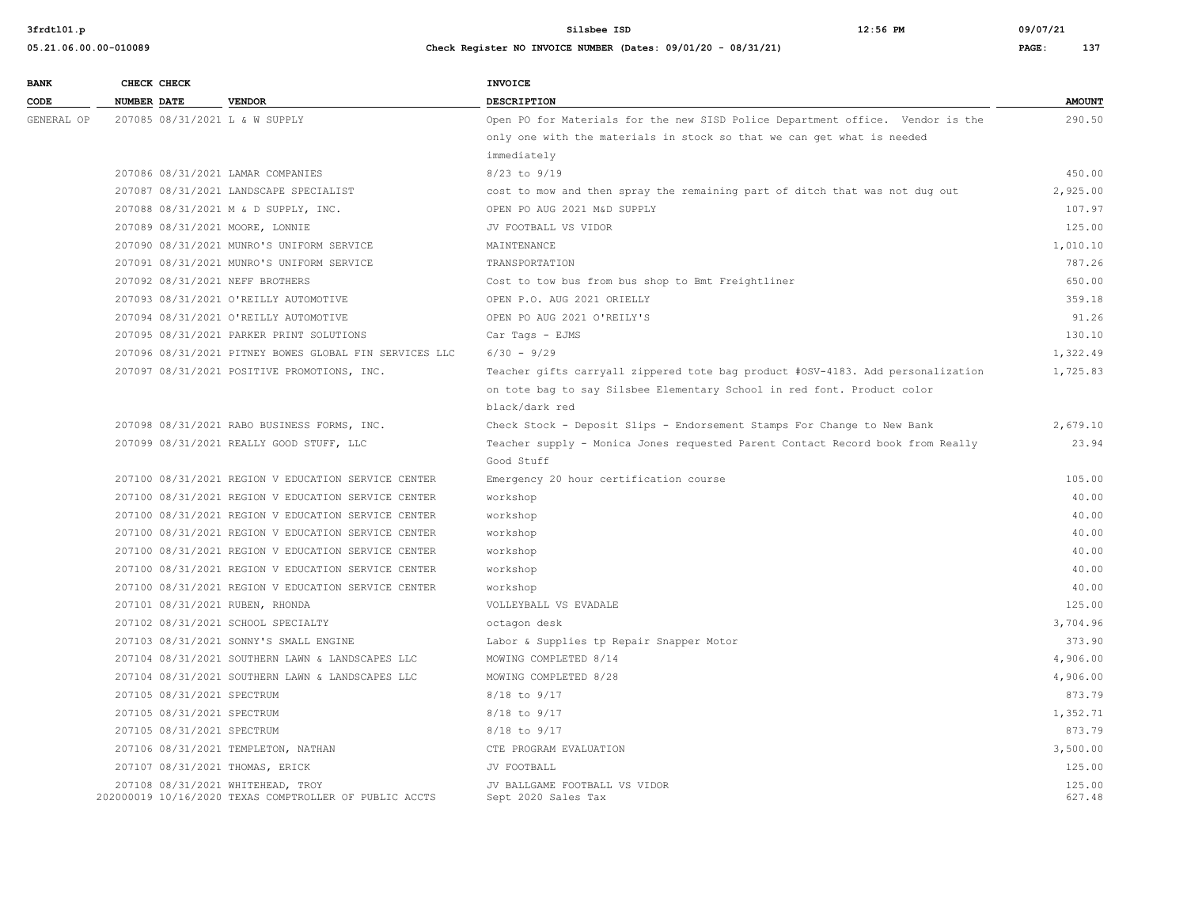| BANK CODE | CHECK NUMBER | CHECK DATE | VENDOR | INVOICE DESCRIPTION | AMOUNT |
|---|---|---|---|---|---|
| GENERAL OP | 207085 | 08/31/2021 | L & W SUPPLY | Open PO for Materials for the new SISD Police Department office. Vendor is the only one with the materials in stock so that we can get what is needed immediately | 290.50 |
| | 207086 | 08/31/2021 | LAMAR COMPANIES | 8/23 to 9/19 | 450.00 |
| | 207087 | 08/31/2021 | LANDSCAPE SPECIALIST | cost to mow and then spray the remaining part of ditch that was not dug out | 2,925.00 |
| | 207088 | 08/31/2021 | M & D SUPPLY, INC. | OPEN PO AUG 2021 M&D SUPPLY | 107.97 |
| | 207089 | 08/31/2021 | MOORE, LONNIE | JV FOOTBALL VS VIDOR | 125.00 |
| | 207090 | 08/31/2021 | MUNRO'S UNIFORM SERVICE | MAINTENANCE | 1,010.10 |
| | 207091 | 08/31/2021 | MUNRO'S UNIFORM SERVICE | TRANSPORTATION | 787.26 |
| | 207092 | 08/31/2021 | NEFF BROTHERS | Cost to tow bus from bus shop to Bmt Freightliner | 650.00 |
| | 207093 | 08/31/2021 | O'REILLY AUTOMOTIVE | OPEN P.O. AUG 2021 ORIELLY | 359.18 |
| | 207094 | 08/31/2021 | O'REILLY AUTOMOTIVE | OPEN PO AUG 2021 O'REILY'S | 91.26 |
| | 207095 | 08/31/2021 | PARKER PRINT SOLUTIONS | Car Tags - EJMS | 130.10 |
| | 207096 | 08/31/2021 | PITNEY BOWES GLOBAL FIN SERVICES LLC | 6/30 - 9/29 | 1,322.49 |
| | 207097 | 08/31/2021 | POSITIVE PROMOTIONS, INC. | Teacher gifts carryall zippered tote bag product #OSV-4183. Add personalization on tote bag to say Silsbee Elementary School in red font. Product color black/dark red | 1,725.83 |
| | 207098 | 08/31/2021 | RABO BUSINESS FORMS, INC. | Check Stock - Deposit Slips - Endorsement Stamps For Change to New Bank | 2,679.10 |
| | 207099 | 08/31/2021 | REALLY GOOD STUFF, LLC | Teacher supply - Monica Jones requested Parent Contact Record book from Really Good Stuff | 23.94 |
| | 207100 | 08/31/2021 | REGION V EDUCATION SERVICE CENTER | Emergency 20 hour certification course | 105.00 |
| | 207100 | 08/31/2021 | REGION V EDUCATION SERVICE CENTER | workshop | 40.00 |
| | 207100 | 08/31/2021 | REGION V EDUCATION SERVICE CENTER | workshop | 40.00 |
| | 207100 | 08/31/2021 | REGION V EDUCATION SERVICE CENTER | workshop | 40.00 |
| | 207100 | 08/31/2021 | REGION V EDUCATION SERVICE CENTER | workshop | 40.00 |
| | 207100 | 08/31/2021 | REGION V EDUCATION SERVICE CENTER | workshop | 40.00 |
| | 207100 | 08/31/2021 | REGION V EDUCATION SERVICE CENTER | workshop | 40.00 |
| | 207101 | 08/31/2021 | RUBEN, RHONDA | VOLLEYBALL VS EVADALE | 125.00 |
| | 207102 | 08/31/2021 | SCHOOL SPECIALTY | octagon desk | 3,704.96 |
| | 207103 | 08/31/2021 | SONNY'S SMALL ENGINE | Labor & Supplies tp Repair Snapper Motor | 373.90 |
| | 207104 | 08/31/2021 | SOUTHERN LAWN & LANDSCAPES LLC | MOWING COMPLETED 8/14 | 4,906.00 |
| | 207104 | 08/31/2021 | SOUTHERN LAWN & LANDSCAPES LLC | MOWING COMPLETED 8/28 | 4,906.00 |
| | 207105 | 08/31/2021 | SPECTRUM | 8/18 to 9/17 | 873.79 |
| | 207105 | 08/31/2021 | SPECTRUM | 8/18 to 9/17 | 1,352.71 |
| | 207105 | 08/31/2021 | SPECTRUM | 8/18 to 9/17 | 873.79 |
| | 207106 | 08/31/2021 | TEMPLETON, NATHAN | CTE PROGRAM EVALUATION | 3,500.00 |
| | 207107 | 08/31/2021 | THOMAS, ERICK | JV FOOTBALL | 125.00 |
| | 207108 | 08/31/2021 | WHITEHEAD, TROY | JV BALLGAME FOOTBALL VS VIDOR | 125.00 |
| | 202000019 | 10/16/2020 | TEXAS COMPTROLLER OF PUBLIC ACCTS | Sept 2020 Sales Tax | 627.48 |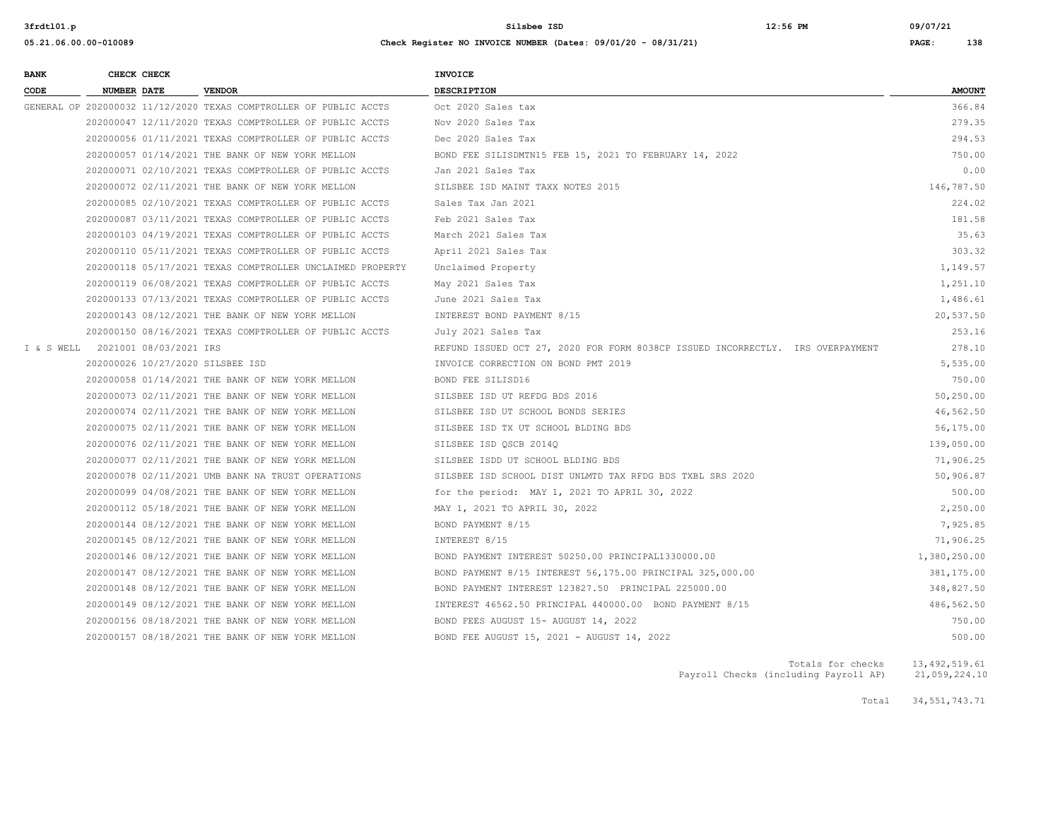| BANK CODE | CHECK NUMBER | CHECK DATE | VENDOR | INVOICE DESCRIPTION | AMOUNT |
|---|---|---|---|---|---|
| GENERAL OP | 202000032 | 11/12/2020 | TEXAS COMPTROLLER OF PUBLIC ACCTS | Oct 2020 Sales tax | 366.84 |
| | 202000047 | 12/11/2020 | TEXAS COMPTROLLER OF PUBLIC ACCTS | Nov 2020 Sales Tax | 279.35 |
| | 202000056 | 01/11/2021 | TEXAS COMPTROLLER OF PUBLIC ACCTS | Dec 2020 Sales Tax | 294.53 |
| | 202000057 | 01/14/2021 | THE BANK OF NEW YORK MELLON | BOND FEE SILISDMTN15 FEB 15, 2021 TO FEBRUARY 14, 2022 | 750.00 |
| | 202000071 | 02/10/2021 | TEXAS COMPTROLLER OF PUBLIC ACCTS | Jan 2021 Sales Tax | 0.00 |
| | 202000072 | 02/11/2021 | THE BANK OF NEW YORK MELLON | SILSBEE ISD MAINT TAXX NOTES 2015 | 146,787.50 |
| | 202000085 | 02/10/2021 | TEXAS COMPTROLLER OF PUBLIC ACCTS | Sales Tax Jan 2021 | 224.02 |
| | 202000087 | 03/11/2021 | TEXAS COMPTROLLER OF PUBLIC ACCTS | Feb 2021 Sales Tax | 181.58 |
| | 202000103 | 04/19/2021 | TEXAS COMPTROLLER OF PUBLIC ACCTS | March 2021 Sales Tax | 35.63 |
| | 202000110 | 05/11/2021 | TEXAS COMPTROLLER OF PUBLIC ACCTS | April 2021 Sales Tax | 303.32 |
| | 202000118 | 05/17/2021 | TEXAS COMPTROLLER UNCLAIMED PROPERTY | Unclaimed Property | 1,149.57 |
| | 202000119 | 06/08/2021 | TEXAS COMPTROLLER OF PUBLIC ACCTS | May 2021 Sales Tax | 1,251.10 |
| | 202000133 | 07/13/2021 | TEXAS COMPTROLLER OF PUBLIC ACCTS | June 2021 Sales Tax | 1,486.61 |
| | 202000143 | 08/12/2021 | THE BANK OF NEW YORK MELLON | INTEREST BOND PAYMENT 8/15 | 20,537.50 |
| | 202000150 | 08/16/2021 | TEXAS COMPTROLLER OF PUBLIC ACCTS | July 2021 Sales Tax | 253.16 |
| I & S WELL | 2021001 | 08/03/2021 | IRS | REFUND ISSUED OCT 27, 2020 FOR FORM 8038CP ISSUED INCORRECTLY. IRS OVERPAYMENT | 278.10 |
| | 202000026 | 10/27/2020 | SILSBEE ISD | INVOICE CORRECTION ON BOND PMT 2019 | 5,535.00 |
| | 202000058 | 01/14/2021 | THE BANK OF NEW YORK MELLON | BOND FEE SILISD16 | 750.00 |
| | 202000073 | 02/11/2021 | THE BANK OF NEW YORK MELLON | SILSBEE ISD UT REFDG BDS 2016 | 50,250.00 |
| | 202000074 | 02/11/2021 | THE BANK OF NEW YORK MELLON | SILSBEE ISD UT SCHOOL BONDS SERIES | 46,562.50 |
| | 202000075 | 02/11/2021 | THE BANK OF NEW YORK MELLON | SILSBEE ISD TX UT SCHOOL BLDING BDS | 56,175.00 |
| | 202000076 | 02/11/2021 | THE BANK OF NEW YORK MELLON | SILSBEE ISD QSCB 2014Q | 139,050.00 |
| | 202000077 | 02/11/2021 | THE BANK OF NEW YORK MELLON | SILSBEE ISDD UT SCHOOL BLDING BDS | 71,906.25 |
| | 202000078 | 02/11/2021 | UMB BANK NA TRUST OPERATIONS | SILSBEE ISD SCHOOL DIST UNLMTD TAX RFDG BDS TXBL SRS 2020 | 50,906.87 |
| | 202000099 | 04/08/2021 | THE BANK OF NEW YORK MELLON | for the period: MAY 1, 2021 TO APRIL 30, 2022 | 500.00 |
| | 202000112 | 05/18/2021 | THE BANK OF NEW YORK MELLON | MAY 1, 2021 TO APRIL 30, 2022 | 2,250.00 |
| | 202000144 | 08/12/2021 | THE BANK OF NEW YORK MELLON | BOND PAYMENT 8/15 | 7,925.85 |
| | 202000145 | 08/12/2021 | THE BANK OF NEW YORK MELLON | INTEREST 8/15 | 71,906.25 |
| | 202000146 | 08/12/2021 | THE BANK OF NEW YORK MELLON | BOND PAYMENT INTEREST 50250.00 PRINCIPAL1330000.00 | 1,380,250.00 |
| | 202000147 | 08/12/2021 | THE BANK OF NEW YORK MELLON | BOND PAYMENT 8/15 INTEREST 56,175.00 PRINCIPAL 325,000.00 | 381,175.00 |
| | 202000148 | 08/12/2021 | THE BANK OF NEW YORK MELLON | BOND PAYMENT INTEREST 123827.50 PRINCIPAL 225000.00 | 348,827.50 |
| | 202000149 | 08/12/2021 | THE BANK OF NEW YORK MELLON | INTEREST 46562.50 PRINCIPAL 440000.00 BOND PAYMENT 8/15 | 486,562.50 |
| | 202000156 | 08/18/2021 | THE BANK OF NEW YORK MELLON | BOND FEES AUGUST 15- AUGUST 14, 2022 | 750.00 |
| | 202000157 | 08/18/2021 | THE BANK OF NEW YORK MELLON | BOND FEE AUGUST 15, 2021 - AUGUST 14, 2022 | 500.00 |

Totals for checks 13,492,519.61

Payroll Checks (including Payroll AP) 21,059,224.10

Total 34,551,743.71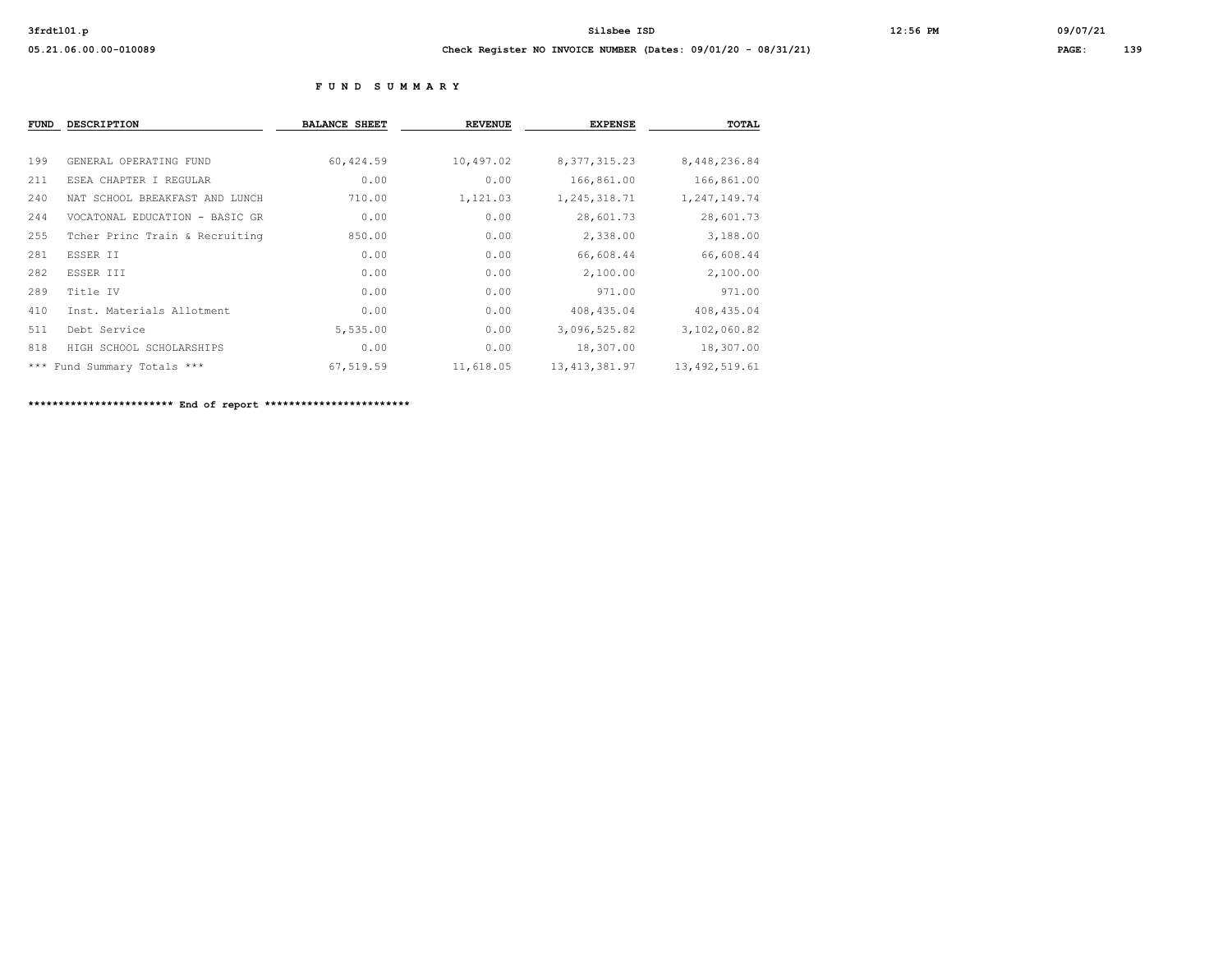**F U N D   S U M M A R Y**

| FUND | DESCRIPTION | BALANCE SHEET | REVENUE | EXPENSE | TOTAL |
|---|---|---|---|---|---|
| 199 | GENERAL OPERATING FUND | 60,424.59 | 10,497.02 | 8,377,315.23 | 8,448,236.84 |
| 211 | ESEA CHAPTER I REGULAR | 0.00 | 0.00 | 166,861.00 | 166,861.00 |
| 240 | NAT SCHOOL BREAKFAST AND LUNCH | 710.00 | 1,121.03 | 1,245,318.71 | 1,247,149.74 |
| 244 | VOCATONAL EDUCATION - BASIC GR | 0.00 | 0.00 | 28,601.73 | 28,601.73 |
| 255 | Tcher Princ Train & Recruiting | 850.00 | 0.00 | 2,338.00 | 3,188.00 |
| 281 | ESSER II | 0.00 | 0.00 | 66,608.44 | 66,608.44 |
| 282 | ESSER III | 0.00 | 0.00 | 2,100.00 | 2,100.00 |
| 289 | Title IV | 0.00 | 0.00 | 971.00 | 971.00 |
| 410 | Inst. Materials Allotment | 0.00 | 0.00 | 408,435.04 | 408,435.04 |
| 511 | Debt Service | 5,535.00 | 0.00 | 3,096,525.82 | 3,102,060.82 |
| 818 | HIGH SCHOOL SCHOLARSHIPS | 0.00 | 0.00 | 18,307.00 | 18,307.00 |
| *** Fund Summary Totals *** | | 67,519.59 | 11,618.05 | 13,413,381.97 | 13,492,519.61 |

**************************** End of report ****************************